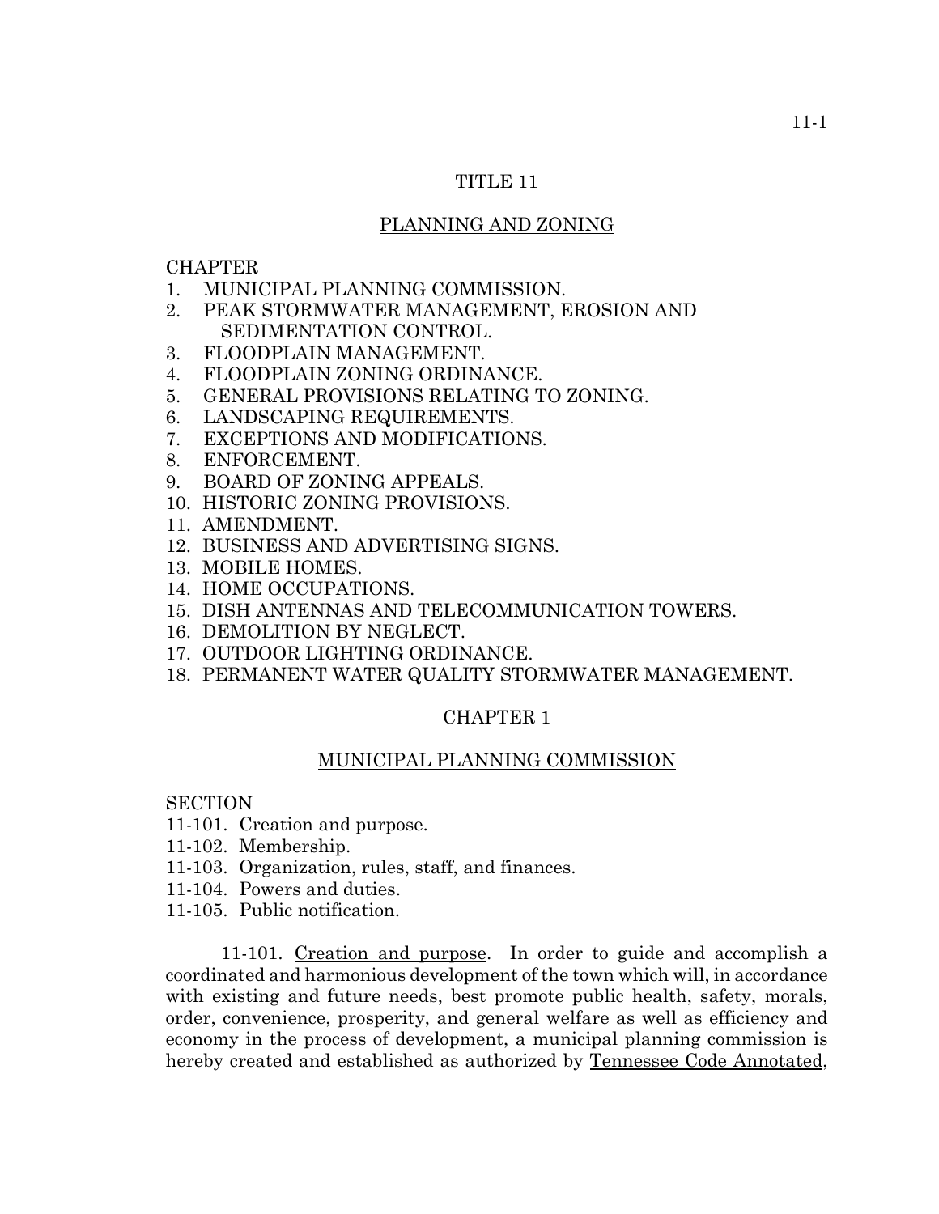# TITLE 11

## PLANNING AND ZONING

CHAPTER
1. MUNICIPAL PLANNING COMMISSION.
2. PEAK STORMWATER MANAGEMENT, EROSION AND SEDIMENTATION CONTROL.
3. FLOODPLAIN MANAGEMENT.
4. FLOODPLAIN ZONING ORDINANCE.
5. GENERAL PROVISIONS RELATING TO ZONING.
6. LANDSCAPING REQUIREMENTS.
7. EXCEPTIONS AND MODIFICATIONS.
8. ENFORCEMENT.
9. BOARD OF ZONING APPEALS.
10. HISTORIC ZONING PROVISIONS.
11. AMENDMENT.
12. BUSINESS AND ADVERTISING SIGNS.
13. MOBILE HOMES.
14. HOME OCCUPATIONS.
15. DISH ANTENNAS AND TELECOMMUNICATION TOWERS.
16. DEMOLITION BY NEGLECT.
17. OUTDOOR LIGHTING ORDINANCE.
18. PERMANENT WATER QUALITY STORMWATER MANAGEMENT.

## CHAPTER 1

## MUNICIPAL PLANNING COMMISSION

SECTION
11-101. Creation and purpose.
11-102. Membership.
11-103. Organization, rules, staff, and finances.
11-104. Powers and duties.
11-105. Public notification.

11-101. Creation and purpose. In order to guide and accomplish a coordinated and harmonious development of the town which will, in accordance with existing and future needs, best promote public health, safety, morals, order, convenience, prosperity, and general welfare as well as efficiency and economy in the process of development, a municipal planning commission is hereby created and established as authorized by Tennessee Code Annotated,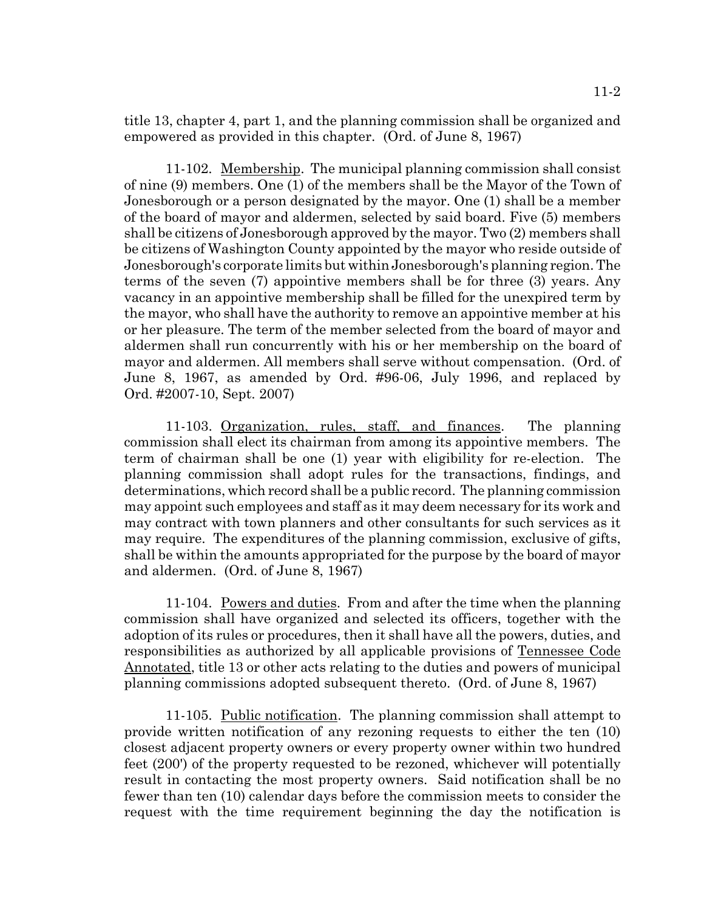title 13, chapter 4, part 1, and the planning commission shall be organized and empowered as provided in this chapter. (Ord. of June 8, 1967)

11-102. Membership. The municipal planning commission shall consist of nine (9) members. One (1) of the members shall be the Mayor of the Town of Jonesborough or a person designated by the mayor. One (1) shall be a member of the board of mayor and aldermen, selected by said board. Five (5) members shall be citizens of Jonesborough approved by the mayor. Two (2) members shall be citizens of Washington County appointed by the mayor who reside outside of Jonesborough's corporate limits but within Jonesborough's planning region. The terms of the seven (7) appointive members shall be for three (3) years. Any vacancy in an appointive membership shall be filled for the unexpired term by the mayor, who shall have the authority to remove an appointive member at his or her pleasure. The term of the member selected from the board of mayor and aldermen shall run concurrently with his or her membership on the board of mayor and aldermen. All members shall serve without compensation. (Ord. of June 8, 1967, as amended by Ord. #96-06, July 1996, and replaced by Ord. #2007-10, Sept. 2007)

11-103. Organization, rules, staff, and finances. The planning commission shall elect its chairman from among its appointive members. The term of chairman shall be one (1) year with eligibility for re-election. The planning commission shall adopt rules for the transactions, findings, and determinations, which record shall be a public record. The planning commission may appoint such employees and staff as it may deem necessary for its work and may contract with town planners and other consultants for such services as it may require. The expenditures of the planning commission, exclusive of gifts, shall be within the amounts appropriated for the purpose by the board of mayor and aldermen. (Ord. of June 8, 1967)

11-104. Powers and duties. From and after the time when the planning commission shall have organized and selected its officers, together with the adoption of its rules or procedures, then it shall have all the powers, duties, and responsibilities as authorized by all applicable provisions of Tennessee Code Annotated, title 13 or other acts relating to the duties and powers of municipal planning commissions adopted subsequent thereto. (Ord. of June 8, 1967)

11-105. Public notification. The planning commission shall attempt to provide written notification of any rezoning requests to either the ten (10) closest adjacent property owners or every property owner within two hundred feet (200') of the property requested to be rezoned, whichever will potentially result in contacting the most property owners. Said notification shall be no fewer than ten (10) calendar days before the commission meets to consider the request with the time requirement beginning the day the notification is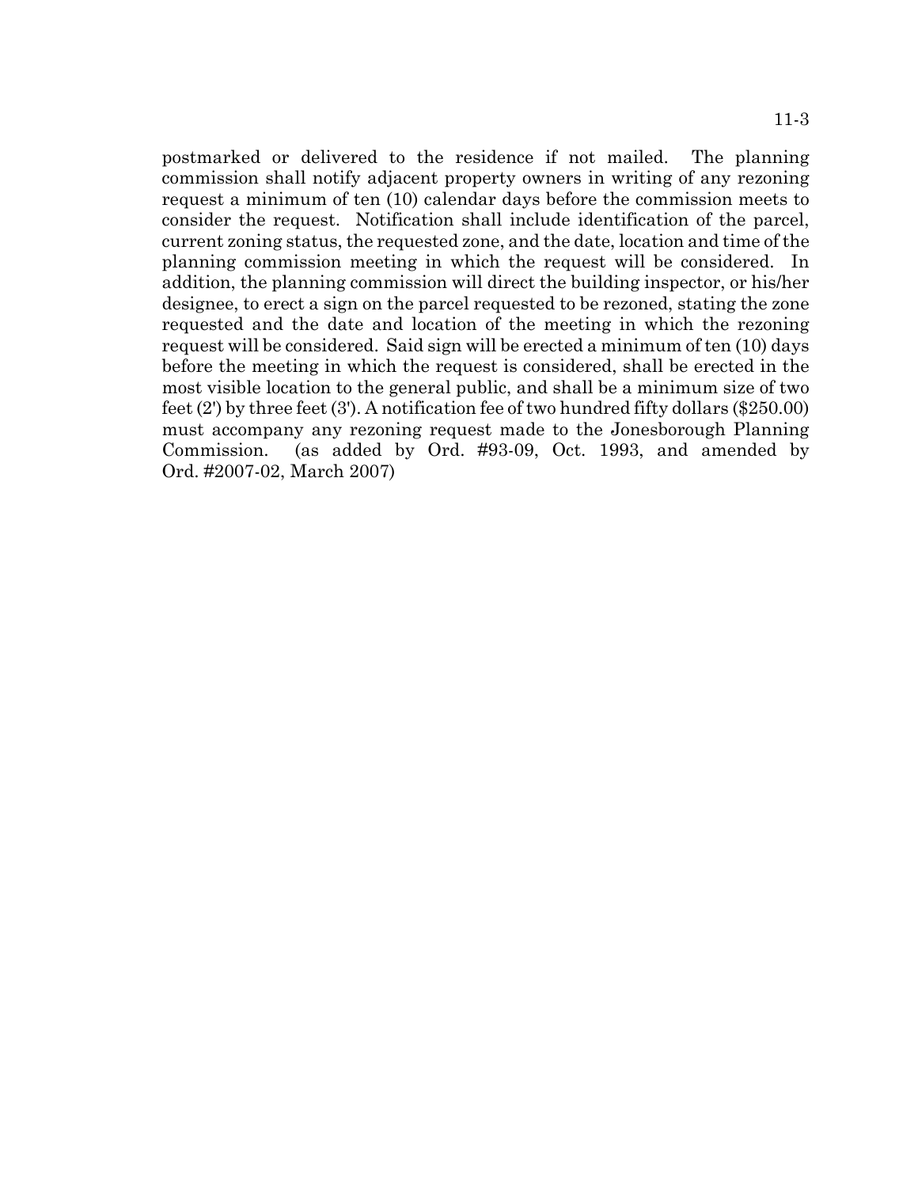postmarked or delivered to the residence if not mailed. The planning commission shall notify adjacent property owners in writing of any rezoning request a minimum of ten (10) calendar days before the commission meets to consider the request. Notification shall include identification of the parcel, current zoning status, the requested zone, and the date, location and time of the planning commission meeting in which the request will be considered. In addition, the planning commission will direct the building inspector, or his/her designee, to erect a sign on the parcel requested to be rezoned, stating the zone requested and the date and location of the meeting in which the rezoning request will be considered. Said sign will be erected a minimum of ten (10) days before the meeting in which the request is considered, shall be erected in the most visible location to the general public, and shall be a minimum size of two feet (2') by three feet (3'). A notification fee of two hundred fifty dollars ($250.00) must accompany any rezoning request made to the Jonesborough Planning Commission. (as added by Ord. #93-09, Oct. 1993, and amended by Ord. #2007-02, March 2007)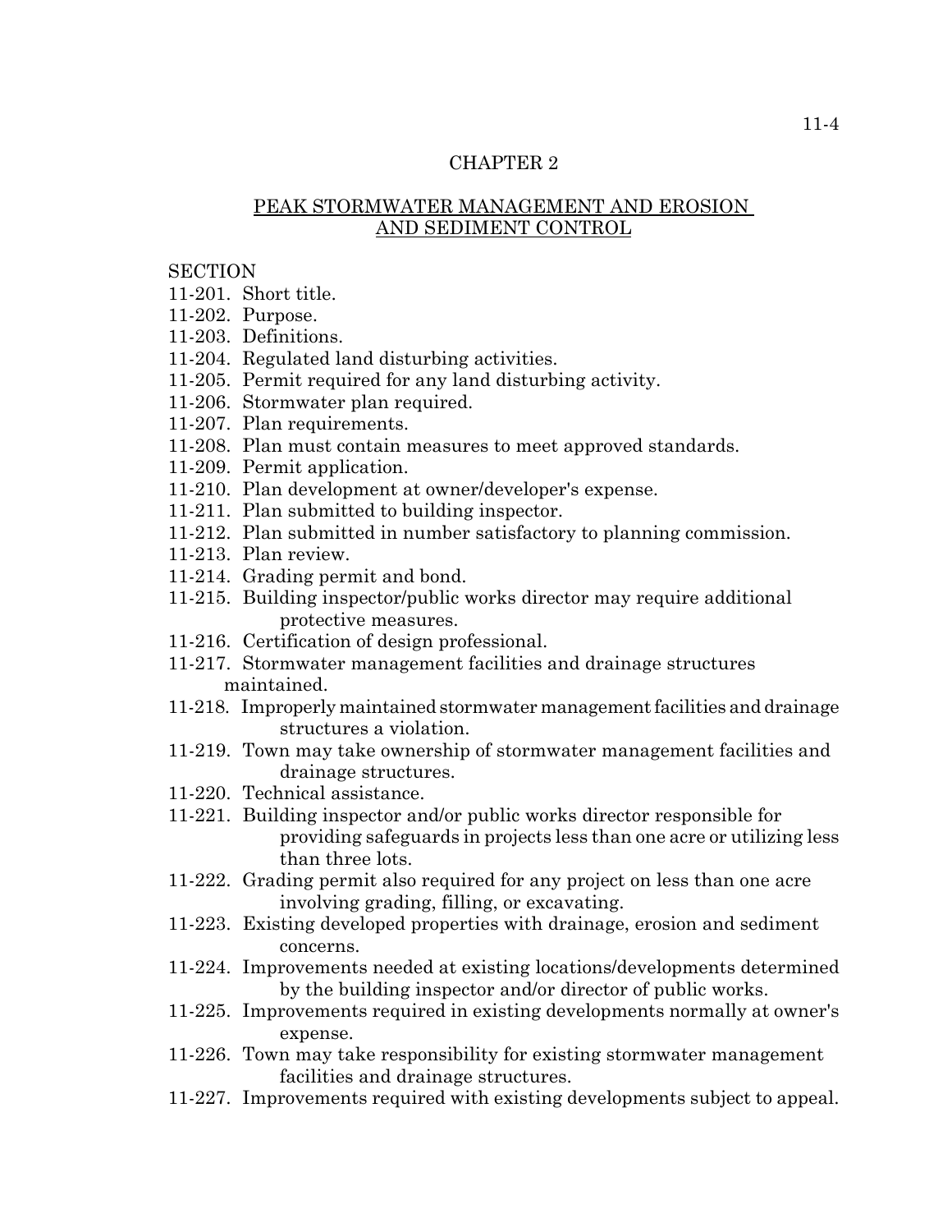# CHAPTER 2

## PEAK STORMWATER MANAGEMENT AND EROSION AND SEDIMENT CONTROL

SECTION
11-201. Short title.
11-202. Purpose.
11-203. Definitions.
11-204. Regulated land disturbing activities.
11-205. Permit required for any land disturbing activity.
11-206. Stormwater plan required.
11-207. Plan requirements.
11-208. Plan must contain measures to meet approved standards.
11-209. Permit application.
11-210. Plan development at owner/developer's expense.
11-211. Plan submitted to building inspector.
11-212. Plan submitted in number satisfactory to planning commission.
11-213. Plan review.
11-214. Grading permit and bond.
11-215. Building inspector/public works director may require additional protective measures.
11-216. Certification of design professional.
11-217. Stormwater management facilities and drainage structures maintained.
11-218. Improperly maintained stormwater management facilities and drainage structures a violation.
11-219. Town may take ownership of stormwater management facilities and drainage structures.
11-220. Technical assistance.
11-221. Building inspector and/or public works director responsible for providing safeguards in projects less than one acre or utilizing less than three lots.
11-222. Grading permit also required for any project on less than one acre involving grading, filling, or excavating.
11-223. Existing developed properties with drainage, erosion and sediment concerns.
11-224. Improvements needed at existing locations/developments determined by the building inspector and/or director of public works.
11-225. Improvements required in existing developments normally at owner's expense.
11-226. Town may take responsibility for existing stormwater management facilities and drainage structures.
11-227. Improvements required with existing developments subject to appeal.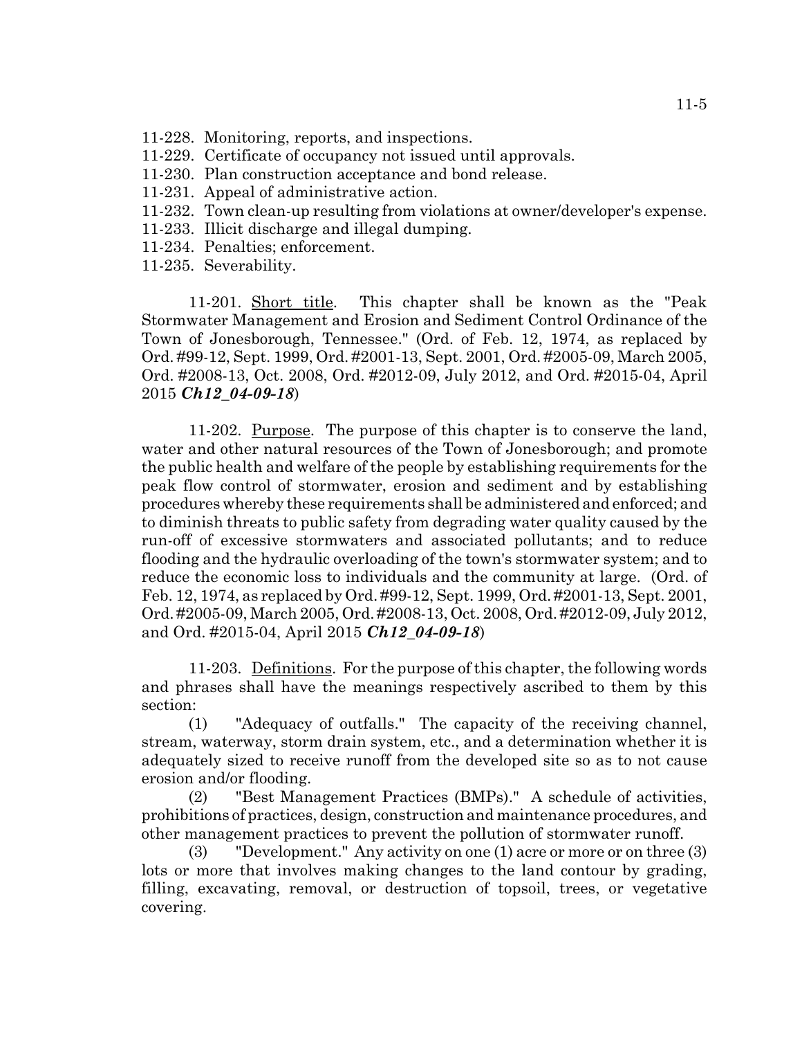11-228. Monitoring, reports, and inspections.
11-229. Certificate of occupancy not issued until approvals.
11-230. Plan construction acceptance and bond release.
11-231. Appeal of administrative action.
11-232. Town clean-up resulting from violations at owner/developer's expense.
11-233. Illicit discharge and illegal dumping.
11-234. Penalties; enforcement.
11-235. Severability.

11-201. Short title. This chapter shall be known as the "Peak Stormwater Management and Erosion and Sediment Control Ordinance of the Town of Jonesborough, Tennessee." (Ord. of Feb. 12, 1974, as replaced by Ord. #99-12, Sept. 1999, Ord. #2001-13, Sept. 2001, Ord. #2005-09, March 2005, Ord. #2008-13, Oct. 2008, Ord. #2012-09, July 2012, and Ord. #2015-04, April 2015 ***Ch12_04-09-18***)

11-202. Purpose. The purpose of this chapter is to conserve the land, water and other natural resources of the Town of Jonesborough; and promote the public health and welfare of the people by establishing requirements for the peak flow control of stormwater, erosion and sediment and by establishing procedures whereby these requirements shall be administered and enforced; and to diminish threats to public safety from degrading water quality caused by the run-off of excessive stormwaters and associated pollutants; and to reduce flooding and the hydraulic overloading of the town's stormwater system; and to reduce the economic loss to individuals and the community at large. (Ord. of Feb. 12, 1974, as replaced by Ord. #99-12, Sept. 1999, Ord. #2001-13, Sept. 2001, Ord. #2005-09, March 2005, Ord. #2008-13, Oct. 2008, Ord. #2012-09, July 2012, and Ord. #2015-04, April 2015 ***Ch12_04-09-18***)

11-203. Definitions. For the purpose of this chapter, the following words and phrases shall have the meanings respectively ascribed to them by this section:

(1) "Adequacy of outfalls." The capacity of the receiving channel, stream, waterway, storm drain system, etc., and a determination whether it is adequately sized to receive runoff from the developed site so as to not cause erosion and/or flooding.

(2) "Best Management Practices (BMPs)." A schedule of activities, prohibitions of practices, design, construction and maintenance procedures, and other management practices to prevent the pollution of stormwater runoff.

(3) "Development." Any activity on one (1) acre or more or on three (3) lots or more that involves making changes to the land contour by grading, filling, excavating, removal, or destruction of topsoil, trees, or vegetative covering.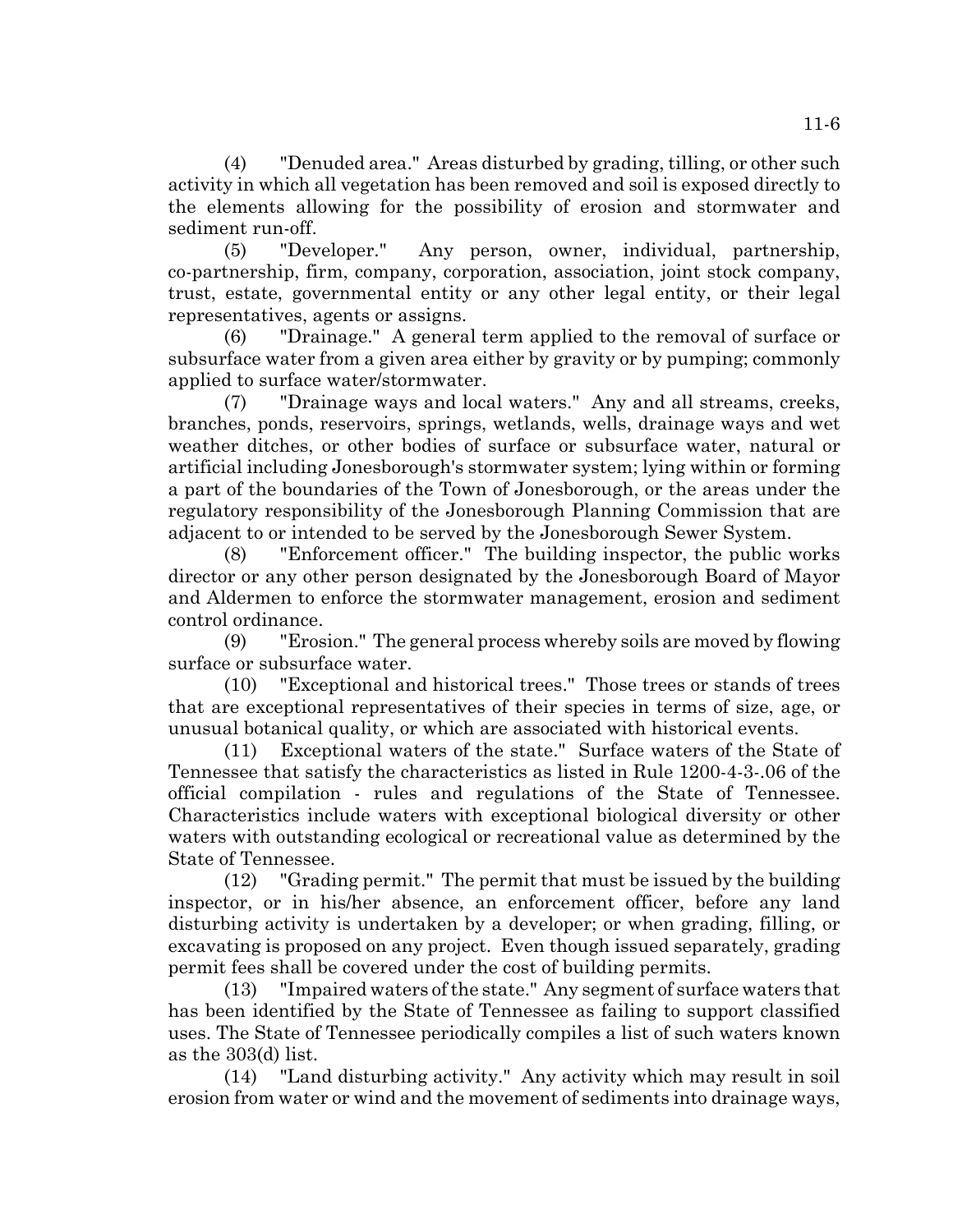(4) "Denuded area." Areas disturbed by grading, tilling, or other such activity in which all vegetation has been removed and soil is exposed directly to the elements allowing for the possibility of erosion and stormwater and sediment run-off.

(5) "Developer." Any person, owner, individual, partnership, co-partnership, firm, company, corporation, association, joint stock company, trust, estate, governmental entity or any other legal entity, or their legal representatives, agents or assigns.

(6) "Drainage." A general term applied to the removal of surface or subsurface water from a given area either by gravity or by pumping; commonly applied to surface water/stormwater.

(7) "Drainage ways and local waters." Any and all streams, creeks, branches, ponds, reservoirs, springs, wetlands, wells, drainage ways and wet weather ditches, or other bodies of surface or subsurface water, natural or artificial including Jonesborough's stormwater system; lying within or forming a part of the boundaries of the Town of Jonesborough, or the areas under the regulatory responsibility of the Jonesborough Planning Commission that are adjacent to or intended to be served by the Jonesborough Sewer System.

(8) "Enforcement officer." The building inspector, the public works director or any other person designated by the Jonesborough Board of Mayor and Aldermen to enforce the stormwater management, erosion and sediment control ordinance.

(9) "Erosion." The general process whereby soils are moved by flowing surface or subsurface water.

(10) "Exceptional and historical trees." Those trees or stands of trees that are exceptional representatives of their species in terms of size, age, or unusual botanical quality, or which are associated with historical events.

(11) Exceptional waters of the state." Surface waters of the State of Tennessee that satisfy the characteristics as listed in Rule 1200-4-3-.06 of the official compilation - rules and regulations of the State of Tennessee. Characteristics include waters with exceptional biological diversity or other waters with outstanding ecological or recreational value as determined by the State of Tennessee.

(12) "Grading permit." The permit that must be issued by the building inspector, or in his/her absence, an enforcement officer, before any land disturbing activity is undertaken by a developer; or when grading, filling, or excavating is proposed on any project. Even though issued separately, grading permit fees shall be covered under the cost of building permits.

(13) "Impaired waters of the state." Any segment of surface waters that has been identified by the State of Tennessee as failing to support classified uses. The State of Tennessee periodically compiles a list of such waters known as the 303(d) list.

(14) "Land disturbing activity." Any activity which may result in soil erosion from water or wind and the movement of sediments into drainage ways,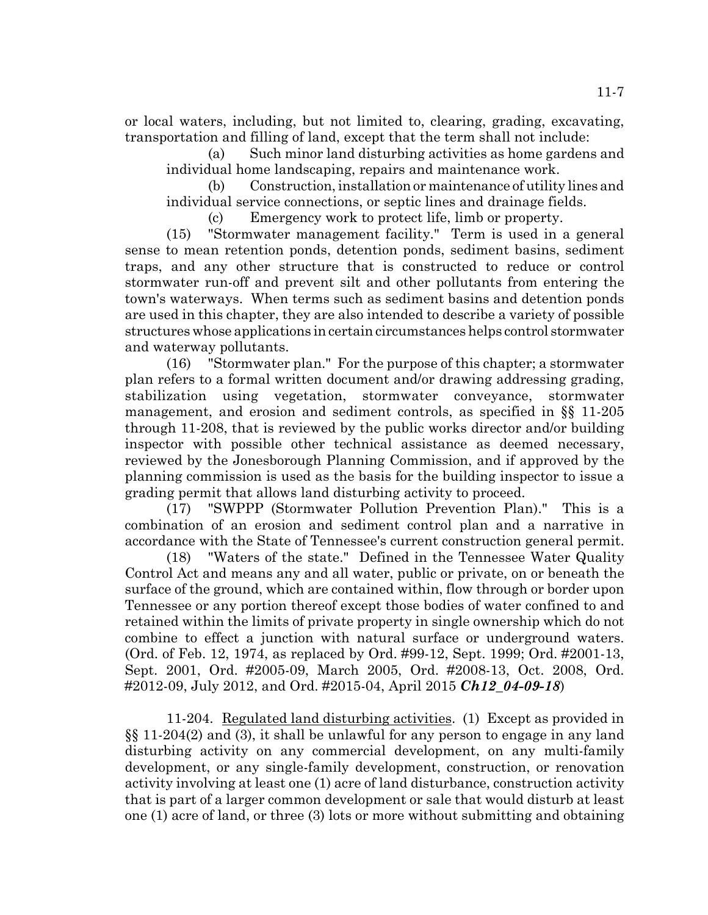or local waters, including, but not limited to, clearing, grading, excavating, transportation and filling of land, except that the term shall not include:

(a) Such minor land disturbing activities as home gardens and individual home landscaping, repairs and maintenance work.

(b) Construction, installation or maintenance of utility lines and individual service connections, or septic lines and drainage fields.

(c) Emergency work to protect life, limb or property.

(15) "Stormwater management facility." Term is used in a general sense to mean retention ponds, detention ponds, sediment basins, sediment traps, and any other structure that is constructed to reduce or control stormwater run-off and prevent silt and other pollutants from entering the town's waterways. When terms such as sediment basins and detention ponds are used in this chapter, they are also intended to describe a variety of possible structures whose applications in certain circumstances helps control stormwater and waterway pollutants.

(16) "Stormwater plan." For the purpose of this chapter; a stormwater plan refers to a formal written document and/or drawing addressing grading, stabilization using vegetation, stormwater conveyance, stormwater management, and erosion and sediment controls, as specified in §§ 11-205 through 11-208, that is reviewed by the public works director and/or building inspector with possible other technical assistance as deemed necessary, reviewed by the Jonesborough Planning Commission, and if approved by the planning commission is used as the basis for the building inspector to issue a grading permit that allows land disturbing activity to proceed.

(17) "SWPPP (Stormwater Pollution Prevention Plan)." This is a combination of an erosion and sediment control plan and a narrative in accordance with the State of Tennessee's current construction general permit.

(18) "Waters of the state." Defined in the Tennessee Water Quality Control Act and means any and all water, public or private, on or beneath the surface of the ground, which are contained within, flow through or border upon Tennessee or any portion thereof except those bodies of water confined to and retained within the limits of private property in single ownership which do not combine to effect a junction with natural surface or underground waters. (Ord. of Feb. 12, 1974, as replaced by Ord. #99-12, Sept. 1999; Ord. #2001-13, Sept. 2001, Ord. #2005-09, March 2005, Ord. #2008-13, Oct. 2008, Ord. #2012-09, July 2012, and Ord. #2015-04, April 2015 ***Ch12_04-09-18***)

11-204. Regulated land disturbing activities. (1) Except as provided in §§ 11-204(2) and (3), it shall be unlawful for any person to engage in any land disturbing activity on any commercial development, on any multi-family development, or any single-family development, construction, or renovation activity involving at least one (1) acre of land disturbance, construction activity that is part of a larger common development or sale that would disturb at least one (1) acre of land, or three (3) lots or more without submitting and obtaining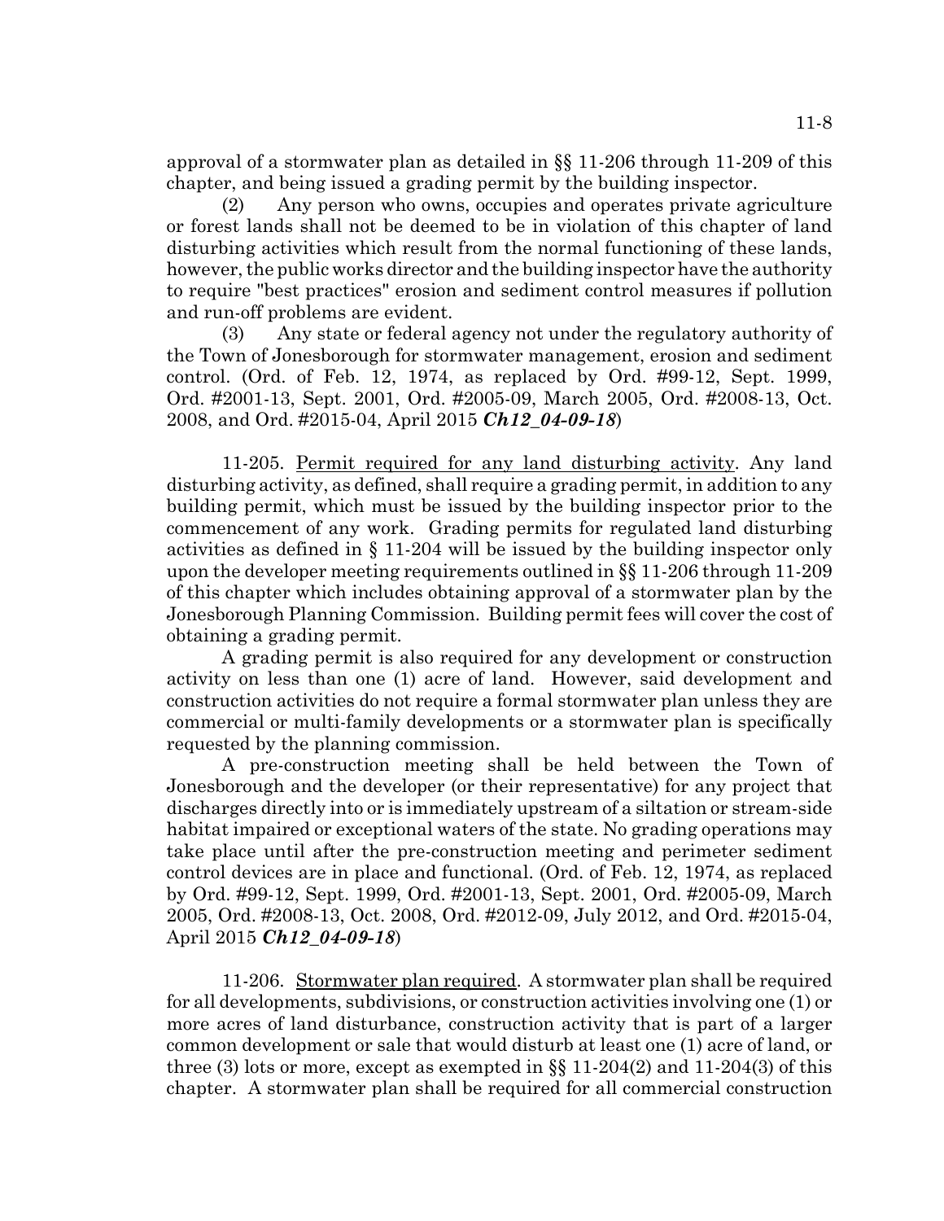approval of a stormwater plan as detailed in §§ 11-206 through 11-209 of this chapter, and being issued a grading permit by the building inspector.

(2) Any person who owns, occupies and operates private agriculture or forest lands shall not be deemed to be in violation of this chapter of land disturbing activities which result from the normal functioning of these lands, however, the public works director and the building inspector have the authority to require "best practices" erosion and sediment control measures if pollution and run-off problems are evident.

(3) Any state or federal agency not under the regulatory authority of the Town of Jonesborough for stormwater management, erosion and sediment control. (Ord. of Feb. 12, 1974, as replaced by Ord. #99-12, Sept. 1999, Ord. #2001-13, Sept. 2001, Ord. #2005-09, March 2005, Ord. #2008-13, Oct. 2008, and Ord. #2015-04, April 2015 ***Ch12_04-09-18***)

11-205. Permit required for any land disturbing activity. Any land disturbing activity, as defined, shall require a grading permit, in addition to any building permit, which must be issued by the building inspector prior to the commencement of any work. Grading permits for regulated land disturbing activities as defined in § 11-204 will be issued by the building inspector only upon the developer meeting requirements outlined in §§ 11-206 through 11-209 of this chapter which includes obtaining approval of a stormwater plan by the Jonesborough Planning Commission. Building permit fees will cover the cost of obtaining a grading permit.

A grading permit is also required for any development or construction activity on less than one (1) acre of land. However, said development and construction activities do not require a formal stormwater plan unless they are commercial or multi-family developments or a stormwater plan is specifically requested by the planning commission.

A pre-construction meeting shall be held between the Town of Jonesborough and the developer (or their representative) for any project that discharges directly into or is immediately upstream of a siltation or stream-side habitat impaired or exceptional waters of the state. No grading operations may take place until after the pre-construction meeting and perimeter sediment control devices are in place and functional. (Ord. of Feb. 12, 1974, as replaced by Ord. #99-12, Sept. 1999, Ord. #2001-13, Sept. 2001, Ord. #2005-09, March 2005, Ord. #2008-13, Oct. 2008, Ord. #2012-09, July 2012, and Ord. #2015-04, April 2015 ***Ch12_04-09-18***)

11-206. Stormwater plan required. A stormwater plan shall be required for all developments, subdivisions, or construction activities involving one (1) or more acres of land disturbance, construction activity that is part of a larger common development or sale that would disturb at least one (1) acre of land, or three (3) lots or more, except as exempted in §§ 11-204(2) and 11-204(3) of this chapter. A stormwater plan shall be required for all commercial construction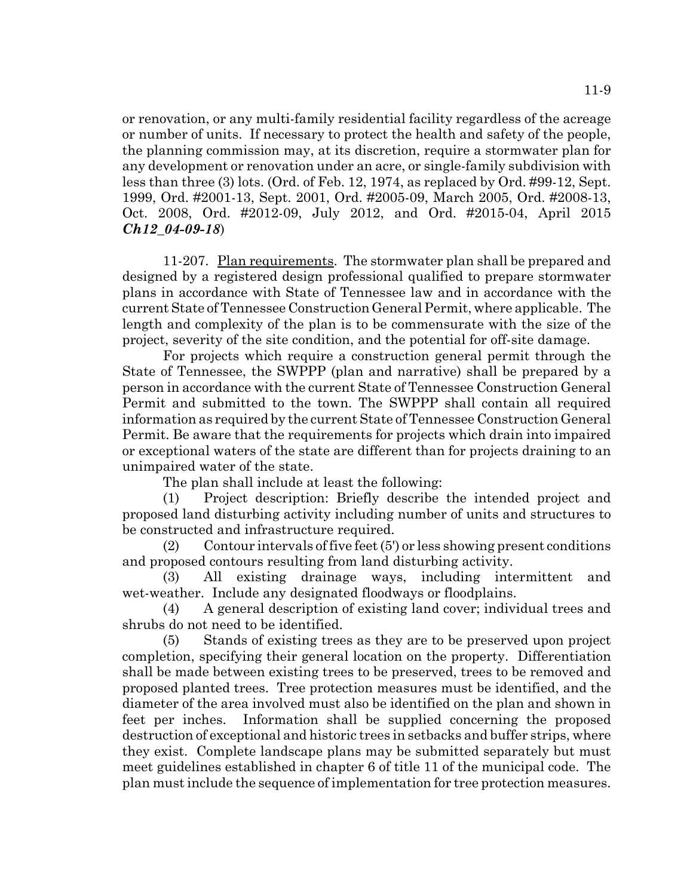or renovation, or any multi-family residential facility regardless of the acreage or number of units. If necessary to protect the health and safety of the people, the planning commission may, at its discretion, require a stormwater plan for any development or renovation under an acre, or single-family subdivision with less than three (3) lots. (Ord. of Feb. 12, 1974, as replaced by Ord. #99-12, Sept. 1999, Ord. #2001-13, Sept. 2001, Ord. #2005-09, March 2005, Ord. #2008-13, Oct. 2008, Ord. #2012-09, July 2012, and Ord. #2015-04, April 2015 ***Ch12_04-09-18***)

11-207. Plan requirements. The stormwater plan shall be prepared and designed by a registered design professional qualified to prepare stormwater plans in accordance with State of Tennessee law and in accordance with the current State of Tennessee Construction General Permit, where applicable. The length and complexity of the plan is to be commensurate with the size of the project, severity of the site condition, and the potential for off-site damage.

For projects which require a construction general permit through the State of Tennessee, the SWPPP (plan and narrative) shall be prepared by a person in accordance with the current State of Tennessee Construction General Permit and submitted to the town. The SWPPP shall contain all required information as required by the current State of Tennessee Construction General Permit. Be aware that the requirements for projects which drain into impaired or exceptional waters of the state are different than for projects draining to an unimpaired water of the state.

The plan shall include at least the following:

(1) Project description: Briefly describe the intended project and proposed land disturbing activity including number of units and structures to be constructed and infrastructure required.

(2) Contour intervals of five feet (5') or less showing present conditions and proposed contours resulting from land disturbing activity.

(3) All existing drainage ways, including intermittent and wet-weather. Include any designated floodways or floodplains.

(4) A general description of existing land cover; individual trees and shrubs do not need to be identified.

(5) Stands of existing trees as they are to be preserved upon project completion, specifying their general location on the property. Differentiation shall be made between existing trees to be preserved, trees to be removed and proposed planted trees. Tree protection measures must be identified, and the diameter of the area involved must also be identified on the plan and shown in feet per inches. Information shall be supplied concerning the proposed destruction of exceptional and historic trees in setbacks and buffer strips, where they exist. Complete landscape plans may be submitted separately but must meet guidelines established in chapter 6 of title 11 of the municipal code. The plan must include the sequence of implementation for tree protection measures.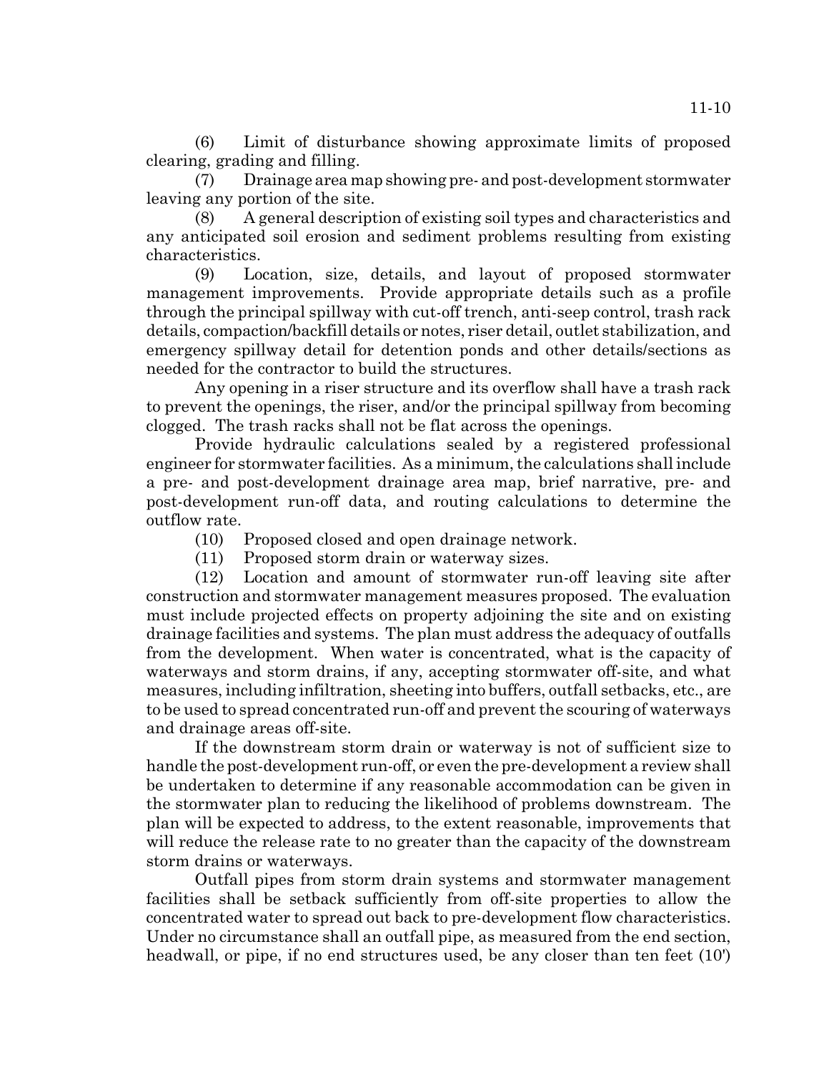(6) Limit of disturbance showing approximate limits of proposed clearing, grading and filling.

(7) Drainage area map showing pre- and post-development stormwater leaving any portion of the site.

(8) A general description of existing soil types and characteristics and any anticipated soil erosion and sediment problems resulting from existing characteristics.

(9) Location, size, details, and layout of proposed stormwater management improvements. Provide appropriate details such as a profile through the principal spillway with cut-off trench, anti-seep control, trash rack details, compaction/backfill details or notes, riser detail, outlet stabilization, and emergency spillway detail for detention ponds and other details/sections as needed for the contractor to build the structures.

Any opening in a riser structure and its overflow shall have a trash rack to prevent the openings, the riser, and/or the principal spillway from becoming clogged. The trash racks shall not be flat across the openings.

Provide hydraulic calculations sealed by a registered professional engineer for stormwater facilities. As a minimum, the calculations shall include a pre- and post-development drainage area map, brief narrative, pre- and post-development run-off data, and routing calculations to determine the outflow rate.

(10) Proposed closed and open drainage network.

(11) Proposed storm drain or waterway sizes.

(12) Location and amount of stormwater run-off leaving site after construction and stormwater management measures proposed. The evaluation must include projected effects on property adjoining the site and on existing drainage facilities and systems. The plan must address the adequacy of outfalls from the development. When water is concentrated, what is the capacity of waterways and storm drains, if any, accepting stormwater off-site, and what measures, including infiltration, sheeting into buffers, outfall setbacks, etc., are to be used to spread concentrated run-off and prevent the scouring of waterways and drainage areas off-site.

If the downstream storm drain or waterway is not of sufficient size to handle the post-development run-off, or even the pre-development a review shall be undertaken to determine if any reasonable accommodation can be given in the stormwater plan to reducing the likelihood of problems downstream. The plan will be expected to address, to the extent reasonable, improvements that will reduce the release rate to no greater than the capacity of the downstream storm drains or waterways.

Outfall pipes from storm drain systems and stormwater management facilities shall be setback sufficiently from off-site properties to allow the concentrated water to spread out back to pre-development flow characteristics. Under no circumstance shall an outfall pipe, as measured from the end section, headwall, or pipe, if no end structures used, be any closer than ten feet (10')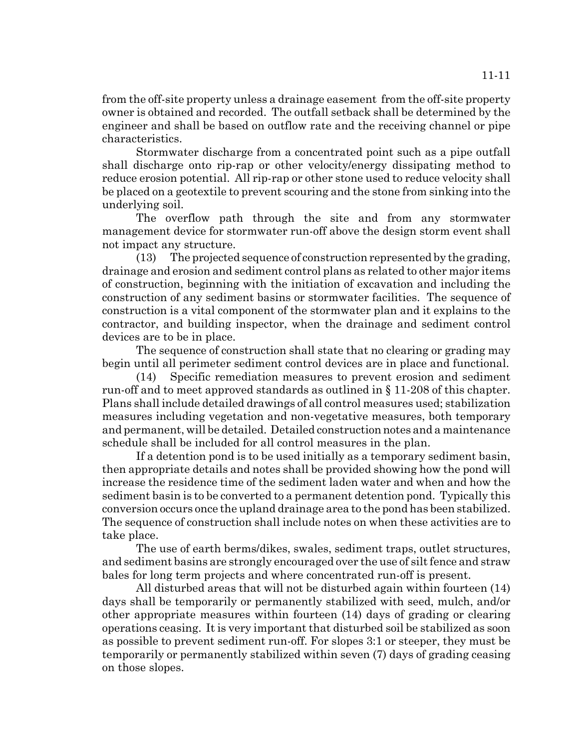from the off-site property unless a drainage easement from the off-site property owner is obtained and recorded. The outfall setback shall be determined by the engineer and shall be based on outflow rate and the receiving channel or pipe characteristics.

Stormwater discharge from a concentrated point such as a pipe outfall shall discharge onto rip-rap or other velocity/energy dissipating method to reduce erosion potential. All rip-rap or other stone used to reduce velocity shall be placed on a geotextile to prevent scouring and the stone from sinking into the underlying soil.

The overflow path through the site and from any stormwater management device for stormwater run-off above the design storm event shall not impact any structure.

(13) The projected sequence of construction represented by the grading, drainage and erosion and sediment control plans as related to other major items of construction, beginning with the initiation of excavation and including the construction of any sediment basins or stormwater facilities. The sequence of construction is a vital component of the stormwater plan and it explains to the contractor, and building inspector, when the drainage and sediment control devices are to be in place.

The sequence of construction shall state that no clearing or grading may begin until all perimeter sediment control devices are in place and functional.

(14) Specific remediation measures to prevent erosion and sediment run-off and to meet approved standards as outlined in § 11-208 of this chapter. Plans shall include detailed drawings of all control measures used; stabilization measures including vegetation and non-vegetative measures, both temporary and permanent, will be detailed. Detailed construction notes and a maintenance schedule shall be included for all control measures in the plan.

If a detention pond is to be used initially as a temporary sediment basin, then appropriate details and notes shall be provided showing how the pond will increase the residence time of the sediment laden water and when and how the sediment basin is to be converted to a permanent detention pond. Typically this conversion occurs once the upland drainage area to the pond has been stabilized. The sequence of construction shall include notes on when these activities are to take place.

The use of earth berms/dikes, swales, sediment traps, outlet structures, and sediment basins are strongly encouraged over the use of silt fence and straw bales for long term projects and where concentrated run-off is present.

All disturbed areas that will not be disturbed again within fourteen (14) days shall be temporarily or permanently stabilized with seed, mulch, and/or other appropriate measures within fourteen (14) days of grading or clearing operations ceasing. It is very important that disturbed soil be stabilized as soon as possible to prevent sediment run-off. For slopes 3:1 or steeper, they must be temporarily or permanently stabilized within seven (7) days of grading ceasing on those slopes.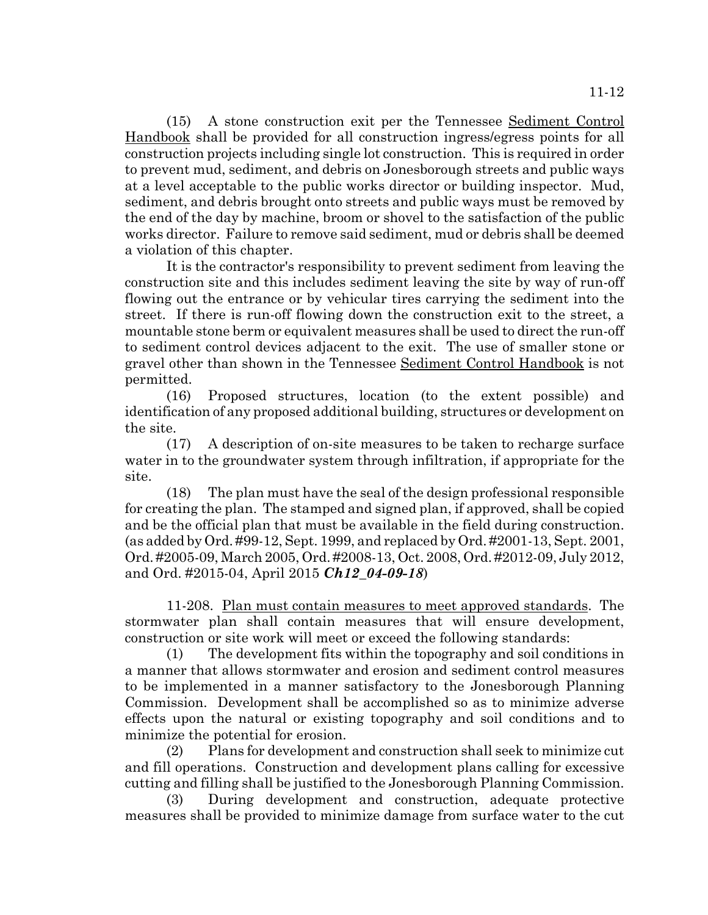(15) A stone construction exit per the Tennessee Sediment Control Handbook shall be provided for all construction ingress/egress points for all construction projects including single lot construction. This is required in order to prevent mud, sediment, and debris on Jonesborough streets and public ways at a level acceptable to the public works director or building inspector. Mud, sediment, and debris brought onto streets and public ways must be removed by the end of the day by machine, broom or shovel to the satisfaction of the public works director. Failure to remove said sediment, mud or debris shall be deemed a violation of this chapter.

It is the contractor's responsibility to prevent sediment from leaving the construction site and this includes sediment leaving the site by way of run-off flowing out the entrance or by vehicular tires carrying the sediment into the street. If there is run-off flowing down the construction exit to the street, a mountable stone berm or equivalent measures shall be used to direct the run-off to sediment control devices adjacent to the exit. The use of smaller stone or gravel other than shown in the Tennessee Sediment Control Handbook is not permitted.

(16) Proposed structures, location (to the extent possible) and identification of any proposed additional building, structures or development on the site.

(17) A description of on-site measures to be taken to recharge surface water in to the groundwater system through infiltration, if appropriate for the site.

(18) The plan must have the seal of the design professional responsible for creating the plan. The stamped and signed plan, if approved, shall be copied and be the official plan that must be available in the field during construction. (as added by Ord. #99-12, Sept. 1999, and replaced by Ord. #2001-13, Sept. 2001, Ord. #2005-09, March 2005, Ord. #2008-13, Oct. 2008, Ord. #2012-09, July 2012, and Ord. #2015-04, April 2015 ***Ch12_04-09-18***)

11-208. Plan must contain measures to meet approved standards. The stormwater plan shall contain measures that will ensure development, construction or site work will meet or exceed the following standards:

(1) The development fits within the topography and soil conditions in a manner that allows stormwater and erosion and sediment control measures to be implemented in a manner satisfactory to the Jonesborough Planning Commission. Development shall be accomplished so as to minimize adverse effects upon the natural or existing topography and soil conditions and to minimize the potential for erosion.

(2) Plans for development and construction shall seek to minimize cut and fill operations. Construction and development plans calling for excessive cutting and filling shall be justified to the Jonesborough Planning Commission.

(3) During development and construction, adequate protective measures shall be provided to minimize damage from surface water to the cut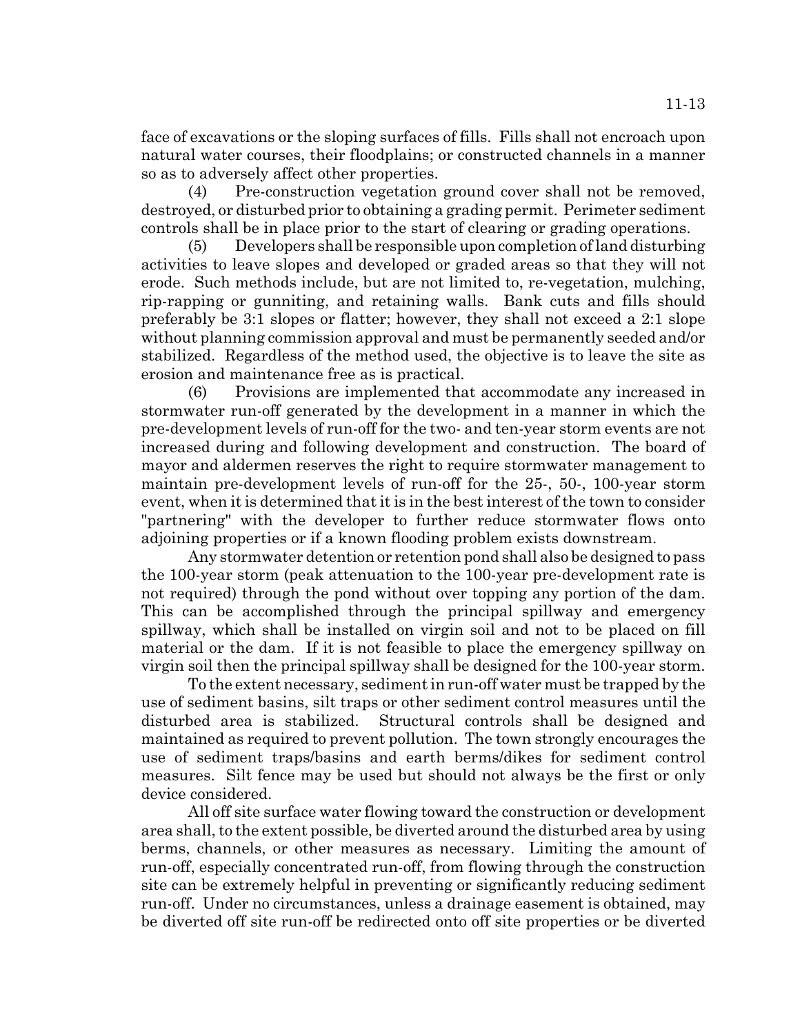face of excavations or the sloping surfaces of fills. Fills shall not encroach upon natural water courses, their floodplains; or constructed channels in a manner so as to adversely affect other properties.

(4) Pre-construction vegetation ground cover shall not be removed, destroyed, or disturbed prior to obtaining a grading permit. Perimeter sediment controls shall be in place prior to the start of clearing or grading operations.

(5) Developers shall be responsible upon completion of land disturbing activities to leave slopes and developed or graded areas so that they will not erode. Such methods include, but are not limited to, re-vegetation, mulching, rip-rapping or gunniting, and retaining walls. Bank cuts and fills should preferably be 3:1 slopes or flatter; however, they shall not exceed a 2:1 slope without planning commission approval and must be permanently seeded and/or stabilized. Regardless of the method used, the objective is to leave the site as erosion and maintenance free as is practical.

(6) Provisions are implemented that accommodate any increased in stormwater run-off generated by the development in a manner in which the pre-development levels of run-off for the two- and ten-year storm events are not increased during and following development and construction. The board of mayor and aldermen reserves the right to require stormwater management to maintain pre-development levels of run-off for the 25-, 50-, 100-year storm event, when it is determined that it is in the best interest of the town to consider "partnering" with the developer to further reduce stormwater flows onto adjoining properties or if a known flooding problem exists downstream.

Any stormwater detention or retention pond shall also be designed to pass the 100-year storm (peak attenuation to the 100-year pre-development rate is not required) through the pond without over topping any portion of the dam. This can be accomplished through the principal spillway and emergency spillway, which shall be installed on virgin soil and not to be placed on fill material or the dam. If it is not feasible to place the emergency spillway on virgin soil then the principal spillway shall be designed for the 100-year storm.

To the extent necessary, sediment in run-off water must be trapped by the use of sediment basins, silt traps or other sediment control measures until the disturbed area is stabilized. Structural controls shall be designed and maintained as required to prevent pollution. The town strongly encourages the use of sediment traps/basins and earth berms/dikes for sediment control measures. Silt fence may be used but should not always be the first or only device considered.

All off site surface water flowing toward the construction or development area shall, to the extent possible, be diverted around the disturbed area by using berms, channels, or other measures as necessary. Limiting the amount of run-off, especially concentrated run-off, from flowing through the construction site can be extremely helpful in preventing or significantly reducing sediment run-off. Under no circumstances, unless a drainage easement is obtained, may be diverted off site run-off be redirected onto off site properties or be diverted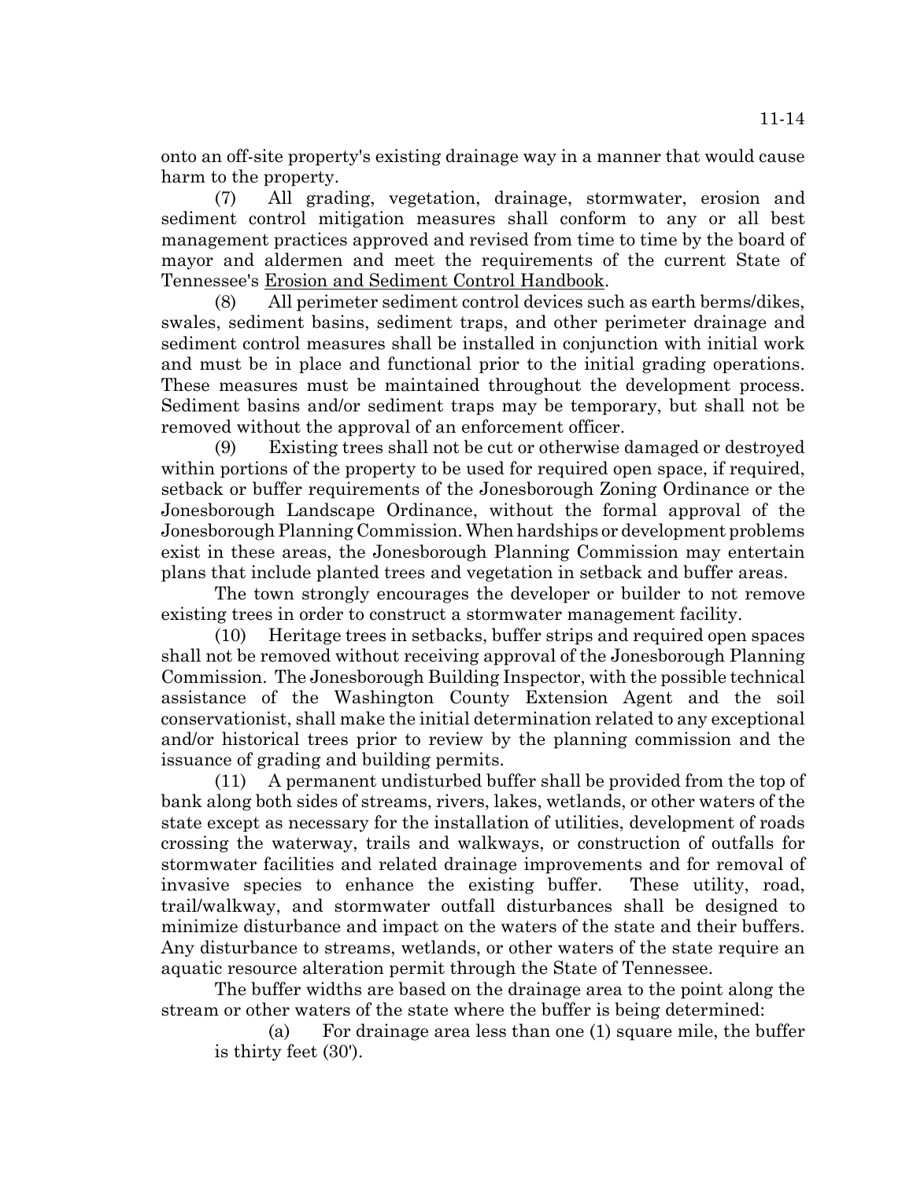onto an off-site property's existing drainage way in a manner that would cause harm to the property.

(7) All grading, vegetation, drainage, stormwater, erosion and sediment control mitigation measures shall conform to any or all best management practices approved and revised from time to time by the board of mayor and aldermen and meet the requirements of the current State of Tennessee's Erosion and Sediment Control Handbook.

(8) All perimeter sediment control devices such as earth berms/dikes, swales, sediment basins, sediment traps, and other perimeter drainage and sediment control measures shall be installed in conjunction with initial work and must be in place and functional prior to the initial grading operations. These measures must be maintained throughout the development process. Sediment basins and/or sediment traps may be temporary, but shall not be removed without the approval of an enforcement officer.

(9) Existing trees shall not be cut or otherwise damaged or destroyed within portions of the property to be used for required open space, if required, setback or buffer requirements of the Jonesborough Zoning Ordinance or the Jonesborough Landscape Ordinance, without the formal approval of the Jonesborough Planning Commission. When hardships or development problems exist in these areas, the Jonesborough Planning Commission may entertain plans that include planted trees and vegetation in setback and buffer areas.

The town strongly encourages the developer or builder to not remove existing trees in order to construct a stormwater management facility.

(10) Heritage trees in setbacks, buffer strips and required open spaces shall not be removed without receiving approval of the Jonesborough Planning Commission. The Jonesborough Building Inspector, with the possible technical assistance of the Washington County Extension Agent and the soil conservationist, shall make the initial determination related to any exceptional and/or historical trees prior to review by the planning commission and the issuance of grading and building permits.

(11) A permanent undisturbed buffer shall be provided from the top of bank along both sides of streams, rivers, lakes, wetlands, or other waters of the state except as necessary for the installation of utilities, development of roads crossing the waterway, trails and walkways, or construction of outfalls for stormwater facilities and related drainage improvements and for removal of invasive species to enhance the existing buffer. These utility, road, trail/walkway, and stormwater outfall disturbances shall be designed to minimize disturbance and impact on the waters of the state and their buffers. Any disturbance to streams, wetlands, or other waters of the state require an aquatic resource alteration permit through the State of Tennessee.

The buffer widths are based on the drainage area to the point along the stream or other waters of the state where the buffer is being determined:

(a) For drainage area less than one (1) square mile, the buffer is thirty feet (30').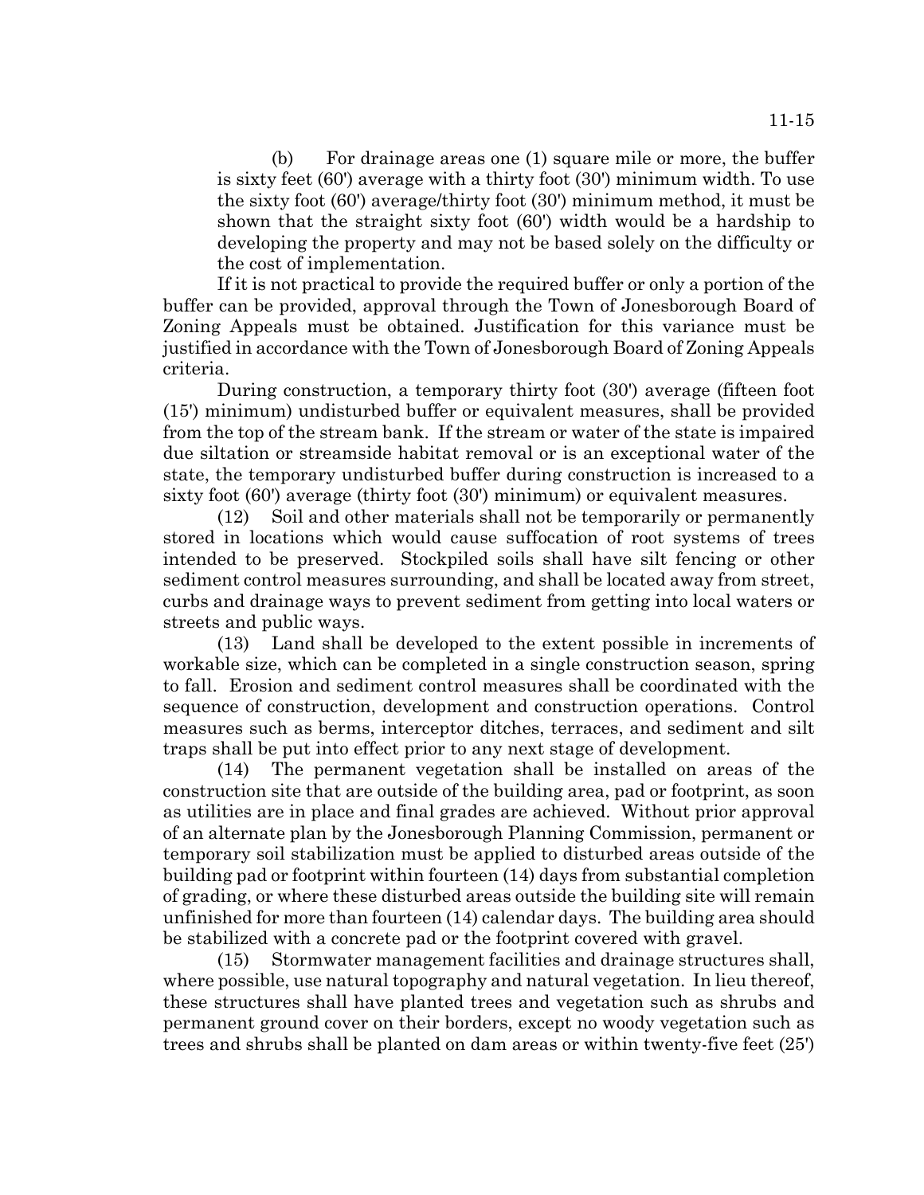(b) For drainage areas one (1) square mile or more, the buffer is sixty feet (60') average with a thirty foot (30') minimum width. To use the sixty foot (60') average/thirty foot (30') minimum method, it must be shown that the straight sixty foot (60') width would be a hardship to developing the property and may not be based solely on the difficulty or the cost of implementation.

If it is not practical to provide the required buffer or only a portion of the buffer can be provided, approval through the Town of Jonesborough Board of Zoning Appeals must be obtained. Justification for this variance must be justified in accordance with the Town of Jonesborough Board of Zoning Appeals criteria.

During construction, a temporary thirty foot (30') average (fifteen foot (15') minimum) undisturbed buffer or equivalent measures, shall be provided from the top of the stream bank. If the stream or water of the state is impaired due siltation or streamside habitat removal or is an exceptional water of the state, the temporary undisturbed buffer during construction is increased to a sixty foot (60') average (thirty foot (30') minimum) or equivalent measures.

(12) Soil and other materials shall not be temporarily or permanently stored in locations which would cause suffocation of root systems of trees intended to be preserved. Stockpiled soils shall have silt fencing or other sediment control measures surrounding, and shall be located away from street, curbs and drainage ways to prevent sediment from getting into local waters or streets and public ways.

(13) Land shall be developed to the extent possible in increments of workable size, which can be completed in a single construction season, spring to fall. Erosion and sediment control measures shall be coordinated with the sequence of construction, development and construction operations. Control measures such as berms, interceptor ditches, terraces, and sediment and silt traps shall be put into effect prior to any next stage of development.

(14) The permanent vegetation shall be installed on areas of the construction site that are outside of the building area, pad or footprint, as soon as utilities are in place and final grades are achieved. Without prior approval of an alternate plan by the Jonesborough Planning Commission, permanent or temporary soil stabilization must be applied to disturbed areas outside of the building pad or footprint within fourteen (14) days from substantial completion of grading, or where these disturbed areas outside the building site will remain unfinished for more than fourteen (14) calendar days. The building area should be stabilized with a concrete pad or the footprint covered with gravel.

(15) Stormwater management facilities and drainage structures shall, where possible, use natural topography and natural vegetation. In lieu thereof, these structures shall have planted trees and vegetation such as shrubs and permanent ground cover on their borders, except no woody vegetation such as trees and shrubs shall be planted on dam areas or within twenty-five feet (25')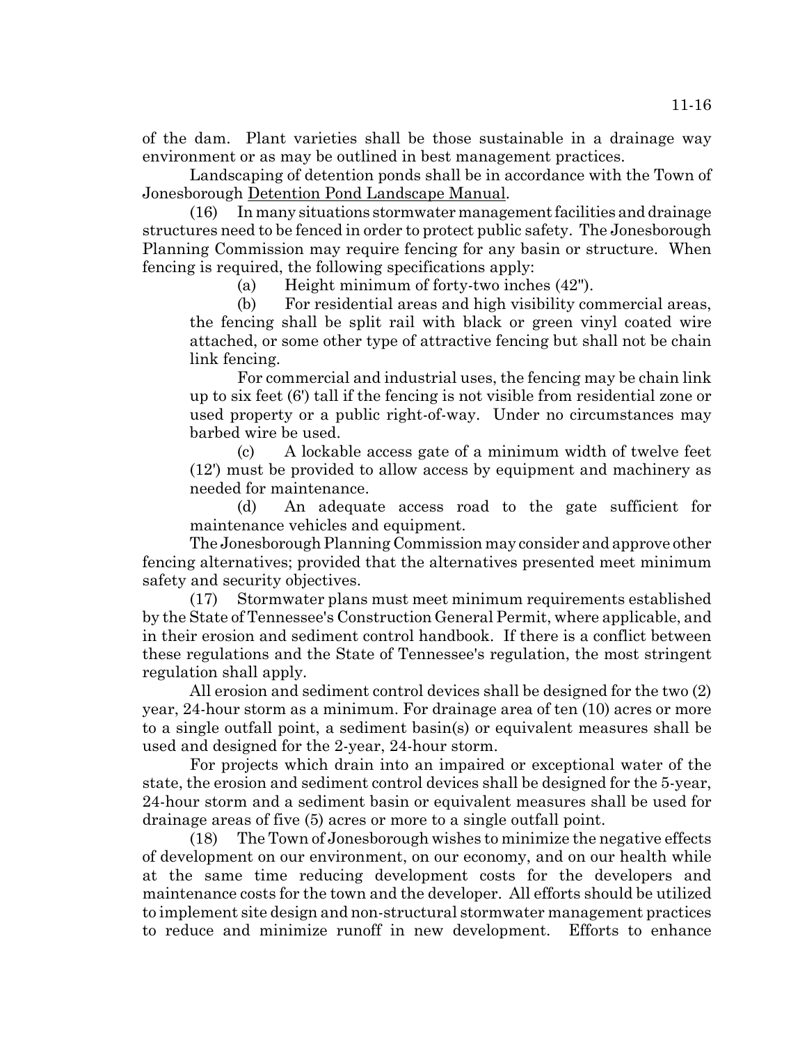of the dam. Plant varieties shall be those sustainable in a drainage way environment or as may be outlined in best management practices.

Landscaping of detention ponds shall be in accordance with the Town of Jonesborough Detention Pond Landscape Manual.

(16) In many situations stormwater management facilities and drainage structures need to be fenced in order to protect public safety. The Jonesborough Planning Commission may require fencing for any basin or structure. When fencing is required, the following specifications apply:

(a) Height minimum of forty-two inches (42").

(b) For residential areas and high visibility commercial areas, the fencing shall be split rail with black or green vinyl coated wire attached, or some other type of attractive fencing but shall not be chain link fencing.

For commercial and industrial uses, the fencing may be chain link up to six feet (6') tall if the fencing is not visible from residential zone or used property or a public right-of-way. Under no circumstances may barbed wire be used.

(c) A lockable access gate of a minimum width of twelve feet (12') must be provided to allow access by equipment and machinery as needed for maintenance.

(d) An adequate access road to the gate sufficient for maintenance vehicles and equipment.

The Jonesborough Planning Commission may consider and approve other fencing alternatives; provided that the alternatives presented meet minimum safety and security objectives.

(17) Stormwater plans must meet minimum requirements established by the State of Tennessee's Construction General Permit, where applicable, and in their erosion and sediment control handbook. If there is a conflict between these regulations and the State of Tennessee's regulation, the most stringent regulation shall apply.

All erosion and sediment control devices shall be designed for the two (2) year, 24-hour storm as a minimum. For drainage area of ten (10) acres or more to a single outfall point, a sediment basin(s) or equivalent measures shall be used and designed for the 2-year, 24-hour storm.

For projects which drain into an impaired or exceptional water of the state, the erosion and sediment control devices shall be designed for the 5-year, 24-hour storm and a sediment basin or equivalent measures shall be used for drainage areas of five (5) acres or more to a single outfall point.

(18) The Town of Jonesborough wishes to minimize the negative effects of development on our environment, on our economy, and on our health while at the same time reducing development costs for the developers and maintenance costs for the town and the developer. All efforts should be utilized to implement site design and non-structural stormwater management practices to reduce and minimize runoff in new development. Efforts to enhance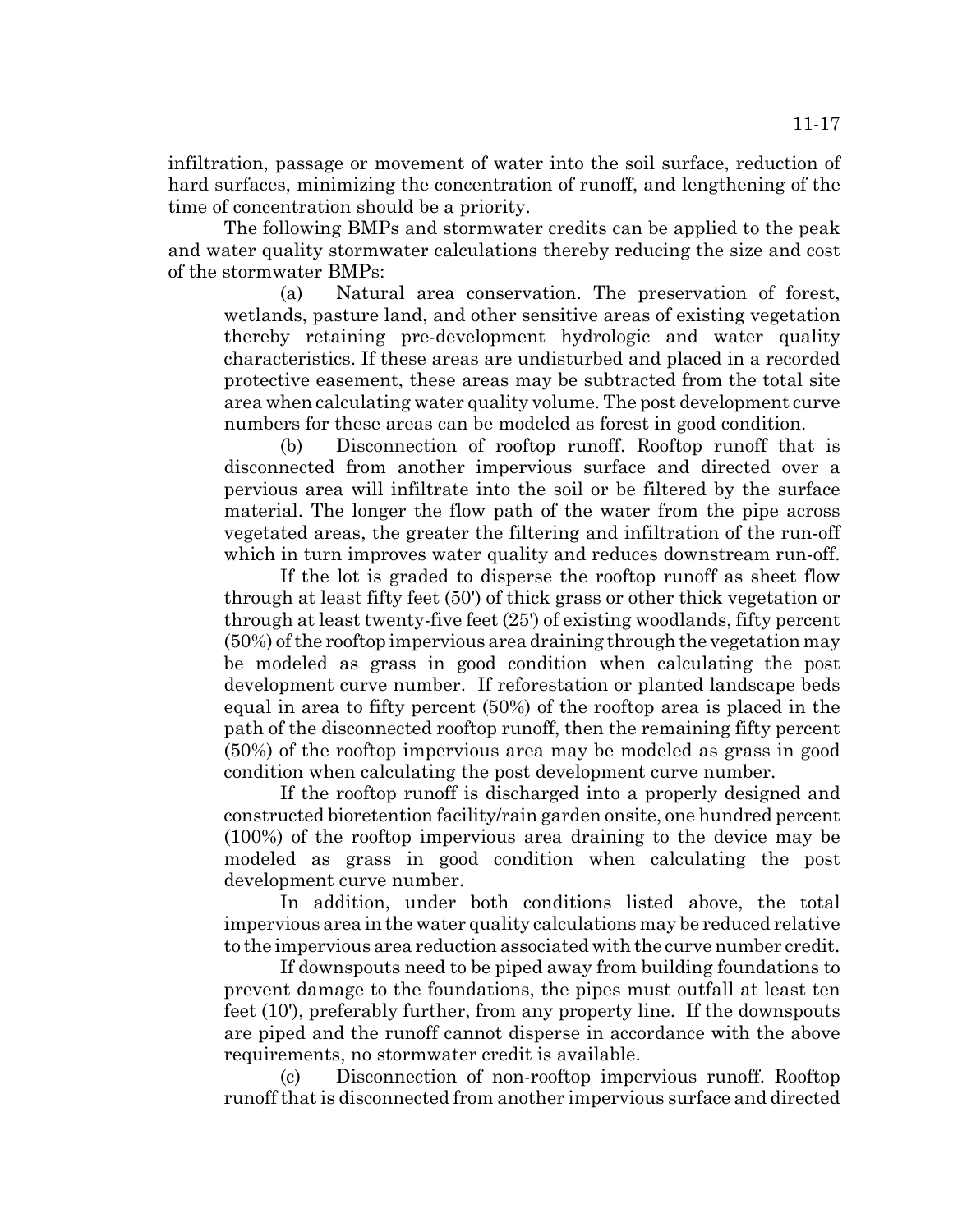infiltration, passage or movement of water into the soil surface, reduction of hard surfaces, minimizing the concentration of runoff, and lengthening of the time of concentration should be a priority.

The following BMPs and stormwater credits can be applied to the peak and water quality stormwater calculations thereby reducing the size and cost of the stormwater BMPs:

(a) Natural area conservation. The preservation of forest, wetlands, pasture land, and other sensitive areas of existing vegetation thereby retaining pre-development hydrologic and water quality characteristics. If these areas are undisturbed and placed in a recorded protective easement, these areas may be subtracted from the total site area when calculating water quality volume. The post development curve numbers for these areas can be modeled as forest in good condition.

(b) Disconnection of rooftop runoff. Rooftop runoff that is disconnected from another impervious surface and directed over a pervious area will infiltrate into the soil or be filtered by the surface material. The longer the flow path of the water from the pipe across vegetated areas, the greater the filtering and infiltration of the run-off which in turn improves water quality and reduces downstream run-off.

If the lot is graded to disperse the rooftop runoff as sheet flow through at least fifty feet (50') of thick grass or other thick vegetation or through at least twenty-five feet (25') of existing woodlands, fifty percent (50%) of the rooftop impervious area draining through the vegetation may be modeled as grass in good condition when calculating the post development curve number. If reforestation or planted landscape beds equal in area to fifty percent (50%) of the rooftop area is placed in the path of the disconnected rooftop runoff, then the remaining fifty percent (50%) of the rooftop impervious area may be modeled as grass in good condition when calculating the post development curve number.

If the rooftop runoff is discharged into a properly designed and constructed bioretention facility/rain garden onsite, one hundred percent (100%) of the rooftop impervious area draining to the device may be modeled as grass in good condition when calculating the post development curve number.

In addition, under both conditions listed above, the total impervious area in the water quality calculations may be reduced relative to the impervious area reduction associated with the curve number credit.

If downspouts need to be piped away from building foundations to prevent damage to the foundations, the pipes must outfall at least ten feet (10'), preferably further, from any property line. If the downspouts are piped and the runoff cannot disperse in accordance with the above requirements, no stormwater credit is available.

(c) Disconnection of non-rooftop impervious runoff. Rooftop runoff that is disconnected from another impervious surface and directed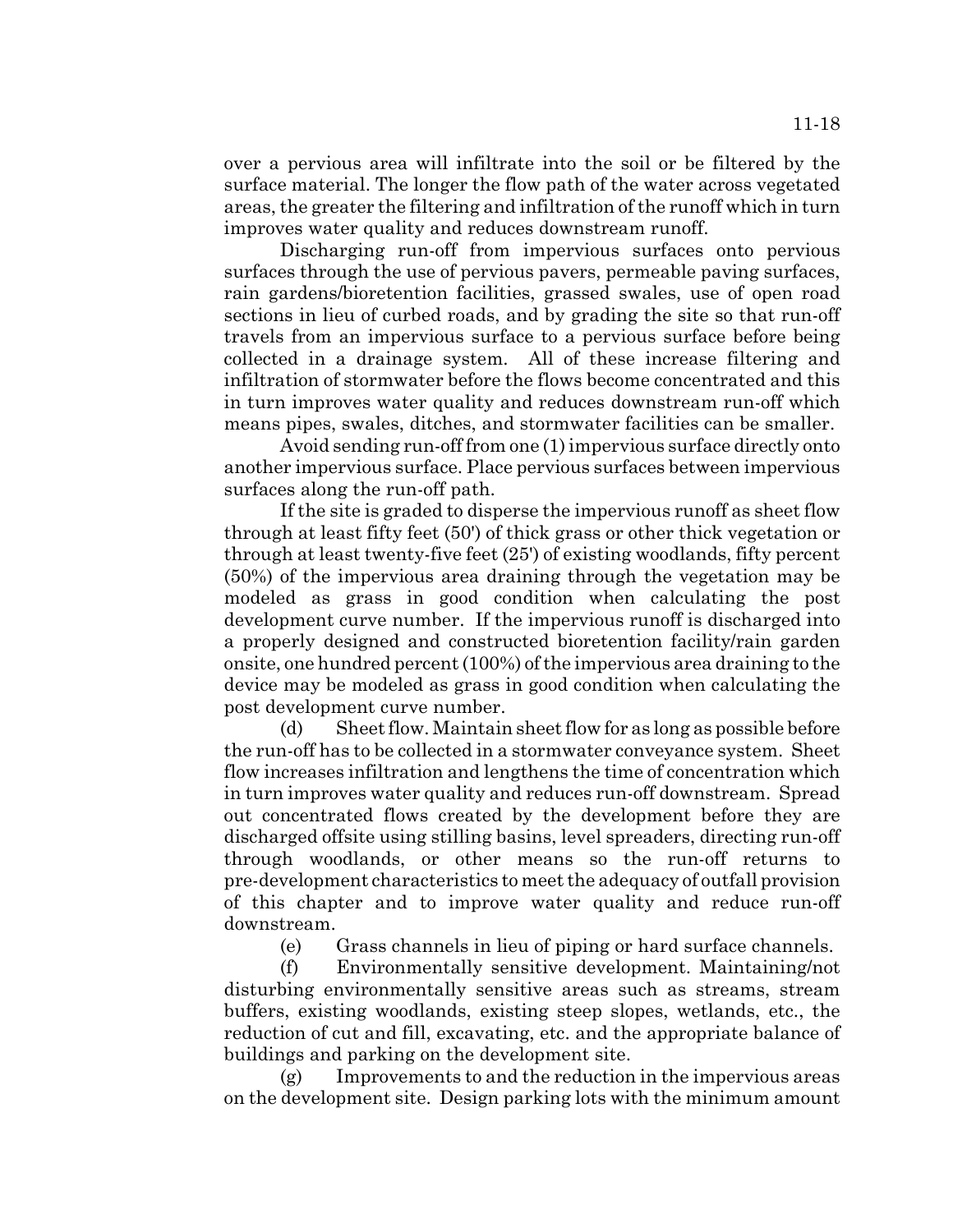over a pervious area will infiltrate into the soil or be filtered by the surface material. The longer the flow path of the water across vegetated areas, the greater the filtering and infiltration of the runoff which in turn improves water quality and reduces downstream runoff.

Discharging run-off from impervious surfaces onto pervious surfaces through the use of pervious pavers, permeable paving surfaces, rain gardens/bioretention facilities, grassed swales, use of open road sections in lieu of curbed roads, and by grading the site so that run-off travels from an impervious surface to a pervious surface before being collected in a drainage system. All of these increase filtering and infiltration of stormwater before the flows become concentrated and this in turn improves water quality and reduces downstream run-off which means pipes, swales, ditches, and stormwater facilities can be smaller.

Avoid sending run-off from one (1) impervious surface directly onto another impervious surface. Place pervious surfaces between impervious surfaces along the run-off path.

If the site is graded to disperse the impervious runoff as sheet flow through at least fifty feet (50') of thick grass or other thick vegetation or through at least twenty-five feet (25') of existing woodlands, fifty percent (50%) of the impervious area draining through the vegetation may be modeled as grass in good condition when calculating the post development curve number. If the impervious runoff is discharged into a properly designed and constructed bioretention facility/rain garden onsite, one hundred percent (100%) of the impervious area draining to the device may be modeled as grass in good condition when calculating the post development curve number.

(d) Sheet flow. Maintain sheet flow for as long as possible before the run-off has to be collected in a stormwater conveyance system. Sheet flow increases infiltration and lengthens the time of concentration which in turn improves water quality and reduces run-off downstream. Spread out concentrated flows created by the development before they are discharged offsite using stilling basins, level spreaders, directing run-off through woodlands, or other means so the run-off returns to pre-development characteristics to meet the adequacy of outfall provision of this chapter and to improve water quality and reduce run-off downstream.

(e) Grass channels in lieu of piping or hard surface channels.

(f) Environmentally sensitive development. Maintaining/not disturbing environmentally sensitive areas such as streams, stream buffers, existing woodlands, existing steep slopes, wetlands, etc., the reduction of cut and fill, excavating, etc. and the appropriate balance of buildings and parking on the development site.

(g) Improvements to and the reduction in the impervious areas on the development site. Design parking lots with the minimum amount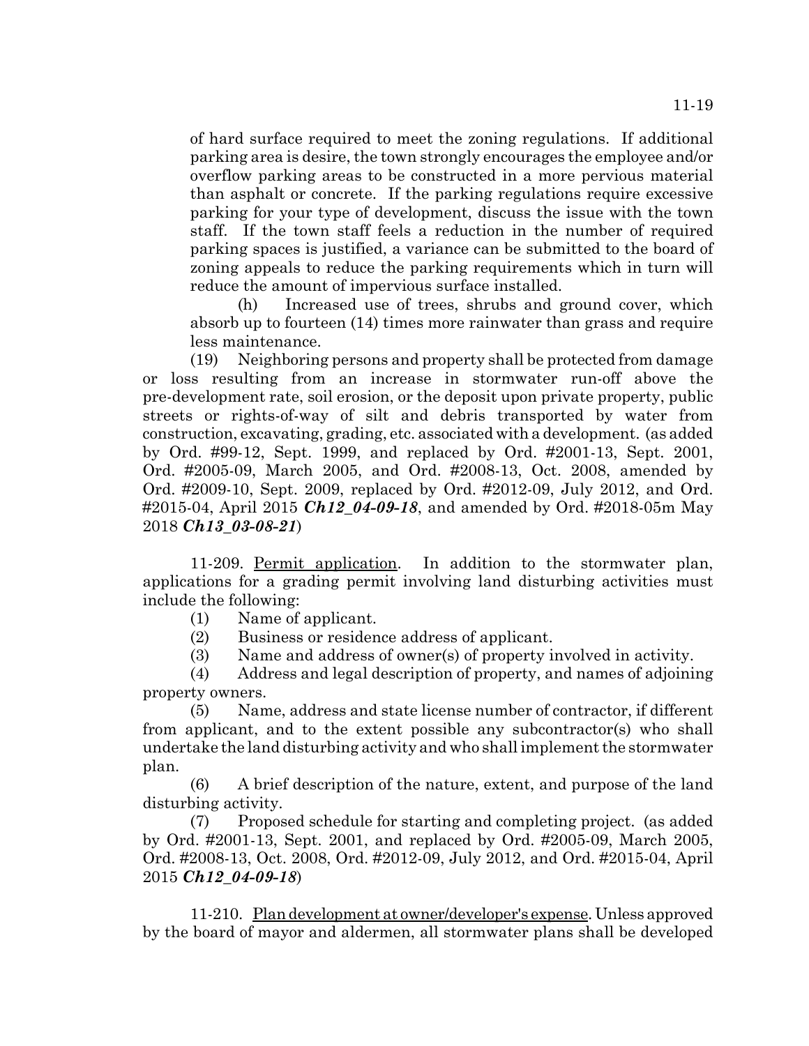of hard surface required to meet the zoning regulations. If additional parking area is desire, the town strongly encourages the employee and/or overflow parking areas to be constructed in a more pervious material than asphalt or concrete. If the parking regulations require excessive parking for your type of development, discuss the issue with the town staff. If the town staff feels a reduction in the number of required parking spaces is justified, a variance can be submitted to the board of zoning appeals to reduce the parking requirements which in turn will reduce the amount of impervious surface installed.

(h) Increased use of trees, shrubs and ground cover, which absorb up to fourteen (14) times more rainwater than grass and require less maintenance.

(19) Neighboring persons and property shall be protected from damage or loss resulting from an increase in stormwater run-off above the pre-development rate, soil erosion, or the deposit upon private property, public streets or rights-of-way of silt and debris transported by water from construction, excavating, grading, etc. associated with a development. (as added by Ord. #99-12, Sept. 1999, and replaced by Ord. #2001-13, Sept. 2001, Ord. #2005-09, March 2005, and Ord. #2008-13, Oct. 2008, amended by Ord. #2009-10, Sept. 2009, replaced by Ord. #2012-09, July 2012, and Ord. #2015-04, April 2015 ***Ch12_04-09-18***, and amended by Ord. #2018-05m May 2018 ***Ch13_03-08-21***)

11-209. Permit application. In addition to the stormwater plan, applications for a grading permit involving land disturbing activities must include the following:

(1) Name of applicant.

(2) Business or residence address of applicant.

(3) Name and address of owner(s) of property involved in activity.

(4) Address and legal description of property, and names of adjoining property owners.

(5) Name, address and state license number of contractor, if different from applicant, and to the extent possible any subcontractor(s) who shall undertake the land disturbing activity and who shall implement the stormwater plan.

(6) A brief description of the nature, extent, and purpose of the land disturbing activity.

(7) Proposed schedule for starting and completing project. (as added by Ord. #2001-13, Sept. 2001, and replaced by Ord. #2005-09, March 2005, Ord. #2008-13, Oct. 2008, Ord. #2012-09, July 2012, and Ord. #2015-04, April 2015 ***Ch12_04-09-18***)

11-210. Plan development at owner/developer's expense. Unless approved by the board of mayor and aldermen, all stormwater plans shall be developed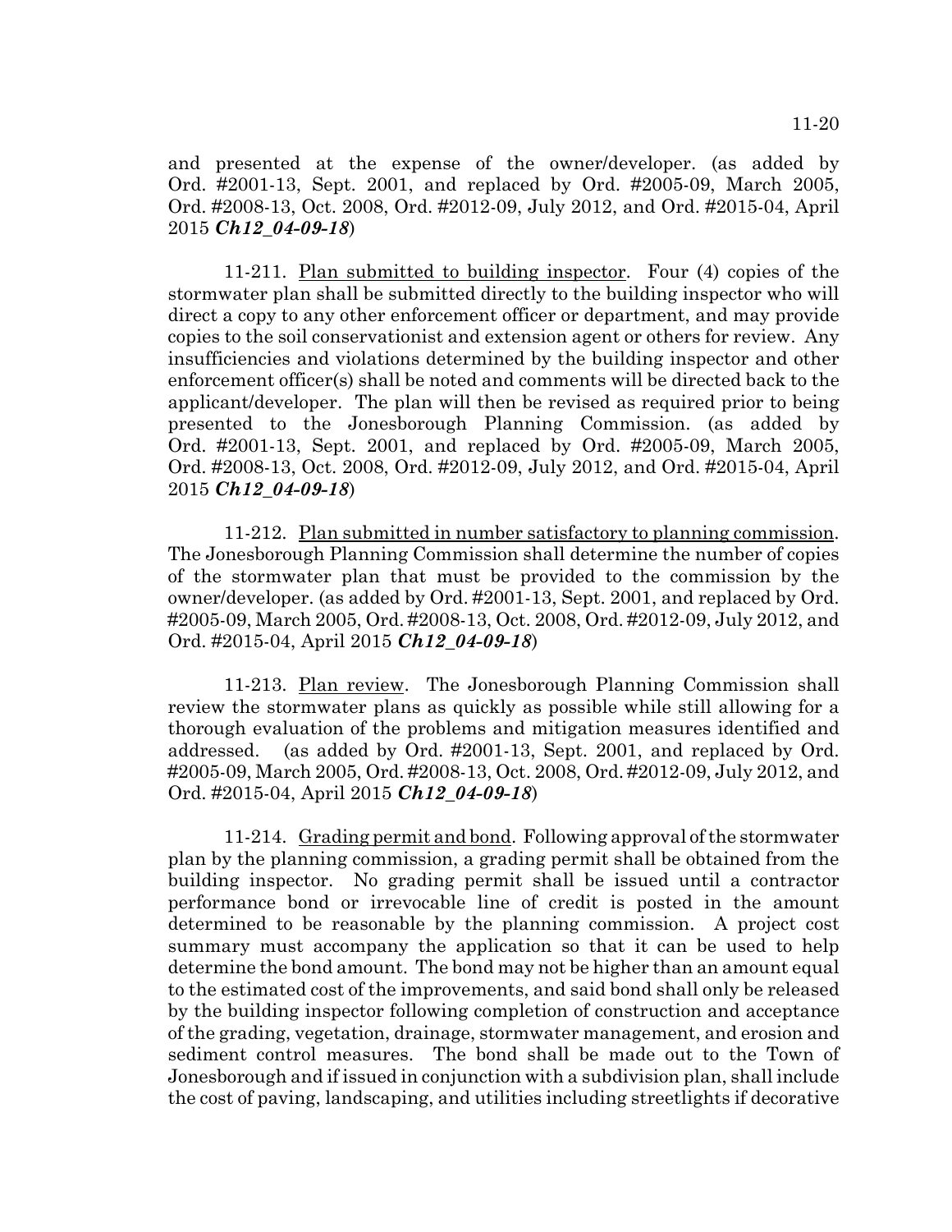and presented at the expense of the owner/developer. (as added by Ord. #2001-13, Sept. 2001, and replaced by Ord. #2005-09, March 2005, Ord. #2008-13, Oct. 2008, Ord. #2012-09, July 2012, and Ord. #2015-04, April 2015 ***Ch12_04-09-18***)

11-211. Plan submitted to building inspector. Four (4) copies of the stormwater plan shall be submitted directly to the building inspector who will direct a copy to any other enforcement officer or department, and may provide copies to the soil conservationist and extension agent or others for review. Any insufficiencies and violations determined by the building inspector and other enforcement officer(s) shall be noted and comments will be directed back to the applicant/developer. The plan will then be revised as required prior to being presented to the Jonesborough Planning Commission. (as added by Ord. #2001-13, Sept. 2001, and replaced by Ord. #2005-09, March 2005, Ord. #2008-13, Oct. 2008, Ord. #2012-09, July 2012, and Ord. #2015-04, April 2015 ***Ch12_04-09-18***)

11-212. Plan submitted in number satisfactory to planning commission. The Jonesborough Planning Commission shall determine the number of copies of the stormwater plan that must be provided to the commission by the owner/developer. (as added by Ord. #2001-13, Sept. 2001, and replaced by Ord. #2005-09, March 2005, Ord. #2008-13, Oct. 2008, Ord. #2012-09, July 2012, and Ord. #2015-04, April 2015 ***Ch12_04-09-18***)

11-213. Plan review. The Jonesborough Planning Commission shall review the stormwater plans as quickly as possible while still allowing for a thorough evaluation of the problems and mitigation measures identified and addressed. (as added by Ord. #2001-13, Sept. 2001, and replaced by Ord. #2005-09, March 2005, Ord. #2008-13, Oct. 2008, Ord. #2012-09, July 2012, and Ord. #2015-04, April 2015 ***Ch12_04-09-18***)

11-214. Grading permit and bond. Following approval of the stormwater plan by the planning commission, a grading permit shall be obtained from the building inspector. No grading permit shall be issued until a contractor performance bond or irrevocable line of credit is posted in the amount determined to be reasonable by the planning commission. A project cost summary must accompany the application so that it can be used to help determine the bond amount. The bond may not be higher than an amount equal to the estimated cost of the improvements, and said bond shall only be released by the building inspector following completion of construction and acceptance of the grading, vegetation, drainage, stormwater management, and erosion and sediment control measures. The bond shall be made out to the Town of Jonesborough and if issued in conjunction with a subdivision plan, shall include the cost of paving, landscaping, and utilities including streetlights if decorative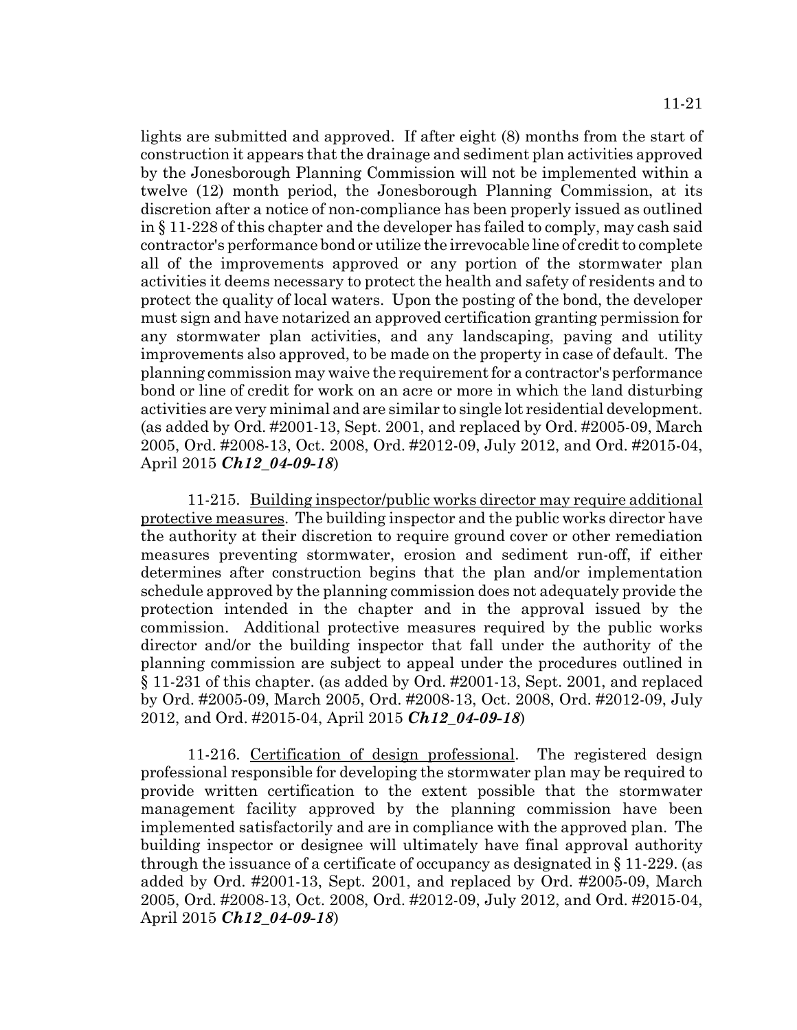lights are submitted and approved. If after eight (8) months from the start of construction it appears that the drainage and sediment plan activities approved by the Jonesborough Planning Commission will not be implemented within a twelve (12) month period, the Jonesborough Planning Commission, at its discretion after a notice of non-compliance has been properly issued as outlined in § 11-228 of this chapter and the developer has failed to comply, may cash said contractor's performance bond or utilize the irrevocable line of credit to complete all of the improvements approved or any portion of the stormwater plan activities it deems necessary to protect the health and safety of residents and to protect the quality of local waters. Upon the posting of the bond, the developer must sign and have notarized an approved certification granting permission for any stormwater plan activities, and any landscaping, paving and utility improvements also approved, to be made on the property in case of default. The planning commission may waive the requirement for a contractor's performance bond or line of credit for work on an acre or more in which the land disturbing activities are very minimal and are similar to single lot residential development. (as added by Ord. #2001-13, Sept. 2001, and replaced by Ord. #2005-09, March 2005, Ord. #2008-13, Oct. 2008, Ord. #2012-09, July 2012, and Ord. #2015-04, April 2015 ***Ch12_04-09-18***)

11-215. Building inspector/public works director may require additional protective measures. The building inspector and the public works director have the authority at their discretion to require ground cover or other remediation measures preventing stormwater, erosion and sediment run-off, if either determines after construction begins that the plan and/or implementation schedule approved by the planning commission does not adequately provide the protection intended in the chapter and in the approval issued by the commission. Additional protective measures required by the public works director and/or the building inspector that fall under the authority of the planning commission are subject to appeal under the procedures outlined in § 11-231 of this chapter. (as added by Ord. #2001-13, Sept. 2001, and replaced by Ord. #2005-09, March 2005, Ord. #2008-13, Oct. 2008, Ord. #2012-09, July 2012, and Ord. #2015-04, April 2015 ***Ch12_04-09-18***)

11-216. Certification of design professional. The registered design professional responsible for developing the stormwater plan may be required to provide written certification to the extent possible that the stormwater management facility approved by the planning commission have been implemented satisfactorily and are in compliance with the approved plan. The building inspector or designee will ultimately have final approval authority through the issuance of a certificate of occupancy as designated in § 11-229. (as added by Ord. #2001-13, Sept. 2001, and replaced by Ord. #2005-09, March 2005, Ord. #2008-13, Oct. 2008, Ord. #2012-09, July 2012, and Ord. #2015-04, April 2015 ***Ch12_04-09-18***)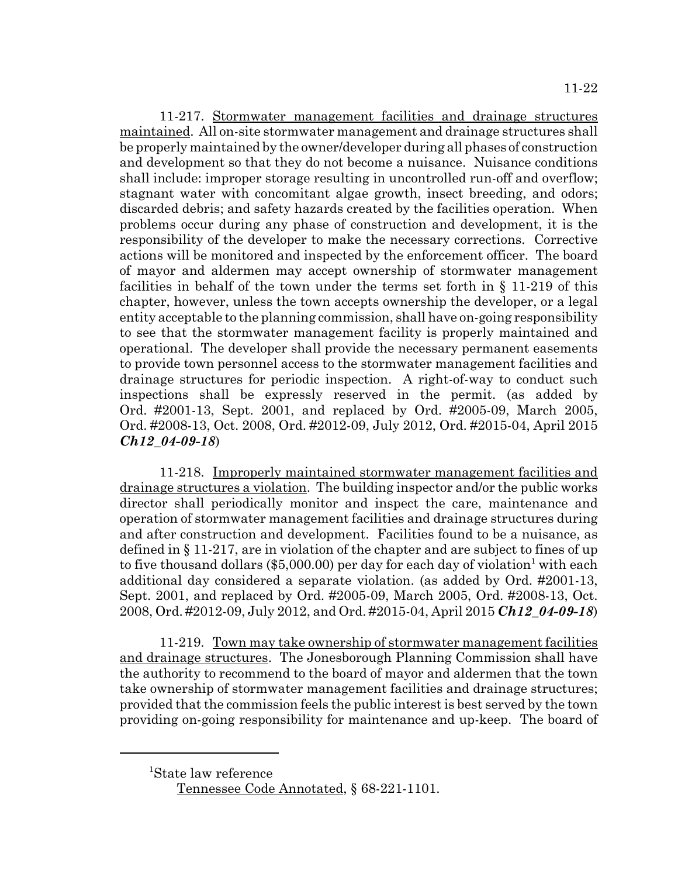11-217. <u>Stormwater management facilities and drainage structures maintained</u>. All on-site stormwater management and drainage structures shall be properly maintained by the owner/developer during all phases of construction and development so that they do not become a nuisance. Nuisance conditions shall include: improper storage resulting in uncontrolled run-off and overflow; stagnant water with concomitant algae growth, insect breeding, and odors; discarded debris; and safety hazards created by the facilities operation. When problems occur during any phase of construction and development, it is the responsibility of the developer to make the necessary corrections. Corrective actions will be monitored and inspected by the enforcement officer. The board of mayor and aldermen may accept ownership of stormwater management facilities in behalf of the town under the terms set forth in § 11-219 of this chapter, however, unless the town accepts ownership the developer, or a legal entity acceptable to the planning commission, shall have on-going responsibility to see that the stormwater management facility is properly maintained and operational. The developer shall provide the necessary permanent easements to provide town personnel access to the stormwater management facilities and drainage structures for periodic inspection. A right-of-way to conduct such inspections shall be expressly reserved in the permit. (as added by Ord. #2001-13, Sept. 2001, and replaced by Ord. #2005-09, March 2005, Ord. #2008-13, Oct. 2008, Ord. #2012-09, July 2012, Ord. #2015-04, April 2015 ***Ch12_04-09-18***)

11-218. <u>Improperly maintained stormwater management facilities and drainage structures a violation</u>. The building inspector and/or the public works director shall periodically monitor and inspect the care, maintenance and operation of stormwater management facilities and drainage structures during and after construction and development. Facilities found to be a nuisance, as defined in § 11-217, are in violation of the chapter and are subject to fines of up to five thousand dollars ($5,000.00) per day for each day of violation[1] with each additional day considered a separate violation. (as added by Ord. #2001-13, Sept. 2001, and replaced by Ord. #2005-09, March 2005, Ord. #2008-13, Oct. 2008, Ord. #2012-09, July 2012, and Ord. #2015-04, April 2015 ***Ch12_04-09-18***)

11-219. <u>Town may take ownership of stormwater management facilities and drainage structures</u>. The Jonesborough Planning Commission shall have the authority to recommend to the board of mayor and aldermen that the town take ownership of stormwater management facilities and drainage structures; provided that the commission feels the public interest is best served by the town providing on-going responsibility for maintenance and up-keep. The board of

---

[1]State law reference

<u>Tennessee Code Annotated</u>, § 68-221-1101.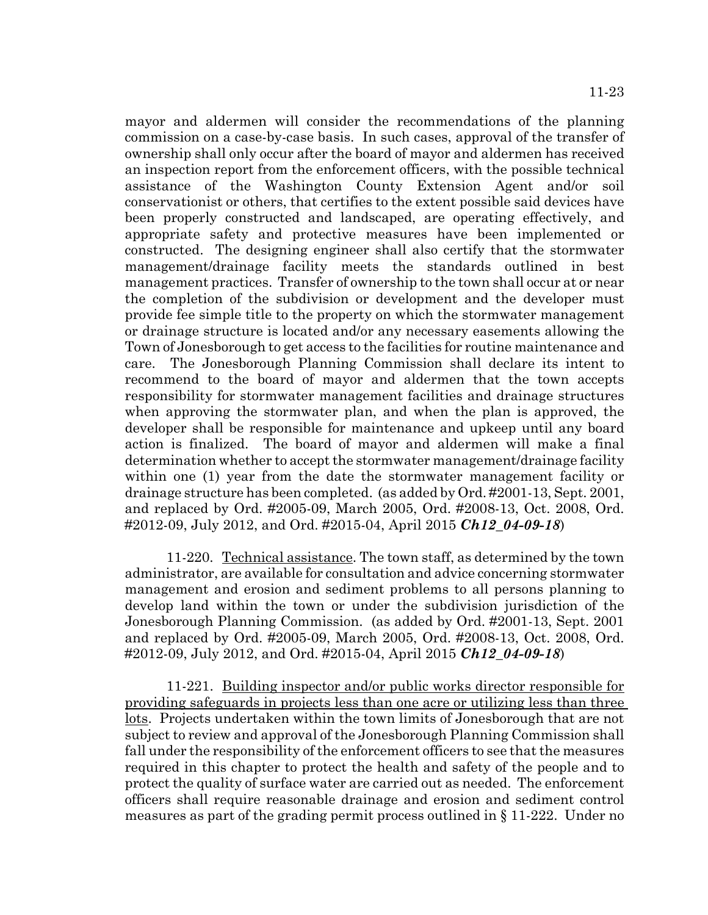mayor and aldermen will consider the recommendations of the planning commission on a case-by-case basis. In such cases, approval of the transfer of ownership shall only occur after the board of mayor and aldermen has received an inspection report from the enforcement officers, with the possible technical assistance of the Washington County Extension Agent and/or soil conservationist or others, that certifies to the extent possible said devices have been properly constructed and landscaped, are operating effectively, and appropriate safety and protective measures have been implemented or constructed. The designing engineer shall also certify that the stormwater management/drainage facility meets the standards outlined in best management practices. Transfer of ownership to the town shall occur at or near the completion of the subdivision or development and the developer must provide fee simple title to the property on which the stormwater management or drainage structure is located and/or any necessary easements allowing the Town of Jonesborough to get access to the facilities for routine maintenance and care. The Jonesborough Planning Commission shall declare its intent to recommend to the board of mayor and aldermen that the town accepts responsibility for stormwater management facilities and drainage structures when approving the stormwater plan, and when the plan is approved, the developer shall be responsible for maintenance and upkeep until any board action is finalized. The board of mayor and aldermen will make a final determination whether to accept the stormwater management/drainage facility within one (1) year from the date the stormwater management facility or drainage structure has been completed. (as added by Ord. #2001-13, Sept. 2001, and replaced by Ord. #2005-09, March 2005, Ord. #2008-13, Oct. 2008, Ord. #2012-09, July 2012, and Ord. #2015-04, April 2015 ***Ch12_04-09-18***)

11-220. Technical assistance. The town staff, as determined by the town administrator, are available for consultation and advice concerning stormwater management and erosion and sediment problems to all persons planning to develop land within the town or under the subdivision jurisdiction of the Jonesborough Planning Commission. (as added by Ord. #2001-13, Sept. 2001 and replaced by Ord. #2005-09, March 2005, Ord. #2008-13, Oct. 2008, Ord. #2012-09, July 2012, and Ord. #2015-04, April 2015 ***Ch12_04-09-18***)

11-221. Building inspector and/or public works director responsible for providing safeguards in projects less than one acre or utilizing less than three lots. Projects undertaken within the town limits of Jonesborough that are not subject to review and approval of the Jonesborough Planning Commission shall fall under the responsibility of the enforcement officers to see that the measures required in this chapter to protect the health and safety of the people and to protect the quality of surface water are carried out as needed. The enforcement officers shall require reasonable drainage and erosion and sediment control measures as part of the grading permit process outlined in § 11-222. Under no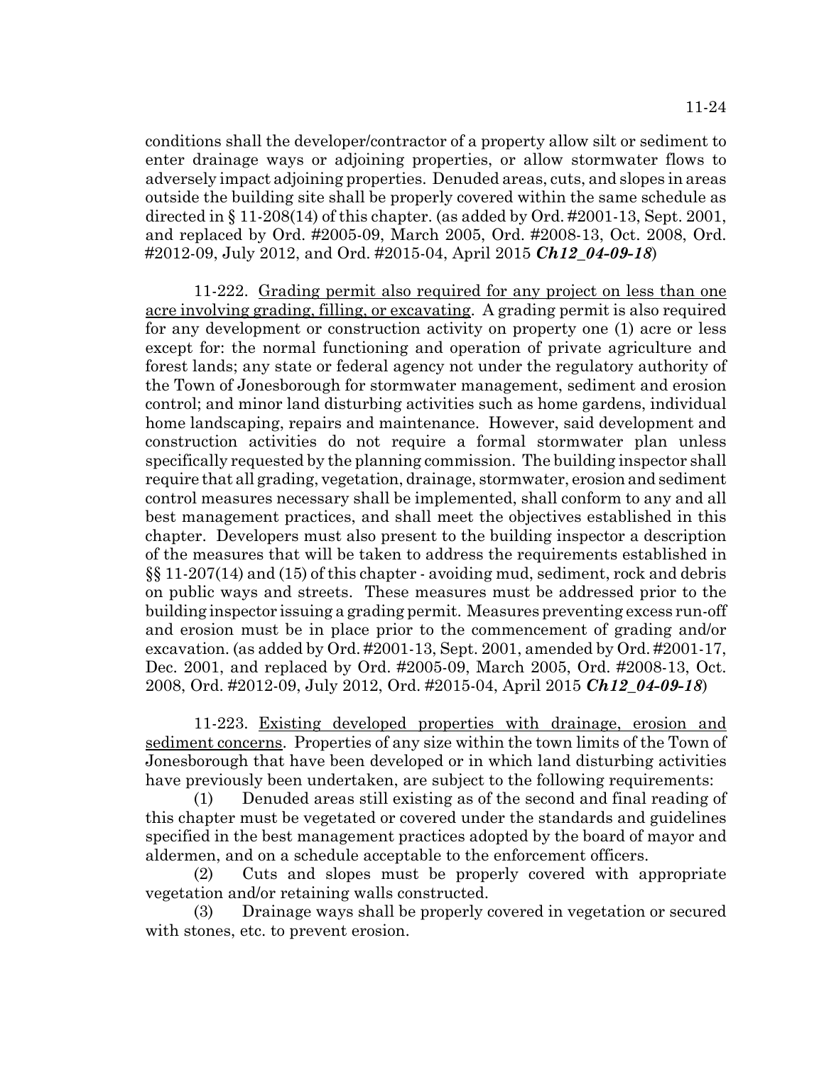conditions shall the developer/contractor of a property allow silt or sediment to enter drainage ways or adjoining properties, or allow stormwater flows to adversely impact adjoining properties. Denuded areas, cuts, and slopes in areas outside the building site shall be properly covered within the same schedule as directed in § 11-208(14) of this chapter. (as added by Ord. #2001-13, Sept. 2001, and replaced by Ord. #2005-09, March 2005, Ord. #2008-13, Oct. 2008, Ord. #2012-09, July 2012, and Ord. #2015-04, April 2015 ***Ch12_04-09-18***)

11-222. Grading permit also required for any project on less than one acre involving grading, filling, or excavating. A grading permit is also required for any development or construction activity on property one (1) acre or less except for: the normal functioning and operation of private agriculture and forest lands; any state or federal agency not under the regulatory authority of the Town of Jonesborough for stormwater management, sediment and erosion control; and minor land disturbing activities such as home gardens, individual home landscaping, repairs and maintenance. However, said development and construction activities do not require a formal stormwater plan unless specifically requested by the planning commission. The building inspector shall require that all grading, vegetation, drainage, stormwater, erosion and sediment control measures necessary shall be implemented, shall conform to any and all best management practices, and shall meet the objectives established in this chapter. Developers must also present to the building inspector a description of the measures that will be taken to address the requirements established in §§ 11-207(14) and (15) of this chapter - avoiding mud, sediment, rock and debris on public ways and streets. These measures must be addressed prior to the building inspector issuing a grading permit. Measures preventing excess run-off and erosion must be in place prior to the commencement of grading and/or excavation. (as added by Ord. #2001-13, Sept. 2001, amended by Ord. #2001-17, Dec. 2001, and replaced by Ord. #2005-09, March 2005, Ord. #2008-13, Oct. 2008, Ord. #2012-09, July 2012, Ord. #2015-04, April 2015 ***Ch12_04-09-18***)

11-223. Existing developed properties with drainage, erosion and sediment concerns. Properties of any size within the town limits of the Town of Jonesborough that have been developed or in which land disturbing activities have previously been undertaken, are subject to the following requirements:

(1) Denuded areas still existing as of the second and final reading of this chapter must be vegetated or covered under the standards and guidelines specified in the best management practices adopted by the board of mayor and aldermen, and on a schedule acceptable to the enforcement officers.

(2) Cuts and slopes must be properly covered with appropriate vegetation and/or retaining walls constructed.

(3) Drainage ways shall be properly covered in vegetation or secured with stones, etc. to prevent erosion.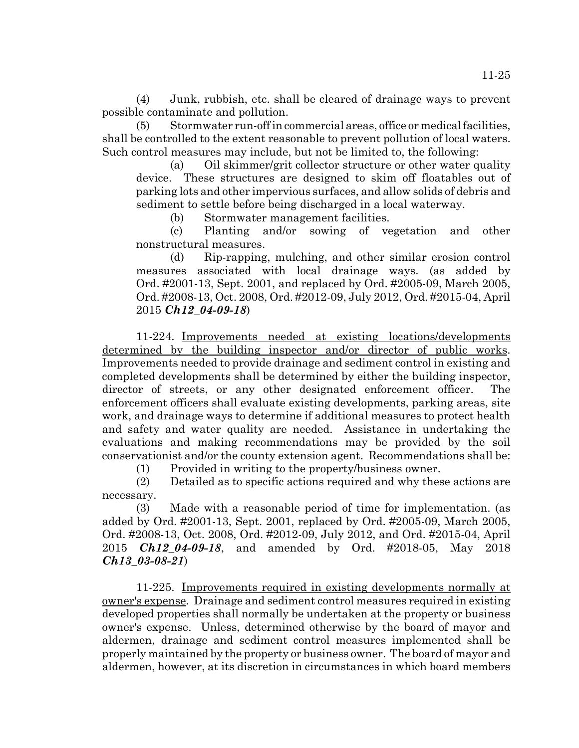(4) Junk, rubbish, etc. shall be cleared of drainage ways to prevent possible contaminate and pollution.

(5) Stormwater run-off in commercial areas, office or medical facilities, shall be controlled to the extent reasonable to prevent pollution of local waters. Such control measures may include, but not be limited to, the following:

(a) Oil skimmer/grit collector structure or other water quality device. These structures are designed to skim off floatables out of parking lots and other impervious surfaces, and allow solids of debris and sediment to settle before being discharged in a local waterway.

(b) Stormwater management facilities.

(c) Planting and/or sowing of vegetation and other nonstructural measures.

(d) Rip-rapping, mulching, and other similar erosion control measures associated with local drainage ways. (as added by Ord. #2001-13, Sept. 2001, and replaced by Ord. #2005-09, March 2005, Ord. #2008-13, Oct. 2008, Ord. #2012-09, July 2012, Ord. #2015-04, April 2015 ***Ch12_04-09-18***)

11-224. Improvements needed at existing locations/developments determined by the building inspector and/or director of public works. Improvements needed to provide drainage and sediment control in existing and completed developments shall be determined by either the building inspector, director of streets, or any other designated enforcement officer. The enforcement officers shall evaluate existing developments, parking areas, site work, and drainage ways to determine if additional measures to protect health and safety and water quality are needed. Assistance in undertaking the evaluations and making recommendations may be provided by the soil conservationist and/or the county extension agent. Recommendations shall be:

(1) Provided in writing to the property/business owner.

(2) Detailed as to specific actions required and why these actions are necessary.

(3) Made with a reasonable period of time for implementation. (as added by Ord. #2001-13, Sept. 2001, replaced by Ord. #2005-09, March 2005, Ord. #2008-13, Oct. 2008, Ord. #2012-09, July 2012, and Ord. #2015-04, April 2015 ***Ch12_04-09-18***, and amended by Ord. #2018-05, May 2018 ***Ch13_03-08-21***)

11-225. Improvements required in existing developments normally at owner's expense. Drainage and sediment control measures required in existing developed properties shall normally be undertaken at the property or business owner's expense. Unless, determined otherwise by the board of mayor and aldermen, drainage and sediment control measures implemented shall be properly maintained by the property or business owner. The board of mayor and aldermen, however, at its discretion in circumstances in which board members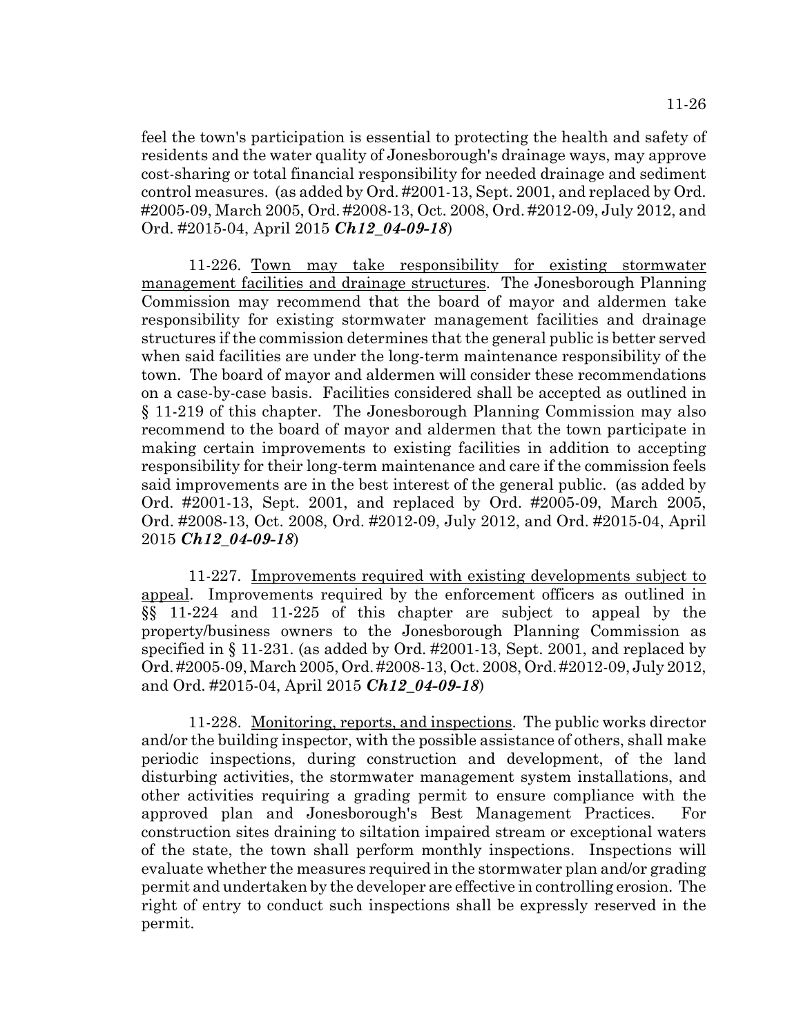feel the town's participation is essential to protecting the health and safety of residents and the water quality of Jonesborough's drainage ways, may approve cost-sharing or total financial responsibility for needed drainage and sediment control measures. (as added by Ord. #2001-13, Sept. 2001, and replaced by Ord. #2005-09, March 2005, Ord. #2008-13, Oct. 2008, Ord. #2012-09, July 2012, and Ord. #2015-04, April 2015 ***Ch12_04-09-18***)

11-226. Town may take responsibility for existing stormwater management facilities and drainage structures. The Jonesborough Planning Commission may recommend that the board of mayor and aldermen take responsibility for existing stormwater management facilities and drainage structures if the commission determines that the general public is better served when said facilities are under the long-term maintenance responsibility of the town. The board of mayor and aldermen will consider these recommendations on a case-by-case basis. Facilities considered shall be accepted as outlined in § 11-219 of this chapter. The Jonesborough Planning Commission may also recommend to the board of mayor and aldermen that the town participate in making certain improvements to existing facilities in addition to accepting responsibility for their long-term maintenance and care if the commission feels said improvements are in the best interest of the general public. (as added by Ord. #2001-13, Sept. 2001, and replaced by Ord. #2005-09, March 2005, Ord. #2008-13, Oct. 2008, Ord. #2012-09, July 2012, and Ord. #2015-04, April 2015 ***Ch12_04-09-18***)

11-227. Improvements required with existing developments subject to appeal. Improvements required by the enforcement officers as outlined in §§ 11-224 and 11-225 of this chapter are subject to appeal by the property/business owners to the Jonesborough Planning Commission as specified in § 11-231. (as added by Ord. #2001-13, Sept. 2001, and replaced by Ord. #2005-09, March 2005, Ord. #2008-13, Oct. 2008, Ord. #2012-09, July 2012, and Ord. #2015-04, April 2015 ***Ch12_04-09-18***)

11-228. Monitoring, reports, and inspections. The public works director and/or the building inspector, with the possible assistance of others, shall make periodic inspections, during construction and development, of the land disturbing activities, the stormwater management system installations, and other activities requiring a grading permit to ensure compliance with the approved plan and Jonesborough's Best Management Practices. For construction sites draining to siltation impaired stream or exceptional waters of the state, the town shall perform monthly inspections. Inspections will evaluate whether the measures required in the stormwater plan and/or grading permit and undertaken by the developer are effective in controlling erosion. The right of entry to conduct such inspections shall be expressly reserved in the permit.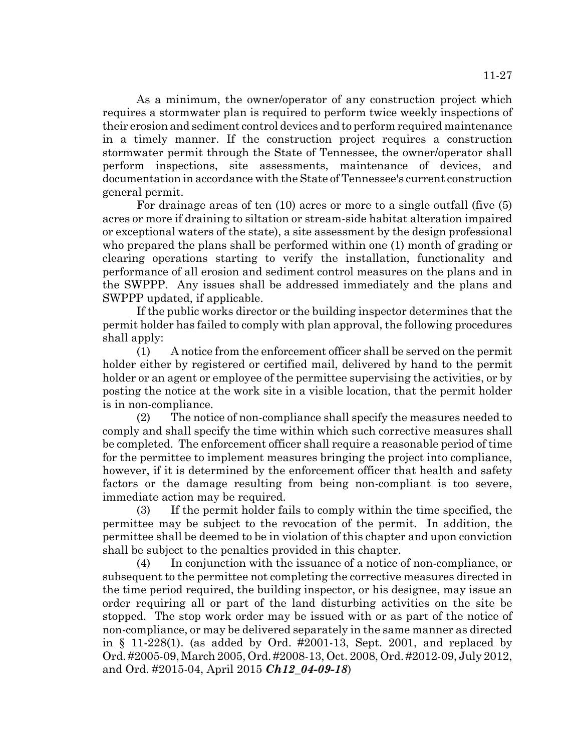As a minimum, the owner/operator of any construction project which requires a stormwater plan is required to perform twice weekly inspections of their erosion and sediment control devices and to perform required maintenance in a timely manner. If the construction project requires a construction stormwater permit through the State of Tennessee, the owner/operator shall perform inspections, site assessments, maintenance of devices, and documentation in accordance with the State of Tennessee's current construction general permit.

For drainage areas of ten (10) acres or more to a single outfall (five (5) acres or more if draining to siltation or stream-side habitat alteration impaired or exceptional waters of the state), a site assessment by the design professional who prepared the plans shall be performed within one (1) month of grading or clearing operations starting to verify the installation, functionality and performance of all erosion and sediment control measures on the plans and in the SWPPP. Any issues shall be addressed immediately and the plans and SWPPP updated, if applicable.

If the public works director or the building inspector determines that the permit holder has failed to comply with plan approval, the following procedures shall apply:

(1) A notice from the enforcement officer shall be served on the permit holder either by registered or certified mail, delivered by hand to the permit holder or an agent or employee of the permittee supervising the activities, or by posting the notice at the work site in a visible location, that the permit holder is in non-compliance.

(2) The notice of non-compliance shall specify the measures needed to comply and shall specify the time within which such corrective measures shall be completed. The enforcement officer shall require a reasonable period of time for the permittee to implement measures bringing the project into compliance, however, if it is determined by the enforcement officer that health and safety factors or the damage resulting from being non-compliant is too severe, immediate action may be required.

(3) If the permit holder fails to comply within the time specified, the permittee may be subject to the revocation of the permit. In addition, the permittee shall be deemed to be in violation of this chapter and upon conviction shall be subject to the penalties provided in this chapter.

(4) In conjunction with the issuance of a notice of non-compliance, or subsequent to the permittee not completing the corrective measures directed in the time period required, the building inspector, or his designee, may issue an order requiring all or part of the land disturbing activities on the site be stopped. The stop work order may be issued with or as part of the notice of non-compliance, or may be delivered separately in the same manner as directed in § 11-228(1). (as added by Ord. #2001-13, Sept. 2001, and replaced by Ord. #2005-09, March 2005, Ord. #2008-13, Oct. 2008, Ord. #2012-09, July 2012, and Ord. #2015-04, April 2015 ***Ch12_04-09-18***)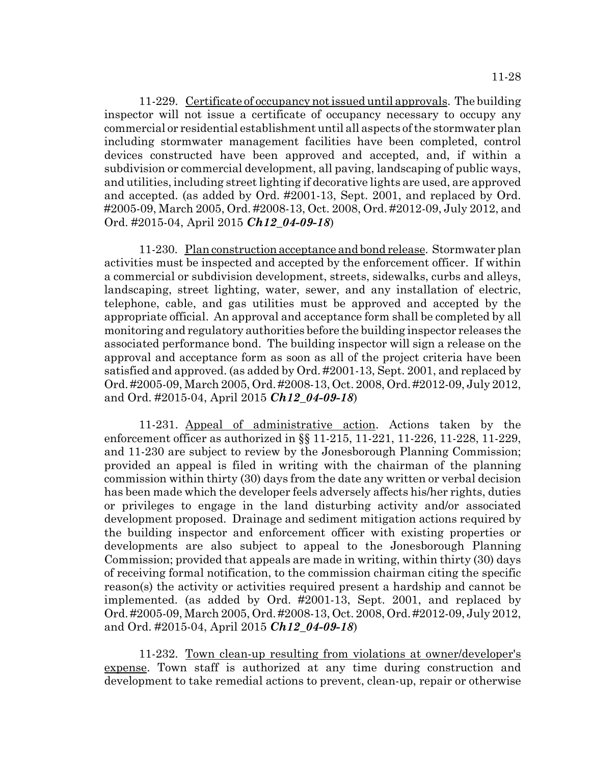11-229. Certificate of occupancy not issued until approvals. The building inspector will not issue a certificate of occupancy necessary to occupy any commercial or residential establishment until all aspects of the stormwater plan including stormwater management facilities have been completed, control devices constructed have been approved and accepted, and, if within a subdivision or commercial development, all paving, landscaping of public ways, and utilities, including street lighting if decorative lights are used, are approved and accepted. (as added by Ord. #2001-13, Sept. 2001, and replaced by Ord. #2005-09, March 2005, Ord. #2008-13, Oct. 2008, Ord. #2012-09, July 2012, and Ord. #2015-04, April 2015 ***Ch12_04-09-18***)

11-230. Plan construction acceptance and bond release. Stormwater plan activities must be inspected and accepted by the enforcement officer. If within a commercial or subdivision development, streets, sidewalks, curbs and alleys, landscaping, street lighting, water, sewer, and any installation of electric, telephone, cable, and gas utilities must be approved and accepted by the appropriate official. An approval and acceptance form shall be completed by all monitoring and regulatory authorities before the building inspector releases the associated performance bond. The building inspector will sign a release on the approval and acceptance form as soon as all of the project criteria have been satisfied and approved. (as added by Ord. #2001-13, Sept. 2001, and replaced by Ord. #2005-09, March 2005, Ord. #2008-13, Oct. 2008, Ord. #2012-09, July 2012, and Ord. #2015-04, April 2015 ***Ch12_04-09-18***)

11-231. Appeal of administrative action. Actions taken by the enforcement officer as authorized in §§ 11-215, 11-221, 11-226, 11-228, 11-229, and 11-230 are subject to review by the Jonesborough Planning Commission; provided an appeal is filed in writing with the chairman of the planning commission within thirty (30) days from the date any written or verbal decision has been made which the developer feels adversely affects his/her rights, duties or privileges to engage in the land disturbing activity and/or associated development proposed. Drainage and sediment mitigation actions required by the building inspector and enforcement officer with existing properties or developments are also subject to appeal to the Jonesborough Planning Commission; provided that appeals are made in writing, within thirty (30) days of receiving formal notification, to the commission chairman citing the specific reason(s) the activity or activities required present a hardship and cannot be implemented. (as added by Ord. #2001-13, Sept. 2001, and replaced by Ord. #2005-09, March 2005, Ord. #2008-13, Oct. 2008, Ord. #2012-09, July 2012, and Ord. #2015-04, April 2015 ***Ch12_04-09-18***)

11-232. Town clean-up resulting from violations at owner/developer's expense. Town staff is authorized at any time during construction and development to take remedial actions to prevent, clean-up, repair or otherwise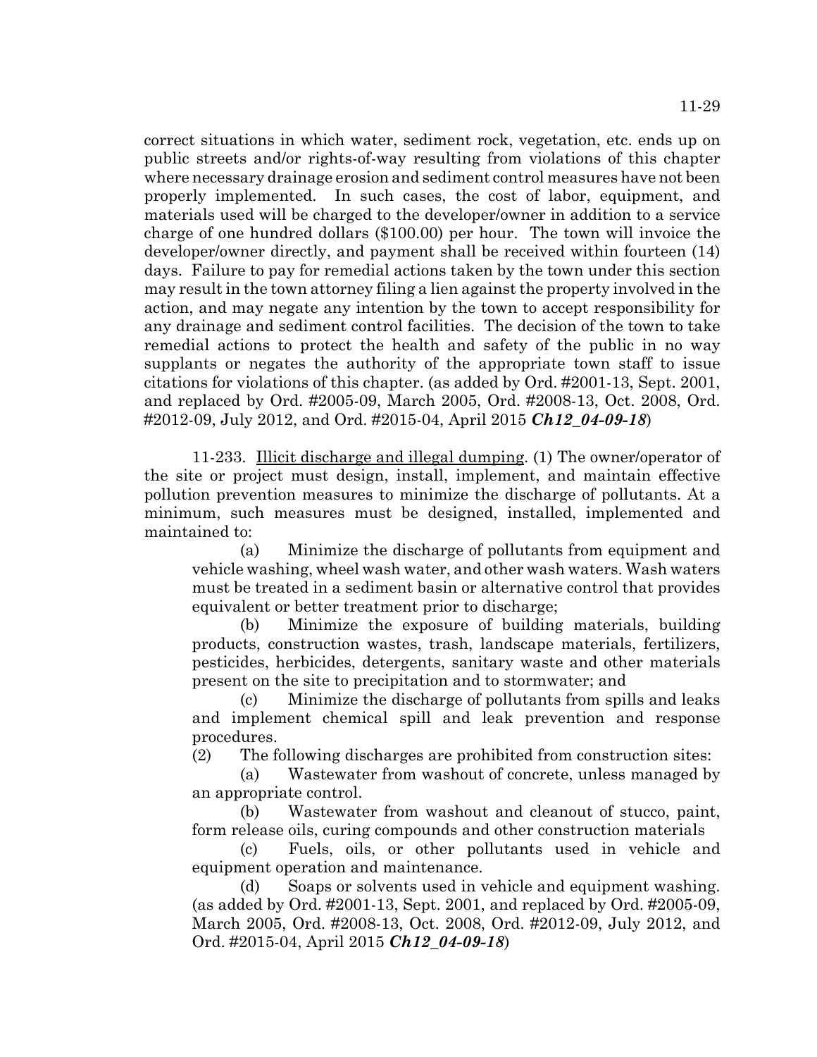correct situations in which water, sediment rock, vegetation, etc. ends up on public streets and/or rights-of-way resulting from violations of this chapter where necessary drainage erosion and sediment control measures have not been properly implemented. In such cases, the cost of labor, equipment, and materials used will be charged to the developer/owner in addition to a service charge of one hundred dollars ($100.00) per hour. The town will invoice the developer/owner directly, and payment shall be received within fourteen (14) days. Failure to pay for remedial actions taken by the town under this section may result in the town attorney filing a lien against the property involved in the action, and may negate any intention by the town to accept responsibility for any drainage and sediment control facilities. The decision of the town to take remedial actions to protect the health and safety of the public in no way supplants or negates the authority of the appropriate town staff to issue citations for violations of this chapter. (as added by Ord. #2001-13, Sept. 2001, and replaced by Ord. #2005-09, March 2005, Ord. #2008-13, Oct. 2008, Ord. #2012-09, July 2012, and Ord. #2015-04, April 2015 ***Ch12_04-09-18***)

11-233. Illicit discharge and illegal dumping. (1) The owner/operator of the site or project must design, install, implement, and maintain effective pollution prevention measures to minimize the discharge of pollutants. At a minimum, such measures must be designed, installed, implemented and maintained to:

(a) Minimize the discharge of pollutants from equipment and vehicle washing, wheel wash water, and other wash waters. Wash waters must be treated in a sediment basin or alternative control that provides equivalent or better treatment prior to discharge;

(b) Minimize the exposure of building materials, building products, construction wastes, trash, landscape materials, fertilizers, pesticides, herbicides, detergents, sanitary waste and other materials present on the site to precipitation and to stormwater; and

(c) Minimize the discharge of pollutants from spills and leaks and implement chemical spill and leak prevention and response procedures.

(2) The following discharges are prohibited from construction sites:

(a) Wastewater from washout of concrete, unless managed by an appropriate control.

(b) Wastewater from washout and cleanout of stucco, paint, form release oils, curing compounds and other construction materials

(c) Fuels, oils, or other pollutants used in vehicle and equipment operation and maintenance.

(d) Soaps or solvents used in vehicle and equipment washing. (as added by Ord. #2001-13, Sept. 2001, and replaced by Ord. #2005-09, March 2005, Ord. #2008-13, Oct. 2008, Ord. #2012-09, July 2012, and Ord. #2015-04, April 2015 ***Ch12_04-09-18***)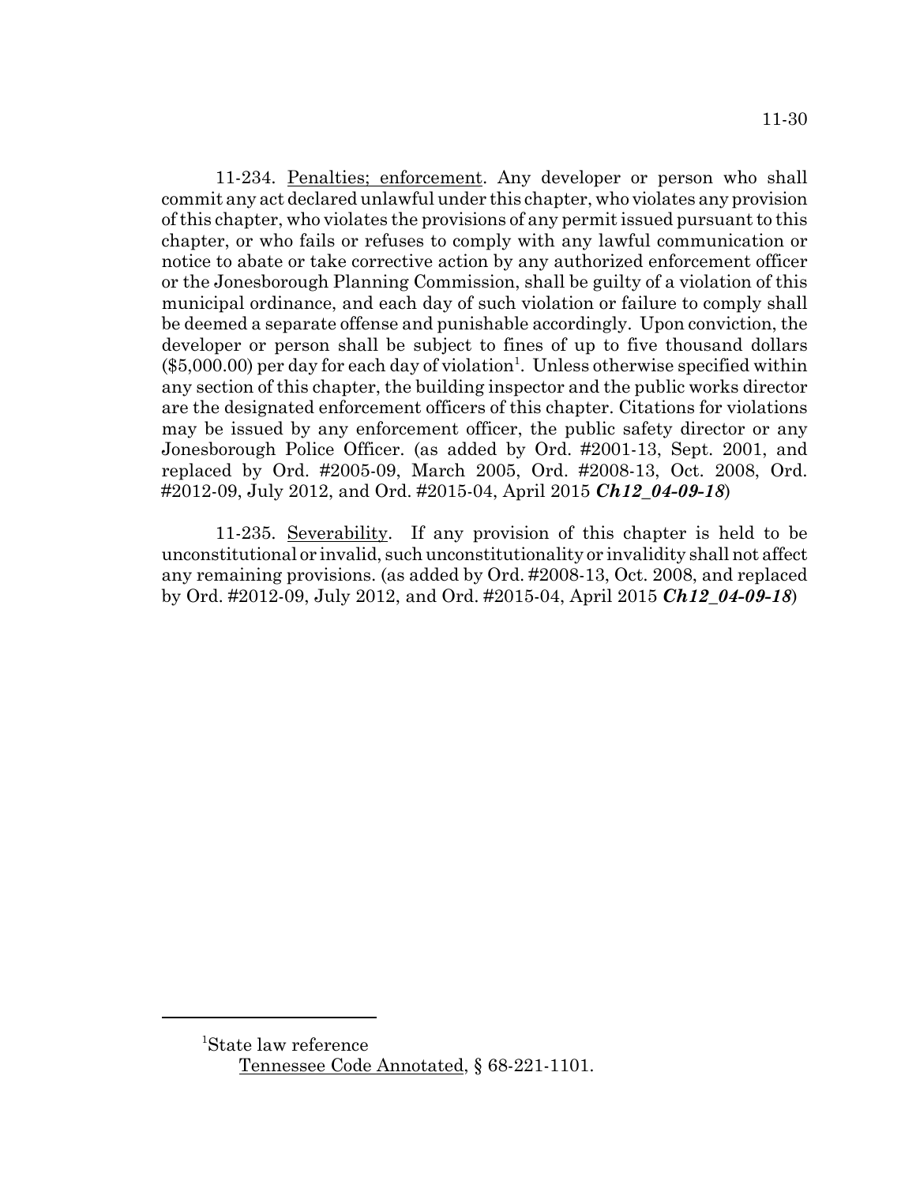11-234. Penalties; enforcement. Any developer or person who shall commit any act declared unlawful under this chapter, who violates any provision of this chapter, who violates the provisions of any permit issued pursuant to this chapter, or who fails or refuses to comply with any lawful communication or notice to abate or take corrective action by any authorized enforcement officer or the Jonesborough Planning Commission, shall be guilty of a violation of this municipal ordinance, and each day of such violation or failure to comply shall be deemed a separate offense and punishable accordingly. Upon conviction, the developer or person shall be subject to fines of up to five thousand dollars ($5,000.00) per day for each day of violation[1]. Unless otherwise specified within any section of this chapter, the building inspector and the public works director are the designated enforcement officers of this chapter. Citations for violations may be issued by any enforcement officer, the public safety director or any Jonesborough Police Officer. (as added by Ord. #2001-13, Sept. 2001, and replaced by Ord. #2005-09, March 2005, Ord. #2008-13, Oct. 2008, Ord. #2012-09, July 2012, and Ord. #2015-04, April 2015 ***Ch12_04-09-18***)

11-235. Severability. If any provision of this chapter is held to be unconstitutional or invalid, such unconstitutionality or invalidity shall not affect any remaining provisions. (as added by Ord. #2008-13, Oct. 2008, and replaced by Ord. #2012-09, July 2012, and Ord. #2015-04, April 2015 ***Ch12_04-09-18***)

---

[1]State law reference
Tennessee Code Annotated, § 68-221-1101.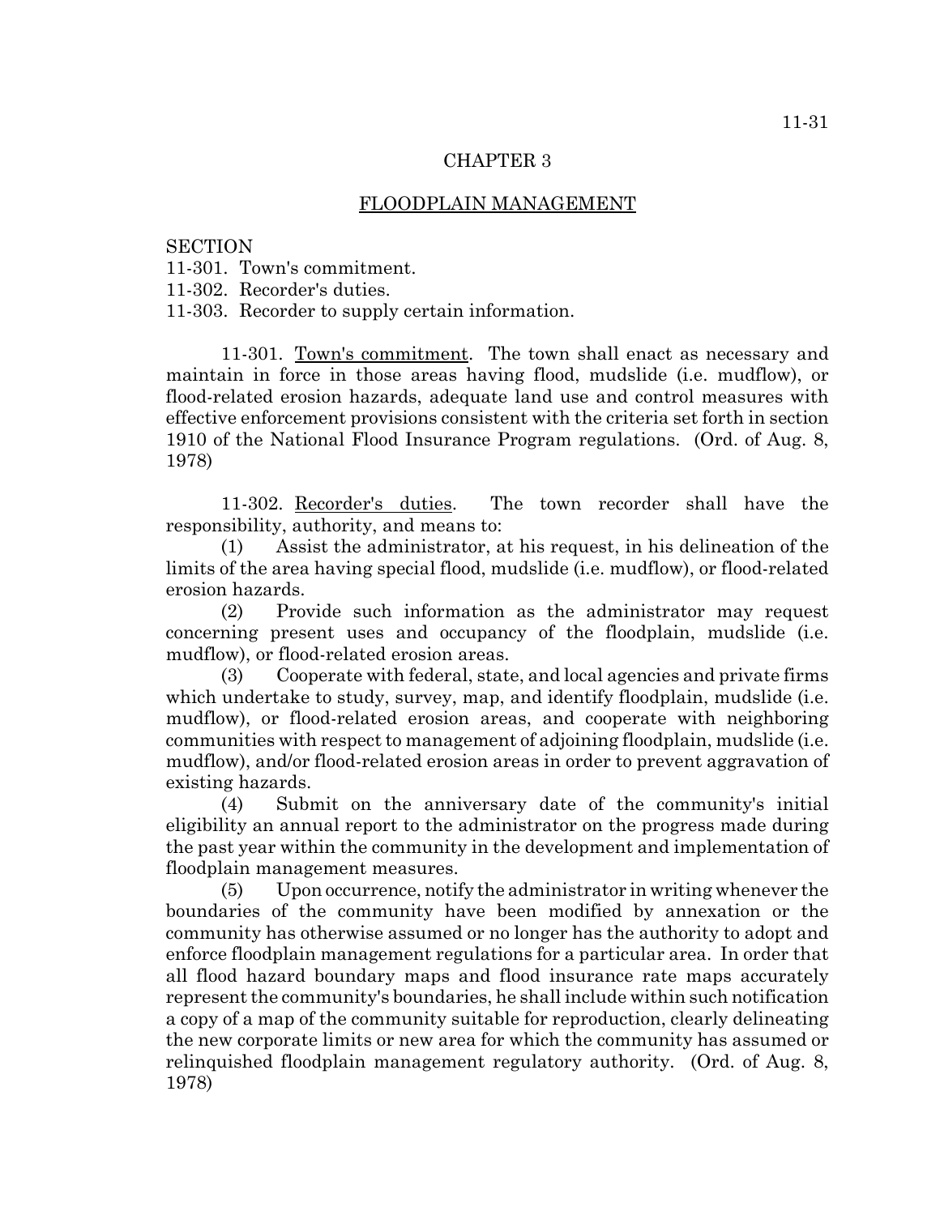# CHAPTER 3

## FLOODPLAIN MANAGEMENT

SECTION
11-301. Town's commitment.
11-302. Recorder's duties.
11-303. Recorder to supply certain information.

**11-301. Town's commitment.** The town shall enact as necessary and maintain in force in those areas having flood, mudslide (i.e. mudflow), or flood-related erosion hazards, adequate land use and control measures with effective enforcement provisions consistent with the criteria set forth in section 1910 of the National Flood Insurance Program regulations. (Ord. of Aug. 8, 1978)

**11-302. Recorder's duties.** The town recorder shall have the responsibility, authority, and means to:

(1) Assist the administrator, at his request, in his delineation of the limits of the area having special flood, mudslide (i.e. mudflow), or flood-related erosion hazards.

(2) Provide such information as the administrator may request concerning present uses and occupancy of the floodplain, mudslide (i.e. mudflow), or flood-related erosion areas.

(3) Cooperate with federal, state, and local agencies and private firms which undertake to study, survey, map, and identify floodplain, mudslide (i.e. mudflow), or flood-related erosion areas, and cooperate with neighboring communities with respect to management of adjoining floodplain, mudslide (i.e. mudflow), and/or flood-related erosion areas in order to prevent aggravation of existing hazards.

(4) Submit on the anniversary date of the community's initial eligibility an annual report to the administrator on the progress made during the past year within the community in the development and implementation of floodplain management measures.

(5) Upon occurrence, notify the administrator in writing whenever the boundaries of the community have been modified by annexation or the community has otherwise assumed or no longer has the authority to adopt and enforce floodplain management regulations for a particular area. In order that all flood hazard boundary maps and flood insurance rate maps accurately represent the community's boundaries, he shall include within such notification a copy of a map of the community suitable for reproduction, clearly delineating the new corporate limits or new area for which the community has assumed or relinquished floodplain management regulatory authority. (Ord. of Aug. 8, 1978)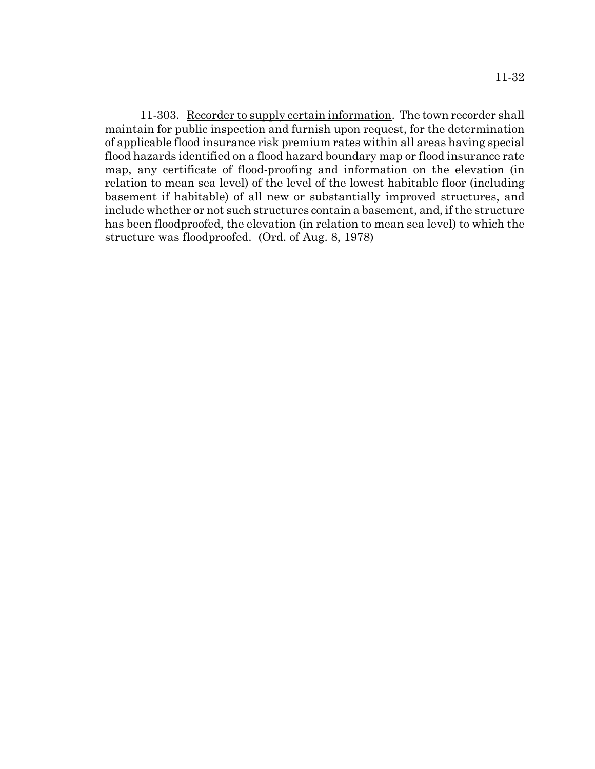11-303. <u>Recorder to supply certain information</u>. The town recorder shall maintain for public inspection and furnish upon request, for the determination of applicable flood insurance risk premium rates within all areas having special flood hazards identified on a flood hazard boundary map or flood insurance rate map, any certificate of flood-proofing and information on the elevation (in relation to mean sea level) of the level of the lowest habitable floor (including basement if habitable) of all new or substantially improved structures, and include whether or not such structures contain a basement, and, if the structure has been floodproofed, the elevation (in relation to mean sea level) to which the structure was floodproofed. (Ord. of Aug. 8, 1978)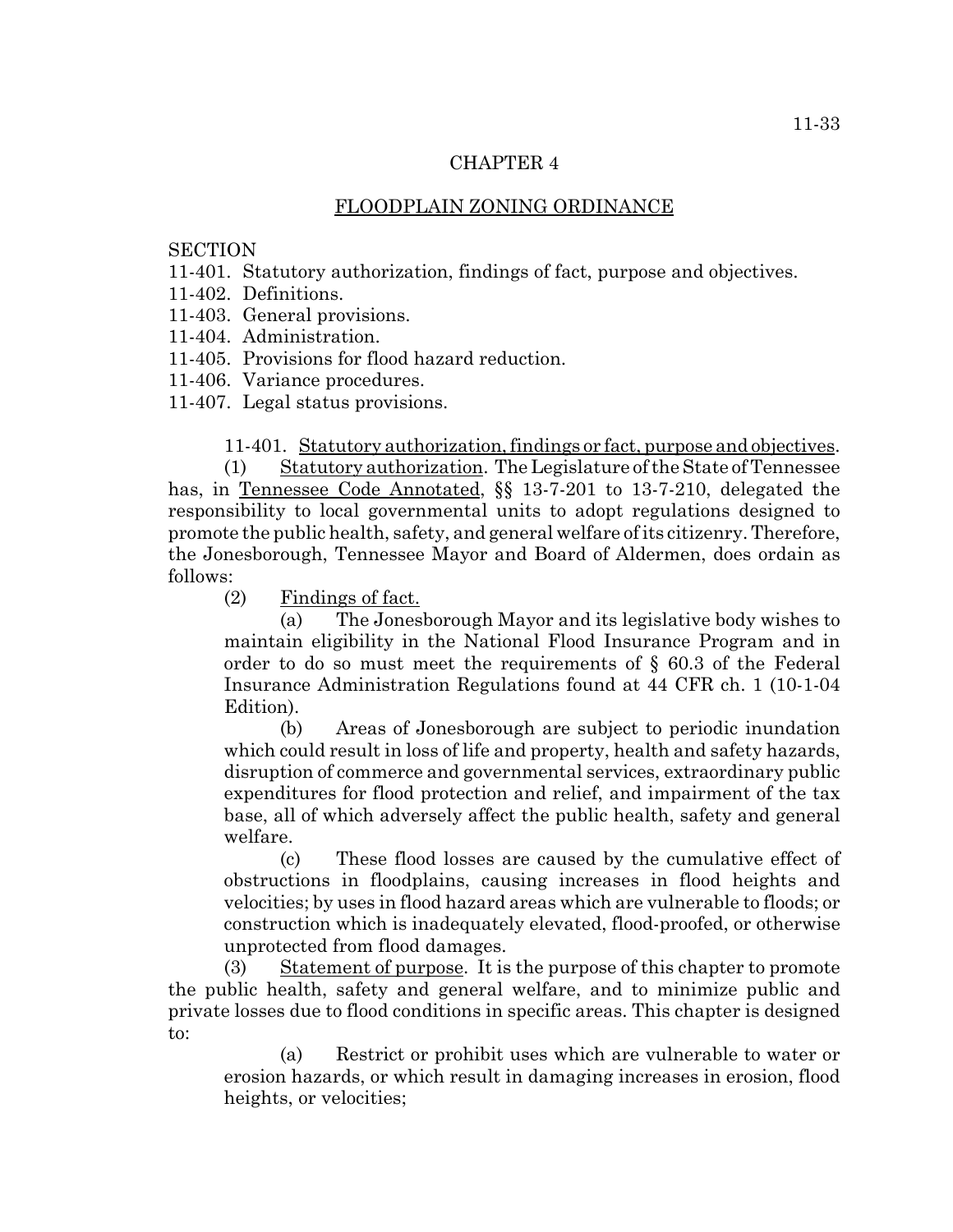# CHAPTER 4

## FLOODPLAIN ZONING ORDINANCE

SECTION
11-401. Statutory authorization, findings of fact, purpose and objectives.
11-402. Definitions.
11-403. General provisions.
11-404. Administration.
11-405. Provisions for flood hazard reduction.
11-406. Variance procedures.
11-407. Legal status provisions.

11-401. Statutory authorization, findings or fact, purpose and objectives.

(1) Statutory authorization. The Legislature of the State of Tennessee has, in Tennessee Code Annotated, §§ 13-7-201 to 13-7-210, delegated the responsibility to local governmental units to adopt regulations designed to promote the public health, safety, and general welfare of its citizenry. Therefore, the Jonesborough, Tennessee Mayor and Board of Aldermen, does ordain as follows:

(2) Findings of fact.

(a) The Jonesborough Mayor and its legislative body wishes to maintain eligibility in the National Flood Insurance Program and in order to do so must meet the requirements of § 60.3 of the Federal Insurance Administration Regulations found at 44 CFR ch. 1 (10-1-04 Edition).

(b) Areas of Jonesborough are subject to periodic inundation which could result in loss of life and property, health and safety hazards, disruption of commerce and governmental services, extraordinary public expenditures for flood protection and relief, and impairment of the tax base, all of which adversely affect the public health, safety and general welfare.

(c) These flood losses are caused by the cumulative effect of obstructions in floodplains, causing increases in flood heights and velocities; by uses in flood hazard areas which are vulnerable to floods; or construction which is inadequately elevated, flood-proofed, or otherwise unprotected from flood damages.

(3) Statement of purpose. It is the purpose of this chapter to promote the public health, safety and general welfare, and to minimize public and private losses due to flood conditions in specific areas. This chapter is designed to:

(a) Restrict or prohibit uses which are vulnerable to water or erosion hazards, or which result in damaging increases in erosion, flood heights, or velocities;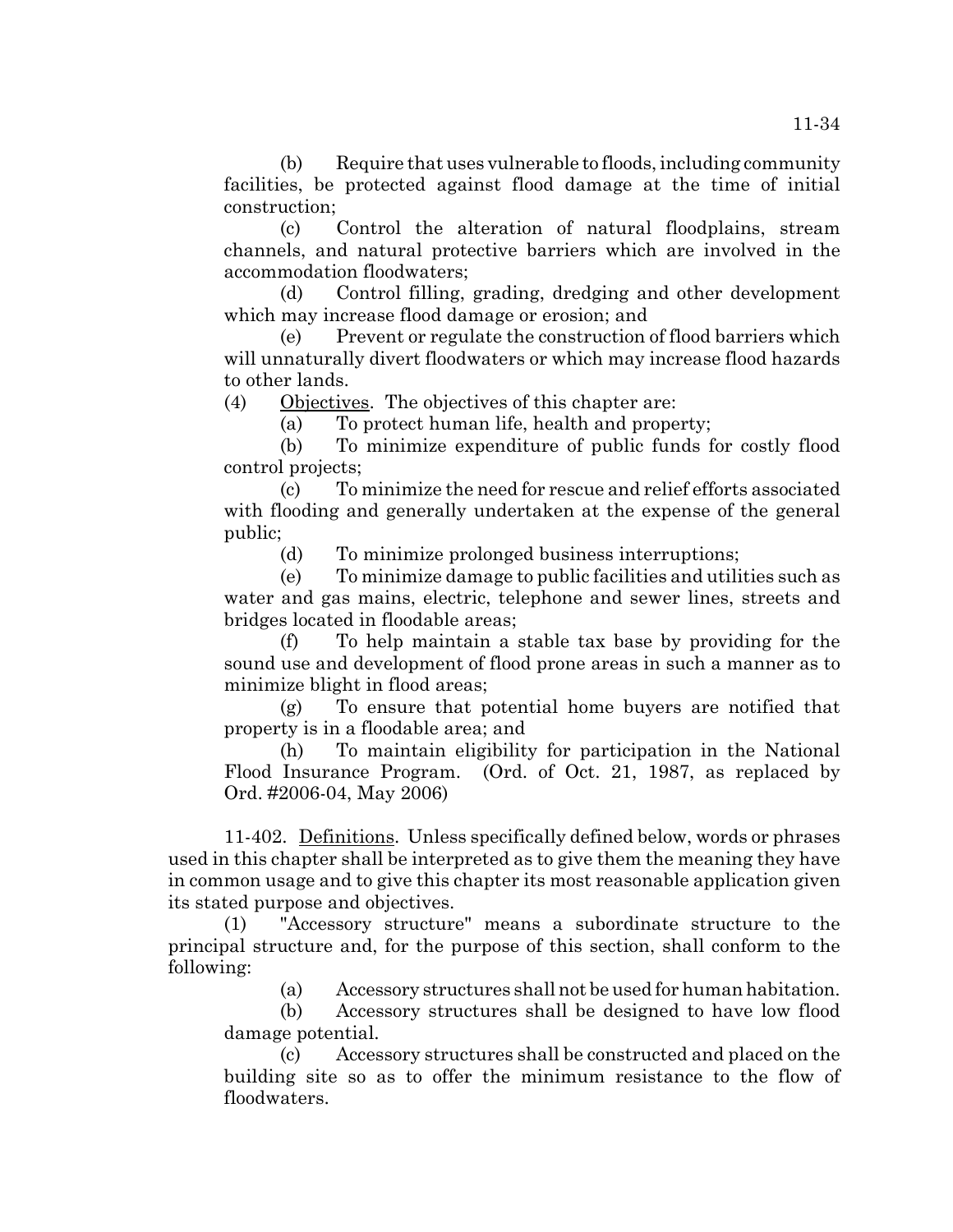(b) Require that uses vulnerable to floods, including community facilities, be protected against flood damage at the time of initial construction;

(c) Control the alteration of natural floodplains, stream channels, and natural protective barriers which are involved in the accommodation floodwaters;

(d) Control filling, grading, dredging and other development which may increase flood damage or erosion; and

(e) Prevent or regulate the construction of flood barriers which will unnaturally divert floodwaters or which may increase flood hazards to other lands.

(4) Objectives. The objectives of this chapter are:

(a) To protect human life, health and property;

(b) To minimize expenditure of public funds for costly flood control projects;

(c) To minimize the need for rescue and relief efforts associated with flooding and generally undertaken at the expense of the general public;

(d) To minimize prolonged business interruptions;

(e) To minimize damage to public facilities and utilities such as water and gas mains, electric, telephone and sewer lines, streets and bridges located in floodable areas;

(f) To help maintain a stable tax base by providing for the sound use and development of flood prone areas in such a manner as to minimize blight in flood areas;

(g) To ensure that potential home buyers are notified that property is in a floodable area; and

(h) To maintain eligibility for participation in the National Flood Insurance Program. (Ord. of Oct. 21, 1987, as replaced by Ord. #2006-04, May 2006)

11-402. Definitions. Unless specifically defined below, words or phrases used in this chapter shall be interpreted as to give them the meaning they have in common usage and to give this chapter its most reasonable application given its stated purpose and objectives.

(1) "Accessory structure" means a subordinate structure to the principal structure and, for the purpose of this section, shall conform to the following:

(a) Accessory structures shall not be used for human habitation.

(b) Accessory structures shall be designed to have low flood damage potential.

(c) Accessory structures shall be constructed and placed on the building site so as to offer the minimum resistance to the flow of floodwaters.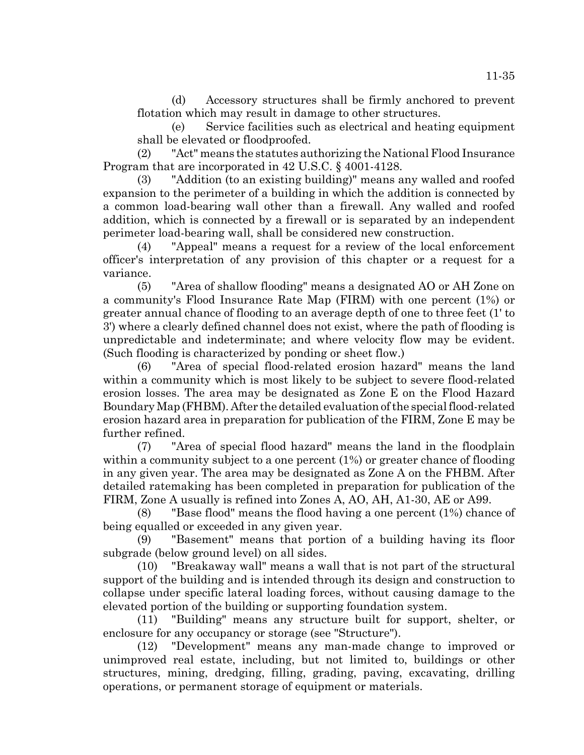(d) Accessory structures shall be firmly anchored to prevent flotation which may result in damage to other structures.

(e) Service facilities such as electrical and heating equipment shall be elevated or floodproofed.

(2) "Act" means the statutes authorizing the National Flood Insurance Program that are incorporated in 42 U.S.C. § 4001-4128.

(3) "Addition (to an existing building)" means any walled and roofed expansion to the perimeter of a building in which the addition is connected by a common load-bearing wall other than a firewall. Any walled and roofed addition, which is connected by a firewall or is separated by an independent perimeter load-bearing wall, shall be considered new construction.

(4) "Appeal" means a request for a review of the local enforcement officer's interpretation of any provision of this chapter or a request for a variance.

(5) "Area of shallow flooding" means a designated AO or AH Zone on a community's Flood Insurance Rate Map (FIRM) with one percent (1%) or greater annual chance of flooding to an average depth of one to three feet (1' to 3') where a clearly defined channel does not exist, where the path of flooding is unpredictable and indeterminate; and where velocity flow may be evident. (Such flooding is characterized by ponding or sheet flow.)

(6) "Area of special flood-related erosion hazard" means the land within a community which is most likely to be subject to severe flood-related erosion losses. The area may be designated as Zone E on the Flood Hazard Boundary Map (FHBM). After the detailed evaluation of the special flood-related erosion hazard area in preparation for publication of the FIRM, Zone E may be further refined.

(7) "Area of special flood hazard" means the land in the floodplain within a community subject to a one percent (1%) or greater chance of flooding in any given year. The area may be designated as Zone A on the FHBM. After detailed ratemaking has been completed in preparation for publication of the FIRM, Zone A usually is refined into Zones A, AO, AH, A1-30, AE or A99.

(8) "Base flood" means the flood having a one percent (1%) chance of being equalled or exceeded in any given year.

(9) "Basement" means that portion of a building having its floor subgrade (below ground level) on all sides.

(10) "Breakaway wall" means a wall that is not part of the structural support of the building and is intended through its design and construction to collapse under specific lateral loading forces, without causing damage to the elevated portion of the building or supporting foundation system.

(11) "Building" means any structure built for support, shelter, or enclosure for any occupancy or storage (see "Structure").

(12) "Development" means any man-made change to improved or unimproved real estate, including, but not limited to, buildings or other structures, mining, dredging, filling, grading, paving, excavating, drilling operations, or permanent storage of equipment or materials.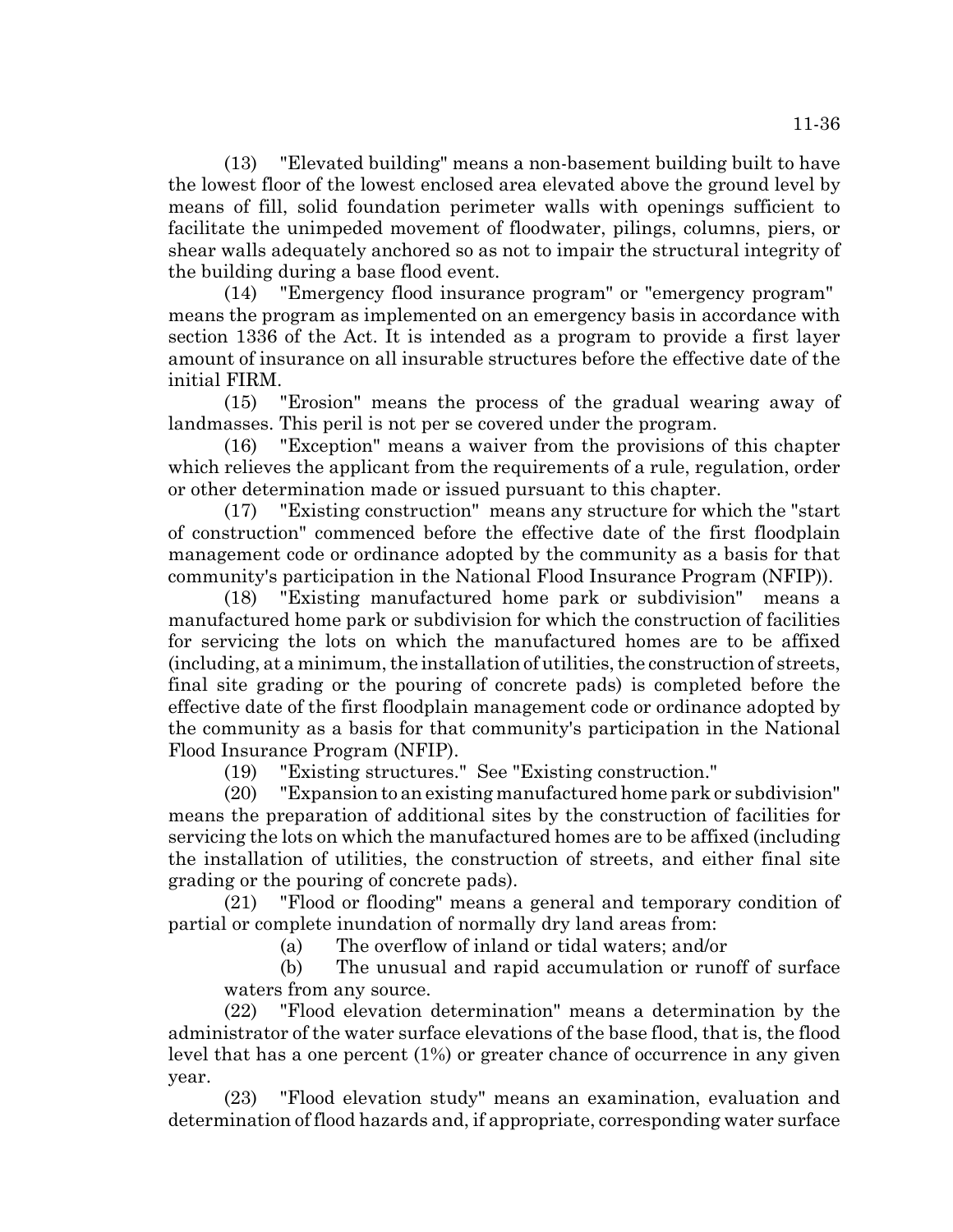(13) "Elevated building" means a non-basement building built to have the lowest floor of the lowest enclosed area elevated above the ground level by means of fill, solid foundation perimeter walls with openings sufficient to facilitate the unimpeded movement of floodwater, pilings, columns, piers, or shear walls adequately anchored so as not to impair the structural integrity of the building during a base flood event.

(14) "Emergency flood insurance program" or "emergency program" means the program as implemented on an emergency basis in accordance with section 1336 of the Act. It is intended as a program to provide a first layer amount of insurance on all insurable structures before the effective date of the initial FIRM.

(15) "Erosion" means the process of the gradual wearing away of landmasses. This peril is not per se covered under the program.

(16) "Exception" means a waiver from the provisions of this chapter which relieves the applicant from the requirements of a rule, regulation, order or other determination made or issued pursuant to this chapter.

(17) "Existing construction" means any structure for which the "start of construction" commenced before the effective date of the first floodplain management code or ordinance adopted by the community as a basis for that community's participation in the National Flood Insurance Program (NFIP)).

(18) "Existing manufactured home park or subdivision" means a manufactured home park or subdivision for which the construction of facilities for servicing the lots on which the manufactured homes are to be affixed (including, at a minimum, the installation of utilities, the construction of streets, final site grading or the pouring of concrete pads) is completed before the effective date of the first floodplain management code or ordinance adopted by the community as a basis for that community's participation in the National Flood Insurance Program (NFIP).

(19) "Existing structures." See "Existing construction."

(20) "Expansion to an existing manufactured home park or subdivision" means the preparation of additional sites by the construction of facilities for servicing the lots on which the manufactured homes are to be affixed (including the installation of utilities, the construction of streets, and either final site grading or the pouring of concrete pads).

(21) "Flood or flooding" means a general and temporary condition of partial or complete inundation of normally dry land areas from:

(a) The overflow of inland or tidal waters; and/or

(b) The unusual and rapid accumulation or runoff of surface waters from any source.

(22) "Flood elevation determination" means a determination by the administrator of the water surface elevations of the base flood, that is, the flood level that has a one percent (1%) or greater chance of occurrence in any given year.

(23) "Flood elevation study" means an examination, evaluation and determination of flood hazards and, if appropriate, corresponding water surface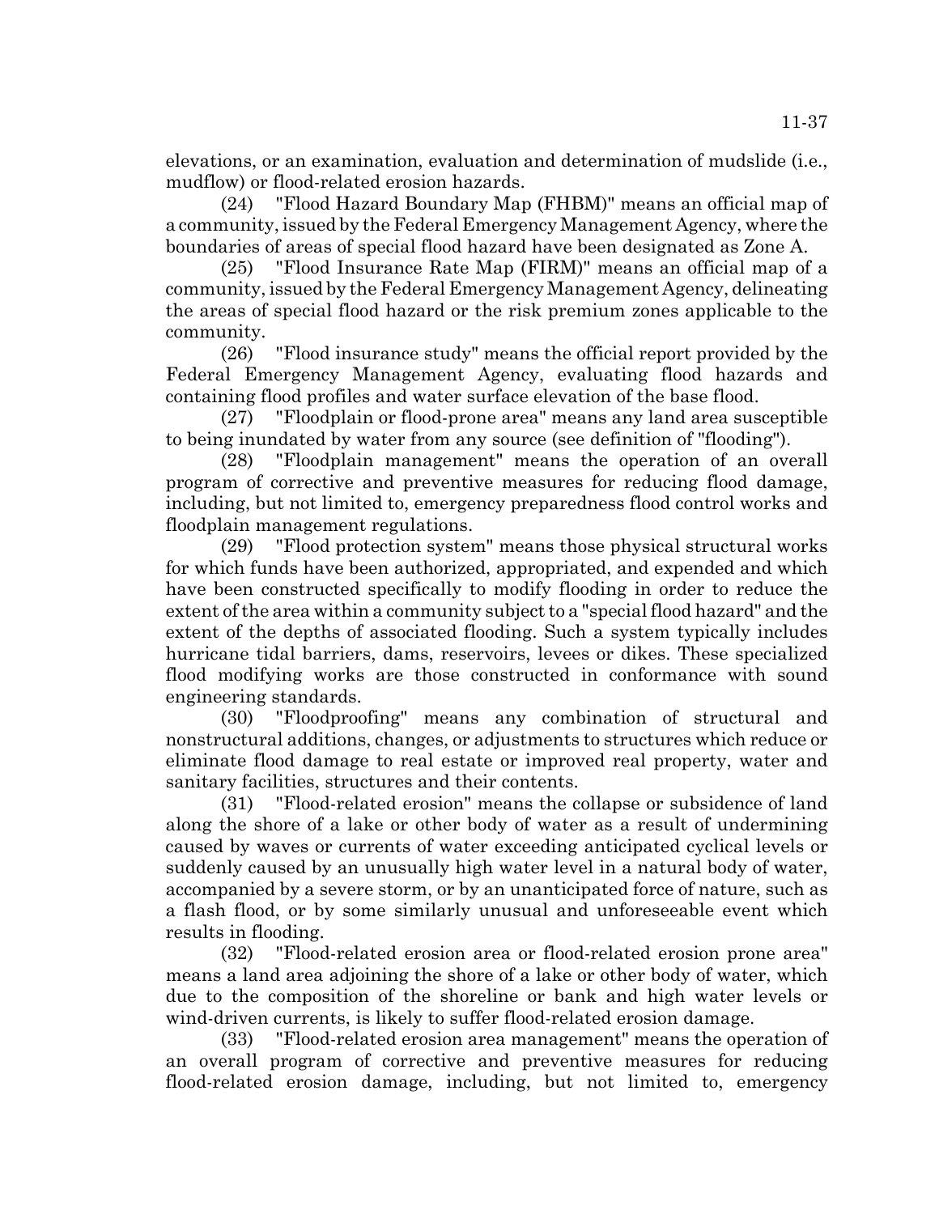elevations, or an examination, evaluation and determination of mudslide (i.e., mudflow) or flood-related erosion hazards.

(24) "Flood Hazard Boundary Map (FHBM)" means an official map of a community, issued by the Federal Emergency Management Agency, where the boundaries of areas of special flood hazard have been designated as Zone A.

(25) "Flood Insurance Rate Map (FIRM)" means an official map of a community, issued by the Federal Emergency Management Agency, delineating the areas of special flood hazard or the risk premium zones applicable to the community.

(26) "Flood insurance study" means the official report provided by the Federal Emergency Management Agency, evaluating flood hazards and containing flood profiles and water surface elevation of the base flood.

(27) "Floodplain or flood-prone area" means any land area susceptible to being inundated by water from any source (see definition of "flooding").

(28) "Floodplain management" means the operation of an overall program of corrective and preventive measures for reducing flood damage, including, but not limited to, emergency preparedness flood control works and floodplain management regulations.

(29) "Flood protection system" means those physical structural works for which funds have been authorized, appropriated, and expended and which have been constructed specifically to modify flooding in order to reduce the extent of the area within a community subject to a "special flood hazard" and the extent of the depths of associated flooding. Such a system typically includes hurricane tidal barriers, dams, reservoirs, levees or dikes. These specialized flood modifying works are those constructed in conformance with sound engineering standards.

(30) "Floodproofing" means any combination of structural and nonstructural additions, changes, or adjustments to structures which reduce or eliminate flood damage to real estate or improved real property, water and sanitary facilities, structures and their contents.

(31) "Flood-related erosion" means the collapse or subsidence of land along the shore of a lake or other body of water as a result of undermining caused by waves or currents of water exceeding anticipated cyclical levels or suddenly caused by an unusually high water level in a natural body of water, accompanied by a severe storm, or by an unanticipated force of nature, such as a flash flood, or by some similarly unusual and unforeseeable event which results in flooding.

(32) "Flood-related erosion area or flood-related erosion prone area" means a land area adjoining the shore of a lake or other body of water, which due to the composition of the shoreline or bank and high water levels or wind-driven currents, is likely to suffer flood-related erosion damage.

(33) "Flood-related erosion area management" means the operation of an overall program of corrective and preventive measures for reducing flood-related erosion damage, including, but not limited to, emergency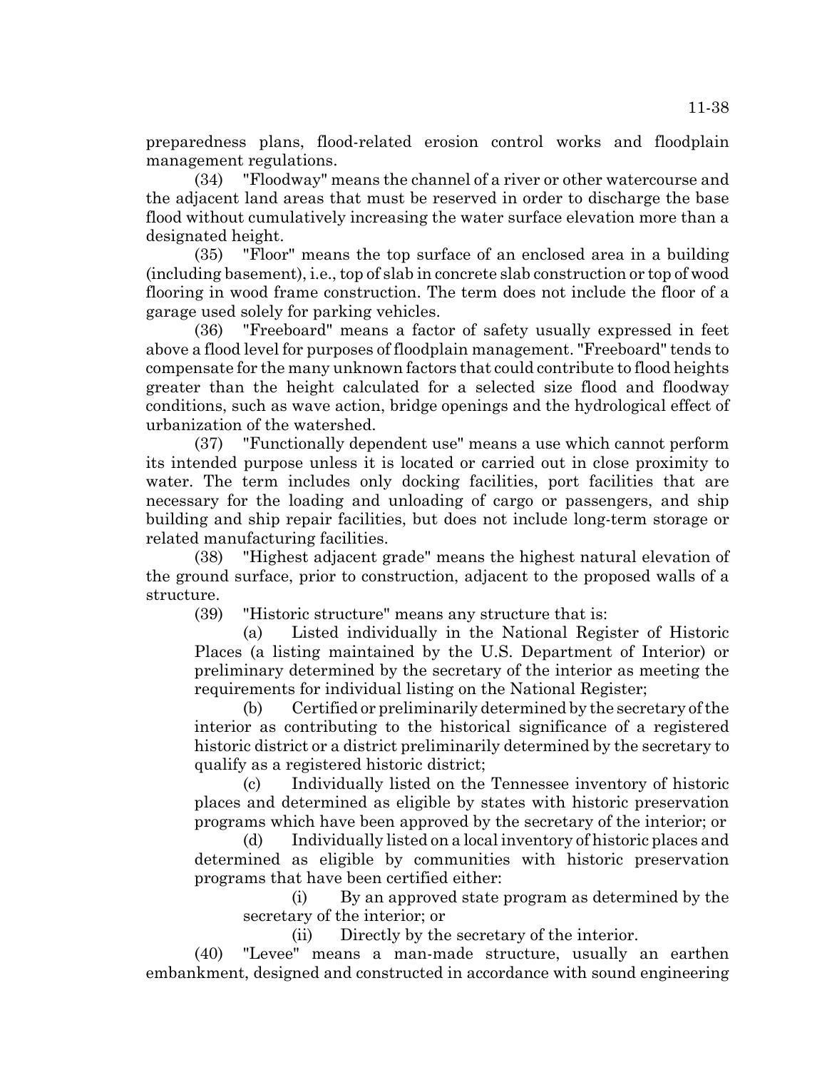preparedness plans, flood-related erosion control works and floodplain management regulations.

(34) "Floodway" means the channel of a river or other watercourse and the adjacent land areas that must be reserved in order to discharge the base flood without cumulatively increasing the water surface elevation more than a designated height.

(35) "Floor" means the top surface of an enclosed area in a building (including basement), i.e., top of slab in concrete slab construction or top of wood flooring in wood frame construction. The term does not include the floor of a garage used solely for parking vehicles.

(36) "Freeboard" means a factor of safety usually expressed in feet above a flood level for purposes of floodplain management. "Freeboard" tends to compensate for the many unknown factors that could contribute to flood heights greater than the height calculated for a selected size flood and floodway conditions, such as wave action, bridge openings and the hydrological effect of urbanization of the watershed.

(37) "Functionally dependent use" means a use which cannot perform its intended purpose unless it is located or carried out in close proximity to water. The term includes only docking facilities, port facilities that are necessary for the loading and unloading of cargo or passengers, and ship building and ship repair facilities, but does not include long-term storage or related manufacturing facilities.

(38) "Highest adjacent grade" means the highest natural elevation of the ground surface, prior to construction, adjacent to the proposed walls of a structure.

(39) "Historic structure" means any structure that is:

(a) Listed individually in the National Register of Historic Places (a listing maintained by the U.S. Department of Interior) or preliminary determined by the secretary of the interior as meeting the requirements for individual listing on the National Register;

(b) Certified or preliminarily determined by the secretary of the interior as contributing to the historical significance of a registered historic district or a district preliminarily determined by the secretary to qualify as a registered historic district;

(c) Individually listed on the Tennessee inventory of historic places and determined as eligible by states with historic preservation programs which have been approved by the secretary of the interior; or

(d) Individually listed on a local inventory of historic places and determined as eligible by communities with historic preservation programs that have been certified either:

(i) By an approved state program as determined by the secretary of the interior; or

(ii) Directly by the secretary of the interior.

(40) "Levee" means a man-made structure, usually an earthen embankment, designed and constructed in accordance with sound engineering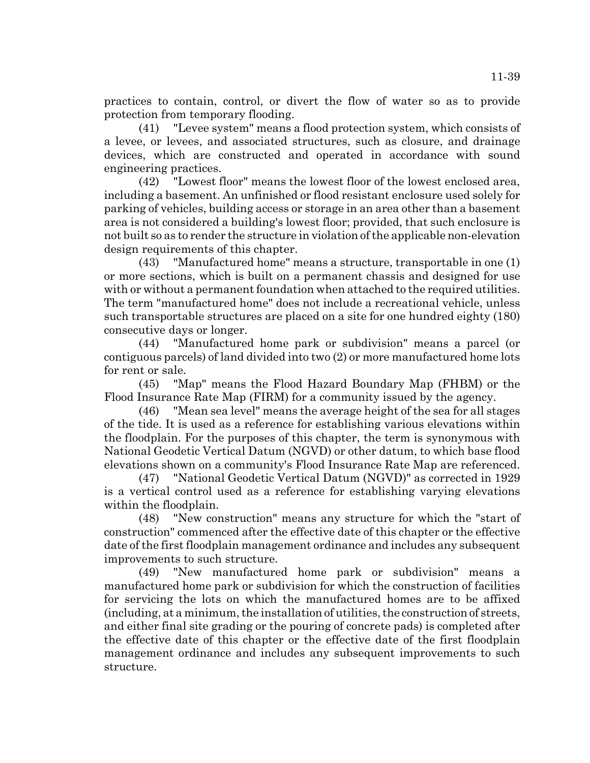practices to contain, control, or divert the flow of water so as to provide protection from temporary flooding.

(41) "Levee system" means a flood protection system, which consists of a levee, or levees, and associated structures, such as closure, and drainage devices, which are constructed and operated in accordance with sound engineering practices.

(42) "Lowest floor" means the lowest floor of the lowest enclosed area, including a basement. An unfinished or flood resistant enclosure used solely for parking of vehicles, building access or storage in an area other than a basement area is not considered a building's lowest floor; provided, that such enclosure is not built so as to render the structure in violation of the applicable non-elevation design requirements of this chapter.

(43) "Manufactured home" means a structure, transportable in one (1) or more sections, which is built on a permanent chassis and designed for use with or without a permanent foundation when attached to the required utilities. The term "manufactured home" does not include a recreational vehicle, unless such transportable structures are placed on a site for one hundred eighty (180) consecutive days or longer.

(44) "Manufactured home park or subdivision" means a parcel (or contiguous parcels) of land divided into two (2) or more manufactured home lots for rent or sale.

(45) "Map" means the Flood Hazard Boundary Map (FHBM) or the Flood Insurance Rate Map (FIRM) for a community issued by the agency.

(46) "Mean sea level" means the average height of the sea for all stages of the tide. It is used as a reference for establishing various elevations within the floodplain. For the purposes of this chapter, the term is synonymous with National Geodetic Vertical Datum (NGVD) or other datum, to which base flood elevations shown on a community's Flood Insurance Rate Map are referenced.

(47) "National Geodetic Vertical Datum (NGVD)" as corrected in 1929 is a vertical control used as a reference for establishing varying elevations within the floodplain.

(48) "New construction" means any structure for which the "start of construction" commenced after the effective date of this chapter or the effective date of the first floodplain management ordinance and includes any subsequent improvements to such structure.

(49) "New manufactured home park or subdivision" means a manufactured home park or subdivision for which the construction of facilities for servicing the lots on which the manufactured homes are to be affixed (including, at a minimum, the installation of utilities, the construction of streets, and either final site grading or the pouring of concrete pads) is completed after the effective date of this chapter or the effective date of the first floodplain management ordinance and includes any subsequent improvements to such structure.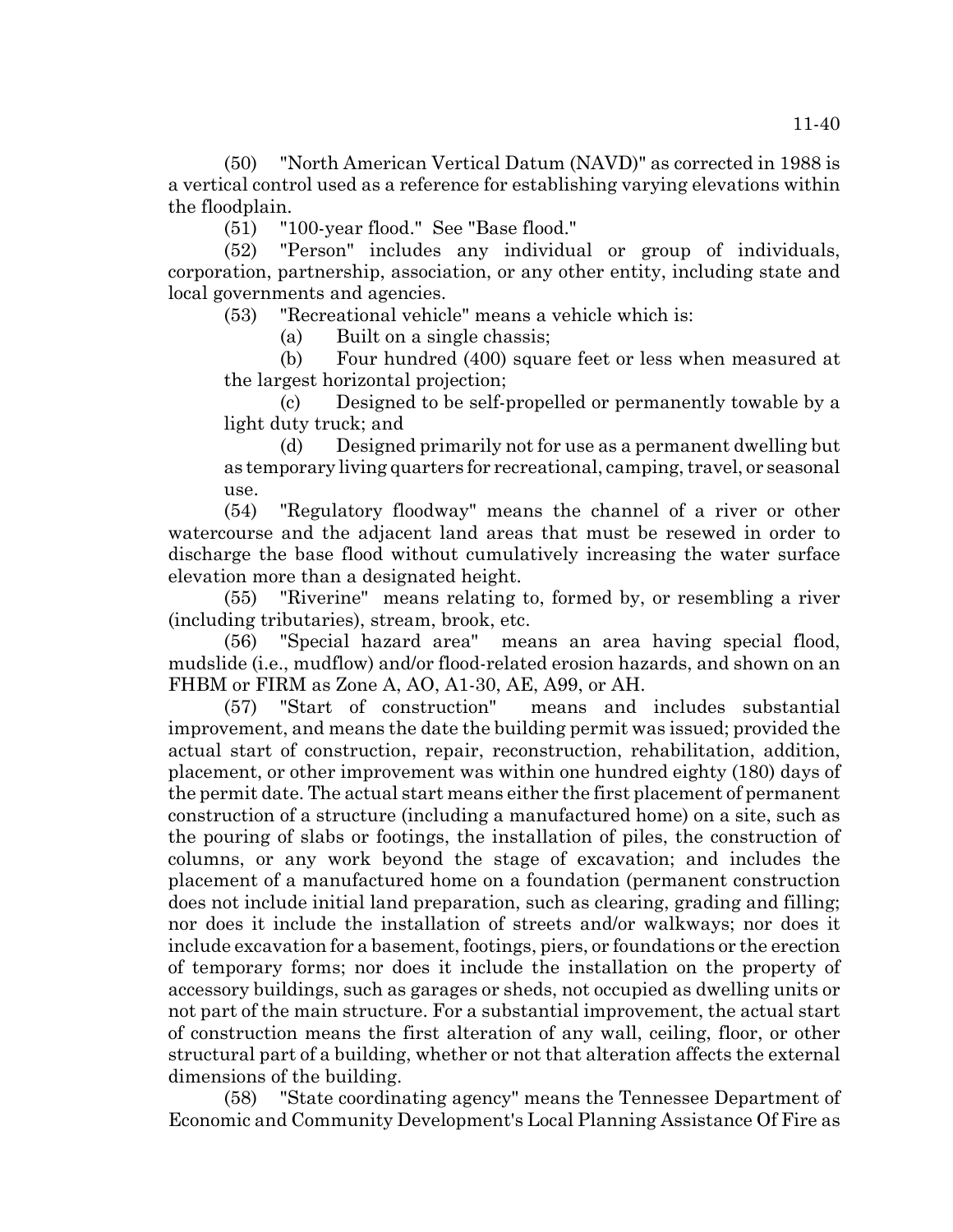(50) "North American Vertical Datum (NAVD)" as corrected in 1988 is a vertical control used as a reference for establishing varying elevations within the floodplain.

(51) "100-year flood." See "Base flood."

(52) "Person" includes any individual or group of individuals, corporation, partnership, association, or any other entity, including state and local governments and agencies.

(53) "Recreational vehicle" means a vehicle which is:

(a) Built on a single chassis;

(b) Four hundred (400) square feet or less when measured at the largest horizontal projection;

(c) Designed to be self-propelled or permanently towable by a light duty truck; and

(d) Designed primarily not for use as a permanent dwelling but as temporary living quarters for recreational, camping, travel, or seasonal use.

(54) "Regulatory floodway" means the channel of a river or other watercourse and the adjacent land areas that must be resewed in order to discharge the base flood without cumulatively increasing the water surface elevation more than a designated height.

(55) "Riverine" means relating to, formed by, or resembling a river (including tributaries), stream, brook, etc.

(56) "Special hazard area" means an area having special flood, mudslide (i.e., mudflow) and/or flood-related erosion hazards, and shown on an FHBM or FIRM as Zone A, AO, A1-30, AE, A99, or AH.

(57) "Start of construction" means and includes substantial improvement, and means the date the building permit was issued; provided the actual start of construction, repair, reconstruction, rehabilitation, addition, placement, or other improvement was within one hundred eighty (180) days of the permit date. The actual start means either the first placement of permanent construction of a structure (including a manufactured home) on a site, such as the pouring of slabs or footings, the installation of piles, the construction of columns, or any work beyond the stage of excavation; and includes the placement of a manufactured home on a foundation (permanent construction does not include initial land preparation, such as clearing, grading and filling; nor does it include the installation of streets and/or walkways; nor does it include excavation for a basement, footings, piers, or foundations or the erection of temporary forms; nor does it include the installation on the property of accessory buildings, such as garages or sheds, not occupied as dwelling units or not part of the main structure. For a substantial improvement, the actual start of construction means the first alteration of any wall, ceiling, floor, or other structural part of a building, whether or not that alteration affects the external dimensions of the building.

(58) "State coordinating agency" means the Tennessee Department of Economic and Community Development's Local Planning Assistance Of Fire as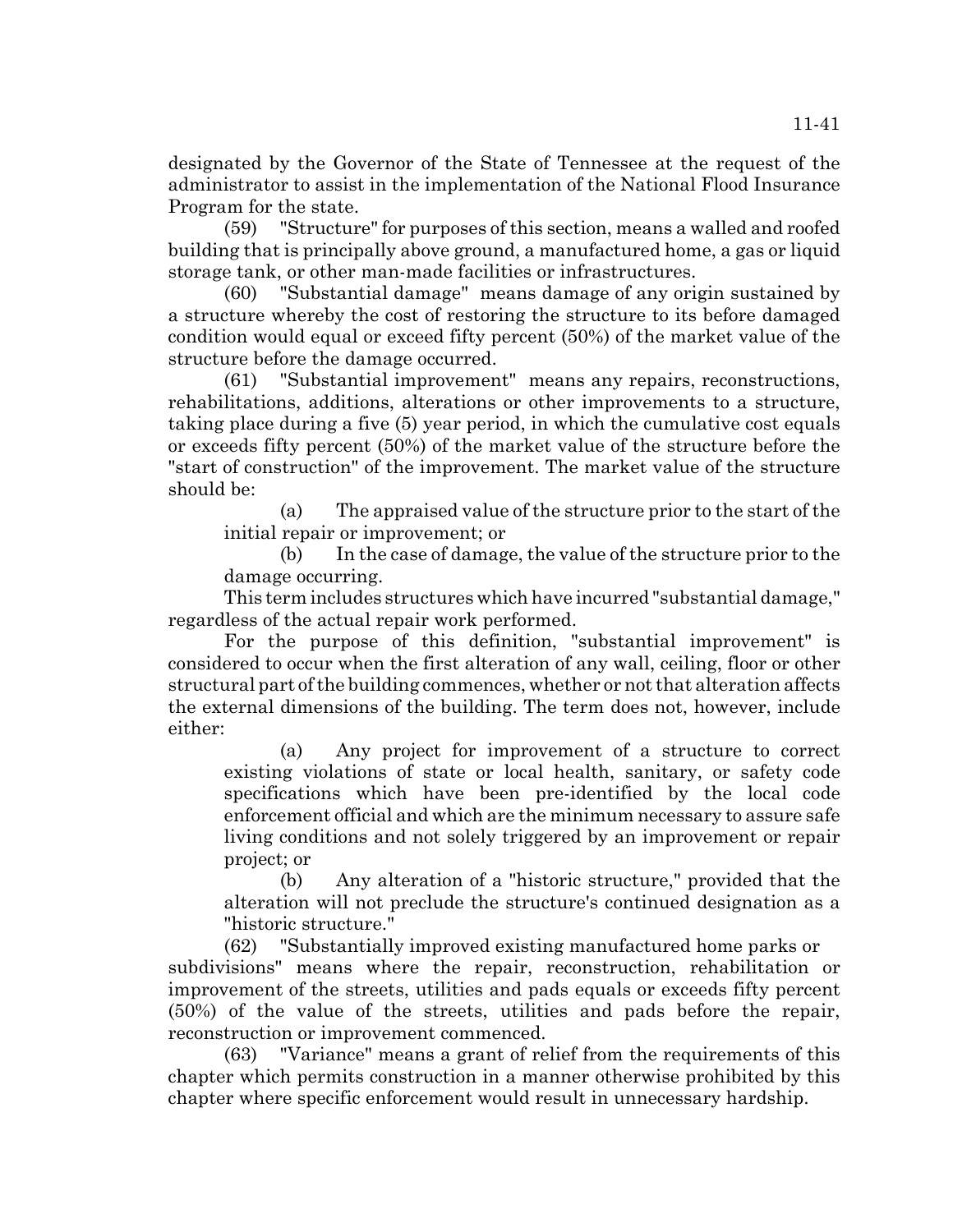designated by the Governor of the State of Tennessee at the request of the administrator to assist in the implementation of the National Flood Insurance Program for the state.

(59) "Structure" for purposes of this section, means a walled and roofed building that is principally above ground, a manufactured home, a gas or liquid storage tank, or other man-made facilities or infrastructures.

(60) "Substantial damage" means damage of any origin sustained by a structure whereby the cost of restoring the structure to its before damaged condition would equal or exceed fifty percent (50%) of the market value of the structure before the damage occurred.

(61) "Substantial improvement" means any repairs, reconstructions, rehabilitations, additions, alterations or other improvements to a structure, taking place during a five (5) year period, in which the cumulative cost equals or exceeds fifty percent (50%) of the market value of the structure before the "start of construction" of the improvement. The market value of the structure should be:

(a) The appraised value of the structure prior to the start of the initial repair or improvement; or

(b) In the case of damage, the value of the structure prior to the damage occurring.

This term includes structures which have incurred "substantial damage," regardless of the actual repair work performed.

For the purpose of this definition, "substantial improvement" is considered to occur when the first alteration of any wall, ceiling, floor or other structural part of the building commences, whether or not that alteration affects the external dimensions of the building. The term does not, however, include either:

(a) Any project for improvement of a structure to correct existing violations of state or local health, sanitary, or safety code specifications which have been pre-identified by the local code enforcement official and which are the minimum necessary to assure safe living conditions and not solely triggered by an improvement or repair project; or

(b) Any alteration of a "historic structure," provided that the alteration will not preclude the structure's continued designation as a "historic structure."

(62) "Substantially improved existing manufactured home parks or subdivisions" means where the repair, reconstruction, rehabilitation or improvement of the streets, utilities and pads equals or exceeds fifty percent (50%) of the value of the streets, utilities and pads before the repair, reconstruction or improvement commenced.

(63) "Variance" means a grant of relief from the requirements of this chapter which permits construction in a manner otherwise prohibited by this chapter where specific enforcement would result in unnecessary hardship.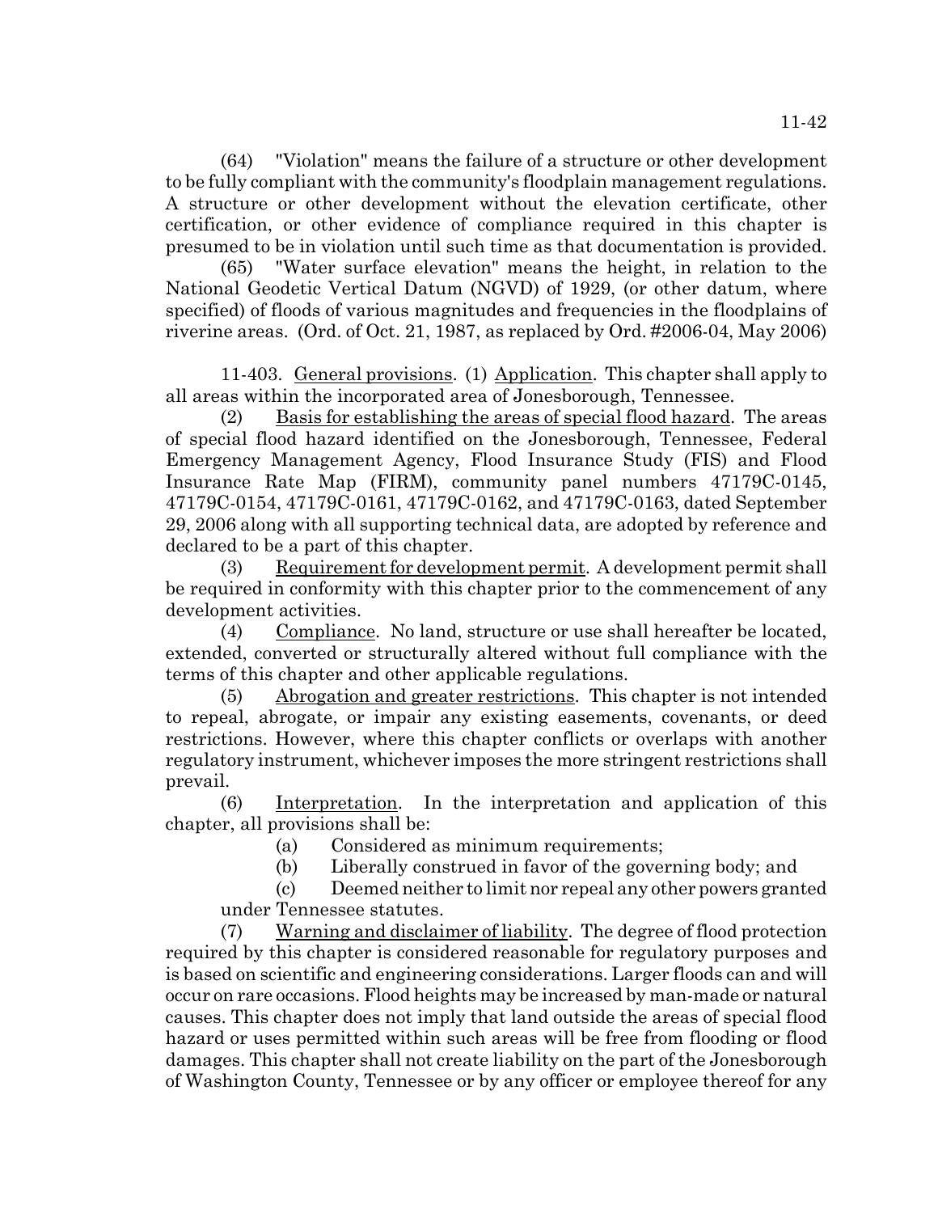(64) "Violation" means the failure of a structure or other development to be fully compliant with the community's floodplain management regulations. A structure or other development without the elevation certificate, other certification, or other evidence of compliance required in this chapter is presumed to be in violation until such time as that documentation is provided.

(65) "Water surface elevation" means the height, in relation to the National Geodetic Vertical Datum (NGVD) of 1929, (or other datum, where specified) of floods of various magnitudes and frequencies in the floodplains of riverine areas. (Ord. of Oct. 21, 1987, as replaced by Ord. #2006-04, May 2006)

11-403. General provisions. (1) Application. This chapter shall apply to all areas within the incorporated area of Jonesborough, Tennessee.

(2) Basis for establishing the areas of special flood hazard. The areas of special flood hazard identified on the Jonesborough, Tennessee, Federal Emergency Management Agency, Flood Insurance Study (FIS) and Flood Insurance Rate Map (FIRM), community panel numbers 47179C-0145, 47179C-0154, 47179C-0161, 47179C-0162, and 47179C-0163, dated September 29, 2006 along with all supporting technical data, are adopted by reference and declared to be a part of this chapter.

(3) Requirement for development permit. A development permit shall be required in conformity with this chapter prior to the commencement of any development activities.

(4) Compliance. No land, structure or use shall hereafter be located, extended, converted or structurally altered without full compliance with the terms of this chapter and other applicable regulations.

(5) Abrogation and greater restrictions. This chapter is not intended to repeal, abrogate, or impair any existing easements, covenants, or deed restrictions. However, where this chapter conflicts or overlaps with another regulatory instrument, whichever imposes the more stringent restrictions shall prevail.

(6) Interpretation. In the interpretation and application of this chapter, all provisions shall be:

(a) Considered as minimum requirements;

(b) Liberally construed in favor of the governing body; and

(c) Deemed neither to limit nor repeal any other powers granted under Tennessee statutes.

(7) Warning and disclaimer of liability. The degree of flood protection required by this chapter is considered reasonable for regulatory purposes and is based on scientific and engineering considerations. Larger floods can and will occur on rare occasions. Flood heights may be increased by man-made or natural causes. This chapter does not imply that land outside the areas of special flood hazard or uses permitted within such areas will be free from flooding or flood damages. This chapter shall not create liability on the part of the Jonesborough of Washington County, Tennessee or by any officer or employee thereof for any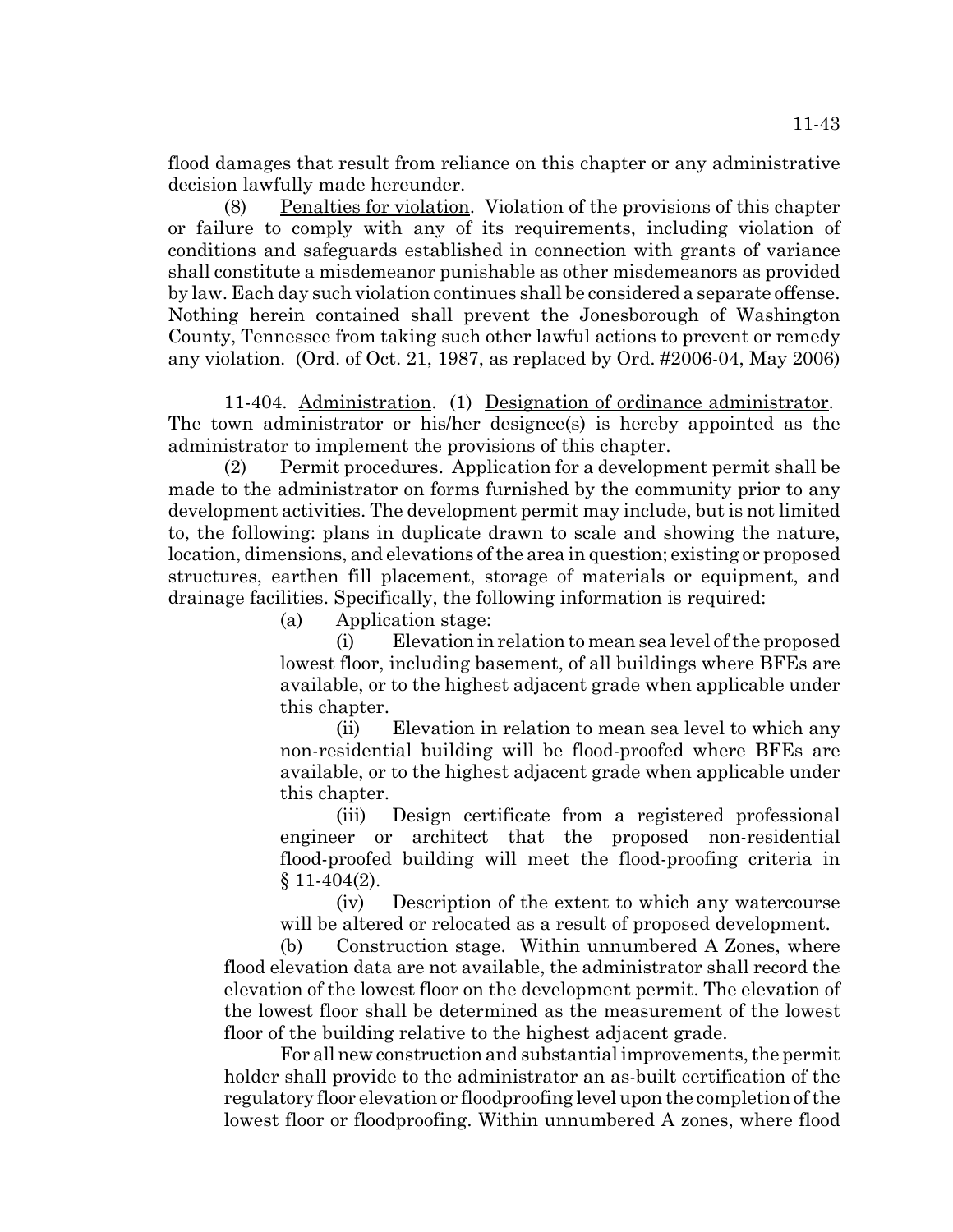flood damages that result from reliance on this chapter or any administrative decision lawfully made hereunder.

(8) Penalties for violation. Violation of the provisions of this chapter or failure to comply with any of its requirements, including violation of conditions and safeguards established in connection with grants of variance shall constitute a misdemeanor punishable as other misdemeanors as provided by law. Each day such violation continues shall be considered a separate offense. Nothing herein contained shall prevent the Jonesborough of Washington County, Tennessee from taking such other lawful actions to prevent or remedy any violation. (Ord. of Oct. 21, 1987, as replaced by Ord. #2006-04, May 2006)

11-404. Administration. (1) Designation of ordinance administrator. The town administrator or his/her designee(s) is hereby appointed as the administrator to implement the provisions of this chapter.

(2) Permit procedures. Application for a development permit shall be made to the administrator on forms furnished by the community prior to any development activities. The development permit may include, but is not limited to, the following: plans in duplicate drawn to scale and showing the nature, location, dimensions, and elevations of the area in question; existing or proposed structures, earthen fill placement, storage of materials or equipment, and drainage facilities. Specifically, the following information is required:

(a) Application stage:

(i) Elevation in relation to mean sea level of the proposed lowest floor, including basement, of all buildings where BFEs are available, or to the highest adjacent grade when applicable under this chapter.

(ii) Elevation in relation to mean sea level to which any non-residential building will be flood-proofed where BFEs are available, or to the highest adjacent grade when applicable under this chapter.

(iii) Design certificate from a registered professional engineer or architect that the proposed non-residential flood-proofed building will meet the flood-proofing criteria in § 11-404(2).

(iv) Description of the extent to which any watercourse will be altered or relocated as a result of proposed development.

(b) Construction stage. Within unnumbered A Zones, where flood elevation data are not available, the administrator shall record the elevation of the lowest floor on the development permit. The elevation of the lowest floor shall be determined as the measurement of the lowest floor of the building relative to the highest adjacent grade.

For all new construction and substantial improvements, the permit holder shall provide to the administrator an as-built certification of the regulatory floor elevation or floodproofing level upon the completion of the lowest floor or floodproofing. Within unnumbered A zones, where flood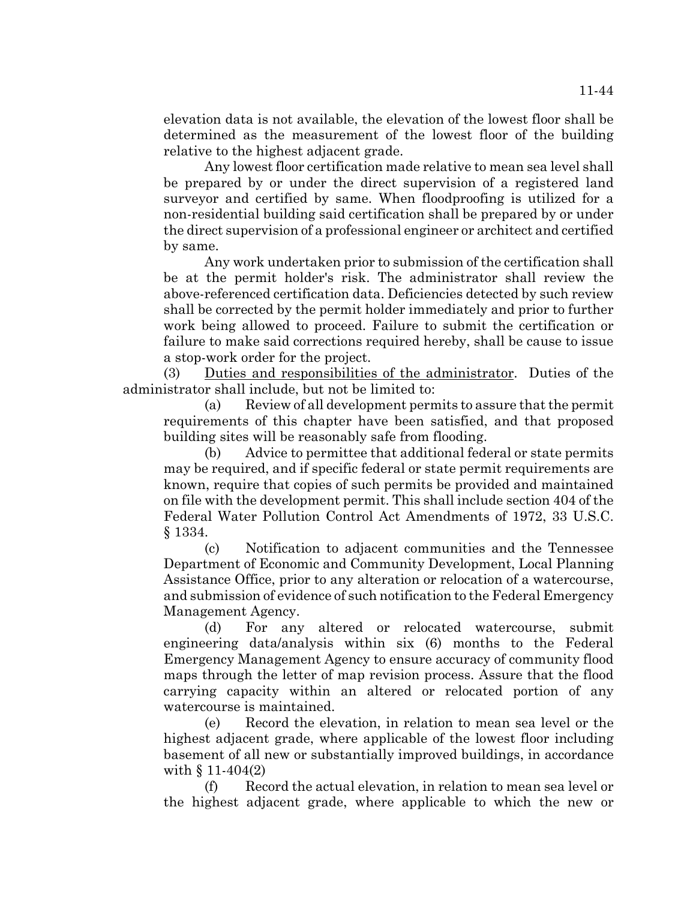elevation data is not available, the elevation of the lowest floor shall be determined as the measurement of the lowest floor of the building relative to the highest adjacent grade.

Any lowest floor certification made relative to mean sea level shall be prepared by or under the direct supervision of a registered land surveyor and certified by same. When floodproofing is utilized for a non-residential building said certification shall be prepared by or under the direct supervision of a professional engineer or architect and certified by same.

Any work undertaken prior to submission of the certification shall be at the permit holder's risk. The administrator shall review the above-referenced certification data. Deficiencies detected by such review shall be corrected by the permit holder immediately and prior to further work being allowed to proceed. Failure to submit the certification or failure to make said corrections required hereby, shall be cause to issue a stop-work order for the project.

(3) Duties and responsibilities of the administrator. Duties of the administrator shall include, but not be limited to:

(a) Review of all development permits to assure that the permit requirements of this chapter have been satisfied, and that proposed building sites will be reasonably safe from flooding.

(b) Advice to permittee that additional federal or state permits may be required, and if specific federal or state permit requirements are known, require that copies of such permits be provided and maintained on file with the development permit. This shall include section 404 of the Federal Water Pollution Control Act Amendments of 1972, 33 U.S.C. § 1334.

(c) Notification to adjacent communities and the Tennessee Department of Economic and Community Development, Local Planning Assistance Office, prior to any alteration or relocation of a watercourse, and submission of evidence of such notification to the Federal Emergency Management Agency.

(d) For any altered or relocated watercourse, submit engineering data/analysis within six (6) months to the Federal Emergency Management Agency to ensure accuracy of community flood maps through the letter of map revision process. Assure that the flood carrying capacity within an altered or relocated portion of any watercourse is maintained.

(e) Record the elevation, in relation to mean sea level or the highest adjacent grade, where applicable of the lowest floor including basement of all new or substantially improved buildings, in accordance with § 11-404(2)

(f) Record the actual elevation, in relation to mean sea level or the highest adjacent grade, where applicable to which the new or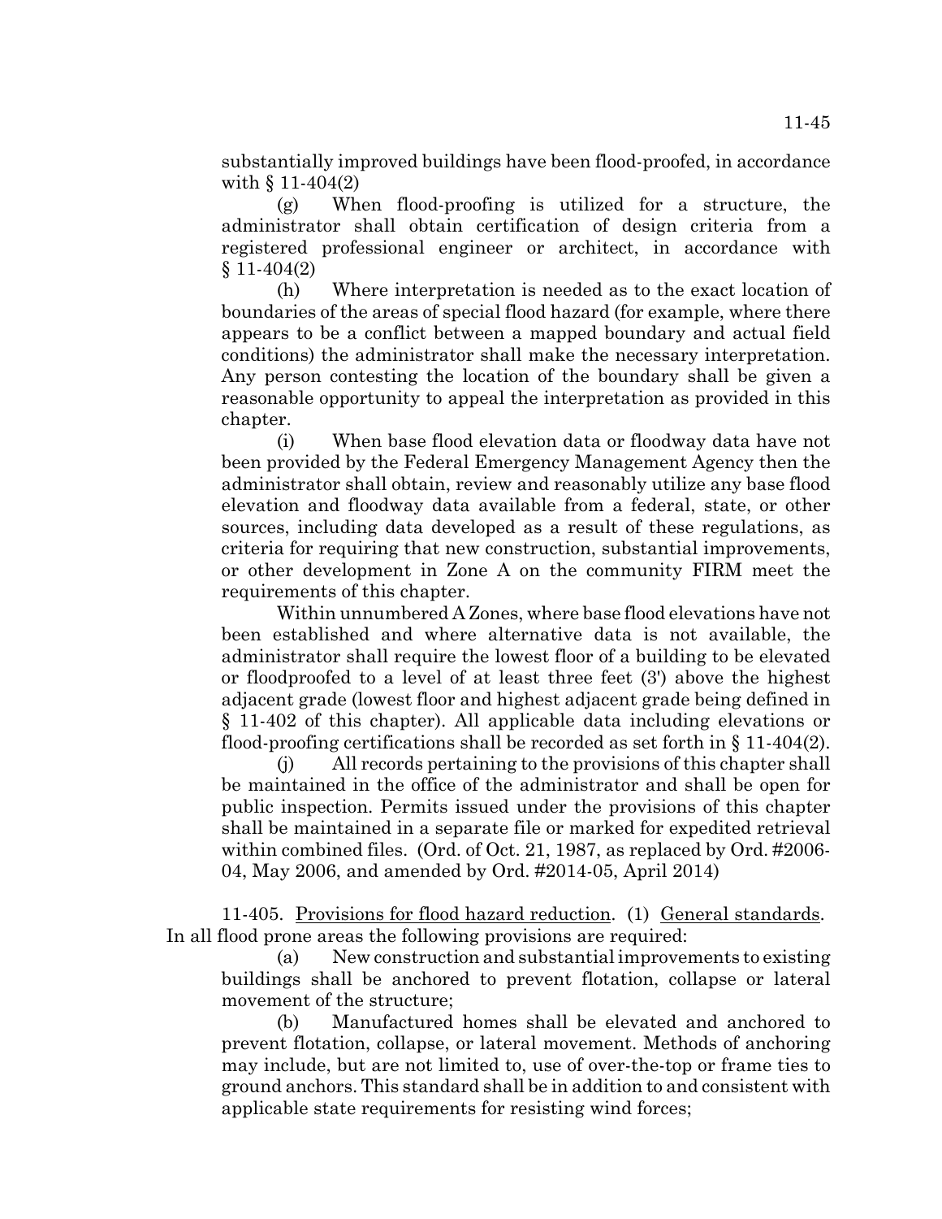substantially improved buildings have been flood-proofed, in accordance with § 11-404(2)

(g) When flood-proofing is utilized for a structure, the administrator shall obtain certification of design criteria from a registered professional engineer or architect, in accordance with § 11-404(2)

(h) Where interpretation is needed as to the exact location of boundaries of the areas of special flood hazard (for example, where there appears to be a conflict between a mapped boundary and actual field conditions) the administrator shall make the necessary interpretation. Any person contesting the location of the boundary shall be given a reasonable opportunity to appeal the interpretation as provided in this chapter.

(i) When base flood elevation data or floodway data have not been provided by the Federal Emergency Management Agency then the administrator shall obtain, review and reasonably utilize any base flood elevation and floodway data available from a federal, state, or other sources, including data developed as a result of these regulations, as criteria for requiring that new construction, substantial improvements, or other development in Zone A on the community FIRM meet the requirements of this chapter.

Within unnumbered A Zones, where base flood elevations have not been established and where alternative data is not available, the administrator shall require the lowest floor of a building to be elevated or floodproofed to a level of at least three feet (3') above the highest adjacent grade (lowest floor and highest adjacent grade being defined in § 11-402 of this chapter). All applicable data including elevations or flood-proofing certifications shall be recorded as set forth in § 11-404(2).

(j) All records pertaining to the provisions of this chapter shall be maintained in the office of the administrator and shall be open for public inspection. Permits issued under the provisions of this chapter shall be maintained in a separate file or marked for expedited retrieval within combined files. (Ord. of Oct. 21, 1987, as replaced by Ord. #2006-04, May 2006, and amended by Ord. #2014-05, April 2014)

11-405. Provisions for flood hazard reduction. (1) General standards. In all flood prone areas the following provisions are required:

(a) New construction and substantial improvements to existing buildings shall be anchored to prevent flotation, collapse or lateral movement of the structure;

(b) Manufactured homes shall be elevated and anchored to prevent flotation, collapse, or lateral movement. Methods of anchoring may include, but are not limited to, use of over-the-top or frame ties to ground anchors. This standard shall be in addition to and consistent with applicable state requirements for resisting wind forces;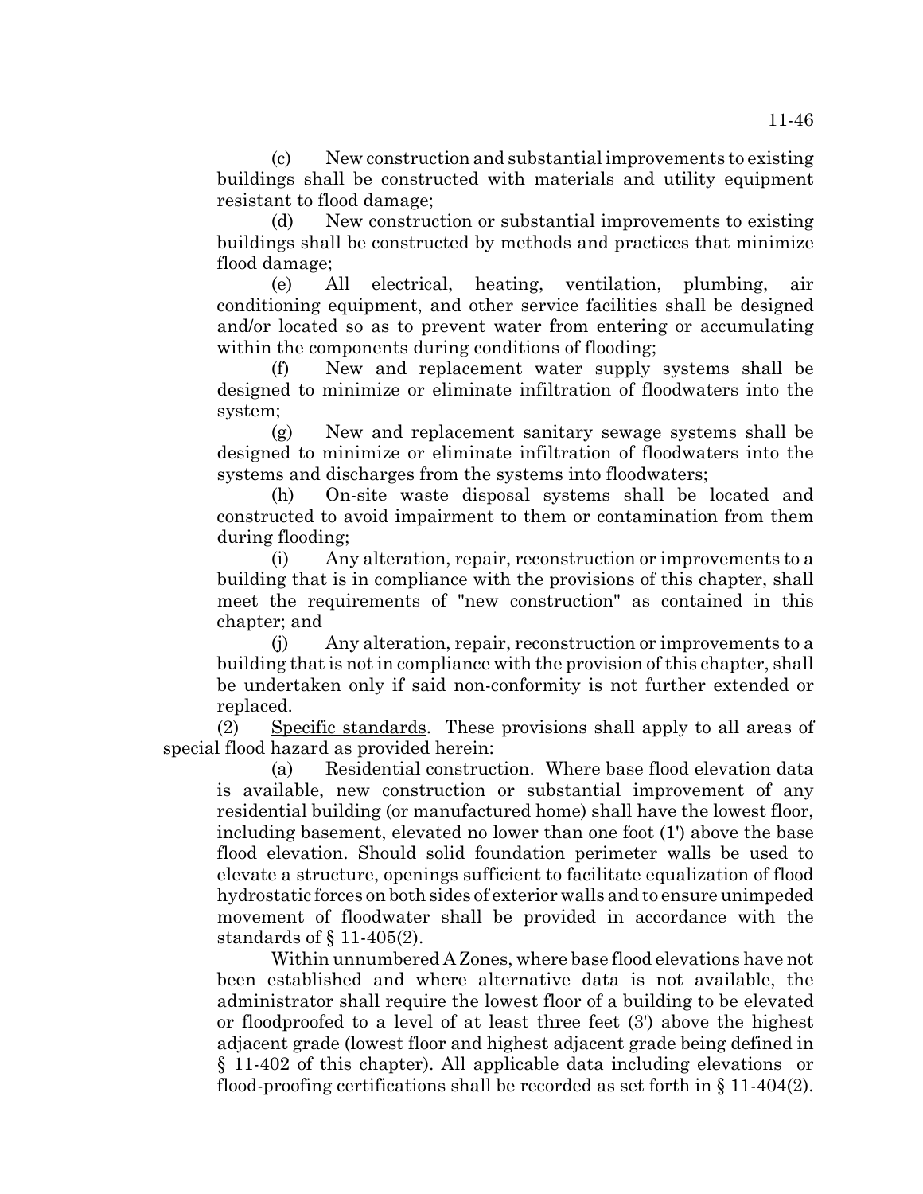(c) New construction and substantial improvements to existing buildings shall be constructed with materials and utility equipment resistant to flood damage;

(d) New construction or substantial improvements to existing buildings shall be constructed by methods and practices that minimize flood damage;

(e) All electrical, heating, ventilation, plumbing, air conditioning equipment, and other service facilities shall be designed and/or located so as to prevent water from entering or accumulating within the components during conditions of flooding;

(f) New and replacement water supply systems shall be designed to minimize or eliminate infiltration of floodwaters into the system;

(g) New and replacement sanitary sewage systems shall be designed to minimize or eliminate infiltration of floodwaters into the systems and discharges from the systems into floodwaters;

(h) On-site waste disposal systems shall be located and constructed to avoid impairment to them or contamination from them during flooding;

(i) Any alteration, repair, reconstruction or improvements to a building that is in compliance with the provisions of this chapter, shall meet the requirements of "new construction" as contained in this chapter; and

(j) Any alteration, repair, reconstruction or improvements to a building that is not in compliance with the provision of this chapter, shall be undertaken only if said non-conformity is not further extended or replaced.

(2) Specific standards. These provisions shall apply to all areas of special flood hazard as provided herein:

(a) Residential construction. Where base flood elevation data is available, new construction or substantial improvement of any residential building (or manufactured home) shall have the lowest floor, including basement, elevated no lower than one foot (1') above the base flood elevation. Should solid foundation perimeter walls be used to elevate a structure, openings sufficient to facilitate equalization of flood hydrostatic forces on both sides of exterior walls and to ensure unimpeded movement of floodwater shall be provided in accordance with the standards of § 11-405(2).

Within unnumbered A Zones, where base flood elevations have not been established and where alternative data is not available, the administrator shall require the lowest floor of a building to be elevated or floodproofed to a level of at least three feet (3') above the highest adjacent grade (lowest floor and highest adjacent grade being defined in § 11-402 of this chapter). All applicable data including elevations or flood-proofing certifications shall be recorded as set forth in § 11-404(2).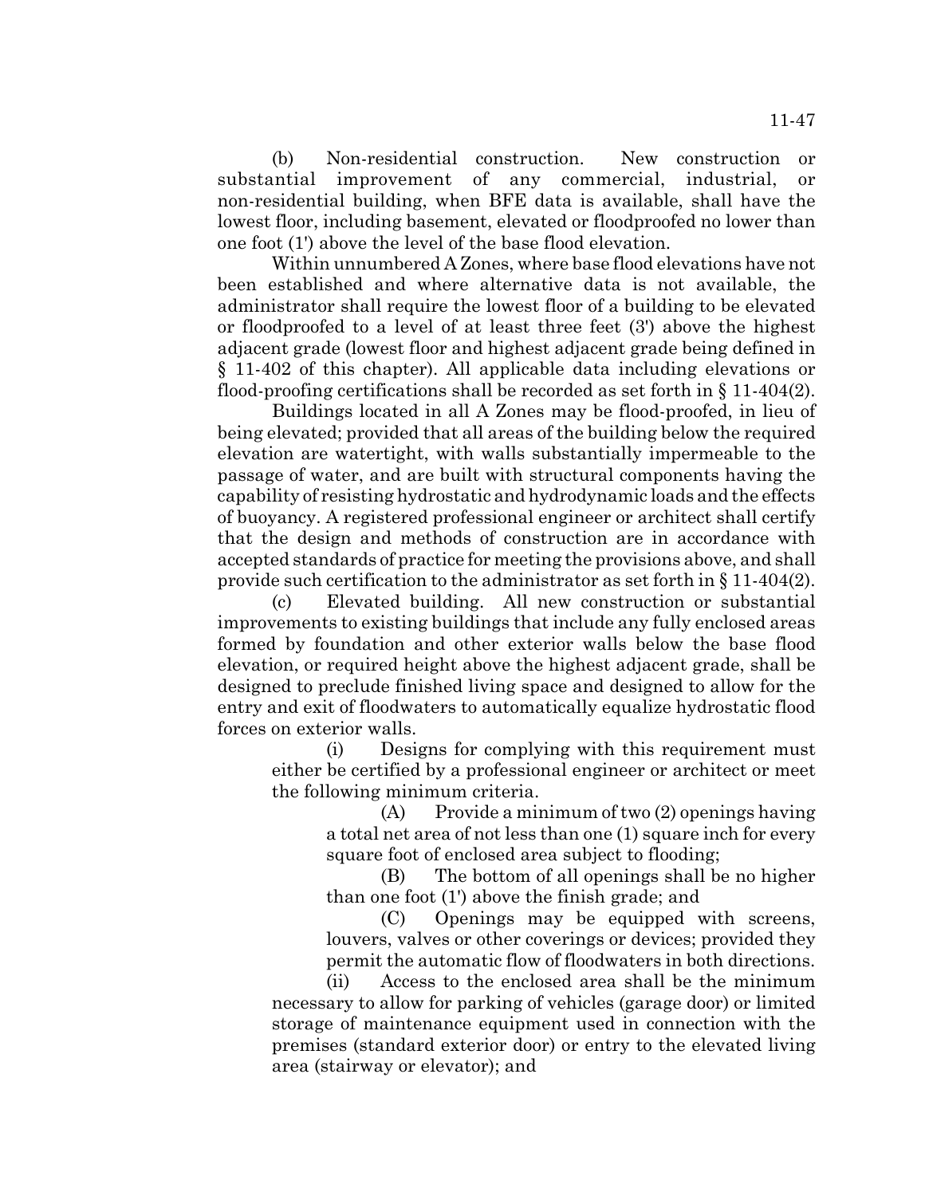(b) Non-residential construction. New construction or substantial improvement of any commercial, industrial, or non-residential building, when BFE data is available, shall have the lowest floor, including basement, elevated or floodproofed no lower than one foot (1') above the level of the base flood elevation.

Within unnumbered A Zones, where base flood elevations have not been established and where alternative data is not available, the administrator shall require the lowest floor of a building to be elevated or floodproofed to a level of at least three feet (3') above the highest adjacent grade (lowest floor and highest adjacent grade being defined in § 11-402 of this chapter). All applicable data including elevations or flood-proofing certifications shall be recorded as set forth in § 11-404(2).

Buildings located in all A Zones may be flood-proofed, in lieu of being elevated; provided that all areas of the building below the required elevation are watertight, with walls substantially impermeable to the passage of water, and are built with structural components having the capability of resisting hydrostatic and hydrodynamic loads and the effects of buoyancy. A registered professional engineer or architect shall certify that the design and methods of construction are in accordance with accepted standards of practice for meeting the provisions above, and shall provide such certification to the administrator as set forth in § 11-404(2).

(c) Elevated building. All new construction or substantial improvements to existing buildings that include any fully enclosed areas formed by foundation and other exterior walls below the base flood elevation, or required height above the highest adjacent grade, shall be designed to preclude finished living space and designed to allow for the entry and exit of floodwaters to automatically equalize hydrostatic flood forces on exterior walls.

(i) Designs for complying with this requirement must either be certified by a professional engineer or architect or meet the following minimum criteria.

(A) Provide a minimum of two (2) openings having a total net area of not less than one (1) square inch for every square foot of enclosed area subject to flooding;

(B) The bottom of all openings shall be no higher than one foot (1') above the finish grade; and

(C) Openings may be equipped with screens, louvers, valves or other coverings or devices; provided they permit the automatic flow of floodwaters in both directions.

(ii) Access to the enclosed area shall be the minimum necessary to allow for parking of vehicles (garage door) or limited storage of maintenance equipment used in connection with the premises (standard exterior door) or entry to the elevated living area (stairway or elevator); and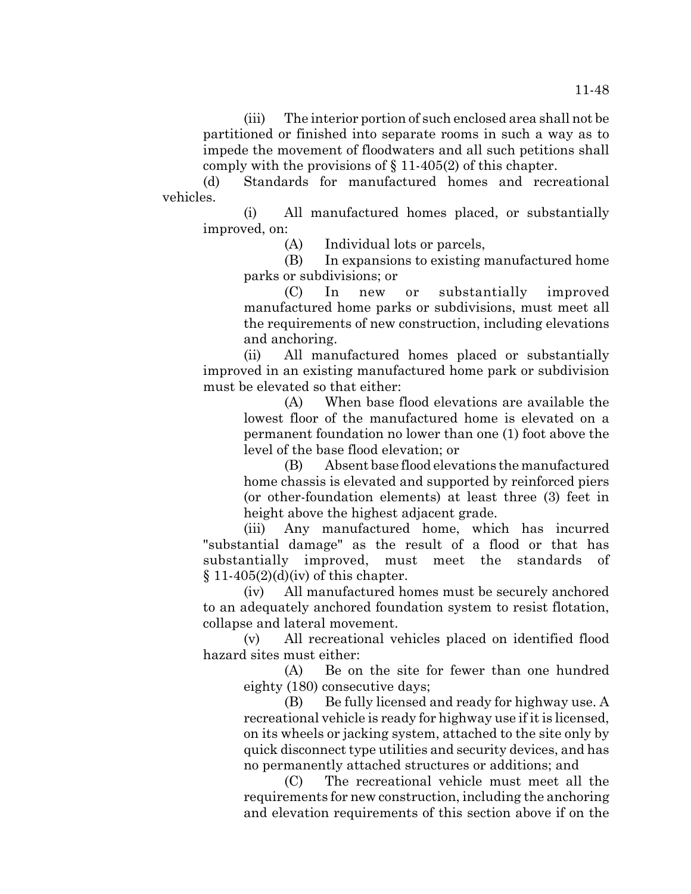(iii) The interior portion of such enclosed area shall not be partitioned or finished into separate rooms in such a way as to impede the movement of floodwaters and all such petitions shall comply with the provisions of § 11-405(2) of this chapter.

(d) Standards for manufactured homes and recreational vehicles.

(i) All manufactured homes placed, or substantially improved, on:

(A) Individual lots or parcels,

(B) In expansions to existing manufactured home parks or subdivisions; or

(C) In new or substantially improved manufactured home parks or subdivisions, must meet all the requirements of new construction, including elevations and anchoring.

(ii) All manufactured homes placed or substantially improved in an existing manufactured home park or subdivision must be elevated so that either:

(A) When base flood elevations are available the lowest floor of the manufactured home is elevated on a permanent foundation no lower than one (1) foot above the level of the base flood elevation; or

(B) Absent base flood elevations the manufactured home chassis is elevated and supported by reinforced piers (or other-foundation elements) at least three (3) feet in height above the highest adjacent grade.

(iii) Any manufactured home, which has incurred "substantial damage" as the result of a flood or that has substantially improved, must meet the standards of § 11-405(2)(d)(iv) of this chapter.

(iv) All manufactured homes must be securely anchored to an adequately anchored foundation system to resist flotation, collapse and lateral movement.

(v) All recreational vehicles placed on identified flood hazard sites must either:

(A) Be on the site for fewer than one hundred eighty (180) consecutive days;

(B) Be fully licensed and ready for highway use. A recreational vehicle is ready for highway use if it is licensed, on its wheels or jacking system, attached to the site only by quick disconnect type utilities and security devices, and has no permanently attached structures or additions; and

(C) The recreational vehicle must meet all the requirements for new construction, including the anchoring and elevation requirements of this section above if on the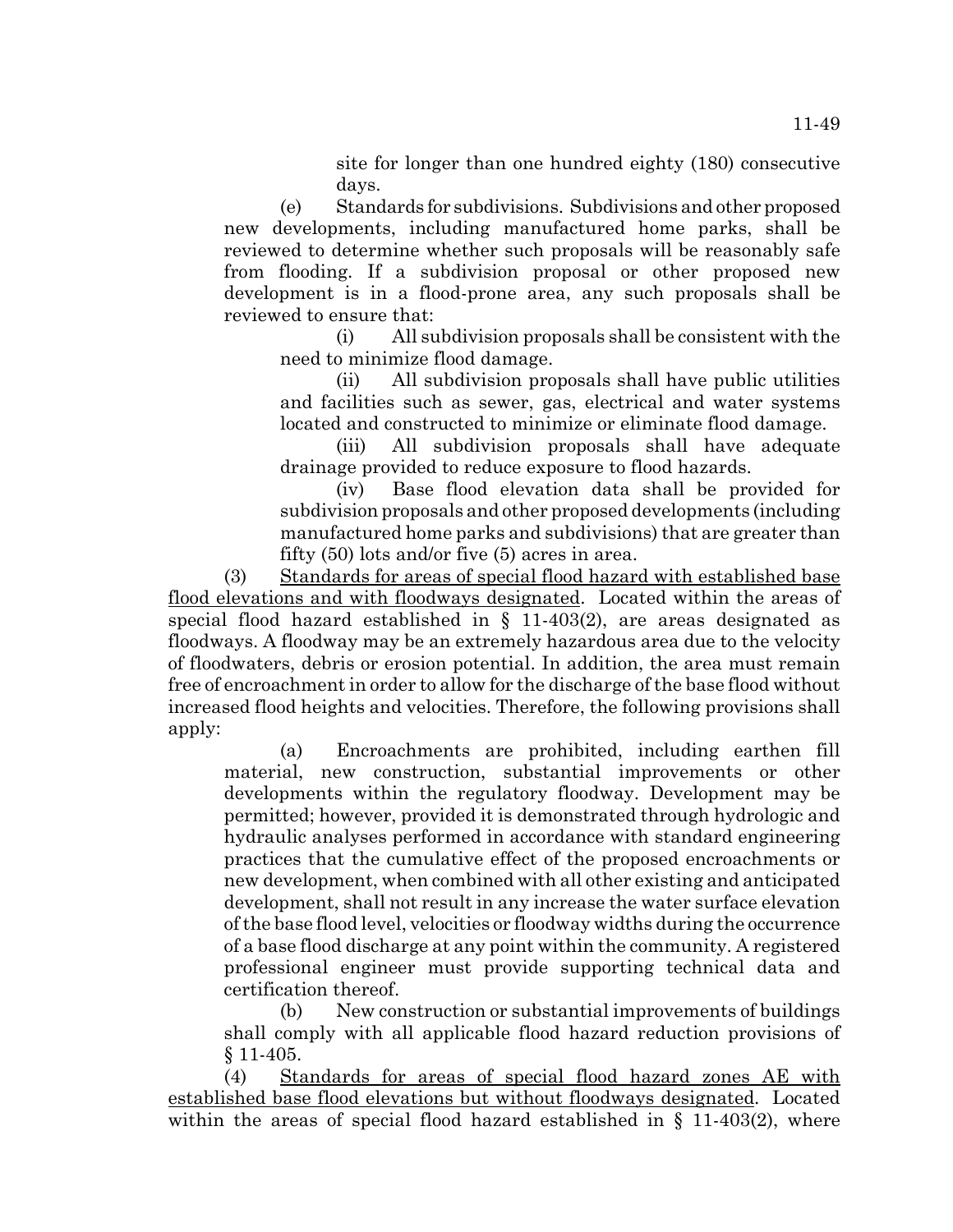site for longer than one hundred eighty (180) consecutive days.

(e) Standards for subdivisions. Subdivisions and other proposed new developments, including manufactured home parks, shall be reviewed to determine whether such proposals will be reasonably safe from flooding. If a subdivision proposal or other proposed new development is in a flood-prone area, any such proposals shall be reviewed to ensure that:

(i) All subdivision proposals shall be consistent with the need to minimize flood damage.

(ii) All subdivision proposals shall have public utilities and facilities such as sewer, gas, electrical and water systems located and constructed to minimize or eliminate flood damage.

(iii) All subdivision proposals shall have adequate drainage provided to reduce exposure to flood hazards.

(iv) Base flood elevation data shall be provided for subdivision proposals and other proposed developments (including manufactured home parks and subdivisions) that are greater than fifty (50) lots and/or five (5) acres in area.

(3) Standards for areas of special flood hazard with established base flood elevations and with floodways designated. Located within the areas of special flood hazard established in § 11-403(2), are areas designated as floodways. A floodway may be an extremely hazardous area due to the velocity of floodwaters, debris or erosion potential. In addition, the area must remain free of encroachment in order to allow for the discharge of the base flood without increased flood heights and velocities. Therefore, the following provisions shall apply:

(a) Encroachments are prohibited, including earthen fill material, new construction, substantial improvements or other developments within the regulatory floodway. Development may be permitted; however, provided it is demonstrated through hydrologic and hydraulic analyses performed in accordance with standard engineering practices that the cumulative effect of the proposed encroachments or new development, when combined with all other existing and anticipated development, shall not result in any increase the water surface elevation of the base flood level, velocities or floodway widths during the occurrence of a base flood discharge at any point within the community. A registered professional engineer must provide supporting technical data and certification thereof.

(b) New construction or substantial improvements of buildings shall comply with all applicable flood hazard reduction provisions of § 11-405.

(4) Standards for areas of special flood hazard zones AE with established base flood elevations but without floodways designated. Located within the areas of special flood hazard established in § 11-403(2), where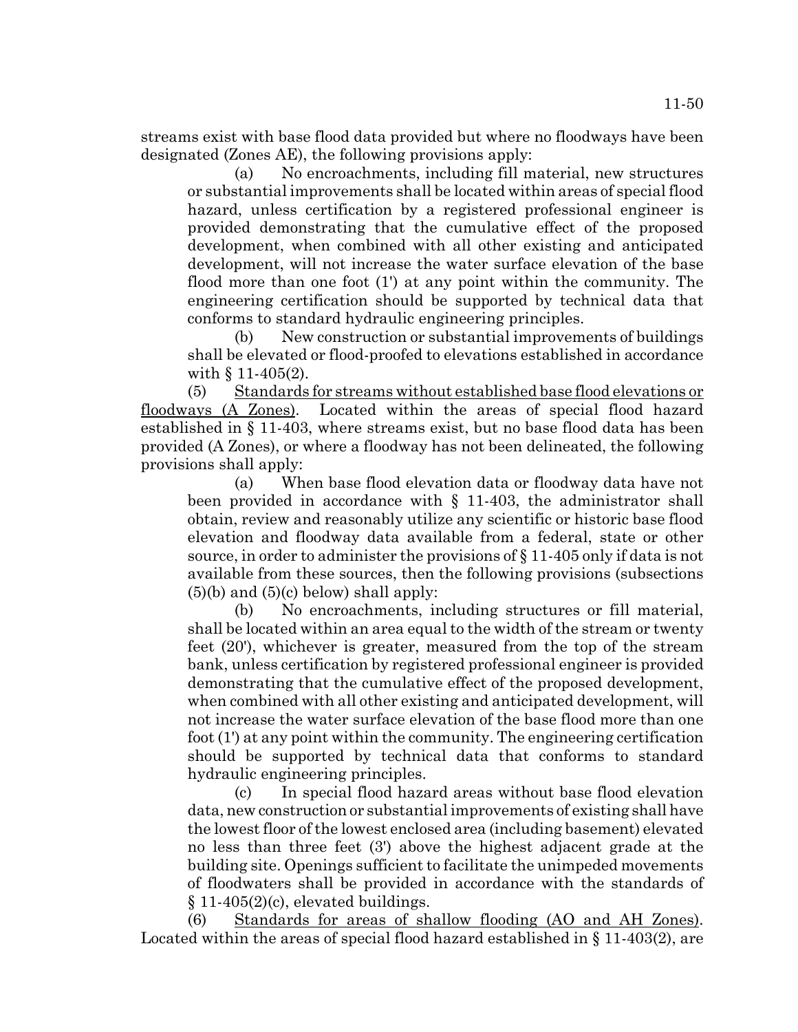streams exist with base flood data provided but where no floodways have been designated (Zones AE), the following provisions apply:

(a) No encroachments, including fill material, new structures or substantial improvements shall be located within areas of special flood hazard, unless certification by a registered professional engineer is provided demonstrating that the cumulative effect of the proposed development, when combined with all other existing and anticipated development, will not increase the water surface elevation of the base flood more than one foot (1') at any point within the community. The engineering certification should be supported by technical data that conforms to standard hydraulic engineering principles.

(b) New construction or substantial improvements of buildings shall be elevated or flood-proofed to elevations established in accordance with § 11-405(2).

(5) Standards for streams without established base flood elevations or floodways (A Zones). Located within the areas of special flood hazard established in § 11-403, where streams exist, but no base flood data has been provided (A Zones), or where a floodway has not been delineated, the following provisions shall apply:

(a) When base flood elevation data or floodway data have not been provided in accordance with § 11-403, the administrator shall obtain, review and reasonably utilize any scientific or historic base flood elevation and floodway data available from a federal, state or other source, in order to administer the provisions of § 11-405 only if data is not available from these sources, then the following provisions (subsections (5)(b) and (5)(c) below) shall apply:

(b) No encroachments, including structures or fill material, shall be located within an area equal to the width of the stream or twenty feet (20'), whichever is greater, measured from the top of the stream bank, unless certification by registered professional engineer is provided demonstrating that the cumulative effect of the proposed development, when combined with all other existing and anticipated development, will not increase the water surface elevation of the base flood more than one foot (1') at any point within the community. The engineering certification should be supported by technical data that conforms to standard hydraulic engineering principles.

(c) In special flood hazard areas without base flood elevation data, new construction or substantial improvements of existing shall have the lowest floor of the lowest enclosed area (including basement) elevated no less than three feet (3') above the highest adjacent grade at the building site. Openings sufficient to facilitate the unimpeded movements of floodwaters shall be provided in accordance with the standards of § 11-405(2)(c), elevated buildings.

(6) Standards for areas of shallow flooding (AO and AH Zones). Located within the areas of special flood hazard established in § 11-403(2), are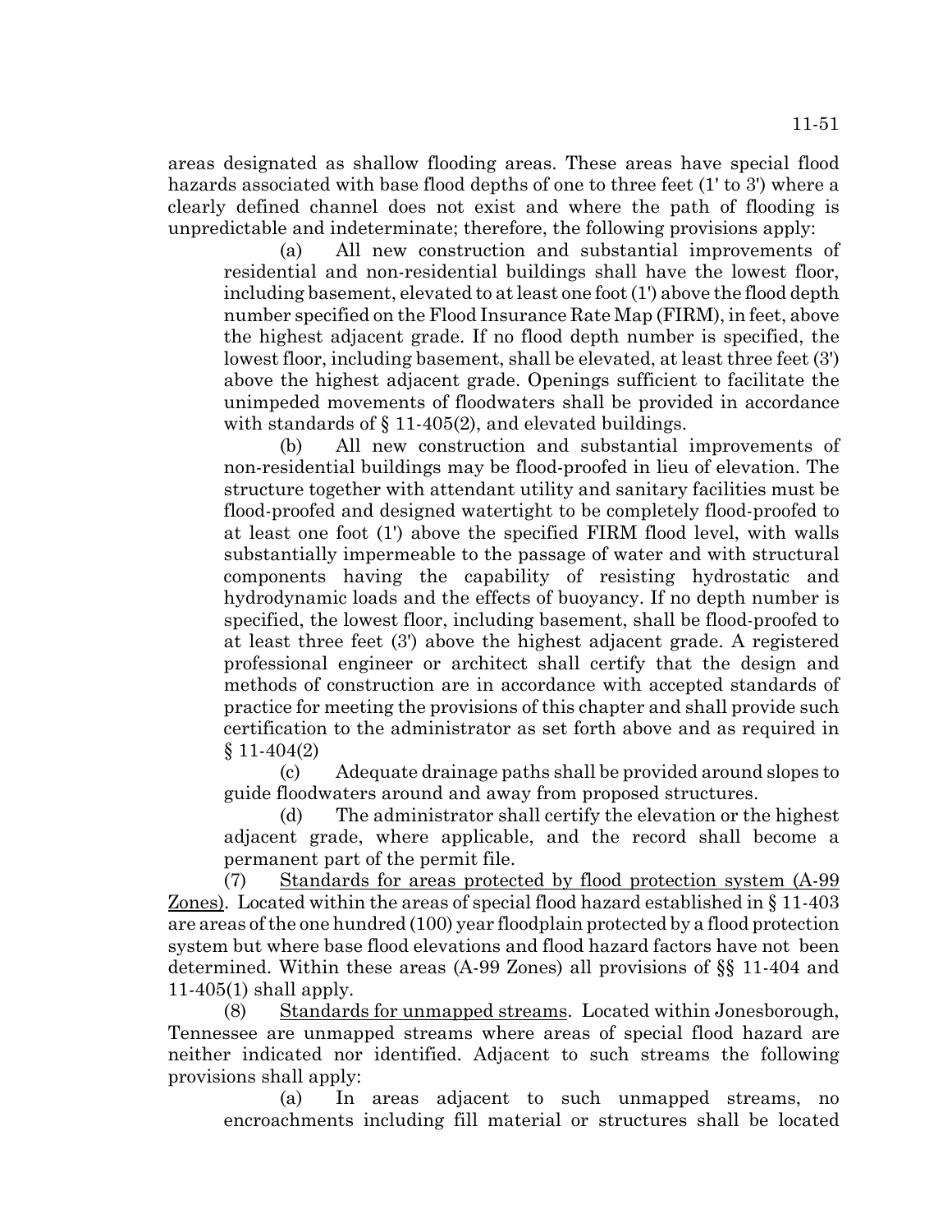areas designated as shallow flooding areas. These areas have special flood hazards associated with base flood depths of one to three feet (1' to 3') where a clearly defined channel does not exist and where the path of flooding is unpredictable and indeterminate; therefore, the following provisions apply:

(a) All new construction and substantial improvements of residential and non-residential buildings shall have the lowest floor, including basement, elevated to at least one foot (1') above the flood depth number specified on the Flood Insurance Rate Map (FIRM), in feet, above the highest adjacent grade. If no flood depth number is specified, the lowest floor, including basement, shall be elevated, at least three feet (3') above the highest adjacent grade. Openings sufficient to facilitate the unimpeded movements of floodwaters shall be provided in accordance with standards of § 11-405(2), and elevated buildings.

(b) All new construction and substantial improvements of non-residential buildings may be flood-proofed in lieu of elevation. The structure together with attendant utility and sanitary facilities must be flood-proofed and designed watertight to be completely flood-proofed to at least one foot (1') above the specified FIRM flood level, with walls substantially impermeable to the passage of water and with structural components having the capability of resisting hydrostatic and hydrodynamic loads and the effects of buoyancy. If no depth number is specified, the lowest floor, including basement, shall be flood-proofed to at least three feet (3') above the highest adjacent grade. A registered professional engineer or architect shall certify that the design and methods of construction are in accordance with accepted standards of practice for meeting the provisions of this chapter and shall provide such certification to the administrator as set forth above and as required in § 11-404(2)

(c) Adequate drainage paths shall be provided around slopes to guide floodwaters around and away from proposed structures.

(d) The administrator shall certify the elevation or the highest adjacent grade, where applicable, and the record shall become a permanent part of the permit file.

(7) Standards for areas protected by flood protection system (A-99 Zones). Located within the areas of special flood hazard established in § 11-403 are areas of the one hundred (100) year floodplain protected by a flood protection system but where base flood elevations and flood hazard factors have not been determined. Within these areas (A-99 Zones) all provisions of §§ 11-404 and 11-405(1) shall apply.

(8) Standards for unmapped streams. Located within Jonesborough, Tennessee are unmapped streams where areas of special flood hazard are neither indicated nor identified. Adjacent to such streams the following provisions shall apply:

(a) In areas adjacent to such unmapped streams, no encroachments including fill material or structures shall be located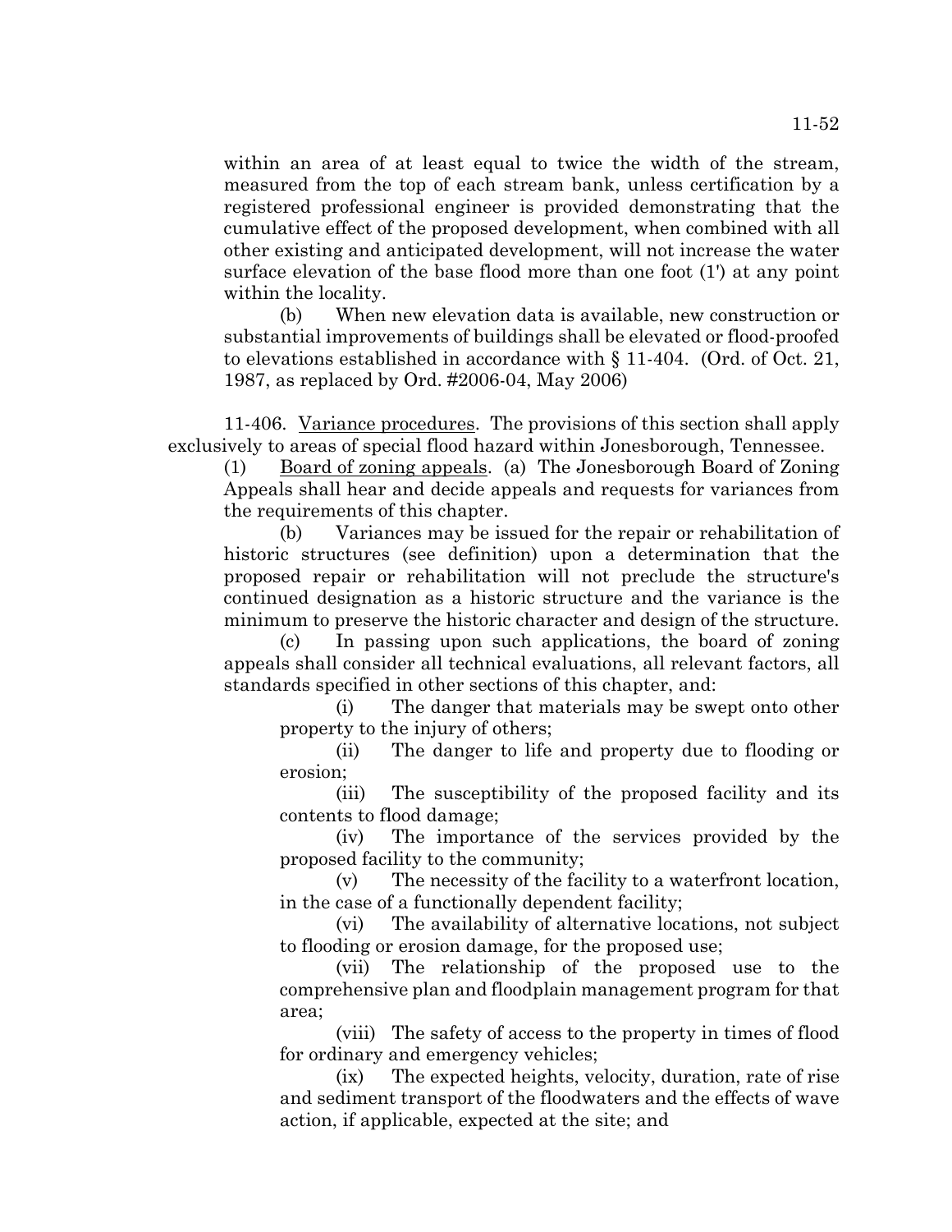within an area of at least equal to twice the width of the stream, measured from the top of each stream bank, unless certification by a registered professional engineer is provided demonstrating that the cumulative effect of the proposed development, when combined with all other existing and anticipated development, will not increase the water surface elevation of the base flood more than one foot (1') at any point within the locality.

(b) When new elevation data is available, new construction or substantial improvements of buildings shall be elevated or flood-proofed to elevations established in accordance with § 11-404. (Ord. of Oct. 21, 1987, as replaced by Ord. #2006-04, May 2006)

11-406. Variance procedures. The provisions of this section shall apply exclusively to areas of special flood hazard within Jonesborough, Tennessee.

(1) Board of zoning appeals. (a) The Jonesborough Board of Zoning Appeals shall hear and decide appeals and requests for variances from the requirements of this chapter.

(b) Variances may be issued for the repair or rehabilitation of historic structures (see definition) upon a determination that the proposed repair or rehabilitation will not preclude the structure's continued designation as a historic structure and the variance is the minimum to preserve the historic character and design of the structure.

(c) In passing upon such applications, the board of zoning appeals shall consider all technical evaluations, all relevant factors, all standards specified in other sections of this chapter, and:

(i) The danger that materials may be swept onto other property to the injury of others;

(ii) The danger to life and property due to flooding or erosion;

(iii) The susceptibility of the proposed facility and its contents to flood damage;

(iv) The importance of the services provided by the proposed facility to the community;

(v) The necessity of the facility to a waterfront location, in the case of a functionally dependent facility;

(vi) The availability of alternative locations, not subject to flooding or erosion damage, for the proposed use;

(vii) The relationship of the proposed use to the comprehensive plan and floodplain management program for that area;

(viii) The safety of access to the property in times of flood for ordinary and emergency vehicles;

(ix) The expected heights, velocity, duration, rate of rise and sediment transport of the floodwaters and the effects of wave action, if applicable, expected at the site; and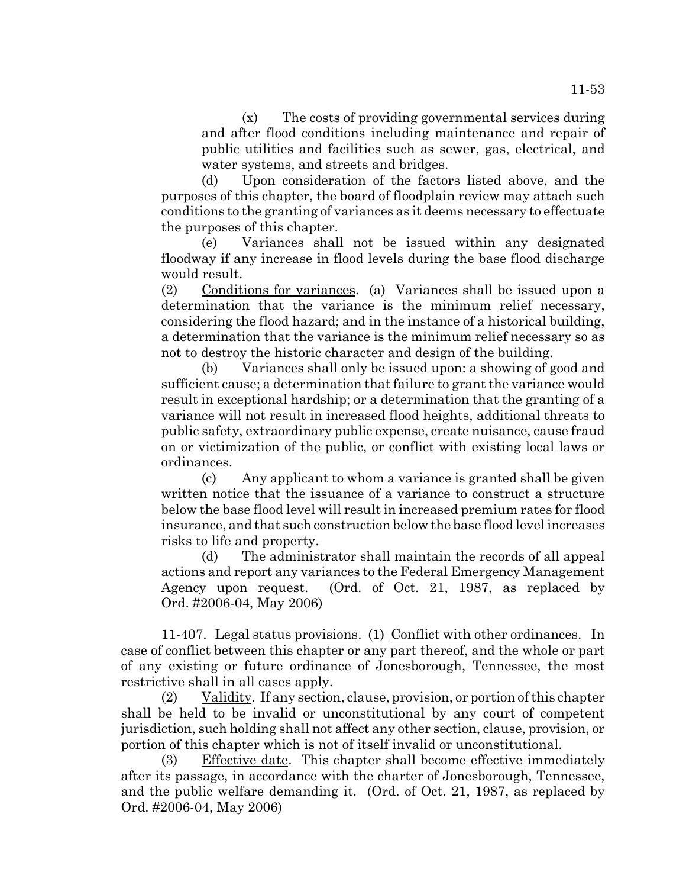(x) The costs of providing governmental services during and after flood conditions including maintenance and repair of public utilities and facilities such as sewer, gas, electrical, and water systems, and streets and bridges.

(d) Upon consideration of the factors listed above, and the purposes of this chapter, the board of floodplain review may attach such conditions to the granting of variances as it deems necessary to effectuate the purposes of this chapter.

(e) Variances shall not be issued within any designated floodway if any increase in flood levels during the base flood discharge would result.

(2) Conditions for variances. (a) Variances shall be issued upon a determination that the variance is the minimum relief necessary, considering the flood hazard; and in the instance of a historical building, a determination that the variance is the minimum relief necessary so as not to destroy the historic character and design of the building.

(b) Variances shall only be issued upon: a showing of good and sufficient cause; a determination that failure to grant the variance would result in exceptional hardship; or a determination that the granting of a variance will not result in increased flood heights, additional threats to public safety, extraordinary public expense, create nuisance, cause fraud on or victimization of the public, or conflict with existing local laws or ordinances.

(c) Any applicant to whom a variance is granted shall be given written notice that the issuance of a variance to construct a structure below the base flood level will result in increased premium rates for flood insurance, and that such construction below the base flood level increases risks to life and property.

(d) The administrator shall maintain the records of all appeal actions and report any variances to the Federal Emergency Management Agency upon request. (Ord. of Oct. 21, 1987, as replaced by Ord. #2006-04, May 2006)

11-407. Legal status provisions. (1) Conflict with other ordinances. In case of conflict between this chapter or any part thereof, and the whole or part of any existing or future ordinance of Jonesborough, Tennessee, the most restrictive shall in all cases apply.

(2) Validity. If any section, clause, provision, or portion of this chapter shall be held to be invalid or unconstitutional by any court of competent jurisdiction, such holding shall not affect any other section, clause, provision, or portion of this chapter which is not of itself invalid or unconstitutional.

(3) Effective date. This chapter shall become effective immediately after its passage, in accordance with the charter of Jonesborough, Tennessee, and the public welfare demanding it. (Ord. of Oct. 21, 1987, as replaced by Ord. #2006-04, May 2006)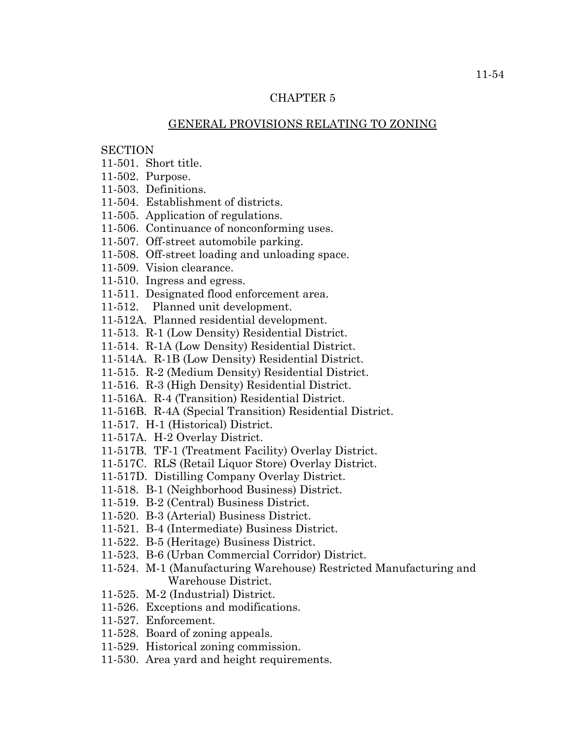# CHAPTER 5

## GENERAL PROVISIONS RELATING TO ZONING

SECTION

11-501. Short title.
11-502. Purpose.
11-503. Definitions.
11-504. Establishment of districts.
11-505. Application of regulations.
11-506. Continuance of nonconforming uses.
11-507. Off-street automobile parking.
11-508. Off-street loading and unloading space.
11-509. Vision clearance.
11-510. Ingress and egress.
11-511. Designated flood enforcement area.
11-512. Planned unit development.
11-512A. Planned residential development.
11-513. R-1 (Low Density) Residential District.
11-514. R-1A (Low Density) Residential District.
11-514A. R-1B (Low Density) Residential District.
11-515. R-2 (Medium Density) Residential District.
11-516. R-3 (High Density) Residential District.
11-516A. R-4 (Transition) Residential District.
11-516B. R-4A (Special Transition) Residential District.
11-517. H-1 (Historical) District.
11-517A. H-2 Overlay District.
11-517B. TF-1 (Treatment Facility) Overlay District.
11-517C. RLS (Retail Liquor Store) Overlay District.
11-517D. Distilling Company Overlay District.
11-518. B-1 (Neighborhood Business) District.
11-519. B-2 (Central) Business District.
11-520. B-3 (Arterial) Business District.
11-521. B-4 (Intermediate) Business District.
11-522. B-5 (Heritage) Business District.
11-523. B-6 (Urban Commercial Corridor) District.
11-524. M-1 (Manufacturing Warehouse) Restricted Manufacturing and Warehouse District.
11-525. M-2 (Industrial) District.
11-526. Exceptions and modifications.
11-527. Enforcement.
11-528. Board of zoning appeals.
11-529. Historical zoning commission.
11-530. Area yard and height requirements.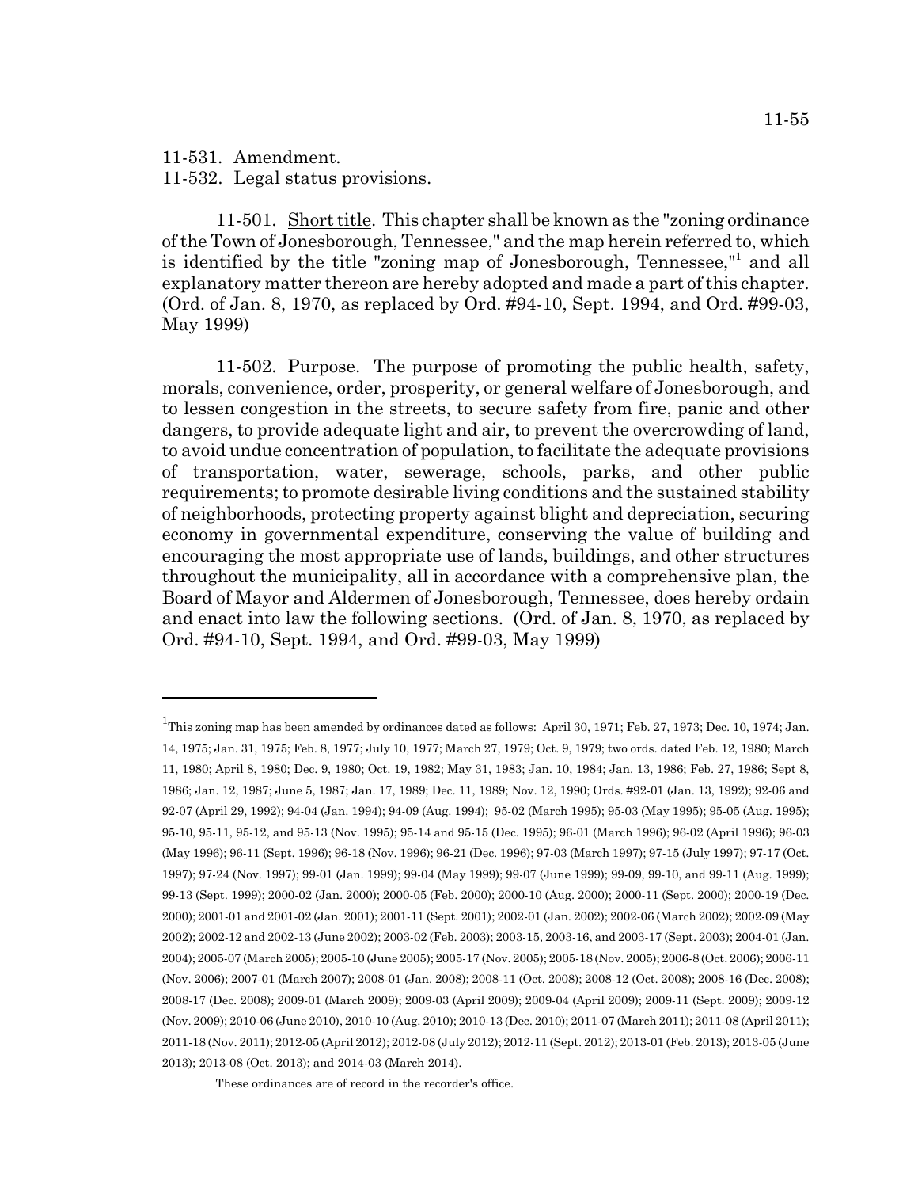11-531. Amendment.
11-532. Legal status provisions.

11-501. Short title. This chapter shall be known as the "zoning ordinance of the Town of Jonesborough, Tennessee," and the map herein referred to, which is identified by the title "zoning map of Jonesborough, Tennessee,"[1] and all explanatory matter thereon are hereby adopted and made a part of this chapter. (Ord. of Jan. 8, 1970, as replaced by Ord. #94-10, Sept. 1994, and Ord. #99-03, May 1999)

11-502. Purpose. The purpose of promoting the public health, safety, morals, convenience, order, prosperity, or general welfare of Jonesborough, and to lessen congestion in the streets, to secure safety from fire, panic and other dangers, to provide adequate light and air, to prevent the overcrowding of land, to avoid undue concentration of population, to facilitate the adequate provisions of transportation, water, sewerage, schools, parks, and other public requirements; to promote desirable living conditions and the sustained stability of neighborhoods, protecting property against blight and depreciation, securing economy in governmental expenditure, conserving the value of building and encouraging the most appropriate use of lands, buildings, and other structures throughout the municipality, all in accordance with a comprehensive plan, the Board of Mayor and Aldermen of Jonesborough, Tennessee, does hereby ordain and enact into law the following sections. (Ord. of Jan. 8, 1970, as replaced by Ord. #94-10, Sept. 1994, and Ord. #99-03, May 1999)

---

[1]This zoning map has been amended by ordinances dated as follows: April 30, 1971; Feb. 27, 1973; Dec. 10, 1974; Jan. 14, 1975; Jan. 31, 1975; Feb. 8, 1977; July 10, 1977; March 27, 1979; Oct. 9, 1979; two ords. dated Feb. 12, 1980; March 11, 1980; April 8, 1980; Dec. 9, 1980; Oct. 19, 1982; May 31, 1983; Jan. 10, 1984; Jan. 13, 1986; Feb. 27, 1986; Sept 8, 1986; Jan. 12, 1987; June 5, 1987; Jan. 17, 1989; Dec. 11, 1989; Nov. 12, 1990; Ords. #92-01 (Jan. 13, 1992); 92-06 and 92-07 (April 29, 1992); 94-04 (Jan. 1994); 94-09 (Aug. 1994); 95-02 (March 1995); 95-03 (May 1995); 95-05 (Aug. 1995); 95-10, 95-11, 95-12, and 95-13 (Nov. 1995); 95-14 and 95-15 (Dec. 1995); 96-01 (March 1996); 96-02 (April 1996); 96-03 (May 1996); 96-11 (Sept. 1996); 96-18 (Nov. 1996); 96-21 (Dec. 1996); 97-03 (March 1997); 97-15 (July 1997); 97-17 (Oct. 1997); 97-24 (Nov. 1997); 99-01 (Jan. 1999); 99-04 (May 1999); 99-07 (June 1999); 99-09, 99-10, and 99-11 (Aug. 1999); 99-13 (Sept. 1999); 2000-02 (Jan. 2000); 2000-05 (Feb. 2000); 2000-10 (Aug. 2000); 2000-11 (Sept. 2000); 2000-19 (Dec. 2000); 2001-01 and 2001-02 (Jan. 2001); 2001-11 (Sept. 2001); 2002-01 (Jan. 2002); 2002-06 (March 2002); 2002-09 (May 2002); 2002-12 and 2002-13 (June 2002); 2003-02 (Feb. 2003); 2003-15, 2003-16, and 2003-17 (Sept. 2003); 2004-01 (Jan. 2004); 2005-07 (March 2005); 2005-10 (June 2005); 2005-17 (Nov. 2005); 2005-18 (Nov. 2005); 2006-8 (Oct. 2006); 2006-11 (Nov. 2006); 2007-01 (March 2007); 2008-01 (Jan. 2008); 2008-11 (Oct. 2008); 2008-12 (Oct. 2008); 2008-16 (Dec. 2008); 2008-17 (Dec. 2008); 2009-01 (March 2009); 2009-03 (April 2009); 2009-04 (April 2009); 2009-11 (Sept. 2009); 2009-12 (Nov. 2009); 2010-06 (June 2010), 2010-10 (Aug. 2010); 2010-13 (Dec. 2010); 2011-07 (March 2011); 2011-08 (April 2011); 2011-18 (Nov. 2011); 2012-05 (April 2012); 2012-08 (July 2012); 2012-11 (Sept. 2012); 2013-01 (Feb. 2013); 2013-05 (June 2013); 2013-08 (Oct. 2013); and 2014-03 (March 2014).

These ordinances are of record in the recorder's office.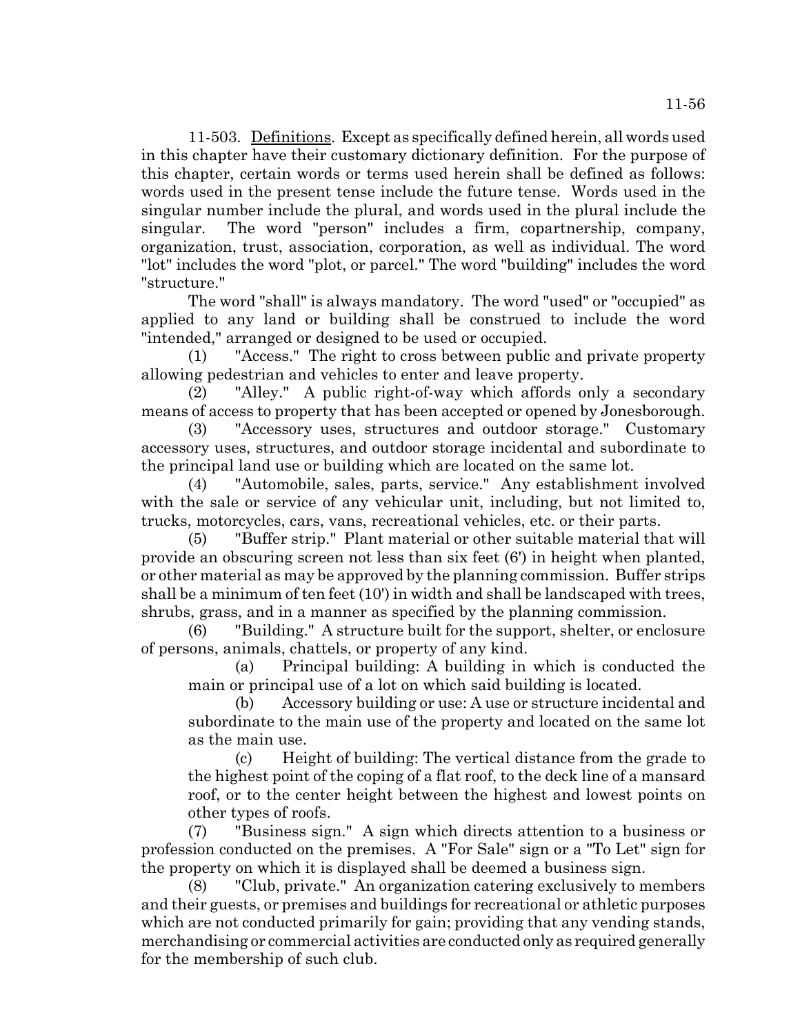11-503. Definitions. Except as specifically defined herein, all words used in this chapter have their customary dictionary definition. For the purpose of this chapter, certain words or terms used herein shall be defined as follows: words used in the present tense include the future tense. Words used in the singular number include the plural, and words used in the plural include the singular. The word "person" includes a firm, copartnership, company, organization, trust, association, corporation, as well as individual. The word "lot" includes the word "plot, or parcel." The word "building" includes the word "structure."

The word "shall" is always mandatory. The word "used" or "occupied" as applied to any land or building shall be construed to include the word "intended," arranged or designed to be used or occupied.

(1) "Access." The right to cross between public and private property allowing pedestrian and vehicles to enter and leave property.

(2) "Alley." A public right-of-way which affords only a secondary means of access to property that has been accepted or opened by Jonesborough.

(3) "Accessory uses, structures and outdoor storage." Customary accessory uses, structures, and outdoor storage incidental and subordinate to the principal land use or building which are located on the same lot.

(4) "Automobile, sales, parts, service." Any establishment involved with the sale or service of any vehicular unit, including, but not limited to, trucks, motorcycles, cars, vans, recreational vehicles, etc. or their parts.

(5) "Buffer strip." Plant material or other suitable material that will provide an obscuring screen not less than six feet (6') in height when planted, or other material as may be approved by the planning commission. Buffer strips shall be a minimum of ten feet (10') in width and shall be landscaped with trees, shrubs, grass, and in a manner as specified by the planning commission.

(6) "Building." A structure built for the support, shelter, or enclosure of persons, animals, chattels, or property of any kind.

(a) Principal building: A building in which is conducted the main or principal use of a lot on which said building is located.

(b) Accessory building or use: A use or structure incidental and subordinate to the main use of the property and located on the same lot as the main use.

(c) Height of building: The vertical distance from the grade to the highest point of the coping of a flat roof, to the deck line of a mansard roof, or to the center height between the highest and lowest points on other types of roofs.

(7) "Business sign." A sign which directs attention to a business or profession conducted on the premises. A "For Sale" sign or a "To Let" sign for the property on which it is displayed shall be deemed a business sign.

(8) "Club, private." An organization catering exclusively to members and their guests, or premises and buildings for recreational or athletic purposes which are not conducted primarily for gain; providing that any vending stands, merchandising or commercial activities are conducted only as required generally for the membership of such club.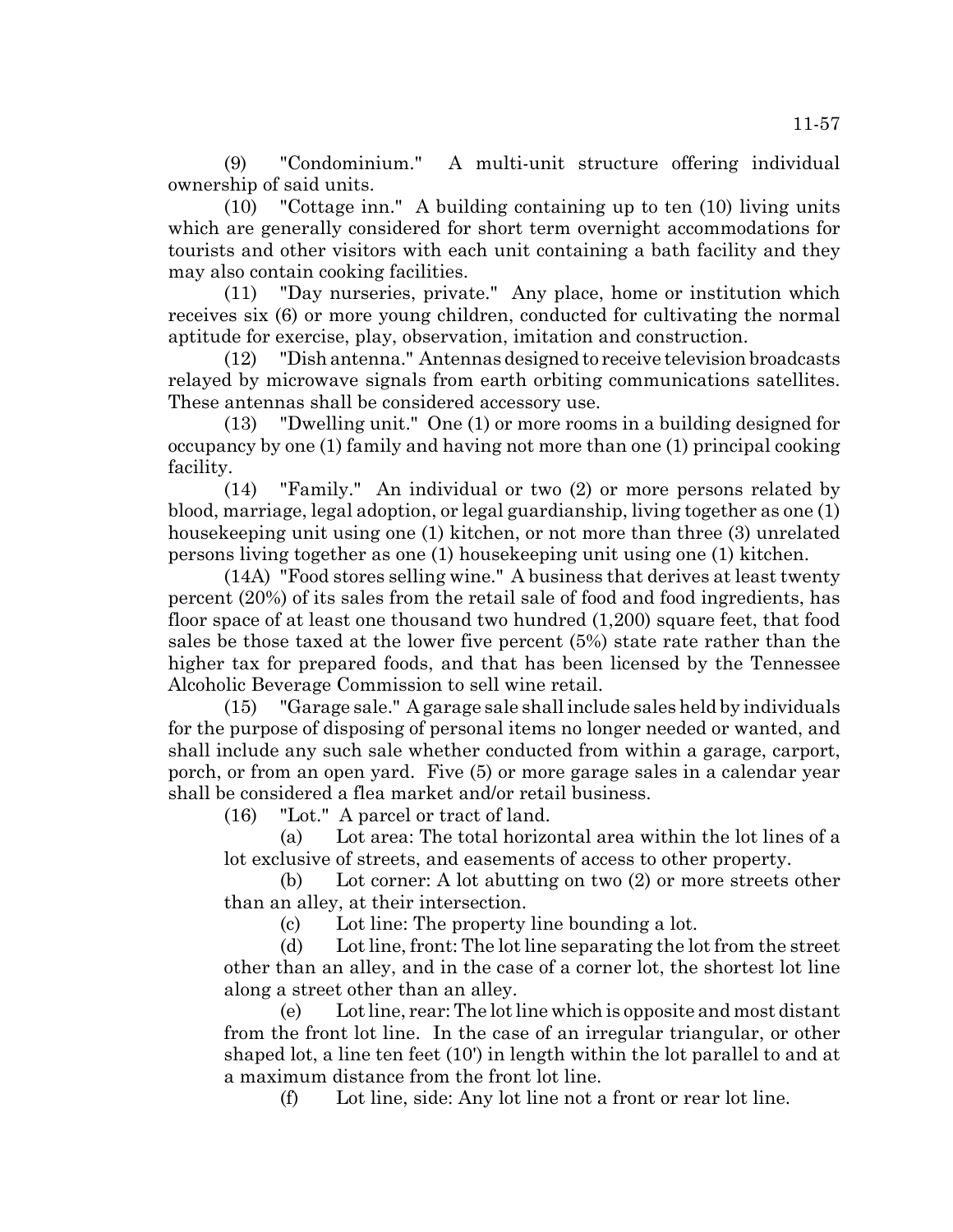(9) "Condominium." A multi-unit structure offering individual ownership of said units.

(10) "Cottage inn." A building containing up to ten (10) living units which are generally considered for short term overnight accommodations for tourists and other visitors with each unit containing a bath facility and they may also contain cooking facilities.

(11) "Day nurseries, private." Any place, home or institution which receives six (6) or more young children, conducted for cultivating the normal aptitude for exercise, play, observation, imitation and construction.

(12) "Dish antenna." Antennas designed to receive television broadcasts relayed by microwave signals from earth orbiting communications satellites. These antennas shall be considered accessory use.

(13) "Dwelling unit." One (1) or more rooms in a building designed for occupancy by one (1) family and having not more than one (1) principal cooking facility.

(14) "Family." An individual or two (2) or more persons related by blood, marriage, legal adoption, or legal guardianship, living together as one (1) housekeeping unit using one (1) kitchen, or not more than three (3) unrelated persons living together as one (1) housekeeping unit using one (1) kitchen.

(14A) "Food stores selling wine." A business that derives at least twenty percent (20%) of its sales from the retail sale of food and food ingredients, has floor space of at least one thousand two hundred (1,200) square feet, that food sales be those taxed at the lower five percent (5%) state rate rather than the higher tax for prepared foods, and that has been licensed by the Tennessee Alcoholic Beverage Commission to sell wine retail.

(15) "Garage sale." A garage sale shall include sales held by individuals for the purpose of disposing of personal items no longer needed or wanted, and shall include any such sale whether conducted from within a garage, carport, porch, or from an open yard. Five (5) or more garage sales in a calendar year shall be considered a flea market and/or retail business.

(16) "Lot." A parcel or tract of land.

(a) Lot area: The total horizontal area within the lot lines of a lot exclusive of streets, and easements of access to other property.

(b) Lot corner: A lot abutting on two (2) or more streets other than an alley, at their intersection.

(c) Lot line: The property line bounding a lot.

(d) Lot line, front: The lot line separating the lot from the street other than an alley, and in the case of a corner lot, the shortest lot line along a street other than an alley.

(e) Lot line, rear: The lot line which is opposite and most distant from the front lot line. In the case of an irregular triangular, or other shaped lot, a line ten feet (10') in length within the lot parallel to and at a maximum distance from the front lot line.

(f) Lot line, side: Any lot line not a front or rear lot line.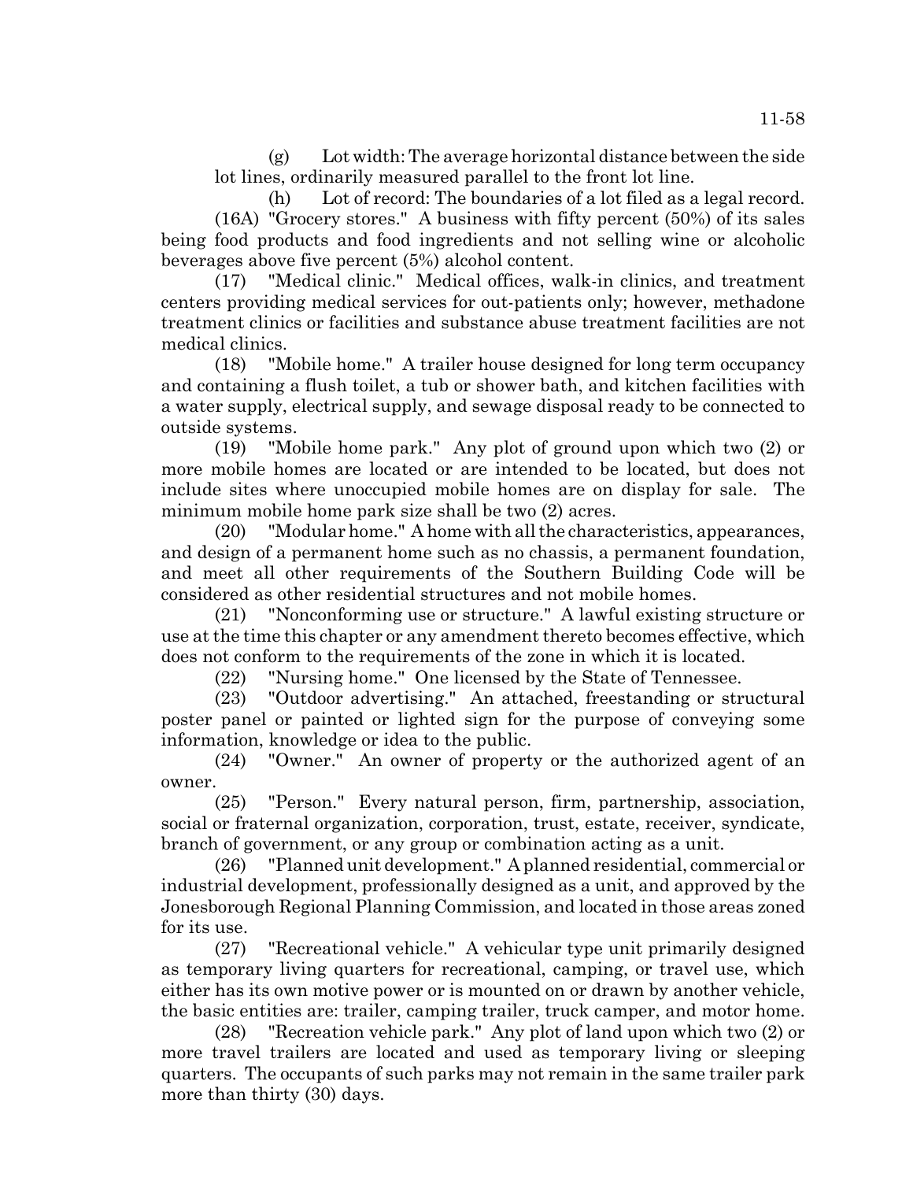(g) Lot width: The average horizontal distance between the side lot lines, ordinarily measured parallel to the front lot line.

(h) Lot of record: The boundaries of a lot filed as a legal record.

(16A) "Grocery stores." A business with fifty percent (50%) of its sales being food products and food ingredients and not selling wine or alcoholic beverages above five percent (5%) alcohol content.

(17) "Medical clinic." Medical offices, walk-in clinics, and treatment centers providing medical services for out-patients only; however, methadone treatment clinics or facilities and substance abuse treatment facilities are not medical clinics.

(18) "Mobile home." A trailer house designed for long term occupancy and containing a flush toilet, a tub or shower bath, and kitchen facilities with a water supply, electrical supply, and sewage disposal ready to be connected to outside systems.

(19) "Mobile home park." Any plot of ground upon which two (2) or more mobile homes are located or are intended to be located, but does not include sites where unoccupied mobile homes are on display for sale. The minimum mobile home park size shall be two (2) acres.

(20) "Modular home." A home with all the characteristics, appearances, and design of a permanent home such as no chassis, a permanent foundation, and meet all other requirements of the Southern Building Code will be considered as other residential structures and not mobile homes.

(21) "Nonconforming use or structure." A lawful existing structure or use at the time this chapter or any amendment thereto becomes effective, which does not conform to the requirements of the zone in which it is located.

(22) "Nursing home." One licensed by the State of Tennessee.

(23) "Outdoor advertising." An attached, freestanding or structural poster panel or painted or lighted sign for the purpose of conveying some information, knowledge or idea to the public.

(24) "Owner." An owner of property or the authorized agent of an owner.

(25) "Person." Every natural person, firm, partnership, association, social or fraternal organization, corporation, trust, estate, receiver, syndicate, branch of government, or any group or combination acting as a unit.

(26) "Planned unit development." A planned residential, commercial or industrial development, professionally designed as a unit, and approved by the Jonesborough Regional Planning Commission, and located in those areas zoned for its use.

(27) "Recreational vehicle." A vehicular type unit primarily designed as temporary living quarters for recreational, camping, or travel use, which either has its own motive power or is mounted on or drawn by another vehicle, the basic entities are: trailer, camping trailer, truck camper, and motor home.

(28) "Recreation vehicle park." Any plot of land upon which two (2) or more travel trailers are located and used as temporary living or sleeping quarters. The occupants of such parks may not remain in the same trailer park more than thirty (30) days.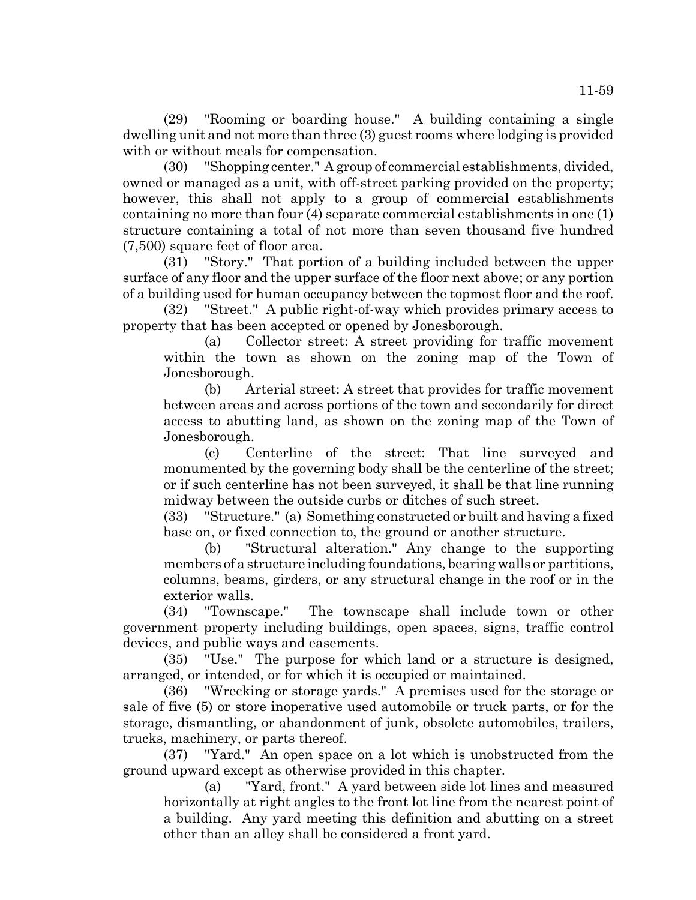(29) "Rooming or boarding house." A building containing a single dwelling unit and not more than three (3) guest rooms where lodging is provided with or without meals for compensation.

(30) "Shopping center." A group of commercial establishments, divided, owned or managed as a unit, with off-street parking provided on the property; however, this shall not apply to a group of commercial establishments containing no more than four (4) separate commercial establishments in one (1) structure containing a total of not more than seven thousand five hundred (7,500) square feet of floor area.

(31) "Story." That portion of a building included between the upper surface of any floor and the upper surface of the floor next above; or any portion of a building used for human occupancy between the topmost floor and the roof.

(32) "Street." A public right-of-way which provides primary access to property that has been accepted or opened by Jonesborough.

(a) Collector street: A street providing for traffic movement within the town as shown on the zoning map of the Town of Jonesborough.

(b) Arterial street: A street that provides for traffic movement between areas and across portions of the town and secondarily for direct access to abutting land, as shown on the zoning map of the Town of Jonesborough.

(c) Centerline of the street: That line surveyed and monumented by the governing body shall be the centerline of the street; or if such centerline has not been surveyed, it shall be that line running midway between the outside curbs or ditches of such street.

(33) "Structure." (a) Something constructed or built and having a fixed base on, or fixed connection to, the ground or another structure.

(b) "Structural alteration." Any change to the supporting members of a structure including foundations, bearing walls or partitions, columns, beams, girders, or any structural change in the roof or in the exterior walls.

(34) "Townscape." The townscape shall include town or other government property including buildings, open spaces, signs, traffic control devices, and public ways and easements.

(35) "Use." The purpose for which land or a structure is designed, arranged, or intended, or for which it is occupied or maintained.

(36) "Wrecking or storage yards." A premises used for the storage or sale of five (5) or store inoperative used automobile or truck parts, or for the storage, dismantling, or abandonment of junk, obsolete automobiles, trailers, trucks, machinery, or parts thereof.

(37) "Yard." An open space on a lot which is unobstructed from the ground upward except as otherwise provided in this chapter.

(a) "Yard, front." A yard between side lot lines and measured horizontally at right angles to the front lot line from the nearest point of a building. Any yard meeting this definition and abutting on a street other than an alley shall be considered a front yard.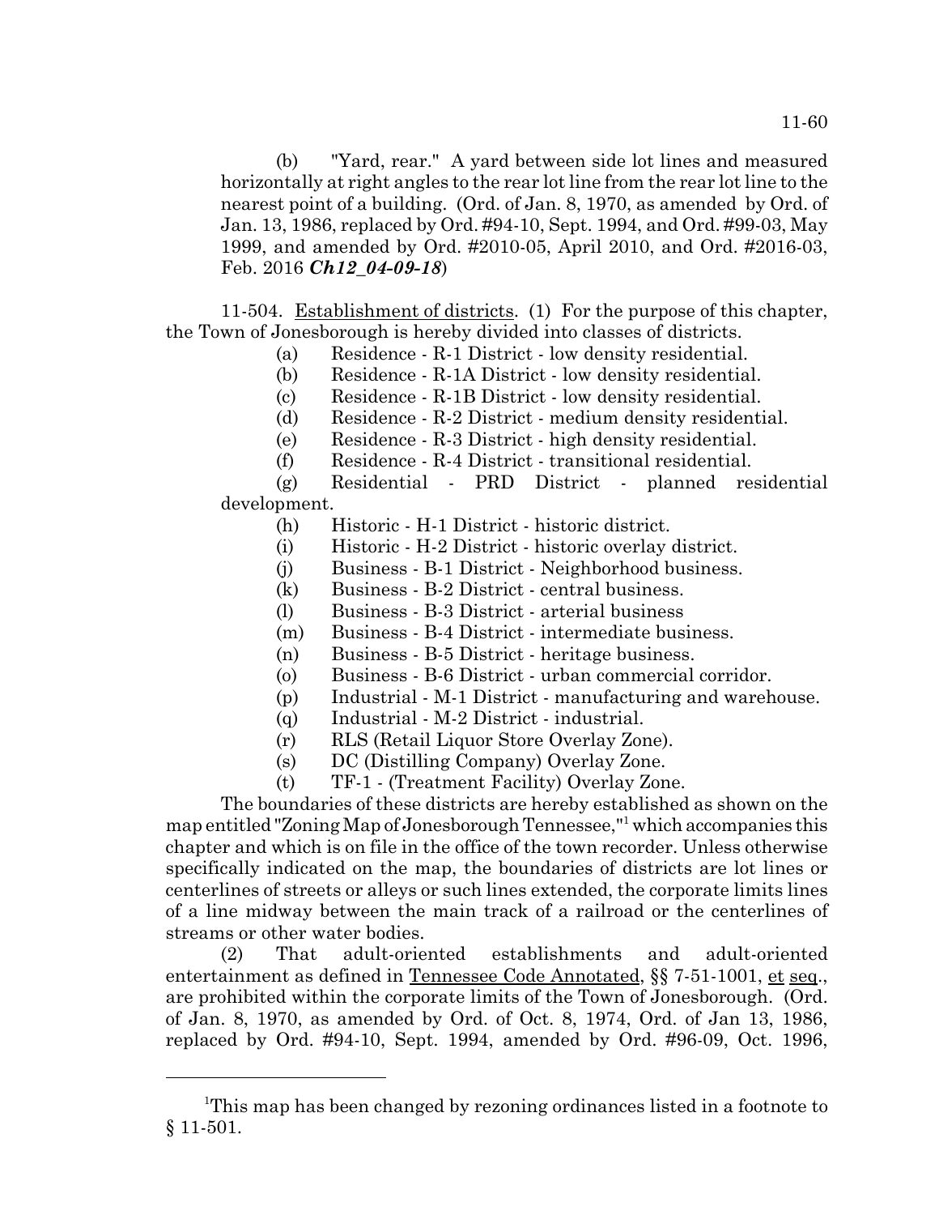(b) "Yard, rear." A yard between side lot lines and measured horizontally at right angles to the rear lot line from the rear lot line to the nearest point of a building. (Ord. of Jan. 8, 1970, as amended by Ord. of Jan. 13, 1986, replaced by Ord. #94-10, Sept. 1994, and Ord. #99-03, May 1999, and amended by Ord. #2010-05, April 2010, and Ord. #2016-03, Feb. 2016 ***Ch12_04-09-18***)

11-504. Establishment of districts. (1) For the purpose of this chapter, the Town of Jonesborough is hereby divided into classes of districts.

(a) Residence - R-1 District - low density residential.
(b) Residence - R-1A District - low density residential.
(c) Residence - R-1B District - low density residential.
(d) Residence - R-2 District - medium density residential.
(e) Residence - R-3 District - high density residential.
(f) Residence - R-4 District - transitional residential.
(g) Residential - PRD District - planned residential development.
(h) Historic - H-1 District - historic district.
(i) Historic - H-2 District - historic overlay district.
(j) Business - B-1 District - Neighborhood business.
(k) Business - B-2 District - central business.
(l) Business - B-3 District - arterial business
(m) Business - B-4 District - intermediate business.
(n) Business - B-5 District - heritage business.
(o) Business - B-6 District - urban commercial corridor.
(p) Industrial - M-1 District - manufacturing and warehouse.
(q) Industrial - M-2 District - industrial.
(r) RLS (Retail Liquor Store Overlay Zone).
(s) DC (Distilling Company) Overlay Zone.
(t) TF-1 - (Treatment Facility) Overlay Zone.

The boundaries of these districts are hereby established as shown on the map entitled "Zoning Map of Jonesborough Tennessee,"[1] which accompanies this chapter and which is on file in the office of the town recorder. Unless otherwise specifically indicated on the map, the boundaries of districts are lot lines or centerlines of streets or alleys or such lines extended, the corporate limits lines of a line midway between the main track of a railroad or the centerlines of streams or other water bodies.

(2) That adult-oriented establishments and adult-oriented entertainment as defined in Tennessee Code Annotated, §§ 7-51-1001, et seq., are prohibited within the corporate limits of the Town of Jonesborough. (Ord. of Jan. 8, 1970, as amended by Ord. of Oct. 8, 1974, Ord. of Jan 13, 1986, replaced by Ord. #94-10, Sept. 1994, amended by Ord. #96-09, Oct. 1996,

---

[1] This map has been changed by rezoning ordinances listed in a footnote to § 11-501.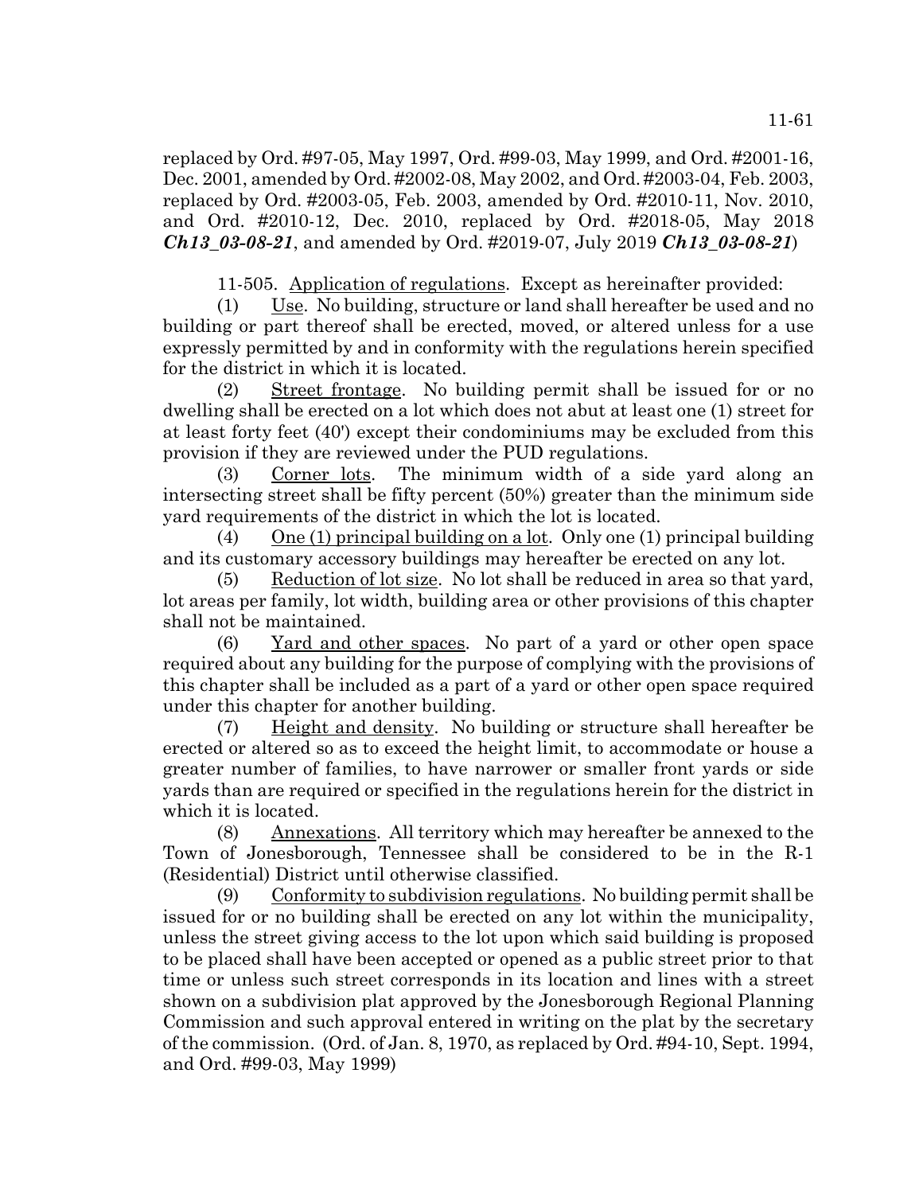replaced by Ord. #97-05, May 1997, Ord. #99-03, May 1999, and Ord. #2001-16, Dec. 2001, amended by Ord. #2002-08, May 2002, and Ord. #2003-04, Feb. 2003, replaced by Ord. #2003-05, Feb. 2003, amended by Ord. #2010-11, Nov. 2010, and Ord. #2010-12, Dec. 2010, replaced by Ord. #2018-05, May 2018 ***Ch13_03-08-21***, and amended by Ord. #2019-07, July 2019 ***Ch13_03-08-21***)

11-505. Application of regulations. Except as hereinafter provided:

(1) Use. No building, structure or land shall hereafter be used and no building or part thereof shall be erected, moved, or altered unless for a use expressly permitted by and in conformity with the regulations herein specified for the district in which it is located.

(2) Street frontage. No building permit shall be issued for or no dwelling shall be erected on a lot which does not abut at least one (1) street for at least forty feet (40') except their condominiums may be excluded from this provision if they are reviewed under the PUD regulations.

(3) Corner lots. The minimum width of a side yard along an intersecting street shall be fifty percent (50%) greater than the minimum side yard requirements of the district in which the lot is located.

(4) One (1) principal building on a lot. Only one (1) principal building and its customary accessory buildings may hereafter be erected on any lot.

(5) Reduction of lot size. No lot shall be reduced in area so that yard, lot areas per family, lot width, building area or other provisions of this chapter shall not be maintained.

(6) Yard and other spaces. No part of a yard or other open space required about any building for the purpose of complying with the provisions of this chapter shall be included as a part of a yard or other open space required under this chapter for another building.

(7) Height and density. No building or structure shall hereafter be erected or altered so as to exceed the height limit, to accommodate or house a greater number of families, to have narrower or smaller front yards or side yards than are required or specified in the regulations herein for the district in which it is located.

(8) Annexations. All territory which may hereafter be annexed to the Town of Jonesborough, Tennessee shall be considered to be in the R-1 (Residential) District until otherwise classified.

(9) Conformity to subdivision regulations. No building permit shall be issued for or no building shall be erected on any lot within the municipality, unless the street giving access to the lot upon which said building is proposed to be placed shall have been accepted or opened as a public street prior to that time or unless such street corresponds in its location and lines with a street shown on a subdivision plat approved by the Jonesborough Regional Planning Commission and such approval entered in writing on the plat by the secretary of the commission. (Ord. of Jan. 8, 1970, as replaced by Ord. #94-10, Sept. 1994, and Ord. #99-03, May 1999)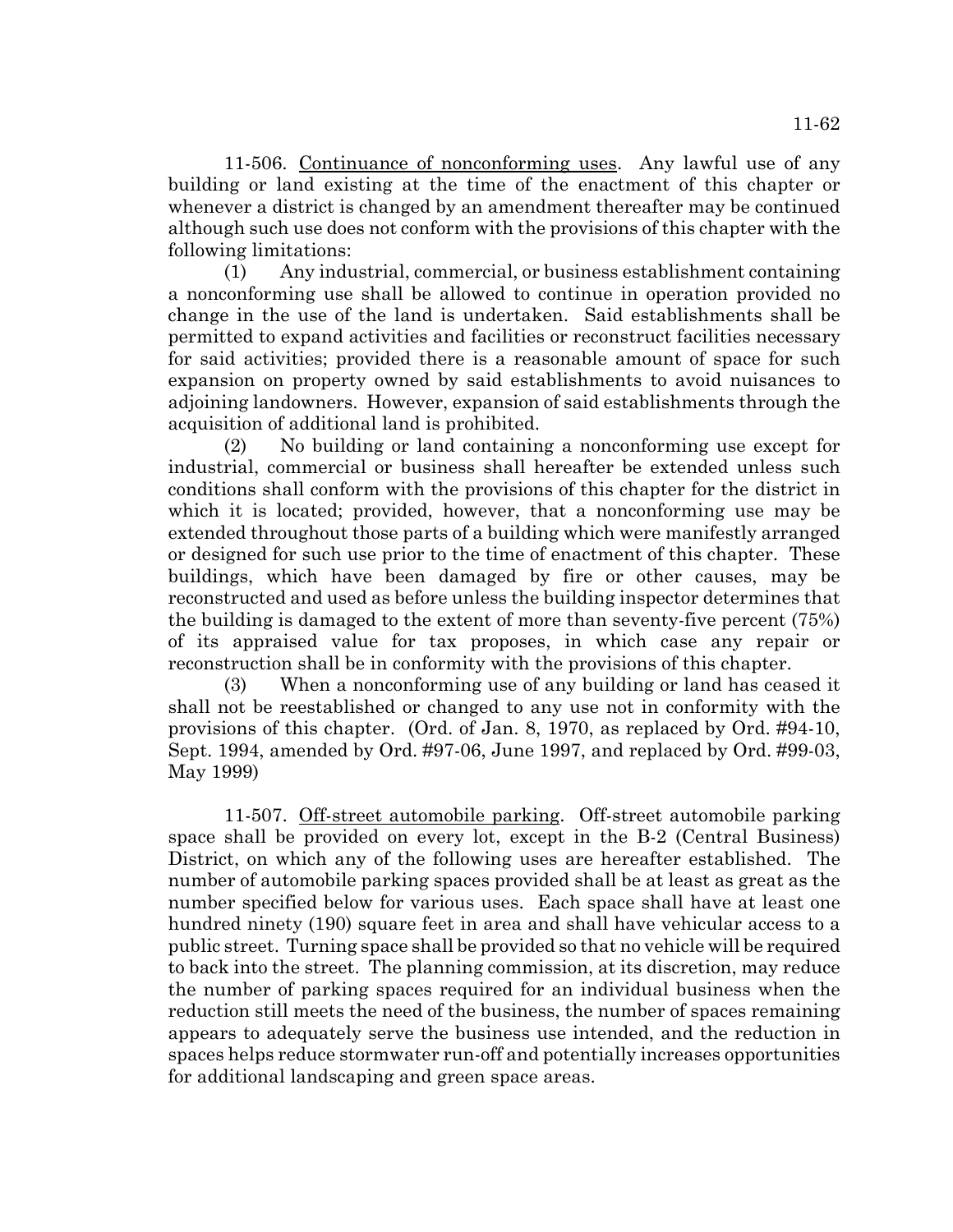11-506. Continuance of nonconforming uses. Any lawful use of any building or land existing at the time of the enactment of this chapter or whenever a district is changed by an amendment thereafter may be continued although such use does not conform with the provisions of this chapter with the following limitations:

(1) Any industrial, commercial, or business establishment containing a nonconforming use shall be allowed to continue in operation provided no change in the use of the land is undertaken. Said establishments shall be permitted to expand activities and facilities or reconstruct facilities necessary for said activities; provided there is a reasonable amount of space for such expansion on property owned by said establishments to avoid nuisances to adjoining landowners. However, expansion of said establishments through the acquisition of additional land is prohibited.

(2) No building or land containing a nonconforming use except for industrial, commercial or business shall hereafter be extended unless such conditions shall conform with the provisions of this chapter for the district in which it is located; provided, however, that a nonconforming use may be extended throughout those parts of a building which were manifestly arranged or designed for such use prior to the time of enactment of this chapter. These buildings, which have been damaged by fire or other causes, may be reconstructed and used as before unless the building inspector determines that the building is damaged to the extent of more than seventy-five percent (75%) of its appraised value for tax proposes, in which case any repair or reconstruction shall be in conformity with the provisions of this chapter.

(3) When a nonconforming use of any building or land has ceased it shall not be reestablished or changed to any use not in conformity with the provisions of this chapter. (Ord. of Jan. 8, 1970, as replaced by Ord. #94-10, Sept. 1994, amended by Ord. #97-06, June 1997, and replaced by Ord. #99-03, May 1999)

11-507. Off-street automobile parking. Off-street automobile parking space shall be provided on every lot, except in the B-2 (Central Business) District, on which any of the following uses are hereafter established. The number of automobile parking spaces provided shall be at least as great as the number specified below for various uses. Each space shall have at least one hundred ninety (190) square feet in area and shall have vehicular access to a public street. Turning space shall be provided so that no vehicle will be required to back into the street. The planning commission, at its discretion, may reduce the number of parking spaces required for an individual business when the reduction still meets the need of the business, the number of spaces remaining appears to adequately serve the business use intended, and the reduction in spaces helps reduce stormwater run-off and potentially increases opportunities for additional landscaping and green space areas.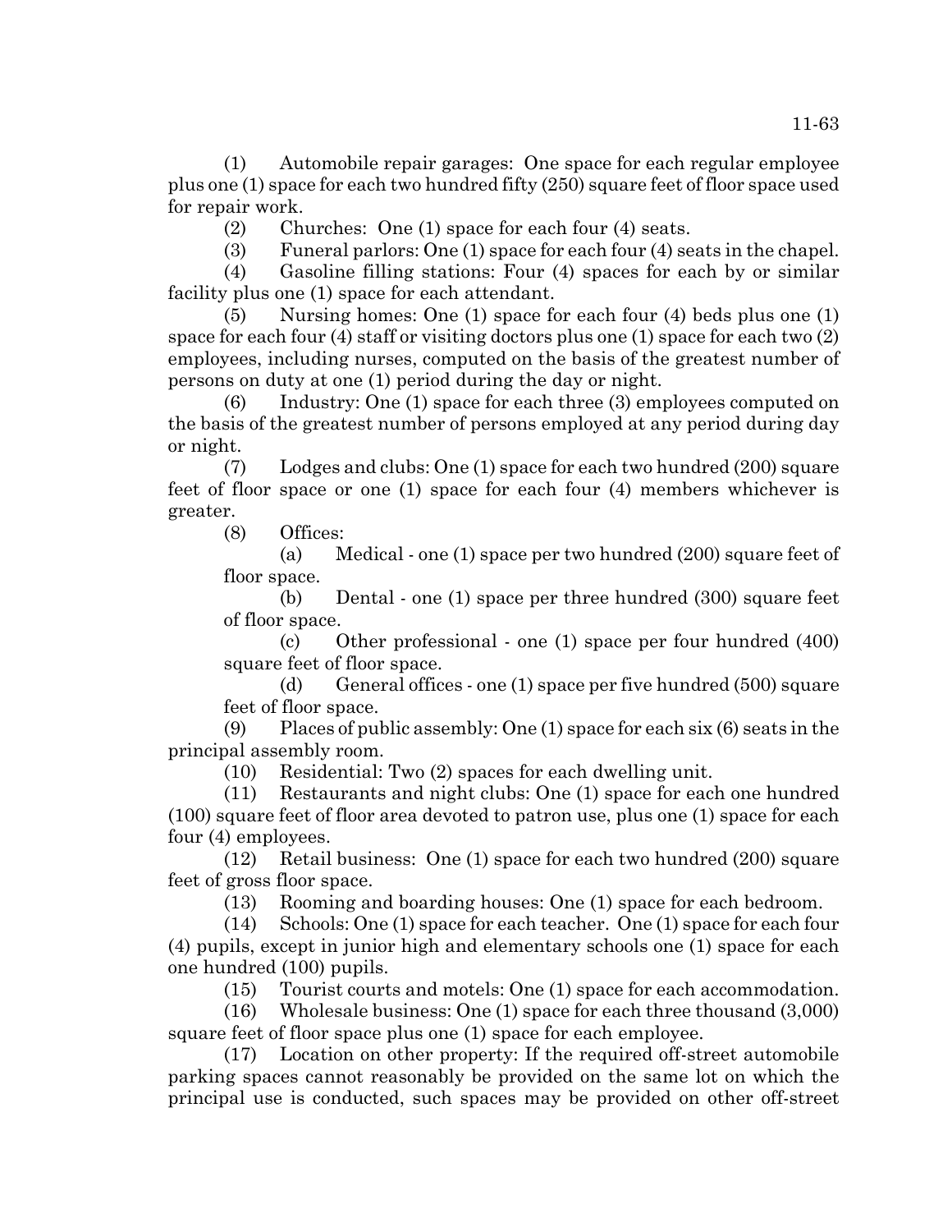(1) Automobile repair garages: One space for each regular employee plus one (1) space for each two hundred fifty (250) square feet of floor space used for repair work.

(2) Churches: One (1) space for each four (4) seats.

(3) Funeral parlors: One (1) space for each four (4) seats in the chapel.

(4) Gasoline filling stations: Four (4) spaces for each by or similar facility plus one (1) space for each attendant.

(5) Nursing homes: One (1) space for each four (4) beds plus one (1) space for each four (4) staff or visiting doctors plus one (1) space for each two (2) employees, including nurses, computed on the basis of the greatest number of persons on duty at one (1) period during the day or night.

(6) Industry: One (1) space for each three (3) employees computed on the basis of the greatest number of persons employed at any period during day or night.

(7) Lodges and clubs: One (1) space for each two hundred (200) square feet of floor space or one (1) space for each four (4) members whichever is greater.

(8) Offices:

(a) Medical - one (1) space per two hundred (200) square feet of floor space.

(b) Dental - one (1) space per three hundred (300) square feet of floor space.

(c) Other professional - one (1) space per four hundred (400) square feet of floor space.

(d) General offices - one (1) space per five hundred (500) square feet of floor space.

(9) Places of public assembly: One (1) space for each six (6) seats in the principal assembly room.

(10) Residential: Two (2) spaces for each dwelling unit.

(11) Restaurants and night clubs: One (1) space for each one hundred (100) square feet of floor area devoted to patron use, plus one (1) space for each four (4) employees.

(12) Retail business: One (1) space for each two hundred (200) square feet of gross floor space.

(13) Rooming and boarding houses: One (1) space for each bedroom.

(14) Schools: One (1) space for each teacher. One (1) space for each four (4) pupils, except in junior high and elementary schools one (1) space for each one hundred (100) pupils.

(15) Tourist courts and motels: One (1) space for each accommodation.

(16) Wholesale business: One (1) space for each three thousand (3,000) square feet of floor space plus one (1) space for each employee.

(17) Location on other property: If the required off-street automobile parking spaces cannot reasonably be provided on the same lot on which the principal use is conducted, such spaces may be provided on other off-street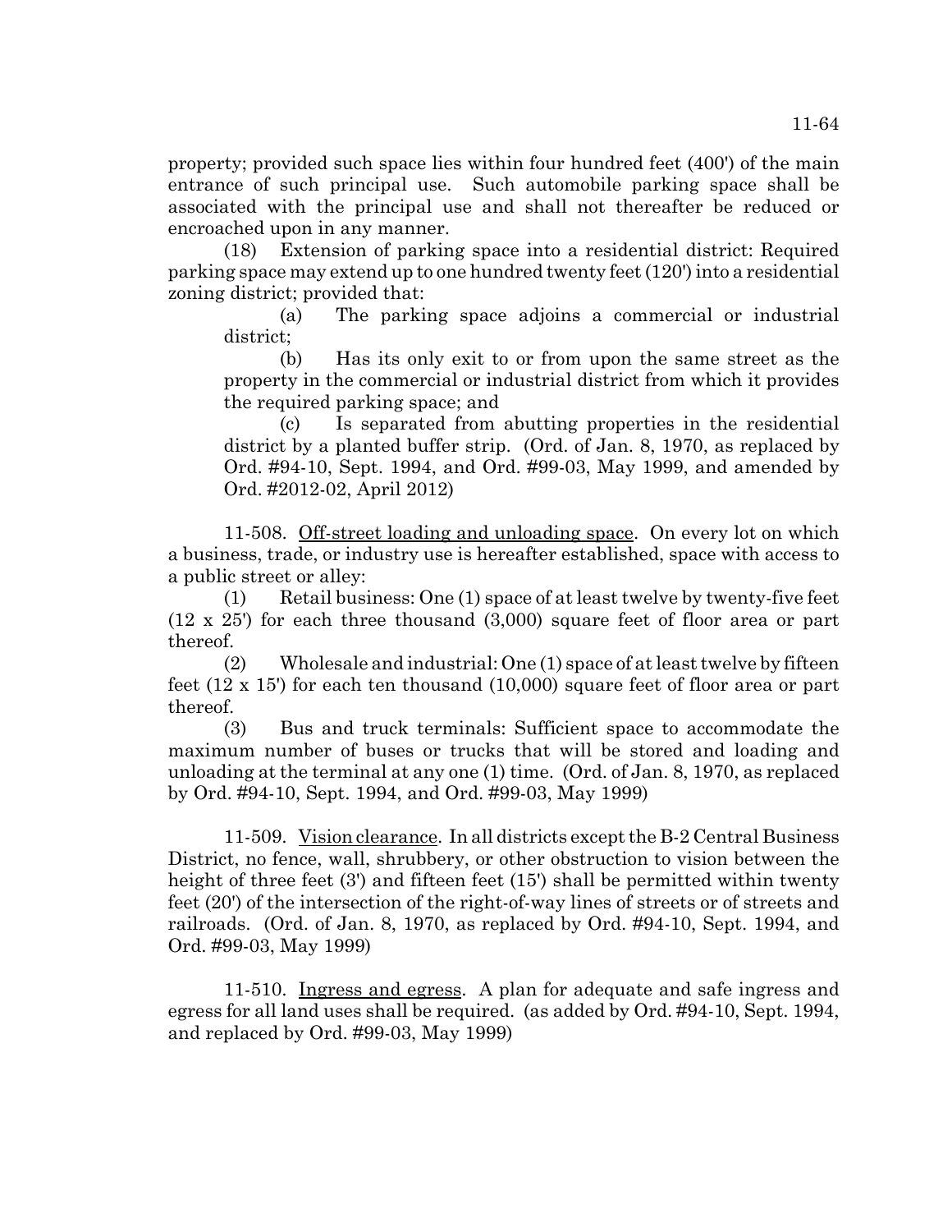property; provided such space lies within four hundred feet (400') of the main entrance of such principal use. Such automobile parking space shall be associated with the principal use and shall not thereafter be reduced or encroached upon in any manner.

(18) Extension of parking space into a residential district: Required parking space may extend up to one hundred twenty feet (120') into a residential zoning district; provided that:

(a) The parking space adjoins a commercial or industrial district;

(b) Has its only exit to or from upon the same street as the property in the commercial or industrial district from which it provides the required parking space; and

(c) Is separated from abutting properties in the residential district by a planted buffer strip. (Ord. of Jan. 8, 1970, as replaced by Ord. #94-10, Sept. 1994, and Ord. #99-03, May 1999, and amended by Ord. #2012-02, April 2012)

11-508. Off-street loading and unloading space. On every lot on which a business, trade, or industry use is hereafter established, space with access to a public street or alley:

(1) Retail business: One (1) space of at least twelve by twenty-five feet (12 x 25') for each three thousand (3,000) square feet of floor area or part thereof.

(2) Wholesale and industrial: One (1) space of at least twelve by fifteen feet (12 x 15') for each ten thousand (10,000) square feet of floor area or part thereof.

(3) Bus and truck terminals: Sufficient space to accommodate the maximum number of buses or trucks that will be stored and loading and unloading at the terminal at any one (1) time. (Ord. of Jan. 8, 1970, as replaced by Ord. #94-10, Sept. 1994, and Ord. #99-03, May 1999)

11-509. Vision clearance. In all districts except the B-2 Central Business District, no fence, wall, shrubbery, or other obstruction to vision between the height of three feet (3') and fifteen feet (15') shall be permitted within twenty feet (20') of the intersection of the right-of-way lines of streets or of streets and railroads. (Ord. of Jan. 8, 1970, as replaced by Ord. #94-10, Sept. 1994, and Ord. #99-03, May 1999)

11-510. Ingress and egress. A plan for adequate and safe ingress and egress for all land uses shall be required. (as added by Ord. #94-10, Sept. 1994, and replaced by Ord. #99-03, May 1999)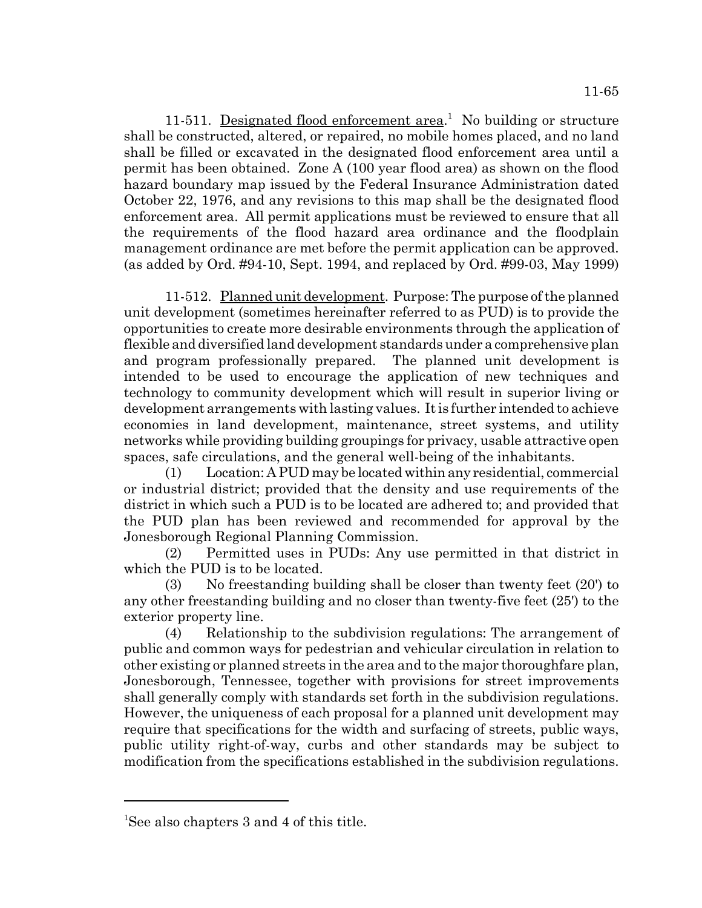11-511. Designated flood enforcement area.[1] No building or structure shall be constructed, altered, or repaired, no mobile homes placed, and no land shall be filled or excavated in the designated flood enforcement area until a permit has been obtained. Zone A (100 year flood area) as shown on the flood hazard boundary map issued by the Federal Insurance Administration dated October 22, 1976, and any revisions to this map shall be the designated flood enforcement area. All permit applications must be reviewed to ensure that all the requirements of the flood hazard area ordinance and the floodplain management ordinance are met before the permit application can be approved. (as added by Ord. #94-10, Sept. 1994, and replaced by Ord. #99-03, May 1999)

11-512. Planned unit development. Purpose: The purpose of the planned unit development (sometimes hereinafter referred to as PUD) is to provide the opportunities to create more desirable environments through the application of flexible and diversified land development standards under a comprehensive plan and program professionally prepared. The planned unit development is intended to be used to encourage the application of new techniques and technology to community development which will result in superior living or development arrangements with lasting values. It is further intended to achieve economies in land development, maintenance, street systems, and utility networks while providing building groupings for privacy, usable attractive open spaces, safe circulations, and the general well-being of the inhabitants.

(1) Location: A PUD may be located within any residential, commercial or industrial district; provided that the density and use requirements of the district in which such a PUD is to be located are adhered to; and provided that the PUD plan has been reviewed and recommended for approval by the Jonesborough Regional Planning Commission.

(2) Permitted uses in PUDs: Any use permitted in that district in which the PUD is to be located.

(3) No freestanding building shall be closer than twenty feet (20') to any other freestanding building and no closer than twenty-five feet (25') to the exterior property line.

(4) Relationship to the subdivision regulations: The arrangement of public and common ways for pedestrian and vehicular circulation in relation to other existing or planned streets in the area and to the major thoroughfare plan, Jonesborough, Tennessee, together with provisions for street improvements shall generally comply with standards set forth in the subdivision regulations. However, the uniqueness of each proposal for a planned unit development may require that specifications for the width and surfacing of streets, public ways, public utility right-of-way, curbs and other standards may be subject to modification from the specifications established in the subdivision regulations.

[1] See also chapters 3 and 4 of this title.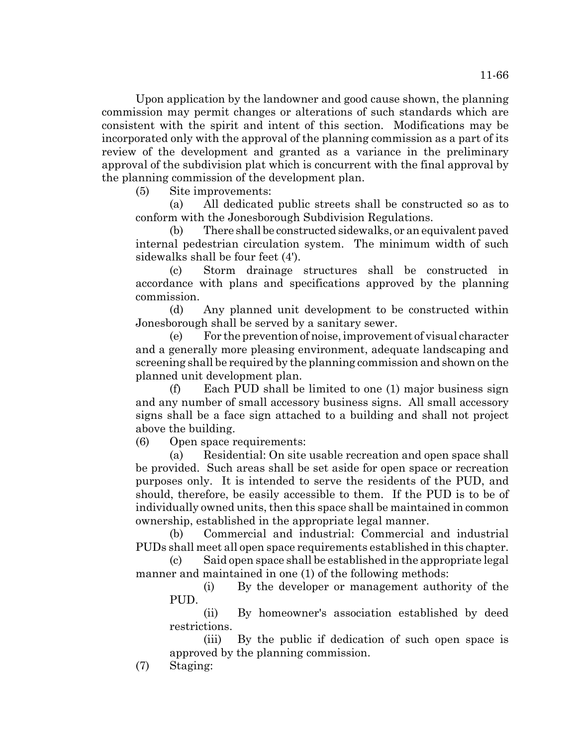Upon application by the landowner and good cause shown, the planning commission may permit changes or alterations of such standards which are consistent with the spirit and intent of this section. Modifications may be incorporated only with the approval of the planning commission as a part of its review of the development and granted as a variance in the preliminary approval of the subdivision plat which is concurrent with the final approval by the planning commission of the development plan.

(5) Site improvements:

(a) All dedicated public streets shall be constructed so as to conform with the Jonesborough Subdivision Regulations.

(b) There shall be constructed sidewalks, or an equivalent paved internal pedestrian circulation system. The minimum width of such sidewalks shall be four feet (4').

(c) Storm drainage structures shall be constructed in accordance with plans and specifications approved by the planning commission.

(d) Any planned unit development to be constructed within Jonesborough shall be served by a sanitary sewer.

(e) For the prevention of noise, improvement of visual character and a generally more pleasing environment, adequate landscaping and screening shall be required by the planning commission and shown on the planned unit development plan.

(f) Each PUD shall be limited to one (1) major business sign and any number of small accessory business signs. All small accessory signs shall be a face sign attached to a building and shall not project above the building.

(6) Open space requirements:

(a) Residential: On site usable recreation and open space shall be provided. Such areas shall be set aside for open space or recreation purposes only. It is intended to serve the residents of the PUD, and should, therefore, be easily accessible to them. If the PUD is to be of individually owned units, then this space shall be maintained in common ownership, established in the appropriate legal manner.

(b) Commercial and industrial: Commercial and industrial PUDs shall meet all open space requirements established in this chapter.

(c) Said open space shall be established in the appropriate legal manner and maintained in one (1) of the following methods:

(i) By the developer or management authority of the PUD.

(ii) By homeowner's association established by deed restrictions.

(iii) By the public if dedication of such open space is approved by the planning commission.

(7) Staging: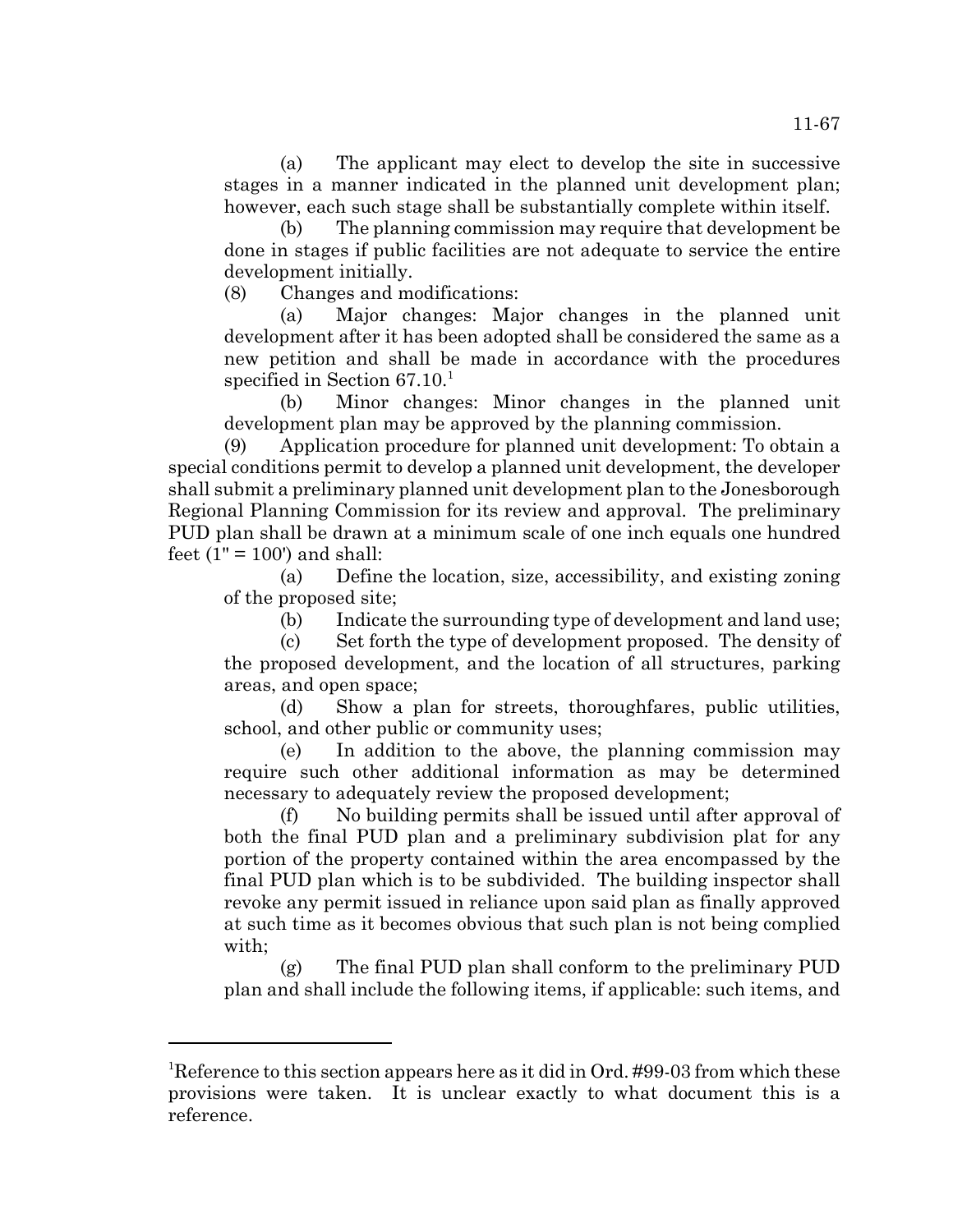(a) The applicant may elect to develop the site in successive stages in a manner indicated in the planned unit development plan; however, each such stage shall be substantially complete within itself.

(b) The planning commission may require that development be done in stages if public facilities are not adequate to service the entire development initially.

(8) Changes and modifications:

(a) Major changes: Major changes in the planned unit development after it has been adopted shall be considered the same as a new petition and shall be made in accordance with the procedures specified in Section 67.10.[1]

(b) Minor changes: Minor changes in the planned unit development plan may be approved by the planning commission.

(9) Application procedure for planned unit development: To obtain a special conditions permit to develop a planned unit development, the developer shall submit a preliminary planned unit development plan to the Jonesborough Regional Planning Commission for its review and approval. The preliminary PUD plan shall be drawn at a minimum scale of one inch equals one hundred feet (1" = 100') and shall:

(a) Define the location, size, accessibility, and existing zoning of the proposed site;

(b) Indicate the surrounding type of development and land use;

(c) Set forth the type of development proposed. The density of the proposed development, and the location of all structures, parking areas, and open space;

(d) Show a plan for streets, thoroughfares, public utilities, school, and other public or community uses;

(e) In addition to the above, the planning commission may require such other additional information as may be determined necessary to adequately review the proposed development;

(f) No building permits shall be issued until after approval of both the final PUD plan and a preliminary subdivision plat for any portion of the property contained within the area encompassed by the final PUD plan which is to be subdivided. The building inspector shall revoke any permit issued in reliance upon said plan as finally approved at such time as it becomes obvious that such plan is not being complied with;

(g) The final PUD plan shall conform to the preliminary PUD plan and shall include the following items, if applicable: such items, and

---

[1]Reference to this section appears here as it did in Ord. #99-03 from which these provisions were taken. It is unclear exactly to what document this is a reference.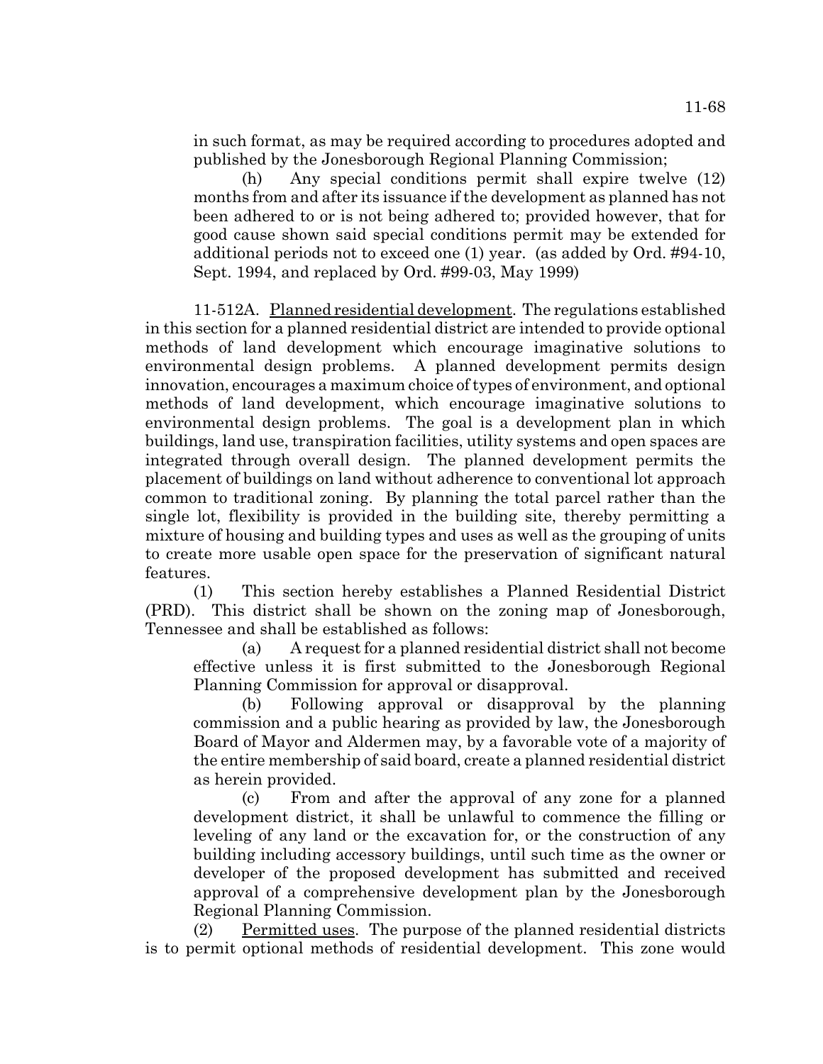in such format, as may be required according to procedures adopted and published by the Jonesborough Regional Planning Commission;

(h) Any special conditions permit shall expire twelve (12) months from and after its issuance if the development as planned has not been adhered to or is not being adhered to; provided however, that for good cause shown said special conditions permit may be extended for additional periods not to exceed one (1) year. (as added by Ord. #94-10, Sept. 1994, and replaced by Ord. #99-03, May 1999)

11-512A. Planned residential development. The regulations established in this section for a planned residential district are intended to provide optional methods of land development which encourage imaginative solutions to environmental design problems. A planned development permits design innovation, encourages a maximum choice of types of environment, and optional methods of land development, which encourage imaginative solutions to environmental design problems. The goal is a development plan in which buildings, land use, transpiration facilities, utility systems and open spaces are integrated through overall design. The planned development permits the placement of buildings on land without adherence to conventional lot approach common to traditional zoning. By planning the total parcel rather than the single lot, flexibility is provided in the building site, thereby permitting a mixture of housing and building types and uses as well as the grouping of units to create more usable open space for the preservation of significant natural features.

(1) This section hereby establishes a Planned Residential District (PRD). This district shall be shown on the zoning map of Jonesborough, Tennessee and shall be established as follows:

(a) A request for a planned residential district shall not become effective unless it is first submitted to the Jonesborough Regional Planning Commission for approval or disapproval.

(b) Following approval or disapproval by the planning commission and a public hearing as provided by law, the Jonesborough Board of Mayor and Aldermen may, by a favorable vote of a majority of the entire membership of said board, create a planned residential district as herein provided.

(c) From and after the approval of any zone for a planned development district, it shall be unlawful to commence the filling or leveling of any land or the excavation for, or the construction of any building including accessory buildings, until such time as the owner or developer of the proposed development has submitted and received approval of a comprehensive development plan by the Jonesborough Regional Planning Commission.

(2) Permitted uses. The purpose of the planned residential districts is to permit optional methods of residential development. This zone would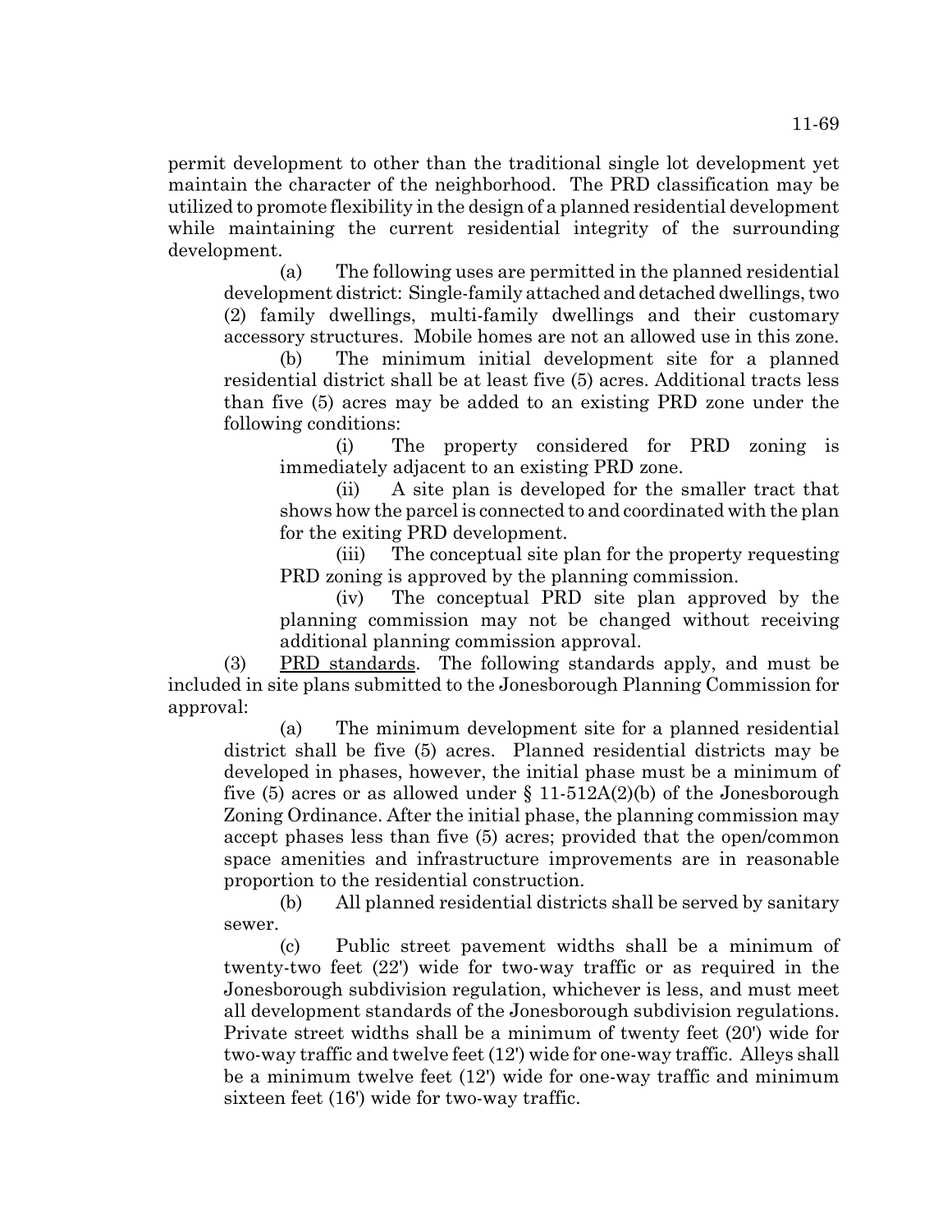permit development to other than the traditional single lot development yet maintain the character of the neighborhood. The PRD classification may be utilized to promote flexibility in the design of a planned residential development while maintaining the current residential integrity of the surrounding development.

(a) The following uses are permitted in the planned residential development district: Single-family attached and detached dwellings, two (2) family dwellings, multi-family dwellings and their customary accessory structures. Mobile homes are not an allowed use in this zone.

(b) The minimum initial development site for a planned residential district shall be at least five (5) acres. Additional tracts less than five (5) acres may be added to an existing PRD zone under the following conditions:

(i) The property considered for PRD zoning is immediately adjacent to an existing PRD zone.

(ii) A site plan is developed for the smaller tract that shows how the parcel is connected to and coordinated with the plan for the exiting PRD development.

(iii) The conceptual site plan for the property requesting PRD zoning is approved by the planning commission.

(iv) The conceptual PRD site plan approved by the planning commission may not be changed without receiving additional planning commission approval.

(3) PRD standards. The following standards apply, and must be included in site plans submitted to the Jonesborough Planning Commission for approval:

(a) The minimum development site for a planned residential district shall be five (5) acres. Planned residential districts may be developed in phases, however, the initial phase must be a minimum of five (5) acres or as allowed under § 11-512A(2)(b) of the Jonesborough Zoning Ordinance. After the initial phase, the planning commission may accept phases less than five (5) acres; provided that the open/common space amenities and infrastructure improvements are in reasonable proportion to the residential construction.

(b) All planned residential districts shall be served by sanitary sewer.

(c) Public street pavement widths shall be a minimum of twenty-two feet (22') wide for two-way traffic or as required in the Jonesborough subdivision regulation, whichever is less, and must meet all development standards of the Jonesborough subdivision regulations. Private street widths shall be a minimum of twenty feet (20') wide for two-way traffic and twelve feet (12') wide for one-way traffic. Alleys shall be a minimum twelve feet (12') wide for one-way traffic and minimum sixteen feet (16') wide for two-way traffic.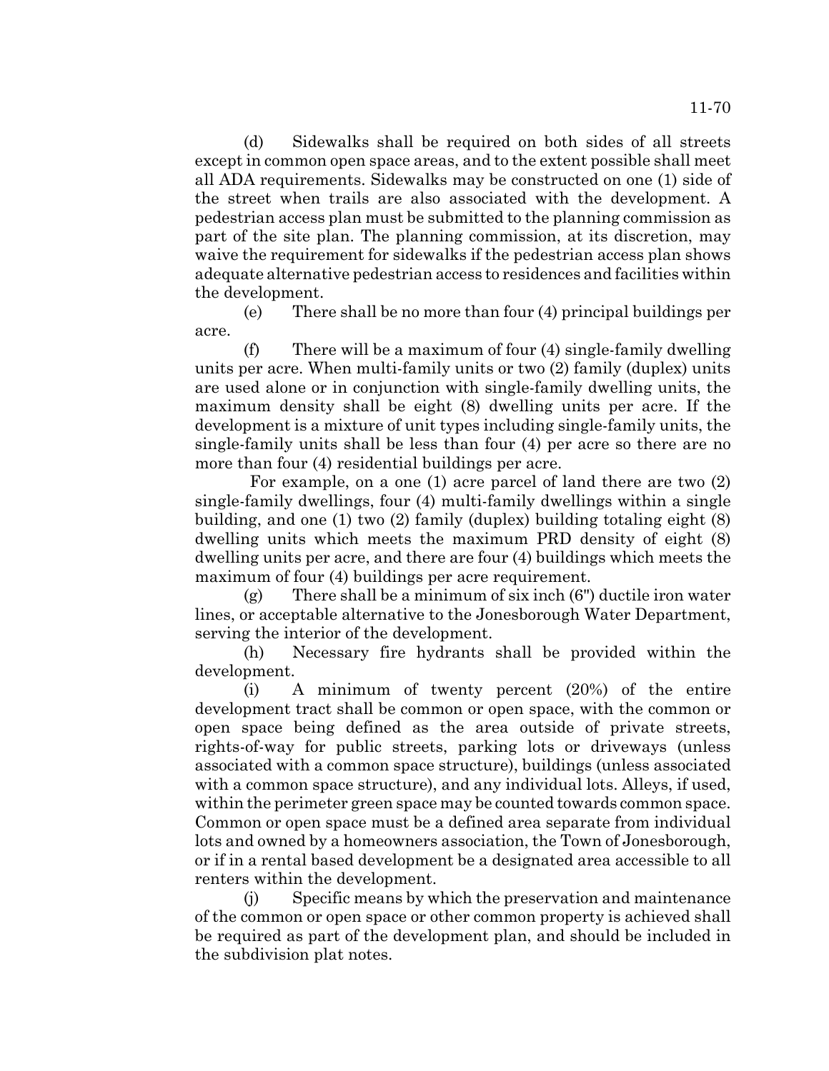(d) Sidewalks shall be required on both sides of all streets except in common open space areas, and to the extent possible shall meet all ADA requirements. Sidewalks may be constructed on one (1) side of the street when trails are also associated with the development. A pedestrian access plan must be submitted to the planning commission as part of the site plan. The planning commission, at its discretion, may waive the requirement for sidewalks if the pedestrian access plan shows adequate alternative pedestrian access to residences and facilities within the development.

(e) There shall be no more than four (4) principal buildings per acre.

(f) There will be a maximum of four (4) single-family dwelling units per acre. When multi-family units or two (2) family (duplex) units are used alone or in conjunction with single-family dwelling units, the maximum density shall be eight (8) dwelling units per acre. If the development is a mixture of unit types including single-family units, the single-family units shall be less than four (4) per acre so there are no more than four (4) residential buildings per acre.

For example, on a one (1) acre parcel of land there are two (2) single-family dwellings, four (4) multi-family dwellings within a single building, and one (1) two (2) family (duplex) building totaling eight (8) dwelling units which meets the maximum PRD density of eight (8) dwelling units per acre, and there are four (4) buildings which meets the maximum of four (4) buildings per acre requirement.

(g) There shall be a minimum of six inch (6") ductile iron water lines, or acceptable alternative to the Jonesborough Water Department, serving the interior of the development.

(h) Necessary fire hydrants shall be provided within the development.

(i) A minimum of twenty percent (20%) of the entire development tract shall be common or open space, with the common or open space being defined as the area outside of private streets, rights-of-way for public streets, parking lots or driveways (unless associated with a common space structure), buildings (unless associated with a common space structure), and any individual lots. Alleys, if used, within the perimeter green space may be counted towards common space. Common or open space must be a defined area separate from individual lots and owned by a homeowners association, the Town of Jonesborough, or if in a rental based development be a designated area accessible to all renters within the development.

(j) Specific means by which the preservation and maintenance of the common or open space or other common property is achieved shall be required as part of the development plan, and should be included in the subdivision plat notes.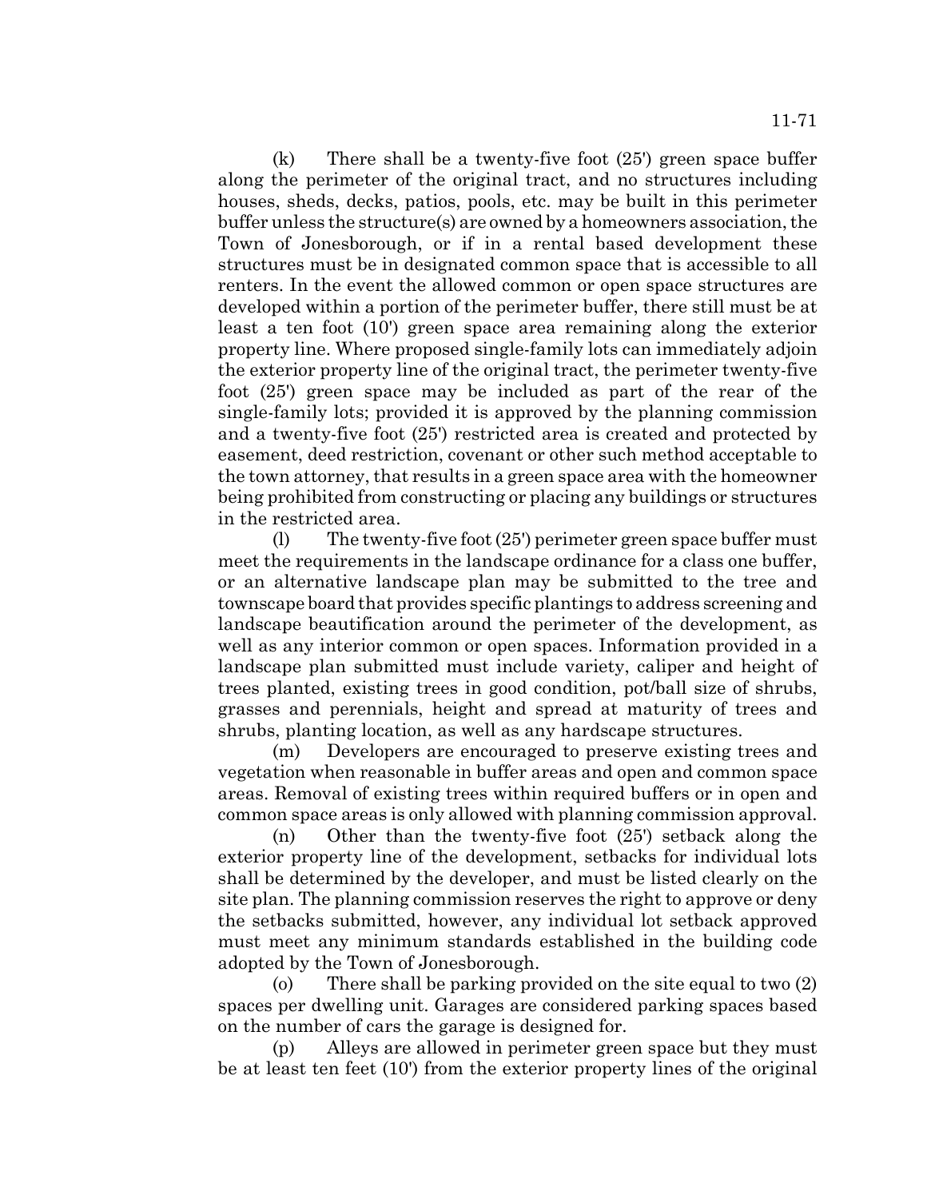(k) There shall be a twenty-five foot (25') green space buffer along the perimeter of the original tract, and no structures including houses, sheds, decks, patios, pools, etc. may be built in this perimeter buffer unless the structure(s) are owned by a homeowners association, the Town of Jonesborough, or if in a rental based development these structures must be in designated common space that is accessible to all renters. In the event the allowed common or open space structures are developed within a portion of the perimeter buffer, there still must be at least a ten foot (10') green space area remaining along the exterior property line. Where proposed single-family lots can immediately adjoin the exterior property line of the original tract, the perimeter twenty-five foot (25') green space may be included as part of the rear of the single-family lots; provided it is approved by the planning commission and a twenty-five foot (25') restricted area is created and protected by easement, deed restriction, covenant or other such method acceptable to the town attorney, that results in a green space area with the homeowner being prohibited from constructing or placing any buildings or structures in the restricted area.

(l) The twenty-five foot (25') perimeter green space buffer must meet the requirements in the landscape ordinance for a class one buffer, or an alternative landscape plan may be submitted to the tree and townscape board that provides specific plantings to address screening and landscape beautification around the perimeter of the development, as well as any interior common or open spaces. Information provided in a landscape plan submitted must include variety, caliper and height of trees planted, existing trees in good condition, pot/ball size of shrubs, grasses and perennials, height and spread at maturity of trees and shrubs, planting location, as well as any hardscape structures.

(m) Developers are encouraged to preserve existing trees and vegetation when reasonable in buffer areas and open and common space areas. Removal of existing trees within required buffers or in open and common space areas is only allowed with planning commission approval.

(n) Other than the twenty-five foot (25') setback along the exterior property line of the development, setbacks for individual lots shall be determined by the developer, and must be listed clearly on the site plan. The planning commission reserves the right to approve or deny the setbacks submitted, however, any individual lot setback approved must meet any minimum standards established in the building code adopted by the Town of Jonesborough.

(o) There shall be parking provided on the site equal to two (2) spaces per dwelling unit. Garages are considered parking spaces based on the number of cars the garage is designed for.

(p) Alleys are allowed in perimeter green space but they must be at least ten feet (10') from the exterior property lines of the original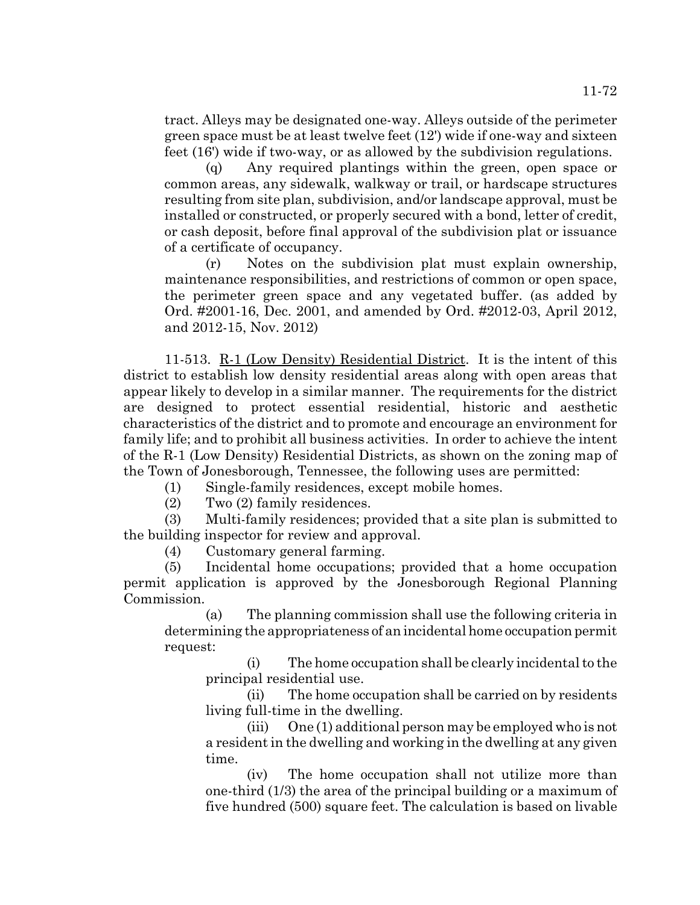tract. Alleys may be designated one-way. Alleys outside of the perimeter green space must be at least twelve feet (12') wide if one-way and sixteen feet (16') wide if two-way, or as allowed by the subdivision regulations.

(q) Any required plantings within the green, open space or common areas, any sidewalk, walkway or trail, or hardscape structures resulting from site plan, subdivision, and/or landscape approval, must be installed or constructed, or properly secured with a bond, letter of credit, or cash deposit, before final approval of the subdivision plat or issuance of a certificate of occupancy.

(r) Notes on the subdivision plat must explain ownership, maintenance responsibilities, and restrictions of common or open space, the perimeter green space and any vegetated buffer. (as added by Ord. #2001-16, Dec. 2001, and amended by Ord. #2012-03, April 2012, and 2012-15, Nov. 2012)

11-513. R-1 (Low Density) Residential District. It is the intent of this district to establish low density residential areas along with open areas that appear likely to develop in a similar manner. The requirements for the district are designed to protect essential residential, historic and aesthetic characteristics of the district and to promote and encourage an environment for family life; and to prohibit all business activities. In order to achieve the intent of the R-1 (Low Density) Residential Districts, as shown on the zoning map of the Town of Jonesborough, Tennessee, the following uses are permitted:

(1) Single-family residences, except mobile homes.

(2) Two (2) family residences.

(3) Multi-family residences; provided that a site plan is submitted to the building inspector for review and approval.

(4) Customary general farming.

(5) Incidental home occupations; provided that a home occupation permit application is approved by the Jonesborough Regional Planning Commission.

(a) The planning commission shall use the following criteria in determining the appropriateness of an incidental home occupation permit request:

(i) The home occupation shall be clearly incidental to the principal residential use.

(ii) The home occupation shall be carried on by residents living full-time in the dwelling.

(iii) One (1) additional person may be employed who is not a resident in the dwelling and working in the dwelling at any given time.

(iv) The home occupation shall not utilize more than one-third (1/3) the area of the principal building or a maximum of five hundred (500) square feet. The calculation is based on livable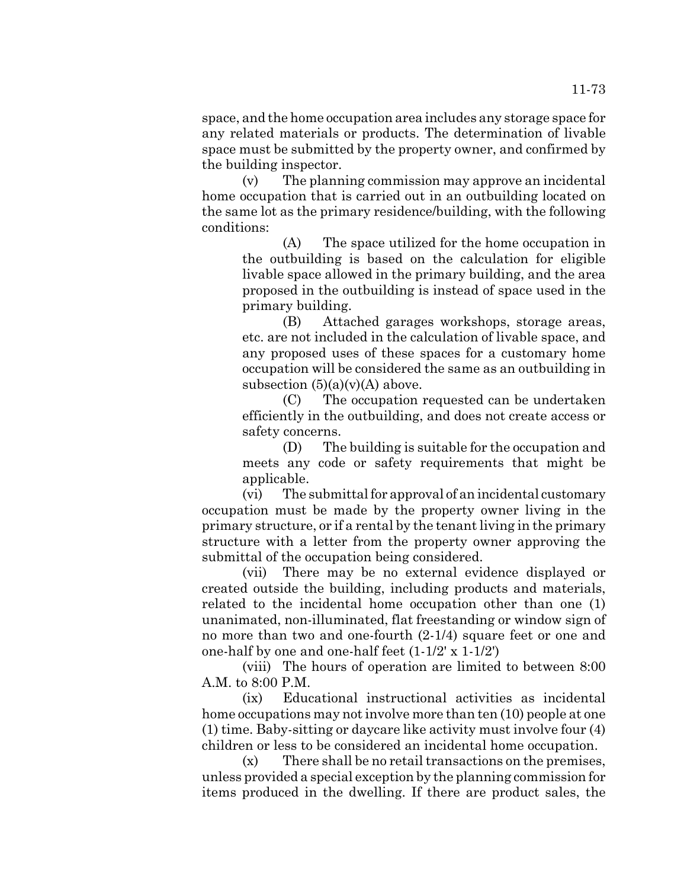space, and the home occupation area includes any storage space for any related materials or products. The determination of livable space must be submitted by the property owner, and confirmed by the building inspector.

(v) The planning commission may approve an incidental home occupation that is carried out in an outbuilding located on the same lot as the primary residence/building, with the following conditions:

(A) The space utilized for the home occupation in the outbuilding is based on the calculation for eligible livable space allowed in the primary building, and the area proposed in the outbuilding is instead of space used in the primary building.

(B) Attached garages workshops, storage areas, etc. are not included in the calculation of livable space, and any proposed uses of these spaces for a customary home occupation will be considered the same as an outbuilding in subsection (5)(a)(v)(A) above.

(C) The occupation requested can be undertaken efficiently in the outbuilding, and does not create access or safety concerns.

(D) The building is suitable for the occupation and meets any code or safety requirements that might be applicable.

(vi) The submittal for approval of an incidental customary occupation must be made by the property owner living in the primary structure, or if a rental by the tenant living in the primary structure with a letter from the property owner approving the submittal of the occupation being considered.

(vii) There may be no external evidence displayed or created outside the building, including products and materials, related to the incidental home occupation other than one (1) unanimated, non-illuminated, flat freestanding or window sign of no more than two and one-fourth (2-1/4) square feet or one and one-half by one and one-half feet (1-1/2' x 1-1/2')

(viii) The hours of operation are limited to between 8:00 A.M. to 8:00 P.M.

(ix) Educational instructional activities as incidental home occupations may not involve more than ten (10) people at one (1) time. Baby-sitting or daycare like activity must involve four (4) children or less to be considered an incidental home occupation.

(x) There shall be no retail transactions on the premises, unless provided a special exception by the planning commission for items produced in the dwelling. If there are product sales, the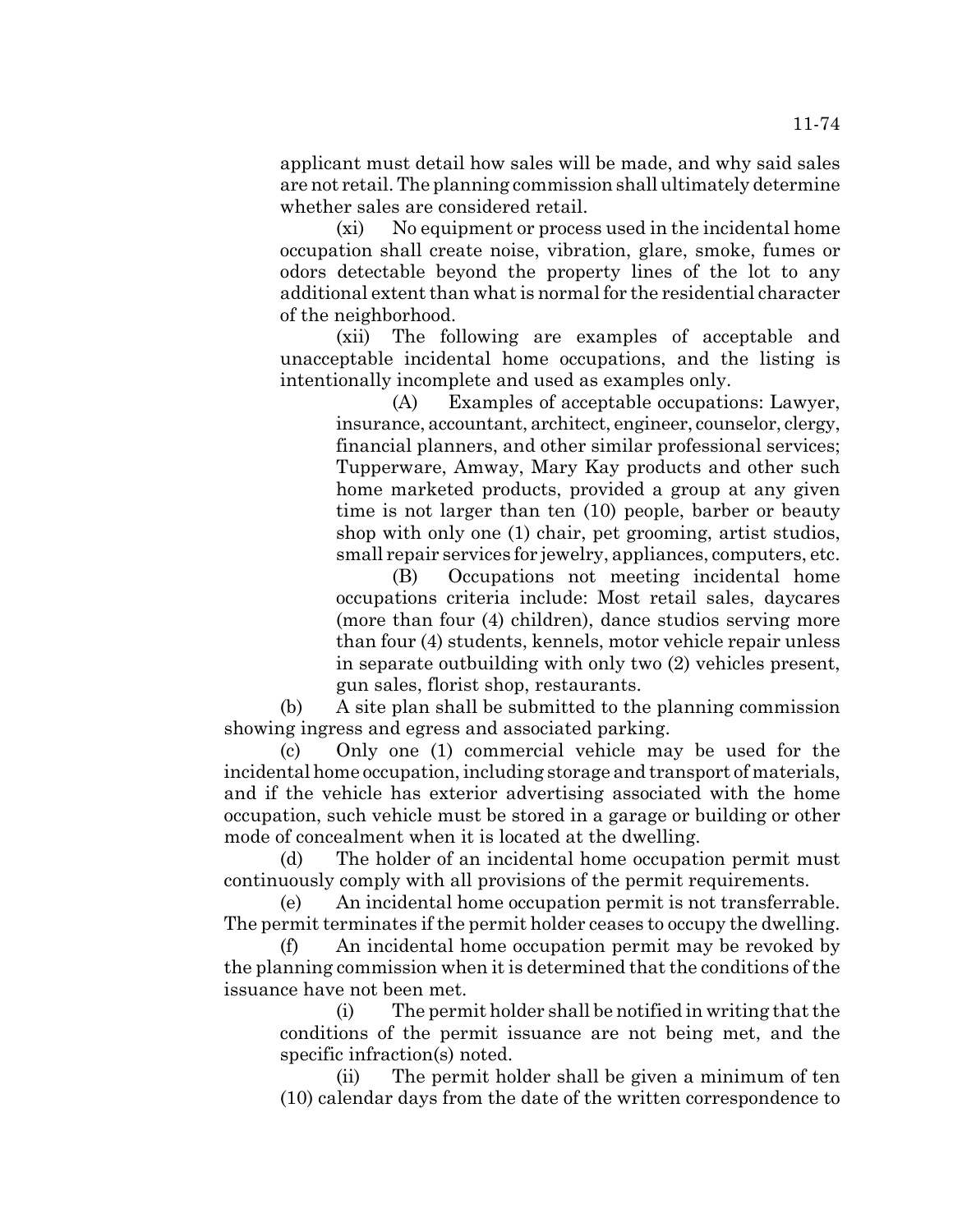applicant must detail how sales will be made, and why said sales are not retail. The planning commission shall ultimately determine whether sales are considered retail.

(xi) No equipment or process used in the incidental home occupation shall create noise, vibration, glare, smoke, fumes or odors detectable beyond the property lines of the lot to any additional extent than what is normal for the residential character of the neighborhood.

(xii) The following are examples of acceptable and unacceptable incidental home occupations, and the listing is intentionally incomplete and used as examples only.

(A) Examples of acceptable occupations: Lawyer, insurance, accountant, architect, engineer, counselor, clergy, financial planners, and other similar professional services; Tupperware, Amway, Mary Kay products and other such home marketed products, provided a group at any given time is not larger than ten (10) people, barber or beauty shop with only one (1) chair, pet grooming, artist studios, small repair services for jewelry, appliances, computers, etc.

(B) Occupations not meeting incidental home occupations criteria include: Most retail sales, daycares (more than four (4) children), dance studios serving more than four (4) students, kennels, motor vehicle repair unless in separate outbuilding with only two (2) vehicles present, gun sales, florist shop, restaurants.

(b) A site plan shall be submitted to the planning commission showing ingress and egress and associated parking.

(c) Only one (1) commercial vehicle may be used for the incidental home occupation, including storage and transport of materials, and if the vehicle has exterior advertising associated with the home occupation, such vehicle must be stored in a garage or building or other mode of concealment when it is located at the dwelling.

(d) The holder of an incidental home occupation permit must continuously comply with all provisions of the permit requirements.

(e) An incidental home occupation permit is not transferrable. The permit terminates if the permit holder ceases to occupy the dwelling.

(f) An incidental home occupation permit may be revoked by the planning commission when it is determined that the conditions of the issuance have not been met.

(i) The permit holder shall be notified in writing that the conditions of the permit issuance are not being met, and the specific infraction(s) noted.

(ii) The permit holder shall be given a minimum of ten (10) calendar days from the date of the written correspondence to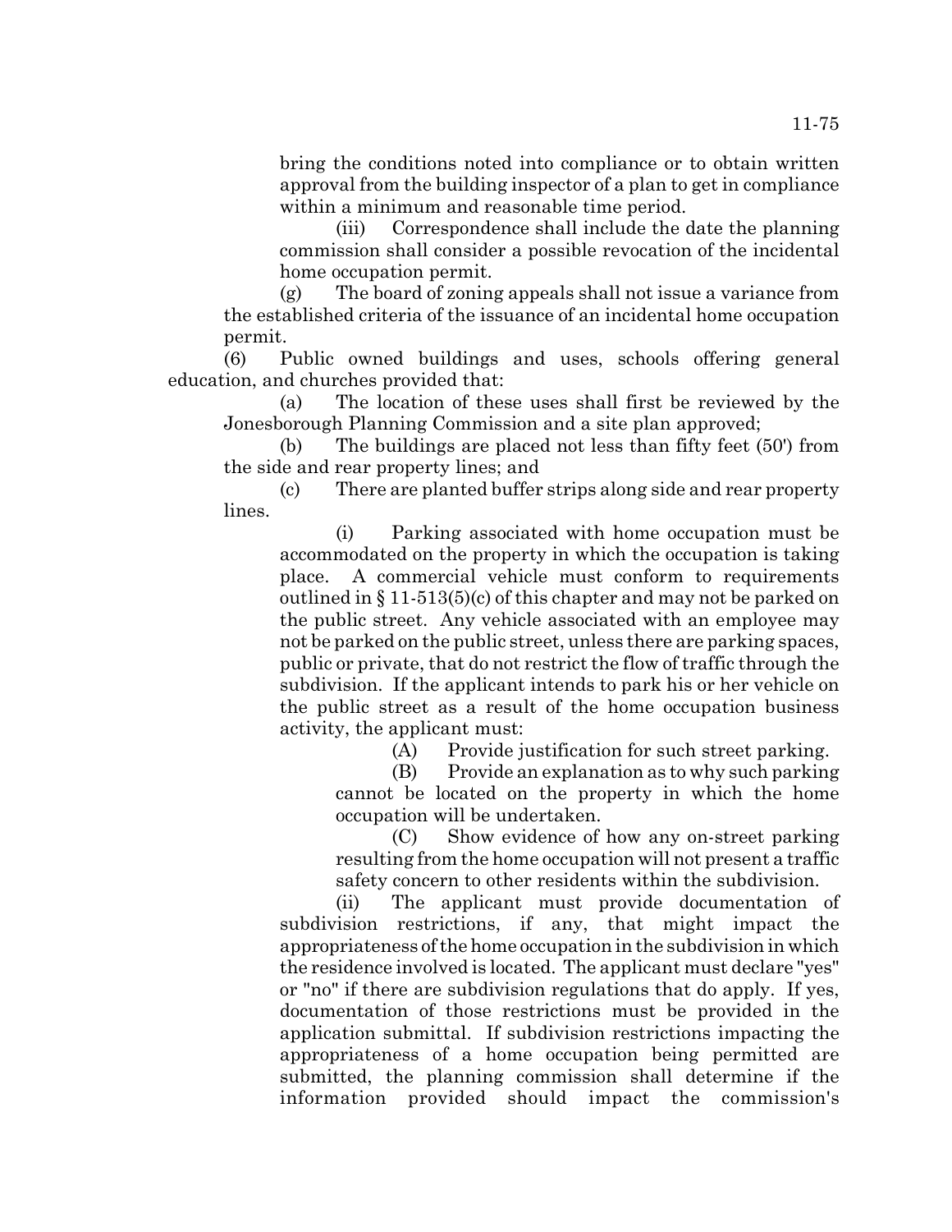bring the conditions noted into compliance or to obtain written approval from the building inspector of a plan to get in compliance within a minimum and reasonable time period.

(iii) Correspondence shall include the date the planning commission shall consider a possible revocation of the incidental home occupation permit.

(g) The board of zoning appeals shall not issue a variance from the established criteria of the issuance of an incidental home occupation permit.

(6) Public owned buildings and uses, schools offering general education, and churches provided that:

(a) The location of these uses shall first be reviewed by the Jonesborough Planning Commission and a site plan approved;

(b) The buildings are placed not less than fifty feet (50') from the side and rear property lines; and

(c) There are planted buffer strips along side and rear property lines.

(i) Parking associated with home occupation must be accommodated on the property in which the occupation is taking place. A commercial vehicle must conform to requirements outlined in § 11-513(5)(c) of this chapter and may not be parked on the public street. Any vehicle associated with an employee may not be parked on the public street, unless there are parking spaces, public or private, that do not restrict the flow of traffic through the subdivision. If the applicant intends to park his or her vehicle on the public street as a result of the home occupation business activity, the applicant must:

(A) Provide justification for such street parking.

(B) Provide an explanation as to why such parking cannot be located on the property in which the home occupation will be undertaken.

(C) Show evidence of how any on-street parking resulting from the home occupation will not present a traffic safety concern to other residents within the subdivision.

(ii) The applicant must provide documentation of subdivision restrictions, if any, that might impact the appropriateness of the home occupation in the subdivision in which the residence involved is located. The applicant must declare "yes" or "no" if there are subdivision regulations that do apply. If yes, documentation of those restrictions must be provided in the application submittal. If subdivision restrictions impacting the appropriateness of a home occupation being permitted are submitted, the planning commission shall determine if the information provided should impact the commission's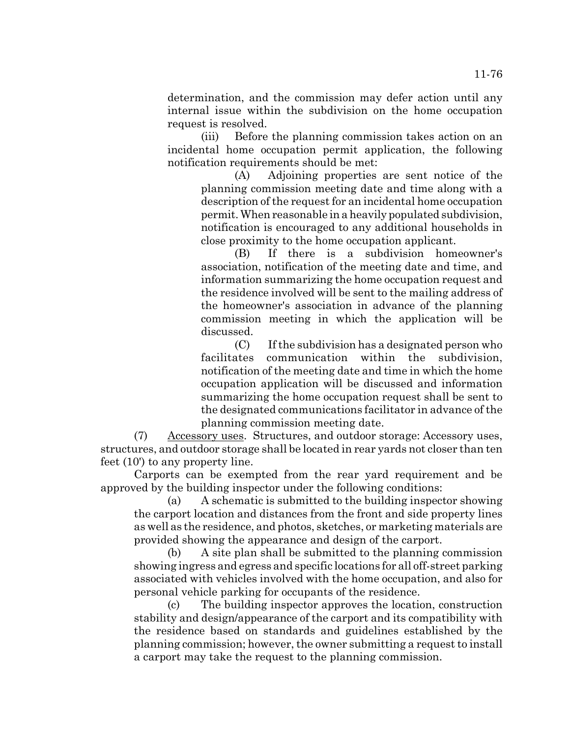determination, and the commission may defer action until any internal issue within the subdivision on the home occupation request is resolved.

(iii) Before the planning commission takes action on an incidental home occupation permit application, the following notification requirements should be met:

(A) Adjoining properties are sent notice of the planning commission meeting date and time along with a description of the request for an incidental home occupation permit. When reasonable in a heavily populated subdivision, notification is encouraged to any additional households in close proximity to the home occupation applicant.

(B) If there is a subdivision homeowner's association, notification of the meeting date and time, and information summarizing the home occupation request and the residence involved will be sent to the mailing address of the homeowner's association in advance of the planning commission meeting in which the application will be discussed.

(C) If the subdivision has a designated person who facilitates communication within the subdivision, notification of the meeting date and time in which the home occupation application will be discussed and information summarizing the home occupation request shall be sent to the designated communications facilitator in advance of the planning commission meeting date.

(7) Accessory uses. Structures, and outdoor storage: Accessory uses, structures, and outdoor storage shall be located in rear yards not closer than ten feet (10') to any property line.

Carports can be exempted from the rear yard requirement and be approved by the building inspector under the following conditions:

(a) A schematic is submitted to the building inspector showing the carport location and distances from the front and side property lines as well as the residence, and photos, sketches, or marketing materials are provided showing the appearance and design of the carport.

(b) A site plan shall be submitted to the planning commission showing ingress and egress and specific locations for all off-street parking associated with vehicles involved with the home occupation, and also for personal vehicle parking for occupants of the residence.

(c) The building inspector approves the location, construction stability and design/appearance of the carport and its compatibility with the residence based on standards and guidelines established by the planning commission; however, the owner submitting a request to install a carport may take the request to the planning commission.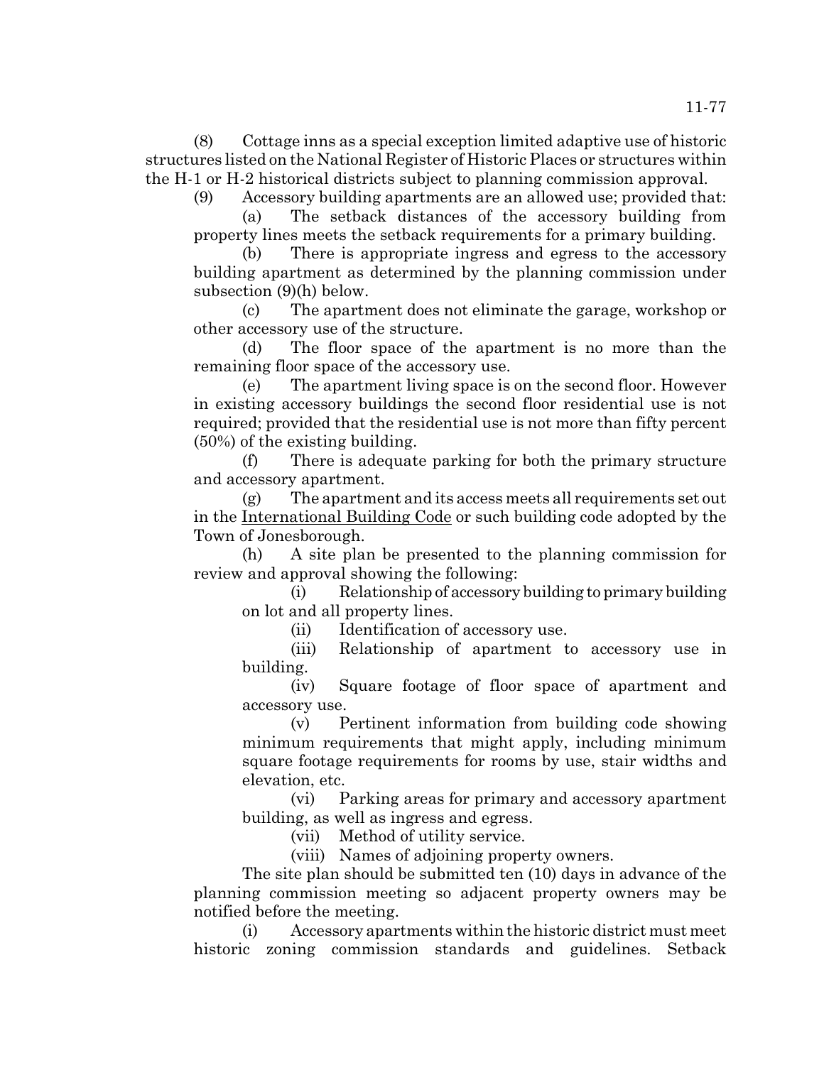(8) Cottage inns as a special exception limited adaptive use of historic structures listed on the National Register of Historic Places or structures within the H-1 or H-2 historical districts subject to planning commission approval.

(9) Accessory building apartments are an allowed use; provided that:

(a) The setback distances of the accessory building from property lines meets the setback requirements for a primary building.

(b) There is appropriate ingress and egress to the accessory building apartment as determined by the planning commission under subsection (9)(h) below.

(c) The apartment does not eliminate the garage, workshop or other accessory use of the structure.

(d) The floor space of the apartment is no more than the remaining floor space of the accessory use.

(e) The apartment living space is on the second floor. However in existing accessory buildings the second floor residential use is not required; provided that the residential use is not more than fifty percent (50%) of the existing building.

(f) There is adequate parking for both the primary structure and accessory apartment.

(g) The apartment and its access meets all requirements set out in the International Building Code or such building code adopted by the Town of Jonesborough.

(h) A site plan be presented to the planning commission for review and approval showing the following:

(i) Relationship of accessory building to primary building on lot and all property lines.

(ii) Identification of accessory use.

(iii) Relationship of apartment to accessory use in building.

(iv) Square footage of floor space of apartment and accessory use.

(v) Pertinent information from building code showing minimum requirements that might apply, including minimum square footage requirements for rooms by use, stair widths and elevation, etc.

(vi) Parking areas for primary and accessory apartment building, as well as ingress and egress.

(vii) Method of utility service.

(viii) Names of adjoining property owners.

The site plan should be submitted ten (10) days in advance of the planning commission meeting so adjacent property owners may be notified before the meeting.

(i) Accessory apartments within the historic district must meet historic zoning commission standards and guidelines. Setback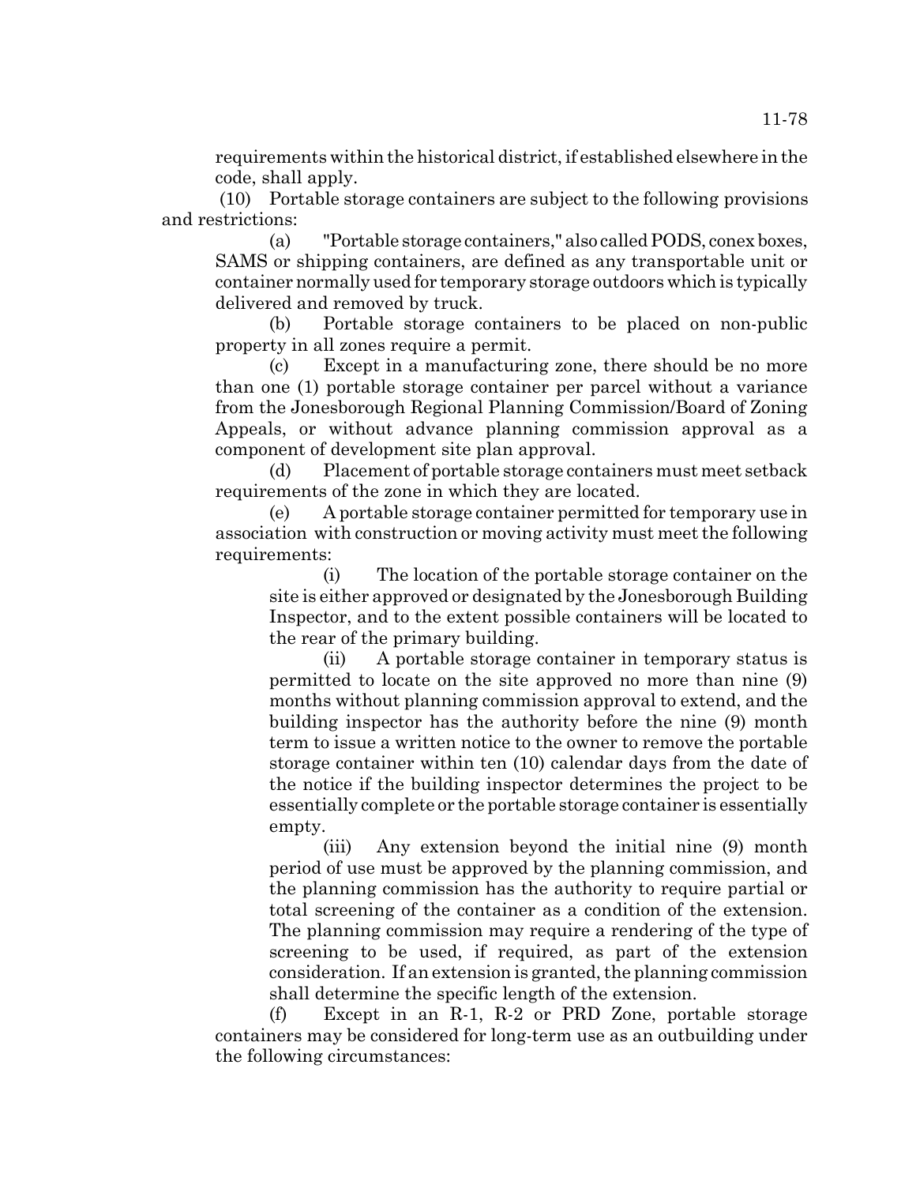requirements within the historical district, if established elsewhere in the code, shall apply.

(10) Portable storage containers are subject to the following provisions and restrictions:

(a) "Portable storage containers," also called PODS, conex boxes, SAMS or shipping containers, are defined as any transportable unit or container normally used for temporary storage outdoors which is typically delivered and removed by truck.

(b) Portable storage containers to be placed on non-public property in all zones require a permit.

(c) Except in a manufacturing zone, there should be no more than one (1) portable storage container per parcel without a variance from the Jonesborough Regional Planning Commission/Board of Zoning Appeals, or without advance planning commission approval as a component of development site plan approval.

(d) Placement of portable storage containers must meet setback requirements of the zone in which they are located.

(e) A portable storage container permitted for temporary use in association with construction or moving activity must meet the following requirements:

(i) The location of the portable storage container on the site is either approved or designated by the Jonesborough Building Inspector, and to the extent possible containers will be located to the rear of the primary building.

(ii) A portable storage container in temporary status is permitted to locate on the site approved no more than nine (9) months without planning commission approval to extend, and the building inspector has the authority before the nine (9) month term to issue a written notice to the owner to remove the portable storage container within ten (10) calendar days from the date of the notice if the building inspector determines the project to be essentially complete or the portable storage container is essentially empty.

(iii) Any extension beyond the initial nine (9) month period of use must be approved by the planning commission, and the planning commission has the authority to require partial or total screening of the container as a condition of the extension. The planning commission may require a rendering of the type of screening to be used, if required, as part of the extension consideration. If an extension is granted, the planning commission shall determine the specific length of the extension.

(f) Except in an R-1, R-2 or PRD Zone, portable storage containers may be considered for long-term use as an outbuilding under the following circumstances: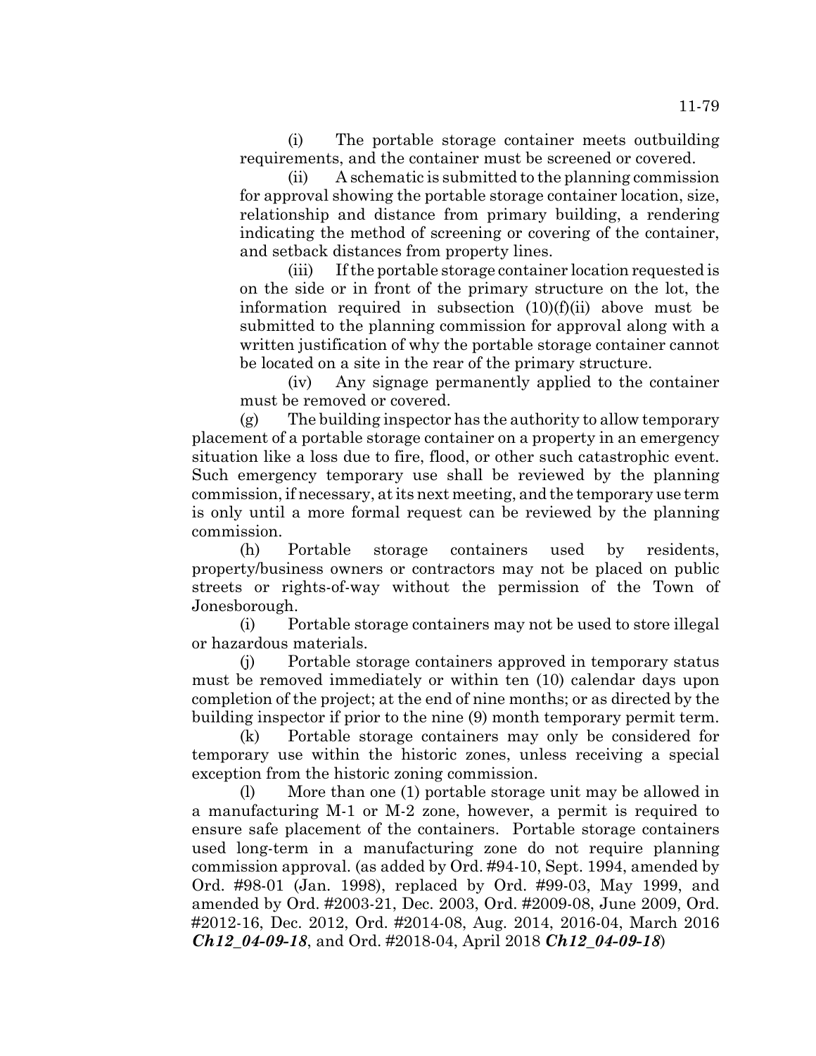(i) The portable storage container meets outbuilding requirements, and the container must be screened or covered.

(ii) A schematic is submitted to the planning commission for approval showing the portable storage container location, size, relationship and distance from primary building, a rendering indicating the method of screening or covering of the container, and setback distances from property lines.

(iii) If the portable storage container location requested is on the side or in front of the primary structure on the lot, the information required in subsection (10)(f)(ii) above must be submitted to the planning commission for approval along with a written justification of why the portable storage container cannot be located on a site in the rear of the primary structure.

(iv) Any signage permanently applied to the container must be removed or covered.

(g) The building inspector has the authority to allow temporary placement of a portable storage container on a property in an emergency situation like a loss due to fire, flood, or other such catastrophic event. Such emergency temporary use shall be reviewed by the planning commission, if necessary, at its next meeting, and the temporary use term is only until a more formal request can be reviewed by the planning commission.

(h) Portable storage containers used by residents, property/business owners or contractors may not be placed on public streets or rights-of-way without the permission of the Town of Jonesborough.

(i) Portable storage containers may not be used to store illegal or hazardous materials.

(j) Portable storage containers approved in temporary status must be removed immediately or within ten (10) calendar days upon completion of the project; at the end of nine months; or as directed by the building inspector if prior to the nine (9) month temporary permit term.

(k) Portable storage containers may only be considered for temporary use within the historic zones, unless receiving a special exception from the historic zoning commission.

(l) More than one (1) portable storage unit may be allowed in a manufacturing M-1 or M-2 zone, however, a permit is required to ensure safe placement of the containers. Portable storage containers used long-term in a manufacturing zone do not require planning commission approval. (as added by Ord. #94-10, Sept. 1994, amended by Ord. #98-01 (Jan. 1998), replaced by Ord. #99-03, May 1999, and amended by Ord. #2003-21, Dec. 2003, Ord. #2009-08, June 2009, Ord. #2012-16, Dec. 2012, Ord. #2014-08, Aug. 2014, 2016-04, March 2016 ***Ch12_04-09-18***, and Ord. #2018-04, April 2018 ***Ch12_04-09-18***)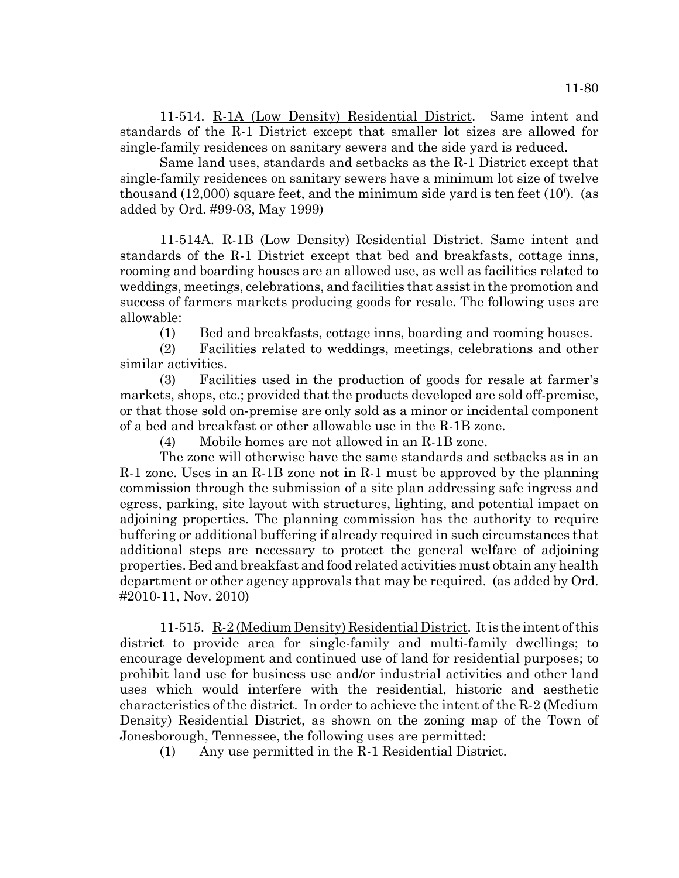11-514. R-1A (Low Density) Residential District. Same intent and standards of the R-1 District except that smaller lot sizes are allowed for single-family residences on sanitary sewers and the side yard is reduced.

Same land uses, standards and setbacks as the R-1 District except that single-family residences on sanitary sewers have a minimum lot size of twelve thousand (12,000) square feet, and the minimum side yard is ten feet (10'). (as added by Ord. #99-03, May 1999)

11-514A. R-1B (Low Density) Residential District. Same intent and standards of the R-1 District except that bed and breakfasts, cottage inns, rooming and boarding houses are an allowed use, as well as facilities related to weddings, meetings, celebrations, and facilities that assist in the promotion and success of farmers markets producing goods for resale. The following uses are allowable:

(1) Bed and breakfasts, cottage inns, boarding and rooming houses.

(2) Facilities related to weddings, meetings, celebrations and other similar activities.

(3) Facilities used in the production of goods for resale at farmer's markets, shops, etc.; provided that the products developed are sold off-premise, or that those sold on-premise are only sold as a minor or incidental component of a bed and breakfast or other allowable use in the R-1B zone.

(4) Mobile homes are not allowed in an R-1B zone.

The zone will otherwise have the same standards and setbacks as in an R-1 zone. Uses in an R-1B zone not in R-1 must be approved by the planning commission through the submission of a site plan addressing safe ingress and egress, parking, site layout with structures, lighting, and potential impact on adjoining properties. The planning commission has the authority to require buffering or additional buffering if already required in such circumstances that additional steps are necessary to protect the general welfare of adjoining properties. Bed and breakfast and food related activities must obtain any health department or other agency approvals that may be required. (as added by Ord. #2010-11, Nov. 2010)

11-515. R-2 (Medium Density) Residential District. It is the intent of this district to provide area for single-family and multi-family dwellings; to encourage development and continued use of land for residential purposes; to prohibit land use for business use and/or industrial activities and other land uses which would interfere with the residential, historic and aesthetic characteristics of the district. In order to achieve the intent of the R-2 (Medium Density) Residential District, as shown on the zoning map of the Town of Jonesborough, Tennessee, the following uses are permitted:

(1) Any use permitted in the R-1 Residential District.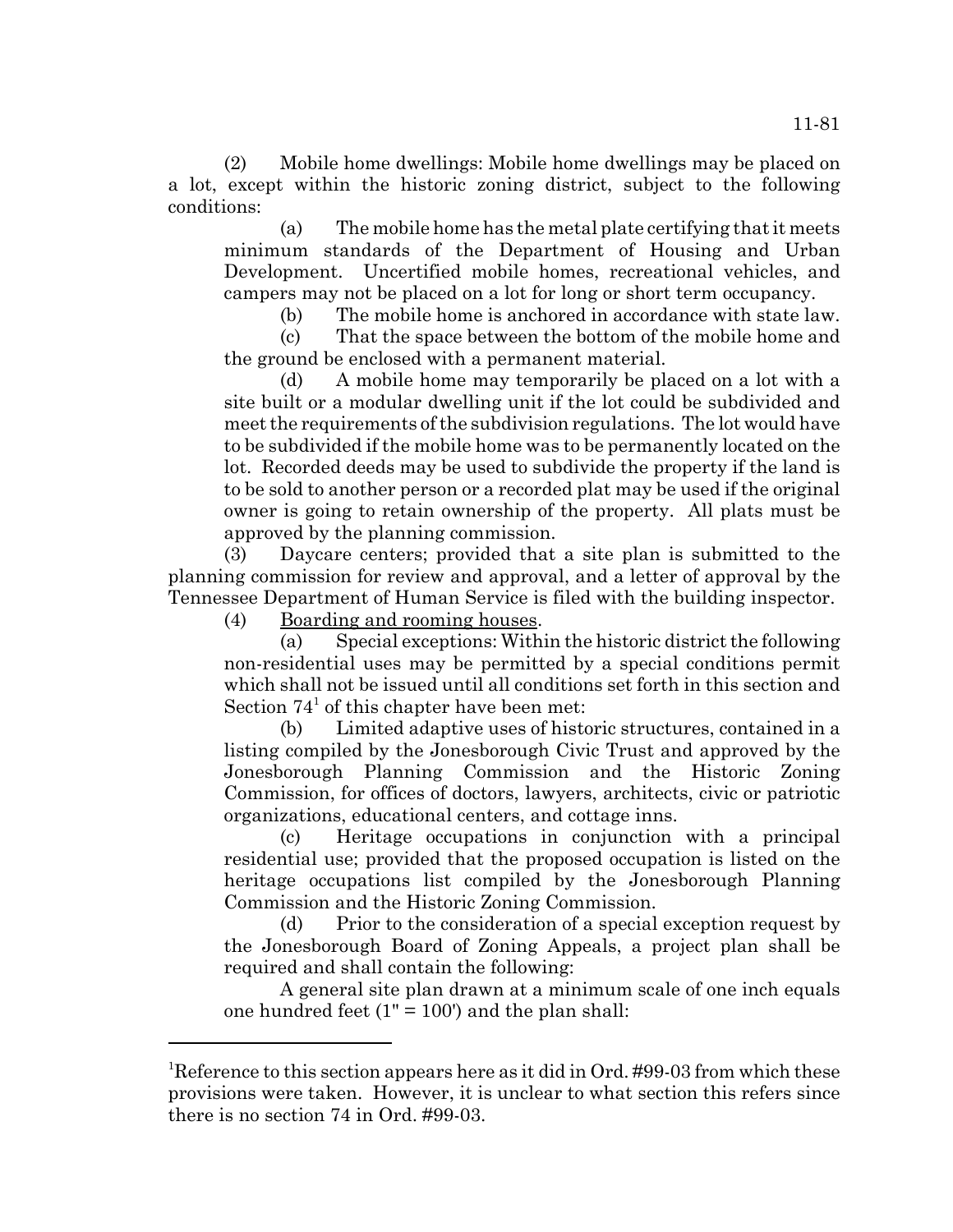(2) Mobile home dwellings: Mobile home dwellings may be placed on a lot, except within the historic zoning district, subject to the following conditions:

(a) The mobile home has the metal plate certifying that it meets minimum standards of the Department of Housing and Urban Development. Uncertified mobile homes, recreational vehicles, and campers may not be placed on a lot for long or short term occupancy.

(b) The mobile home is anchored in accordance with state law.

(c) That the space between the bottom of the mobile home and the ground be enclosed with a permanent material.

(d) A mobile home may temporarily be placed on a lot with a site built or a modular dwelling unit if the lot could be subdivided and meet the requirements of the subdivision regulations. The lot would have to be subdivided if the mobile home was to be permanently located on the lot. Recorded deeds may be used to subdivide the property if the land is to be sold to another person or a recorded plat may be used if the original owner is going to retain ownership of the property. All plats must be approved by the planning commission.

(3) Daycare centers; provided that a site plan is submitted to the planning commission for review and approval, and a letter of approval by the Tennessee Department of Human Service is filed with the building inspector.

(4) <u>Boarding and rooming houses</u>.

(a) Special exceptions: Within the historic district the following non-residential uses may be permitted by a special conditions permit which shall not be issued until all conditions set forth in this section and Section 74[1] of this chapter have been met:

(b) Limited adaptive uses of historic structures, contained in a listing compiled by the Jonesborough Civic Trust and approved by the Jonesborough Planning Commission and the Historic Zoning Commission, for offices of doctors, lawyers, architects, civic or patriotic organizations, educational centers, and cottage inns.

(c) Heritage occupations in conjunction with a principal residential use; provided that the proposed occupation is listed on the heritage occupations list compiled by the Jonesborough Planning Commission and the Historic Zoning Commission.

(d) Prior to the consideration of a special exception request by the Jonesborough Board of Zoning Appeals, a project plan shall be required and shall contain the following:

A general site plan drawn at a minimum scale of one inch equals one hundred feet (1" = 100') and the plan shall:

---

[1]Reference to this section appears here as it did in Ord. #99-03 from which these provisions were taken. However, it is unclear to what section this refers since there is no section 74 in Ord. #99-03.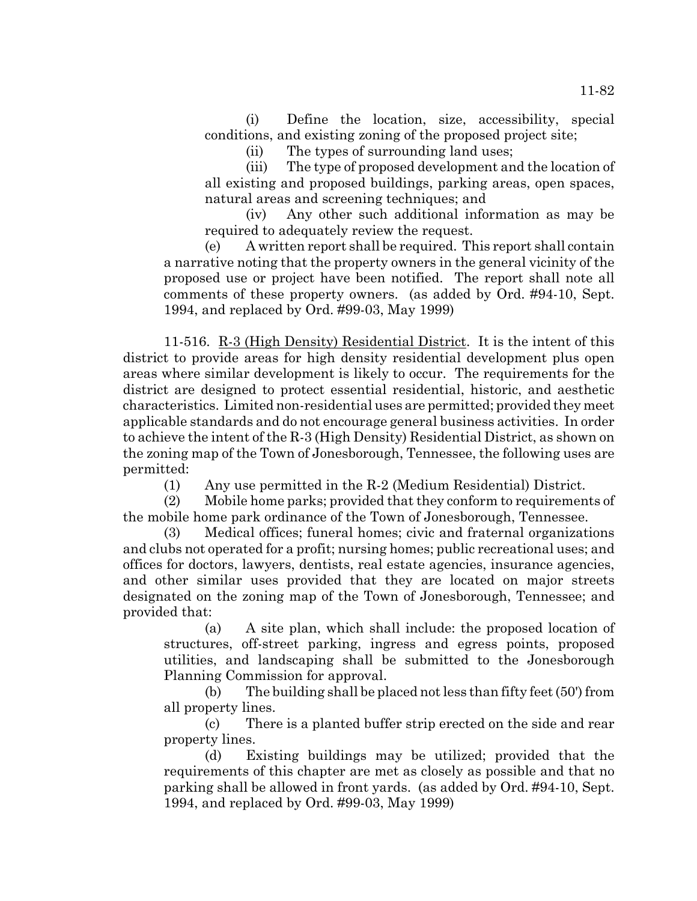(i) Define the location, size, accessibility, special conditions, and existing zoning of the proposed project site;

(ii) The types of surrounding land uses;

(iii) The type of proposed development and the location of all existing and proposed buildings, parking areas, open spaces, natural areas and screening techniques; and

(iv) Any other such additional information as may be required to adequately review the request.

(e) A written report shall be required. This report shall contain a narrative noting that the property owners in the general vicinity of the proposed use or project have been notified. The report shall note all comments of these property owners. (as added by Ord. #94-10, Sept. 1994, and replaced by Ord. #99-03, May 1999)

11-516. R-3 (High Density) Residential District. It is the intent of this district to provide areas for high density residential development plus open areas where similar development is likely to occur. The requirements for the district are designed to protect essential residential, historic, and aesthetic characteristics. Limited non-residential uses are permitted; provided they meet applicable standards and do not encourage general business activities. In order to achieve the intent of the R-3 (High Density) Residential District, as shown on the zoning map of the Town of Jonesborough, Tennessee, the following uses are permitted:

(1) Any use permitted in the R-2 (Medium Residential) District.

(2) Mobile home parks; provided that they conform to requirements of the mobile home park ordinance of the Town of Jonesborough, Tennessee.

(3) Medical offices; funeral homes; civic and fraternal organizations and clubs not operated for a profit; nursing homes; public recreational uses; and offices for doctors, lawyers, dentists, real estate agencies, insurance agencies, and other similar uses provided that they are located on major streets designated on the zoning map of the Town of Jonesborough, Tennessee; and provided that:

(a) A site plan, which shall include: the proposed location of structures, off-street parking, ingress and egress points, proposed utilities, and landscaping shall be submitted to the Jonesborough Planning Commission for approval.

(b) The building shall be placed not less than fifty feet (50') from all property lines.

(c) There is a planted buffer strip erected on the side and rear property lines.

(d) Existing buildings may be utilized; provided that the requirements of this chapter are met as closely as possible and that no parking shall be allowed in front yards. (as added by Ord. #94-10, Sept. 1994, and replaced by Ord. #99-03, May 1999)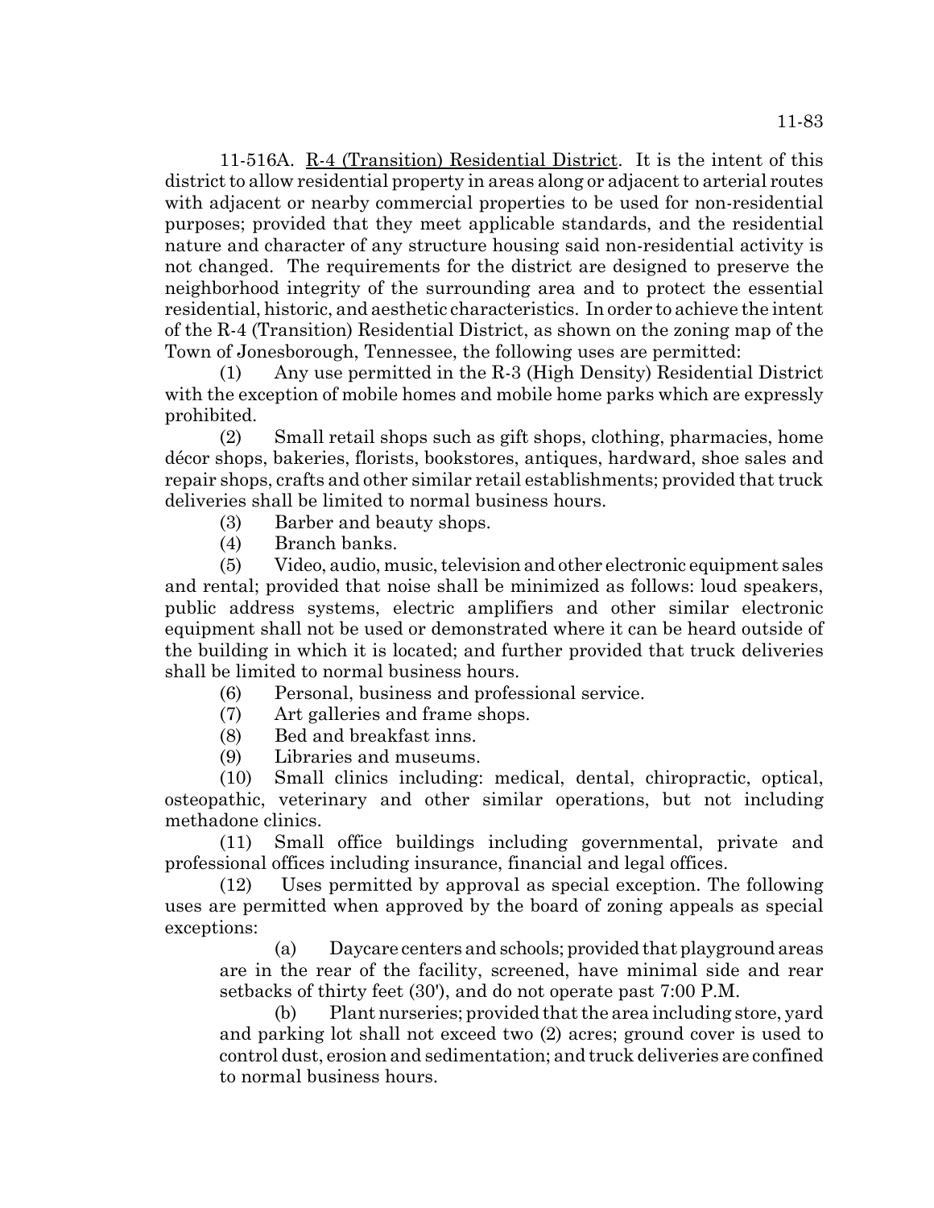11-516A. <u>R-4 (Transition) Residential District</u>. It is the intent of this district to allow residential property in areas along or adjacent to arterial routes with adjacent or nearby commercial properties to be used for non-residential purposes; provided that they meet applicable standards, and the residential nature and character of any structure housing said non-residential activity is not changed. The requirements for the district are designed to preserve the neighborhood integrity of the surrounding area and to protect the essential residential, historic, and aesthetic characteristics. In order to achieve the intent of the R-4 (Transition) Residential District, as shown on the zoning map of the Town of Jonesborough, Tennessee, the following uses are permitted:

(1) Any use permitted in the R-3 (High Density) Residential District with the exception of mobile homes and mobile home parks which are expressly prohibited.

(2) Small retail shops such as gift shops, clothing, pharmacies, home décor shops, bakeries, florists, bookstores, antiques, hardward, shoe sales and repair shops, crafts and other similar retail establishments; provided that truck deliveries shall be limited to normal business hours.

(3) Barber and beauty shops.

(4) Branch banks.

(5) Video, audio, music, television and other electronic equipment sales and rental; provided that noise shall be minimized as follows: loud speakers, public address systems, electric amplifiers and other similar electronic equipment shall not be used or demonstrated where it can be heard outside of the building in which it is located; and further provided that truck deliveries shall be limited to normal business hours.

(6) Personal, business and professional service.

(7) Art galleries and frame shops.

(8) Bed and breakfast inns.

(9) Libraries and museums.

(10) Small clinics including: medical, dental, chiropractic, optical, osteopathic, veterinary and other similar operations, but not including methadone clinics.

(11) Small office buildings including governmental, private and professional offices including insurance, financial and legal offices.

(12) Uses permitted by approval as special exception. The following uses are permitted when approved by the board of zoning appeals as special exceptions:

(a) Daycare centers and schools; provided that playground areas are in the rear of the facility, screened, have minimal side and rear setbacks of thirty feet (30'), and do not operate past 7:00 P.M.

(b) Plant nurseries; provided that the area including store, yard and parking lot shall not exceed two (2) acres; ground cover is used to control dust, erosion and sedimentation; and truck deliveries are confined to normal business hours.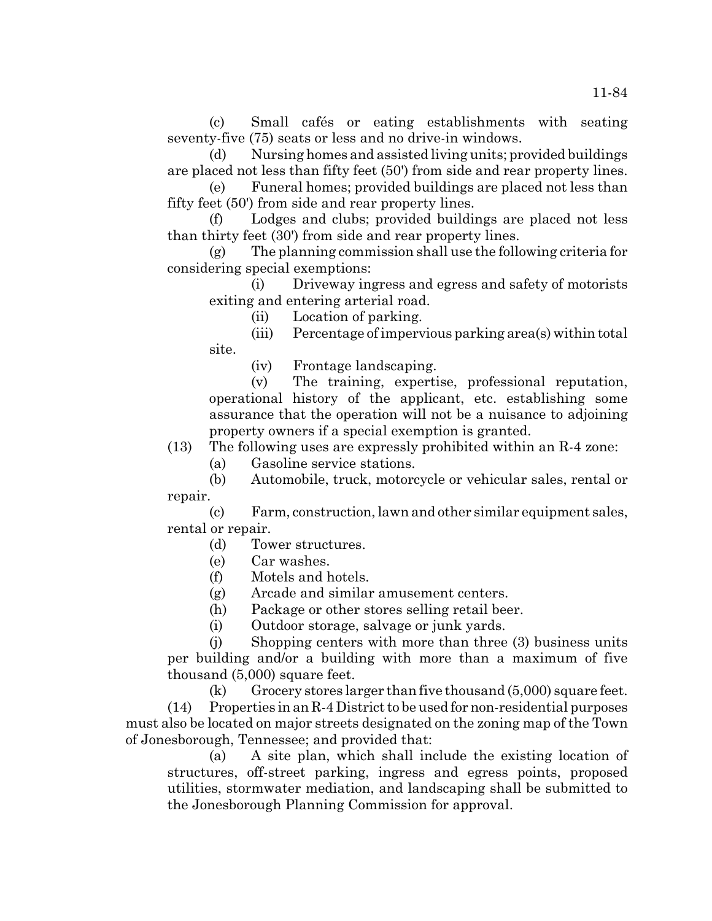(c) Small cafés or eating establishments with seating seventy-five (75) seats or less and no drive-in windows.

(d) Nursing homes and assisted living units; provided buildings are placed not less than fifty feet (50') from side and rear property lines.

(e) Funeral homes; provided buildings are placed not less than fifty feet (50') from side and rear property lines.

(f) Lodges and clubs; provided buildings are placed not less than thirty feet (30') from side and rear property lines.

(g) The planning commission shall use the following criteria for considering special exemptions:

(i) Driveway ingress and egress and safety of motorists exiting and entering arterial road.

(ii) Location of parking.

(iii) Percentage of impervious parking area(s) within total site.

(iv) Frontage landscaping.

(v) The training, expertise, professional reputation, operational history of the applicant, etc. establishing some assurance that the operation will not be a nuisance to adjoining property owners if a special exemption is granted.

(13) The following uses are expressly prohibited within an R-4 zone:

(a) Gasoline service stations.

(b) Automobile, truck, motorcycle or vehicular sales, rental or repair.

(c) Farm, construction, lawn and other similar equipment sales, rental or repair.

(d) Tower structures.

(e) Car washes.

(f) Motels and hotels.

(g) Arcade and similar amusement centers.

(h) Package or other stores selling retail beer.

(i) Outdoor storage, salvage or junk yards.

(j) Shopping centers with more than three (3) business units per building and/or a building with more than a maximum of five thousand (5,000) square feet.

(k) Grocery stores larger than five thousand (5,000) square feet.

(14) Properties in an R-4 District to be used for non-residential purposes must also be located on major streets designated on the zoning map of the Town of Jonesborough, Tennessee; and provided that:

(a) A site plan, which shall include the existing location of structures, off-street parking, ingress and egress points, proposed utilities, stormwater mediation, and landscaping shall be submitted to the Jonesborough Planning Commission for approval.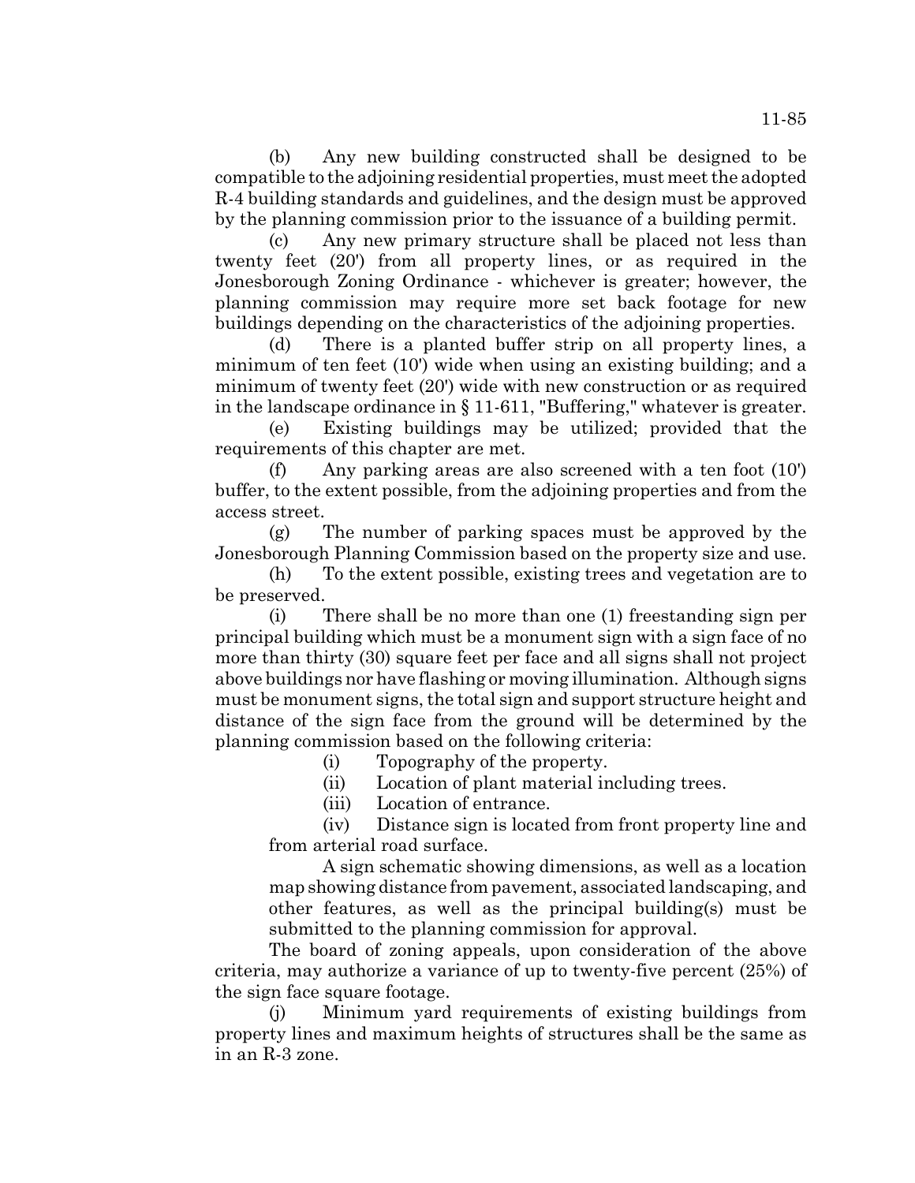(b) Any new building constructed shall be designed to be compatible to the adjoining residential properties, must meet the adopted R-4 building standards and guidelines, and the design must be approved by the planning commission prior to the issuance of a building permit.

(c) Any new primary structure shall be placed not less than twenty feet (20') from all property lines, or as required in the Jonesborough Zoning Ordinance - whichever is greater; however, the planning commission may require more set back footage for new buildings depending on the characteristics of the adjoining properties.

(d) There is a planted buffer strip on all property lines, a minimum of ten feet (10') wide when using an existing building; and a minimum of twenty feet (20') wide with new construction or as required in the landscape ordinance in § 11-611, "Buffering," whatever is greater.

(e) Existing buildings may be utilized; provided that the requirements of this chapter are met.

(f) Any parking areas are also screened with a ten foot (10') buffer, to the extent possible, from the adjoining properties and from the access street.

(g) The number of parking spaces must be approved by the Jonesborough Planning Commission based on the property size and use.

(h) To the extent possible, existing trees and vegetation are to be preserved.

(i) There shall be no more than one (1) freestanding sign per principal building which must be a monument sign with a sign face of no more than thirty (30) square feet per face and all signs shall not project above buildings nor have flashing or moving illumination. Although signs must be monument signs, the total sign and support structure height and distance of the sign face from the ground will be determined by the planning commission based on the following criteria:

(i) Topography of the property.

(ii) Location of plant material including trees.

(iii) Location of entrance.

(iv) Distance sign is located from front property line and from arterial road surface.

A sign schematic showing dimensions, as well as a location map showing distance from pavement, associated landscaping, and other features, as well as the principal building(s) must be submitted to the planning commission for approval.

The board of zoning appeals, upon consideration of the above criteria, may authorize a variance of up to twenty-five percent (25%) of the sign face square footage.

(j) Minimum yard requirements of existing buildings from property lines and maximum heights of structures shall be the same as in an R-3 zone.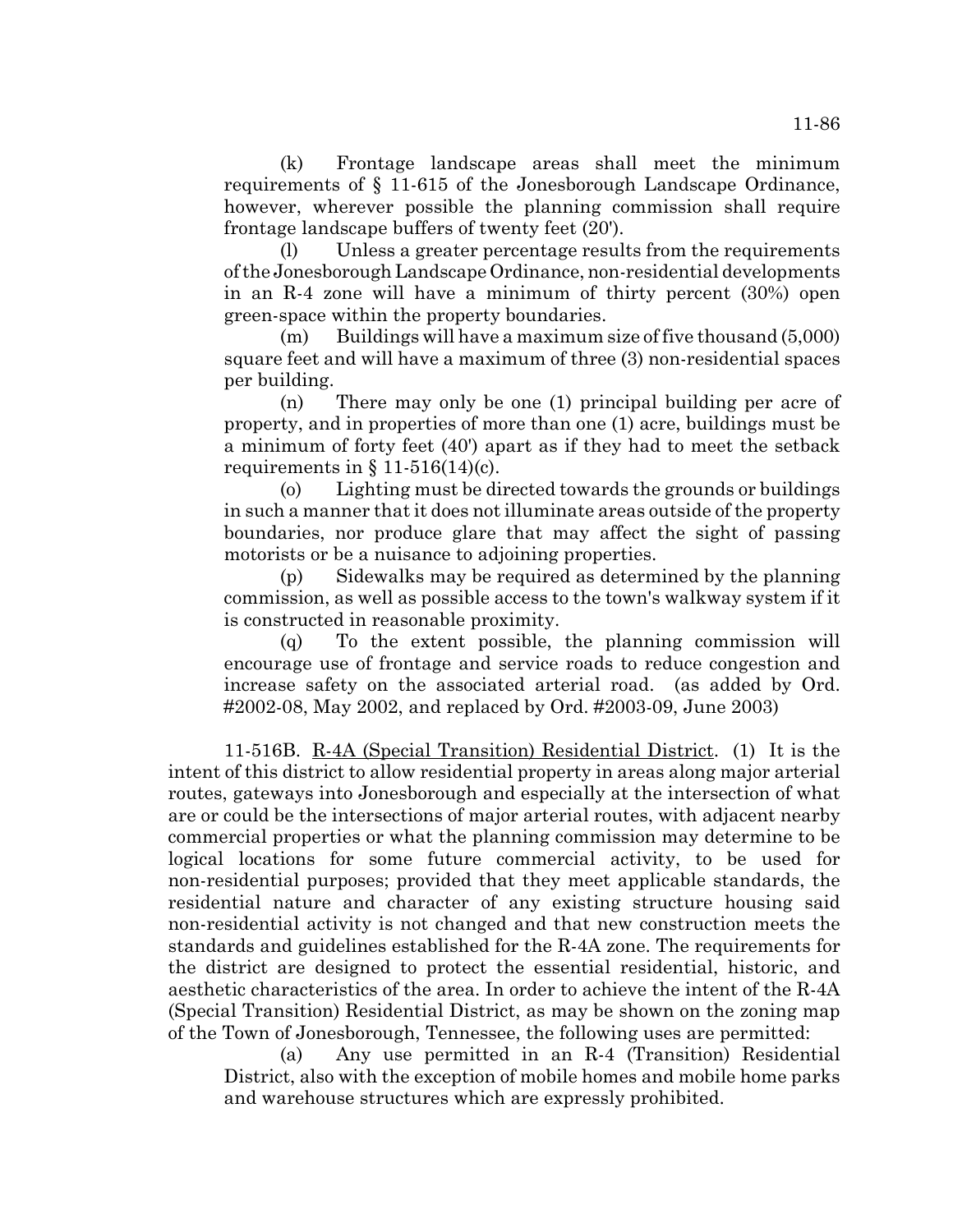(k) Frontage landscape areas shall meet the minimum requirements of § 11-615 of the Jonesborough Landscape Ordinance, however, wherever possible the planning commission shall require frontage landscape buffers of twenty feet (20').

(l) Unless a greater percentage results from the requirements of the Jonesborough Landscape Ordinance, non-residential developments in an R-4 zone will have a minimum of thirty percent (30%) open green-space within the property boundaries.

(m) Buildings will have a maximum size of five thousand (5,000) square feet and will have a maximum of three (3) non-residential spaces per building.

(n) There may only be one (1) principal building per acre of property, and in properties of more than one (1) acre, buildings must be a minimum of forty feet (40') apart as if they had to meet the setback requirements in § 11-516(14)(c).

(o) Lighting must be directed towards the grounds or buildings in such a manner that it does not illuminate areas outside of the property boundaries, nor produce glare that may affect the sight of passing motorists or be a nuisance to adjoining properties.

(p) Sidewalks may be required as determined by the planning commission, as well as possible access to the town's walkway system if it is constructed in reasonable proximity.

(q) To the extent possible, the planning commission will encourage use of frontage and service roads to reduce congestion and increase safety on the associated arterial road. (as added by Ord. #2002-08, May 2002, and replaced by Ord. #2003-09, June 2003)

11-516B. R-4A (Special Transition) Residential District. (1) It is the intent of this district to allow residential property in areas along major arterial routes, gateways into Jonesborough and especially at the intersection of what are or could be the intersections of major arterial routes, with adjacent nearby commercial properties or what the planning commission may determine to be logical locations for some future commercial activity, to be used for non-residential purposes; provided that they meet applicable standards, the residential nature and character of any existing structure housing said non-residential activity is not changed and that new construction meets the standards and guidelines established for the R-4A zone. The requirements for the district are designed to protect the essential residential, historic, and aesthetic characteristics of the area. In order to achieve the intent of the R-4A (Special Transition) Residential District, as may be shown on the zoning map of the Town of Jonesborough, Tennessee, the following uses are permitted:

(a) Any use permitted in an R-4 (Transition) Residential District, also with the exception of mobile homes and mobile home parks and warehouse structures which are expressly prohibited.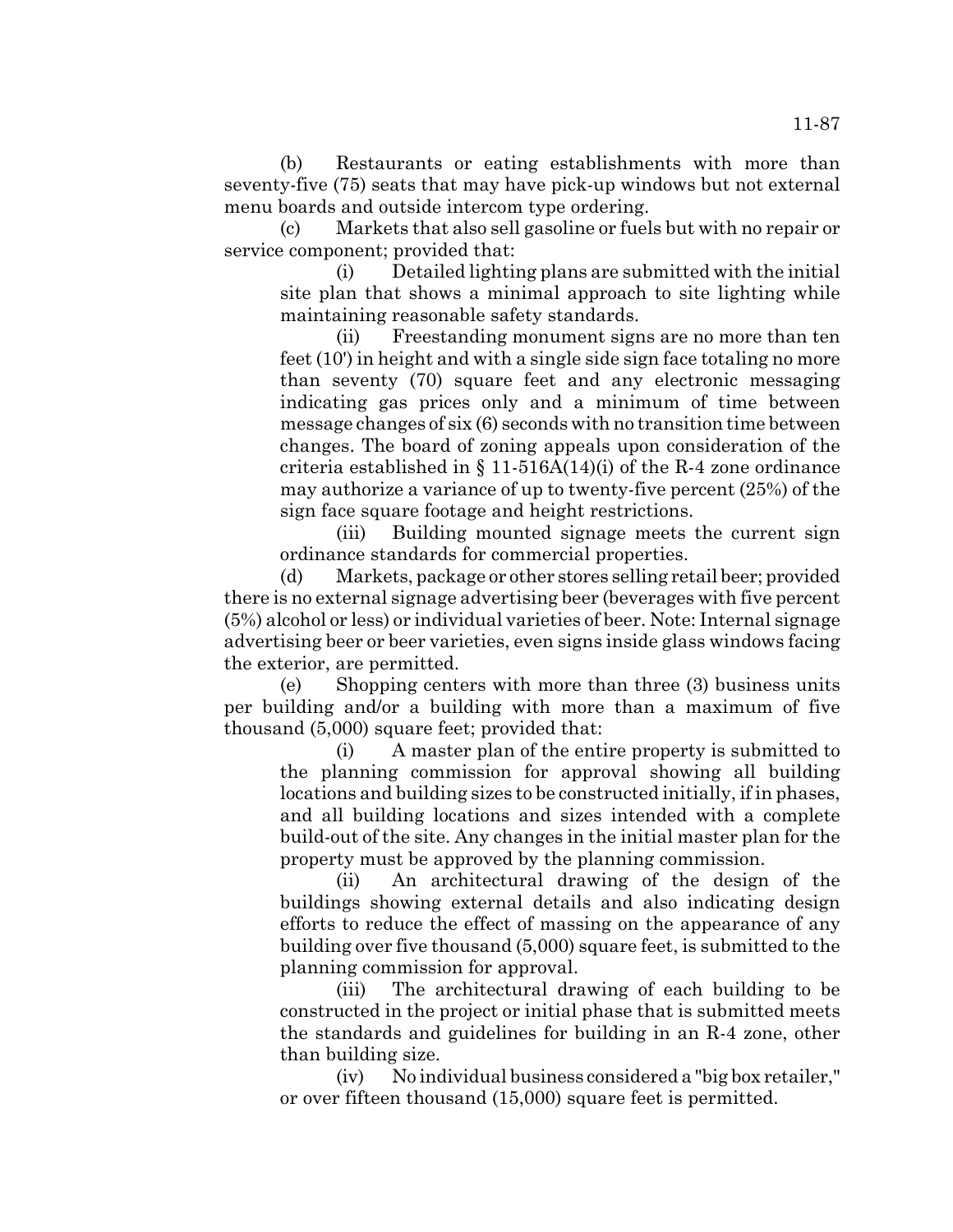(b) Restaurants or eating establishments with more than seventy-five (75) seats that may have pick-up windows but not external menu boards and outside intercom type ordering.

(c) Markets that also sell gasoline or fuels but with no repair or service component; provided that:

(i) Detailed lighting plans are submitted with the initial site plan that shows a minimal approach to site lighting while maintaining reasonable safety standards.

(ii) Freestanding monument signs are no more than ten feet (10') in height and with a single side sign face totaling no more than seventy (70) square feet and any electronic messaging indicating gas prices only and a minimum of time between message changes of six (6) seconds with no transition time between changes. The board of zoning appeals upon consideration of the criteria established in § 11-516A(14)(i) of the R-4 zone ordinance may authorize a variance of up to twenty-five percent (25%) of the sign face square footage and height restrictions.

(iii) Building mounted signage meets the current sign ordinance standards for commercial properties.

(d) Markets, package or other stores selling retail beer; provided there is no external signage advertising beer (beverages with five percent (5%) alcohol or less) or individual varieties of beer. Note: Internal signage advertising beer or beer varieties, even signs inside glass windows facing the exterior, are permitted.

(e) Shopping centers with more than three (3) business units per building and/or a building with more than a maximum of five thousand (5,000) square feet; provided that:

(i) A master plan of the entire property is submitted to the planning commission for approval showing all building locations and building sizes to be constructed initially, if in phases, and all building locations and sizes intended with a complete build-out of the site. Any changes in the initial master plan for the property must be approved by the planning commission.

(ii) An architectural drawing of the design of the buildings showing external details and also indicating design efforts to reduce the effect of massing on the appearance of any building over five thousand (5,000) square feet, is submitted to the planning commission for approval.

(iii) The architectural drawing of each building to be constructed in the project or initial phase that is submitted meets the standards and guidelines for building in an R-4 zone, other than building size.

(iv) No individual business considered a "big box retailer," or over fifteen thousand (15,000) square feet is permitted.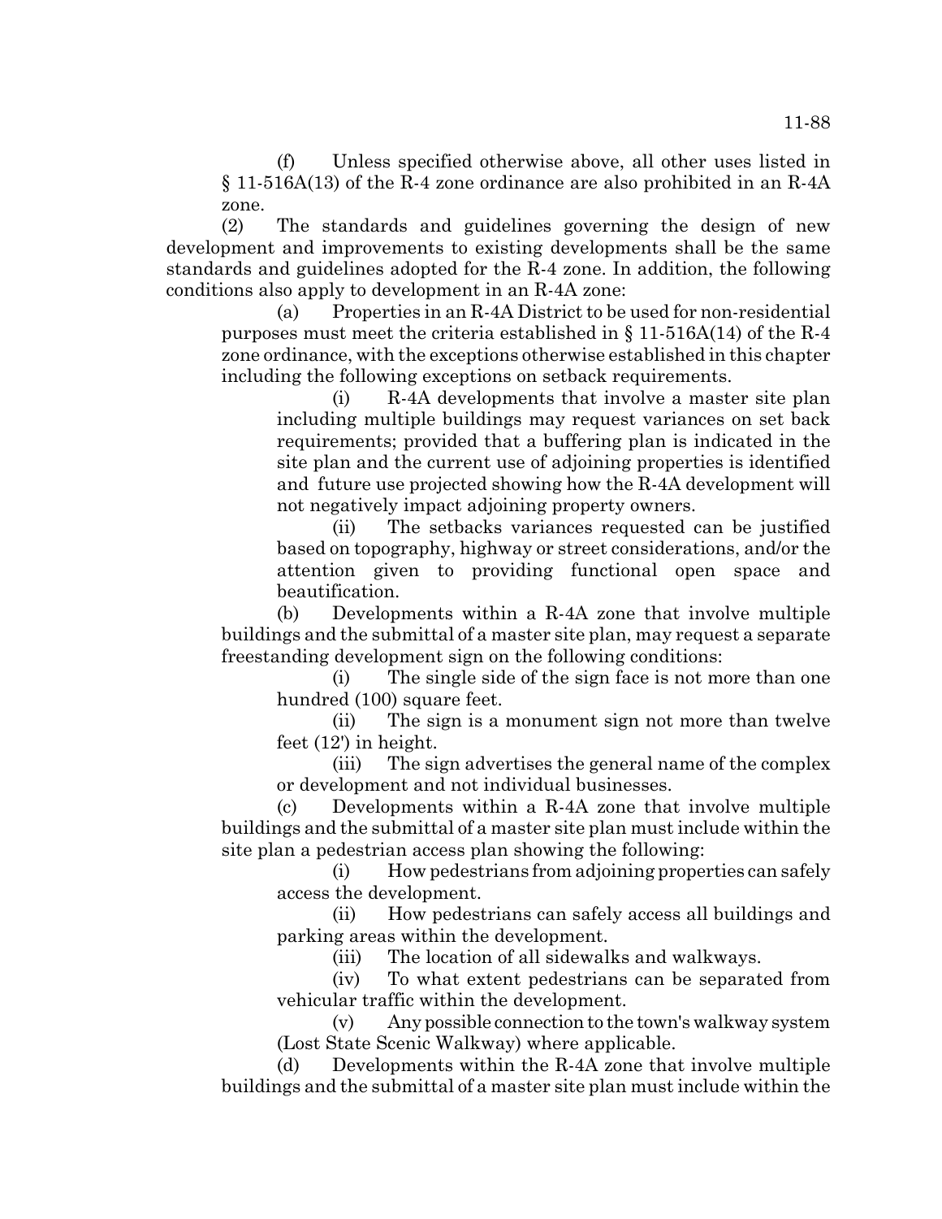(f) Unless specified otherwise above, all other uses listed in § 11-516A(13) of the R-4 zone ordinance are also prohibited in an R-4A zone.

(2) The standards and guidelines governing the design of new development and improvements to existing developments shall be the same standards and guidelines adopted for the R-4 zone. In addition, the following conditions also apply to development in an R-4A zone:

(a) Properties in an R-4A District to be used for non-residential purposes must meet the criteria established in § 11-516A(14) of the R-4 zone ordinance, with the exceptions otherwise established in this chapter including the following exceptions on setback requirements.

(i) R-4A developments that involve a master site plan including multiple buildings may request variances on set back requirements; provided that a buffering plan is indicated in the site plan and the current use of adjoining properties is identified and future use projected showing how the R-4A development will not negatively impact adjoining property owners.

(ii) The setbacks variances requested can be justified based on topography, highway or street considerations, and/or the attention given to providing functional open space and beautification.

(b) Developments within a R-4A zone that involve multiple buildings and the submittal of a master site plan, may request a separate freestanding development sign on the following conditions:

(i) The single side of the sign face is not more than one hundred (100) square feet.

(ii) The sign is a monument sign not more than twelve feet (12') in height.

(iii) The sign advertises the general name of the complex or development and not individual businesses.

(c) Developments within a R-4A zone that involve multiple buildings and the submittal of a master site plan must include within the site plan a pedestrian access plan showing the following:

(i) How pedestrians from adjoining properties can safely access the development.

(ii) How pedestrians can safely access all buildings and parking areas within the development.

(iii) The location of all sidewalks and walkways.

(iv) To what extent pedestrians can be separated from vehicular traffic within the development.

(v) Any possible connection to the town's walkway system (Lost State Scenic Walkway) where applicable.

(d) Developments within the R-4A zone that involve multiple buildings and the submittal of a master site plan must include within the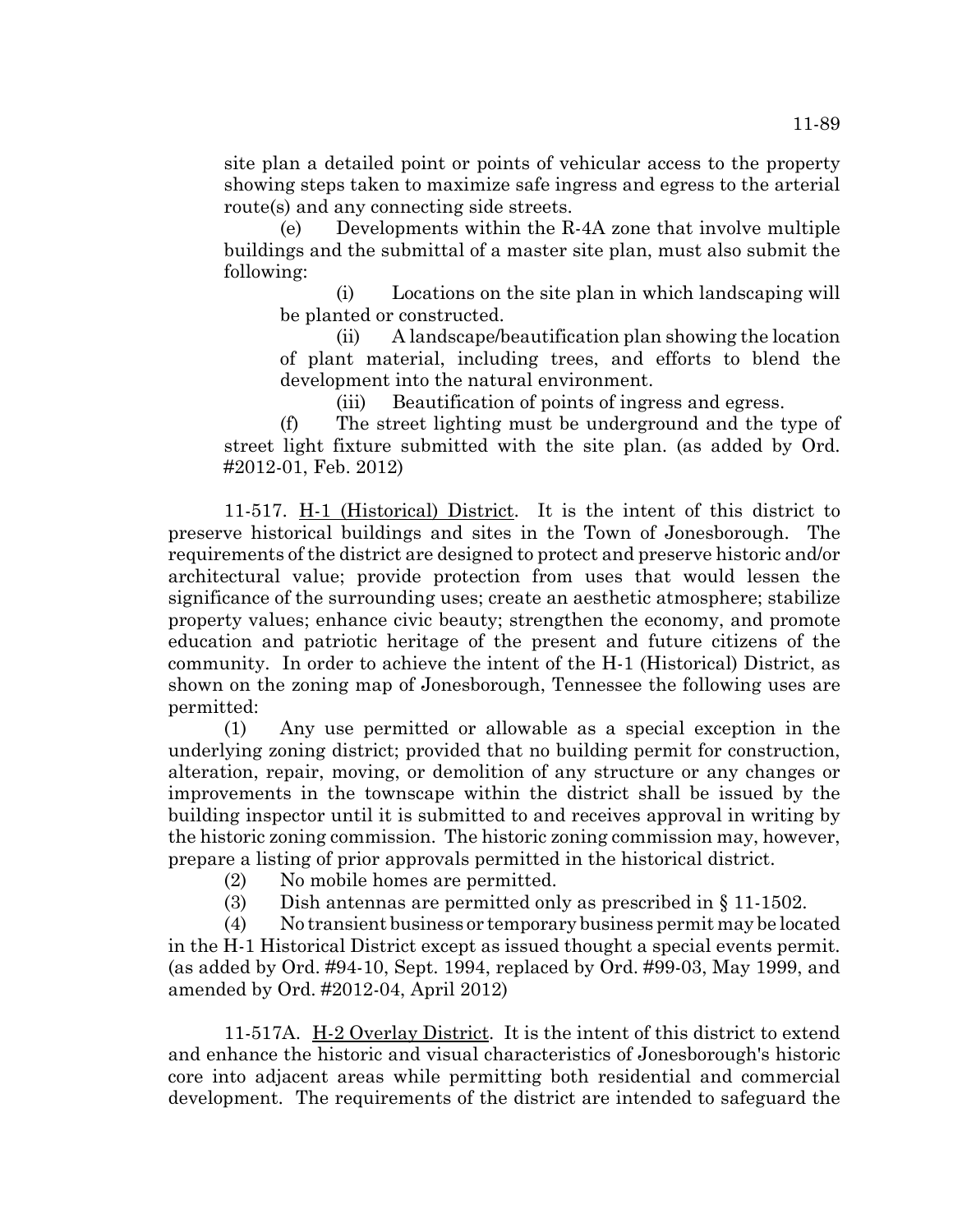site plan a detailed point or points of vehicular access to the property showing steps taken to maximize safe ingress and egress to the arterial route(s) and any connecting side streets.

(e) Developments within the R-4A zone that involve multiple buildings and the submittal of a master site plan, must also submit the following:

(i) Locations on the site plan in which landscaping will be planted or constructed.

(ii) A landscape/beautification plan showing the location of plant material, including trees, and efforts to blend the development into the natural environment.

(iii) Beautification of points of ingress and egress.

(f) The street lighting must be underground and the type of street light fixture submitted with the site plan. (as added by Ord. #2012-01, Feb. 2012)

11-517. H-1 (Historical) District. It is the intent of this district to preserve historical buildings and sites in the Town of Jonesborough. The requirements of the district are designed to protect and preserve historic and/or architectural value; provide protection from uses that would lessen the significance of the surrounding uses; create an aesthetic atmosphere; stabilize property values; enhance civic beauty; strengthen the economy, and promote education and patriotic heritage of the present and future citizens of the community. In order to achieve the intent of the H-1 (Historical) District, as shown on the zoning map of Jonesborough, Tennessee the following uses are permitted:

(1) Any use permitted or allowable as a special exception in the underlying zoning district; provided that no building permit for construction, alteration, repair, moving, or demolition of any structure or any changes or improvements in the townscape within the district shall be issued by the building inspector until it is submitted to and receives approval in writing by the historic zoning commission. The historic zoning commission may, however, prepare a listing of prior approvals permitted in the historical district.

(2) No mobile homes are permitted.

(3) Dish antennas are permitted only as prescribed in § 11-1502.

(4) No transient business or temporary business permit may be located in the H-1 Historical District except as issued thought a special events permit. (as added by Ord. #94-10, Sept. 1994, replaced by Ord. #99-03, May 1999, and amended by Ord. #2012-04, April 2012)

11-517A. H-2 Overlay District. It is the intent of this district to extend and enhance the historic and visual characteristics of Jonesborough's historic core into adjacent areas while permitting both residential and commercial development. The requirements of the district are intended to safeguard the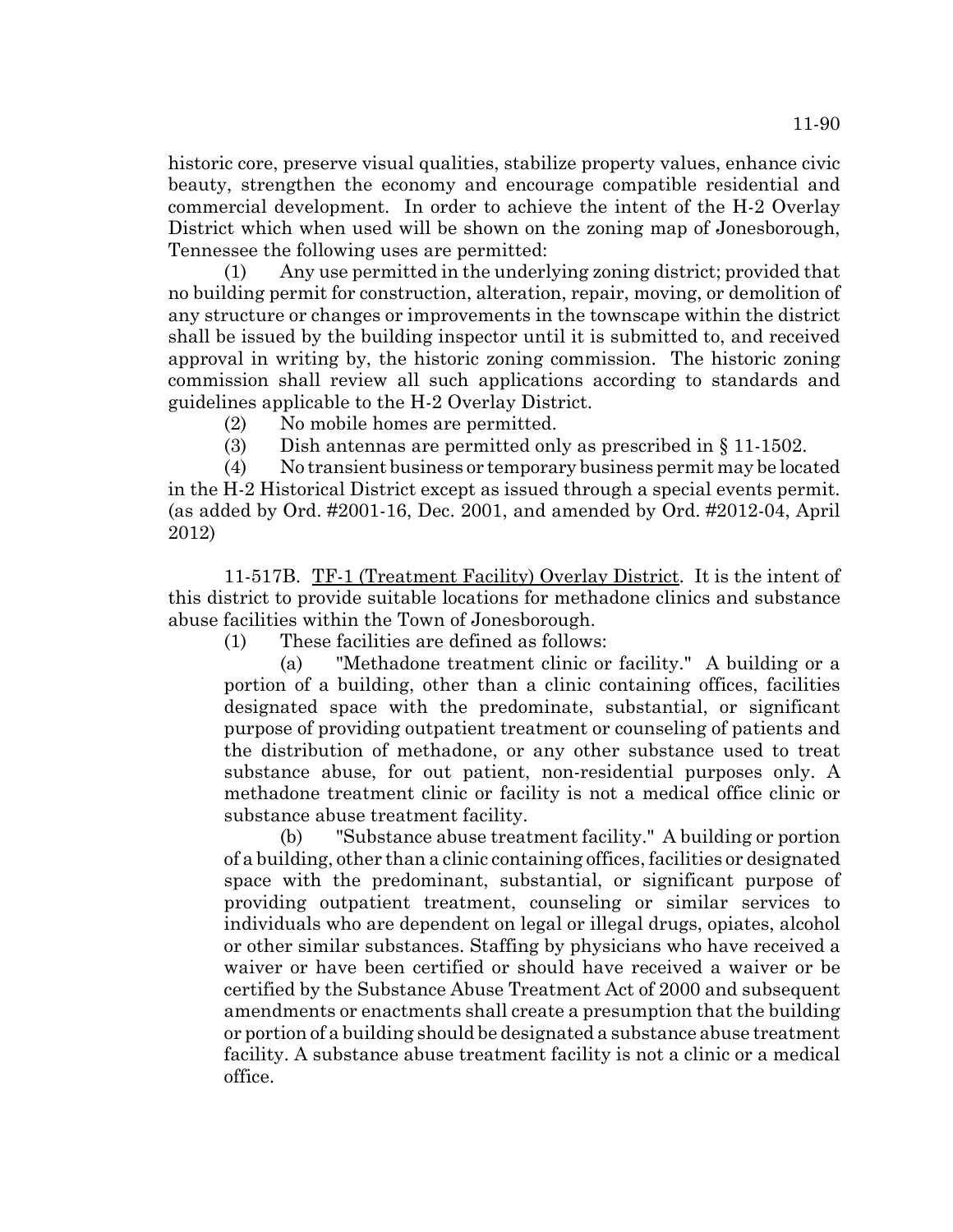historic core, preserve visual qualities, stabilize property values, enhance civic beauty, strengthen the economy and encourage compatible residential and commercial development. In order to achieve the intent of the H-2 Overlay District which when used will be shown on the zoning map of Jonesborough, Tennessee the following uses are permitted:

(1) Any use permitted in the underlying zoning district; provided that no building permit for construction, alteration, repair, moving, or demolition of any structure or changes or improvements in the townscape within the district shall be issued by the building inspector until it is submitted to, and received approval in writing by, the historic zoning commission. The historic zoning commission shall review all such applications according to standards and guidelines applicable to the H-2 Overlay District.

(2) No mobile homes are permitted.

(3) Dish antennas are permitted only as prescribed in § 11-1502.

(4) No transient business or temporary business permit may be located in the H-2 Historical District except as issued through a special events permit. (as added by Ord. #2001-16, Dec. 2001, and amended by Ord. #2012-04, April 2012)

11-517B. TF-1 (Treatment Facility) Overlay District. It is the intent of this district to provide suitable locations for methadone clinics and substance abuse facilities within the Town of Jonesborough.

(1) These facilities are defined as follows:

(a) "Methadone treatment clinic or facility." A building or a portion of a building, other than a clinic containing offices, facilities designated space with the predominate, substantial, or significant purpose of providing outpatient treatment or counseling of patients and the distribution of methadone, or any other substance used to treat substance abuse, for out patient, non-residential purposes only. A methadone treatment clinic or facility is not a medical office clinic or substance abuse treatment facility.

(b) "Substance abuse treatment facility." A building or portion of a building, other than a clinic containing offices, facilities or designated space with the predominant, substantial, or significant purpose of providing outpatient treatment, counseling or similar services to individuals who are dependent on legal or illegal drugs, opiates, alcohol or other similar substances. Staffing by physicians who have received a waiver or have been certified or should have received a waiver or be certified by the Substance Abuse Treatment Act of 2000 and subsequent amendments or enactments shall create a presumption that the building or portion of a building should be designated a substance abuse treatment facility. A substance abuse treatment facility is not a clinic or a medical office.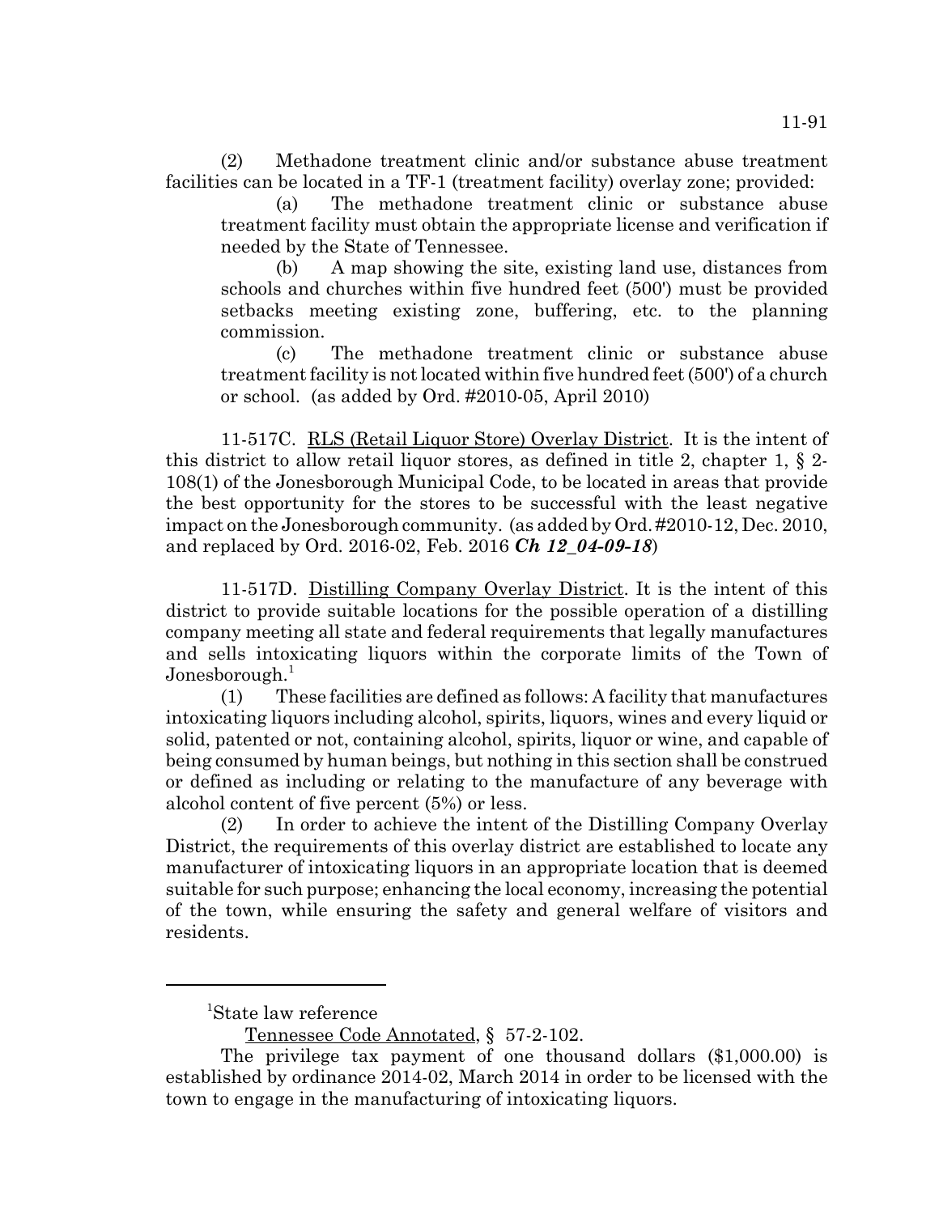(2) Methadone treatment clinic and/or substance abuse treatment facilities can be located in a TF-1 (treatment facility) overlay zone; provided:

(a) The methadone treatment clinic or substance abuse treatment facility must obtain the appropriate license and verification if needed by the State of Tennessee.

(b) A map showing the site, existing land use, distances from schools and churches within five hundred feet (500') must be provided setbacks meeting existing zone, buffering, etc. to the planning commission.

(c) The methadone treatment clinic or substance abuse treatment facility is not located within five hundred feet (500') of a church or school. (as added by Ord. #2010-05, April 2010)

11-517C. RLS (Retail Liquor Store) Overlay District. It is the intent of this district to allow retail liquor stores, as defined in title 2, chapter 1, § 2-108(1) of the Jonesborough Municipal Code, to be located in areas that provide the best opportunity for the stores to be successful with the least negative impact on the Jonesborough community. (as added by Ord. #2010-12, Dec. 2010, and replaced by Ord. 2016-02, Feb. 2016 ***Ch 12_04-09-18***)

11-517D. Distilling Company Overlay District. It is the intent of this district to provide suitable locations for the possible operation of a distilling company meeting all state and federal requirements that legally manufactures and sells intoxicating liquors within the corporate limits of the Town of Jonesborough.[1]

(1) These facilities are defined as follows: A facility that manufactures intoxicating liquors including alcohol, spirits, liquors, wines and every liquid or solid, patented or not, containing alcohol, spirits, liquor or wine, and capable of being consumed by human beings, but nothing in this section shall be construed or defined as including or relating to the manufacture of any beverage with alcohol content of five percent (5%) or less.

(2) In order to achieve the intent of the Distilling Company Overlay District, the requirements of this overlay district are established to locate any manufacturer of intoxicating liquors in an appropriate location that is deemed suitable for such purpose; enhancing the local economy, increasing the potential of the town, while ensuring the safety and general welfare of visitors and residents.

---

[1]State law reference

Tennessee Code Annotated, § 57-2-102.

The privilege tax payment of one thousand dollars ($1,000.00) is established by ordinance 2014-02, March 2014 in order to be licensed with the town to engage in the manufacturing of intoxicating liquors.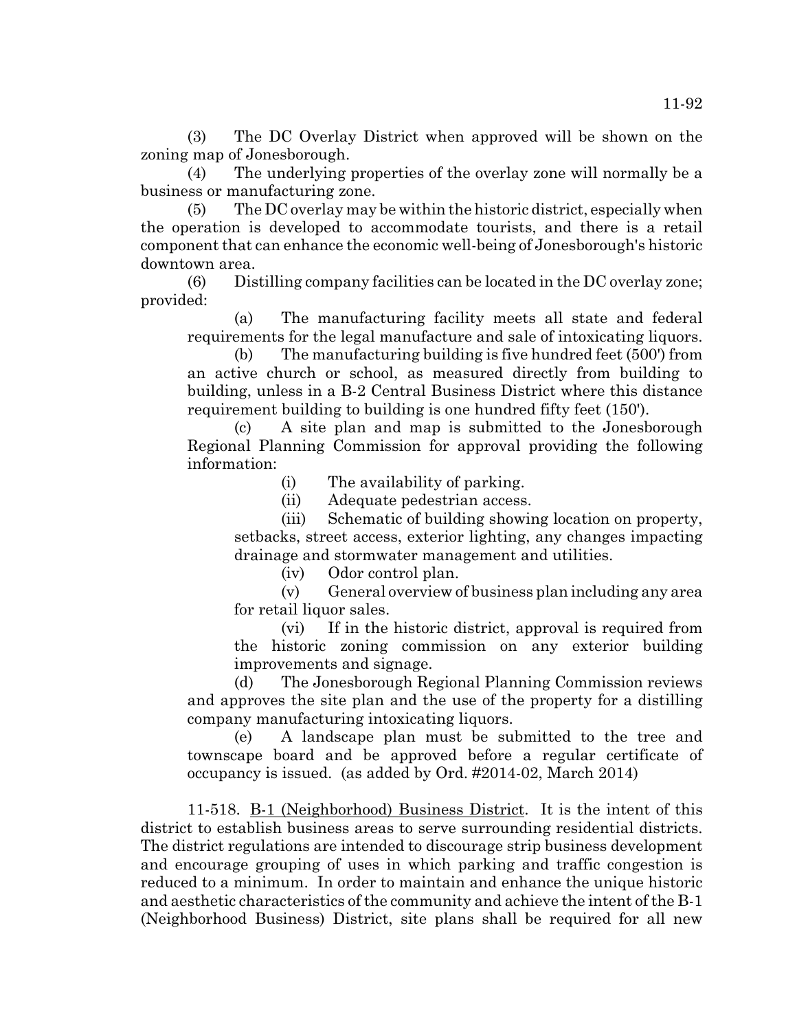(3) The DC Overlay District when approved will be shown on the zoning map of Jonesborough.

(4) The underlying properties of the overlay zone will normally be a business or manufacturing zone.

(5) The DC overlay may be within the historic district, especially when the operation is developed to accommodate tourists, and there is a retail component that can enhance the economic well-being of Jonesborough's historic downtown area.

(6) Distilling company facilities can be located in the DC overlay zone; provided:

(a) The manufacturing facility meets all state and federal requirements for the legal manufacture and sale of intoxicating liquors.

(b) The manufacturing building is five hundred feet (500') from an active church or school, as measured directly from building to building, unless in a B-2 Central Business District where this distance requirement building to building is one hundred fifty feet (150').

(c) A site plan and map is submitted to the Jonesborough Regional Planning Commission for approval providing the following information:

(i) The availability of parking.

(ii) Adequate pedestrian access.

(iii) Schematic of building showing location on property, setbacks, street access, exterior lighting, any changes impacting drainage and stormwater management and utilities.

(iv) Odor control plan.

(v) General overview of business plan including any area for retail liquor sales.

(vi) If in the historic district, approval is required from the historic zoning commission on any exterior building improvements and signage.

(d) The Jonesborough Regional Planning Commission reviews and approves the site plan and the use of the property for a distilling company manufacturing intoxicating liquors.

(e) A landscape plan must be submitted to the tree and townscape board and be approved before a regular certificate of occupancy is issued. (as added by Ord. #2014-02, March 2014)

11-518. B-1 (Neighborhood) Business District. It is the intent of this district to establish business areas to serve surrounding residential districts. The district regulations are intended to discourage strip business development and encourage grouping of uses in which parking and traffic congestion is reduced to a minimum. In order to maintain and enhance the unique historic and aesthetic characteristics of the community and achieve the intent of the B-1 (Neighborhood Business) District, site plans shall be required for all new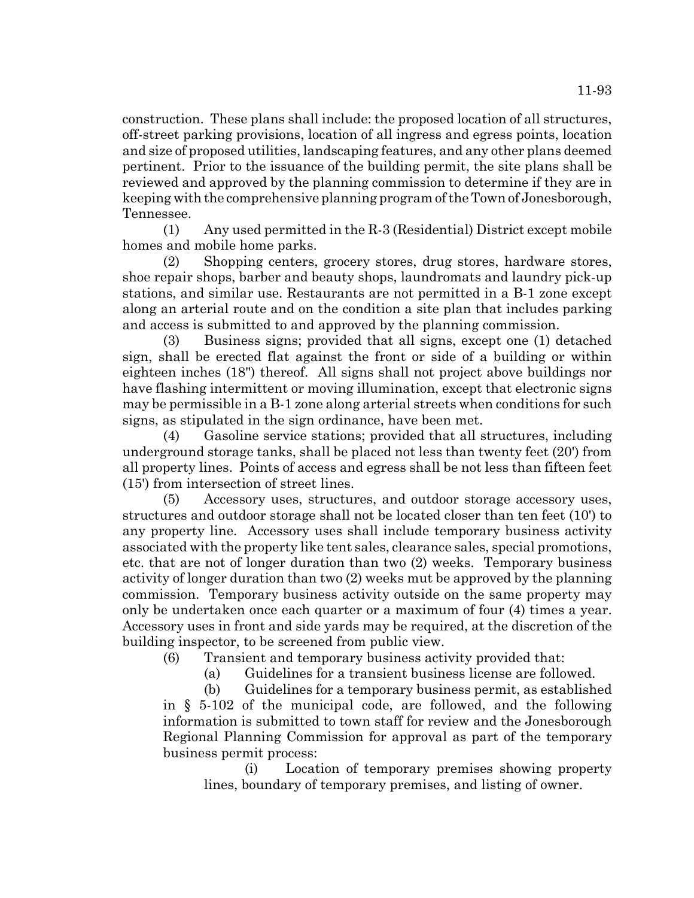construction. These plans shall include: the proposed location of all structures, off-street parking provisions, location of all ingress and egress points, location and size of proposed utilities, landscaping features, and any other plans deemed pertinent. Prior to the issuance of the building permit, the site plans shall be reviewed and approved by the planning commission to determine if they are in keeping with the comprehensive planning program of the Town of Jonesborough, Tennessee.

(1) Any used permitted in the R-3 (Residential) District except mobile homes and mobile home parks.

(2) Shopping centers, grocery stores, drug stores, hardware stores, shoe repair shops, barber and beauty shops, laundromats and laundry pick-up stations, and similar use. Restaurants are not permitted in a B-1 zone except along an arterial route and on the condition a site plan that includes parking and access is submitted to and approved by the planning commission.

(3) Business signs; provided that all signs, except one (1) detached sign, shall be erected flat against the front or side of a building or within eighteen inches (18") thereof. All signs shall not project above buildings nor have flashing intermittent or moving illumination, except that electronic signs may be permissible in a B-1 zone along arterial streets when conditions for such signs, as stipulated in the sign ordinance, have been met.

(4) Gasoline service stations; provided that all structures, including underground storage tanks, shall be placed not less than twenty feet (20') from all property lines. Points of access and egress shall be not less than fifteen feet (15') from intersection of street lines.

(5) Accessory uses, structures, and outdoor storage accessory uses, structures and outdoor storage shall not be located closer than ten feet (10') to any property line. Accessory uses shall include temporary business activity associated with the property like tent sales, clearance sales, special promotions, etc. that are not of longer duration than two (2) weeks. Temporary business activity of longer duration than two (2) weeks mut be approved by the planning commission. Temporary business activity outside on the same property may only be undertaken once each quarter or a maximum of four (4) times a year. Accessory uses in front and side yards may be required, at the discretion of the building inspector, to be screened from public view.

(6) Transient and temporary business activity provided that:

(a) Guidelines for a transient business license are followed.

(b) Guidelines for a temporary business permit, as established in § 5-102 of the municipal code, are followed, and the following information is submitted to town staff for review and the Jonesborough Regional Planning Commission for approval as part of the temporary business permit process:

(i) Location of temporary premises showing property lines, boundary of temporary premises, and listing of owner.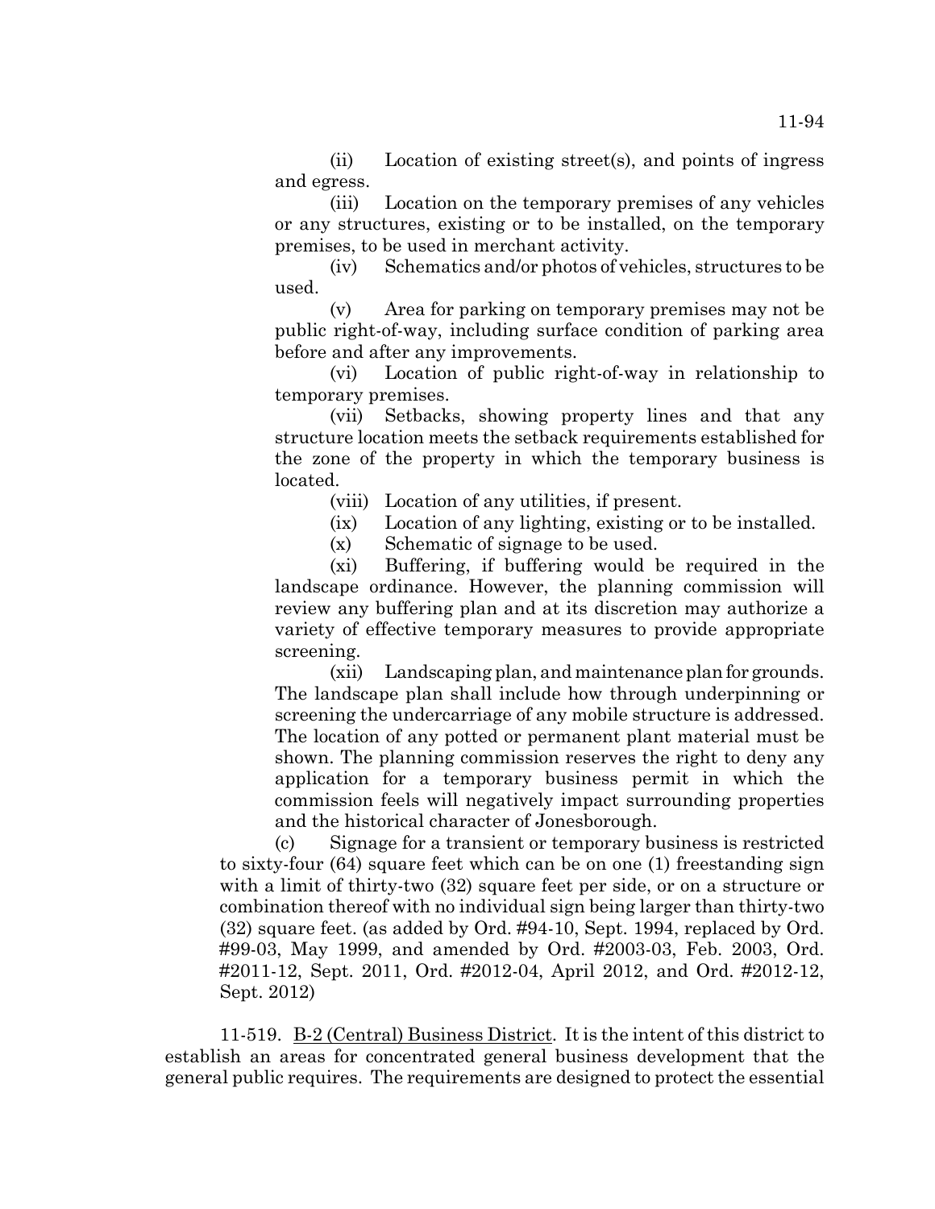(ii) Location of existing street(s), and points of ingress and egress.

(iii) Location on the temporary premises of any vehicles or any structures, existing or to be installed, on the temporary premises, to be used in merchant activity.

(iv) Schematics and/or photos of vehicles, structures to be used.

(v) Area for parking on temporary premises may not be public right-of-way, including surface condition of parking area before and after any improvements.

(vi) Location of public right-of-way in relationship to temporary premises.

(vii) Setbacks, showing property lines and that any structure location meets the setback requirements established for the zone of the property in which the temporary business is located.

(viii) Location of any utilities, if present.

(ix) Location of any lighting, existing or to be installed.

(x) Schematic of signage to be used.

(xi) Buffering, if buffering would be required in the landscape ordinance. However, the planning commission will review any buffering plan and at its discretion may authorize a variety of effective temporary measures to provide appropriate screening.

(xii) Landscaping plan, and maintenance plan for grounds. The landscape plan shall include how through underpinning or screening the undercarriage of any mobile structure is addressed. The location of any potted or permanent plant material must be shown. The planning commission reserves the right to deny any application for a temporary business permit in which the commission feels will negatively impact surrounding properties and the historical character of Jonesborough.

(c) Signage for a transient or temporary business is restricted to sixty-four (64) square feet which can be on one (1) freestanding sign with a limit of thirty-two (32) square feet per side, or on a structure or combination thereof with no individual sign being larger than thirty-two (32) square feet. (as added by Ord. #94-10, Sept. 1994, replaced by Ord. #99-03, May 1999, and amended by Ord. #2003-03, Feb. 2003, Ord. #2011-12, Sept. 2011, Ord. #2012-04, April 2012, and Ord. #2012-12, Sept. 2012)

11-519. B-2 (Central) Business District. It is the intent of this district to establish an areas for concentrated general business development that the general public requires. The requirements are designed to protect the essential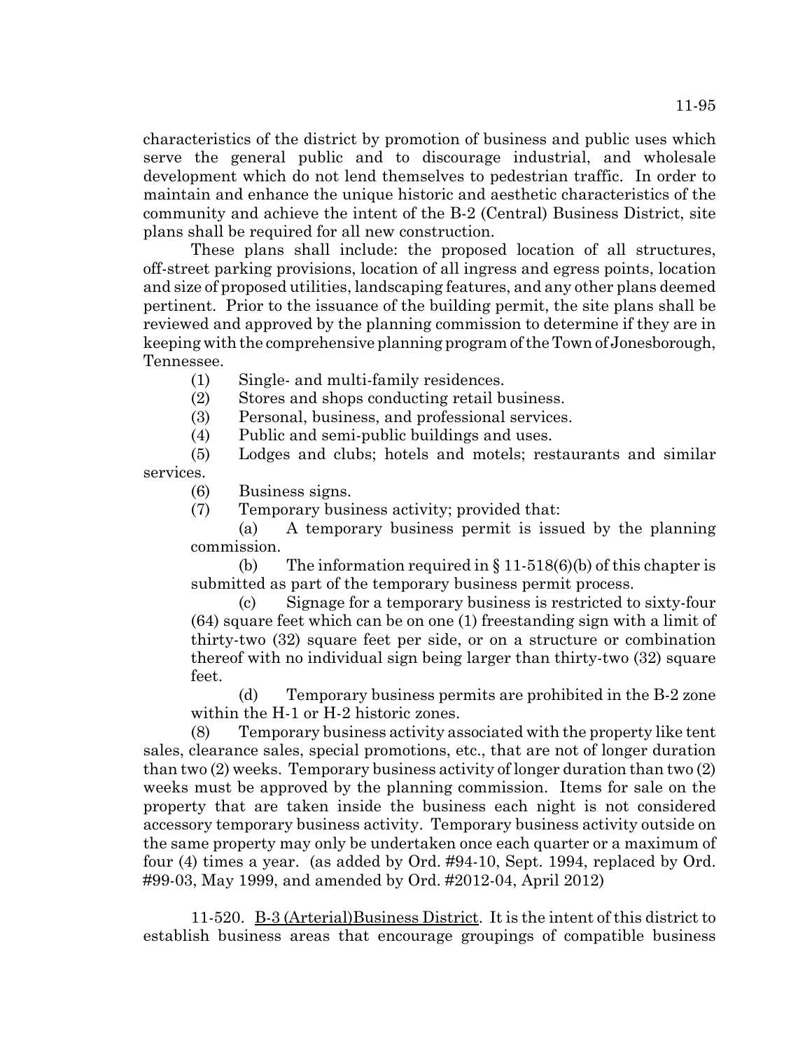characteristics of the district by promotion of business and public uses which serve the general public and to discourage industrial, and wholesale development which do not lend themselves to pedestrian traffic. In order to maintain and enhance the unique historic and aesthetic characteristics of the community and achieve the intent of the B-2 (Central) Business District, site plans shall be required for all new construction.

These plans shall include: the proposed location of all structures, off-street parking provisions, location of all ingress and egress points, location and size of proposed utilities, landscaping features, and any other plans deemed pertinent. Prior to the issuance of the building permit, the site plans shall be reviewed and approved by the planning commission to determine if they are in keeping with the comprehensive planning program of the Town of Jonesborough, Tennessee.

(1) Single- and multi-family residences.

(2) Stores and shops conducting retail business.

(3) Personal, business, and professional services.

(4) Public and semi-public buildings and uses.

(5) Lodges and clubs; hotels and motels; restaurants and similar services.

(6) Business signs.

(7) Temporary business activity; provided that:

(a) A temporary business permit is issued by the planning commission.

(b) The information required in § 11-518(6)(b) of this chapter is submitted as part of the temporary business permit process.

(c) Signage for a temporary business is restricted to sixty-four (64) square feet which can be on one (1) freestanding sign with a limit of thirty-two (32) square feet per side, or on a structure or combination thereof with no individual sign being larger than thirty-two (32) square feet.

(d) Temporary business permits are prohibited in the B-2 zone within the H-1 or H-2 historic zones.

(8) Temporary business activity associated with the property like tent sales, clearance sales, special promotions, etc., that are not of longer duration than two (2) weeks. Temporary business activity of longer duration than two (2) weeks must be approved by the planning commission. Items for sale on the property that are taken inside the business each night is not considered accessory temporary business activity. Temporary business activity outside on the same property may only be undertaken once each quarter or a maximum of four (4) times a year. (as added by Ord. #94-10, Sept. 1994, replaced by Ord. #99-03, May 1999, and amended by Ord. #2012-04, April 2012)

11-520. B-3 (Arterial)Business District. It is the intent of this district to establish business areas that encourage groupings of compatible business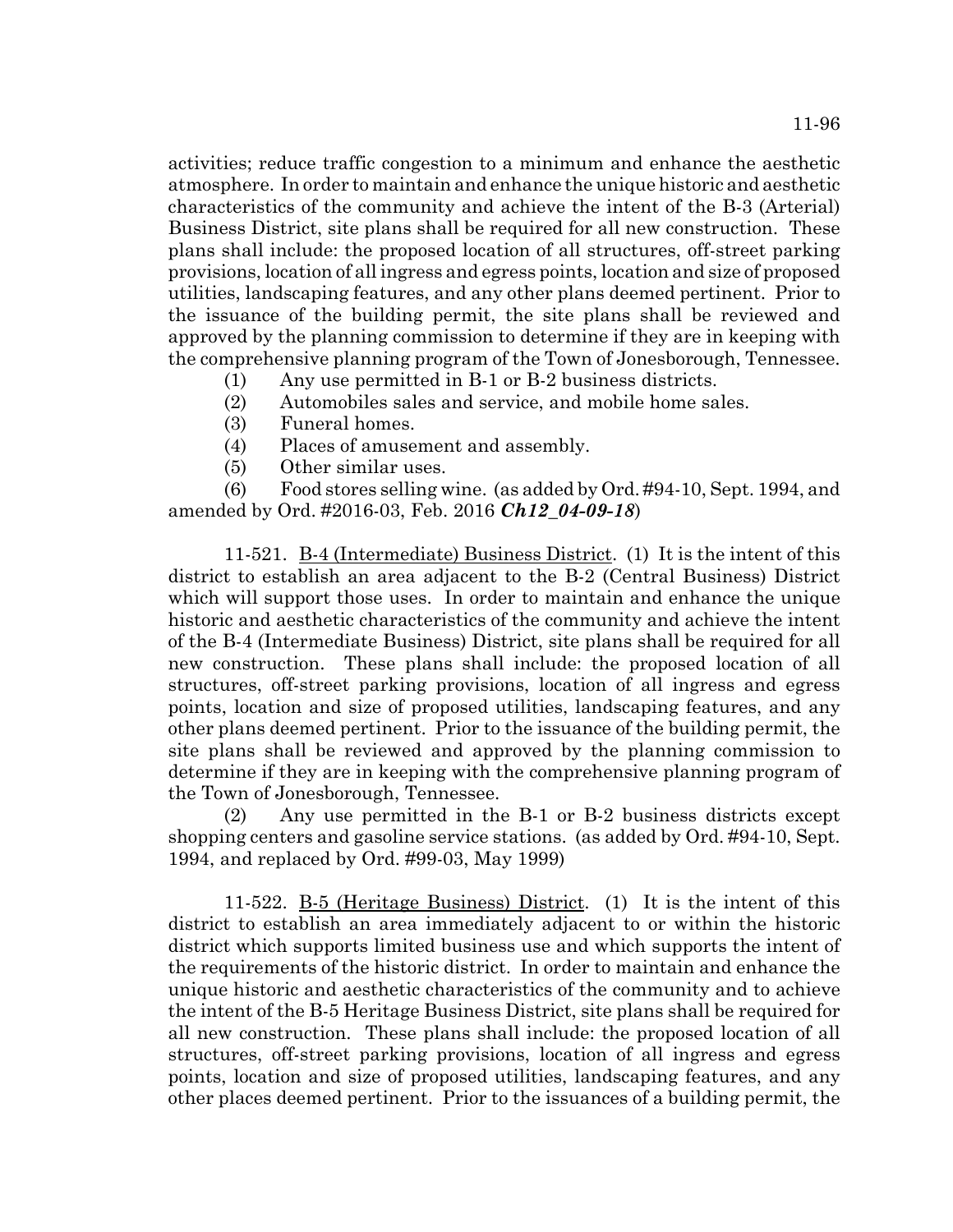activities; reduce traffic congestion to a minimum and enhance the aesthetic atmosphere. In order to maintain and enhance the unique historic and aesthetic characteristics of the community and achieve the intent of the B-3 (Arterial) Business District, site plans shall be required for all new construction. These plans shall include: the proposed location of all structures, off-street parking provisions, location of all ingress and egress points, location and size of proposed utilities, landscaping features, and any other plans deemed pertinent. Prior to the issuance of the building permit, the site plans shall be reviewed and approved by the planning commission to determine if they are in keeping with the comprehensive planning program of the Town of Jonesborough, Tennessee.

(1) Any use permitted in B-1 or B-2 business districts.

(2) Automobiles sales and service, and mobile home sales.

(3) Funeral homes.

(4) Places of amusement and assembly.

(5) Other similar uses.

(6) Food stores selling wine. (as added by Ord. #94-10, Sept. 1994, and amended by Ord. #2016-03, Feb. 2016 ***Ch12_04-09-18***)

11-521. B-4 (Intermediate) Business District. (1) It is the intent of this district to establish an area adjacent to the B-2 (Central Business) District which will support those uses. In order to maintain and enhance the unique historic and aesthetic characteristics of the community and achieve the intent of the B-4 (Intermediate Business) District, site plans shall be required for all new construction. These plans shall include: the proposed location of all structures, off-street parking provisions, location of all ingress and egress points, location and size of proposed utilities, landscaping features, and any other plans deemed pertinent. Prior to the issuance of the building permit, the site plans shall be reviewed and approved by the planning commission to determine if they are in keeping with the comprehensive planning program of the Town of Jonesborough, Tennessee.

(2) Any use permitted in the B-1 or B-2 business districts except shopping centers and gasoline service stations. (as added by Ord. #94-10, Sept. 1994, and replaced by Ord. #99-03, May 1999)

11-522. B-5 (Heritage Business) District. (1) It is the intent of this district to establish an area immediately adjacent to or within the historic district which supports limited business use and which supports the intent of the requirements of the historic district. In order to maintain and enhance the unique historic and aesthetic characteristics of the community and to achieve the intent of the B-5 Heritage Business District, site plans shall be required for all new construction. These plans shall include: the proposed location of all structures, off-street parking provisions, location of all ingress and egress points, location and size of proposed utilities, landscaping features, and any other places deemed pertinent. Prior to the issuances of a building permit, the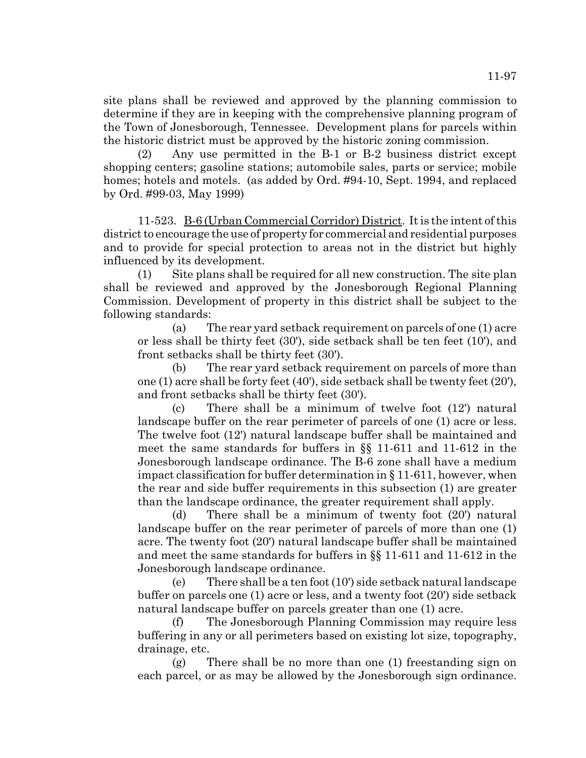site plans shall be reviewed and approved by the planning commission to determine if they are in keeping with the comprehensive planning program of the Town of Jonesborough, Tennessee. Development plans for parcels within the historic district must be approved by the historic zoning commission.

(2) Any use permitted in the B-1 or B-2 business district except shopping centers; gasoline stations; automobile sales, parts or service; mobile homes; hotels and motels. (as added by Ord. #94-10, Sept. 1994, and replaced by Ord. #99-03, May 1999)

11-523. B-6 (Urban Commercial Corridor) District. It is the intent of this district to encourage the use of property for commercial and residential purposes and to provide for special protection to areas not in the district but highly influenced by its development.

(1) Site plans shall be required for all new construction. The site plan shall be reviewed and approved by the Jonesborough Regional Planning Commission. Development of property in this district shall be subject to the following standards:

(a) The rear yard setback requirement on parcels of one (1) acre or less shall be thirty feet (30'), side setback shall be ten feet (10'), and front setbacks shall be thirty feet (30').

(b) The rear yard setback requirement on parcels of more than one (1) acre shall be forty feet (40'), side setback shall be twenty feet (20'), and front setbacks shall be thirty feet (30').

(c) There shall be a minimum of twelve foot (12') natural landscape buffer on the rear perimeter of parcels of one (1) acre or less. The twelve foot (12') natural landscape buffer shall be maintained and meet the same standards for buffers in §§ 11-611 and 11-612 in the Jonesborough landscape ordinance. The B-6 zone shall have a medium impact classification for buffer determination in § 11-611, however, when the rear and side buffer requirements in this subsection (1) are greater than the landscape ordinance, the greater requirement shall apply.

(d) There shall be a minimum of twenty foot (20') natural landscape buffer on the rear perimeter of parcels of more than one (1) acre. The twenty foot (20') natural landscape buffer shall be maintained and meet the same standards for buffers in §§ 11-611 and 11-612 in the Jonesborough landscape ordinance.

(e) There shall be a ten foot (10') side setback natural landscape buffer on parcels one (1) acre or less, and a twenty foot (20') side setback natural landscape buffer on parcels greater than one (1) acre.

(f) The Jonesborough Planning Commission may require less buffering in any or all perimeters based on existing lot size, topography, drainage, etc.

(g) There shall be no more than one (1) freestanding sign on each parcel, or as may be allowed by the Jonesborough sign ordinance.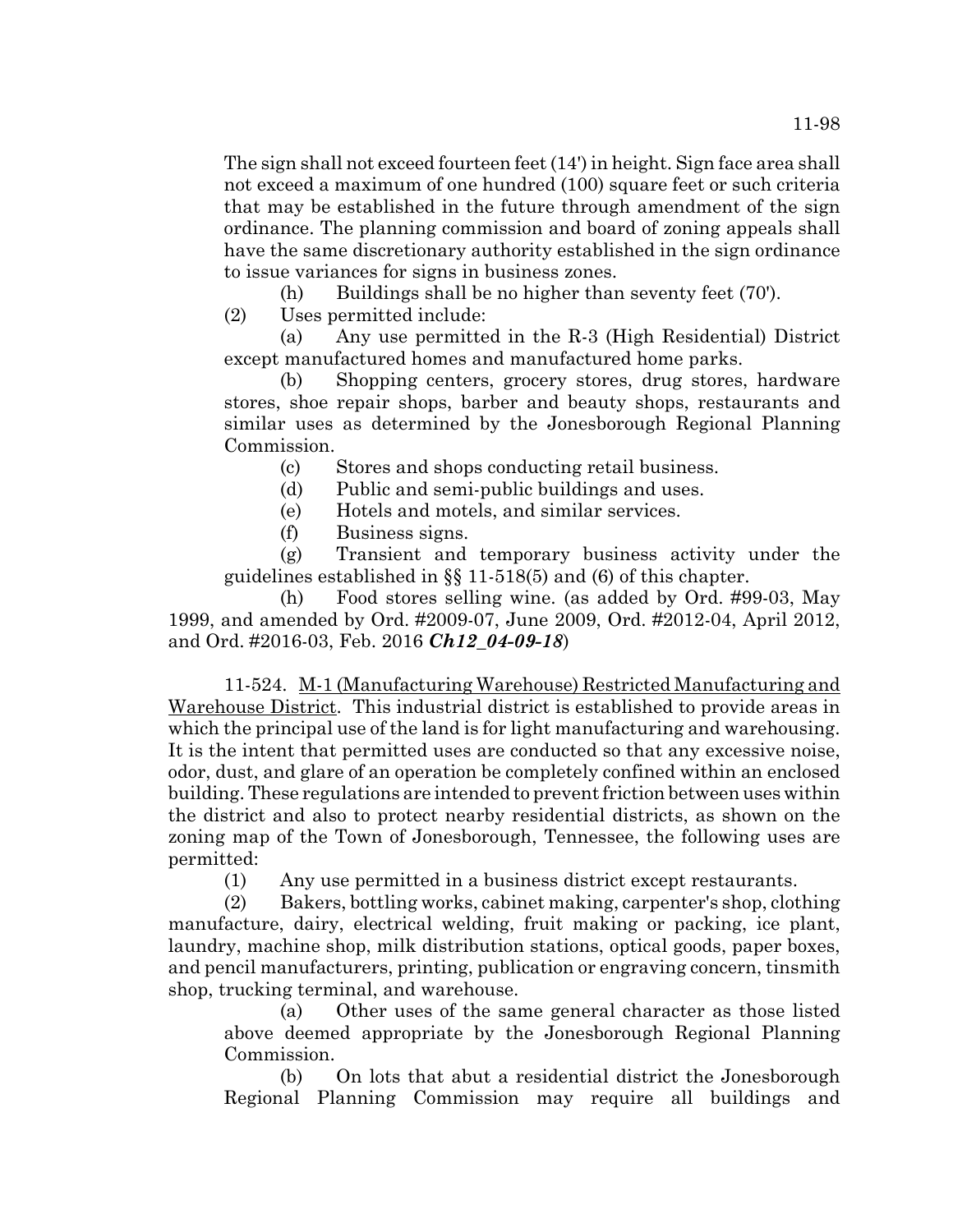The sign shall not exceed fourteen feet (14') in height. Sign face area shall not exceed a maximum of one hundred (100) square feet or such criteria that may be established in the future through amendment of the sign ordinance. The planning commission and board of zoning appeals shall have the same discretionary authority established in the sign ordinance to issue variances for signs in business zones.

(h) Buildings shall be no higher than seventy feet (70').

(2) Uses permitted include:

(a) Any use permitted in the R-3 (High Residential) District except manufactured homes and manufactured home parks.

(b) Shopping centers, grocery stores, drug stores, hardware stores, shoe repair shops, barber and beauty shops, restaurants and similar uses as determined by the Jonesborough Regional Planning Commission.

(c) Stores and shops conducting retail business.

(d) Public and semi-public buildings and uses.

(e) Hotels and motels, and similar services.

(f) Business signs.

(g) Transient and temporary business activity under the guidelines established in §§ 11-518(5) and (6) of this chapter.

(h) Food stores selling wine. (as added by Ord. #99-03, May 1999, and amended by Ord. #2009-07, June 2009, Ord. #2012-04, April 2012, and Ord. #2016-03, Feb. 2016 ***Ch12_04-09-18***)

11-524. M-1 (Manufacturing Warehouse) Restricted Manufacturing and Warehouse District. This industrial district is established to provide areas in which the principal use of the land is for light manufacturing and warehousing. It is the intent that permitted uses are conducted so that any excessive noise, odor, dust, and glare of an operation be completely confined within an enclosed building. These regulations are intended to prevent friction between uses within the district and also to protect nearby residential districts, as shown on the zoning map of the Town of Jonesborough, Tennessee, the following uses are permitted:

(1) Any use permitted in a business district except restaurants.

(2) Bakers, bottling works, cabinet making, carpenter's shop, clothing manufacture, dairy, electrical welding, fruit making or packing, ice plant, laundry, machine shop, milk distribution stations, optical goods, paper boxes, and pencil manufacturers, printing, publication or engraving concern, tinsmith shop, trucking terminal, and warehouse.

(a) Other uses of the same general character as those listed above deemed appropriate by the Jonesborough Regional Planning Commission.

(b) On lots that abut a residential district the Jonesborough Regional Planning Commission may require all buildings and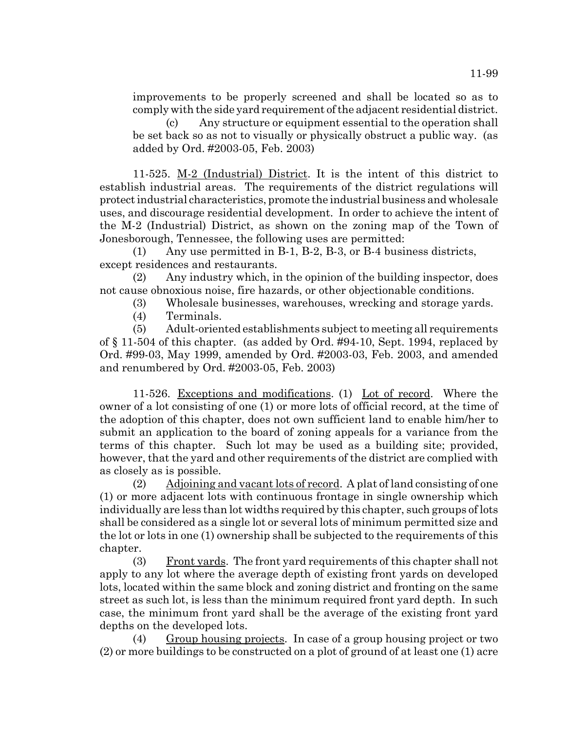improvements to be properly screened and shall be located so as to comply with the side yard requirement of the adjacent residential district.

(c) Any structure or equipment essential to the operation shall be set back so as not to visually or physically obstruct a public way. (as added by Ord. #2003-05, Feb. 2003)

11-525. M-2 (Industrial) District. It is the intent of this district to establish industrial areas. The requirements of the district regulations will protect industrial characteristics, promote the industrial business and wholesale uses, and discourage residential development. In order to achieve the intent of the M-2 (Industrial) District, as shown on the zoning map of the Town of Jonesborough, Tennessee, the following uses are permitted:

(1) Any use permitted in B-1, B-2, B-3, or B-4 business districts, except residences and restaurants.

(2) Any industry which, in the opinion of the building inspector, does not cause obnoxious noise, fire hazards, or other objectionable conditions.

(3) Wholesale businesses, warehouses, wrecking and storage yards.

(4) Terminals.

(5) Adult-oriented establishments subject to meeting all requirements of § 11-504 of this chapter. (as added by Ord. #94-10, Sept. 1994, replaced by Ord. #99-03, May 1999, amended by Ord. #2003-03, Feb. 2003, and amended and renumbered by Ord. #2003-05, Feb. 2003)

11-526. Exceptions and modifications. (1) Lot of record. Where the owner of a lot consisting of one (1) or more lots of official record, at the time of the adoption of this chapter, does not own sufficient land to enable him/her to submit an application to the board of zoning appeals for a variance from the terms of this chapter. Such lot may be used as a building site; provided, however, that the yard and other requirements of the district are complied with as closely as is possible.

(2) Adjoining and vacant lots of record. A plat of land consisting of one (1) or more adjacent lots with continuous frontage in single ownership which individually are less than lot widths required by this chapter, such groups of lots shall be considered as a single lot or several lots of minimum permitted size and the lot or lots in one (1) ownership shall be subjected to the requirements of this chapter.

(3) Front yards. The front yard requirements of this chapter shall not apply to any lot where the average depth of existing front yards on developed lots, located within the same block and zoning district and fronting on the same street as such lot, is less than the minimum required front yard depth. In such case, the minimum front yard shall be the average of the existing front yard depths on the developed lots.

(4) Group housing projects. In case of a group housing project or two (2) or more buildings to be constructed on a plot of ground of at least one (1) acre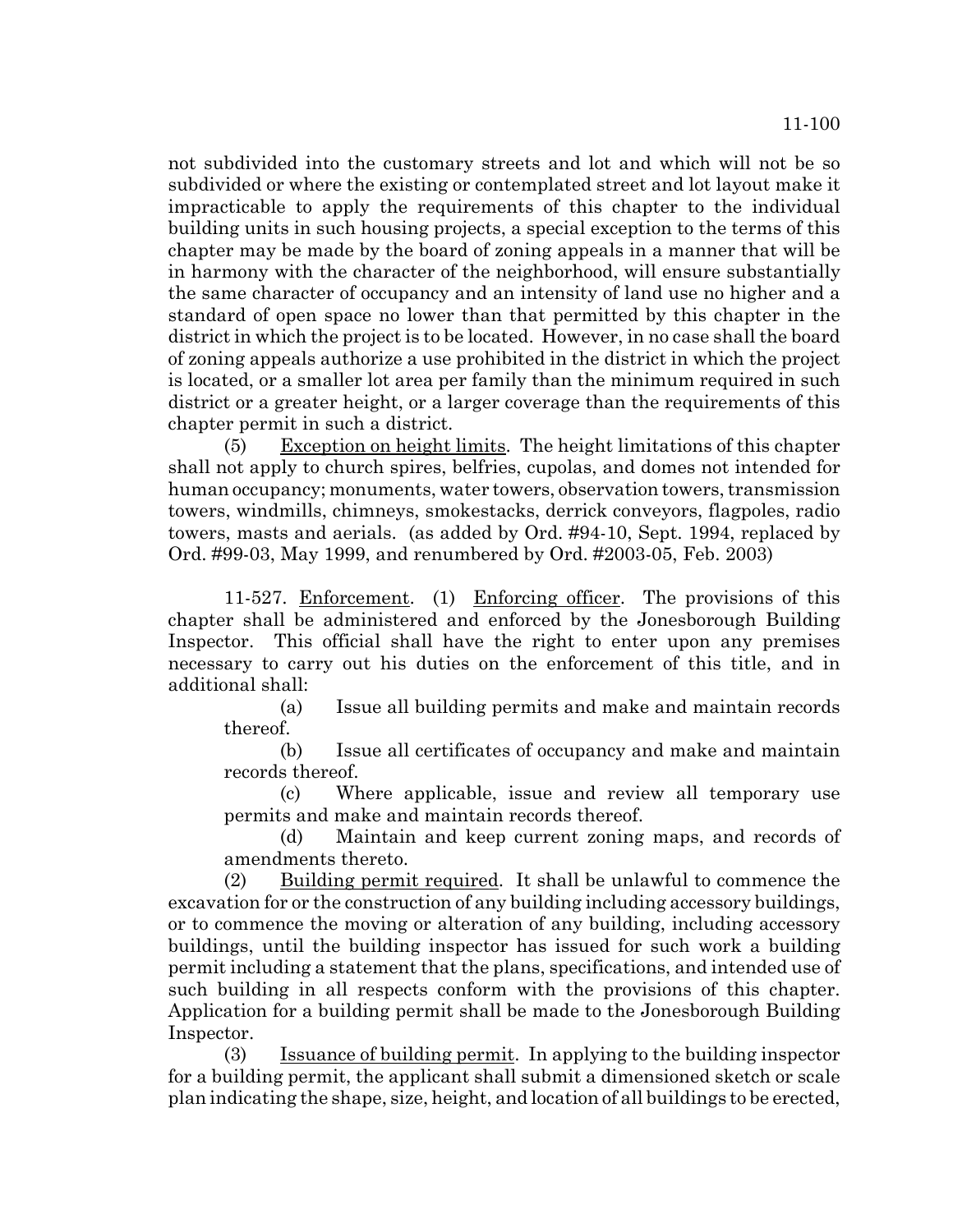not subdivided into the customary streets and lot and which will not be so subdivided or where the existing or contemplated street and lot layout make it impracticable to apply the requirements of this chapter to the individual building units in such housing projects, a special exception to the terms of this chapter may be made by the board of zoning appeals in a manner that will be in harmony with the character of the neighborhood, will ensure substantially the same character of occupancy and an intensity of land use no higher and a standard of open space no lower than that permitted by this chapter in the district in which the project is to be located. However, in no case shall the board of zoning appeals authorize a use prohibited in the district in which the project is located, or a smaller lot area per family than the minimum required in such district or a greater height, or a larger coverage than the requirements of this chapter permit in such a district.

(5) Exception on height limits. The height limitations of this chapter shall not apply to church spires, belfries, cupolas, and domes not intended for human occupancy; monuments, water towers, observation towers, transmission towers, windmills, chimneys, smokestacks, derrick conveyors, flagpoles, radio towers, masts and aerials. (as added by Ord. #94-10, Sept. 1994, replaced by Ord. #99-03, May 1999, and renumbered by Ord. #2003-05, Feb. 2003)

11-527. Enforcement. (1) Enforcing officer. The provisions of this chapter shall be administered and enforced by the Jonesborough Building Inspector. This official shall have the right to enter upon any premises necessary to carry out his duties on the enforcement of this title, and in additional shall:

(a) Issue all building permits and make and maintain records thereof.

(b) Issue all certificates of occupancy and make and maintain records thereof.

(c) Where applicable, issue and review all temporary use permits and make and maintain records thereof.

(d) Maintain and keep current zoning maps, and records of amendments thereto.

(2) Building permit required. It shall be unlawful to commence the excavation for or the construction of any building including accessory buildings, or to commence the moving or alteration of any building, including accessory buildings, until the building inspector has issued for such work a building permit including a statement that the plans, specifications, and intended use of such building in all respects conform with the provisions of this chapter. Application for a building permit shall be made to the Jonesborough Building Inspector.

(3) Issuance of building permit. In applying to the building inspector for a building permit, the applicant shall submit a dimensioned sketch or scale plan indicating the shape, size, height, and location of all buildings to be erected,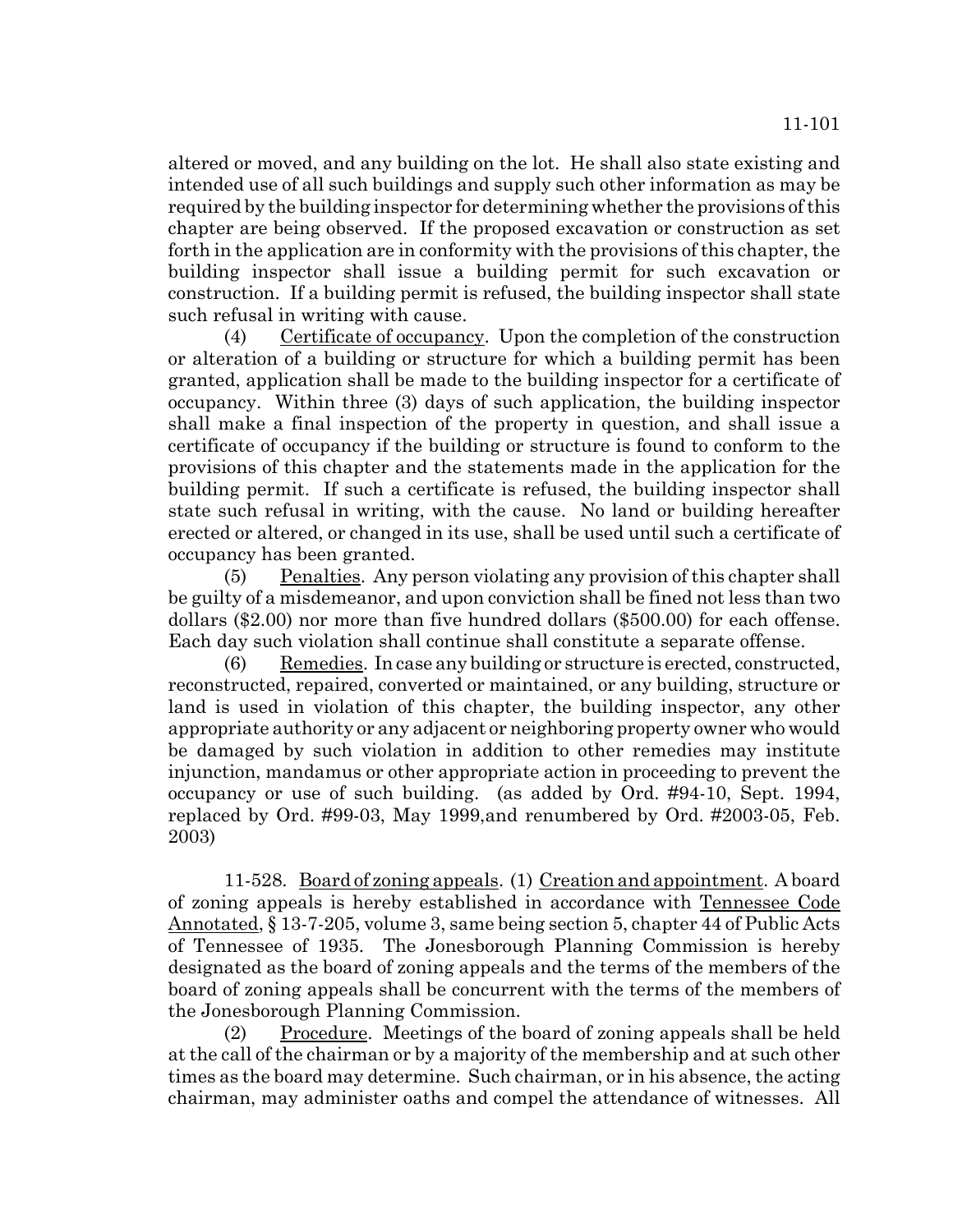altered or moved, and any building on the lot. He shall also state existing and intended use of all such buildings and supply such other information as may be required by the building inspector for determining whether the provisions of this chapter are being observed. If the proposed excavation or construction as set forth in the application are in conformity with the provisions of this chapter, the building inspector shall issue a building permit for such excavation or construction. If a building permit is refused, the building inspector shall state such refusal in writing with cause.

(4) Certificate of occupancy. Upon the completion of the construction or alteration of a building or structure for which a building permit has been granted, application shall be made to the building inspector for a certificate of occupancy. Within three (3) days of such application, the building inspector shall make a final inspection of the property in question, and shall issue a certificate of occupancy if the building or structure is found to conform to the provisions of this chapter and the statements made in the application for the building permit. If such a certificate is refused, the building inspector shall state such refusal in writing, with the cause. No land or building hereafter erected or altered, or changed in its use, shall be used until such a certificate of occupancy has been granted.

(5) Penalties. Any person violating any provision of this chapter shall be guilty of a misdemeanor, and upon conviction shall be fined not less than two dollars ($2.00) nor more than five hundred dollars ($500.00) for each offense. Each day such violation shall continue shall constitute a separate offense.

(6) Remedies. In case any building or structure is erected, constructed, reconstructed, repaired, converted or maintained, or any building, structure or land is used in violation of this chapter, the building inspector, any other appropriate authority or any adjacent or neighboring property owner who would be damaged by such violation in addition to other remedies may institute injunction, mandamus or other appropriate action in proceeding to prevent the occupancy or use of such building. (as added by Ord. #94-10, Sept. 1994, replaced by Ord. #99-03, May 1999,and renumbered by Ord. #2003-05, Feb. 2003)

11-528. Board of zoning appeals. (1) Creation and appointment. A board of zoning appeals is hereby established in accordance with Tennessee Code Annotated, § 13-7-205, volume 3, same being section 5, chapter 44 of Public Acts of Tennessee of 1935. The Jonesborough Planning Commission is hereby designated as the board of zoning appeals and the terms of the members of the board of zoning appeals shall be concurrent with the terms of the members of the Jonesborough Planning Commission.

(2) Procedure. Meetings of the board of zoning appeals shall be held at the call of the chairman or by a majority of the membership and at such other times as the board may determine. Such chairman, or in his absence, the acting chairman, may administer oaths and compel the attendance of witnesses. All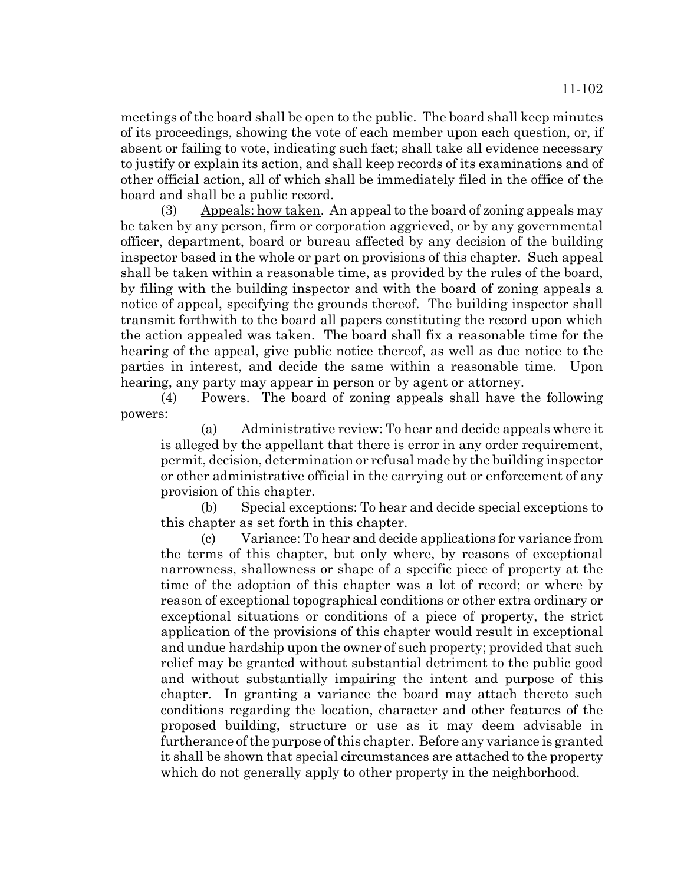meetings of the board shall be open to the public. The board shall keep minutes of its proceedings, showing the vote of each member upon each question, or, if absent or failing to vote, indicating such fact; shall take all evidence necessary to justify or explain its action, and shall keep records of its examinations and of other official action, all of which shall be immediately filed in the office of the board and shall be a public record.

(3) Appeals: how taken. An appeal to the board of zoning appeals may be taken by any person, firm or corporation aggrieved, or by any governmental officer, department, board or bureau affected by any decision of the building inspector based in the whole or part on provisions of this chapter. Such appeal shall be taken within a reasonable time, as provided by the rules of the board, by filing with the building inspector and with the board of zoning appeals a notice of appeal, specifying the grounds thereof. The building inspector shall transmit forthwith to the board all papers constituting the record upon which the action appealed was taken. The board shall fix a reasonable time for the hearing of the appeal, give public notice thereof, as well as due notice to the parties in interest, and decide the same within a reasonable time. Upon hearing, any party may appear in person or by agent or attorney.

(4) Powers. The board of zoning appeals shall have the following powers:

(a) Administrative review: To hear and decide appeals where it is alleged by the appellant that there is error in any order requirement, permit, decision, determination or refusal made by the building inspector or other administrative official in the carrying out or enforcement of any provision of this chapter.

(b) Special exceptions: To hear and decide special exceptions to this chapter as set forth in this chapter.

(c) Variance: To hear and decide applications for variance from the terms of this chapter, but only where, by reasons of exceptional narrowness, shallowness or shape of a specific piece of property at the time of the adoption of this chapter was a lot of record; or where by reason of exceptional topographical conditions or other extra ordinary or exceptional situations or conditions of a piece of property, the strict application of the provisions of this chapter would result in exceptional and undue hardship upon the owner of such property; provided that such relief may be granted without substantial detriment to the public good and without substantially impairing the intent and purpose of this chapter. In granting a variance the board may attach thereto such conditions regarding the location, character and other features of the proposed building, structure or use as it may deem advisable in furtherance of the purpose of this chapter. Before any variance is granted it shall be shown that special circumstances are attached to the property which do not generally apply to other property in the neighborhood.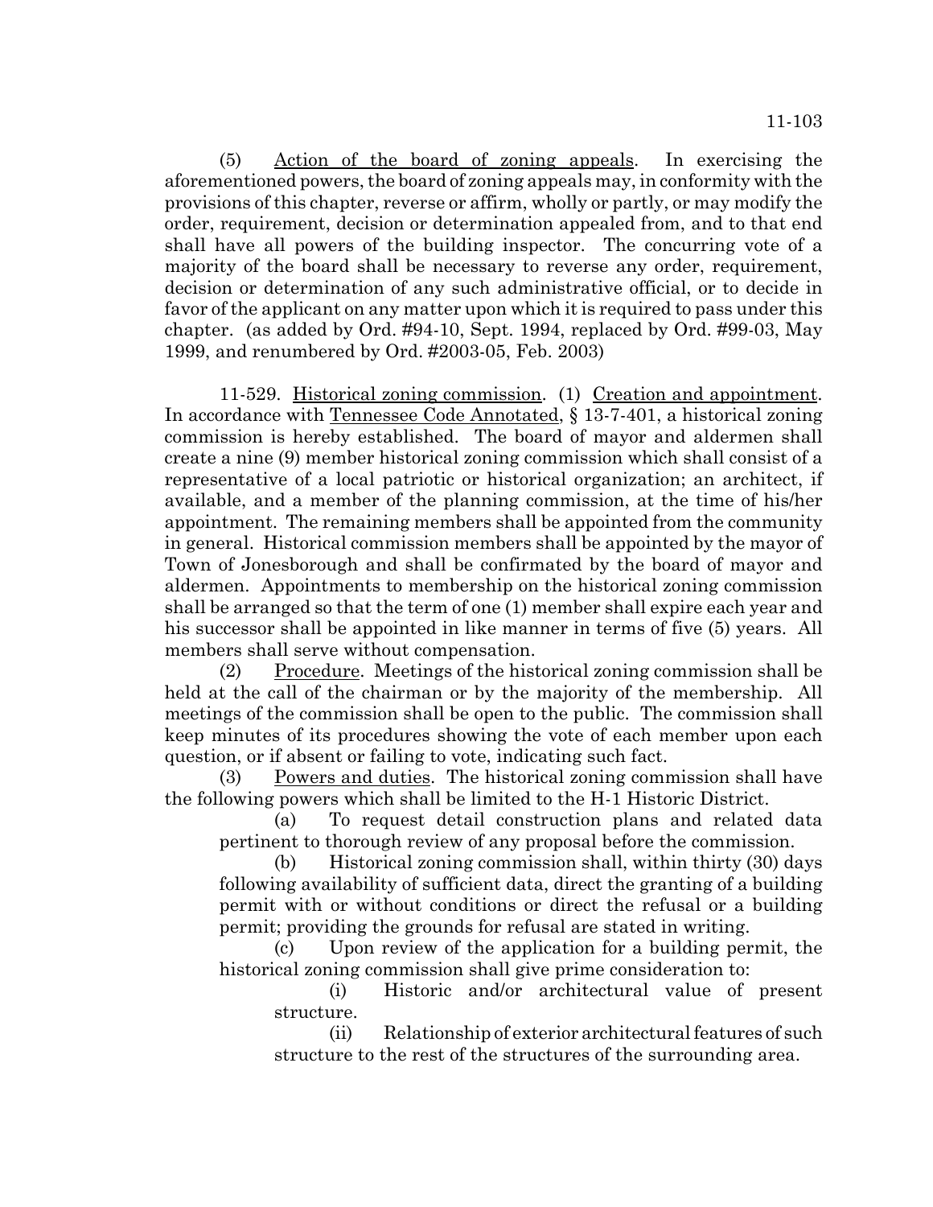(5) Action of the board of zoning appeals. In exercising the aforementioned powers, the board of zoning appeals may, in conformity with the provisions of this chapter, reverse or affirm, wholly or partly, or may modify the order, requirement, decision or determination appealed from, and to that end shall have all powers of the building inspector. The concurring vote of a majority of the board shall be necessary to reverse any order, requirement, decision or determination of any such administrative official, or to decide in favor of the applicant on any matter upon which it is required to pass under this chapter. (as added by Ord. #94-10, Sept. 1994, replaced by Ord. #99-03, May 1999, and renumbered by Ord. #2003-05, Feb. 2003)

11-529. Historical zoning commission. (1) Creation and appointment. In accordance with Tennessee Code Annotated, § 13-7-401, a historical zoning commission is hereby established. The board of mayor and aldermen shall create a nine (9) member historical zoning commission which shall consist of a representative of a local patriotic or historical organization; an architect, if available, and a member of the planning commission, at the time of his/her appointment. The remaining members shall be appointed from the community in general. Historical commission members shall be appointed by the mayor of Town of Jonesborough and shall be confirmated by the board of mayor and aldermen. Appointments to membership on the historical zoning commission shall be arranged so that the term of one (1) member shall expire each year and his successor shall be appointed in like manner in terms of five (5) years. All members shall serve without compensation.

(2) Procedure. Meetings of the historical zoning commission shall be held at the call of the chairman or by the majority of the membership. All meetings of the commission shall be open to the public. The commission shall keep minutes of its procedures showing the vote of each member upon each question, or if absent or failing to vote, indicating such fact.

(3) Powers and duties. The historical zoning commission shall have the following powers which shall be limited to the H-1 Historic District.

(a) To request detail construction plans and related data pertinent to thorough review of any proposal before the commission.

(b) Historical zoning commission shall, within thirty (30) days following availability of sufficient data, direct the granting of a building permit with or without conditions or direct the refusal or a building permit; providing the grounds for refusal are stated in writing.

(c) Upon review of the application for a building permit, the historical zoning commission shall give prime consideration to:

(i) Historic and/or architectural value of present structure.

(ii) Relationship of exterior architectural features of such structure to the rest of the structures of the surrounding area.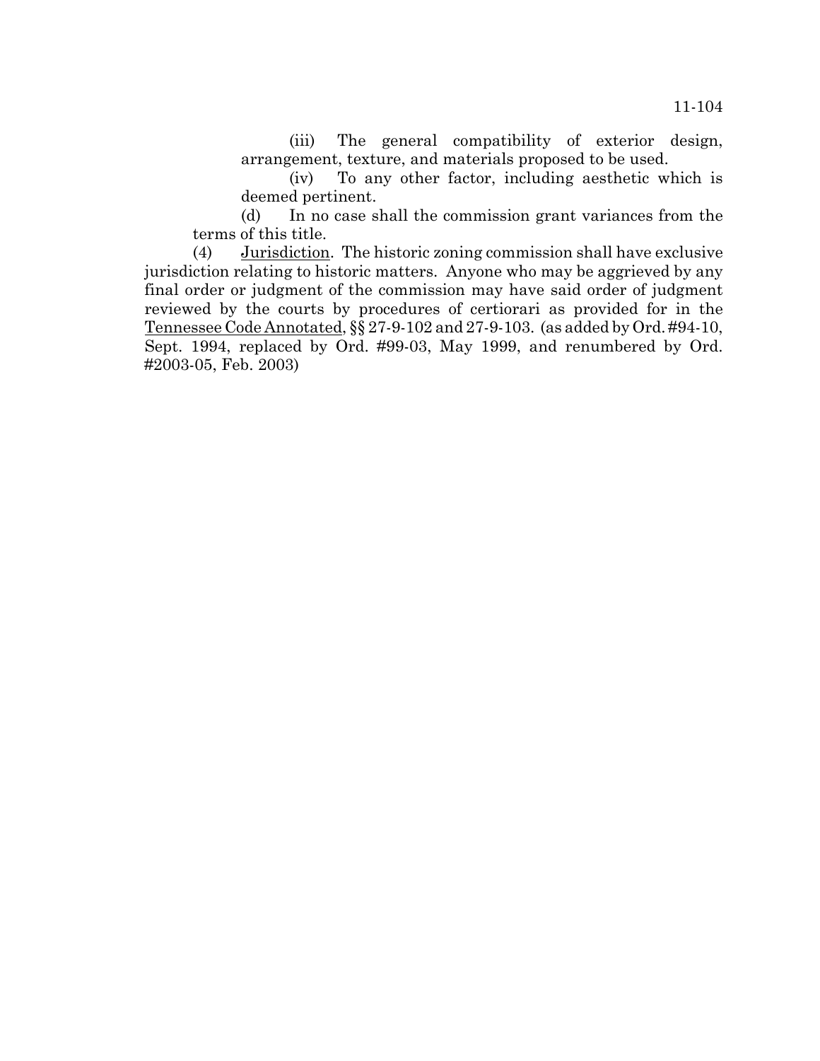(iii) The general compatibility of exterior design, arrangement, texture, and materials proposed to be used.

(iv) To any other factor, including aesthetic which is deemed pertinent.

(d) In no case shall the commission grant variances from the terms of this title.

(4) Jurisdiction. The historic zoning commission shall have exclusive jurisdiction relating to historic matters. Anyone who may be aggrieved by any final order or judgment of the commission may have said order of judgment reviewed by the courts by procedures of certiorari as provided for in the Tennessee Code Annotated, §§ 27-9-102 and 27-9-103. (as added by Ord. #94-10, Sept. 1994, replaced by Ord. #99-03, May 1999, and renumbered by Ord. #2003-05, Feb. 2003)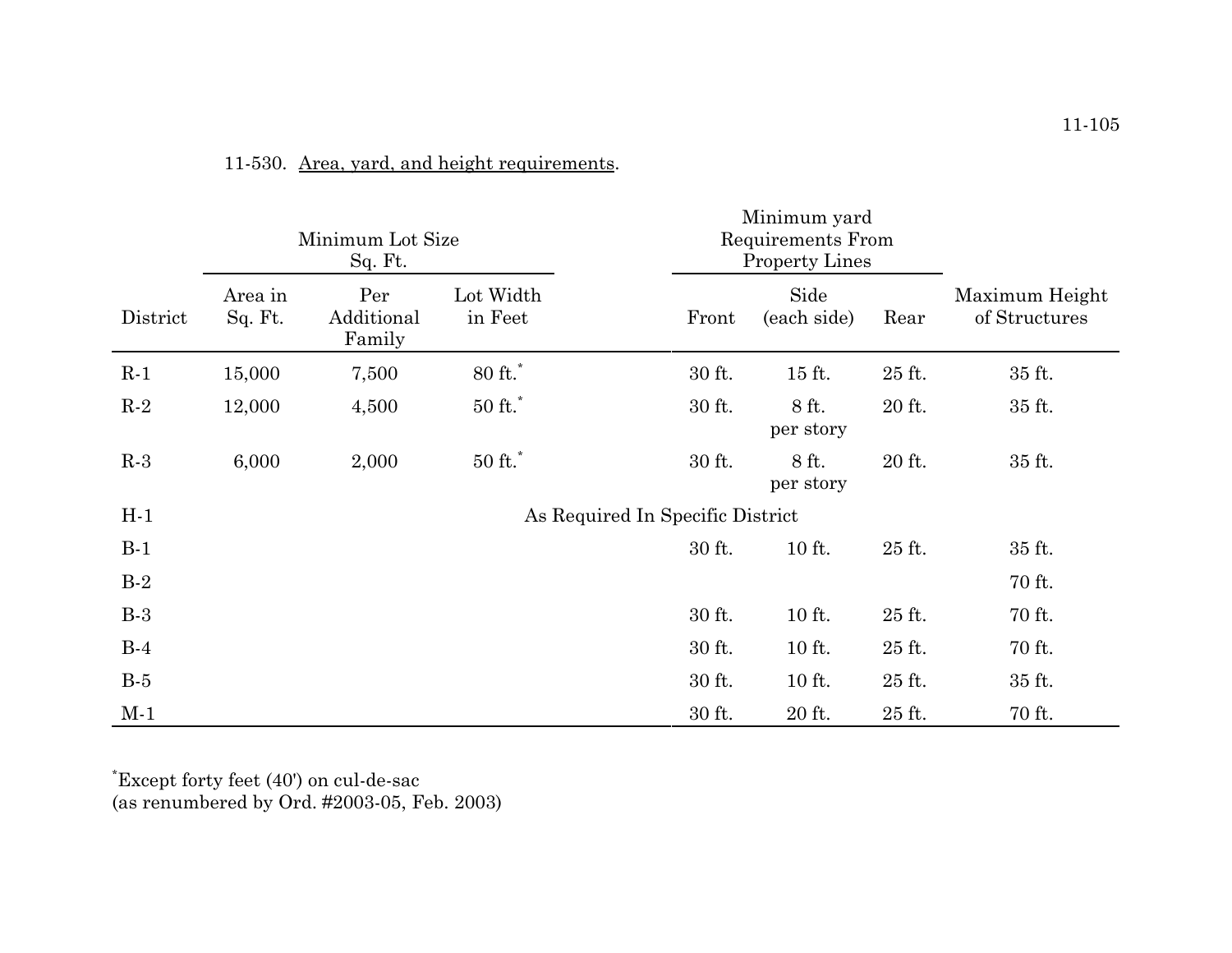11-530. Area, yard, and height requirements.

| District | Minimum Lot Size Sq. Ft. | | | Minimum yard Requirements From Property Lines | | | Maximum Height of Structures |
|---|---|---|---|---|---|---|---|
| | Area in Sq. Ft. | Per Additional Family | Lot Width in Feet | Front | Side (each side) | Rear | |
| R-1 | 15,000 | 7,500 | 80 ft.* | 30 ft. | 15 ft. | 25 ft. | 35 ft. |
| R-2 | 12,000 | 4,500 | 50 ft.* | 30 ft. | 8 ft. per story | 20 ft. | 35 ft. |
| R-3 | 6,000 | 2,000 | 50 ft.* | 30 ft. | 8 ft. per story | 20 ft. | 35 ft. |
| H-1 | As Required In Specific District | | | | | | |
| B-1 | | | | 30 ft. | 10 ft. | 25 ft. | 35 ft. |
| B-2 | | | | | | | 70 ft. |
| B-3 | | | | 30 ft. | 10 ft. | 25 ft. | 70 ft. |
| B-4 | | | | 30 ft. | 10 ft. | 25 ft. | 70 ft. |
| B-5 | | | | 30 ft. | 10 ft. | 25 ft. | 35 ft. |
| M-1 | | | | 30 ft. | 20 ft. | 25 ft. | 70 ft. |

*Except forty feet (40') on cul-de-sac
(as renumbered by Ord. #2003-05, Feb. 2003)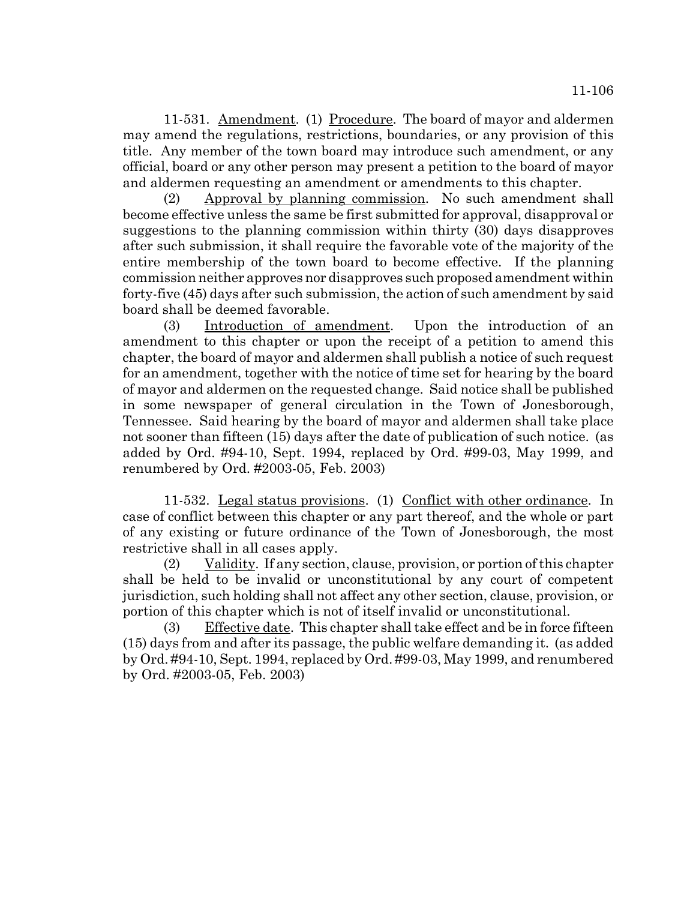11-531. Amendment. (1) Procedure. The board of mayor and aldermen may amend the regulations, restrictions, boundaries, or any provision of this title. Any member of the town board may introduce such amendment, or any official, board or any other person may present a petition to the board of mayor and aldermen requesting an amendment or amendments to this chapter.

(2) Approval by planning commission. No such amendment shall become effective unless the same be first submitted for approval, disapproval or suggestions to the planning commission within thirty (30) days disapproves after such submission, it shall require the favorable vote of the majority of the entire membership of the town board to become effective. If the planning commission neither approves nor disapproves such proposed amendment within forty-five (45) days after such submission, the action of such amendment by said board shall be deemed favorable.

(3) Introduction of amendment. Upon the introduction of an amendment to this chapter or upon the receipt of a petition to amend this chapter, the board of mayor and aldermen shall publish a notice of such request for an amendment, together with the notice of time set for hearing by the board of mayor and aldermen on the requested change. Said notice shall be published in some newspaper of general circulation in the Town of Jonesborough, Tennessee. Said hearing by the board of mayor and aldermen shall take place not sooner than fifteen (15) days after the date of publication of such notice. (as added by Ord. #94-10, Sept. 1994, replaced by Ord. #99-03, May 1999, and renumbered by Ord. #2003-05, Feb. 2003)

11-532. Legal status provisions. (1) Conflict with other ordinance. In case of conflict between this chapter or any part thereof, and the whole or part of any existing or future ordinance of the Town of Jonesborough, the most restrictive shall in all cases apply.

(2) Validity. If any section, clause, provision, or portion of this chapter shall be held to be invalid or unconstitutional by any court of competent jurisdiction, such holding shall not affect any other section, clause, provision, or portion of this chapter which is not of itself invalid or unconstitutional.

(3) Effective date. This chapter shall take effect and be in force fifteen (15) days from and after its passage, the public welfare demanding it. (as added by Ord. #94-10, Sept. 1994, replaced by Ord. #99-03, May 1999, and renumbered by Ord. #2003-05, Feb. 2003)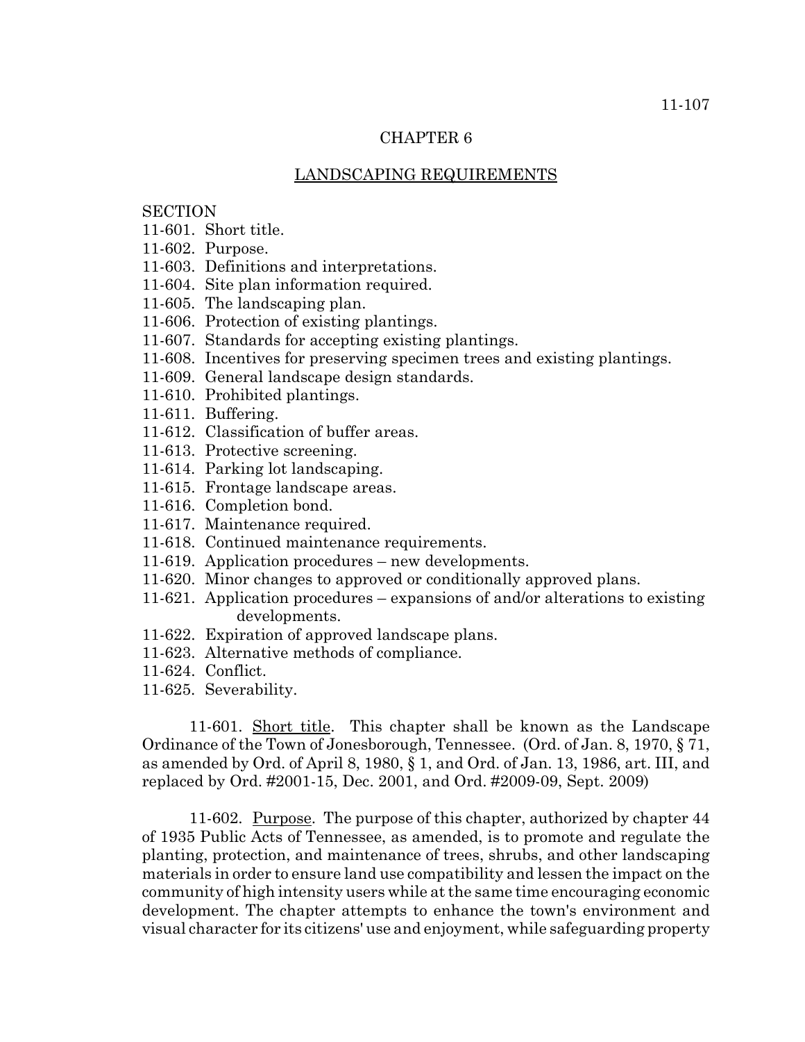## CHAPTER 6

## LANDSCAPING REQUIREMENTS

SECTION
11-601. Short title.
11-602. Purpose.
11-603. Definitions and interpretations.
11-604. Site plan information required.
11-605. The landscaping plan.
11-606. Protection of existing plantings.
11-607. Standards for accepting existing plantings.
11-608. Incentives for preserving specimen trees and existing plantings.
11-609. General landscape design standards.
11-610. Prohibited plantings.
11-611. Buffering.
11-612. Classification of buffer areas.
11-613. Protective screening.
11-614. Parking lot landscaping.
11-615. Frontage landscape areas.
11-616. Completion bond.
11-617. Maintenance required.
11-618. Continued maintenance requirements.
11-619. Application procedures – new developments.
11-620. Minor changes to approved or conditionally approved plans.
11-621. Application procedures – expansions of and/or alterations to existing developments.
11-622. Expiration of approved landscape plans.
11-623. Alternative methods of compliance.
11-624. Conflict.
11-625. Severability.

11-601. Short title. This chapter shall be known as the Landscape Ordinance of the Town of Jonesborough, Tennessee. (Ord. of Jan. 8, 1970, § 71, as amended by Ord. of April 8, 1980, § 1, and Ord. of Jan. 13, 1986, art. III, and replaced by Ord. #2001-15, Dec. 2001, and Ord. #2009-09, Sept. 2009)

11-602. Purpose. The purpose of this chapter, authorized by chapter 44 of 1935 Public Acts of Tennessee, as amended, is to promote and regulate the planting, protection, and maintenance of trees, shrubs, and other landscaping materials in order to ensure land use compatibility and lessen the impact on the community of high intensity users while at the same time encouraging economic development. The chapter attempts to enhance the town's environment and visual character for its citizens' use and enjoyment, while safeguarding property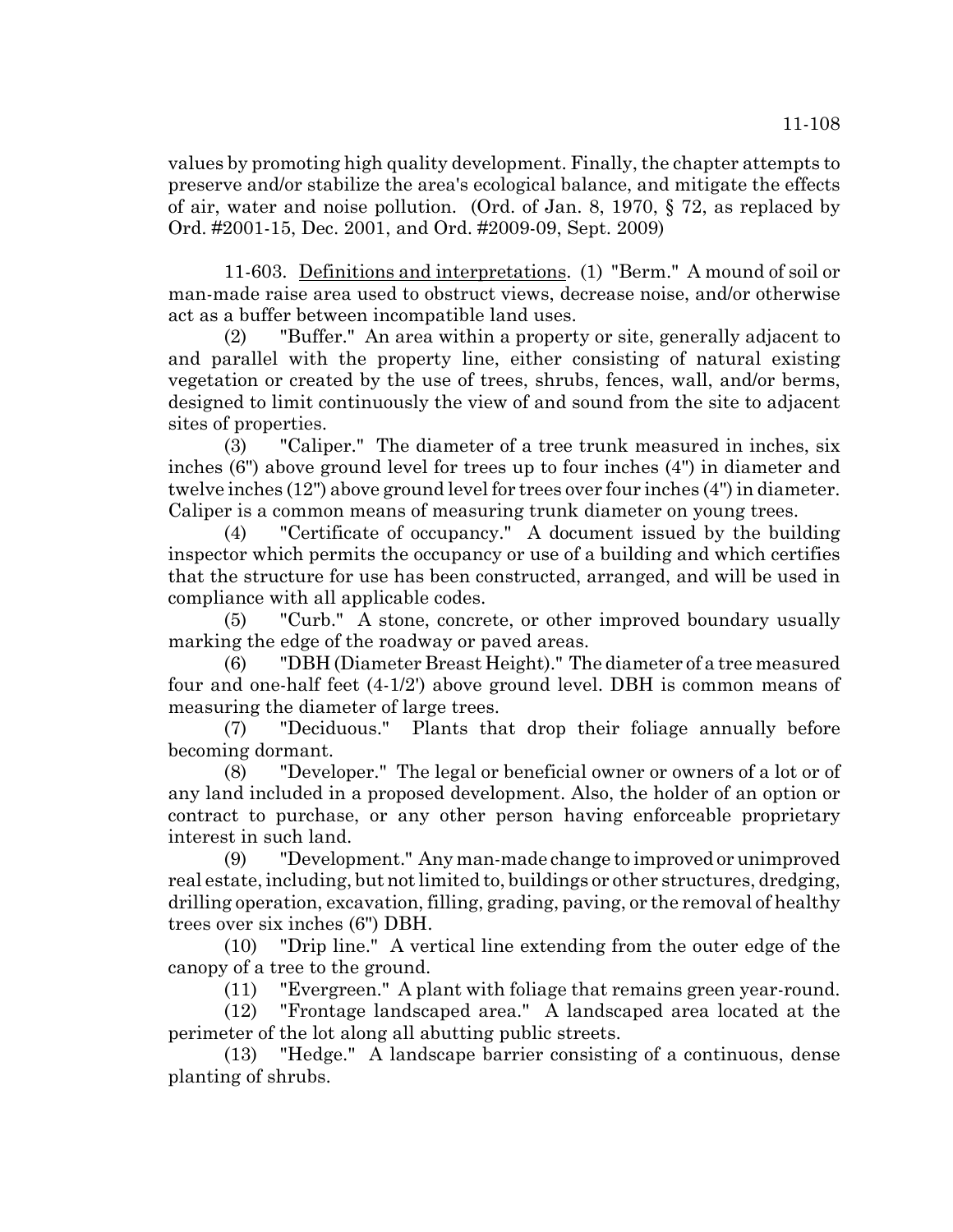values by promoting high quality development. Finally, the chapter attempts to preserve and/or stabilize the area's ecological balance, and mitigate the effects of air, water and noise pollution. (Ord. of Jan. 8, 1970, § 72, as replaced by Ord. #2001-15, Dec. 2001, and Ord. #2009-09, Sept. 2009)

11-603. Definitions and interpretations. (1) "Berm." A mound of soil or man-made raise area used to obstruct views, decrease noise, and/or otherwise act as a buffer between incompatible land uses.

(2) "Buffer." An area within a property or site, generally adjacent to and parallel with the property line, either consisting of natural existing vegetation or created by the use of trees, shrubs, fences, wall, and/or berms, designed to limit continuously the view of and sound from the site to adjacent sites of properties.

(3) "Caliper." The diameter of a tree trunk measured in inches, six inches (6") above ground level for trees up to four inches (4") in diameter and twelve inches (12") above ground level for trees over four inches (4") in diameter. Caliper is a common means of measuring trunk diameter on young trees.

(4) "Certificate of occupancy." A document issued by the building inspector which permits the occupancy or use of a building and which certifies that the structure for use has been constructed, arranged, and will be used in compliance with all applicable codes.

(5) "Curb." A stone, concrete, or other improved boundary usually marking the edge of the roadway or paved areas.

(6) "DBH (Diameter Breast Height)." The diameter of a tree measured four and one-half feet (4-1/2') above ground level. DBH is common means of measuring the diameter of large trees.

(7) "Deciduous." Plants that drop their foliage annually before becoming dormant.

(8) "Developer." The legal or beneficial owner or owners of a lot or of any land included in a proposed development. Also, the holder of an option or contract to purchase, or any other person having enforceable proprietary interest in such land.

(9) "Development." Any man-made change to improved or unimproved real estate, including, but not limited to, buildings or other structures, dredging, drilling operation, excavation, filling, grading, paving, or the removal of healthy trees over six inches (6") DBH.

(10) "Drip line." A vertical line extending from the outer edge of the canopy of a tree to the ground.

(11) "Evergreen." A plant with foliage that remains green year-round.

(12) "Frontage landscaped area." A landscaped area located at the perimeter of the lot along all abutting public streets.

(13) "Hedge." A landscape barrier consisting of a continuous, dense planting of shrubs.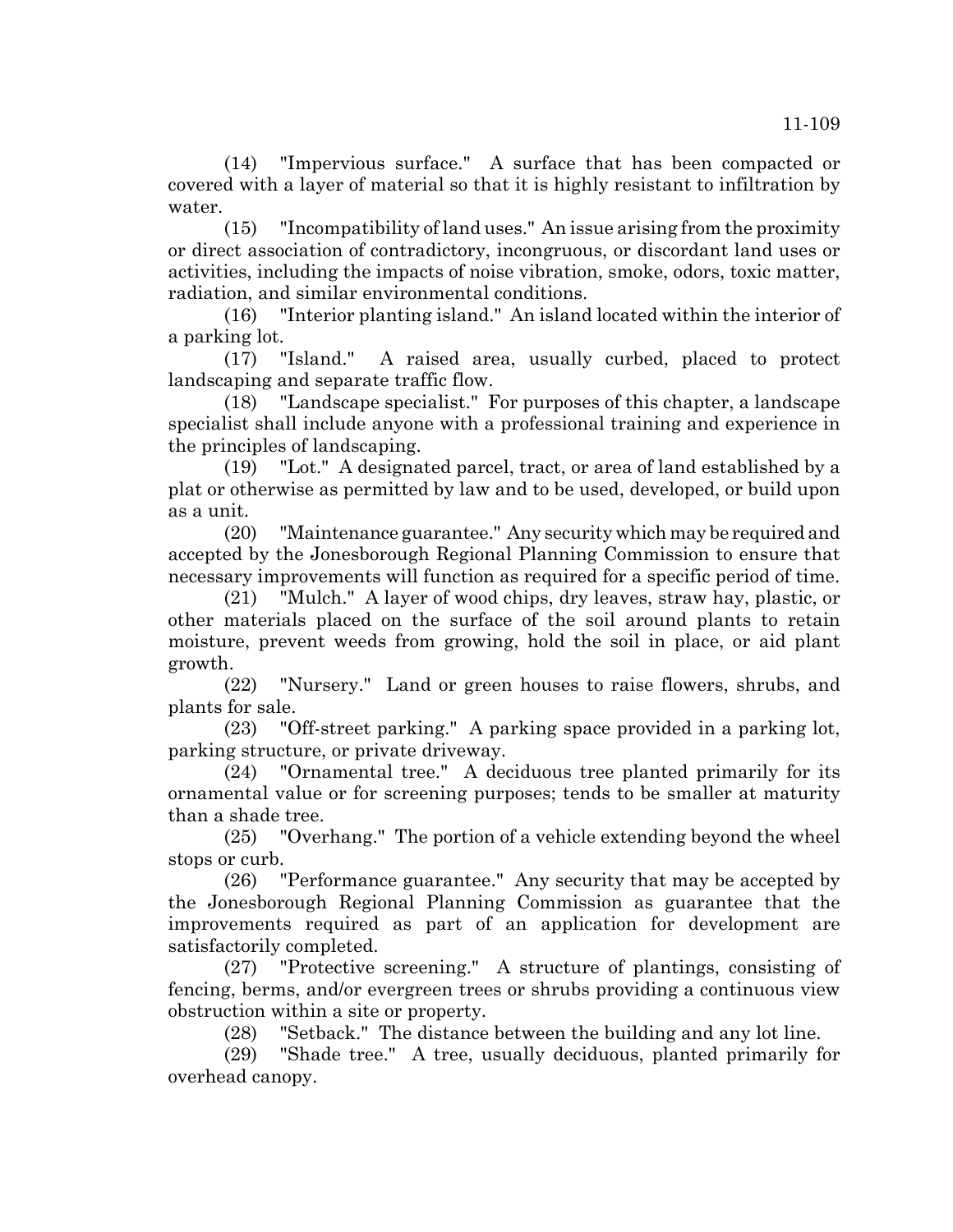(14) "Impervious surface." A surface that has been compacted or covered with a layer of material so that it is highly resistant to infiltration by water.

(15) "Incompatibility of land uses." An issue arising from the proximity or direct association of contradictory, incongruous, or discordant land uses or activities, including the impacts of noise vibration, smoke, odors, toxic matter, radiation, and similar environmental conditions.

(16) "Interior planting island." An island located within the interior of a parking lot.

(17) "Island." A raised area, usually curbed, placed to protect landscaping and separate traffic flow.

(18) "Landscape specialist." For purposes of this chapter, a landscape specialist shall include anyone with a professional training and experience in the principles of landscaping.

(19) "Lot." A designated parcel, tract, or area of land established by a plat or otherwise as permitted by law and to be used, developed, or build upon as a unit.

(20) "Maintenance guarantee." Any security which may be required and accepted by the Jonesborough Regional Planning Commission to ensure that necessary improvements will function as required for a specific period of time.

(21) "Mulch." A layer of wood chips, dry leaves, straw hay, plastic, or other materials placed on the surface of the soil around plants to retain moisture, prevent weeds from growing, hold the soil in place, or aid plant growth.

(22) "Nursery." Land or green houses to raise flowers, shrubs, and plants for sale.

(23) "Off-street parking." A parking space provided in a parking lot, parking structure, or private driveway.

(24) "Ornamental tree." A deciduous tree planted primarily for its ornamental value or for screening purposes; tends to be smaller at maturity than a shade tree.

(25) "Overhang." The portion of a vehicle extending beyond the wheel stops or curb.

(26) "Performance guarantee." Any security that may be accepted by the Jonesborough Regional Planning Commission as guarantee that the improvements required as part of an application for development are satisfactorily completed.

(27) "Protective screening." A structure of plantings, consisting of fencing, berms, and/or evergreen trees or shrubs providing a continuous view obstruction within a site or property.

(28) "Setback." The distance between the building and any lot line.

(29) "Shade tree." A tree, usually deciduous, planted primarily for overhead canopy.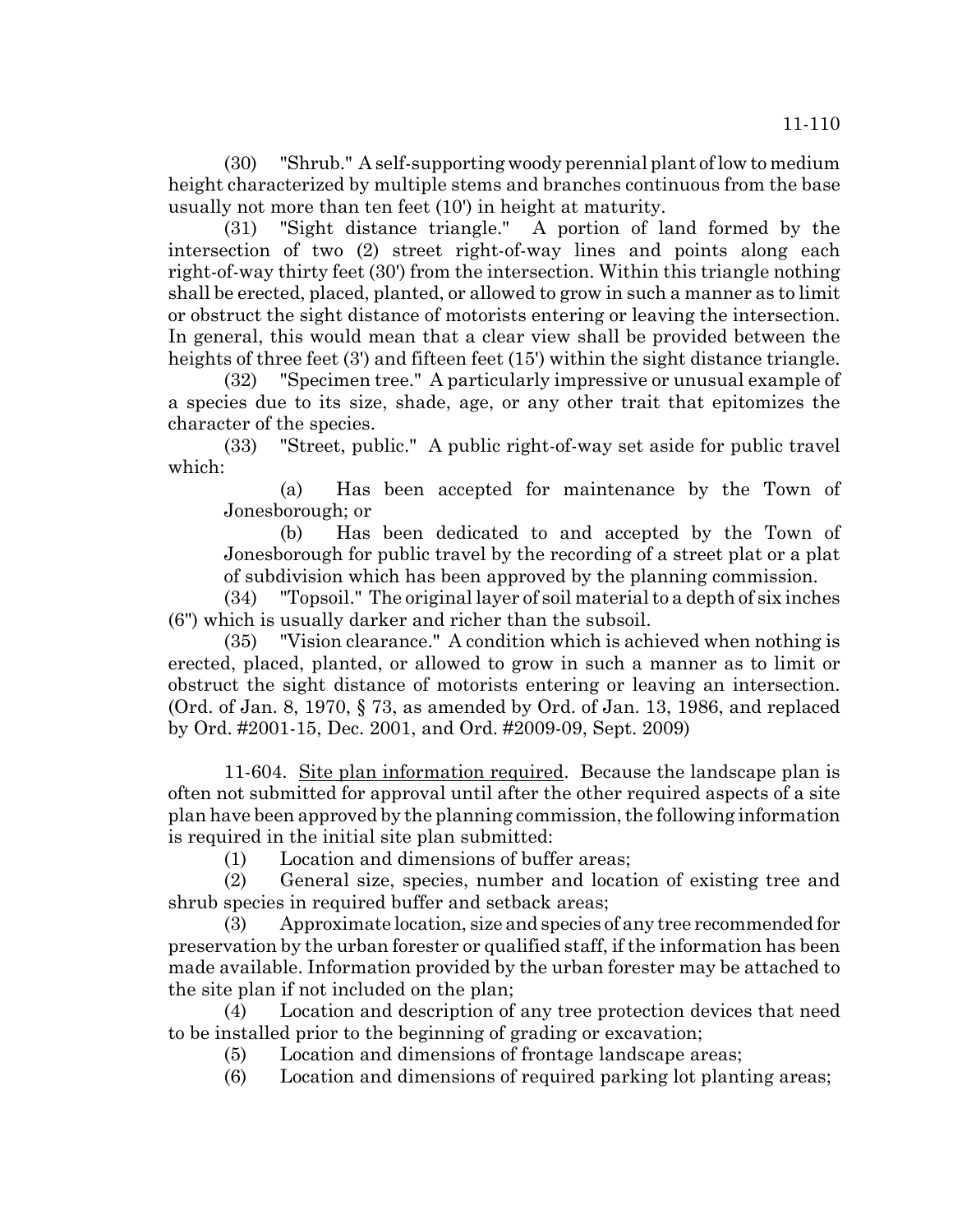(30) "Shrub." A self-supporting woody perennial plant of low to medium height characterized by multiple stems and branches continuous from the base usually not more than ten feet (10') in height at maturity.

(31) "Sight distance triangle." A portion of land formed by the intersection of two (2) street right-of-way lines and points along each right-of-way thirty feet (30') from the intersection. Within this triangle nothing shall be erected, placed, planted, or allowed to grow in such a manner as to limit or obstruct the sight distance of motorists entering or leaving the intersection. In general, this would mean that a clear view shall be provided between the heights of three feet (3') and fifteen feet (15') within the sight distance triangle.

(32) "Specimen tree." A particularly impressive or unusual example of a species due to its size, shade, age, or any other trait that epitomizes the character of the species.

(33) "Street, public." A public right-of-way set aside for public travel which:

(a) Has been accepted for maintenance by the Town of Jonesborough; or

(b) Has been dedicated to and accepted by the Town of Jonesborough for public travel by the recording of a street plat or a plat of subdivision which has been approved by the planning commission.

(34) "Topsoil." The original layer of soil material to a depth of six inches (6") which is usually darker and richer than the subsoil.

(35) "Vision clearance." A condition which is achieved when nothing is erected, placed, planted, or allowed to grow in such a manner as to limit or obstruct the sight distance of motorists entering or leaving an intersection. (Ord. of Jan. 8, 1970, § 73, as amended by Ord. of Jan. 13, 1986, and replaced by Ord. #2001-15, Dec. 2001, and Ord. #2009-09, Sept. 2009)

11-604. Site plan information required. Because the landscape plan is often not submitted for approval until after the other required aspects of a site plan have been approved by the planning commission, the following information is required in the initial site plan submitted:

(1) Location and dimensions of buffer areas;

(2) General size, species, number and location of existing tree and shrub species in required buffer and setback areas;

(3) Approximate location, size and species of any tree recommended for preservation by the urban forester or qualified staff, if the information has been made available. Information provided by the urban forester may be attached to the site plan if not included on the plan;

(4) Location and description of any tree protection devices that need to be installed prior to the beginning of grading or excavation;

(5) Location and dimensions of frontage landscape areas;

(6) Location and dimensions of required parking lot planting areas;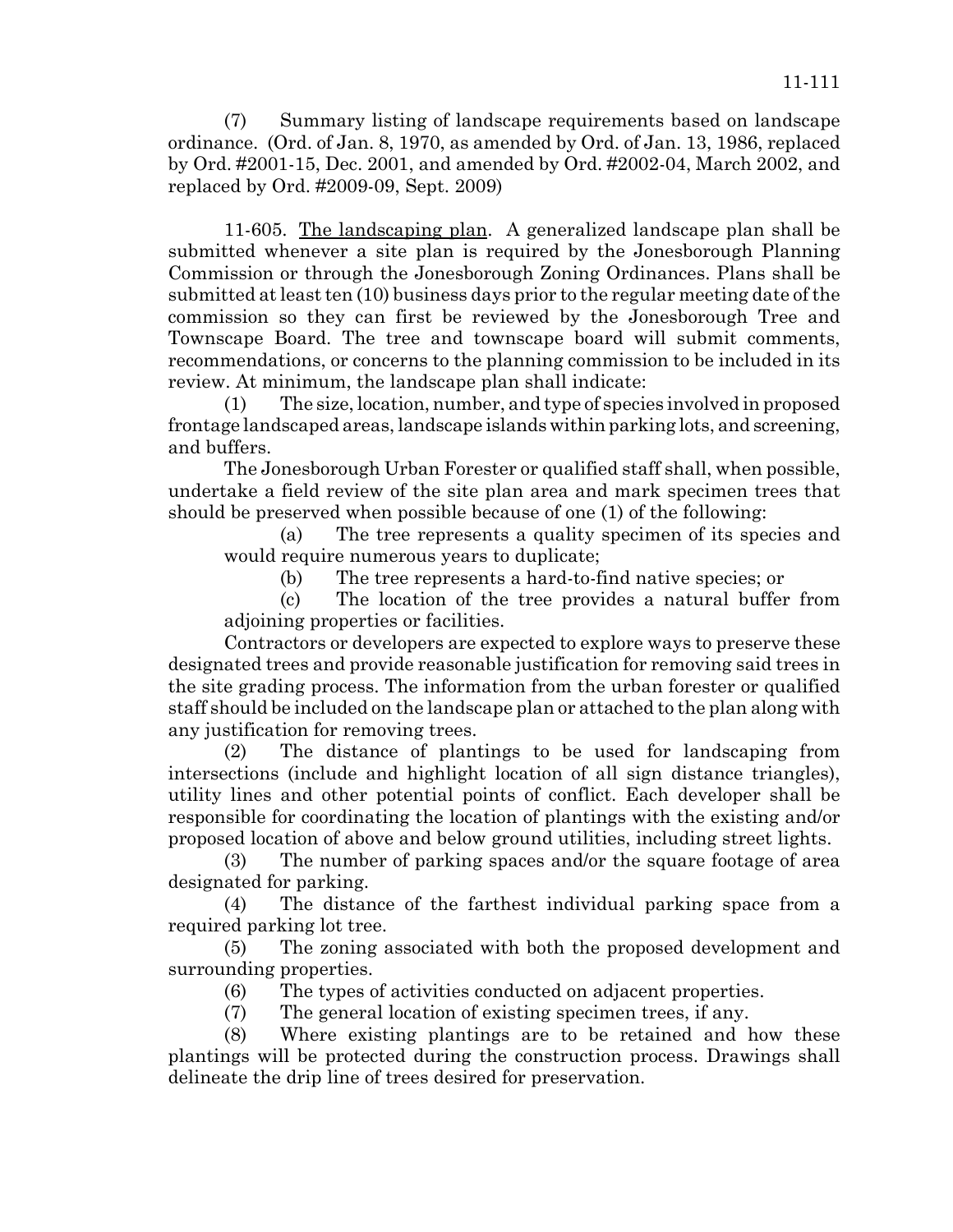(7) Summary listing of landscape requirements based on landscape ordinance. (Ord. of Jan. 8, 1970, as amended by Ord. of Jan. 13, 1986, replaced by Ord. #2001-15, Dec. 2001, and amended by Ord. #2002-04, March 2002, and replaced by Ord. #2009-09, Sept. 2009)

11-605. The landscaping plan. A generalized landscape plan shall be submitted whenever a site plan is required by the Jonesborough Planning Commission or through the Jonesborough Zoning Ordinances. Plans shall be submitted at least ten (10) business days prior to the regular meeting date of the commission so they can first be reviewed by the Jonesborough Tree and Townscape Board. The tree and townscape board will submit comments, recommendations, or concerns to the planning commission to be included in its review. At minimum, the landscape plan shall indicate:

(1) The size, location, number, and type of species involved in proposed frontage landscaped areas, landscape islands within parking lots, and screening, and buffers.

The Jonesborough Urban Forester or qualified staff shall, when possible, undertake a field review of the site plan area and mark specimen trees that should be preserved when possible because of one (1) of the following:

(a) The tree represents a quality specimen of its species and would require numerous years to duplicate;

(b) The tree represents a hard-to-find native species; or

(c) The location of the tree provides a natural buffer from adjoining properties or facilities.

Contractors or developers are expected to explore ways to preserve these designated trees and provide reasonable justification for removing said trees in the site grading process. The information from the urban forester or qualified staff should be included on the landscape plan or attached to the plan along with any justification for removing trees.

(2) The distance of plantings to be used for landscaping from intersections (include and highlight location of all sign distance triangles), utility lines and other potential points of conflict. Each developer shall be responsible for coordinating the location of plantings with the existing and/or proposed location of above and below ground utilities, including street lights.

(3) The number of parking spaces and/or the square footage of area designated for parking.

(4) The distance of the farthest individual parking space from a required parking lot tree.

(5) The zoning associated with both the proposed development and surrounding properties.

(6) The types of activities conducted on adjacent properties.

(7) The general location of existing specimen trees, if any.

(8) Where existing plantings are to be retained and how these plantings will be protected during the construction process. Drawings shall delineate the drip line of trees desired for preservation.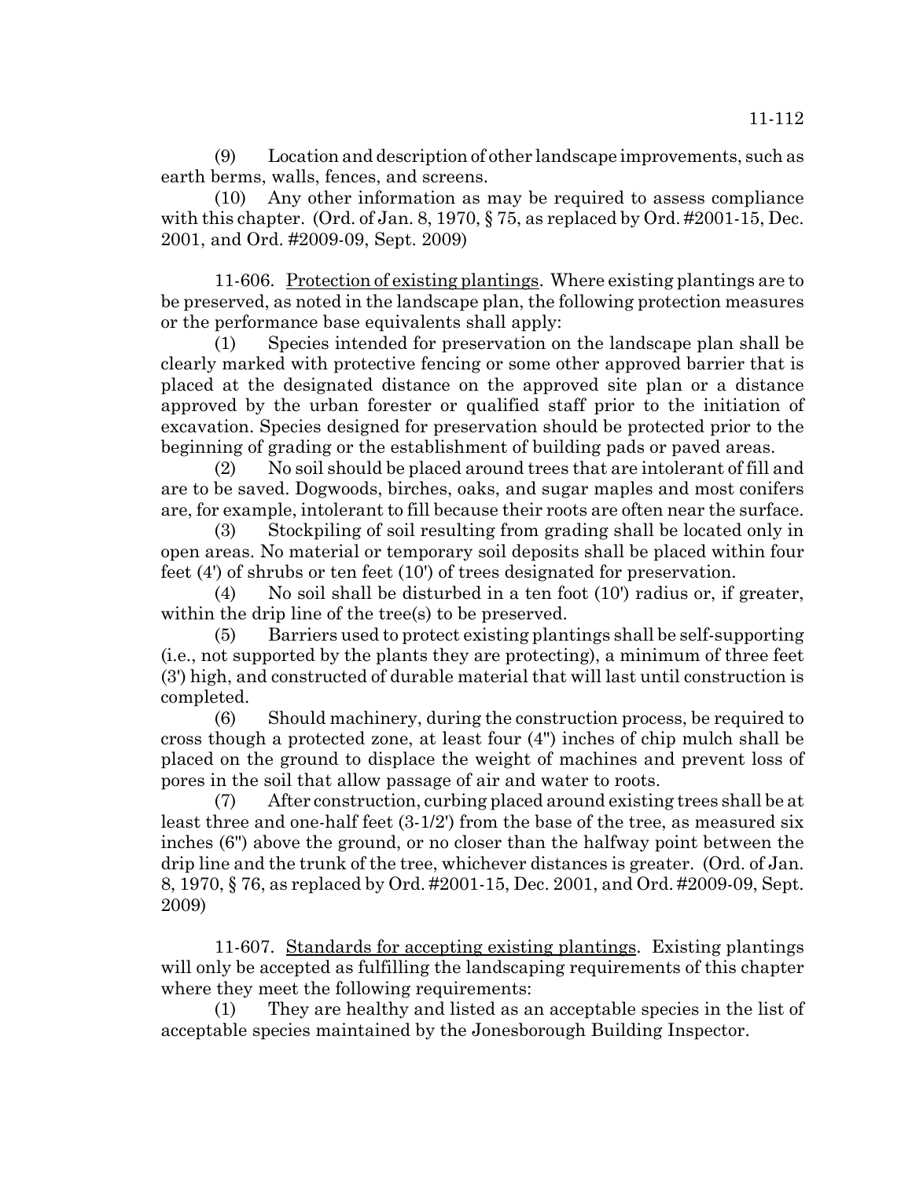(9) Location and description of other landscape improvements, such as earth berms, walls, fences, and screens.

(10) Any other information as may be required to assess compliance with this chapter. (Ord. of Jan. 8, 1970, § 75, as replaced by Ord. #2001-15, Dec. 2001, and Ord. #2009-09, Sept. 2009)

11-606. Protection of existing plantings. Where existing plantings are to be preserved, as noted in the landscape plan, the following protection measures or the performance base equivalents shall apply:

(1) Species intended for preservation on the landscape plan shall be clearly marked with protective fencing or some other approved barrier that is placed at the designated distance on the approved site plan or a distance approved by the urban forester or qualified staff prior to the initiation of excavation. Species designed for preservation should be protected prior to the beginning of grading or the establishment of building pads or paved areas.

(2) No soil should be placed around trees that are intolerant of fill and are to be saved. Dogwoods, birches, oaks, and sugar maples and most conifers are, for example, intolerant to fill because their roots are often near the surface.

(3) Stockpiling of soil resulting from grading shall be located only in open areas. No material or temporary soil deposits shall be placed within four feet (4') of shrubs or ten feet (10') of trees designated for preservation.

(4) No soil shall be disturbed in a ten foot (10') radius or, if greater, within the drip line of the tree(s) to be preserved.

(5) Barriers used to protect existing plantings shall be self-supporting (i.e., not supported by the plants they are protecting), a minimum of three feet (3') high, and constructed of durable material that will last until construction is completed.

(6) Should machinery, during the construction process, be required to cross though a protected zone, at least four (4") inches of chip mulch shall be placed on the ground to displace the weight of machines and prevent loss of pores in the soil that allow passage of air and water to roots.

(7) After construction, curbing placed around existing trees shall be at least three and one-half feet (3-1/2') from the base of the tree, as measured six inches (6") above the ground, or no closer than the halfway point between the drip line and the trunk of the tree, whichever distances is greater. (Ord. of Jan. 8, 1970, § 76, as replaced by Ord. #2001-15, Dec. 2001, and Ord. #2009-09, Sept. 2009)

11-607. Standards for accepting existing plantings. Existing plantings will only be accepted as fulfilling the landscaping requirements of this chapter where they meet the following requirements:

(1) They are healthy and listed as an acceptable species in the list of acceptable species maintained by the Jonesborough Building Inspector.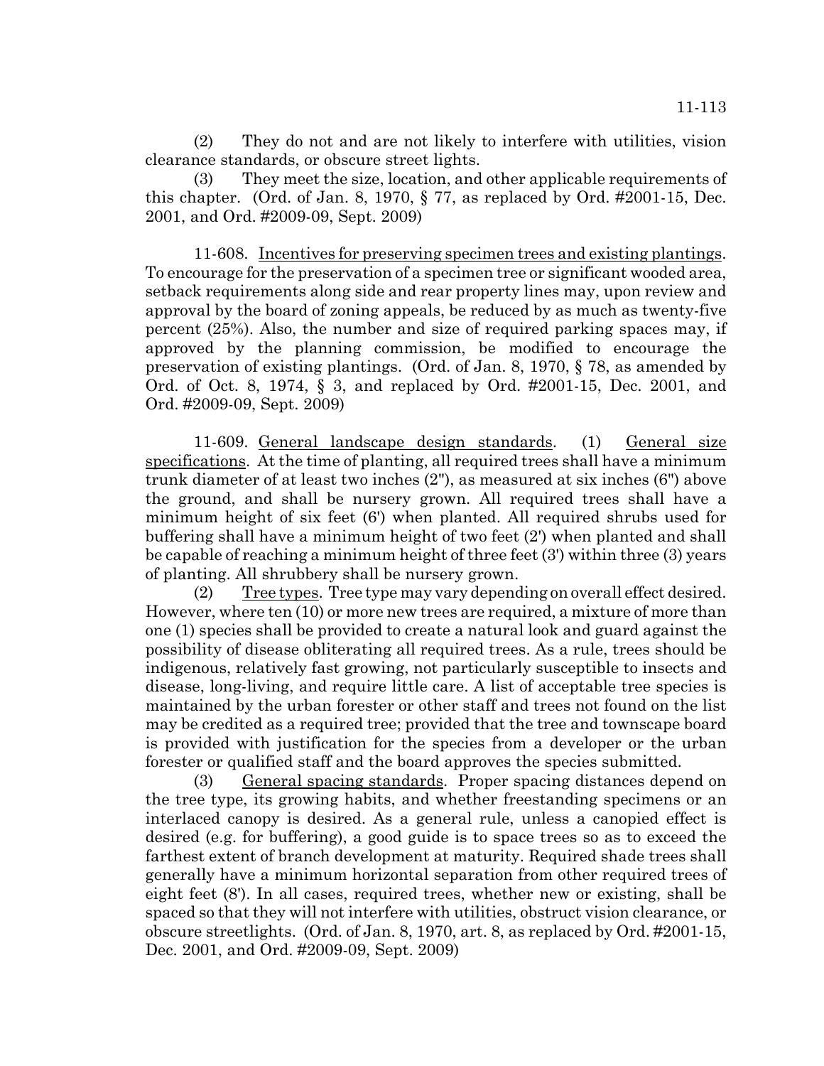(2) They do not and are not likely to interfere with utilities, vision clearance standards, or obscure street lights.

(3) They meet the size, location, and other applicable requirements of this chapter. (Ord. of Jan. 8, 1970, § 77, as replaced by Ord. #2001-15, Dec. 2001, and Ord. #2009-09, Sept. 2009)

11-608. Incentives for preserving specimen trees and existing plantings. To encourage for the preservation of a specimen tree or significant wooded area, setback requirements along side and rear property lines may, upon review and approval by the board of zoning appeals, be reduced by as much as twenty-five percent (25%). Also, the number and size of required parking spaces may, if approved by the planning commission, be modified to encourage the preservation of existing plantings. (Ord. of Jan. 8, 1970, § 78, as amended by Ord. of Oct. 8, 1974, § 3, and replaced by Ord. #2001-15, Dec. 2001, and Ord. #2009-09, Sept. 2009)

11-609. General landscape design standards. (1) General size specifications. At the time of planting, all required trees shall have a minimum trunk diameter of at least two inches (2"), as measured at six inches (6") above the ground, and shall be nursery grown. All required trees shall have a minimum height of six feet (6') when planted. All required shrubs used for buffering shall have a minimum height of two feet (2') when planted and shall be capable of reaching a minimum height of three feet (3') within three (3) years of planting. All shrubbery shall be nursery grown.

(2) Tree types. Tree type may vary depending on overall effect desired. However, where ten (10) or more new trees are required, a mixture of more than one (1) species shall be provided to create a natural look and guard against the possibility of disease obliterating all required trees. As a rule, trees should be indigenous, relatively fast growing, not particularly susceptible to insects and disease, long-living, and require little care. A list of acceptable tree species is maintained by the urban forester or other staff and trees not found on the list may be credited as a required tree; provided that the tree and townscape board is provided with justification for the species from a developer or the urban forester or qualified staff and the board approves the species submitted.

(3) General spacing standards. Proper spacing distances depend on the tree type, its growing habits, and whether freestanding specimens or an interlaced canopy is desired. As a general rule, unless a canopied effect is desired (e.g. for buffering), a good guide is to space trees so as to exceed the farthest extent of branch development at maturity. Required shade trees shall generally have a minimum horizontal separation from other required trees of eight feet (8'). In all cases, required trees, whether new or existing, shall be spaced so that they will not interfere with utilities, obstruct vision clearance, or obscure streetlights. (Ord. of Jan. 8, 1970, art. 8, as replaced by Ord. #2001-15, Dec. 2001, and Ord. #2009-09, Sept. 2009)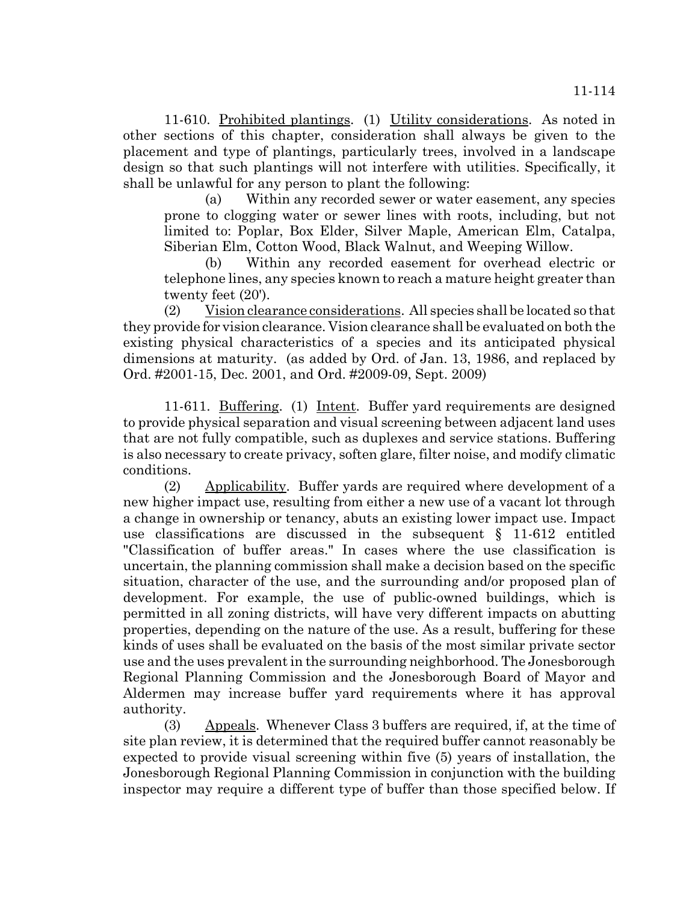11-610. Prohibited plantings. (1) Utility considerations. As noted in other sections of this chapter, consideration shall always be given to the placement and type of plantings, particularly trees, involved in a landscape design so that such plantings will not interfere with utilities. Specifically, it shall be unlawful for any person to plant the following:

(a) Within any recorded sewer or water easement, any species prone to clogging water or sewer lines with roots, including, but not limited to: Poplar, Box Elder, Silver Maple, American Elm, Catalpa, Siberian Elm, Cotton Wood, Black Walnut, and Weeping Willow.

(b) Within any recorded easement for overhead electric or telephone lines, any species known to reach a mature height greater than twenty feet (20').

(2) Vision clearance considerations. All species shall be located so that they provide for vision clearance. Vision clearance shall be evaluated on both the existing physical characteristics of a species and its anticipated physical dimensions at maturity. (as added by Ord. of Jan. 13, 1986, and replaced by Ord. #2001-15, Dec. 2001, and Ord. #2009-09, Sept. 2009)

11-611. Buffering. (1) Intent. Buffer yard requirements are designed to provide physical separation and visual screening between adjacent land uses that are not fully compatible, such as duplexes and service stations. Buffering is also necessary to create privacy, soften glare, filter noise, and modify climatic conditions.

(2) Applicability. Buffer yards are required where development of a new higher impact use, resulting from either a new use of a vacant lot through a change in ownership or tenancy, abuts an existing lower impact use. Impact use classifications are discussed in the subsequent § 11-612 entitled "Classification of buffer areas." In cases where the use classification is uncertain, the planning commission shall make a decision based on the specific situation, character of the use, and the surrounding and/or proposed plan of development. For example, the use of public-owned buildings, which is permitted in all zoning districts, will have very different impacts on abutting properties, depending on the nature of the use. As a result, buffering for these kinds of uses shall be evaluated on the basis of the most similar private sector use and the uses prevalent in the surrounding neighborhood. The Jonesborough Regional Planning Commission and the Jonesborough Board of Mayor and Aldermen may increase buffer yard requirements where it has approval authority.

(3) Appeals. Whenever Class 3 buffers are required, if, at the time of site plan review, it is determined that the required buffer cannot reasonably be expected to provide visual screening within five (5) years of installation, the Jonesborough Regional Planning Commission in conjunction with the building inspector may require a different type of buffer than those specified below. If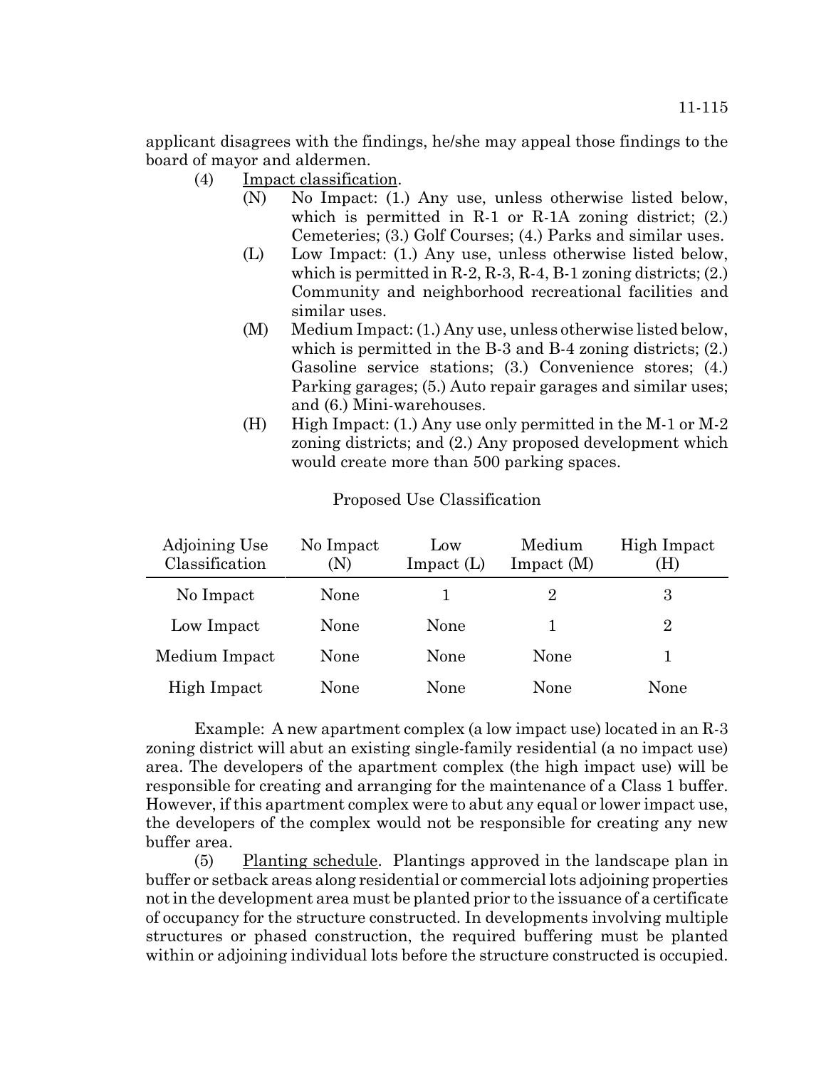applicant disagrees with the findings, he/she may appeal those findings to the board of mayor and aldermen.

(4) Impact classification.

(N) No Impact: (1.) Any use, unless otherwise listed below, which is permitted in R-1 or R-1A zoning district; (2.) Cemeteries; (3.) Golf Courses; (4.) Parks and similar uses.

(L) Low Impact: (1.) Any use, unless otherwise listed below, which is permitted in R-2, R-3, R-4, B-1 zoning districts; (2.) Community and neighborhood recreational facilities and similar uses.

(M) Medium Impact: (1.) Any use, unless otherwise listed below, which is permitted in the B-3 and B-4 zoning districts; (2.) Gasoline service stations; (3.) Convenience stores; (4.) Parking garages; (5.) Auto repair garages and similar uses; and (6.) Mini-warehouses.

(H) High Impact: (1.) Any use only permitted in the M-1 or M-2 zoning districts; and (2.) Any proposed development which would create more than 500 parking spaces.

Proposed Use Classification

| Adjoining Use Classification | No Impact (N) | Low Impact (L) | Medium Impact (M) | High Impact (H) |
|---|---|---|---|---|
| No Impact | None | 1 | 2 | 3 |
| Low Impact | None | None | 1 | 2 |
| Medium Impact | None | None | None | 1 |
| High Impact | None | None | None | None |

Example: A new apartment complex (a low impact use) located in an R-3 zoning district will abut an existing single-family residential (a no impact use) area. The developers of the apartment complex (the high impact use) will be responsible for creating and arranging for the maintenance of a Class 1 buffer. However, if this apartment complex were to abut any equal or lower impact use, the developers of the complex would not be responsible for creating any new buffer area.

(5) Planting schedule. Plantings approved in the landscape plan in buffer or setback areas along residential or commercial lots adjoining properties not in the development area must be planted prior to the issuance of a certificate of occupancy for the structure constructed. In developments involving multiple structures or phased construction, the required buffering must be planted within or adjoining individual lots before the structure constructed is occupied.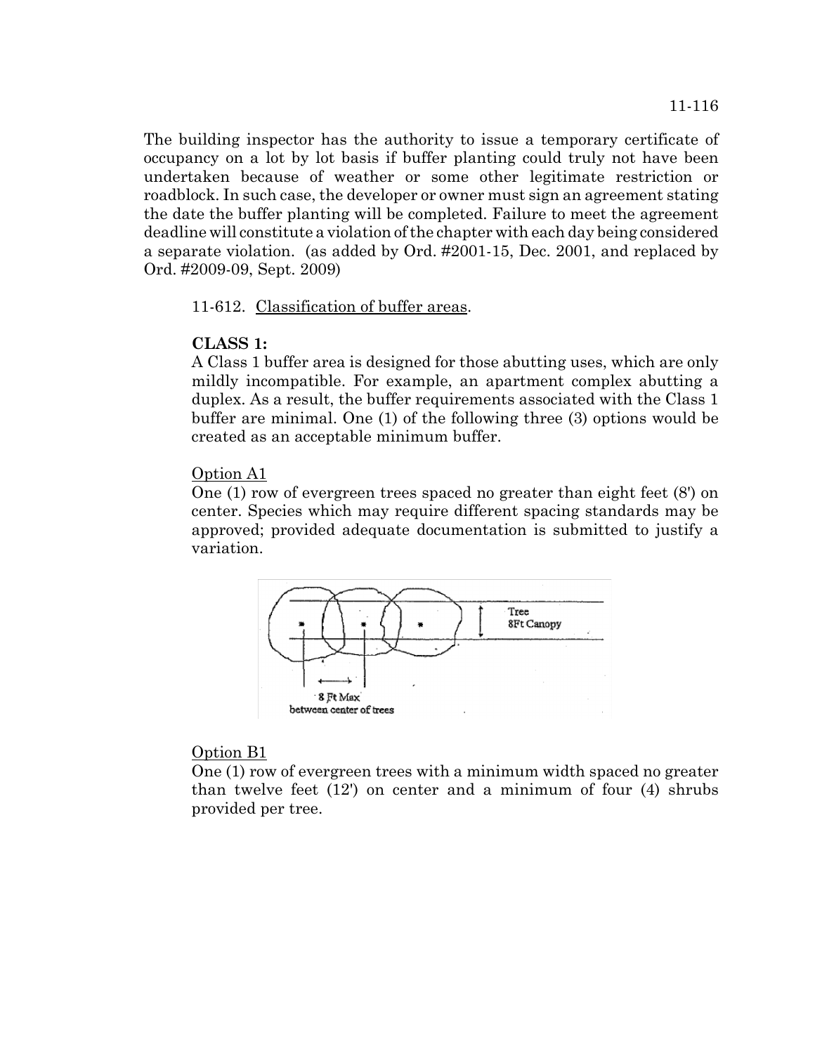The building inspector has the authority to issue a temporary certificate of occupancy on a lot by lot basis if buffer planting could truly not have been undertaken because of weather or some other legitimate restriction or roadblock. In such case, the developer or owner must sign an agreement stating the date the buffer planting will be completed. Failure to meet the agreement deadline will constitute a violation of the chapter with each day being considered a separate violation. (as added by Ord. #2001-15, Dec. 2001, and replaced by Ord. #2009-09, Sept. 2009)

11-612. Classification of buffer areas.

**CLASS 1:**

A Class 1 buffer area is designed for those abutting uses, which are only mildly incompatible. For example, an apartment complex abutting a duplex. As a result, the buffer requirements associated with the Class 1 buffer are minimal. One (1) of the following three (3) options would be created as an acceptable minimum buffer.

Option A1

One (1) row of evergreen trees spaced no greater than eight feet (8') on center. Species which may require different spacing standards may be approved; provided adequate documentation is submitted to justify a variation.

Tree 8Ft Canopy

8 Ft Max between center of trees

Option B1

One (1) row of evergreen trees with a minimum width spaced no greater than twelve feet (12') on center and a minimum of four (4) shrubs provided per tree.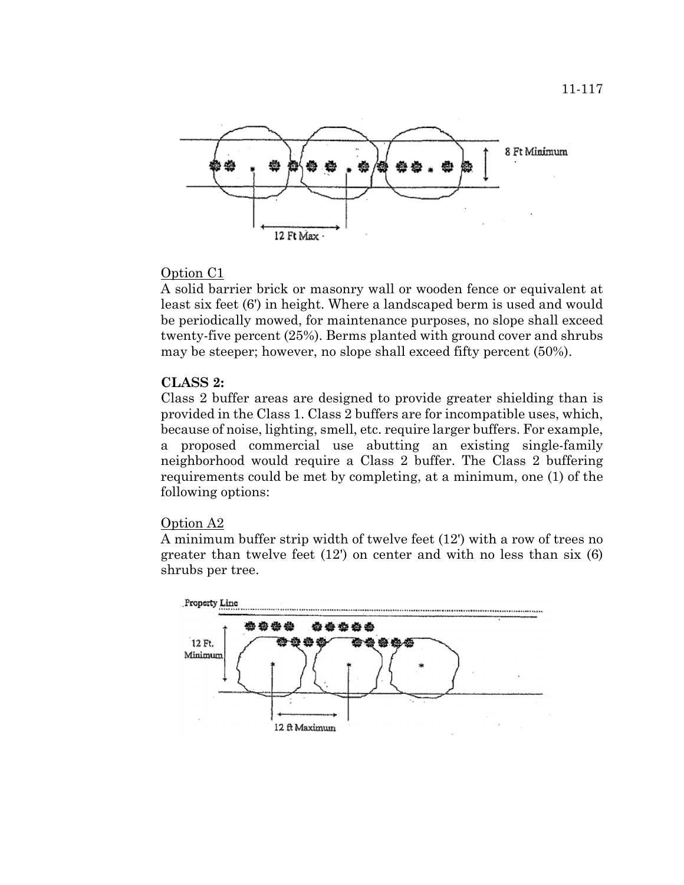Option C1

A solid barrier brick or masonry wall or wooden fence or equivalent at least six feet (6') in height. Where a landscaped berm is used and would be periodically mowed, for maintenance purposes, no slope shall exceed twenty-five percent (25%). Berms planted with ground cover and shrubs may be steeper; however, no slope shall exceed fifty percent (50%).

**CLASS 2:**

Class 2 buffer areas are designed to provide greater shielding than is provided in the Class 1. Class 2 buffers are for incompatible uses, which, because of noise, lighting, smell, etc. require larger buffers. For example, a proposed commercial use abutting an existing single-family neighborhood would require a Class 2 buffer. The Class 2 buffering requirements could be met by completing, at a minimum, one (1) of the following options:

Option A2

A minimum buffer strip width of twelve feet (12') with a row of trees no greater than twelve feet (12') on center and with no less than six (6) shrubs per tree.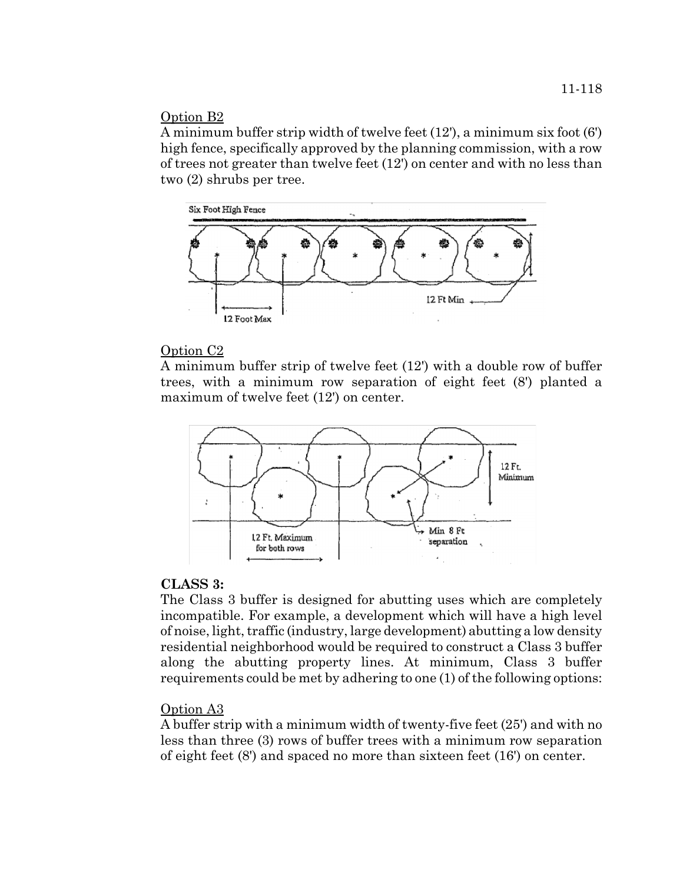Option B2

A minimum buffer strip width of twelve feet (12'), a minimum six foot (6') high fence, specifically approved by the planning commission, with a row of trees not greater than twelve feet (12') on center and with no less than two (2) shrubs per tree.

Six Foot High Fence

12 Ft Min

12 Foot Max

Option C2

A minimum buffer strip of twelve feet (12') with a double row of buffer trees, with a minimum row separation of eight feet (8') planted a maximum of twelve feet (12') on center.

12 Ft. Minimum

12 Ft. Maximum for both rows

Min 8 Ft separation

**CLASS 3:**

The Class 3 buffer is designed for abutting uses which are completely incompatible. For example, a development which will have a high level of noise, light, traffic (industry, large development) abutting a low density residential neighborhood would be required to construct a Class 3 buffer along the abutting property lines. At minimum, Class 3 buffer requirements could be met by adhering to one (1) of the following options:

Option A3

A buffer strip with a minimum width of twenty-five feet (25') and with no less than three (3) rows of buffer trees with a minimum row separation of eight feet (8') and spaced no more than sixteen feet (16') on center.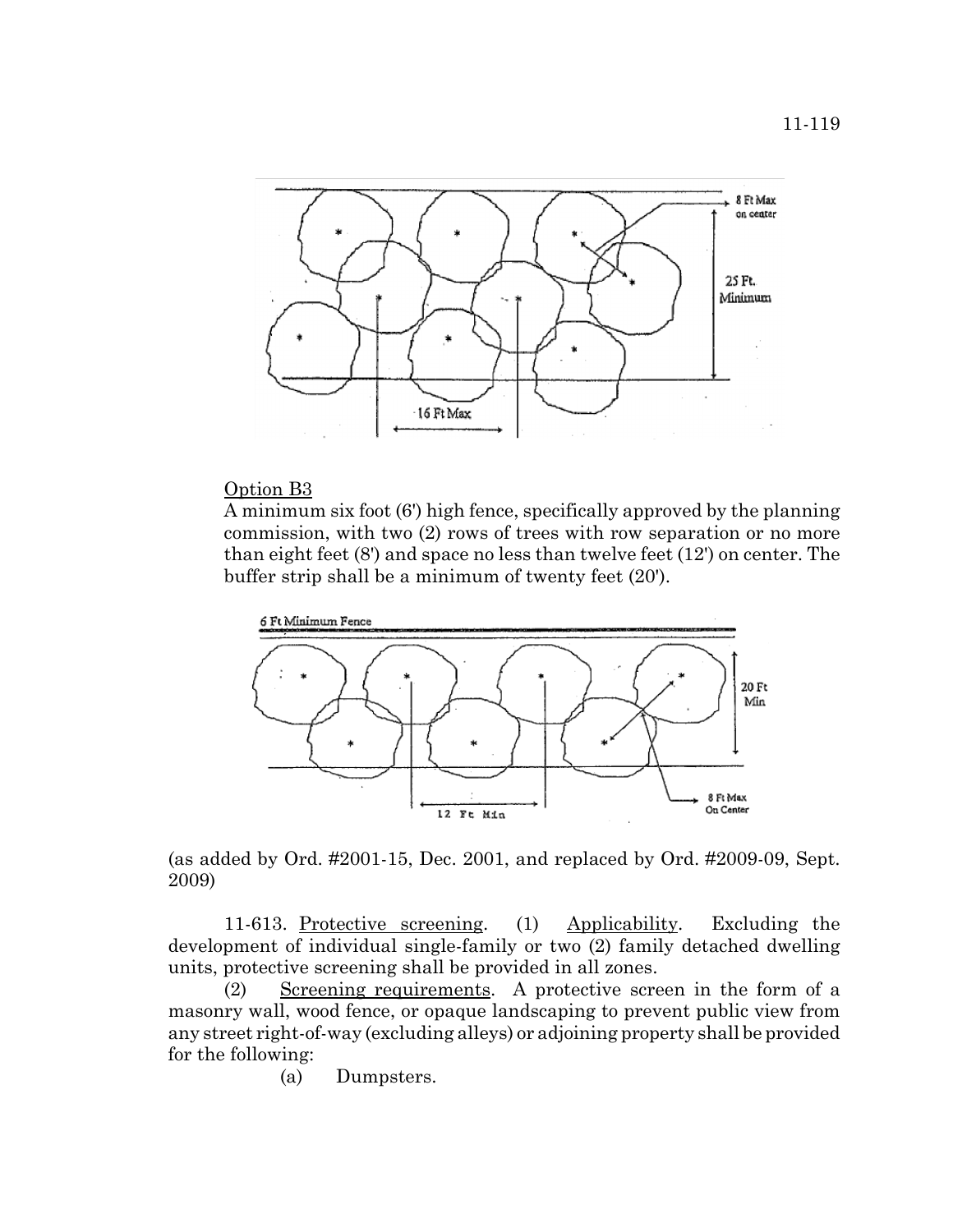Option B3

A minimum six foot (6') high fence, specifically approved by the planning commission, with two (2) rows of trees with row separation or no more than eight feet (8') and space no less than twelve feet (12') on center. The buffer strip shall be a minimum of twenty feet (20').

(as added by Ord. #2001-15, Dec. 2001, and replaced by Ord. #2009-09, Sept. 2009)

11-613. Protective screening. (1) Applicability. Excluding the development of individual single-family or two (2) family detached dwelling units, protective screening shall be provided in all zones.

(2) Screening requirements. A protective screen in the form of a masonry wall, wood fence, or opaque landscaping to prevent public view from any street right-of-way (excluding alleys) or adjoining property shall be provided for the following:

(a) Dumpsters.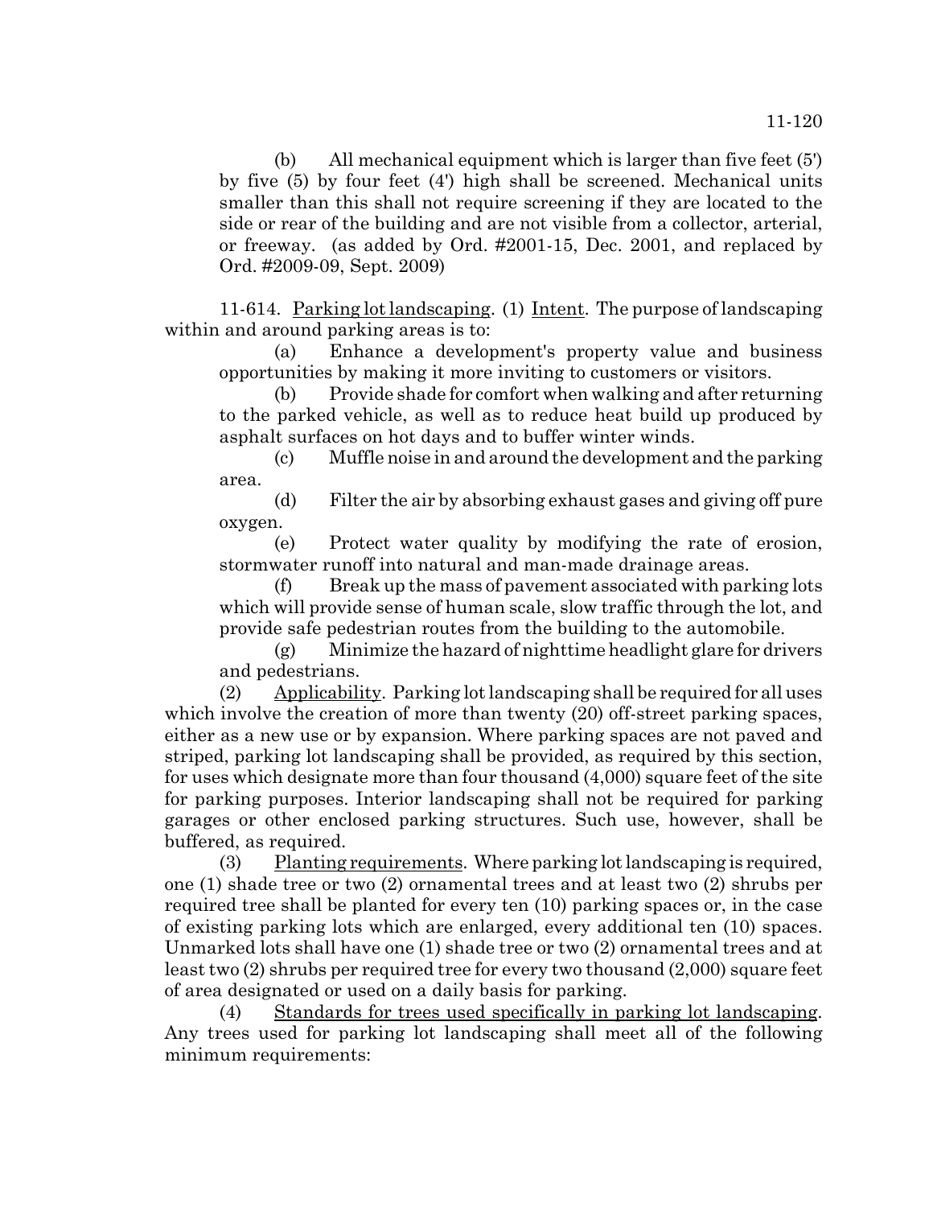(b) All mechanical equipment which is larger than five feet (5') by five (5) by four feet (4') high shall be screened. Mechanical units smaller than this shall not require screening if they are located to the side or rear of the building and are not visible from a collector, arterial, or freeway. (as added by Ord. #2001-15, Dec. 2001, and replaced by Ord. #2009-09, Sept. 2009)

11-614. Parking lot landscaping. (1) Intent. The purpose of landscaping within and around parking areas is to:

(a) Enhance a development's property value and business opportunities by making it more inviting to customers or visitors.

(b) Provide shade for comfort when walking and after returning to the parked vehicle, as well as to reduce heat build up produced by asphalt surfaces on hot days and to buffer winter winds.

(c) Muffle noise in and around the development and the parking area.

(d) Filter the air by absorbing exhaust gases and giving off pure oxygen.

(e) Protect water quality by modifying the rate of erosion, stormwater runoff into natural and man-made drainage areas.

(f) Break up the mass of pavement associated with parking lots which will provide sense of human scale, slow traffic through the lot, and provide safe pedestrian routes from the building to the automobile.

(g) Minimize the hazard of nighttime headlight glare for drivers and pedestrians.

(2) Applicability. Parking lot landscaping shall be required for all uses which involve the creation of more than twenty (20) off-street parking spaces, either as a new use or by expansion. Where parking spaces are not paved and striped, parking lot landscaping shall be provided, as required by this section, for uses which designate more than four thousand (4,000) square feet of the site for parking purposes. Interior landscaping shall not be required for parking garages or other enclosed parking structures. Such use, however, shall be buffered, as required.

(3) Planting requirements. Where parking lot landscaping is required, one (1) shade tree or two (2) ornamental trees and at least two (2) shrubs per required tree shall be planted for every ten (10) parking spaces or, in the case of existing parking lots which are enlarged, every additional ten (10) spaces. Unmarked lots shall have one (1) shade tree or two (2) ornamental trees and at least two (2) shrubs per required tree for every two thousand (2,000) square feet of area designated or used on a daily basis for parking.

(4) Standards for trees used specifically in parking lot landscaping. Any trees used for parking lot landscaping shall meet all of the following minimum requirements: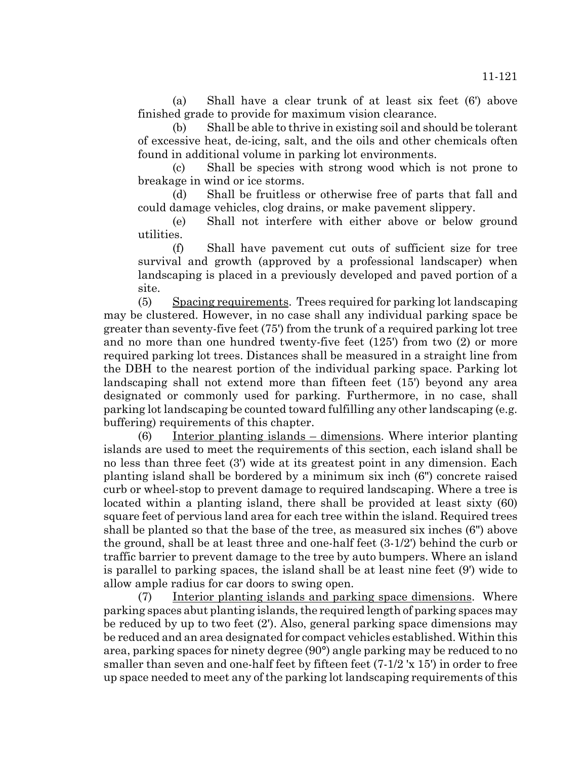(a) Shall have a clear trunk of at least six feet (6') above finished grade to provide for maximum vision clearance.

(b) Shall be able to thrive in existing soil and should be tolerant of excessive heat, de-icing, salt, and the oils and other chemicals often found in additional volume in parking lot environments.

(c) Shall be species with strong wood which is not prone to breakage in wind or ice storms.

(d) Shall be fruitless or otherwise free of parts that fall and could damage vehicles, clog drains, or make pavement slippery.

(e) Shall not interfere with either above or below ground utilities.

(f) Shall have pavement cut outs of sufficient size for tree survival and growth (approved by a professional landscaper) when landscaping is placed in a previously developed and paved portion of a site.

(5) Spacing requirements. Trees required for parking lot landscaping may be clustered. However, in no case shall any individual parking space be greater than seventy-five feet (75') from the trunk of a required parking lot tree and no more than one hundred twenty-five feet (125') from two (2) or more required parking lot trees. Distances shall be measured in a straight line from the DBH to the nearest portion of the individual parking space. Parking lot landscaping shall not extend more than fifteen feet (15') beyond any area designated or commonly used for parking. Furthermore, in no case, shall parking lot landscaping be counted toward fulfilling any other landscaping (e.g. buffering) requirements of this chapter.

(6) Interior planting islands – dimensions. Where interior planting islands are used to meet the requirements of this section, each island shall be no less than three feet (3') wide at its greatest point in any dimension. Each planting island shall be bordered by a minimum six inch (6") concrete raised curb or wheel-stop to prevent damage to required landscaping. Where a tree is located within a planting island, there shall be provided at least sixty (60) square feet of pervious land area for each tree within the island. Required trees shall be planted so that the base of the tree, as measured six inches (6") above the ground, shall be at least three and one-half feet (3-1/2') behind the curb or traffic barrier to prevent damage to the tree by auto bumpers. Where an island is parallel to parking spaces, the island shall be at least nine feet (9') wide to allow ample radius for car doors to swing open.

(7) Interior planting islands and parking space dimensions. Where parking spaces abut planting islands, the required length of parking spaces may be reduced by up to two feet (2'). Also, general parking space dimensions may be reduced and an area designated for compact vehicles established. Within this area, parking spaces for ninety degree (90°) angle parking may be reduced to no smaller than seven and one-half feet by fifteen feet (7-1/2 'x 15') in order to free up space needed to meet any of the parking lot landscaping requirements of this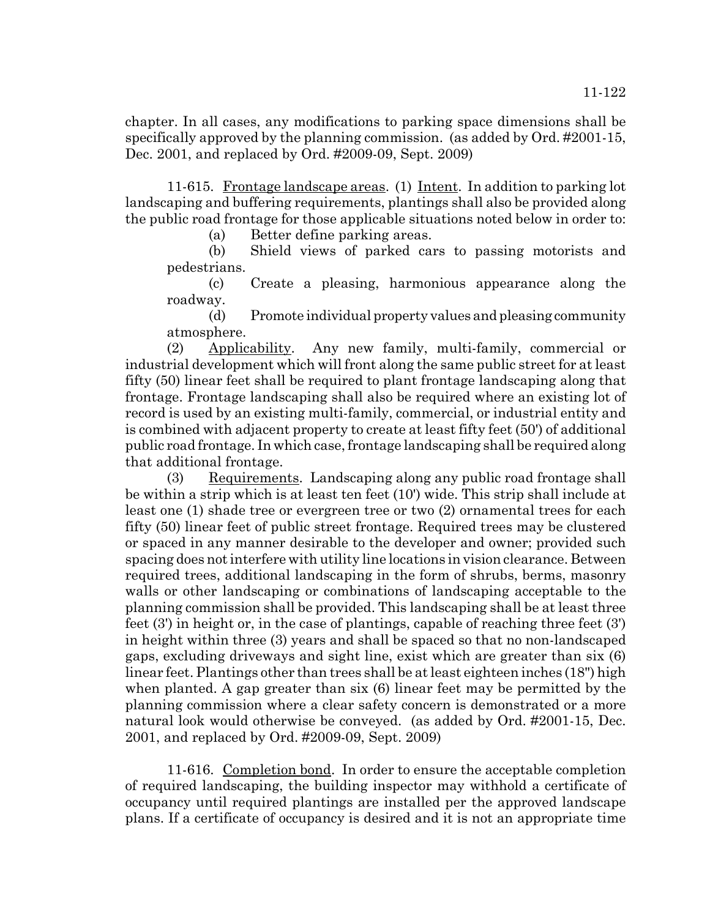chapter. In all cases, any modifications to parking space dimensions shall be specifically approved by the planning commission. (as added by Ord. #2001-15, Dec. 2001, and replaced by Ord. #2009-09, Sept. 2009)

11-615. Frontage landscape areas. (1) Intent. In addition to parking lot landscaping and buffering requirements, plantings shall also be provided along the public road frontage for those applicable situations noted below in order to:

(a) Better define parking areas.

(b) Shield views of parked cars to passing motorists and pedestrians.

(c) Create a pleasing, harmonious appearance along the roadway.

(d) Promote individual property values and pleasing community atmosphere.

(2) Applicability. Any new family, multi-family, commercial or industrial development which will front along the same public street for at least fifty (50) linear feet shall be required to plant frontage landscaping along that frontage. Frontage landscaping shall also be required where an existing lot of record is used by an existing multi-family, commercial, or industrial entity and is combined with adjacent property to create at least fifty feet (50') of additional public road frontage. In which case, frontage landscaping shall be required along that additional frontage.

(3) Requirements. Landscaping along any public road frontage shall be within a strip which is at least ten feet (10') wide. This strip shall include at least one (1) shade tree or evergreen tree or two (2) ornamental trees for each fifty (50) linear feet of public street frontage. Required trees may be clustered or spaced in any manner desirable to the developer and owner; provided such spacing does not interfere with utility line locations in vision clearance. Between required trees, additional landscaping in the form of shrubs, berms, masonry walls or other landscaping or combinations of landscaping acceptable to the planning commission shall be provided. This landscaping shall be at least three feet (3') in height or, in the case of plantings, capable of reaching three feet (3') in height within three (3) years and shall be spaced so that no non-landscaped gaps, excluding driveways and sight line, exist which are greater than six (6) linear feet. Plantings other than trees shall be at least eighteen inches (18") high when planted. A gap greater than six (6) linear feet may be permitted by the planning commission where a clear safety concern is demonstrated or a more natural look would otherwise be conveyed. (as added by Ord. #2001-15, Dec. 2001, and replaced by Ord. #2009-09, Sept. 2009)

11-616. Completion bond. In order to ensure the acceptable completion of required landscaping, the building inspector may withhold a certificate of occupancy until required plantings are installed per the approved landscape plans. If a certificate of occupancy is desired and it is not an appropriate time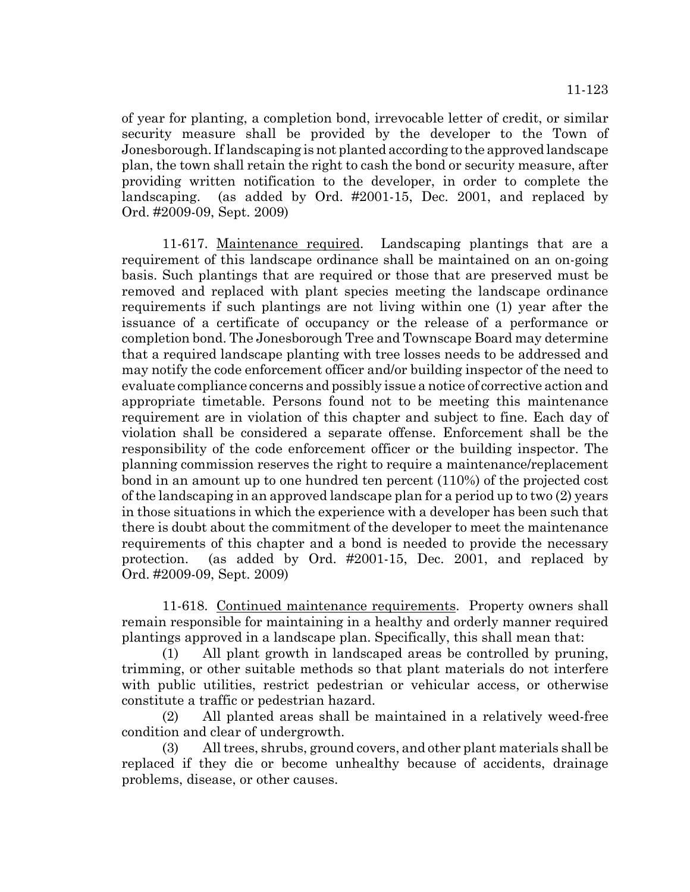of year for planting, a completion bond, irrevocable letter of credit, or similar security measure shall be provided by the developer to the Town of Jonesborough. If landscaping is not planted according to the approved landscape plan, the town shall retain the right to cash the bond or security measure, after providing written notification to the developer, in order to complete the landscaping. (as added by Ord. #2001-15, Dec. 2001, and replaced by Ord. #2009-09, Sept. 2009)

11-617. Maintenance required. Landscaping plantings that are a requirement of this landscape ordinance shall be maintained on an on-going basis. Such plantings that are required or those that are preserved must be removed and replaced with plant species meeting the landscape ordinance requirements if such plantings are not living within one (1) year after the issuance of a certificate of occupancy or the release of a performance or completion bond. The Jonesborough Tree and Townscape Board may determine that a required landscape planting with tree losses needs to be addressed and may notify the code enforcement officer and/or building inspector of the need to evaluate compliance concerns and possibly issue a notice of corrective action and appropriate timetable. Persons found not to be meeting this maintenance requirement are in violation of this chapter and subject to fine. Each day of violation shall be considered a separate offense. Enforcement shall be the responsibility of the code enforcement officer or the building inspector. The planning commission reserves the right to require a maintenance/replacement bond in an amount up to one hundred ten percent (110%) of the projected cost of the landscaping in an approved landscape plan for a period up to two (2) years in those situations in which the experience with a developer has been such that there is doubt about the commitment of the developer to meet the maintenance requirements of this chapter and a bond is needed to provide the necessary protection. (as added by Ord. #2001-15, Dec. 2001, and replaced by Ord. #2009-09, Sept. 2009)

11-618. Continued maintenance requirements. Property owners shall remain responsible for maintaining in a healthy and orderly manner required plantings approved in a landscape plan. Specifically, this shall mean that:

(1) All plant growth in landscaped areas be controlled by pruning, trimming, or other suitable methods so that plant materials do not interfere with public utilities, restrict pedestrian or vehicular access, or otherwise constitute a traffic or pedestrian hazard.

(2) All planted areas shall be maintained in a relatively weed-free condition and clear of undergrowth.

(3) All trees, shrubs, ground covers, and other plant materials shall be replaced if they die or become unhealthy because of accidents, drainage problems, disease, or other causes.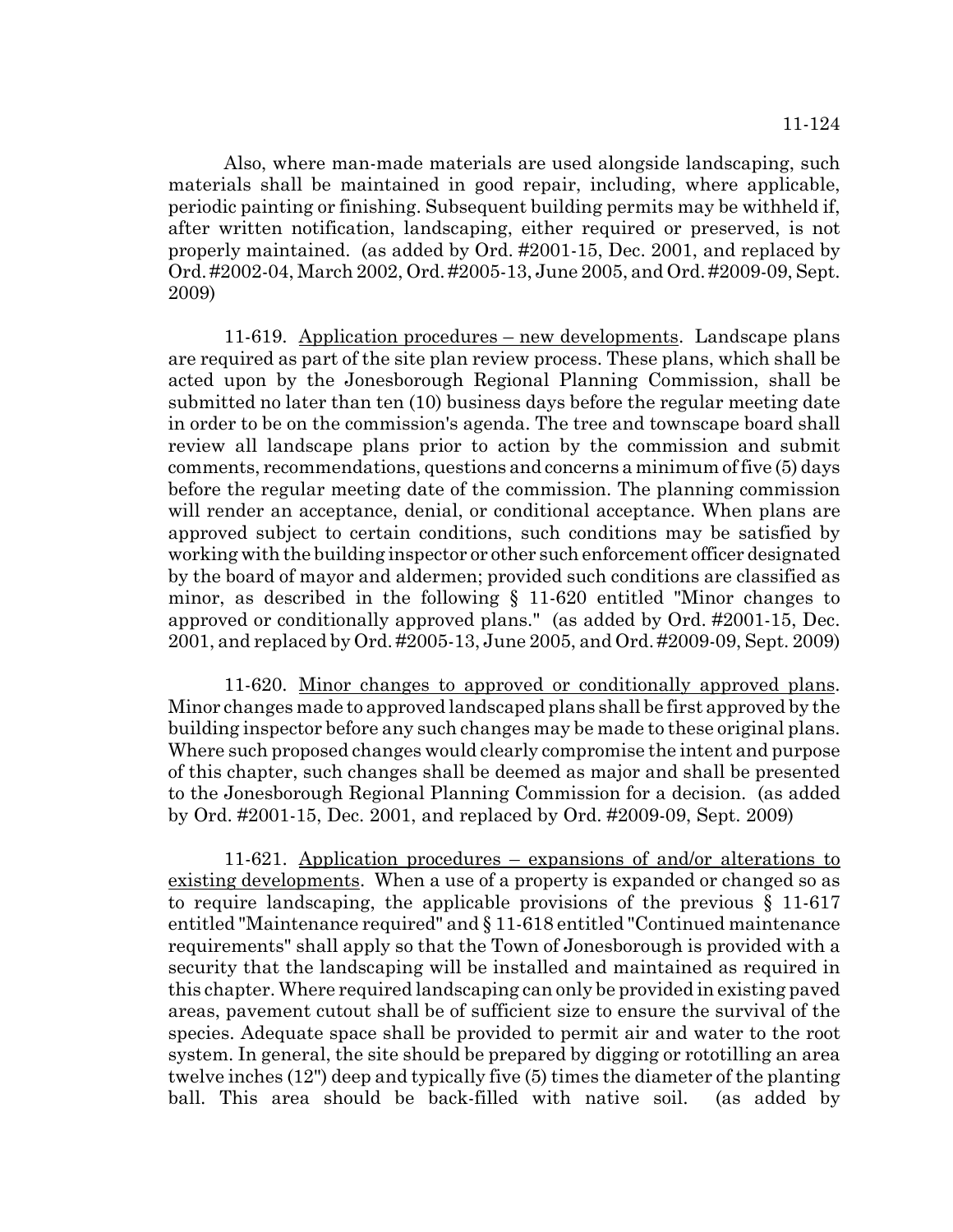Also, where man-made materials are used alongside landscaping, such materials shall be maintained in good repair, including, where applicable, periodic painting or finishing. Subsequent building permits may be withheld if, after written notification, landscaping, either required or preserved, is not properly maintained. (as added by Ord. #2001-15, Dec. 2001, and replaced by Ord. #2002-04, March 2002, Ord. #2005-13, June 2005, and Ord. #2009-09, Sept. 2009)

11-619. Application procedures – new developments. Landscape plans are required as part of the site plan review process. These plans, which shall be acted upon by the Jonesborough Regional Planning Commission, shall be submitted no later than ten (10) business days before the regular meeting date in order to be on the commission's agenda. The tree and townscape board shall review all landscape plans prior to action by the commission and submit comments, recommendations, questions and concerns a minimum of five (5) days before the regular meeting date of the commission. The planning commission will render an acceptance, denial, or conditional acceptance. When plans are approved subject to certain conditions, such conditions may be satisfied by working with the building inspector or other such enforcement officer designated by the board of mayor and aldermen; provided such conditions are classified as minor, as described in the following § 11-620 entitled "Minor changes to approved or conditionally approved plans." (as added by Ord. #2001-15, Dec. 2001, and replaced by Ord. #2005-13, June 2005, and Ord. #2009-09, Sept. 2009)

11-620. Minor changes to approved or conditionally approved plans. Minor changes made to approved landscaped plans shall be first approved by the building inspector before any such changes may be made to these original plans. Where such proposed changes would clearly compromise the intent and purpose of this chapter, such changes shall be deemed as major and shall be presented to the Jonesborough Regional Planning Commission for a decision. (as added by Ord. #2001-15, Dec. 2001, and replaced by Ord. #2009-09, Sept. 2009)

11-621. Application procedures – expansions of and/or alterations to existing developments. When a use of a property is expanded or changed so as to require landscaping, the applicable provisions of the previous § 11-617 entitled "Maintenance required" and § 11-618 entitled "Continued maintenance requirements" shall apply so that the Town of Jonesborough is provided with a security that the landscaping will be installed and maintained as required in this chapter. Where required landscaping can only be provided in existing paved areas, pavement cutout shall be of sufficient size to ensure the survival of the species. Adequate space shall be provided to permit air and water to the root system. In general, the site should be prepared by digging or rototilling an area twelve inches (12") deep and typically five (5) times the diameter of the planting ball. This area should be back-filled with native soil. (as added by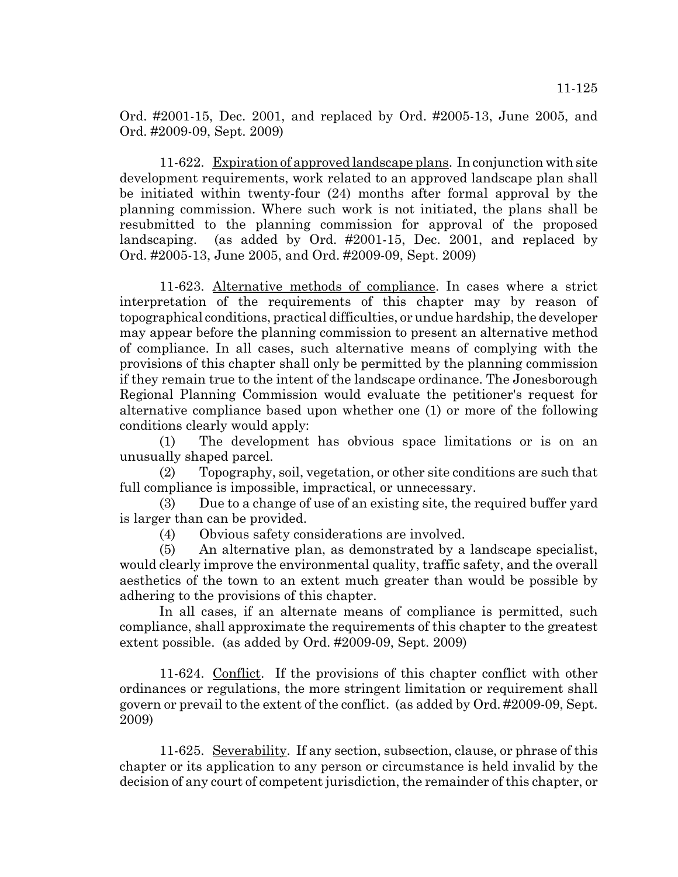Ord. #2001-15, Dec. 2001, and replaced by Ord. #2005-13, June 2005, and Ord. #2009-09, Sept. 2009)

11-622. Expiration of approved landscape plans. In conjunction with site development requirements, work related to an approved landscape plan shall be initiated within twenty-four (24) months after formal approval by the planning commission. Where such work is not initiated, the plans shall be resubmitted to the planning commission for approval of the proposed landscaping. (as added by Ord. #2001-15, Dec. 2001, and replaced by Ord. #2005-13, June 2005, and Ord. #2009-09, Sept. 2009)

11-623. Alternative methods of compliance. In cases where a strict interpretation of the requirements of this chapter may by reason of topographical conditions, practical difficulties, or undue hardship, the developer may appear before the planning commission to present an alternative method of compliance. In all cases, such alternative means of complying with the provisions of this chapter shall only be permitted by the planning commission if they remain true to the intent of the landscape ordinance. The Jonesborough Regional Planning Commission would evaluate the petitioner's request for alternative compliance based upon whether one (1) or more of the following conditions clearly would apply:

(1) The development has obvious space limitations or is on an unusually shaped parcel.

(2) Topography, soil, vegetation, or other site conditions are such that full compliance is impossible, impractical, or unnecessary.

(3) Due to a change of use of an existing site, the required buffer yard is larger than can be provided.

(4) Obvious safety considerations are involved.

(5) An alternative plan, as demonstrated by a landscape specialist, would clearly improve the environmental quality, traffic safety, and the overall aesthetics of the town to an extent much greater than would be possible by adhering to the provisions of this chapter.

In all cases, if an alternate means of compliance is permitted, such compliance, shall approximate the requirements of this chapter to the greatest extent possible. (as added by Ord. #2009-09, Sept. 2009)

11-624. Conflict. If the provisions of this chapter conflict with other ordinances or regulations, the more stringent limitation or requirement shall govern or prevail to the extent of the conflict. (as added by Ord. #2009-09, Sept. 2009)

11-625. Severability. If any section, subsection, clause, or phrase of this chapter or its application to any person or circumstance is held invalid by the decision of any court of competent jurisdiction, the remainder of this chapter, or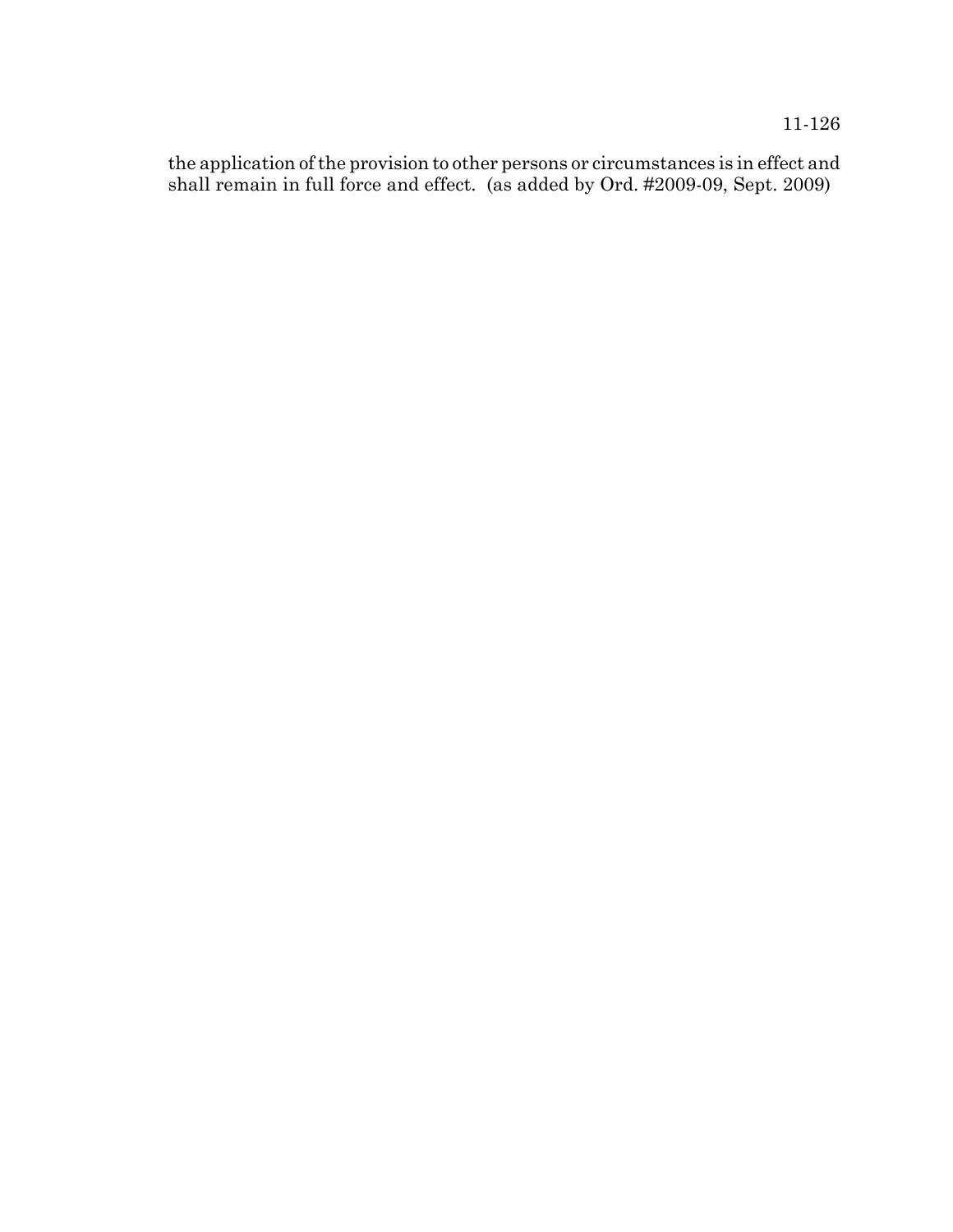the application of the provision to other persons or circumstances is in effect and shall remain in full force and effect. (as added by Ord. #2009-09, Sept. 2009)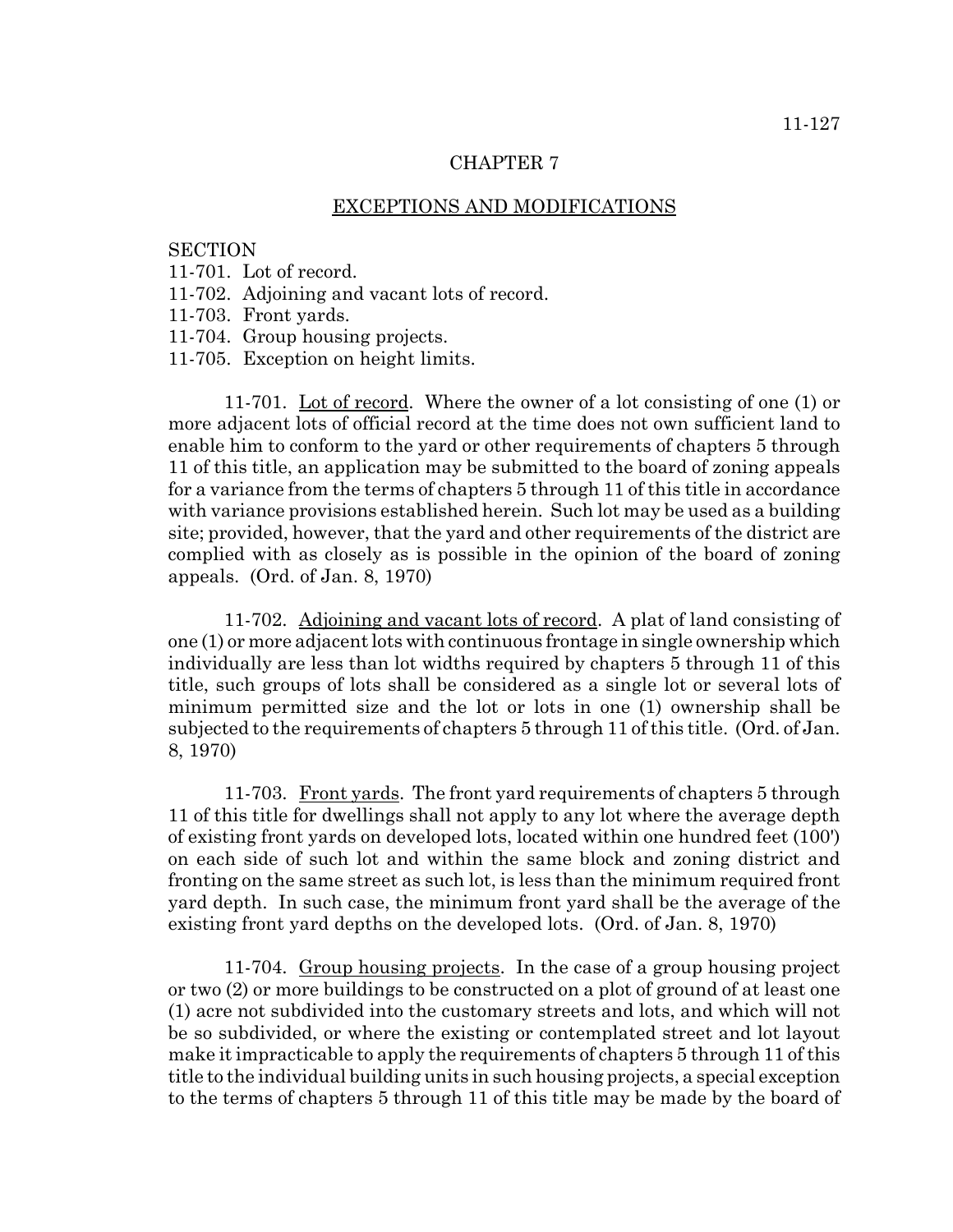# CHAPTER 7

## EXCEPTIONS AND MODIFICATIONS

SECTION
11-701. Lot of record.
11-702. Adjoining and vacant lots of record.
11-703. Front yards.
11-704. Group housing projects.
11-705. Exception on height limits.

11-701. Lot of record. Where the owner of a lot consisting of one (1) or more adjacent lots of official record at the time does not own sufficient land to enable him to conform to the yard or other requirements of chapters 5 through 11 of this title, an application may be submitted to the board of zoning appeals for a variance from the terms of chapters 5 through 11 of this title in accordance with variance provisions established herein. Such lot may be used as a building site; provided, however, that the yard and other requirements of the district are complied with as closely as is possible in the opinion of the board of zoning appeals. (Ord. of Jan. 8, 1970)

11-702. Adjoining and vacant lots of record. A plat of land consisting of one (1) or more adjacent lots with continuous frontage in single ownership which individually are less than lot widths required by chapters 5 through 11 of this title, such groups of lots shall be considered as a single lot or several lots of minimum permitted size and the lot or lots in one (1) ownership shall be subjected to the requirements of chapters 5 through 11 of this title. (Ord. of Jan. 8, 1970)

11-703. Front yards. The front yard requirements of chapters 5 through 11 of this title for dwellings shall not apply to any lot where the average depth of existing front yards on developed lots, located within one hundred feet (100') on each side of such lot and within the same block and zoning district and fronting on the same street as such lot, is less than the minimum required front yard depth. In such case, the minimum front yard shall be the average of the existing front yard depths on the developed lots. (Ord. of Jan. 8, 1970)

11-704. Group housing projects. In the case of a group housing project or two (2) or more buildings to be constructed on a plot of ground of at least one (1) acre not subdivided into the customary streets and lots, and which will not be so subdivided, or where the existing or contemplated street and lot layout make it impracticable to apply the requirements of chapters 5 through 11 of this title to the individual building units in such housing projects, a special exception to the terms of chapters 5 through 11 of this title may be made by the board of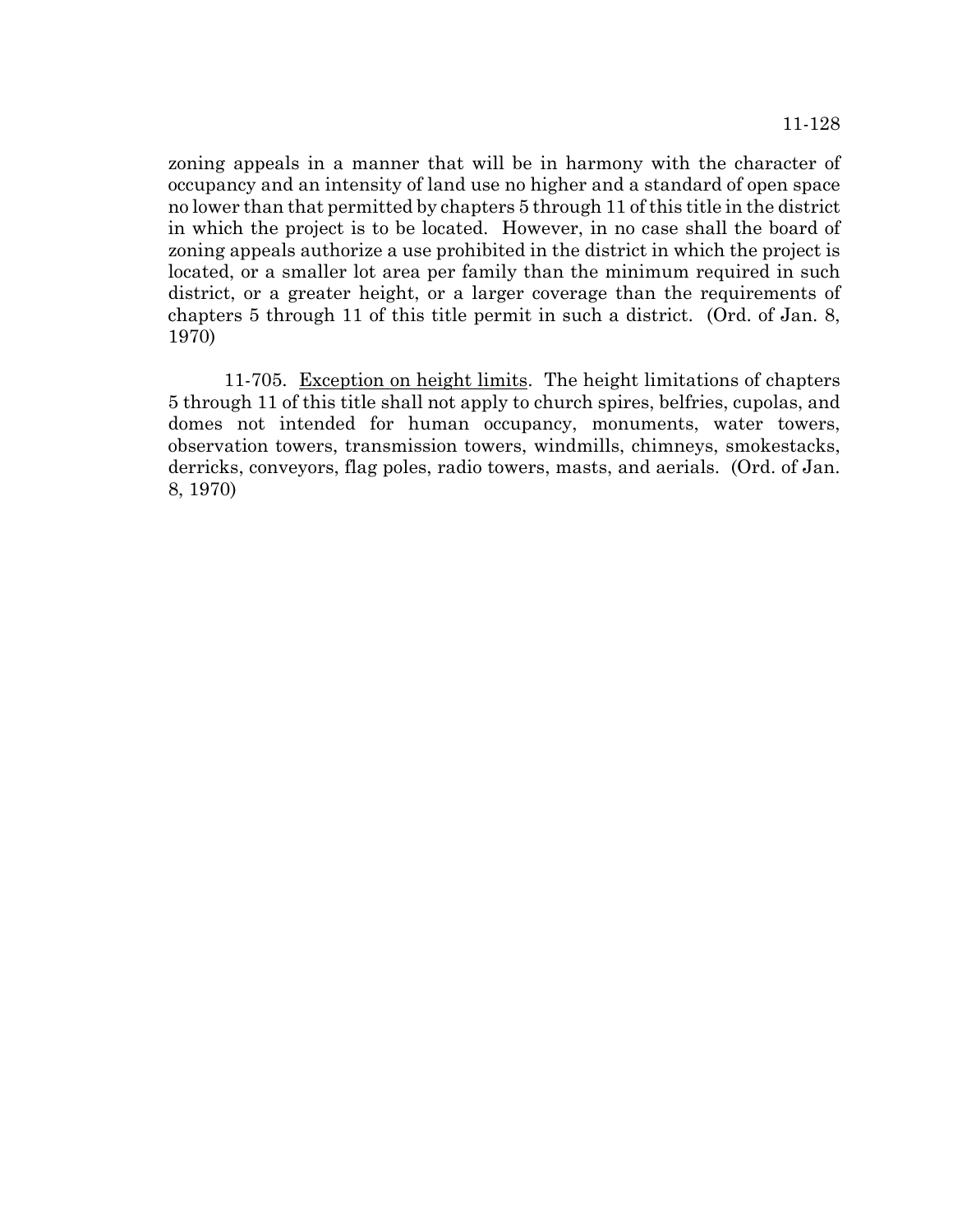zoning appeals in a manner that will be in harmony with the character of occupancy and an intensity of land use no higher and a standard of open space no lower than that permitted by chapters 5 through 11 of this title in the district in which the project is to be located. However, in no case shall the board of zoning appeals authorize a use prohibited in the district in which the project is located, or a smaller lot area per family than the minimum required in such district, or a greater height, or a larger coverage than the requirements of chapters 5 through 11 of this title permit in such a district. (Ord. of Jan. 8, 1970)

11-705. Exception on height limits. The height limitations of chapters 5 through 11 of this title shall not apply to church spires, belfries, cupolas, and domes not intended for human occupancy, monuments, water towers, observation towers, transmission towers, windmills, chimneys, smokestacks, derricks, conveyors, flag poles, radio towers, masts, and aerials. (Ord. of Jan. 8, 1970)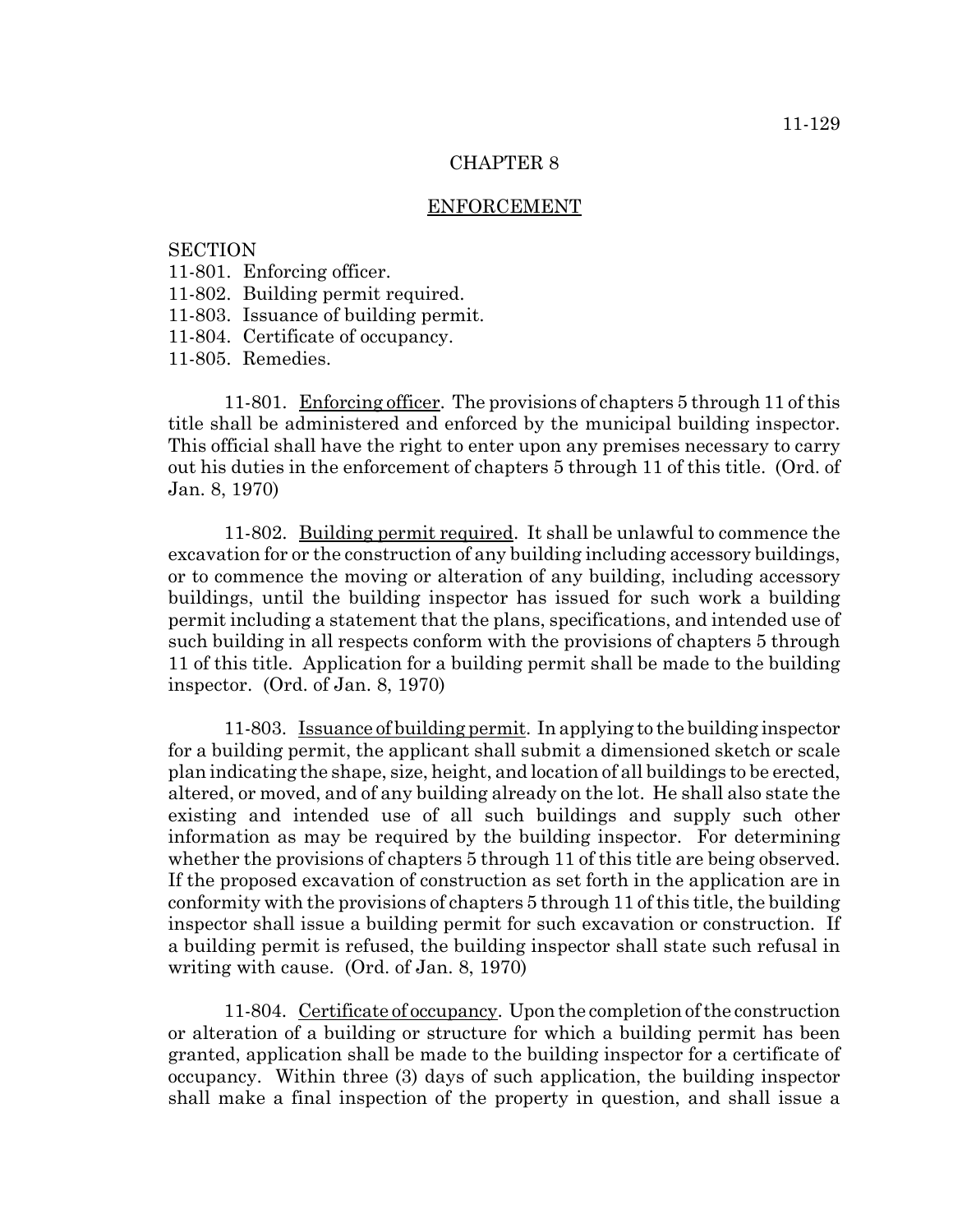# CHAPTER 8

## ENFORCEMENT

SECTION
11-801. Enforcing officer.
11-802. Building permit required.
11-803. Issuance of building permit.
11-804. Certificate of occupancy.
11-805. Remedies.

11-801. Enforcing officer. The provisions of chapters 5 through 11 of this title shall be administered and enforced by the municipal building inspector. This official shall have the right to enter upon any premises necessary to carry out his duties in the enforcement of chapters 5 through 11 of this title. (Ord. of Jan. 8, 1970)

11-802. Building permit required. It shall be unlawful to commence the excavation for or the construction of any building including accessory buildings, or to commence the moving or alteration of any building, including accessory buildings, until the building inspector has issued for such work a building permit including a statement that the plans, specifications, and intended use of such building in all respects conform with the provisions of chapters 5 through 11 of this title. Application for a building permit shall be made to the building inspector. (Ord. of Jan. 8, 1970)

11-803. Issuance of building permit. In applying to the building inspector for a building permit, the applicant shall submit a dimensioned sketch or scale plan indicating the shape, size, height, and location of all buildings to be erected, altered, or moved, and of any building already on the lot. He shall also state the existing and intended use of all such buildings and supply such other information as may be required by the building inspector. For determining whether the provisions of chapters 5 through 11 of this title are being observed. If the proposed excavation of construction as set forth in the application are in conformity with the provisions of chapters 5 through 11 of this title, the building inspector shall issue a building permit for such excavation or construction. If a building permit is refused, the building inspector shall state such refusal in writing with cause. (Ord. of Jan. 8, 1970)

11-804. Certificate of occupancy. Upon the completion of the construction or alteration of a building or structure for which a building permit has been granted, application shall be made to the building inspector for a certificate of occupancy. Within three (3) days of such application, the building inspector shall make a final inspection of the property in question, and shall issue a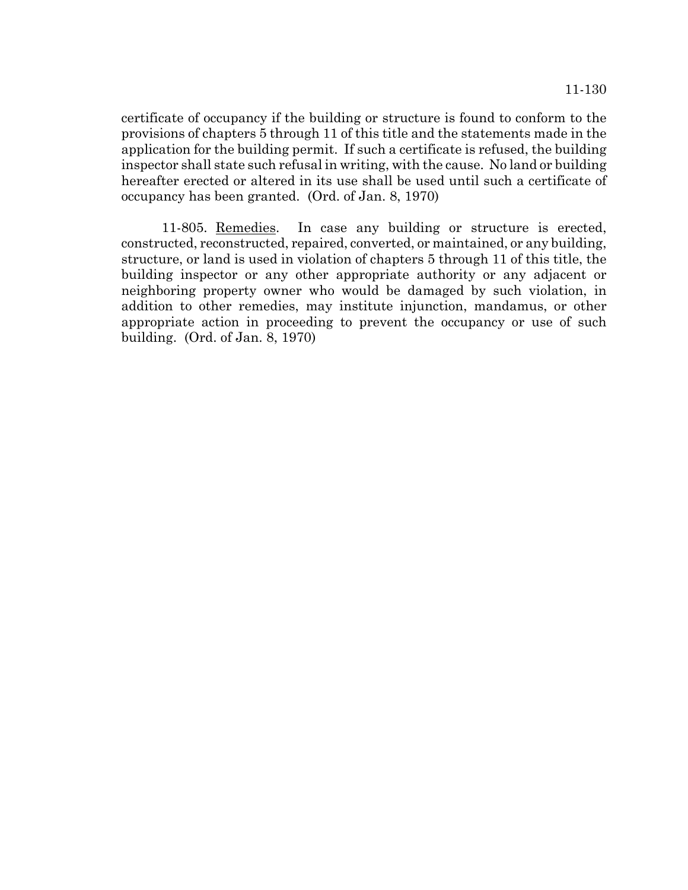certificate of occupancy if the building or structure is found to conform to the provisions of chapters 5 through 11 of this title and the statements made in the application for the building permit. If such a certificate is refused, the building inspector shall state such refusal in writing, with the cause. No land or building hereafter erected or altered in its use shall be used until such a certificate of occupancy has been granted. (Ord. of Jan. 8, 1970)

11-805. Remedies. In case any building or structure is erected, constructed, reconstructed, repaired, converted, or maintained, or any building, structure, or land is used in violation of chapters 5 through 11 of this title, the building inspector or any other appropriate authority or any adjacent or neighboring property owner who would be damaged by such violation, in addition to other remedies, may institute injunction, mandamus, or other appropriate action in proceeding to prevent the occupancy or use of such building. (Ord. of Jan. 8, 1970)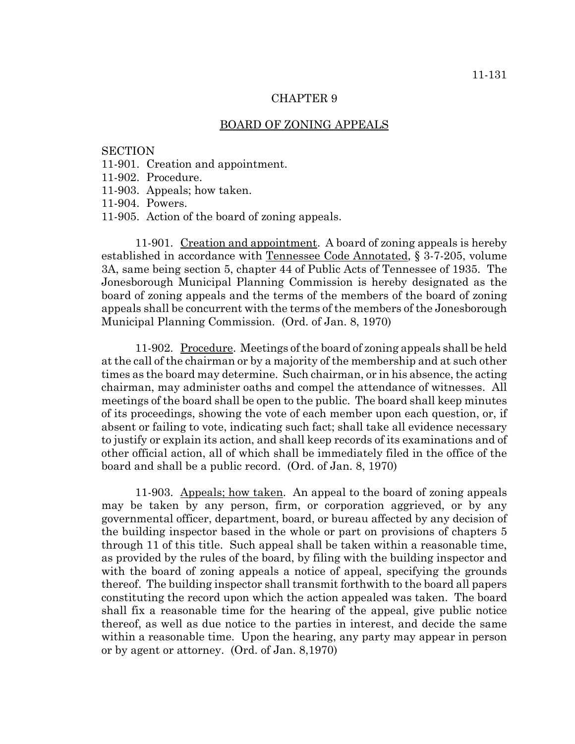# CHAPTER 9

## BOARD OF ZONING APPEALS

SECTION
11-901. Creation and appointment.
11-902. Procedure.
11-903. Appeals; how taken.
11-904. Powers.
11-905. Action of the board of zoning appeals.

11-901. Creation and appointment. A board of zoning appeals is hereby established in accordance with Tennessee Code Annotated, § 3-7-205, volume 3A, same being section 5, chapter 44 of Public Acts of Tennessee of 1935. The Jonesborough Municipal Planning Commission is hereby designated as the board of zoning appeals and the terms of the members of the board of zoning appeals shall be concurrent with the terms of the members of the Jonesborough Municipal Planning Commission. (Ord. of Jan. 8, 1970)

11-902. Procedure. Meetings of the board of zoning appeals shall be held at the call of the chairman or by a majority of the membership and at such other times as the board may determine. Such chairman, or in his absence, the acting chairman, may administer oaths and compel the attendance of witnesses. All meetings of the board shall be open to the public. The board shall keep minutes of its proceedings, showing the vote of each member upon each question, or, if absent or failing to vote, indicating such fact; shall take all evidence necessary to justify or explain its action, and shall keep records of its examinations and of other official action, all of which shall be immediately filed in the office of the board and shall be a public record. (Ord. of Jan. 8, 1970)

11-903. Appeals; how taken. An appeal to the board of zoning appeals may be taken by any person, firm, or corporation aggrieved, or by any governmental officer, department, board, or bureau affected by any decision of the building inspector based in the whole or part on provisions of chapters 5 through 11 of this title. Such appeal shall be taken within a reasonable time, as provided by the rules of the board, by filing with the building inspector and with the board of zoning appeals a notice of appeal, specifying the grounds thereof. The building inspector shall transmit forthwith to the board all papers constituting the record upon which the action appealed was taken. The board shall fix a reasonable time for the hearing of the appeal, give public notice thereof, as well as due notice to the parties in interest, and decide the same within a reasonable time. Upon the hearing, any party may appear in person or by agent or attorney. (Ord. of Jan. 8,1970)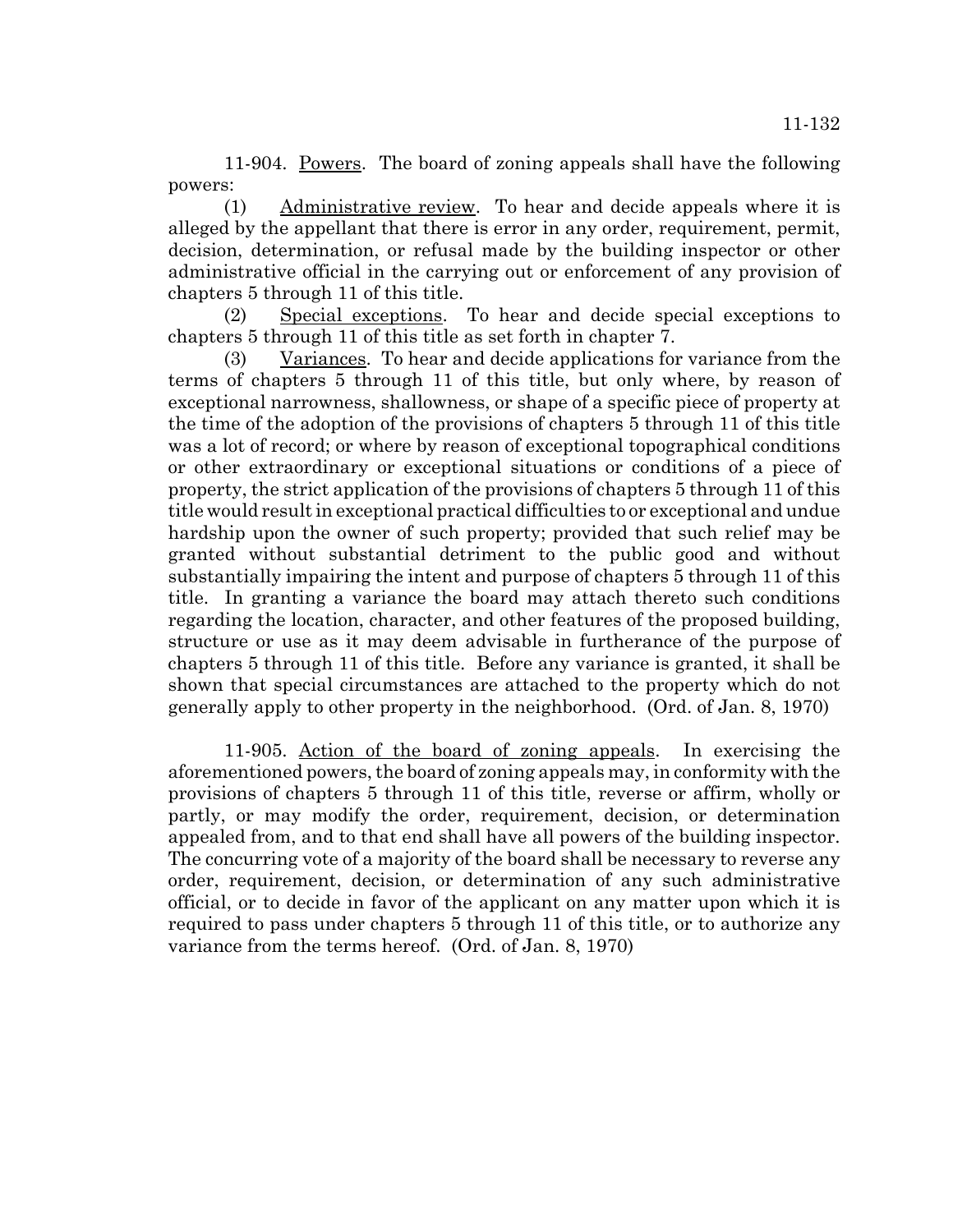11-904. Powers. The board of zoning appeals shall have the following powers:

(1) Administrative review. To hear and decide appeals where it is alleged by the appellant that there is error in any order, requirement, permit, decision, determination, or refusal made by the building inspector or other administrative official in the carrying out or enforcement of any provision of chapters 5 through 11 of this title.

(2) Special exceptions. To hear and decide special exceptions to chapters 5 through 11 of this title as set forth in chapter 7.

(3) Variances. To hear and decide applications for variance from the terms of chapters 5 through 11 of this title, but only where, by reason of exceptional narrowness, shallowness, or shape of a specific piece of property at the time of the adoption of the provisions of chapters 5 through 11 of this title was a lot of record; or where by reason of exceptional topographical conditions or other extraordinary or exceptional situations or conditions of a piece of property, the strict application of the provisions of chapters 5 through 11 of this title would result in exceptional practical difficulties to or exceptional and undue hardship upon the owner of such property; provided that such relief may be granted without substantial detriment to the public good and without substantially impairing the intent and purpose of chapters 5 through 11 of this title. In granting a variance the board may attach thereto such conditions regarding the location, character, and other features of the proposed building, structure or use as it may deem advisable in furtherance of the purpose of chapters 5 through 11 of this title. Before any variance is granted, it shall be shown that special circumstances are attached to the property which do not generally apply to other property in the neighborhood. (Ord. of Jan. 8, 1970)

11-905. Action of the board of zoning appeals. In exercising the aforementioned powers, the board of zoning appeals may, in conformity with the provisions of chapters 5 through 11 of this title, reverse or affirm, wholly or partly, or may modify the order, requirement, decision, or determination appealed from, and to that end shall have all powers of the building inspector. The concurring vote of a majority of the board shall be necessary to reverse any order, requirement, decision, or determination of any such administrative official, or to decide in favor of the applicant on any matter upon which it is required to pass under chapters 5 through 11 of this title, or to authorize any variance from the terms hereof. (Ord. of Jan. 8, 1970)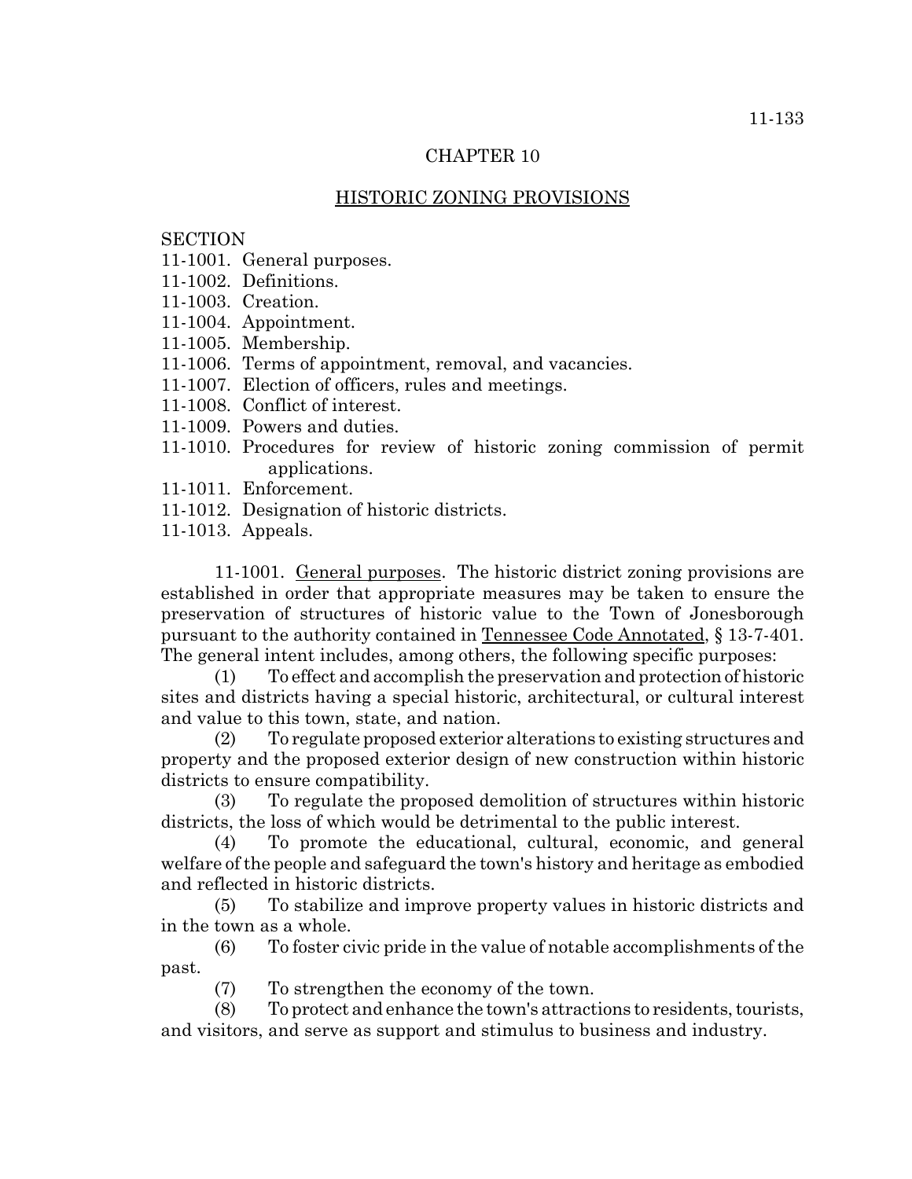## CHAPTER 10

## HISTORIC ZONING PROVISIONS

SECTION
11-1001. General purposes.
11-1002. Definitions.
11-1003. Creation.
11-1004. Appointment.
11-1005. Membership.
11-1006. Terms of appointment, removal, and vacancies.
11-1007. Election of officers, rules and meetings.
11-1008. Conflict of interest.
11-1009. Powers and duties.
11-1010. Procedures for review of historic zoning commission of permit applications.
11-1011. Enforcement.
11-1012. Designation of historic districts.
11-1013. Appeals.

11-1001. General purposes. The historic district zoning provisions are established in order that appropriate measures may be taken to ensure the preservation of structures of historic value to the Town of Jonesborough pursuant to the authority contained in Tennessee Code Annotated, § 13-7-401. The general intent includes, among others, the following specific purposes:

(1) To effect and accomplish the preservation and protection of historic sites and districts having a special historic, architectural, or cultural interest and value to this town, state, and nation.

(2) To regulate proposed exterior alterations to existing structures and property and the proposed exterior design of new construction within historic districts to ensure compatibility.

(3) To regulate the proposed demolition of structures within historic districts, the loss of which would be detrimental to the public interest.

(4) To promote the educational, cultural, economic, and general welfare of the people and safeguard the town's history and heritage as embodied and reflected in historic districts.

(5) To stabilize and improve property values in historic districts and in the town as a whole.

(6) To foster civic pride in the value of notable accomplishments of the past.

(7) To strengthen the economy of the town.

(8) To protect and enhance the town's attractions to residents, tourists, and visitors, and serve as support and stimulus to business and industry.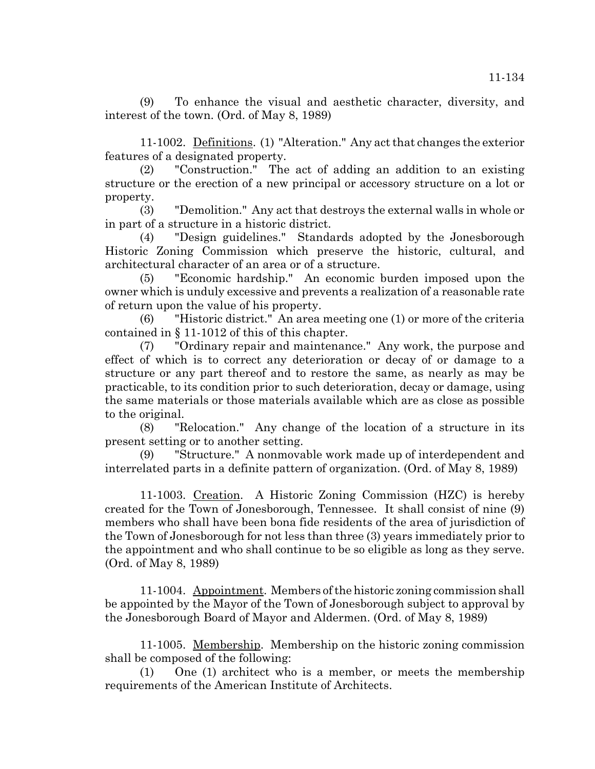(9) To enhance the visual and aesthetic character, diversity, and interest of the town. (Ord. of May 8, 1989)

11-1002. Definitions. (1) "Alteration." Any act that changes the exterior features of a designated property.

(2) "Construction." The act of adding an addition to an existing structure or the erection of a new principal or accessory structure on a lot or property.

(3) "Demolition." Any act that destroys the external walls in whole or in part of a structure in a historic district.

(4) "Design guidelines." Standards adopted by the Jonesborough Historic Zoning Commission which preserve the historic, cultural, and architectural character of an area or of a structure.

(5) "Economic hardship." An economic burden imposed upon the owner which is unduly excessive and prevents a realization of a reasonable rate of return upon the value of his property.

(6) "Historic district." An area meeting one (1) or more of the criteria contained in § 11-1012 of this of this chapter.

(7) "Ordinary repair and maintenance." Any work, the purpose and effect of which is to correct any deterioration or decay of or damage to a structure or any part thereof and to restore the same, as nearly as may be practicable, to its condition prior to such deterioration, decay or damage, using the same materials or those materials available which are as close as possible to the original.

(8) "Relocation." Any change of the location of a structure in its present setting or to another setting.

(9) "Structure." A nonmovable work made up of interdependent and interrelated parts in a definite pattern of organization. (Ord. of May 8, 1989)

11-1003. Creation. A Historic Zoning Commission (HZC) is hereby created for the Town of Jonesborough, Tennessee. It shall consist of nine (9) members who shall have been bona fide residents of the area of jurisdiction of the Town of Jonesborough for not less than three (3) years immediately prior to the appointment and who shall continue to be so eligible as long as they serve. (Ord. of May 8, 1989)

11-1004. Appointment. Members of the historic zoning commission shall be appointed by the Mayor of the Town of Jonesborough subject to approval by the Jonesborough Board of Mayor and Aldermen. (Ord. of May 8, 1989)

11-1005. Membership. Membership on the historic zoning commission shall be composed of the following:

(1) One (1) architect who is a member, or meets the membership requirements of the American Institute of Architects.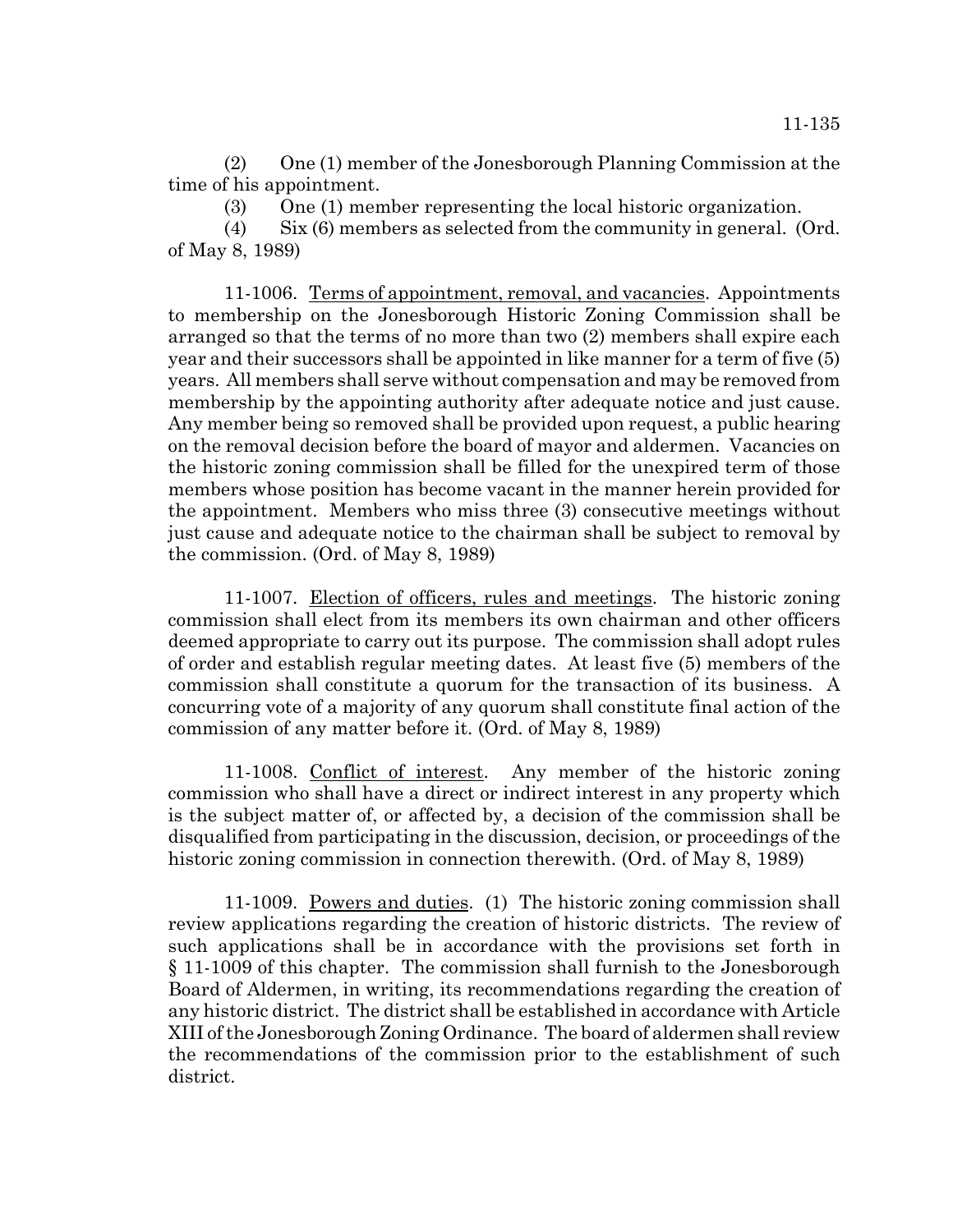(2) One (1) member of the Jonesborough Planning Commission at the time of his appointment.

(3) One (1) member representing the local historic organization.

(4) Six (6) members as selected from the community in general. (Ord. of May 8, 1989)

11-1006. <u>Terms of appointment, removal, and vacancies</u>. Appointments to membership on the Jonesborough Historic Zoning Commission shall be arranged so that the terms of no more than two (2) members shall expire each year and their successors shall be appointed in like manner for a term of five (5) years. All members shall serve without compensation and may be removed from membership by the appointing authority after adequate notice and just cause. Any member being so removed shall be provided upon request, a public hearing on the removal decision before the board of mayor and aldermen. Vacancies on the historic zoning commission shall be filled for the unexpired term of those members whose position has become vacant in the manner herein provided for the appointment. Members who miss three (3) consecutive meetings without just cause and adequate notice to the chairman shall be subject to removal by the commission. (Ord. of May 8, 1989)

11-1007. <u>Election of officers, rules and meetings</u>. The historic zoning commission shall elect from its members its own chairman and other officers deemed appropriate to carry out its purpose. The commission shall adopt rules of order and establish regular meeting dates. At least five (5) members of the commission shall constitute a quorum for the transaction of its business. A concurring vote of a majority of any quorum shall constitute final action of the commission of any matter before it. (Ord. of May 8, 1989)

11-1008. <u>Conflict of interest</u>. Any member of the historic zoning commission who shall have a direct or indirect interest in any property which is the subject matter of, or affected by, a decision of the commission shall be disqualified from participating in the discussion, decision, or proceedings of the historic zoning commission in connection therewith. (Ord. of May 8, 1989)

11-1009. <u>Powers and duties</u>. (1) The historic zoning commission shall review applications regarding the creation of historic districts. The review of such applications shall be in accordance with the provisions set forth in § 11-1009 of this chapter. The commission shall furnish to the Jonesborough Board of Aldermen, in writing, its recommendations regarding the creation of any historic district. The district shall be established in accordance with Article XIII of the Jonesborough Zoning Ordinance. The board of aldermen shall review the recommendations of the commission prior to the establishment of such district.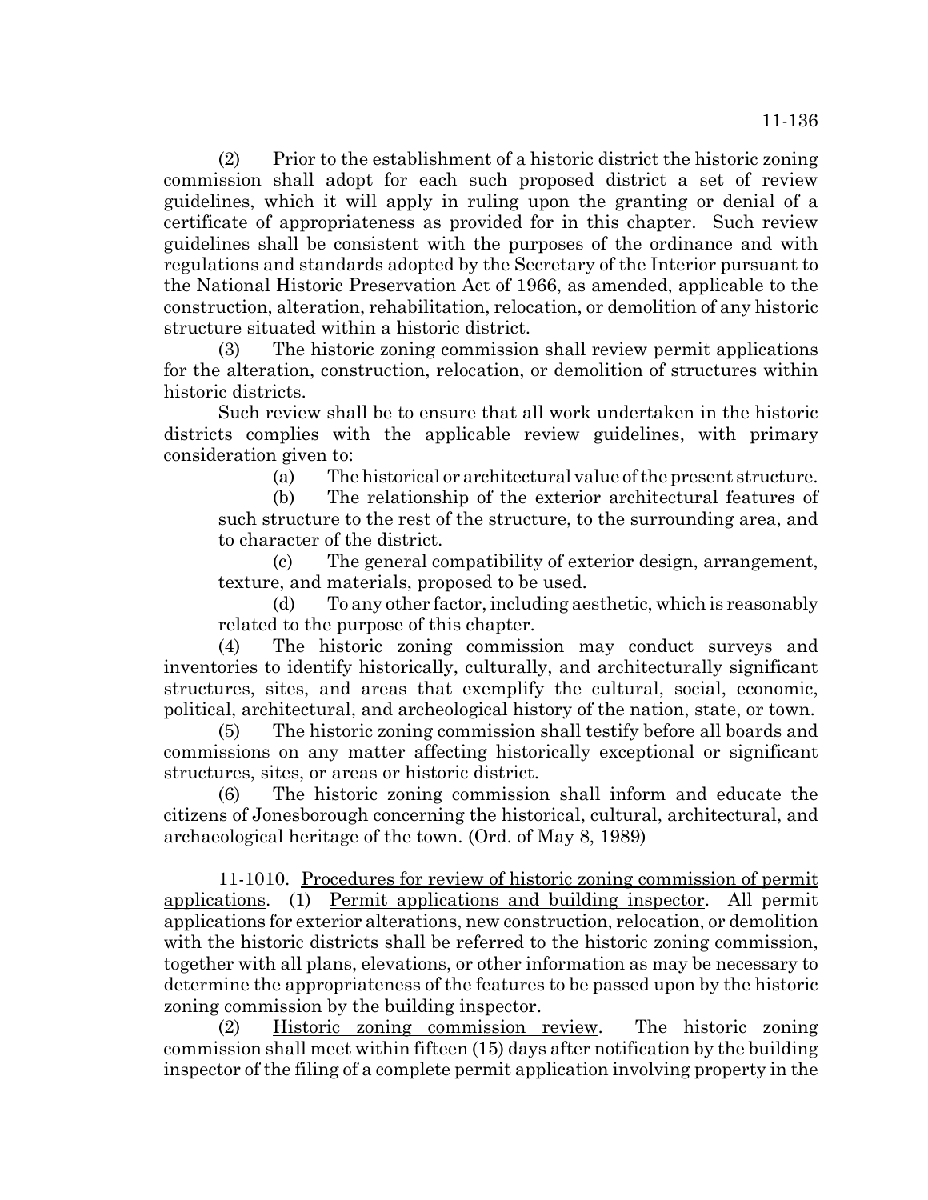(2) Prior to the establishment of a historic district the historic zoning commission shall adopt for each such proposed district a set of review guidelines, which it will apply in ruling upon the granting or denial of a certificate of appropriateness as provided for in this chapter. Such review guidelines shall be consistent with the purposes of the ordinance and with regulations and standards adopted by the Secretary of the Interior pursuant to the National Historic Preservation Act of 1966, as amended, applicable to the construction, alteration, rehabilitation, relocation, or demolition of any historic structure situated within a historic district.

(3) The historic zoning commission shall review permit applications for the alteration, construction, relocation, or demolition of structures within historic districts.

Such review shall be to ensure that all work undertaken in the historic districts complies with the applicable review guidelines, with primary consideration given to:

(a) The historical or architectural value of the present structure.

(b) The relationship of the exterior architectural features of such structure to the rest of the structure, to the surrounding area, and to character of the district.

(c) The general compatibility of exterior design, arrangement, texture, and materials, proposed to be used.

(d) To any other factor, including aesthetic, which is reasonably related to the purpose of this chapter.

(4) The historic zoning commission may conduct surveys and inventories to identify historically, culturally, and architecturally significant structures, sites, and areas that exemplify the cultural, social, economic, political, architectural, and archeological history of the nation, state, or town.

(5) The historic zoning commission shall testify before all boards and commissions on any matter affecting historically exceptional or significant structures, sites, or areas or historic district.

(6) The historic zoning commission shall inform and educate the citizens of Jonesborough concerning the historical, cultural, architectural, and archaeological heritage of the town. (Ord. of May 8, 1989)

11-1010. Procedures for review of historic zoning commission of permit applications. (1) Permit applications and building inspector. All permit applications for exterior alterations, new construction, relocation, or demolition with the historic districts shall be referred to the historic zoning commission, together with all plans, elevations, or other information as may be necessary to determine the appropriateness of the features to be passed upon by the historic zoning commission by the building inspector.

(2) Historic zoning commission review. The historic zoning commission shall meet within fifteen (15) days after notification by the building inspector of the filing of a complete permit application involving property in the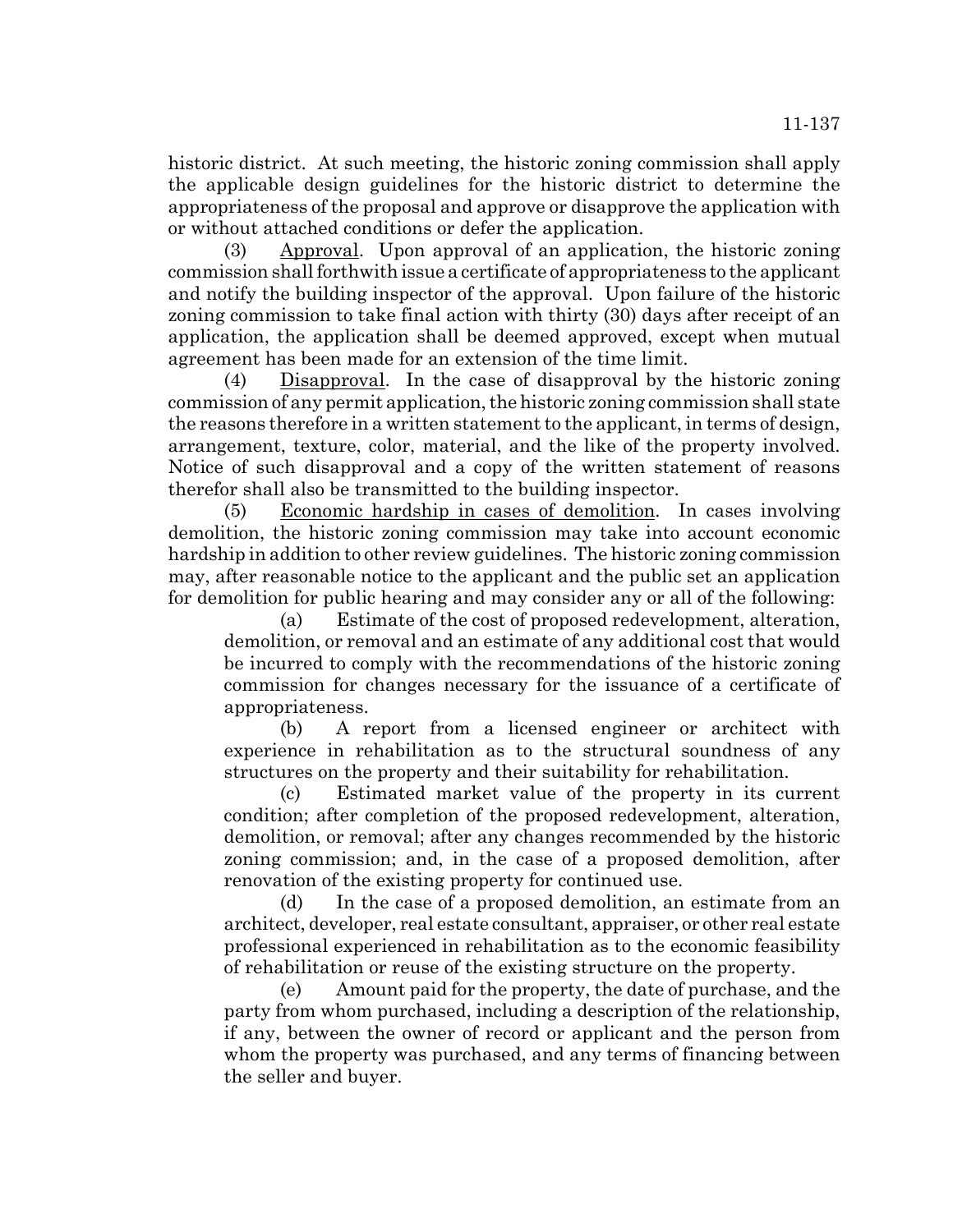historic district. At such meeting, the historic zoning commission shall apply the applicable design guidelines for the historic district to determine the appropriateness of the proposal and approve or disapprove the application with or without attached conditions or defer the application.

(3) Approval. Upon approval of an application, the historic zoning commission shall forthwith issue a certificate of appropriateness to the applicant and notify the building inspector of the approval. Upon failure of the historic zoning commission to take final action with thirty (30) days after receipt of an application, the application shall be deemed approved, except when mutual agreement has been made for an extension of the time limit.

(4) Disapproval. In the case of disapproval by the historic zoning commission of any permit application, the historic zoning commission shall state the reasons therefore in a written statement to the applicant, in terms of design, arrangement, texture, color, material, and the like of the property involved. Notice of such disapproval and a copy of the written statement of reasons therefor shall also be transmitted to the building inspector.

(5) Economic hardship in cases of demolition. In cases involving demolition, the historic zoning commission may take into account economic hardship in addition to other review guidelines. The historic zoning commission may, after reasonable notice to the applicant and the public set an application for demolition for public hearing and may consider any or all of the following:

(a) Estimate of the cost of proposed redevelopment, alteration, demolition, or removal and an estimate of any additional cost that would be incurred to comply with the recommendations of the historic zoning commission for changes necessary for the issuance of a certificate of appropriateness.

(b) A report from a licensed engineer or architect with experience in rehabilitation as to the structural soundness of any structures on the property and their suitability for rehabilitation.

(c) Estimated market value of the property in its current condition; after completion of the proposed redevelopment, alteration, demolition, or removal; after any changes recommended by the historic zoning commission; and, in the case of a proposed demolition, after renovation of the existing property for continued use.

(d) In the case of a proposed demolition, an estimate from an architect, developer, real estate consultant, appraiser, or other real estate professional experienced in rehabilitation as to the economic feasibility of rehabilitation or reuse of the existing structure on the property.

(e) Amount paid for the property, the date of purchase, and the party from whom purchased, including a description of the relationship, if any, between the owner of record or applicant and the person from whom the property was purchased, and any terms of financing between the seller and buyer.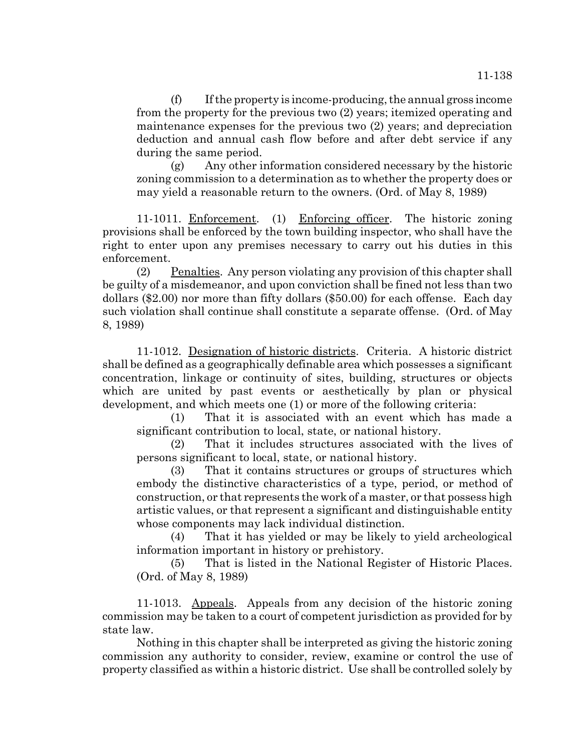(f) If the property is income-producing, the annual gross income from the property for the previous two (2) years; itemized operating and maintenance expenses for the previous two (2) years; and depreciation deduction and annual cash flow before and after debt service if any during the same period.

(g) Any other information considered necessary by the historic zoning commission to a determination as to whether the property does or may yield a reasonable return to the owners. (Ord. of May 8, 1989)

11-1011. Enforcement. (1) Enforcing officer. The historic zoning provisions shall be enforced by the town building inspector, who shall have the right to enter upon any premises necessary to carry out his duties in this enforcement.

(2) Penalties. Any person violating any provision of this chapter shall be guilty of a misdemeanor, and upon conviction shall be fined not less than two dollars ($2.00) nor more than fifty dollars ($50.00) for each offense. Each day such violation shall continue shall constitute a separate offense. (Ord. of May 8, 1989)

11-1012. Designation of historic districts. Criteria. A historic district shall be defined as a geographically definable area which possesses a significant concentration, linkage or continuity of sites, building, structures or objects which are united by past events or aesthetically by plan or physical development, and which meets one (1) or more of the following criteria:

(1) That it is associated with an event which has made a significant contribution to local, state, or national history.

(2) That it includes structures associated with the lives of persons significant to local, state, or national history.

(3) That it contains structures or groups of structures which embody the distinctive characteristics of a type, period, or method of construction, or that represents the work of a master, or that possess high artistic values, or that represent a significant and distinguishable entity whose components may lack individual distinction.

(4) That it has yielded or may be likely to yield archeological information important in history or prehistory.

(5) That is listed in the National Register of Historic Places. (Ord. of May 8, 1989)

11-1013. Appeals. Appeals from any decision of the historic zoning commission may be taken to a court of competent jurisdiction as provided for by state law.

Nothing in this chapter shall be interpreted as giving the historic zoning commission any authority to consider, review, examine or control the use of property classified as within a historic district. Use shall be controlled solely by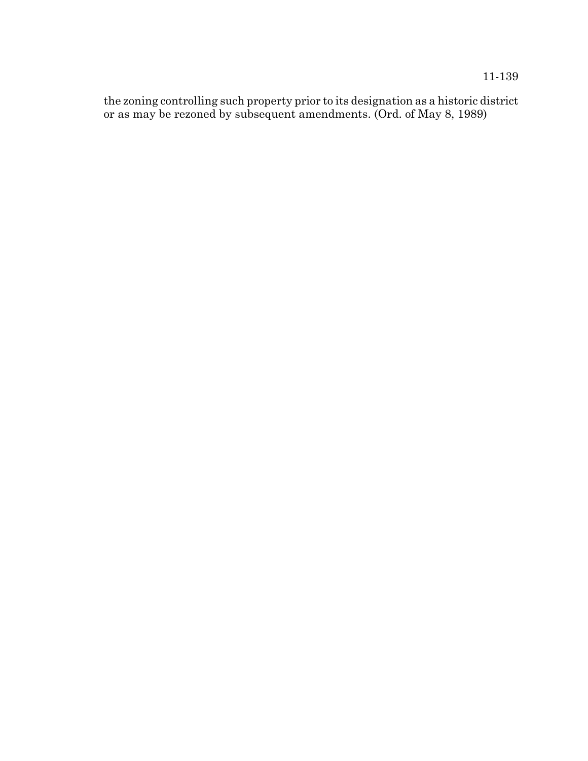the zoning controlling such property prior to its designation as a historic district or as may be rezoned by subsequent amendments. (Ord. of May 8, 1989)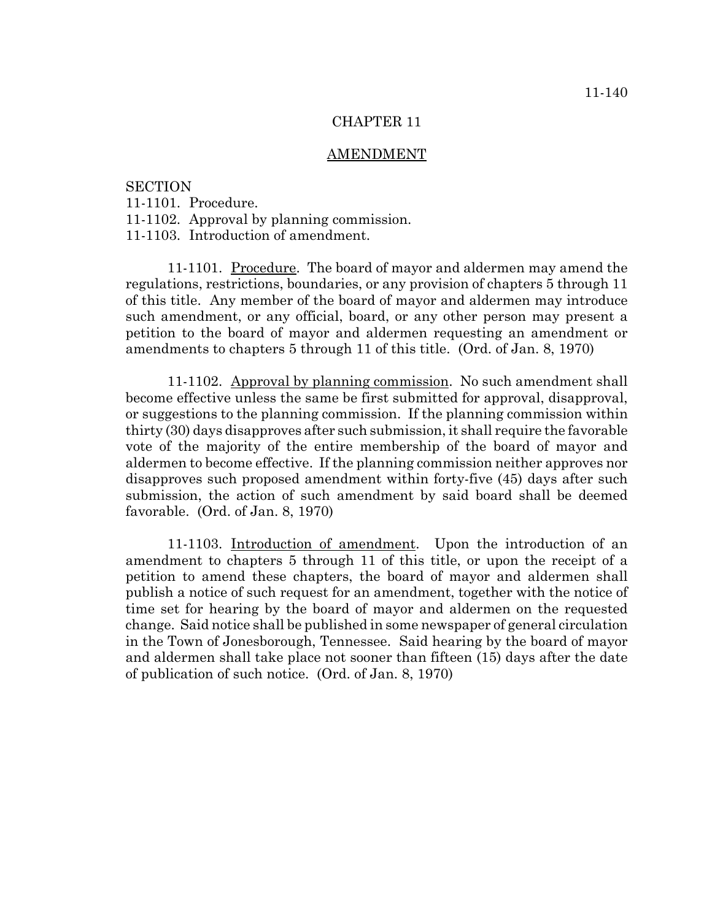# CHAPTER 11

## AMENDMENT

SECTION
11-1101. Procedure.
11-1102. Approval by planning commission.
11-1103. Introduction of amendment.

11-1101. Procedure. The board of mayor and aldermen may amend the regulations, restrictions, boundaries, or any provision of chapters 5 through 11 of this title. Any member of the board of mayor and aldermen may introduce such amendment, or any official, board, or any other person may present a petition to the board of mayor and aldermen requesting an amendment or amendments to chapters 5 through 11 of this title. (Ord. of Jan. 8, 1970)

11-1102. Approval by planning commission. No such amendment shall become effective unless the same be first submitted for approval, disapproval, or suggestions to the planning commission. If the planning commission within thirty (30) days disapproves after such submission, it shall require the favorable vote of the majority of the entire membership of the board of mayor and aldermen to become effective. If the planning commission neither approves nor disapproves such proposed amendment within forty-five (45) days after such submission, the action of such amendment by said board shall be deemed favorable. (Ord. of Jan. 8, 1970)

11-1103. Introduction of amendment. Upon the introduction of an amendment to chapters 5 through 11 of this title, or upon the receipt of a petition to amend these chapters, the board of mayor and aldermen shall publish a notice of such request for an amendment, together with the notice of time set for hearing by the board of mayor and aldermen on the requested change. Said notice shall be published in some newspaper of general circulation in the Town of Jonesborough, Tennessee. Said hearing by the board of mayor and aldermen shall take place not sooner than fifteen (15) days after the date of publication of such notice. (Ord. of Jan. 8, 1970)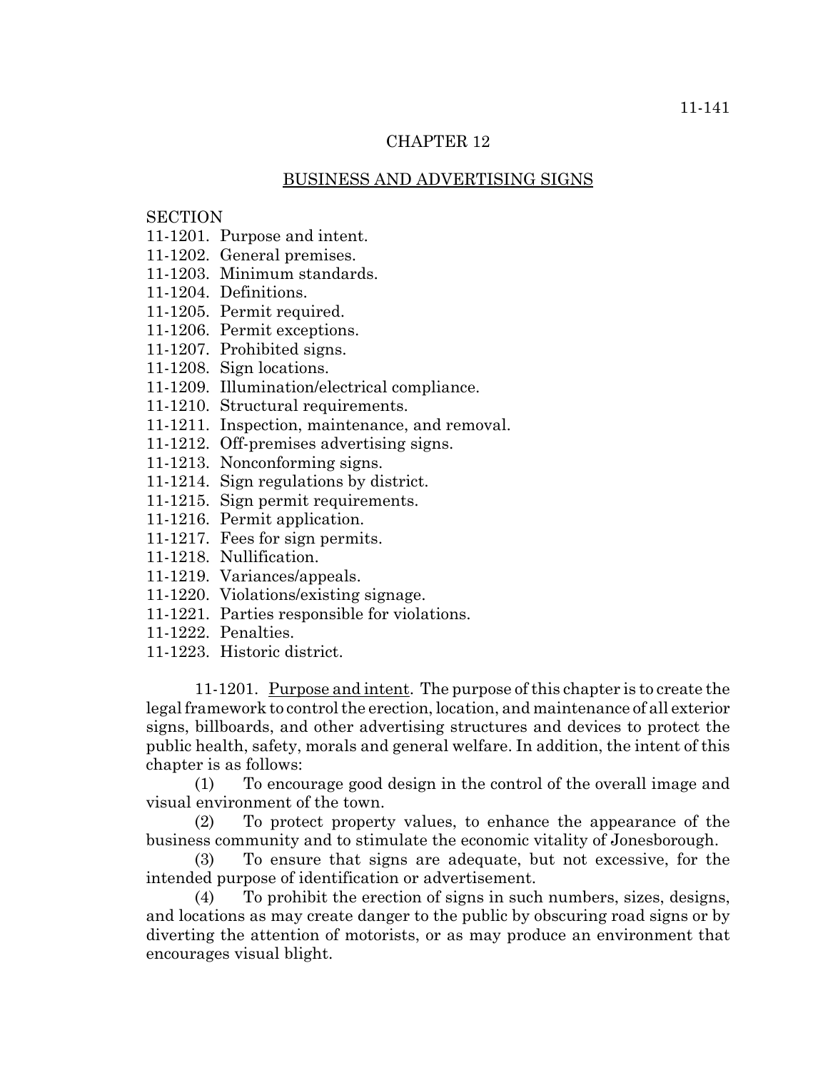# CHAPTER 12

## BUSINESS AND ADVERTISING SIGNS

SECTION
11-1201. Purpose and intent.
11-1202. General premises.
11-1203. Minimum standards.
11-1204. Definitions.
11-1205. Permit required.
11-1206. Permit exceptions.
11-1207. Prohibited signs.
11-1208. Sign locations.
11-1209. Illumination/electrical compliance.
11-1210. Structural requirements.
11-1211. Inspection, maintenance, and removal.
11-1212. Off-premises advertising signs.
11-1213. Nonconforming signs.
11-1214. Sign regulations by district.
11-1215. Sign permit requirements.
11-1216. Permit application.
11-1217. Fees for sign permits.
11-1218. Nullification.
11-1219. Variances/appeals.
11-1220. Violations/existing signage.
11-1221. Parties responsible for violations.
11-1222. Penalties.
11-1223. Historic district.

11-1201. Purpose and intent. The purpose of this chapter is to create the legal framework to control the erection, location, and maintenance of all exterior signs, billboards, and other advertising structures and devices to protect the public health, safety, morals and general welfare. In addition, the intent of this chapter is as follows:

(1) To encourage good design in the control of the overall image and visual environment of the town.

(2) To protect property values, to enhance the appearance of the business community and to stimulate the economic vitality of Jonesborough.

(3) To ensure that signs are adequate, but not excessive, for the intended purpose of identification or advertisement.

(4) To prohibit the erection of signs in such numbers, sizes, designs, and locations as may create danger to the public by obscuring road signs or by diverting the attention of motorists, or as may produce an environment that encourages visual blight.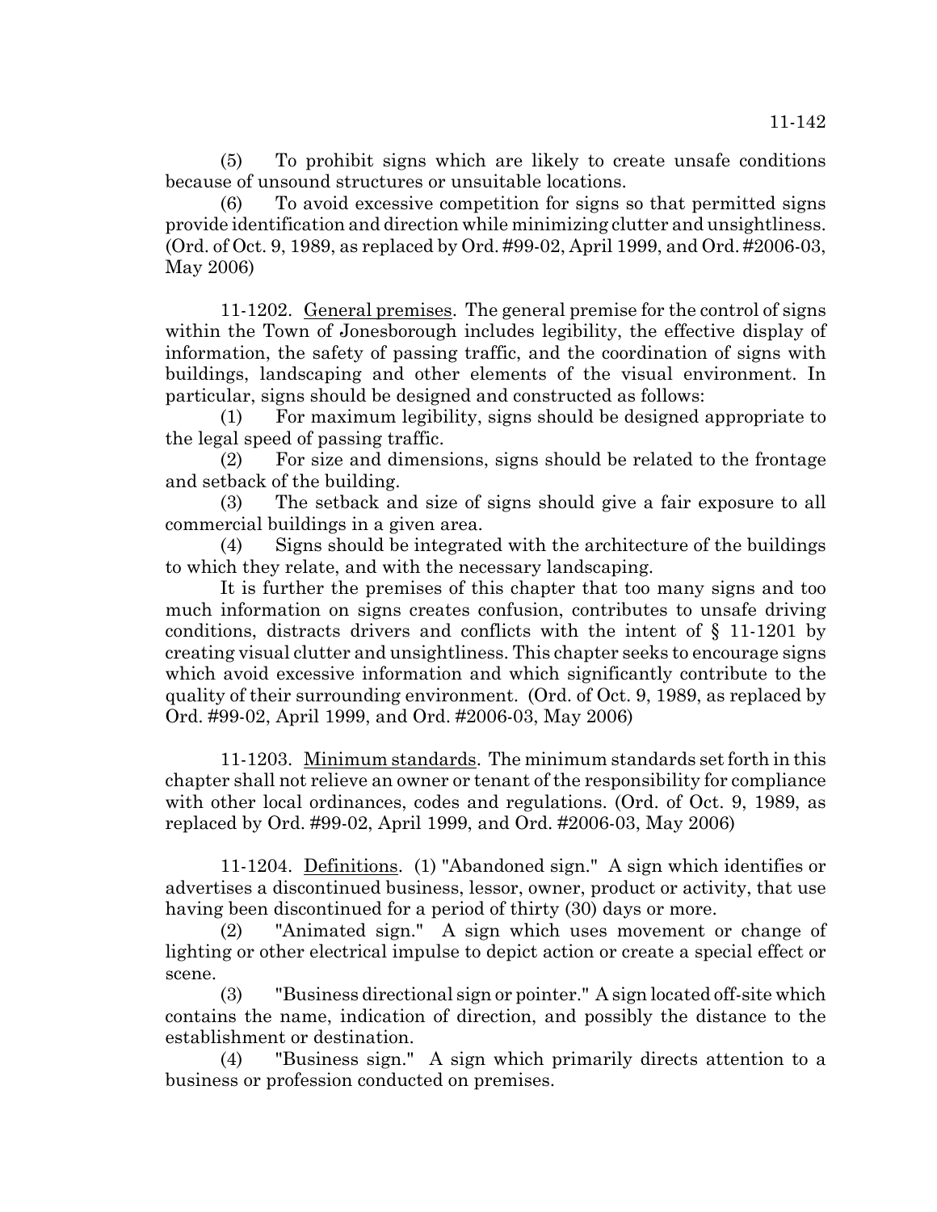(5) To prohibit signs which are likely to create unsafe conditions because of unsound structures or unsuitable locations.

(6) To avoid excessive competition for signs so that permitted signs provide identification and direction while minimizing clutter and unsightliness. (Ord. of Oct. 9, 1989, as replaced by Ord. #99-02, April 1999, and Ord. #2006-03, May 2006)

11-1202. General premises. The general premise for the control of signs within the Town of Jonesborough includes legibility, the effective display of information, the safety of passing traffic, and the coordination of signs with buildings, landscaping and other elements of the visual environment. In particular, signs should be designed and constructed as follows:

(1) For maximum legibility, signs should be designed appropriate to the legal speed of passing traffic.

(2) For size and dimensions, signs should be related to the frontage and setback of the building.

(3) The setback and size of signs should give a fair exposure to all commercial buildings in a given area.

(4) Signs should be integrated with the architecture of the buildings to which they relate, and with the necessary landscaping.

It is further the premises of this chapter that too many signs and too much information on signs creates confusion, contributes to unsafe driving conditions, distracts drivers and conflicts with the intent of § 11-1201 by creating visual clutter and unsightliness. This chapter seeks to encourage signs which avoid excessive information and which significantly contribute to the quality of their surrounding environment. (Ord. of Oct. 9, 1989, as replaced by Ord. #99-02, April 1999, and Ord. #2006-03, May 2006)

11-1203. Minimum standards. The minimum standards set forth in this chapter shall not relieve an owner or tenant of the responsibility for compliance with other local ordinances, codes and regulations. (Ord. of Oct. 9, 1989, as replaced by Ord. #99-02, April 1999, and Ord. #2006-03, May 2006)

11-1204. Definitions. (1) "Abandoned sign." A sign which identifies or advertises a discontinued business, lessor, owner, product or activity, that use having been discontinued for a period of thirty (30) days or more.

(2) "Animated sign." A sign which uses movement or change of lighting or other electrical impulse to depict action or create a special effect or scene.

(3) "Business directional sign or pointer." A sign located off-site which contains the name, indication of direction, and possibly the distance to the establishment or destination.

(4) "Business sign." A sign which primarily directs attention to a business or profession conducted on premises.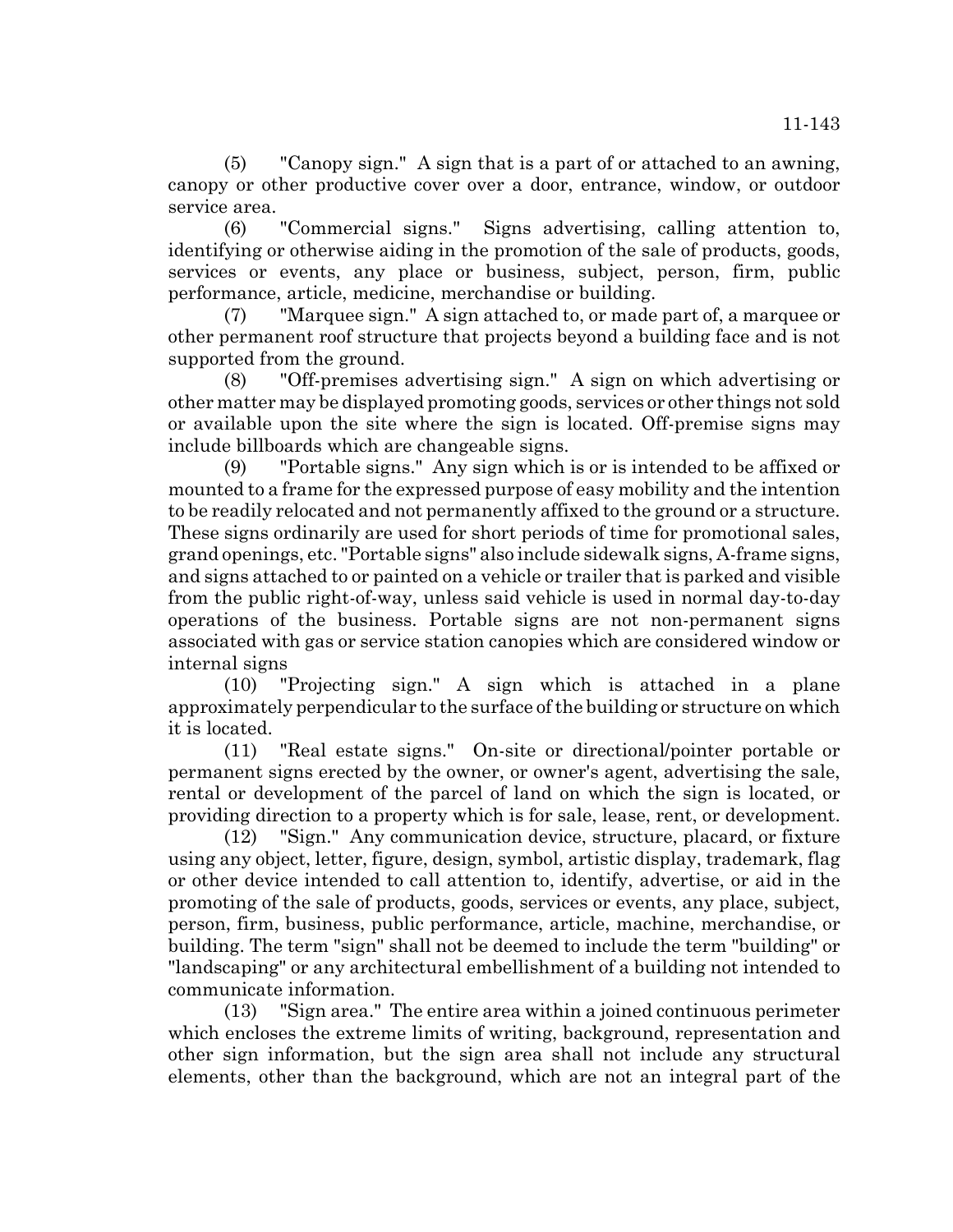(5) "Canopy sign." A sign that is a part of or attached to an awning, canopy or other productive cover over a door, entrance, window, or outdoor service area.

(6) "Commercial signs." Signs advertising, calling attention to, identifying or otherwise aiding in the promotion of the sale of products, goods, services or events, any place or business, subject, person, firm, public performance, article, medicine, merchandise or building.

(7) "Marquee sign." A sign attached to, or made part of, a marquee or other permanent roof structure that projects beyond a building face and is not supported from the ground.

(8) "Off-premises advertising sign." A sign on which advertising or other matter may be displayed promoting goods, services or other things not sold or available upon the site where the sign is located. Off-premise signs may include billboards which are changeable signs.

(9) "Portable signs." Any sign which is or is intended to be affixed or mounted to a frame for the expressed purpose of easy mobility and the intention to be readily relocated and not permanently affixed to the ground or a structure. These signs ordinarily are used for short periods of time for promotional sales, grand openings, etc. "Portable signs" also include sidewalk signs, A-frame signs, and signs attached to or painted on a vehicle or trailer that is parked and visible from the public right-of-way, unless said vehicle is used in normal day-to-day operations of the business. Portable signs are not non-permanent signs associated with gas or service station canopies which are considered window or internal signs

(10) "Projecting sign." A sign which is attached in a plane approximately perpendicular to the surface of the building or structure on which it is located.

(11) "Real estate signs." On-site or directional/pointer portable or permanent signs erected by the owner, or owner's agent, advertising the sale, rental or development of the parcel of land on which the sign is located, or providing direction to a property which is for sale, lease, rent, or development.

(12) "Sign." Any communication device, structure, placard, or fixture using any object, letter, figure, design, symbol, artistic display, trademark, flag or other device intended to call attention to, identify, advertise, or aid in the promoting of the sale of products, goods, services or events, any place, subject, person, firm, business, public performance, article, machine, merchandise, or building. The term "sign" shall not be deemed to include the term "building" or "landscaping" or any architectural embellishment of a building not intended to communicate information.

(13) "Sign area." The entire area within a joined continuous perimeter which encloses the extreme limits of writing, background, representation and other sign information, but the sign area shall not include any structural elements, other than the background, which are not an integral part of the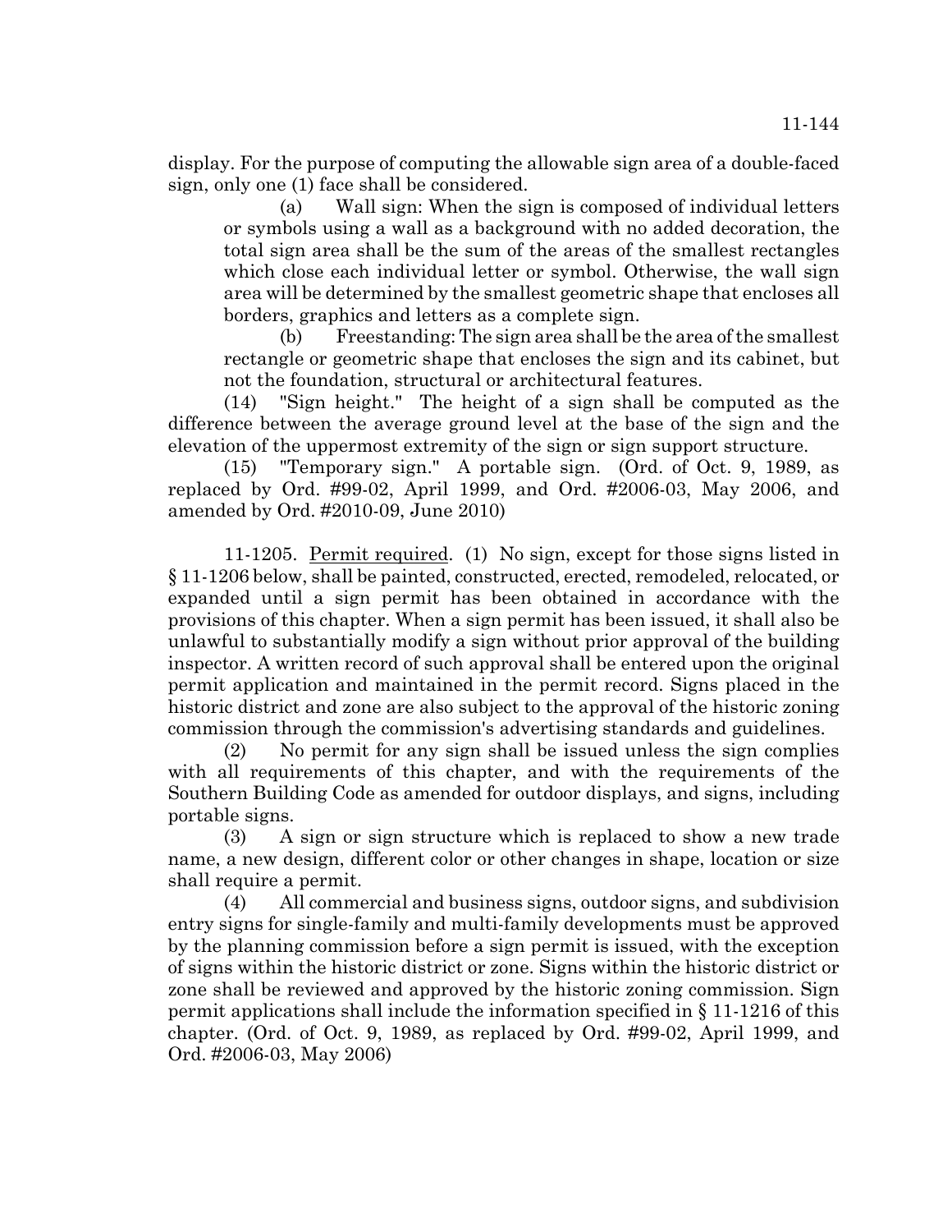display. For the purpose of computing the allowable sign area of a double-faced sign, only one (1) face shall be considered.

(a) Wall sign: When the sign is composed of individual letters or symbols using a wall as a background with no added decoration, the total sign area shall be the sum of the areas of the smallest rectangles which close each individual letter or symbol. Otherwise, the wall sign area will be determined by the smallest geometric shape that encloses all borders, graphics and letters as a complete sign.

(b) Freestanding: The sign area shall be the area of the smallest rectangle or geometric shape that encloses the sign and its cabinet, but not the foundation, structural or architectural features.

(14) "Sign height." The height of a sign shall be computed as the difference between the average ground level at the base of the sign and the elevation of the uppermost extremity of the sign or sign support structure.

(15) "Temporary sign." A portable sign. (Ord. of Oct. 9, 1989, as replaced by Ord. #99-02, April 1999, and Ord. #2006-03, May 2006, and amended by Ord. #2010-09, June 2010)

11-1205. Permit required. (1) No sign, except for those signs listed in § 11-1206 below, shall be painted, constructed, erected, remodeled, relocated, or expanded until a sign permit has been obtained in accordance with the provisions of this chapter. When a sign permit has been issued, it shall also be unlawful to substantially modify a sign without prior approval of the building inspector. A written record of such approval shall be entered upon the original permit application and maintained in the permit record. Signs placed in the historic district and zone are also subject to the approval of the historic zoning commission through the commission's advertising standards and guidelines.

(2) No permit for any sign shall be issued unless the sign complies with all requirements of this chapter, and with the requirements of the Southern Building Code as amended for outdoor displays, and signs, including portable signs.

(3) A sign or sign structure which is replaced to show a new trade name, a new design, different color or other changes in shape, location or size shall require a permit.

(4) All commercial and business signs, outdoor signs, and subdivision entry signs for single-family and multi-family developments must be approved by the planning commission before a sign permit is issued, with the exception of signs within the historic district or zone. Signs within the historic district or zone shall be reviewed and approved by the historic zoning commission. Sign permit applications shall include the information specified in § 11-1216 of this chapter. (Ord. of Oct. 9, 1989, as replaced by Ord. #99-02, April 1999, and Ord. #2006-03, May 2006)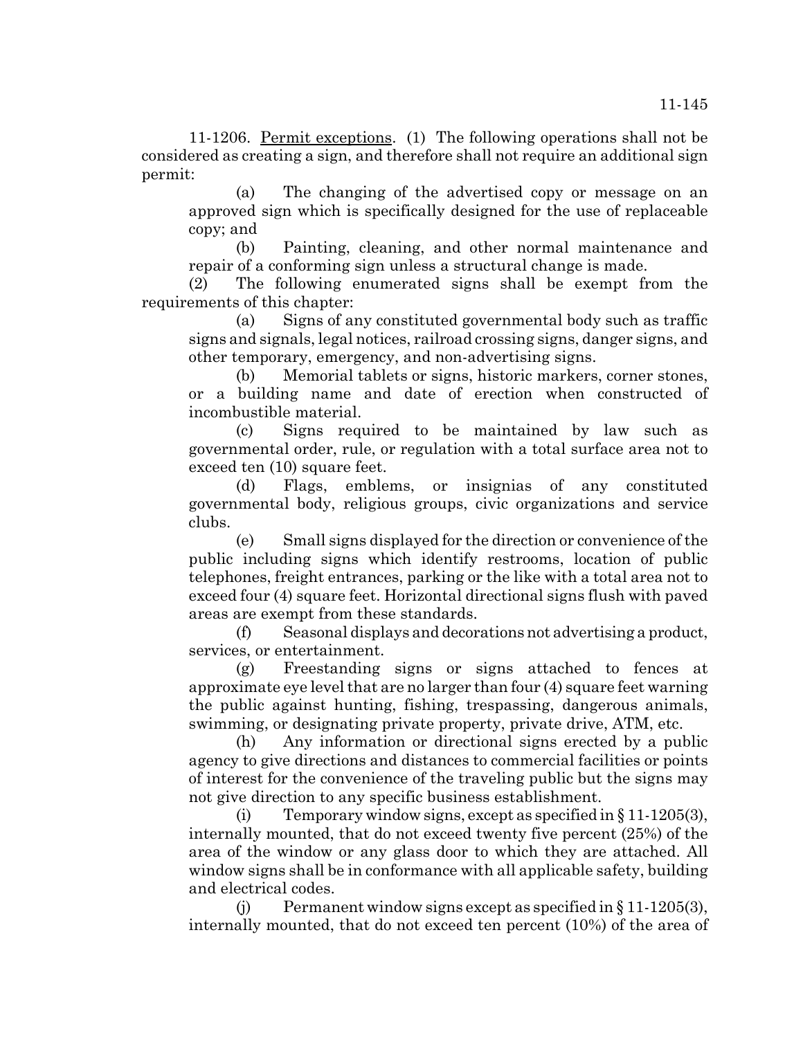11-1206. <u>Permit exceptions</u>. (1) The following operations shall not be considered as creating a sign, and therefore shall not require an additional sign permit:

(a) The changing of the advertised copy or message on an approved sign which is specifically designed for the use of replaceable copy; and

(b) Painting, cleaning, and other normal maintenance and repair of a conforming sign unless a structural change is made.

(2) The following enumerated signs shall be exempt from the requirements of this chapter:

(a) Signs of any constituted governmental body such as traffic signs and signals, legal notices, railroad crossing signs, danger signs, and other temporary, emergency, and non-advertising signs.

(b) Memorial tablets or signs, historic markers, corner stones, or a building name and date of erection when constructed of incombustible material.

(c) Signs required to be maintained by law such as governmental order, rule, or regulation with a total surface area not to exceed ten (10) square feet.

(d) Flags, emblems, or insignias of any constituted governmental body, religious groups, civic organizations and service clubs.

(e) Small signs displayed for the direction or convenience of the public including signs which identify restrooms, location of public telephones, freight entrances, parking or the like with a total area not to exceed four (4) square feet. Horizontal directional signs flush with paved areas are exempt from these standards.

(f) Seasonal displays and decorations not advertising a product, services, or entertainment.

(g) Freestanding signs or signs attached to fences at approximate eye level that are no larger than four (4) square feet warning the public against hunting, fishing, trespassing, dangerous animals, swimming, or designating private property, private drive, ATM, etc.

(h) Any information or directional signs erected by a public agency to give directions and distances to commercial facilities or points of interest for the convenience of the traveling public but the signs may not give direction to any specific business establishment.

(i) Temporary window signs, except as specified in § 11-1205(3), internally mounted, that do not exceed twenty five percent (25%) of the area of the window or any glass door to which they are attached. All window signs shall be in conformance with all applicable safety, building and electrical codes.

(j) Permanent window signs except as specified in § 11-1205(3), internally mounted, that do not exceed ten percent (10%) of the area of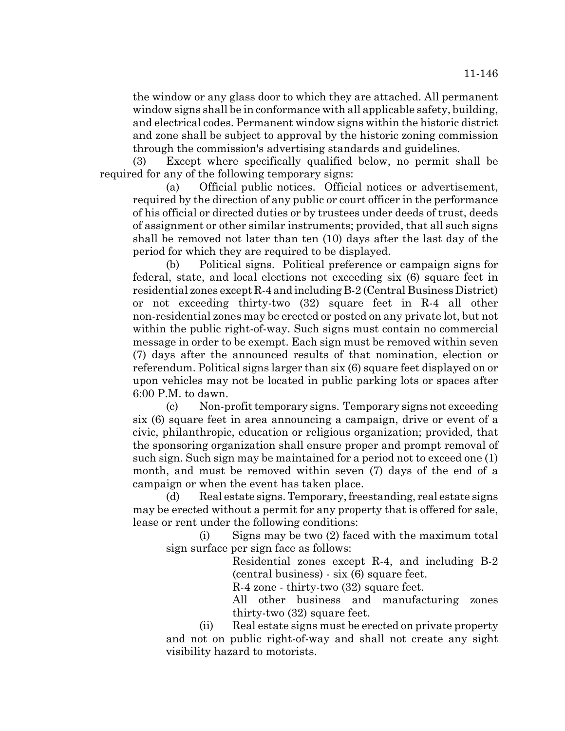the window or any glass door to which they are attached. All permanent window signs shall be in conformance with all applicable safety, building, and electrical codes. Permanent window signs within the historic district and zone shall be subject to approval by the historic zoning commission through the commission's advertising standards and guidelines.

(3) Except where specifically qualified below, no permit shall be required for any of the following temporary signs:

(a) Official public notices. Official notices or advertisement, required by the direction of any public or court officer in the performance of his official or directed duties or by trustees under deeds of trust, deeds of assignment or other similar instruments; provided, that all such signs shall be removed not later than ten (10) days after the last day of the period for which they are required to be displayed.

(b) Political signs. Political preference or campaign signs for federal, state, and local elections not exceeding six (6) square feet in residential zones except R-4 and including B-2 (Central Business District) or not exceeding thirty-two (32) square feet in R-4 all other non-residential zones may be erected or posted on any private lot, but not within the public right-of-way. Such signs must contain no commercial message in order to be exempt. Each sign must be removed within seven (7) days after the announced results of that nomination, election or referendum. Political signs larger than six (6) square feet displayed on or upon vehicles may not be located in public parking lots or spaces after 6:00 P.M. to dawn.

(c) Non-profit temporary signs. Temporary signs not exceeding six (6) square feet in area announcing a campaign, drive or event of a civic, philanthropic, education or religious organization; provided, that the sponsoring organization shall ensure proper and prompt removal of such sign. Such sign may be maintained for a period not to exceed one (1) month, and must be removed within seven (7) days of the end of a campaign or when the event has taken place.

(d) Real estate signs. Temporary, freestanding, real estate signs may be erected without a permit for any property that is offered for sale, lease or rent under the following conditions:

(i) Signs may be two (2) faced with the maximum total sign surface per sign face as follows:

Residential zones except R-4, and including B-2 (central business) - six (6) square feet.

R-4 zone - thirty-two (32) square feet.

All other business and manufacturing zones thirty-two (32) square feet.

(ii) Real estate signs must be erected on private property and not on public right-of-way and shall not create any sight visibility hazard to motorists.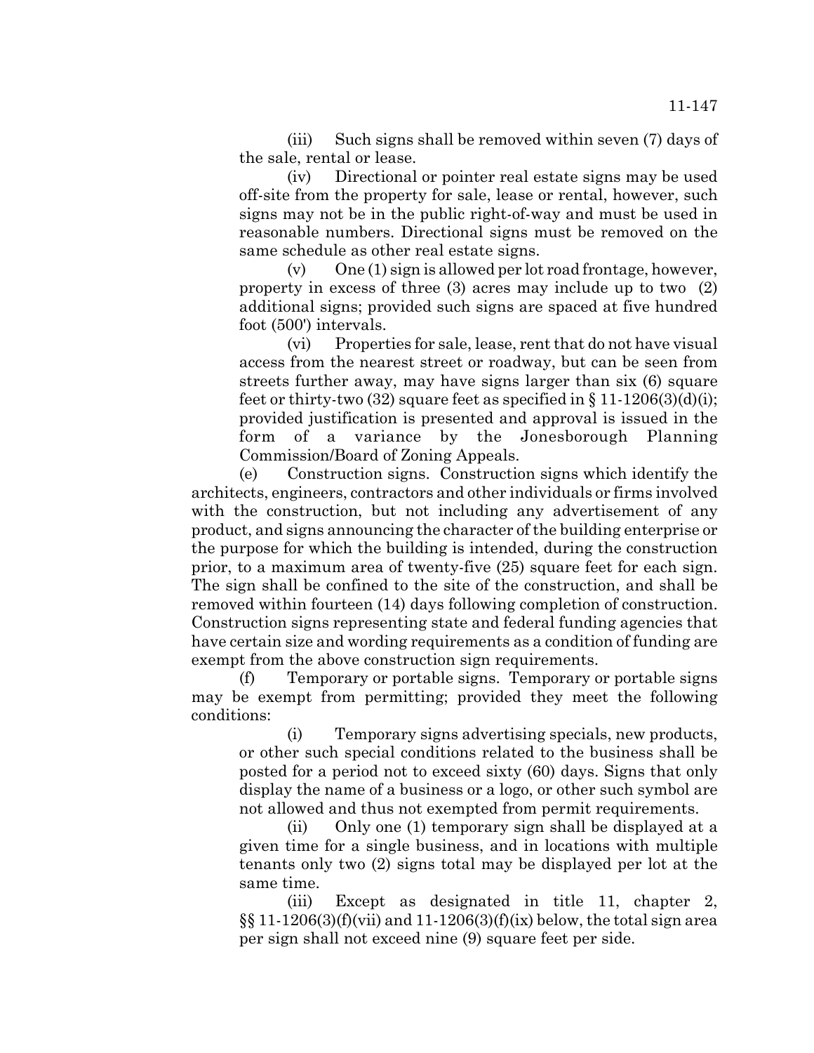(iii) Such signs shall be removed within seven (7) days of the sale, rental or lease.

(iv) Directional or pointer real estate signs may be used off-site from the property for sale, lease or rental, however, such signs may not be in the public right-of-way and must be used in reasonable numbers. Directional signs must be removed on the same schedule as other real estate signs.

(v) One (1) sign is allowed per lot road frontage, however, property in excess of three (3) acres may include up to two (2) additional signs; provided such signs are spaced at five hundred foot (500') intervals.

(vi) Properties for sale, lease, rent that do not have visual access from the nearest street or roadway, but can be seen from streets further away, may have signs larger than six (6) square feet or thirty-two (32) square feet as specified in § 11-1206(3)(d)(i); provided justification is presented and approval is issued in the form of a variance by the Jonesborough Planning Commission/Board of Zoning Appeals.

(e) Construction signs. Construction signs which identify the architects, engineers, contractors and other individuals or firms involved with the construction, but not including any advertisement of any product, and signs announcing the character of the building enterprise or the purpose for which the building is intended, during the construction prior, to a maximum area of twenty-five (25) square feet for each sign. The sign shall be confined to the site of the construction, and shall be removed within fourteen (14) days following completion of construction. Construction signs representing state and federal funding agencies that have certain size and wording requirements as a condition of funding are exempt from the above construction sign requirements.

(f) Temporary or portable signs. Temporary or portable signs may be exempt from permitting; provided they meet the following conditions:

(i) Temporary signs advertising specials, new products, or other such special conditions related to the business shall be posted for a period not to exceed sixty (60) days. Signs that only display the name of a business or a logo, or other such symbol are not allowed and thus not exempted from permit requirements.

(ii) Only one (1) temporary sign shall be displayed at a given time for a single business, and in locations with multiple tenants only two (2) signs total may be displayed per lot at the same time.

(iii) Except as designated in title 11, chapter 2, §§ 11-1206(3)(f)(vii) and 11-1206(3)(f)(ix) below, the total sign area per sign shall not exceed nine (9) square feet per side.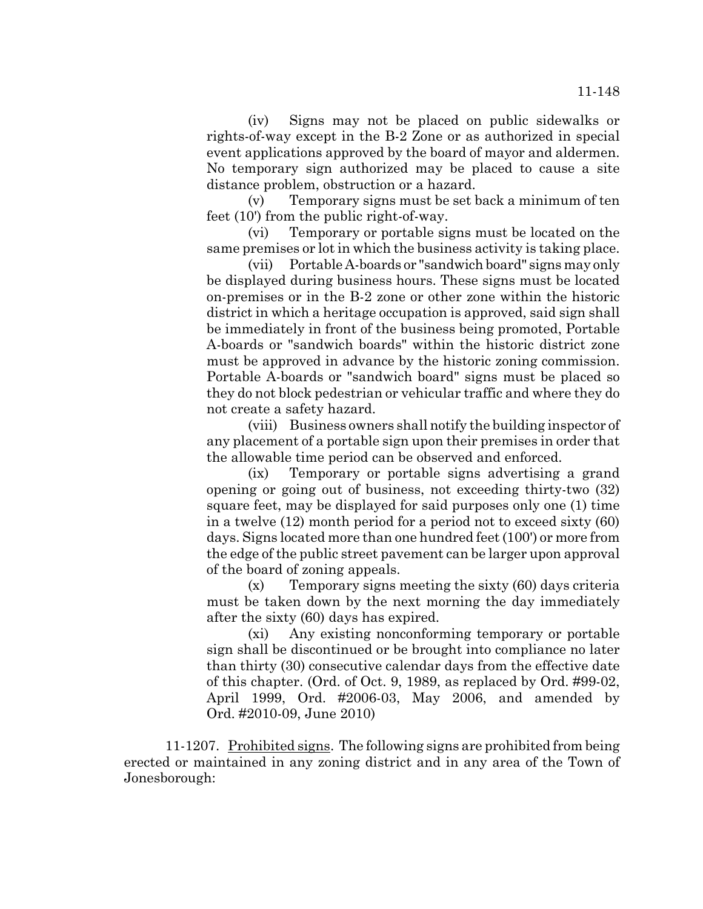(iv) Signs may not be placed on public sidewalks or rights-of-way except in the B-2 Zone or as authorized in special event applications approved by the board of mayor and aldermen. No temporary sign authorized may be placed to cause a site distance problem, obstruction or a hazard.

(v) Temporary signs must be set back a minimum of ten feet (10') from the public right-of-way.

(vi) Temporary or portable signs must be located on the same premises or lot in which the business activity is taking place.

(vii) Portable A-boards or "sandwich board" signs may only be displayed during business hours. These signs must be located on-premises or in the B-2 zone or other zone within the historic district in which a heritage occupation is approved, said sign shall be immediately in front of the business being promoted, Portable A-boards or "sandwich boards" within the historic district zone must be approved in advance by the historic zoning commission. Portable A-boards or "sandwich board" signs must be placed so they do not block pedestrian or vehicular traffic and where they do not create a safety hazard.

(viii) Business owners shall notify the building inspector of any placement of a portable sign upon their premises in order that the allowable time period can be observed and enforced.

(ix) Temporary or portable signs advertising a grand opening or going out of business, not exceeding thirty-two (32) square feet, may be displayed for said purposes only one (1) time in a twelve (12) month period for a period not to exceed sixty (60) days. Signs located more than one hundred feet (100') or more from the edge of the public street pavement can be larger upon approval of the board of zoning appeals.

(x) Temporary signs meeting the sixty (60) days criteria must be taken down by the next morning the day immediately after the sixty (60) days has expired.

(xi) Any existing nonconforming temporary or portable sign shall be discontinued or be brought into compliance no later than thirty (30) consecutive calendar days from the effective date of this chapter. (Ord. of Oct. 9, 1989, as replaced by Ord. #99-02, April 1999, Ord. #2006-03, May 2006, and amended by Ord. #2010-09, June 2010)

11-1207. Prohibited signs. The following signs are prohibited from being erected or maintained in any zoning district and in any area of the Town of Jonesborough: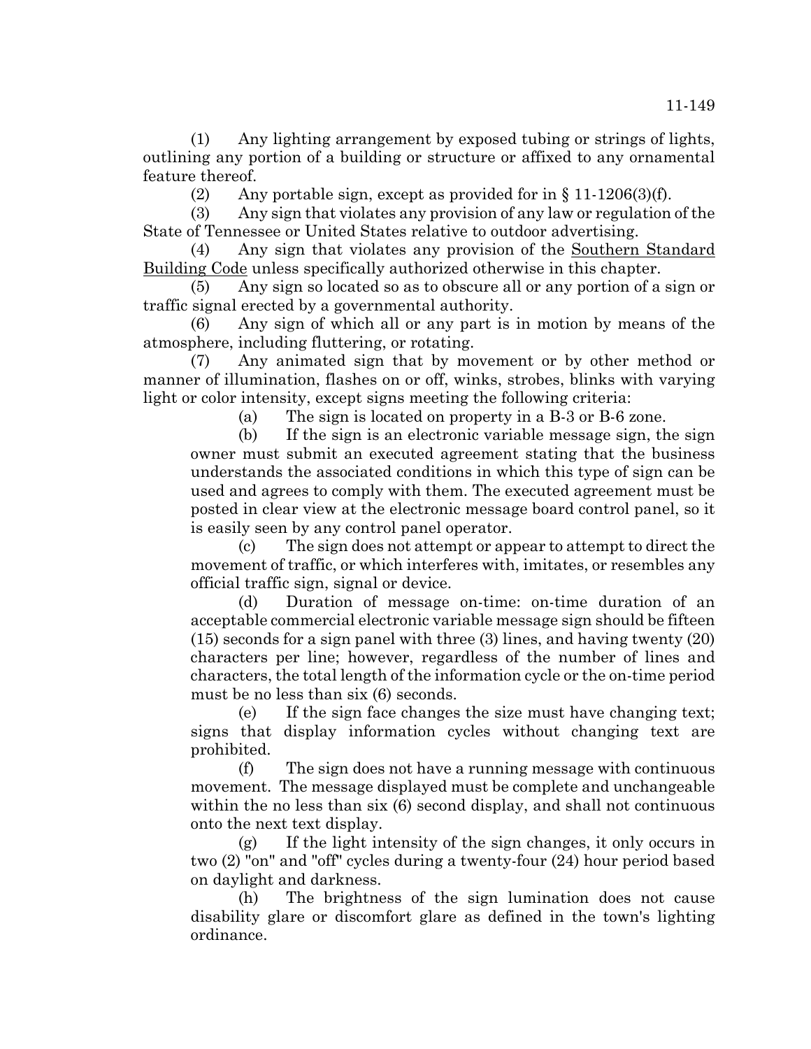(1) Any lighting arrangement by exposed tubing or strings of lights, outlining any portion of a building or structure or affixed to any ornamental feature thereof.

(2) Any portable sign, except as provided for in § 11-1206(3)(f).

(3) Any sign that violates any provision of any law or regulation of the State of Tennessee or United States relative to outdoor advertising.

(4) Any sign that violates any provision of the Southern Standard Building Code unless specifically authorized otherwise in this chapter.

(5) Any sign so located so as to obscure all or any portion of a sign or traffic signal erected by a governmental authority.

(6) Any sign of which all or any part is in motion by means of the atmosphere, including fluttering, or rotating.

(7) Any animated sign that by movement or by other method or manner of illumination, flashes on or off, winks, strobes, blinks with varying light or color intensity, except signs meeting the following criteria:

(a) The sign is located on property in a B-3 or B-6 zone.

(b) If the sign is an electronic variable message sign, the sign owner must submit an executed agreement stating that the business understands the associated conditions in which this type of sign can be used and agrees to comply with them. The executed agreement must be posted in clear view at the electronic message board control panel, so it is easily seen by any control panel operator.

(c) The sign does not attempt or appear to attempt to direct the movement of traffic, or which interferes with, imitates, or resembles any official traffic sign, signal or device.

(d) Duration of message on-time: on-time duration of an acceptable commercial electronic variable message sign should be fifteen (15) seconds for a sign panel with three (3) lines, and having twenty (20) characters per line; however, regardless of the number of lines and characters, the total length of the information cycle or the on-time period must be no less than six (6) seconds.

(e) If the sign face changes the size must have changing text; signs that display information cycles without changing text are prohibited.

(f) The sign does not have a running message with continuous movement. The message displayed must be complete and unchangeable within the no less than six (6) second display, and shall not continuous onto the next text display.

(g) If the light intensity of the sign changes, it only occurs in two (2) "on" and "off" cycles during a twenty-four (24) hour period based on daylight and darkness.

(h) The brightness of the sign lumination does not cause disability glare or discomfort glare as defined in the town's lighting ordinance.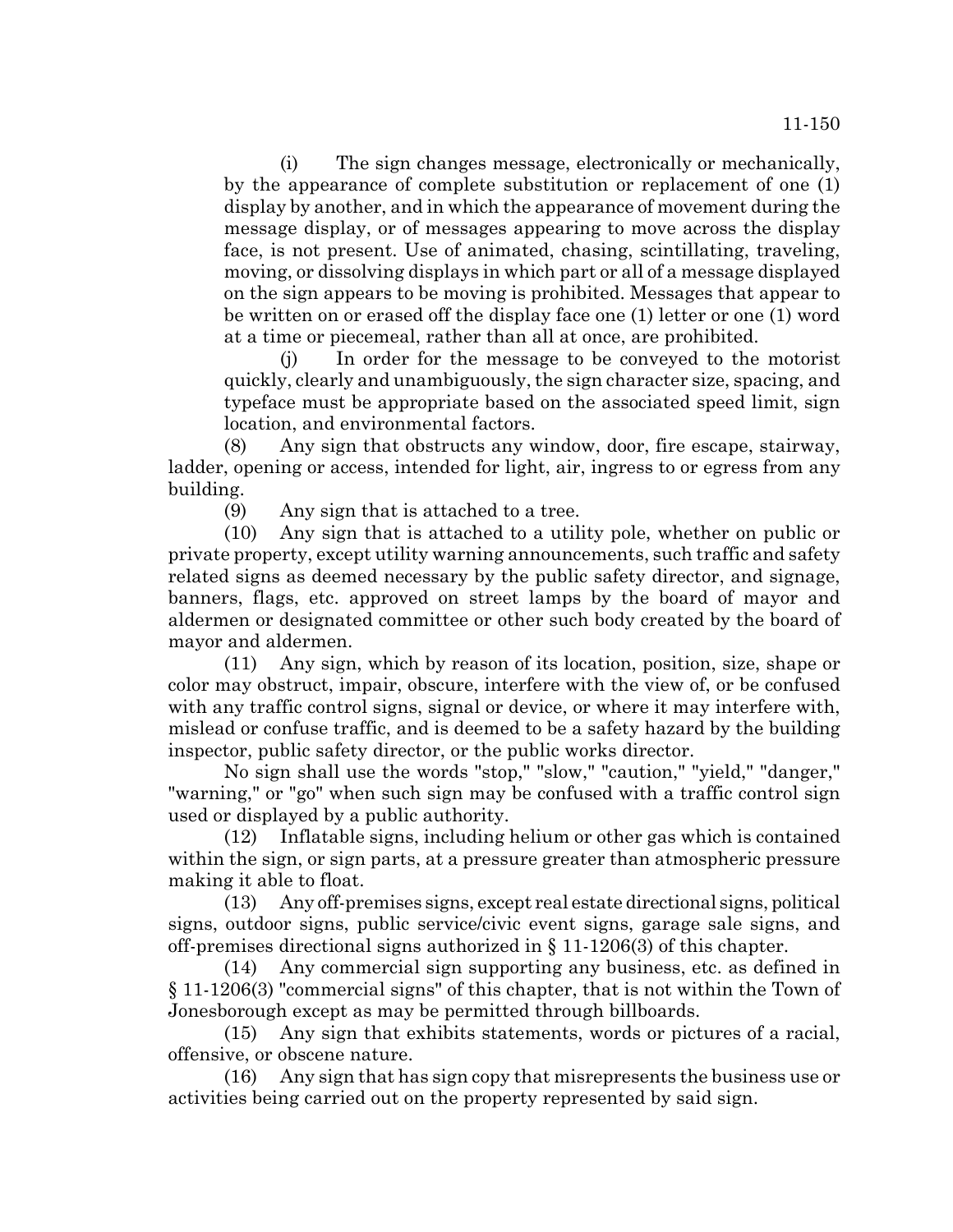(i) The sign changes message, electronically or mechanically, by the appearance of complete substitution or replacement of one (1) display by another, and in which the appearance of movement during the message display, or of messages appearing to move across the display face, is not present. Use of animated, chasing, scintillating, traveling, moving, or dissolving displays in which part or all of a message displayed on the sign appears to be moving is prohibited. Messages that appear to be written on or erased off the display face one (1) letter or one (1) word at a time or piecemeal, rather than all at once, are prohibited.

(j) In order for the message to be conveyed to the motorist quickly, clearly and unambiguously, the sign character size, spacing, and typeface must be appropriate based on the associated speed limit, sign location, and environmental factors.

(8) Any sign that obstructs any window, door, fire escape, stairway, ladder, opening or access, intended for light, air, ingress to or egress from any building.

(9) Any sign that is attached to a tree.

(10) Any sign that is attached to a utility pole, whether on public or private property, except utility warning announcements, such traffic and safety related signs as deemed necessary by the public safety director, and signage, banners, flags, etc. approved on street lamps by the board of mayor and aldermen or designated committee or other such body created by the board of mayor and aldermen.

(11) Any sign, which by reason of its location, position, size, shape or color may obstruct, impair, obscure, interfere with the view of, or be confused with any traffic control signs, signal or device, or where it may interfere with, mislead or confuse traffic, and is deemed to be a safety hazard by the building inspector, public safety director, or the public works director.

No sign shall use the words "stop," "slow," "caution," "yield," "danger," "warning," or "go" when such sign may be confused with a traffic control sign used or displayed by a public authority.

(12) Inflatable signs, including helium or other gas which is contained within the sign, or sign parts, at a pressure greater than atmospheric pressure making it able to float.

(13) Any off-premises signs, except real estate directional signs, political signs, outdoor signs, public service/civic event signs, garage sale signs, and off-premises directional signs authorized in § 11-1206(3) of this chapter.

(14) Any commercial sign supporting any business, etc. as defined in § 11-1206(3) "commercial signs" of this chapter, that is not within the Town of Jonesborough except as may be permitted through billboards.

(15) Any sign that exhibits statements, words or pictures of a racial, offensive, or obscene nature.

(16) Any sign that has sign copy that misrepresents the business use or activities being carried out on the property represented by said sign.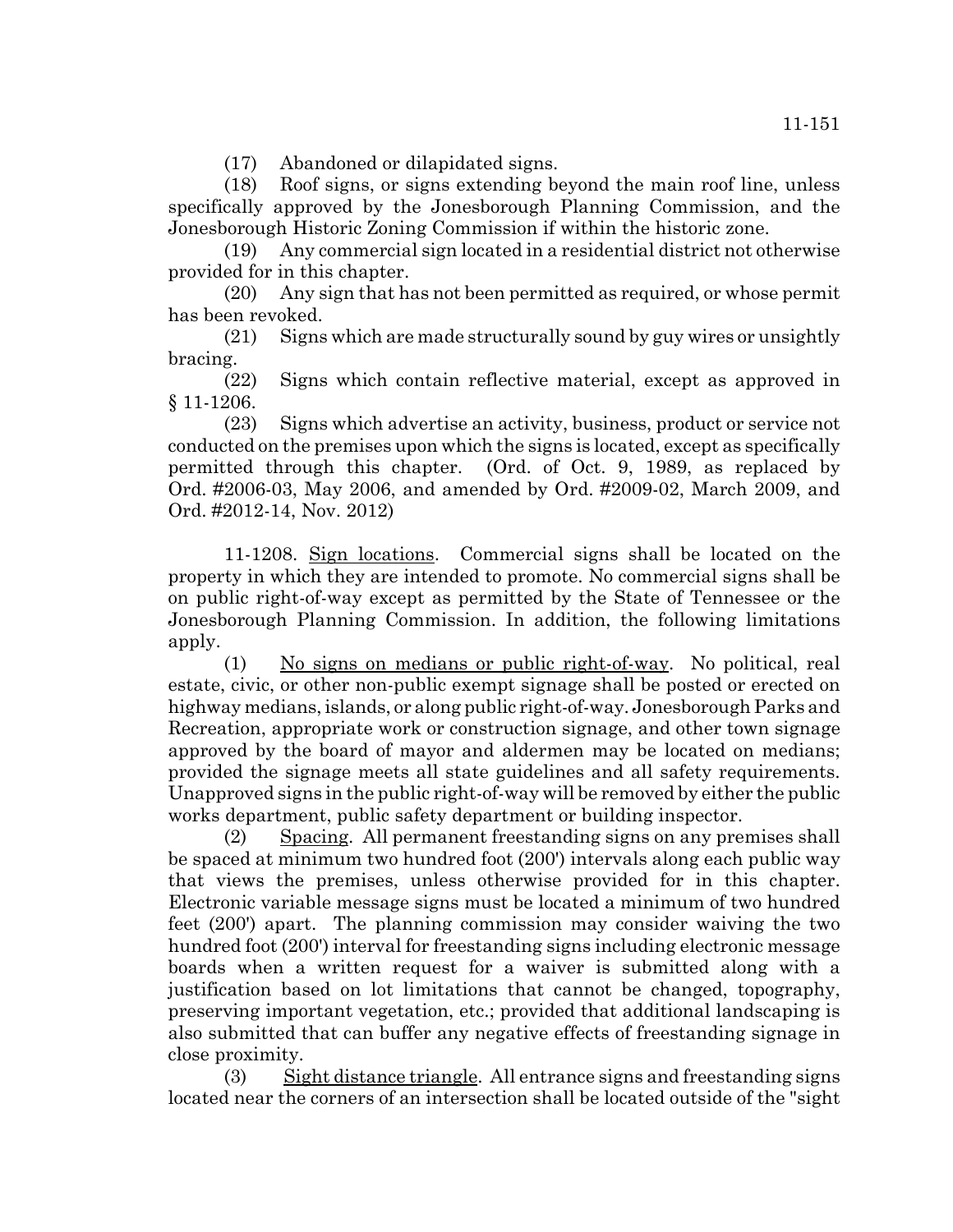(17) Abandoned or dilapidated signs.

(18) Roof signs, or signs extending beyond the main roof line, unless specifically approved by the Jonesborough Planning Commission, and the Jonesborough Historic Zoning Commission if within the historic zone.

(19) Any commercial sign located in a residential district not otherwise provided for in this chapter.

(20) Any sign that has not been permitted as required, or whose permit has been revoked.

(21) Signs which are made structurally sound by guy wires or unsightly bracing.

(22) Signs which contain reflective material, except as approved in § 11-1206.

(23) Signs which advertise an activity, business, product or service not conducted on the premises upon which the signs is located, except as specifically permitted through this chapter. (Ord. of Oct. 9, 1989, as replaced by Ord. #2006-03, May 2006, and amended by Ord. #2009-02, March 2009, and Ord. #2012-14, Nov. 2012)

11-1208. Sign locations. Commercial signs shall be located on the property in which they are intended to promote. No commercial signs shall be on public right-of-way except as permitted by the State of Tennessee or the Jonesborough Planning Commission. In addition, the following limitations apply.

(1) No signs on medians or public right-of-way. No political, real estate, civic, or other non-public exempt signage shall be posted or erected on highway medians, islands, or along public right-of-way. Jonesborough Parks and Recreation, appropriate work or construction signage, and other town signage approved by the board of mayor and aldermen may be located on medians; provided the signage meets all state guidelines and all safety requirements. Unapproved signs in the public right-of-way will be removed by either the public works department, public safety department or building inspector.

(2) Spacing. All permanent freestanding signs on any premises shall be spaced at minimum two hundred foot (200') intervals along each public way that views the premises, unless otherwise provided for in this chapter. Electronic variable message signs must be located a minimum of two hundred feet (200') apart. The planning commission may consider waiving the two hundred foot (200') interval for freestanding signs including electronic message boards when a written request for a waiver is submitted along with a justification based on lot limitations that cannot be changed, topography, preserving important vegetation, etc.; provided that additional landscaping is also submitted that can buffer any negative effects of freestanding signage in close proximity.

(3) Sight distance triangle. All entrance signs and freestanding signs located near the corners of an intersection shall be located outside of the "sight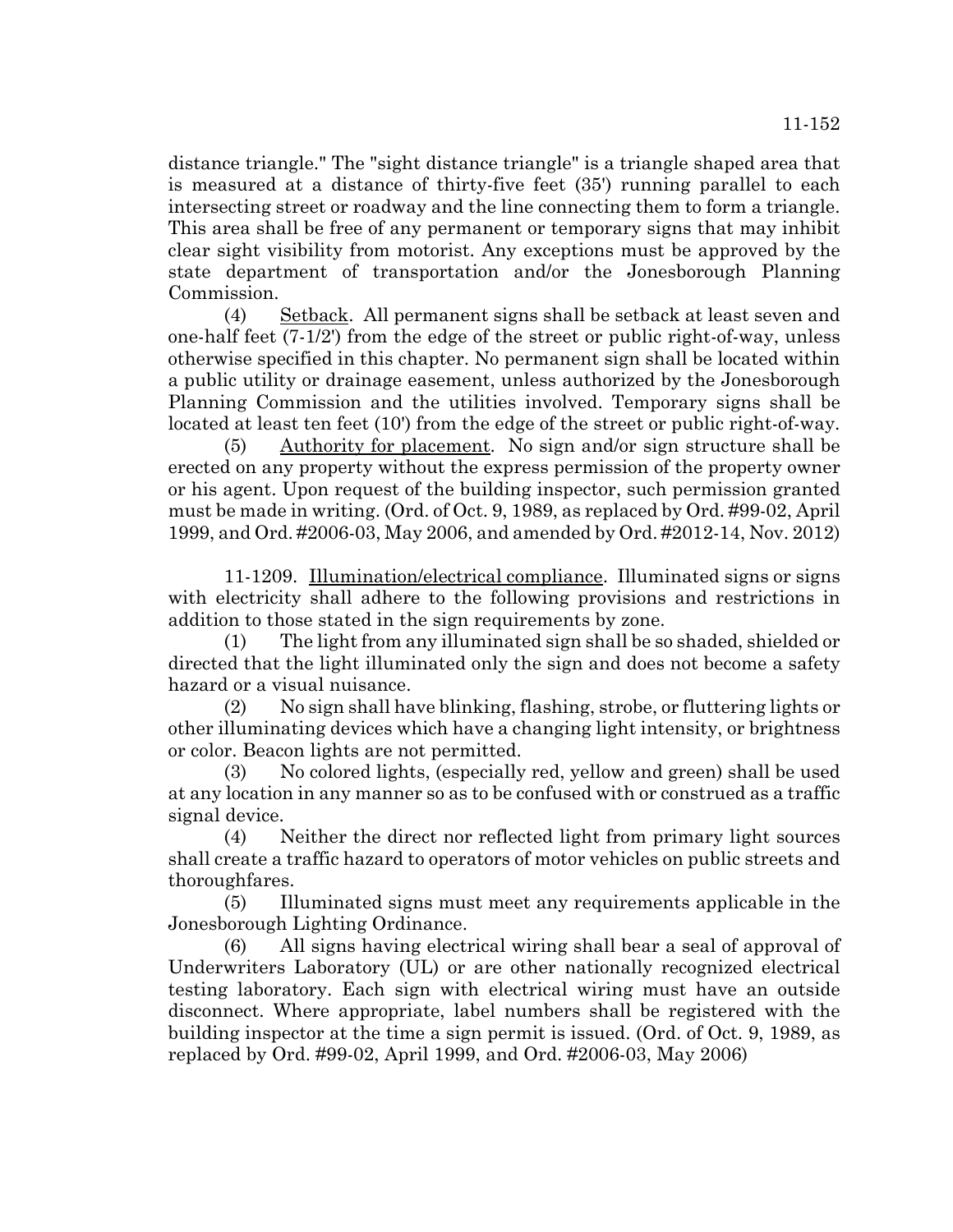distance triangle." The "sight distance triangle" is a triangle shaped area that is measured at a distance of thirty-five feet (35') running parallel to each intersecting street or roadway and the line connecting them to form a triangle. This area shall be free of any permanent or temporary signs that may inhibit clear sight visibility from motorist. Any exceptions must be approved by the state department of transportation and/or the Jonesborough Planning Commission.

(4) Setback. All permanent signs shall be setback at least seven and one-half feet (7-1/2') from the edge of the street or public right-of-way, unless otherwise specified in this chapter. No permanent sign shall be located within a public utility or drainage easement, unless authorized by the Jonesborough Planning Commission and the utilities involved. Temporary signs shall be located at least ten feet (10') from the edge of the street or public right-of-way.

(5) Authority for placement. No sign and/or sign structure shall be erected on any property without the express permission of the property owner or his agent. Upon request of the building inspector, such permission granted must be made in writing. (Ord. of Oct. 9, 1989, as replaced by Ord. #99-02, April 1999, and Ord. #2006-03, May 2006, and amended by Ord. #2012-14, Nov. 2012)

11-1209. Illumination/electrical compliance. Illuminated signs or signs with electricity shall adhere to the following provisions and restrictions in addition to those stated in the sign requirements by zone.

(1) The light from any illuminated sign shall be so shaded, shielded or directed that the light illuminated only the sign and does not become a safety hazard or a visual nuisance.

(2) No sign shall have blinking, flashing, strobe, or fluttering lights or other illuminating devices which have a changing light intensity, or brightness or color. Beacon lights are not permitted.

(3) No colored lights, (especially red, yellow and green) shall be used at any location in any manner so as to be confused with or construed as a traffic signal device.

(4) Neither the direct nor reflected light from primary light sources shall create a traffic hazard to operators of motor vehicles on public streets and thoroughfares.

(5) Illuminated signs must meet any requirements applicable in the Jonesborough Lighting Ordinance.

(6) All signs having electrical wiring shall bear a seal of approval of Underwriters Laboratory (UL) or are other nationally recognized electrical testing laboratory. Each sign with electrical wiring must have an outside disconnect. Where appropriate, label numbers shall be registered with the building inspector at the time a sign permit is issued. (Ord. of Oct. 9, 1989, as replaced by Ord. #99-02, April 1999, and Ord. #2006-03, May 2006)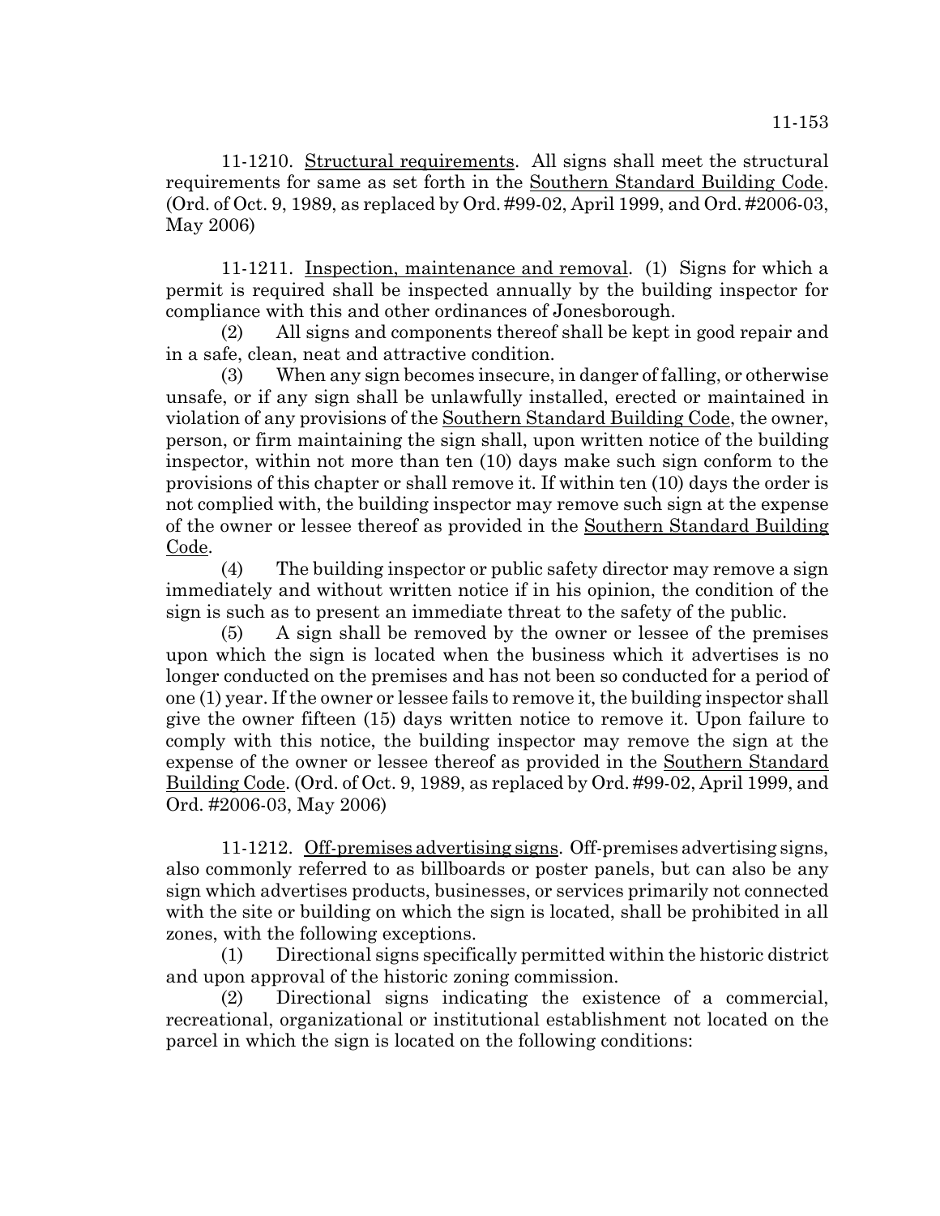11-1210. Structural requirements. All signs shall meet the structural requirements for same as set forth in the Southern Standard Building Code. (Ord. of Oct. 9, 1989, as replaced by Ord. #99-02, April 1999, and Ord. #2006-03, May 2006)

11-1211. Inspection, maintenance and removal. (1) Signs for which a permit is required shall be inspected annually by the building inspector for compliance with this and other ordinances of Jonesborough.

(2) All signs and components thereof shall be kept in good repair and in a safe, clean, neat and attractive condition.

(3) When any sign becomes insecure, in danger of falling, or otherwise unsafe, or if any sign shall be unlawfully installed, erected or maintained in violation of any provisions of the Southern Standard Building Code, the owner, person, or firm maintaining the sign shall, upon written notice of the building inspector, within not more than ten (10) days make such sign conform to the provisions of this chapter or shall remove it. If within ten (10) days the order is not complied with, the building inspector may remove such sign at the expense of the owner or lessee thereof as provided in the Southern Standard Building Code.

(4) The building inspector or public safety director may remove a sign immediately and without written notice if in his opinion, the condition of the sign is such as to present an immediate threat to the safety of the public.

(5) A sign shall be removed by the owner or lessee of the premises upon which the sign is located when the business which it advertises is no longer conducted on the premises and has not been so conducted for a period of one (1) year. If the owner or lessee fails to remove it, the building inspector shall give the owner fifteen (15) days written notice to remove it. Upon failure to comply with this notice, the building inspector may remove the sign at the expense of the owner or lessee thereof as provided in the Southern Standard Building Code. (Ord. of Oct. 9, 1989, as replaced by Ord. #99-02, April 1999, and Ord. #2006-03, May 2006)

11-1212. Off-premises advertising signs. Off-premises advertising signs, also commonly referred to as billboards or poster panels, but can also be any sign which advertises products, businesses, or services primarily not connected with the site or building on which the sign is located, shall be prohibited in all zones, with the following exceptions.

(1) Directional signs specifically permitted within the historic district and upon approval of the historic zoning commission.

(2) Directional signs indicating the existence of a commercial, recreational, organizational or institutional establishment not located on the parcel in which the sign is located on the following conditions: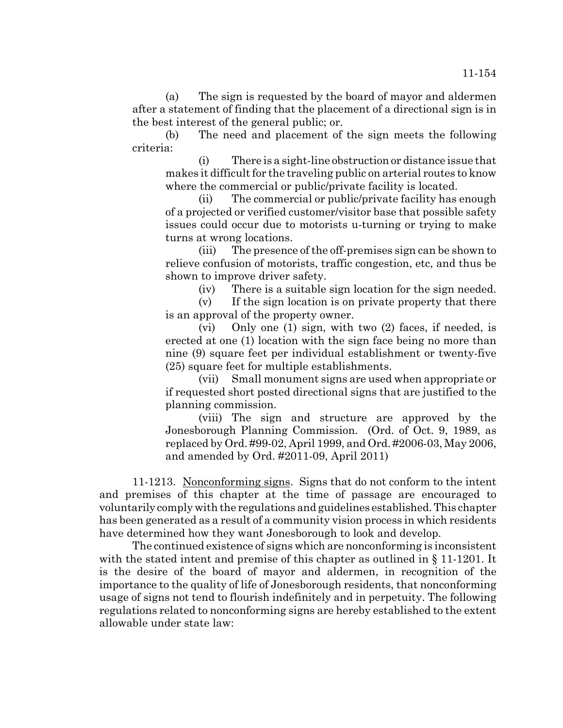(a) The sign is requested by the board of mayor and aldermen after a statement of finding that the placement of a directional sign is in the best interest of the general public; or.

(b) The need and placement of the sign meets the following criteria:

(i) There is a sight-line obstruction or distance issue that makes it difficult for the traveling public on arterial routes to know where the commercial or public/private facility is located.

(ii) The commercial or public/private facility has enough of a projected or verified customer/visitor base that possible safety issues could occur due to motorists u-turning or trying to make turns at wrong locations.

(iii) The presence of the off-premises sign can be shown to relieve confusion of motorists, traffic congestion, etc, and thus be shown to improve driver safety.

(iv) There is a suitable sign location for the sign needed.

(v) If the sign location is on private property that there is an approval of the property owner.

(vi) Only one (1) sign, with two (2) faces, if needed, is erected at one (1) location with the sign face being no more than nine (9) square feet per individual establishment or twenty-five (25) square feet for multiple establishments.

(vii) Small monument signs are used when appropriate or if requested short posted directional signs that are justified to the planning commission.

(viii) The sign and structure are approved by the Jonesborough Planning Commission. (Ord. of Oct. 9, 1989, as replaced by Ord. #99-02, April 1999, and Ord. #2006-03, May 2006, and amended by Ord. #2011-09, April 2011)

11-1213. Nonconforming signs. Signs that do not conform to the intent and premises of this chapter at the time of passage are encouraged to voluntarily comply with the regulations and guidelines established. This chapter has been generated as a result of a community vision process in which residents have determined how they want Jonesborough to look and develop.

The continued existence of signs which are nonconforming is inconsistent with the stated intent and premise of this chapter as outlined in § 11-1201. It is the desire of the board of mayor and aldermen, in recognition of the importance to the quality of life of Jonesborough residents, that nonconforming usage of signs not tend to flourish indefinitely and in perpetuity. The following regulations related to nonconforming signs are hereby established to the extent allowable under state law: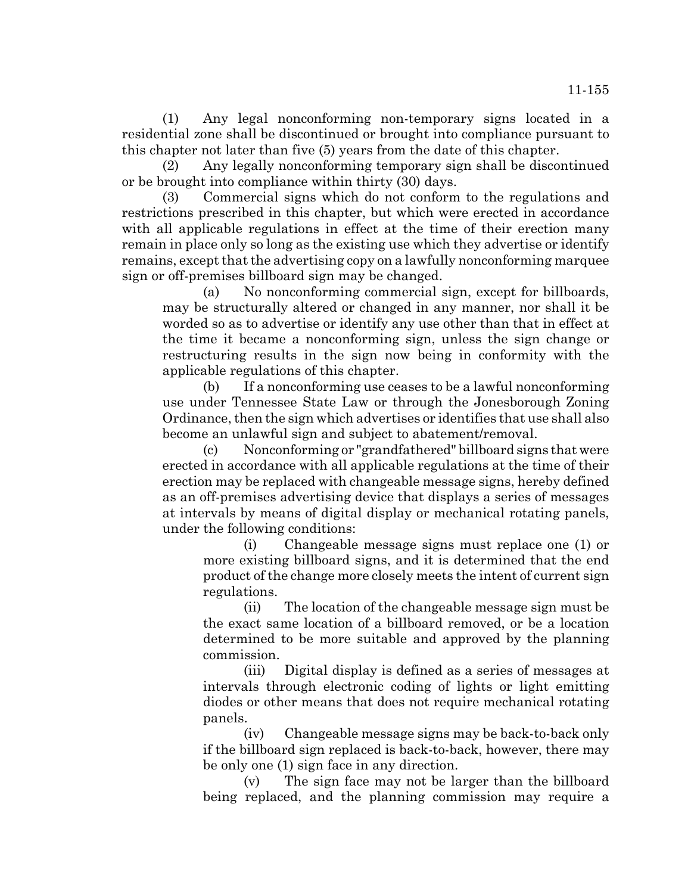(1) Any legal nonconforming non-temporary signs located in a residential zone shall be discontinued or brought into compliance pursuant to this chapter not later than five (5) years from the date of this chapter.

(2) Any legally nonconforming temporary sign shall be discontinued or be brought into compliance within thirty (30) days.

(3) Commercial signs which do not conform to the regulations and restrictions prescribed in this chapter, but which were erected in accordance with all applicable regulations in effect at the time of their erection many remain in place only so long as the existing use which they advertise or identify remains, except that the advertising copy on a lawfully nonconforming marquee sign or off-premises billboard sign may be changed.

(a) No nonconforming commercial sign, except for billboards, may be structurally altered or changed in any manner, nor shall it be worded so as to advertise or identify any use other than that in effect at the time it became a nonconforming sign, unless the sign change or restructuring results in the sign now being in conformity with the applicable regulations of this chapter.

(b) If a nonconforming use ceases to be a lawful nonconforming use under Tennessee State Law or through the Jonesborough Zoning Ordinance, then the sign which advertises or identifies that use shall also become an unlawful sign and subject to abatement/removal.

(c) Nonconforming or "grandfathered" billboard signs that were erected in accordance with all applicable regulations at the time of their erection may be replaced with changeable message signs, hereby defined as an off-premises advertising device that displays a series of messages at intervals by means of digital display or mechanical rotating panels, under the following conditions:

(i) Changeable message signs must replace one (1) or more existing billboard signs, and it is determined that the end product of the change more closely meets the intent of current sign regulations.

(ii) The location of the changeable message sign must be the exact same location of a billboard removed, or be a location determined to be more suitable and approved by the planning commission.

(iii) Digital display is defined as a series of messages at intervals through electronic coding of lights or light emitting diodes or other means that does not require mechanical rotating panels.

(iv) Changeable message signs may be back-to-back only if the billboard sign replaced is back-to-back, however, there may be only one (1) sign face in any direction.

(v) The sign face may not be larger than the billboard being replaced, and the planning commission may require a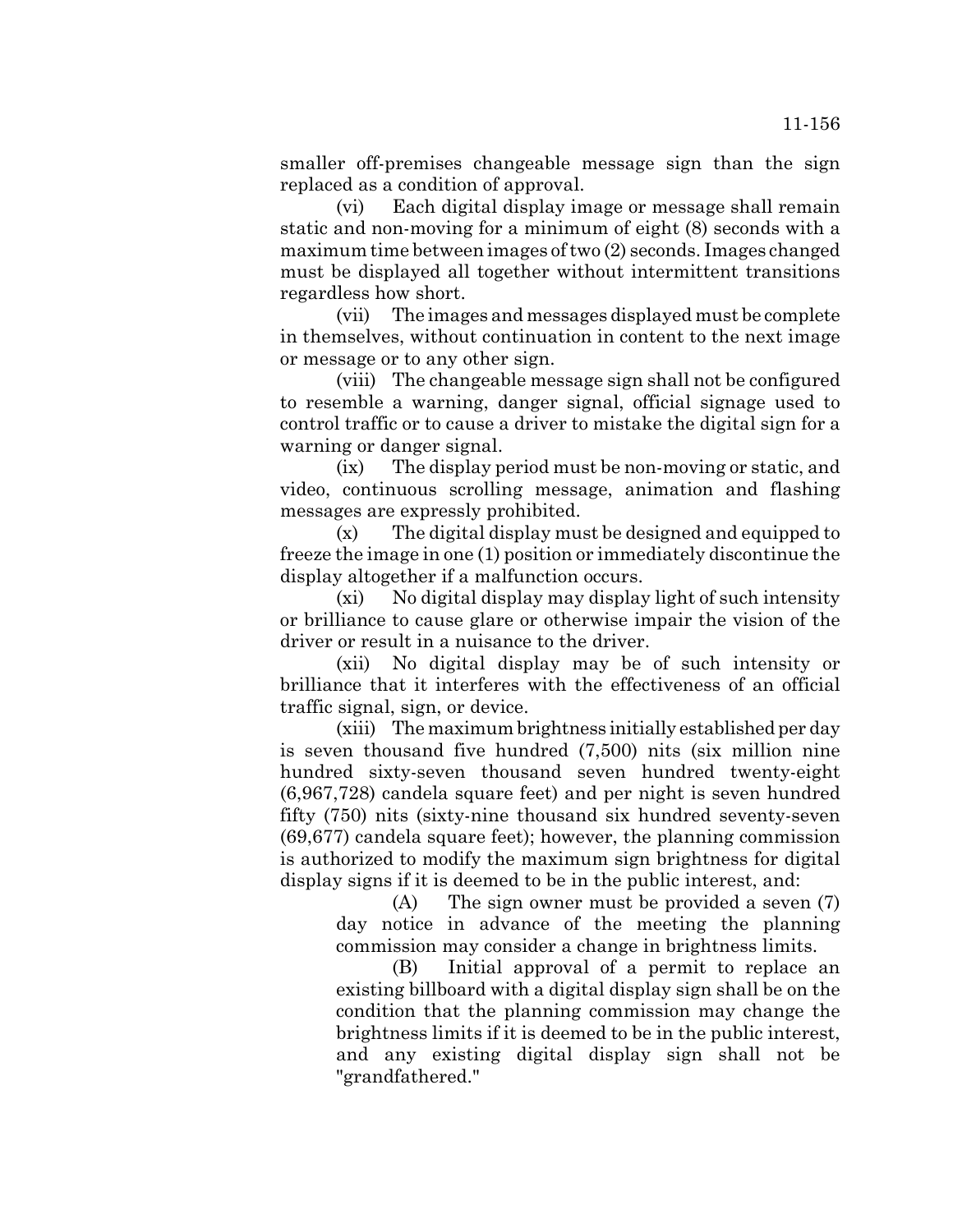smaller off-premises changeable message sign than the sign replaced as a condition of approval.

(vi) Each digital display image or message shall remain static and non-moving for a minimum of eight (8) seconds with a maximum time between images of two (2) seconds. Images changed must be displayed all together without intermittent transitions regardless how short.

(vii) The images and messages displayed must be complete in themselves, without continuation in content to the next image or message or to any other sign.

(viii) The changeable message sign shall not be configured to resemble a warning, danger signal, official signage used to control traffic or to cause a driver to mistake the digital sign for a warning or danger signal.

(ix) The display period must be non-moving or static, and video, continuous scrolling message, animation and flashing messages are expressly prohibited.

(x) The digital display must be designed and equipped to freeze the image in one (1) position or immediately discontinue the display altogether if a malfunction occurs.

(xi) No digital display may display light of such intensity or brilliance to cause glare or otherwise impair the vision of the driver or result in a nuisance to the driver.

(xii) No digital display may be of such intensity or brilliance that it interferes with the effectiveness of an official traffic signal, sign, or device.

(xiii) The maximum brightness initially established per day is seven thousand five hundred (7,500) nits (six million nine hundred sixty-seven thousand seven hundred twenty-eight (6,967,728) candela square feet) and per night is seven hundred fifty (750) nits (sixty-nine thousand six hundred seventy-seven (69,677) candela square feet); however, the planning commission is authorized to modify the maximum sign brightness for digital display signs if it is deemed to be in the public interest, and:

(A) The sign owner must be provided a seven (7) day notice in advance of the meeting the planning commission may consider a change in brightness limits.

(B) Initial approval of a permit to replace an existing billboard with a digital display sign shall be on the condition that the planning commission may change the brightness limits if it is deemed to be in the public interest, and any existing digital display sign shall not be "grandfathered."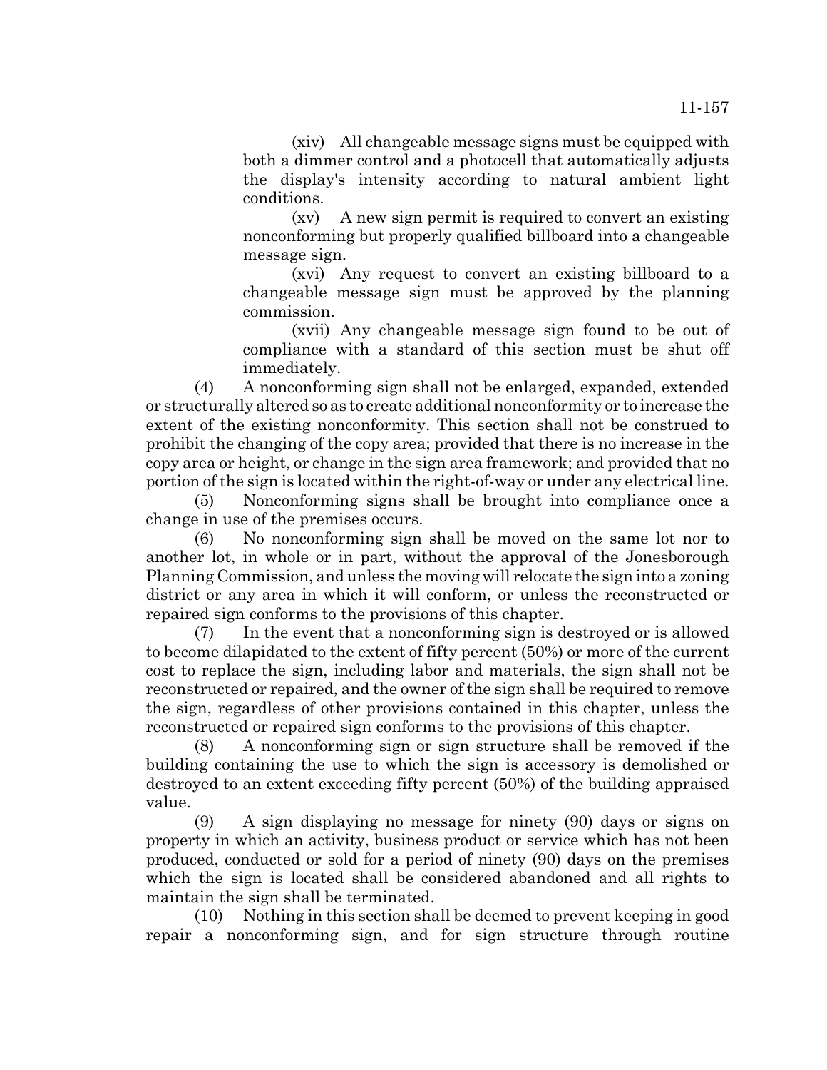(xiv) All changeable message signs must be equipped with both a dimmer control and a photocell that automatically adjusts the display's intensity according to natural ambient light conditions.

(xv) A new sign permit is required to convert an existing nonconforming but properly qualified billboard into a changeable message sign.

(xvi) Any request to convert an existing billboard to a changeable message sign must be approved by the planning commission.

(xvii) Any changeable message sign found to be out of compliance with a standard of this section must be shut off immediately.

(4) A nonconforming sign shall not be enlarged, expanded, extended or structurally altered so as to create additional nonconformity or to increase the extent of the existing nonconformity. This section shall not be construed to prohibit the changing of the copy area; provided that there is no increase in the copy area or height, or change in the sign area framework; and provided that no portion of the sign is located within the right-of-way or under any electrical line.

(5) Nonconforming signs shall be brought into compliance once a change in use of the premises occurs.

(6) No nonconforming sign shall be moved on the same lot nor to another lot, in whole or in part, without the approval of the Jonesborough Planning Commission, and unless the moving will relocate the sign into a zoning district or any area in which it will conform, or unless the reconstructed or repaired sign conforms to the provisions of this chapter.

(7) In the event that a nonconforming sign is destroyed or is allowed to become dilapidated to the extent of fifty percent (50%) or more of the current cost to replace the sign, including labor and materials, the sign shall not be reconstructed or repaired, and the owner of the sign shall be required to remove the sign, regardless of other provisions contained in this chapter, unless the reconstructed or repaired sign conforms to the provisions of this chapter.

(8) A nonconforming sign or sign structure shall be removed if the building containing the use to which the sign is accessory is demolished or destroyed to an extent exceeding fifty percent (50%) of the building appraised value.

(9) A sign displaying no message for ninety (90) days or signs on property in which an activity, business product or service which has not been produced, conducted or sold for a period of ninety (90) days on the premises which the sign is located shall be considered abandoned and all rights to maintain the sign shall be terminated.

(10) Nothing in this section shall be deemed to prevent keeping in good repair a nonconforming sign, and for sign structure through routine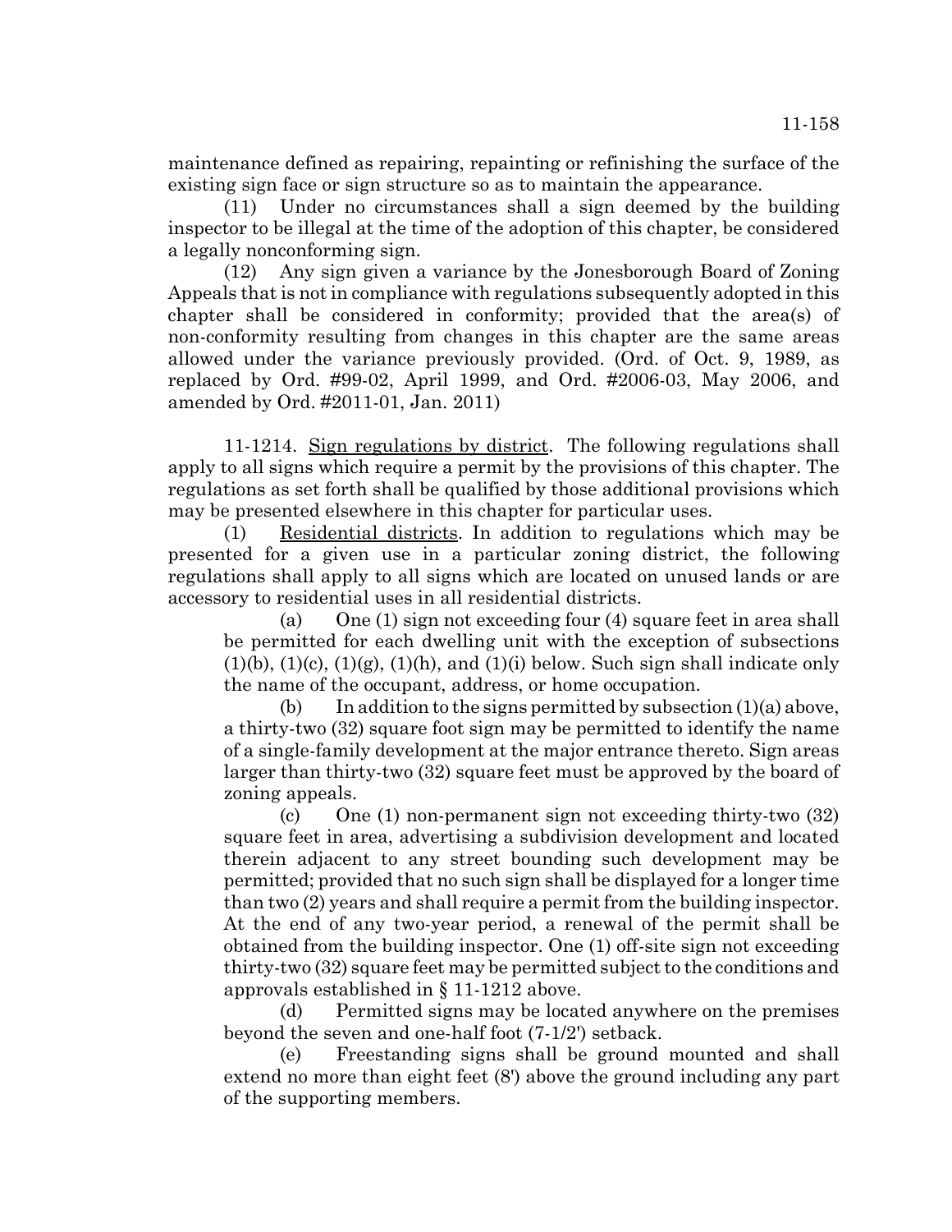maintenance defined as repairing, repainting or refinishing the surface of the existing sign face or sign structure so as to maintain the appearance.

(11) Under no circumstances shall a sign deemed by the building inspector to be illegal at the time of the adoption of this chapter, be considered a legally nonconforming sign.

(12) Any sign given a variance by the Jonesborough Board of Zoning Appeals that is not in compliance with regulations subsequently adopted in this chapter shall be considered in conformity; provided that the area(s) of non-conformity resulting from changes in this chapter are the same areas allowed under the variance previously provided. (Ord. of Oct. 9, 1989, as replaced by Ord. #99-02, April 1999, and Ord. #2006-03, May 2006, and amended by Ord. #2011-01, Jan. 2011)

11-1214. Sign regulations by district. The following regulations shall apply to all signs which require a permit by the provisions of this chapter. The regulations as set forth shall be qualified by those additional provisions which may be presented elsewhere in this chapter for particular uses.

(1) Residential districts. In addition to regulations which may be presented for a given use in a particular zoning district, the following regulations shall apply to all signs which are located on unused lands or are accessory to residential uses in all residential districts.

(a) One (1) sign not exceeding four (4) square feet in area shall be permitted for each dwelling unit with the exception of subsections (1)(b), (1)(c), (1)(g), (1)(h), and (1)(i) below. Such sign shall indicate only the name of the occupant, address, or home occupation.

(b) In addition to the signs permitted by subsection (1)(a) above, a thirty-two (32) square foot sign may be permitted to identify the name of a single-family development at the major entrance thereto. Sign areas larger than thirty-two (32) square feet must be approved by the board of zoning appeals.

(c) One (1) non-permanent sign not exceeding thirty-two (32) square feet in area, advertising a subdivision development and located therein adjacent to any street bounding such development may be permitted; provided that no such sign shall be displayed for a longer time than two (2) years and shall require a permit from the building inspector. At the end of any two-year period, a renewal of the permit shall be obtained from the building inspector. One (1) off-site sign not exceeding thirty-two (32) square feet may be permitted subject to the conditions and approvals established in § 11-1212 above.

(d) Permitted signs may be located anywhere on the premises beyond the seven and one-half foot (7-1/2') setback.

(e) Freestanding signs shall be ground mounted and shall extend no more than eight feet (8') above the ground including any part of the supporting members.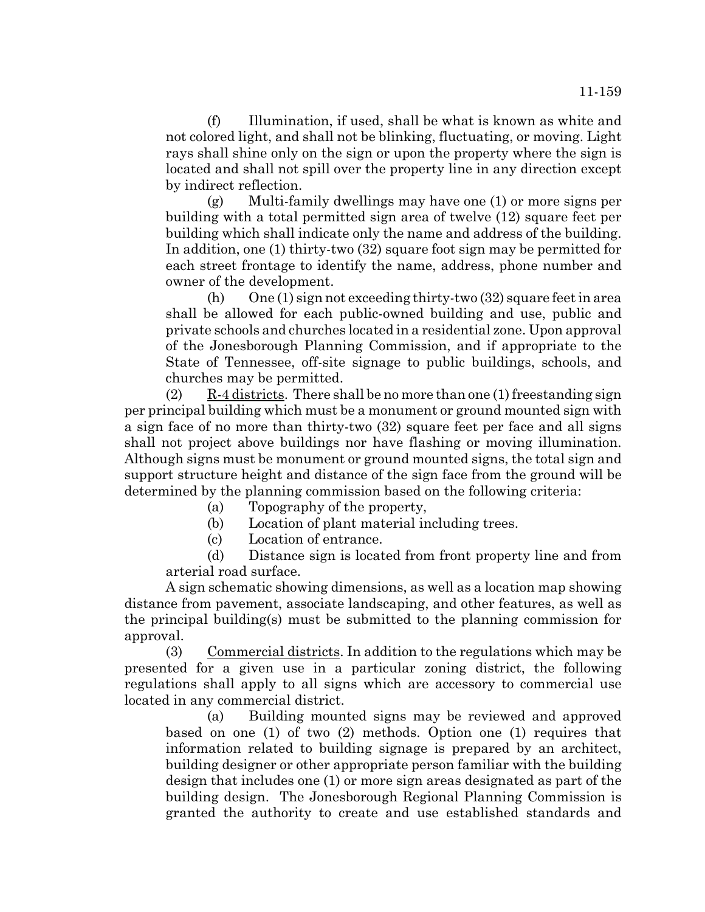(f) Illumination, if used, shall be what is known as white and not colored light, and shall not be blinking, fluctuating, or moving. Light rays shall shine only on the sign or upon the property where the sign is located and shall not spill over the property line in any direction except by indirect reflection.

(g) Multi-family dwellings may have one (1) or more signs per building with a total permitted sign area of twelve (12) square feet per building which shall indicate only the name and address of the building. In addition, one (1) thirty-two (32) square foot sign may be permitted for each street frontage to identify the name, address, phone number and owner of the development.

(h) One (1) sign not exceeding thirty-two (32) square feet in area shall be allowed for each public-owned building and use, public and private schools and churches located in a residential zone. Upon approval of the Jonesborough Planning Commission, and if appropriate to the State of Tennessee, off-site signage to public buildings, schools, and churches may be permitted.

(2) R-4 districts. There shall be no more than one (1) freestanding sign per principal building which must be a monument or ground mounted sign with a sign face of no more than thirty-two (32) square feet per face and all signs shall not project above buildings nor have flashing or moving illumination. Although signs must be monument or ground mounted signs, the total sign and support structure height and distance of the sign face from the ground will be determined by the planning commission based on the following criteria:

(a) Topography of the property,

(b) Location of plant material including trees.

(c) Location of entrance.

(d) Distance sign is located from front property line and from arterial road surface.

A sign schematic showing dimensions, as well as a location map showing distance from pavement, associate landscaping, and other features, as well as the principal building(s) must be submitted to the planning commission for approval.

(3) Commercial districts. In addition to the regulations which may be presented for a given use in a particular zoning district, the following regulations shall apply to all signs which are accessory to commercial use located in any commercial district.

(a) Building mounted signs may be reviewed and approved based on one (1) of two (2) methods. Option one (1) requires that information related to building signage is prepared by an architect, building designer or other appropriate person familiar with the building design that includes one (1) or more sign areas designated as part of the building design. The Jonesborough Regional Planning Commission is granted the authority to create and use established standards and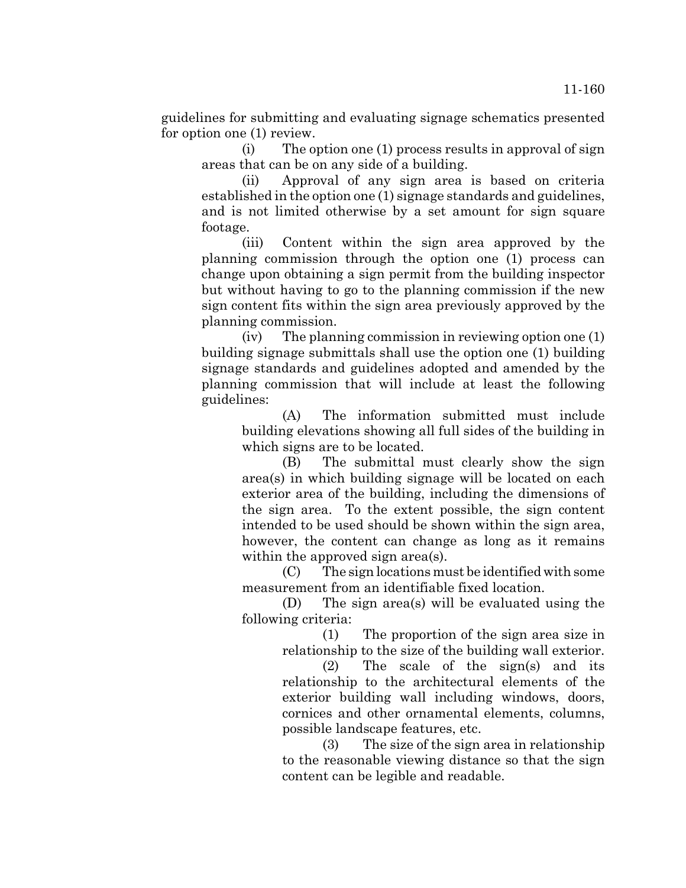guidelines for submitting and evaluating signage schematics presented for option one (1) review.

(i) The option one (1) process results in approval of sign areas that can be on any side of a building.

(ii) Approval of any sign area is based on criteria established in the option one (1) signage standards and guidelines, and is not limited otherwise by a set amount for sign square footage.

(iii) Content within the sign area approved by the planning commission through the option one (1) process can change upon obtaining a sign permit from the building inspector but without having to go to the planning commission if the new sign content fits within the sign area previously approved by the planning commission.

(iv) The planning commission in reviewing option one (1) building signage submittals shall use the option one (1) building signage standards and guidelines adopted and amended by the planning commission that will include at least the following guidelines:

(A) The information submitted must include building elevations showing all full sides of the building in which signs are to be located.

(B) The submittal must clearly show the sign area(s) in which building signage will be located on each exterior area of the building, including the dimensions of the sign area. To the extent possible, the sign content intended to be used should be shown within the sign area, however, the content can change as long as it remains within the approved sign area(s).

(C) The sign locations must be identified with some measurement from an identifiable fixed location.

(D) The sign area(s) will be evaluated using the following criteria:

(1) The proportion of the sign area size in relationship to the size of the building wall exterior.

(2) The scale of the sign(s) and its relationship to the architectural elements of the exterior building wall including windows, doors, cornices and other ornamental elements, columns, possible landscape features, etc.

(3) The size of the sign area in relationship to the reasonable viewing distance so that the sign content can be legible and readable.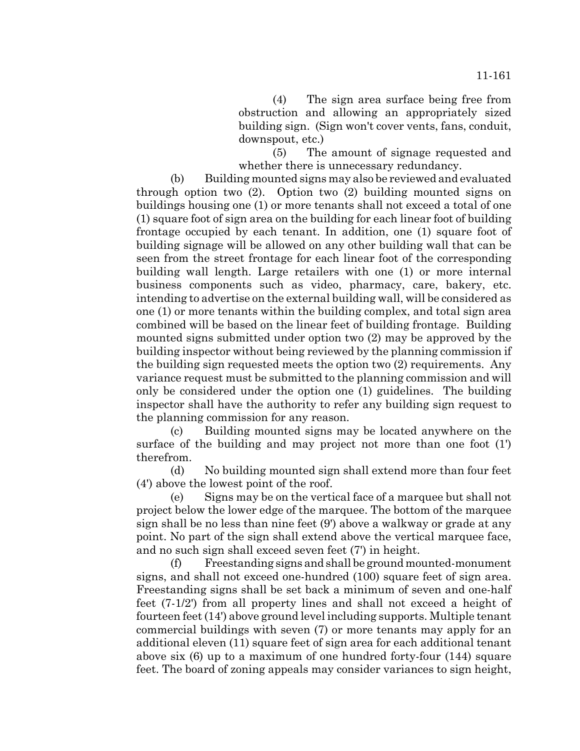(4) The sign area surface being free from obstruction and allowing an appropriately sized building sign. (Sign won't cover vents, fans, conduit, downspout, etc.)

(5) The amount of signage requested and whether there is unnecessary redundancy.

(b) Building mounted signs may also be reviewed and evaluated through option two (2). Option two (2) building mounted signs on buildings housing one (1) or more tenants shall not exceed a total of one (1) square foot of sign area on the building for each linear foot of building frontage occupied by each tenant. In addition, one (1) square foot of building signage will be allowed on any other building wall that can be seen from the street frontage for each linear foot of the corresponding building wall length. Large retailers with one (1) or more internal business components such as video, pharmacy, care, bakery, etc. intending to advertise on the external building wall, will be considered as one (1) or more tenants within the building complex, and total sign area combined will be based on the linear feet of building frontage. Building mounted signs submitted under option two (2) may be approved by the building inspector without being reviewed by the planning commission if the building sign requested meets the option two (2) requirements. Any variance request must be submitted to the planning commission and will only be considered under the option one (1) guidelines. The building inspector shall have the authority to refer any building sign request to the planning commission for any reason.

(c) Building mounted signs may be located anywhere on the surface of the building and may project not more than one foot (1') therefrom.

(d) No building mounted sign shall extend more than four feet (4') above the lowest point of the roof.

(e) Signs may be on the vertical face of a marquee but shall not project below the lower edge of the marquee. The bottom of the marquee sign shall be no less than nine feet (9') above a walkway or grade at any point. No part of the sign shall extend above the vertical marquee face, and no such sign shall exceed seven feet (7') in height.

(f) Freestanding signs and shall be ground mounted-monument signs, and shall not exceed one-hundred (100) square feet of sign area. Freestanding signs shall be set back a minimum of seven and one-half feet (7-1/2') from all property lines and shall not exceed a height of fourteen feet (14') above ground level including supports. Multiple tenant commercial buildings with seven (7) or more tenants may apply for an additional eleven (11) square feet of sign area for each additional tenant above six (6) up to a maximum of one hundred forty-four (144) square feet. The board of zoning appeals may consider variances to sign height,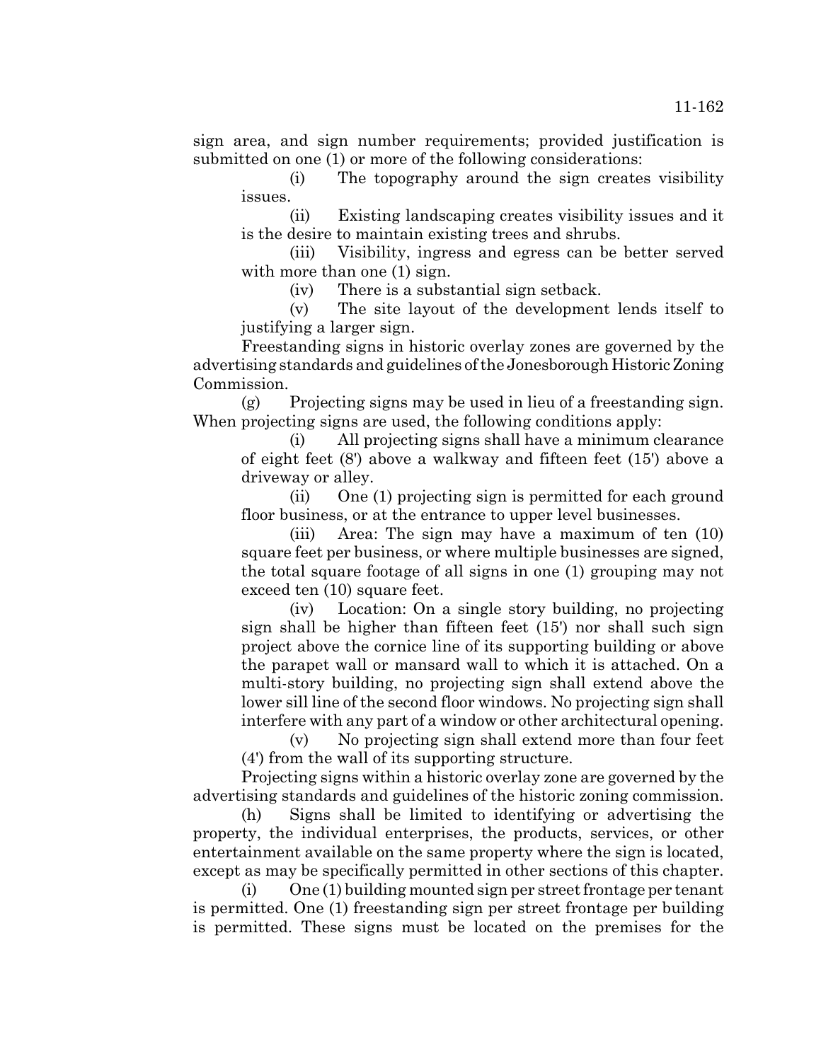sign area, and sign number requirements; provided justification is submitted on one (1) or more of the following considerations:

(i) The topography around the sign creates visibility issues.

(ii) Existing landscaping creates visibility issues and it is the desire to maintain existing trees and shrubs.

(iii) Visibility, ingress and egress can be better served with more than one (1) sign.

(iv) There is a substantial sign setback.

(v) The site layout of the development lends itself to justifying a larger sign.

Freestanding signs in historic overlay zones are governed by the advertising standards and guidelines of the Jonesborough Historic Zoning Commission.

(g) Projecting signs may be used in lieu of a freestanding sign. When projecting signs are used, the following conditions apply:

(i) All projecting signs shall have a minimum clearance of eight feet (8') above a walkway and fifteen feet (15') above a driveway or alley.

(ii) One (1) projecting sign is permitted for each ground floor business, or at the entrance to upper level businesses.

(iii) Area: The sign may have a maximum of ten (10) square feet per business, or where multiple businesses are signed, the total square footage of all signs in one (1) grouping may not exceed ten (10) square feet.

(iv) Location: On a single story building, no projecting sign shall be higher than fifteen feet (15') nor shall such sign project above the cornice line of its supporting building or above the parapet wall or mansard wall to which it is attached. On a multi-story building, no projecting sign shall extend above the lower sill line of the second floor windows. No projecting sign shall interfere with any part of a window or other architectural opening.

(v) No projecting sign shall extend more than four feet (4') from the wall of its supporting structure.

Projecting signs within a historic overlay zone are governed by the advertising standards and guidelines of the historic zoning commission.

(h) Signs shall be limited to identifying or advertising the property, the individual enterprises, the products, services, or other entertainment available on the same property where the sign is located, except as may be specifically permitted in other sections of this chapter.

(i) One (1) building mounted sign per street frontage per tenant is permitted. One (1) freestanding sign per street frontage per building is permitted. These signs must be located on the premises for the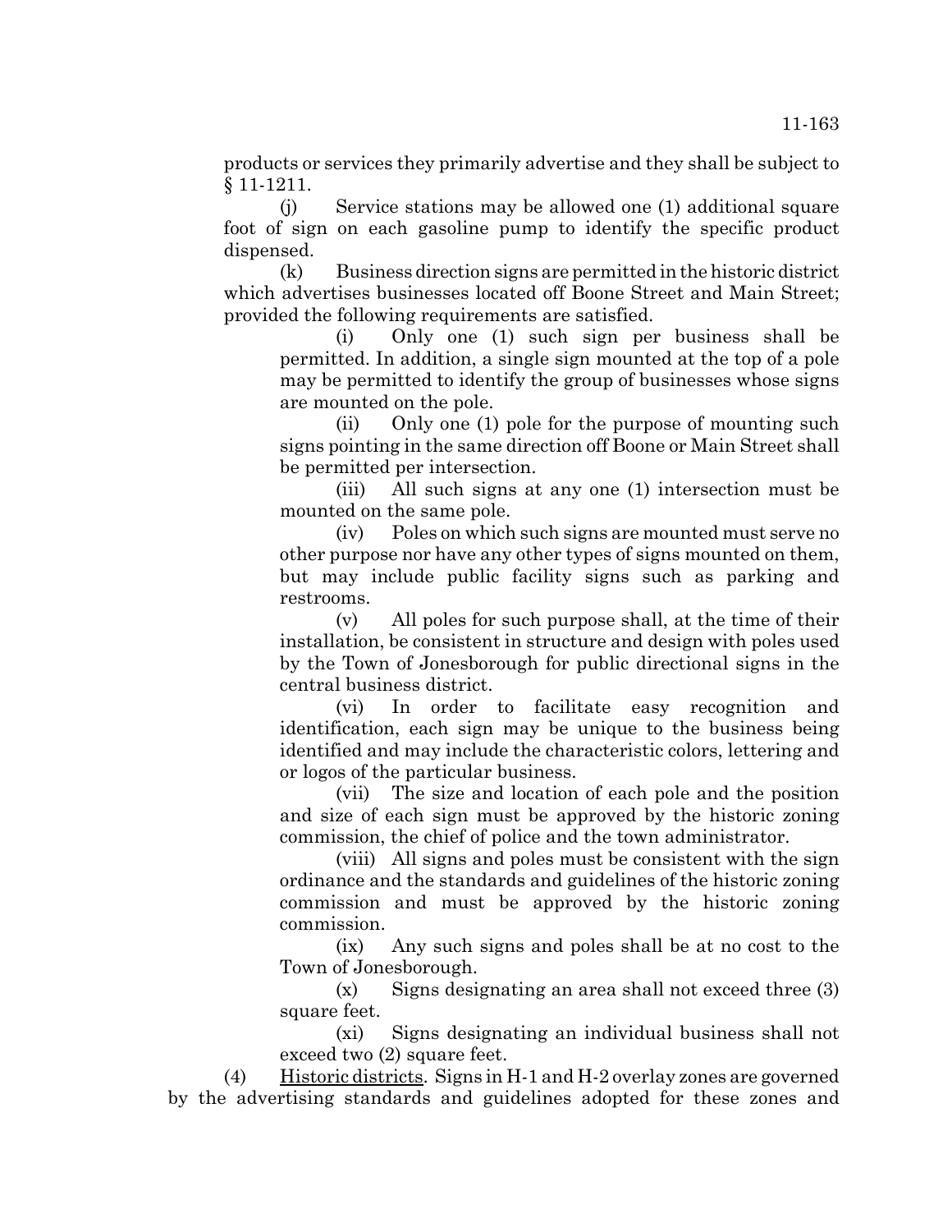products or services they primarily advertise and they shall be subject to § 11-1211.

(j) Service stations may be allowed one (1) additional square foot of sign on each gasoline pump to identify the specific product dispensed.

(k) Business direction signs are permitted in the historic district which advertises businesses located off Boone Street and Main Street; provided the following requirements are satisfied.

(i) Only one (1) such sign per business shall be permitted. In addition, a single sign mounted at the top of a pole may be permitted to identify the group of businesses whose signs are mounted on the pole.

(ii) Only one (1) pole for the purpose of mounting such signs pointing in the same direction off Boone or Main Street shall be permitted per intersection.

(iii) All such signs at any one (1) intersection must be mounted on the same pole.

(iv) Poles on which such signs are mounted must serve no other purpose nor have any other types of signs mounted on them, but may include public facility signs such as parking and restrooms.

(v) All poles for such purpose shall, at the time of their installation, be consistent in structure and design with poles used by the Town of Jonesborough for public directional signs in the central business district.

(vi) In order to facilitate easy recognition and identification, each sign may be unique to the business being identified and may include the characteristic colors, lettering and or logos of the particular business.

(vii) The size and location of each pole and the position and size of each sign must be approved by the historic zoning commission, the chief of police and the town administrator.

(viii) All signs and poles must be consistent with the sign ordinance and the standards and guidelines of the historic zoning commission and must be approved by the historic zoning commission.

(ix) Any such signs and poles shall be at no cost to the Town of Jonesborough.

(x) Signs designating an area shall not exceed three (3) square feet.

(xi) Signs designating an individual business shall not exceed two (2) square feet.

(4) Historic districts. Signs in H-1 and H-2 overlay zones are governed by the advertising standards and guidelines adopted for these zones and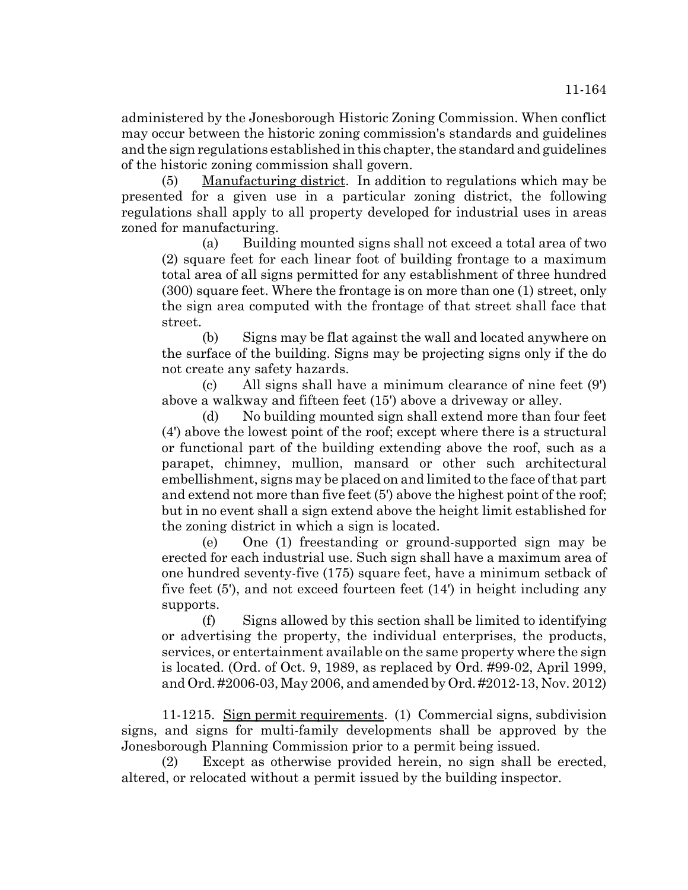administered by the Jonesborough Historic Zoning Commission. When conflict may occur between the historic zoning commission's standards and guidelines and the sign regulations established in this chapter, the standard and guidelines of the historic zoning commission shall govern.

(5) Manufacturing district. In addition to regulations which may be presented for a given use in a particular zoning district, the following regulations shall apply to all property developed for industrial uses in areas zoned for manufacturing.

(a) Building mounted signs shall not exceed a total area of two (2) square feet for each linear foot of building frontage to a maximum total area of all signs permitted for any establishment of three hundred (300) square feet. Where the frontage is on more than one (1) street, only the sign area computed with the frontage of that street shall face that street.

(b) Signs may be flat against the wall and located anywhere on the surface of the building. Signs may be projecting signs only if the do not create any safety hazards.

(c) All signs shall have a minimum clearance of nine feet (9') above a walkway and fifteen feet (15') above a driveway or alley.

(d) No building mounted sign shall extend more than four feet (4') above the lowest point of the roof; except where there is a structural or functional part of the building extending above the roof, such as a parapet, chimney, mullion, mansard or other such architectural embellishment, signs may be placed on and limited to the face of that part and extend not more than five feet (5') above the highest point of the roof; but in no event shall a sign extend above the height limit established for the zoning district in which a sign is located.

(e) One (1) freestanding or ground-supported sign may be erected for each industrial use. Such sign shall have a maximum area of one hundred seventy-five (175) square feet, have a minimum setback of five feet (5'), and not exceed fourteen feet (14') in height including any supports.

(f) Signs allowed by this section shall be limited to identifying or advertising the property, the individual enterprises, the products, services, or entertainment available on the same property where the sign is located. (Ord. of Oct. 9, 1989, as replaced by Ord. #99-02, April 1999, and Ord. #2006-03, May 2006, and amended by Ord. #2012-13, Nov. 2012)

11-1215. Sign permit requirements. (1) Commercial signs, subdivision signs, and signs for multi-family developments shall be approved by the Jonesborough Planning Commission prior to a permit being issued.

(2) Except as otherwise provided herein, no sign shall be erected, altered, or relocated without a permit issued by the building inspector.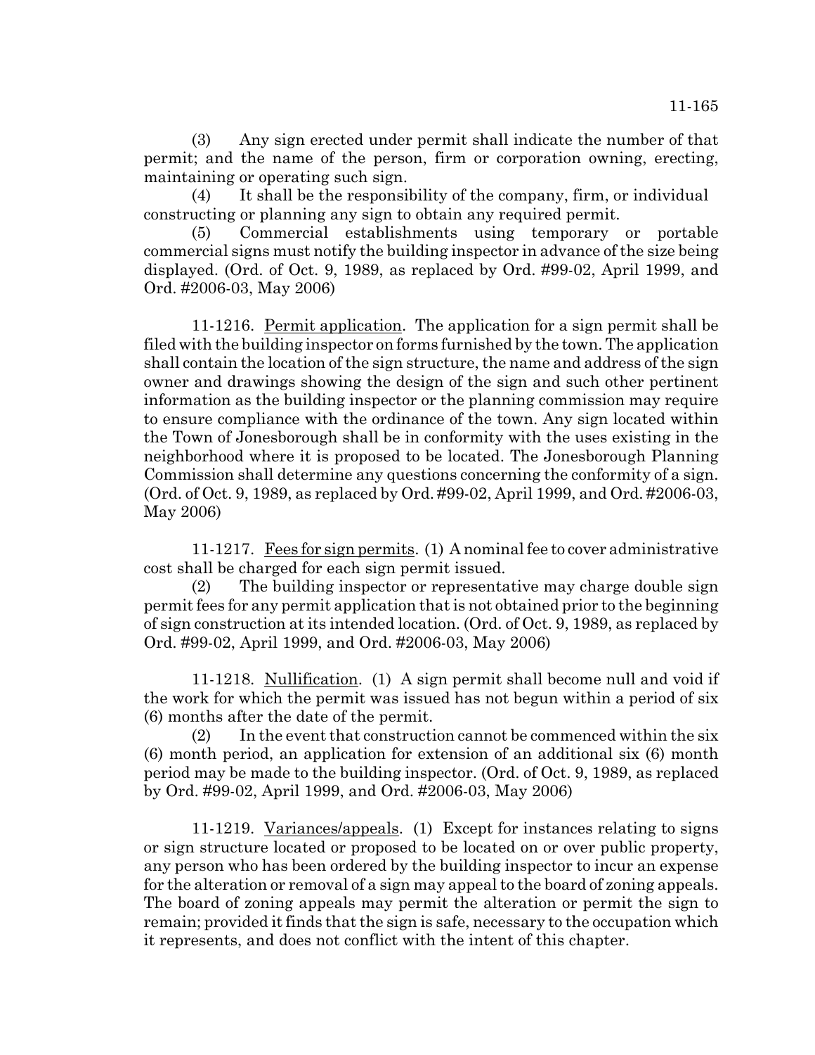(3) Any sign erected under permit shall indicate the number of that permit; and the name of the person, firm or corporation owning, erecting, maintaining or operating such sign.

(4) It shall be the responsibility of the company, firm, or individual constructing or planning any sign to obtain any required permit.

(5) Commercial establishments using temporary or portable commercial signs must notify the building inspector in advance of the size being displayed. (Ord. of Oct. 9, 1989, as replaced by Ord. #99-02, April 1999, and Ord. #2006-03, May 2006)

11-1216. Permit application. The application for a sign permit shall be filed with the building inspector on forms furnished by the town. The application shall contain the location of the sign structure, the name and address of the sign owner and drawings showing the design of the sign and such other pertinent information as the building inspector or the planning commission may require to ensure compliance with the ordinance of the town. Any sign located within the Town of Jonesborough shall be in conformity with the uses existing in the neighborhood where it is proposed to be located. The Jonesborough Planning Commission shall determine any questions concerning the conformity of a sign. (Ord. of Oct. 9, 1989, as replaced by Ord. #99-02, April 1999, and Ord. #2006-03, May 2006)

11-1217. Fees for sign permits. (1) A nominal fee to cover administrative cost shall be charged for each sign permit issued.

(2) The building inspector or representative may charge double sign permit fees for any permit application that is not obtained prior to the beginning of sign construction at its intended location. (Ord. of Oct. 9, 1989, as replaced by Ord. #99-02, April 1999, and Ord. #2006-03, May 2006)

11-1218. Nullification. (1) A sign permit shall become null and void if the work for which the permit was issued has not begun within a period of six (6) months after the date of the permit.

(2) In the event that construction cannot be commenced within the six (6) month period, an application for extension of an additional six (6) month period may be made to the building inspector. (Ord. of Oct. 9, 1989, as replaced by Ord. #99-02, April 1999, and Ord. #2006-03, May 2006)

11-1219. Variances/appeals. (1) Except for instances relating to signs or sign structure located or proposed to be located on or over public property, any person who has been ordered by the building inspector to incur an expense for the alteration or removal of a sign may appeal to the board of zoning appeals. The board of zoning appeals may permit the alteration or permit the sign to remain; provided it finds that the sign is safe, necessary to the occupation which it represents, and does not conflict with the intent of this chapter.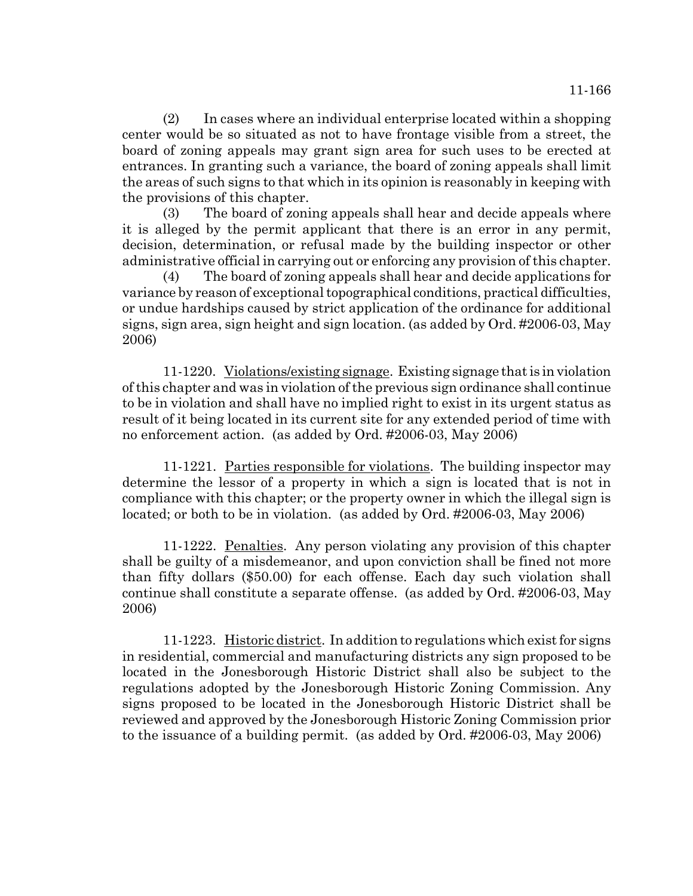(2) In cases where an individual enterprise located within a shopping center would be so situated as not to have frontage visible from a street, the board of zoning appeals may grant sign area for such uses to be erected at entrances. In granting such a variance, the board of zoning appeals shall limit the areas of such signs to that which in its opinion is reasonably in keeping with the provisions of this chapter.

(3) The board of zoning appeals shall hear and decide appeals where it is alleged by the permit applicant that there is an error in any permit, decision, determination, or refusal made by the building inspector or other administrative official in carrying out or enforcing any provision of this chapter.

(4) The board of zoning appeals shall hear and decide applications for variance by reason of exceptional topographical conditions, practical difficulties, or undue hardships caused by strict application of the ordinance for additional signs, sign area, sign height and sign location. (as added by Ord. #2006-03, May 2006)

11-1220. Violations/existing signage. Existing signage that is in violation of this chapter and was in violation of the previous sign ordinance shall continue to be in violation and shall have no implied right to exist in its urgent status as result of it being located in its current site for any extended period of time with no enforcement action. (as added by Ord. #2006-03, May 2006)

11-1221. Parties responsible for violations. The building inspector may determine the lessor of a property in which a sign is located that is not in compliance with this chapter; or the property owner in which the illegal sign is located; or both to be in violation. (as added by Ord. #2006-03, May 2006)

11-1222. Penalties. Any person violating any provision of this chapter shall be guilty of a misdemeanor, and upon conviction shall be fined not more than fifty dollars ($50.00) for each offense. Each day such violation shall continue shall constitute a separate offense. (as added by Ord. #2006-03, May 2006)

11-1223. Historic district. In addition to regulations which exist for signs in residential, commercial and manufacturing districts any sign proposed to be located in the Jonesborough Historic District shall also be subject to the regulations adopted by the Jonesborough Historic Zoning Commission. Any signs proposed to be located in the Jonesborough Historic District shall be reviewed and approved by the Jonesborough Historic Zoning Commission prior to the issuance of a building permit. (as added by Ord. #2006-03, May 2006)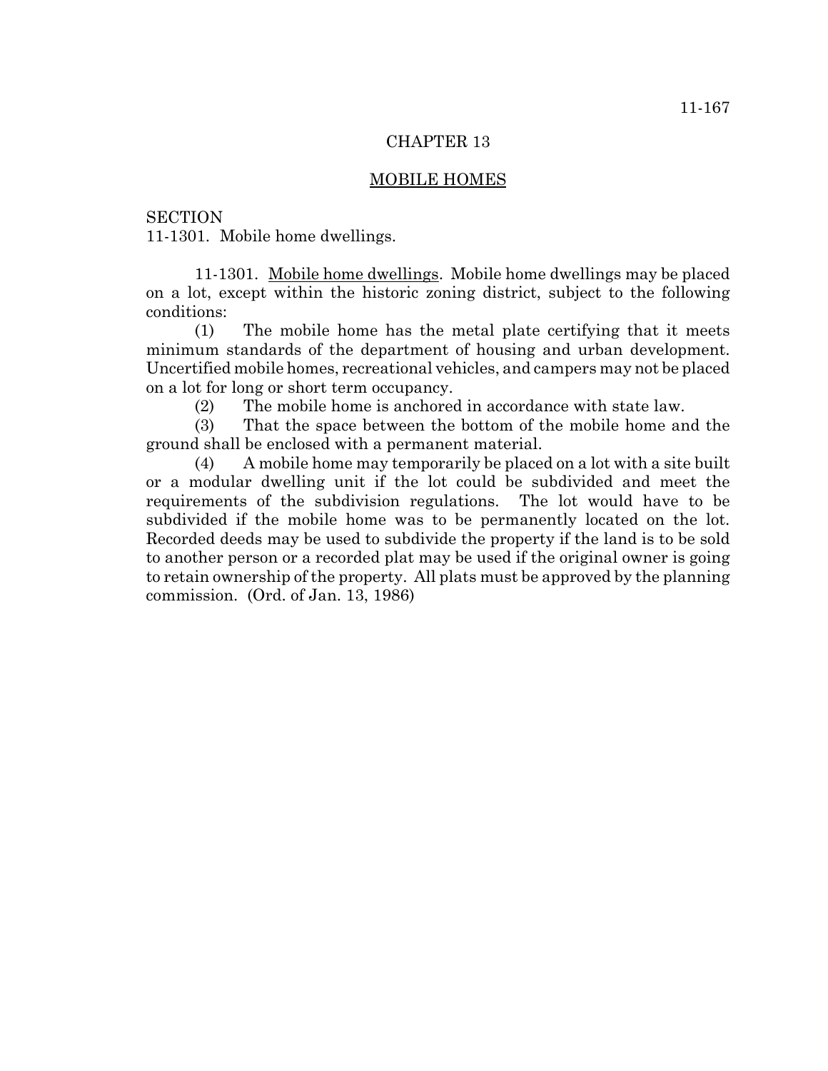# CHAPTER 13

## MOBILE HOMES

SECTION
11-1301. Mobile home dwellings.

11-1301. Mobile home dwellings. Mobile home dwellings may be placed on a lot, except within the historic zoning district, subject to the following conditions:

(1) The mobile home has the metal plate certifying that it meets minimum standards of the department of housing and urban development. Uncertified mobile homes, recreational vehicles, and campers may not be placed on a lot for long or short term occupancy.

(2) The mobile home is anchored in accordance with state law.

(3) That the space between the bottom of the mobile home and the ground shall be enclosed with a permanent material.

(4) A mobile home may temporarily be placed on a lot with a site built or a modular dwelling unit if the lot could be subdivided and meet the requirements of the subdivision regulations. The lot would have to be subdivided if the mobile home was to be permanently located on the lot. Recorded deeds may be used to subdivide the property if the land is to be sold to another person or a recorded plat may be used if the original owner is going to retain ownership of the property. All plats must be approved by the planning commission. (Ord. of Jan. 13, 1986)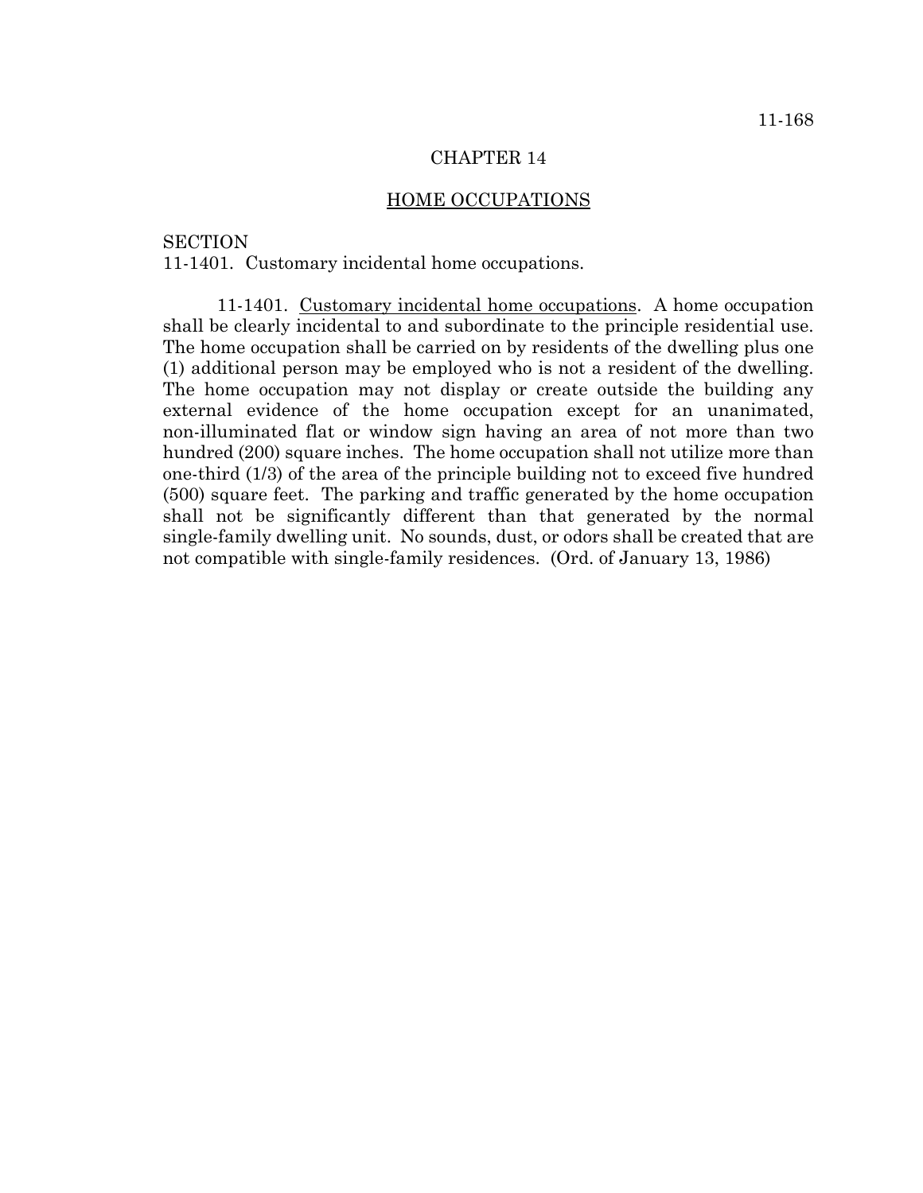# CHAPTER 14

## HOME OCCUPATIONS

SECTION
11-1401. Customary incidental home occupations.

11-1401. Customary incidental home occupations. A home occupation shall be clearly incidental to and subordinate to the principle residential use. The home occupation shall be carried on by residents of the dwelling plus one (1) additional person may be employed who is not a resident of the dwelling. The home occupation may not display or create outside the building any external evidence of the home occupation except for an unanimated, non-illuminated flat or window sign having an area of not more than two hundred (200) square inches. The home occupation shall not utilize more than one-third (1/3) of the area of the principle building not to exceed five hundred (500) square feet. The parking and traffic generated by the home occupation shall not be significantly different than that generated by the normal single-family dwelling unit. No sounds, dust, or odors shall be created that are not compatible with single-family residences. (Ord. of January 13, 1986)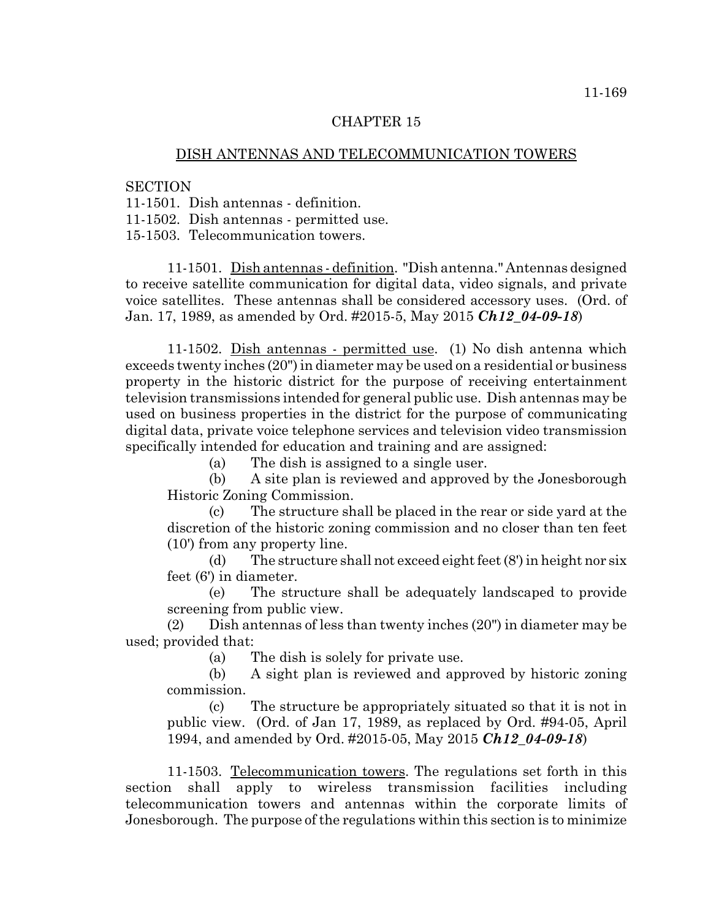# CHAPTER 15

## DISH ANTENNAS AND TELECOMMUNICATION TOWERS

SECTION
11-1501. Dish antennas - definition.
11-1502. Dish antennas - permitted use.
15-1503. Telecommunication towers.

11-1501. Dish antennas - definition. "Dish antenna." Antennas designed to receive satellite communication for digital data, video signals, and private voice satellites. These antennas shall be considered accessory uses. (Ord. of Jan. 17, 1989, as amended by Ord. #2015-5, May 2015 ***Ch12_04-09-18***)

11-1502. Dish antennas - permitted use. (1) No dish antenna which exceeds twenty inches (20") in diameter may be used on a residential or business property in the historic district for the purpose of receiving entertainment television transmissions intended for general public use. Dish antennas may be used on business properties in the district for the purpose of communicating digital data, private voice telephone services and television video transmission specifically intended for education and training and are assigned:

(a) The dish is assigned to a single user.

(b) A site plan is reviewed and approved by the Jonesborough Historic Zoning Commission.

(c) The structure shall be placed in the rear or side yard at the discretion of the historic zoning commission and no closer than ten feet (10') from any property line.

(d) The structure shall not exceed eight feet (8') in height nor six feet (6') in diameter.

(e) The structure shall be adequately landscaped to provide screening from public view.

(2) Dish antennas of less than twenty inches (20") in diameter may be used; provided that:

(a) The dish is solely for private use.

(b) A sight plan is reviewed and approved by historic zoning commission.

(c) The structure be appropriately situated so that it is not in public view. (Ord. of Jan 17, 1989, as replaced by Ord. #94-05, April 1994, and amended by Ord. #2015-05, May 2015 ***Ch12_04-09-18***)

11-1503. Telecommunication towers. The regulations set forth in this section shall apply to wireless transmission facilities including telecommunication towers and antennas within the corporate limits of Jonesborough. The purpose of the regulations within this section is to minimize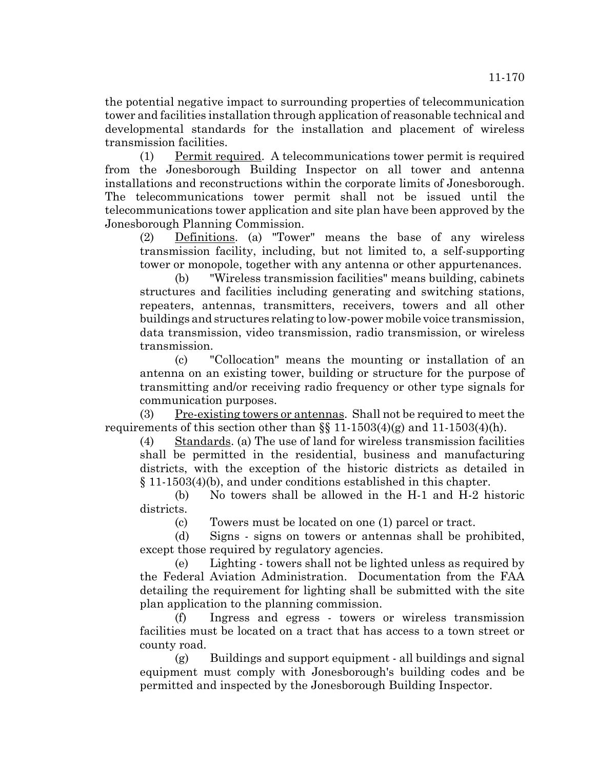the potential negative impact to surrounding properties of telecommunication tower and facilities installation through application of reasonable technical and developmental standards for the installation and placement of wireless transmission facilities.

(1) Permit required. A telecommunications tower permit is required from the Jonesborough Building Inspector on all tower and antenna installations and reconstructions within the corporate limits of Jonesborough. The telecommunications tower permit shall not be issued until the telecommunications tower application and site plan have been approved by the Jonesborough Planning Commission.

(2) Definitions. (a) "Tower" means the base of any wireless transmission facility, including, but not limited to, a self-supporting tower or monopole, together with any antenna or other appurtenances.

(b) "Wireless transmission facilities" means building, cabinets structures and facilities including generating and switching stations, repeaters, antennas, transmitters, receivers, towers and all other buildings and structures relating to low-power mobile voice transmission, data transmission, video transmission, radio transmission, or wireless transmission.

(c) "Collocation" means the mounting or installation of an antenna on an existing tower, building or structure for the purpose of transmitting and/or receiving radio frequency or other type signals for communication purposes.

(3) Pre-existing towers or antennas. Shall not be required to meet the requirements of this section other than §§ 11-1503(4)(g) and 11-1503(4)(h).

(4) Standards. (a) The use of land for wireless transmission facilities shall be permitted in the residential, business and manufacturing districts, with the exception of the historic districts as detailed in § 11-1503(4)(b), and under conditions established in this chapter.

(b) No towers shall be allowed in the H-1 and H-2 historic districts.

(c) Towers must be located on one (1) parcel or tract.

(d) Signs - signs on towers or antennas shall be prohibited, except those required by regulatory agencies.

(e) Lighting - towers shall not be lighted unless as required by the Federal Aviation Administration. Documentation from the FAA detailing the requirement for lighting shall be submitted with the site plan application to the planning commission.

(f) Ingress and egress - towers or wireless transmission facilities must be located on a tract that has access to a town street or county road.

(g) Buildings and support equipment - all buildings and signal equipment must comply with Jonesborough's building codes and be permitted and inspected by the Jonesborough Building Inspector.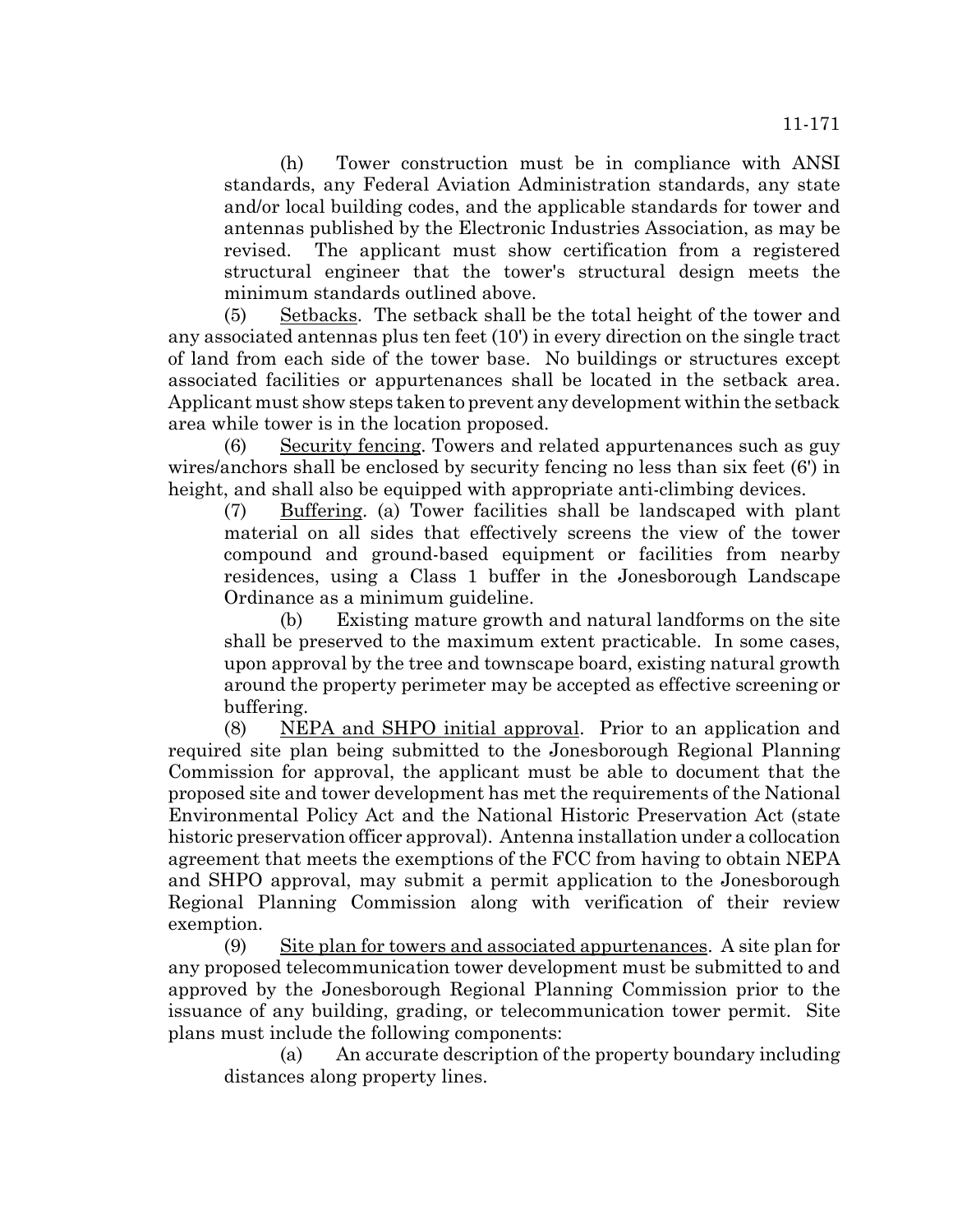(h) Tower construction must be in compliance with ANSI standards, any Federal Aviation Administration standards, any state and/or local building codes, and the applicable standards for tower and antennas published by the Electronic Industries Association, as may be revised. The applicant must show certification from a registered structural engineer that the tower's structural design meets the minimum standards outlined above.

(5) Setbacks. The setback shall be the total height of the tower and any associated antennas plus ten feet (10') in every direction on the single tract of land from each side of the tower base. No buildings or structures except associated facilities or appurtenances shall be located in the setback area. Applicant must show steps taken to prevent any development within the setback area while tower is in the location proposed.

(6) Security fencing. Towers and related appurtenances such as guy wires/anchors shall be enclosed by security fencing no less than six feet (6') in height, and shall also be equipped with appropriate anti-climbing devices.

(7) Buffering. (a) Tower facilities shall be landscaped with plant material on all sides that effectively screens the view of the tower compound and ground-based equipment or facilities from nearby residences, using a Class 1 buffer in the Jonesborough Landscape Ordinance as a minimum guideline.

(b) Existing mature growth and natural landforms on the site shall be preserved to the maximum extent practicable. In some cases, upon approval by the tree and townscape board, existing natural growth around the property perimeter may be accepted as effective screening or buffering.

(8) NEPA and SHPO initial approval. Prior to an application and required site plan being submitted to the Jonesborough Regional Planning Commission for approval, the applicant must be able to document that the proposed site and tower development has met the requirements of the National Environmental Policy Act and the National Historic Preservation Act (state historic preservation officer approval). Antenna installation under a collocation agreement that meets the exemptions of the FCC from having to obtain NEPA and SHPO approval, may submit a permit application to the Jonesborough Regional Planning Commission along with verification of their review exemption.

(9) Site plan for towers and associated appurtenances. A site plan for any proposed telecommunication tower development must be submitted to and approved by the Jonesborough Regional Planning Commission prior to the issuance of any building, grading, or telecommunication tower permit. Site plans must include the following components:

(a) An accurate description of the property boundary including distances along property lines.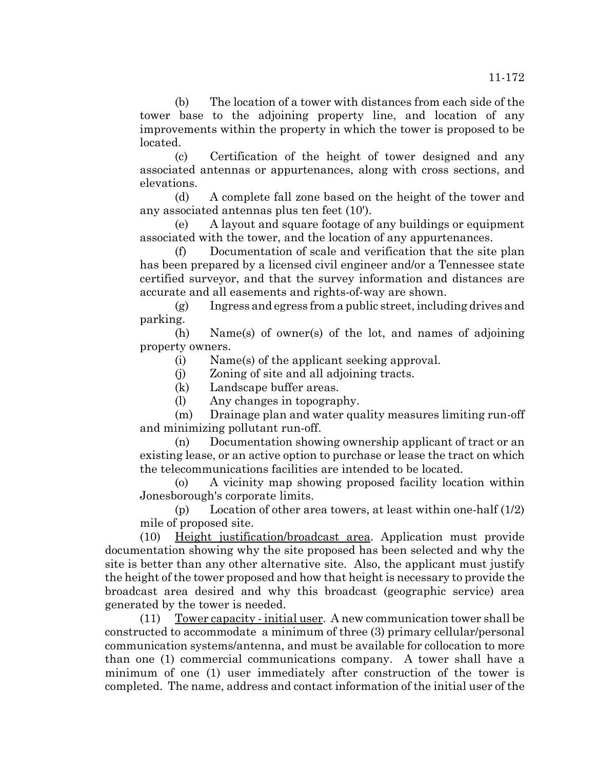(b) The location of a tower with distances from each side of the tower base to the adjoining property line, and location of any improvements within the property in which the tower is proposed to be located.

(c) Certification of the height of tower designed and any associated antennas or appurtenances, along with cross sections, and elevations.

(d) A complete fall zone based on the height of the tower and any associated antennas plus ten feet (10').

(e) A layout and square footage of any buildings or equipment associated with the tower, and the location of any appurtenances.

(f) Documentation of scale and verification that the site plan has been prepared by a licensed civil engineer and/or a Tennessee state certified surveyor, and that the survey information and distances are accurate and all easements and rights-of-way are shown.

(g) Ingress and egress from a public street, including drives and parking.

(h) Name(s) of owner(s) of the lot, and names of adjoining property owners.

(i) Name(s) of the applicant seeking approval.

(j) Zoning of site and all adjoining tracts.

(k) Landscape buffer areas.

(l) Any changes in topography.

(m) Drainage plan and water quality measures limiting run-off and minimizing pollutant run-off.

(n) Documentation showing ownership applicant of tract or an existing lease, or an active option to purchase or lease the tract on which the telecommunications facilities are intended to be located.

(o) A vicinity map showing proposed facility location within Jonesborough's corporate limits.

(p) Location of other area towers, at least within one-half (1/2) mile of proposed site.

(10) Height justification/broadcast area. Application must provide documentation showing why the site proposed has been selected and why the site is better than any other alternative site. Also, the applicant must justify the height of the tower proposed and how that height is necessary to provide the broadcast area desired and why this broadcast (geographic service) area generated by the tower is needed.

(11) Tower capacity - initial user. A new communication tower shall be constructed to accommodate a minimum of three (3) primary cellular/personal communication systems/antenna, and must be available for collocation to more than one (1) commercial communications company. A tower shall have a minimum of one (1) user immediately after construction of the tower is completed. The name, address and contact information of the initial user of the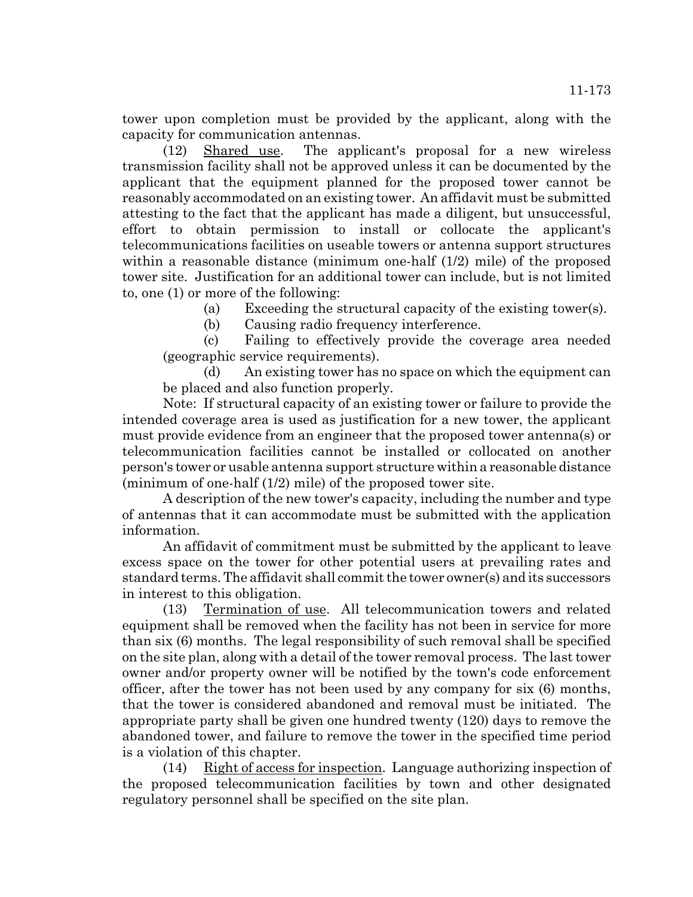tower upon completion must be provided by the applicant, along with the capacity for communication antennas.

(12) Shared use. The applicant's proposal for a new wireless transmission facility shall not be approved unless it can be documented by the applicant that the equipment planned for the proposed tower cannot be reasonably accommodated on an existing tower. An affidavit must be submitted attesting to the fact that the applicant has made a diligent, but unsuccessful, effort to obtain permission to install or collocate the applicant's telecommunications facilities on useable towers or antenna support structures within a reasonable distance (minimum one-half (1/2) mile) of the proposed tower site. Justification for an additional tower can include, but is not limited to, one (1) or more of the following:

(a) Exceeding the structural capacity of the existing tower(s).

(b) Causing radio frequency interference.

(c) Failing to effectively provide the coverage area needed (geographic service requirements).

(d) An existing tower has no space on which the equipment can be placed and also function properly.

Note: If structural capacity of an existing tower or failure to provide the intended coverage area is used as justification for a new tower, the applicant must provide evidence from an engineer that the proposed tower antenna(s) or telecommunication facilities cannot be installed or collocated on another person's tower or usable antenna support structure within a reasonable distance (minimum of one-half (1/2) mile) of the proposed tower site.

A description of the new tower's capacity, including the number and type of antennas that it can accommodate must be submitted with the application information.

An affidavit of commitment must be submitted by the applicant to leave excess space on the tower for other potential users at prevailing rates and standard terms. The affidavit shall commit the tower owner(s) and its successors in interest to this obligation.

(13) Termination of use. All telecommunication towers and related equipment shall be removed when the facility has not been in service for more than six (6) months. The legal responsibility of such removal shall be specified on the site plan, along with a detail of the tower removal process. The last tower owner and/or property owner will be notified by the town's code enforcement officer, after the tower has not been used by any company for six (6) months, that the tower is considered abandoned and removal must be initiated. The appropriate party shall be given one hundred twenty (120) days to remove the abandoned tower, and failure to remove the tower in the specified time period is a violation of this chapter.

(14) Right of access for inspection. Language authorizing inspection of the proposed telecommunication facilities by town and other designated regulatory personnel shall be specified on the site plan.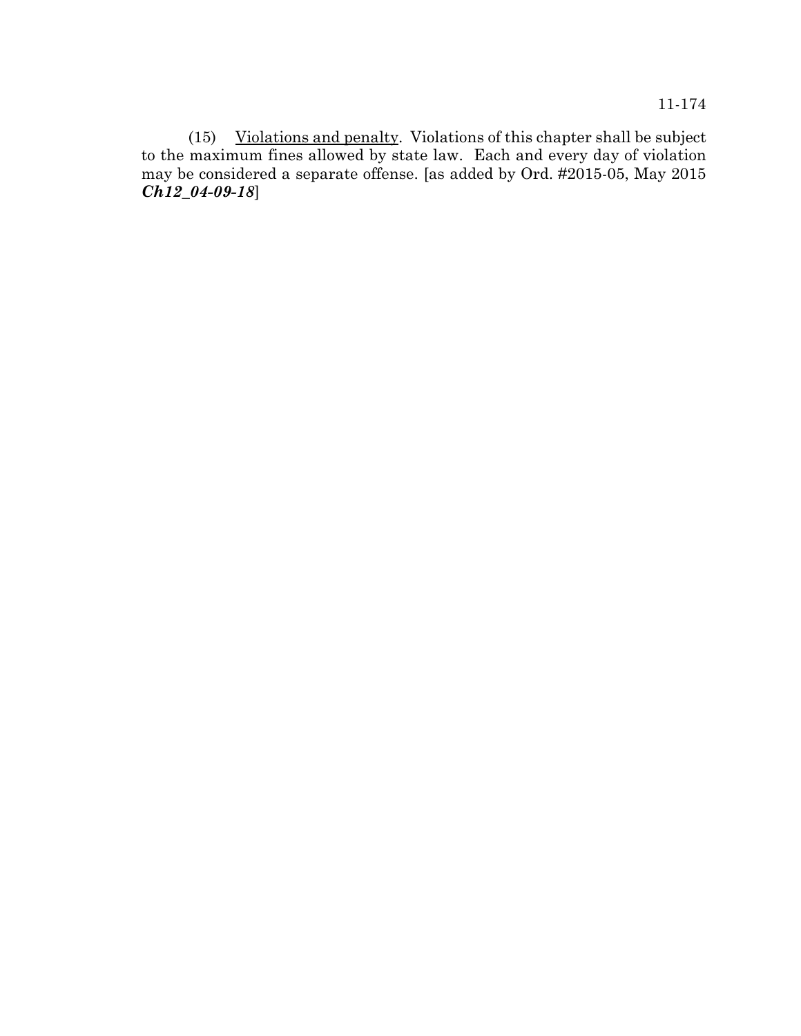(15) Violations and penalty. Violations of this chapter shall be subject to the maximum fines allowed by state law. Each and every day of violation may be considered a separate offense. [as added by Ord. #2015-05, May 2015 ***Ch12_04-09-18***]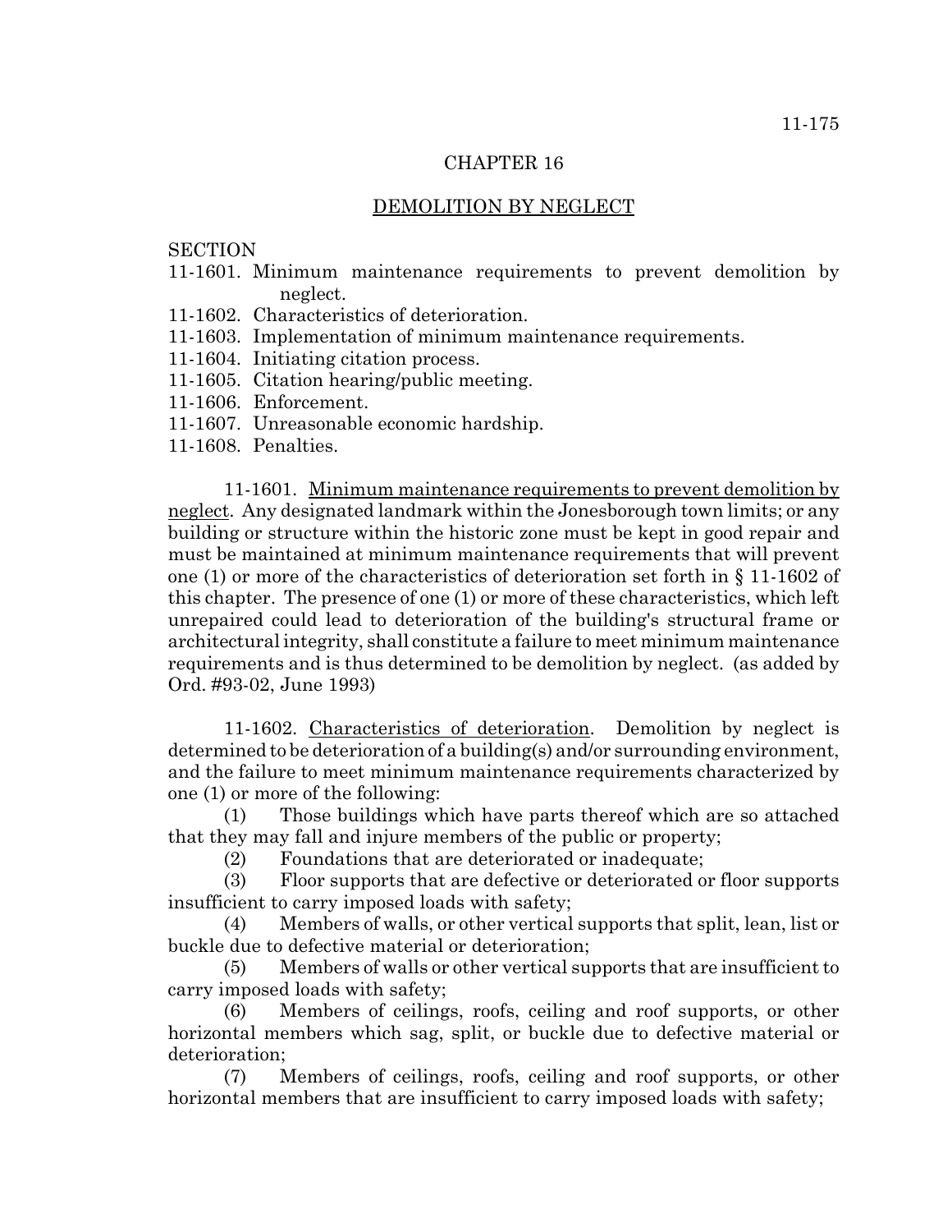# CHAPTER 16

## DEMOLITION BY NEGLECT

SECTION

11-1601. Minimum maintenance requirements to prevent demolition by neglect.
11-1602. Characteristics of deterioration.
11-1603. Implementation of minimum maintenance requirements.
11-1604. Initiating citation process.
11-1605. Citation hearing/public meeting.
11-1606. Enforcement.
11-1607. Unreasonable economic hardship.
11-1608. Penalties.

11-1601. Minimum maintenance requirements to prevent demolition by neglect. Any designated landmark within the Jonesborough town limits; or any building or structure within the historic zone must be kept in good repair and must be maintained at minimum maintenance requirements that will prevent one (1) or more of the characteristics of deterioration set forth in § 11-1602 of this chapter. The presence of one (1) or more of these characteristics, which left unrepaired could lead to deterioration of the building's structural frame or architectural integrity, shall constitute a failure to meet minimum maintenance requirements and is thus determined to be demolition by neglect. (as added by Ord. #93-02, June 1993)

11-1602. Characteristics of deterioration. Demolition by neglect is determined to be deterioration of a building(s) and/or surrounding environment, and the failure to meet minimum maintenance requirements characterized by one (1) or more of the following:

(1) Those buildings which have parts thereof which are so attached that they may fall and injure members of the public or property;

(2) Foundations that are deteriorated or inadequate;

(3) Floor supports that are defective or deteriorated or floor supports insufficient to carry imposed loads with safety;

(4) Members of walls, or other vertical supports that split, lean, list or buckle due to defective material or deterioration;

(5) Members of walls or other vertical supports that are insufficient to carry imposed loads with safety;

(6) Members of ceilings, roofs, ceiling and roof supports, or other horizontal members which sag, split, or buckle due to defective material or deterioration;

(7) Members of ceilings, roofs, ceiling and roof supports, or other horizontal members that are insufficient to carry imposed loads with safety;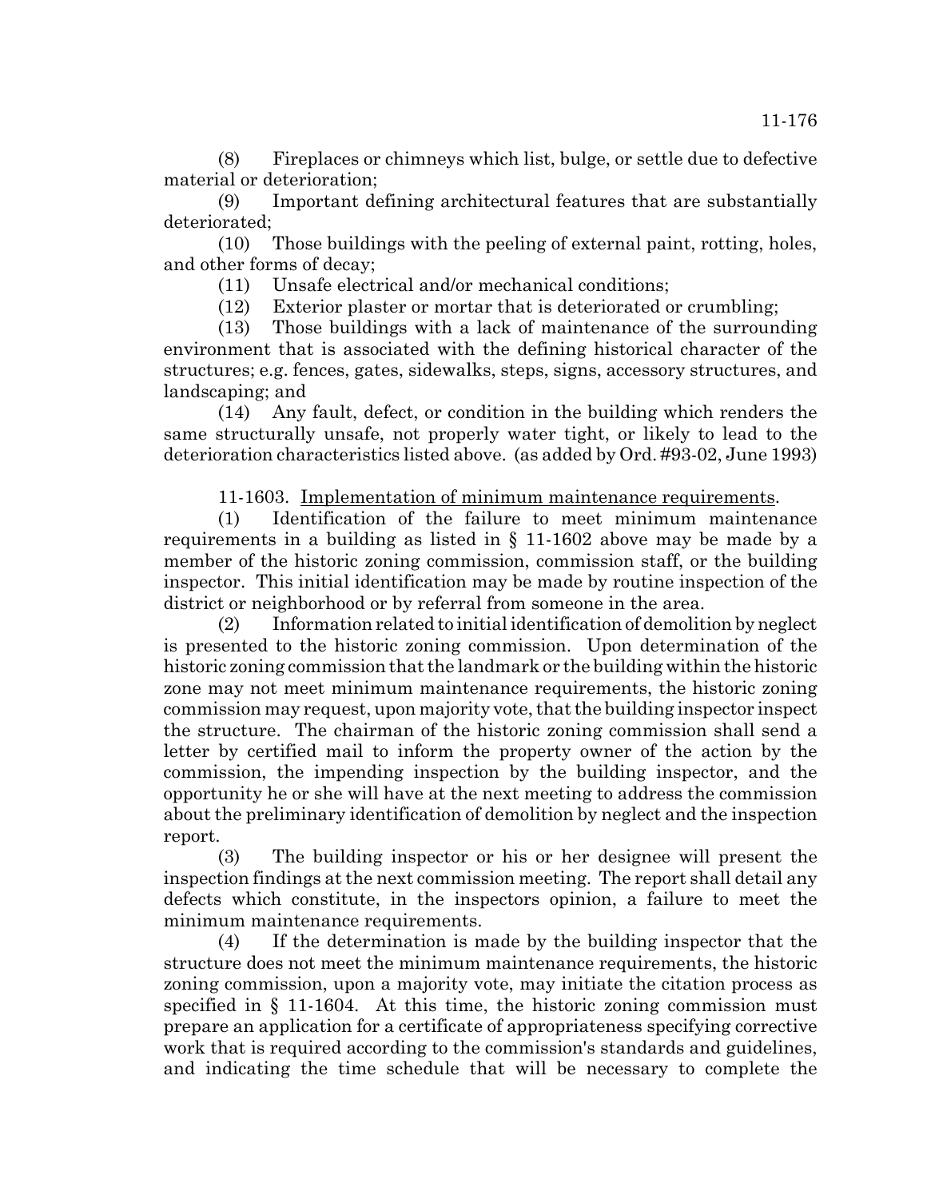(8) Fireplaces or chimneys which list, bulge, or settle due to defective material or deterioration;

(9) Important defining architectural features that are substantially deteriorated;

(10) Those buildings with the peeling of external paint, rotting, holes, and other forms of decay;

(11) Unsafe electrical and/or mechanical conditions;

(12) Exterior plaster or mortar that is deteriorated or crumbling;

(13) Those buildings with a lack of maintenance of the surrounding environment that is associated with the defining historical character of the structures; e.g. fences, gates, sidewalks, steps, signs, accessory structures, and landscaping; and

(14) Any fault, defect, or condition in the building which renders the same structurally unsafe, not properly water tight, or likely to lead to the deterioration characteristics listed above. (as added by Ord. #93-02, June 1993)

11-1603. Implementation of minimum maintenance requirements.

(1) Identification of the failure to meet minimum maintenance requirements in a building as listed in § 11-1602 above may be made by a member of the historic zoning commission, commission staff, or the building inspector. This initial identification may be made by routine inspection of the district or neighborhood or by referral from someone in the area.

(2) Information related to initial identification of demolition by neglect is presented to the historic zoning commission. Upon determination of the historic zoning commission that the landmark or the building within the historic zone may not meet minimum maintenance requirements, the historic zoning commission may request, upon majority vote, that the building inspector inspect the structure. The chairman of the historic zoning commission shall send a letter by certified mail to inform the property owner of the action by the commission, the impending inspection by the building inspector, and the opportunity he or she will have at the next meeting to address the commission about the preliminary identification of demolition by neglect and the inspection report.

(3) The building inspector or his or her designee will present the inspection findings at the next commission meeting. The report shall detail any defects which constitute, in the inspectors opinion, a failure to meet the minimum maintenance requirements.

(4) If the determination is made by the building inspector that the structure does not meet the minimum maintenance requirements, the historic zoning commission, upon a majority vote, may initiate the citation process as specified in § 11-1604. At this time, the historic zoning commission must prepare an application for a certificate of appropriateness specifying corrective work that is required according to the commission's standards and guidelines, and indicating the time schedule that will be necessary to complete the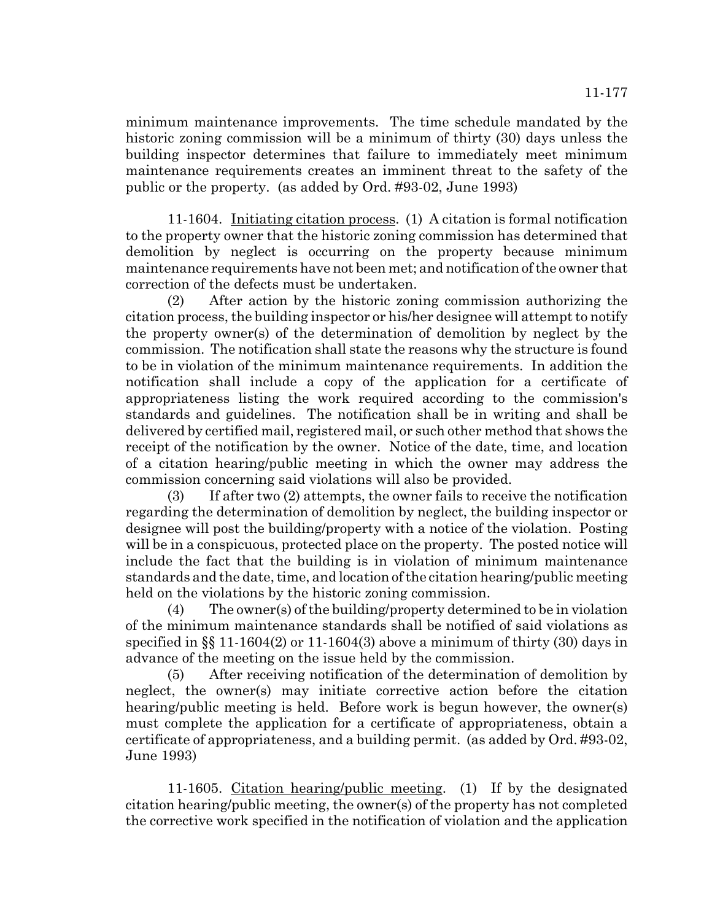minimum maintenance improvements. The time schedule mandated by the historic zoning commission will be a minimum of thirty (30) days unless the building inspector determines that failure to immediately meet minimum maintenance requirements creates an imminent threat to the safety of the public or the property. (as added by Ord. #93-02, June 1993)

11-1604. Initiating citation process. (1) A citation is formal notification to the property owner that the historic zoning commission has determined that demolition by neglect is occurring on the property because minimum maintenance requirements have not been met; and notification of the owner that correction of the defects must be undertaken.

(2) After action by the historic zoning commission authorizing the citation process, the building inspector or his/her designee will attempt to notify the property owner(s) of the determination of demolition by neglect by the commission. The notification shall state the reasons why the structure is found to be in violation of the minimum maintenance requirements. In addition the notification shall include a copy of the application for a certificate of appropriateness listing the work required according to the commission's standards and guidelines. The notification shall be in writing and shall be delivered by certified mail, registered mail, or such other method that shows the receipt of the notification by the owner. Notice of the date, time, and location of a citation hearing/public meeting in which the owner may address the commission concerning said violations will also be provided.

(3) If after two (2) attempts, the owner fails to receive the notification regarding the determination of demolition by neglect, the building inspector or designee will post the building/property with a notice of the violation. Posting will be in a conspicuous, protected place on the property. The posted notice will include the fact that the building is in violation of minimum maintenance standards and the date, time, and location of the citation hearing/public meeting held on the violations by the historic zoning commission.

(4) The owner(s) of the building/property determined to be in violation of the minimum maintenance standards shall be notified of said violations as specified in §§ 11-1604(2) or 11-1604(3) above a minimum of thirty (30) days in advance of the meeting on the issue held by the commission.

(5) After receiving notification of the determination of demolition by neglect, the owner(s) may initiate corrective action before the citation hearing/public meeting is held. Before work is begun however, the owner(s) must complete the application for a certificate of appropriateness, obtain a certificate of appropriateness, and a building permit. (as added by Ord. #93-02, June 1993)

11-1605. Citation hearing/public meeting. (1) If by the designated citation hearing/public meeting, the owner(s) of the property has not completed the corrective work specified in the notification of violation and the application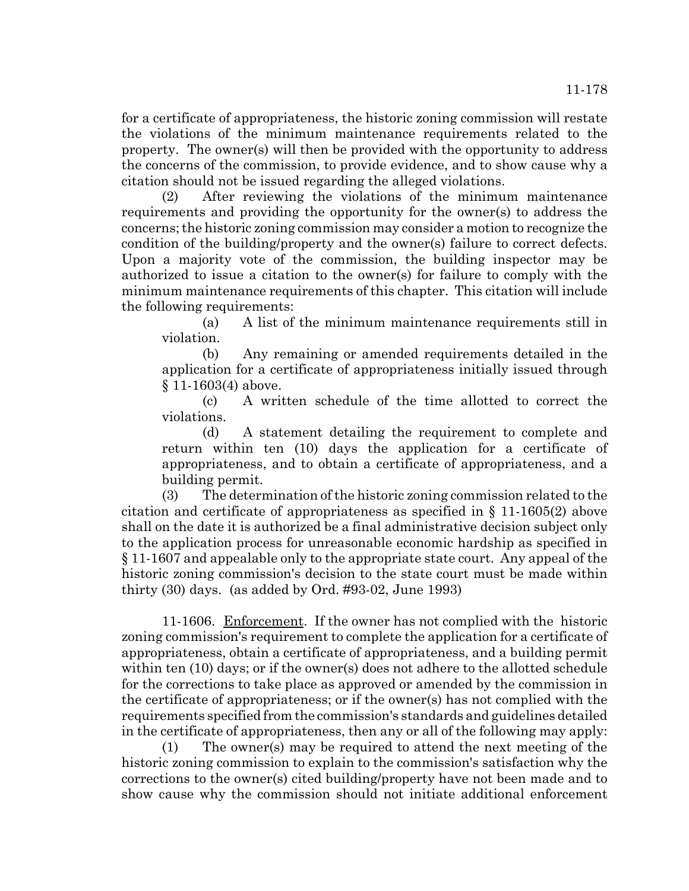for a certificate of appropriateness, the historic zoning commission will restate the violations of the minimum maintenance requirements related to the property. The owner(s) will then be provided with the opportunity to address the concerns of the commission, to provide evidence, and to show cause why a citation should not be issued regarding the alleged violations.

(2) After reviewing the violations of the minimum maintenance requirements and providing the opportunity for the owner(s) to address the concerns; the historic zoning commission may consider a motion to recognize the condition of the building/property and the owner(s) failure to correct defects. Upon a majority vote of the commission, the building inspector may be authorized to issue a citation to the owner(s) for failure to comply with the minimum maintenance requirements of this chapter. This citation will include the following requirements:

(a) A list of the minimum maintenance requirements still in violation.

(b) Any remaining or amended requirements detailed in the application for a certificate of appropriateness initially issued through § 11-1603(4) above.

(c) A written schedule of the time allotted to correct the violations.

(d) A statement detailing the requirement to complete and return within ten (10) days the application for a certificate of appropriateness, and to obtain a certificate of appropriateness, and a building permit.

(3) The determination of the historic zoning commission related to the citation and certificate of appropriateness as specified in § 11-1605(2) above shall on the date it is authorized be a final administrative decision subject only to the application process for unreasonable economic hardship as specified in § 11-1607 and appealable only to the appropriate state court. Any appeal of the historic zoning commission's decision to the state court must be made within thirty (30) days. (as added by Ord. #93-02, June 1993)

11-1606. Enforcement. If the owner has not complied with the historic zoning commission's requirement to complete the application for a certificate of appropriateness, obtain a certificate of appropriateness, and a building permit within ten (10) days; or if the owner(s) does not adhere to the allotted schedule for the corrections to take place as approved or amended by the commission in the certificate of appropriateness; or if the owner(s) has not complied with the requirements specified from the commission's standards and guidelines detailed in the certificate of appropriateness, then any or all of the following may apply:

(1) The owner(s) may be required to attend the next meeting of the historic zoning commission to explain to the commission's satisfaction why the corrections to the owner(s) cited building/property have not been made and to show cause why the commission should not initiate additional enforcement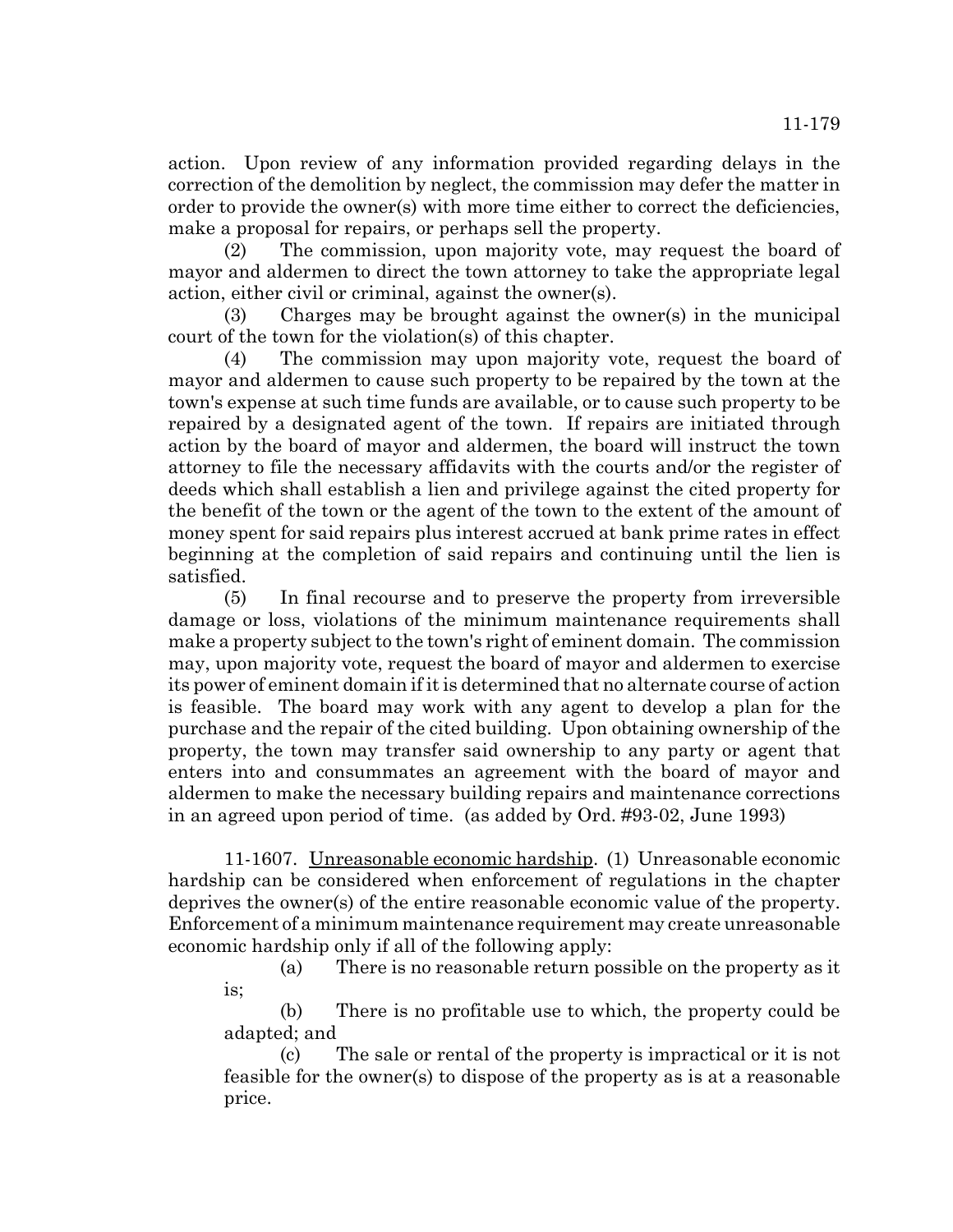action. Upon review of any information provided regarding delays in the correction of the demolition by neglect, the commission may defer the matter in order to provide the owner(s) with more time either to correct the deficiencies, make a proposal for repairs, or perhaps sell the property.

(2) The commission, upon majority vote, may request the board of mayor and aldermen to direct the town attorney to take the appropriate legal action, either civil or criminal, against the owner(s).

(3) Charges may be brought against the owner(s) in the municipal court of the town for the violation(s) of this chapter.

(4) The commission may upon majority vote, request the board of mayor and aldermen to cause such property to be repaired by the town at the town's expense at such time funds are available, or to cause such property to be repaired by a designated agent of the town. If repairs are initiated through action by the board of mayor and aldermen, the board will instruct the town attorney to file the necessary affidavits with the courts and/or the register of deeds which shall establish a lien and privilege against the cited property for the benefit of the town or the agent of the town to the extent of the amount of money spent for said repairs plus interest accrued at bank prime rates in effect beginning at the completion of said repairs and continuing until the lien is satisfied.

(5) In final recourse and to preserve the property from irreversible damage or loss, violations of the minimum maintenance requirements shall make a property subject to the town's right of eminent domain. The commission may, upon majority vote, request the board of mayor and aldermen to exercise its power of eminent domain if it is determined that no alternate course of action is feasible. The board may work with any agent to develop a plan for the purchase and the repair of the cited building. Upon obtaining ownership of the property, the town may transfer said ownership to any party or agent that enters into and consummates an agreement with the board of mayor and aldermen to make the necessary building repairs and maintenance corrections in an agreed upon period of time. (as added by Ord. #93-02, June 1993)

11-1607. Unreasonable economic hardship. (1) Unreasonable economic hardship can be considered when enforcement of regulations in the chapter deprives the owner(s) of the entire reasonable economic value of the property. Enforcement of a minimum maintenance requirement may create unreasonable economic hardship only if all of the following apply:

(a) There is no reasonable return possible on the property as it is;

(b) There is no profitable use to which, the property could be adapted; and

(c) The sale or rental of the property is impractical or it is not feasible for the owner(s) to dispose of the property as is at a reasonable price.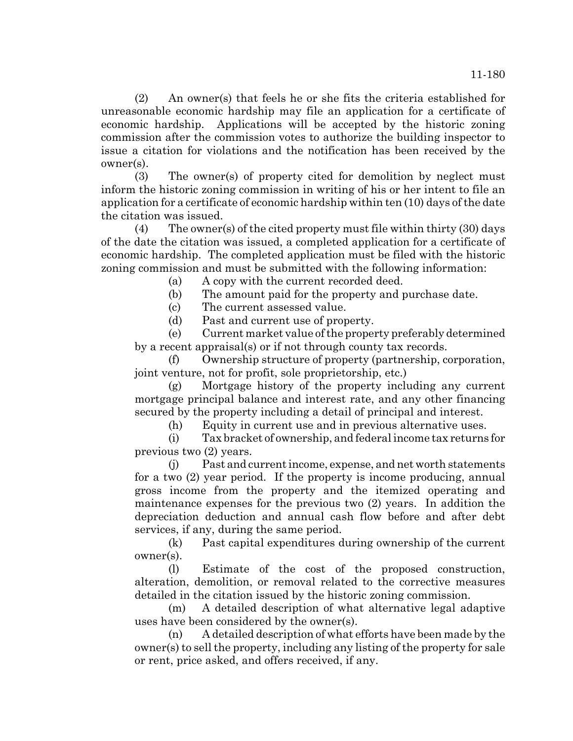(2) An owner(s) that feels he or she fits the criteria established for unreasonable economic hardship may file an application for a certificate of economic hardship. Applications will be accepted by the historic zoning commission after the commission votes to authorize the building inspector to issue a citation for violations and the notification has been received by the owner(s).

(3) The owner(s) of property cited for demolition by neglect must inform the historic zoning commission in writing of his or her intent to file an application for a certificate of economic hardship within ten (10) days of the date the citation was issued.

(4) The owner(s) of the cited property must file within thirty (30) days of the date the citation was issued, a completed application for a certificate of economic hardship. The completed application must be filed with the historic zoning commission and must be submitted with the following information:

(a) A copy with the current recorded deed.

(b) The amount paid for the property and purchase date.

(c) The current assessed value.

(d) Past and current use of property.

(e) Current market value of the property preferably determined by a recent appraisal(s) or if not through county tax records.

(f) Ownership structure of property (partnership, corporation, joint venture, not for profit, sole proprietorship, etc.)

(g) Mortgage history of the property including any current mortgage principal balance and interest rate, and any other financing secured by the property including a detail of principal and interest.

(h) Equity in current use and in previous alternative uses.

(i) Tax bracket of ownership, and federal income tax returns for previous two (2) years.

(j) Past and current income, expense, and net worth statements for a two (2) year period. If the property is income producing, annual gross income from the property and the itemized operating and maintenance expenses for the previous two (2) years. In addition the depreciation deduction and annual cash flow before and after debt services, if any, during the same period.

(k) Past capital expenditures during ownership of the current owner(s).

(l) Estimate of the cost of the proposed construction, alteration, demolition, or removal related to the corrective measures detailed in the citation issued by the historic zoning commission.

(m) A detailed description of what alternative legal adaptive uses have been considered by the owner(s).

(n) A detailed description of what efforts have been made by the owner(s) to sell the property, including any listing of the property for sale or rent, price asked, and offers received, if any.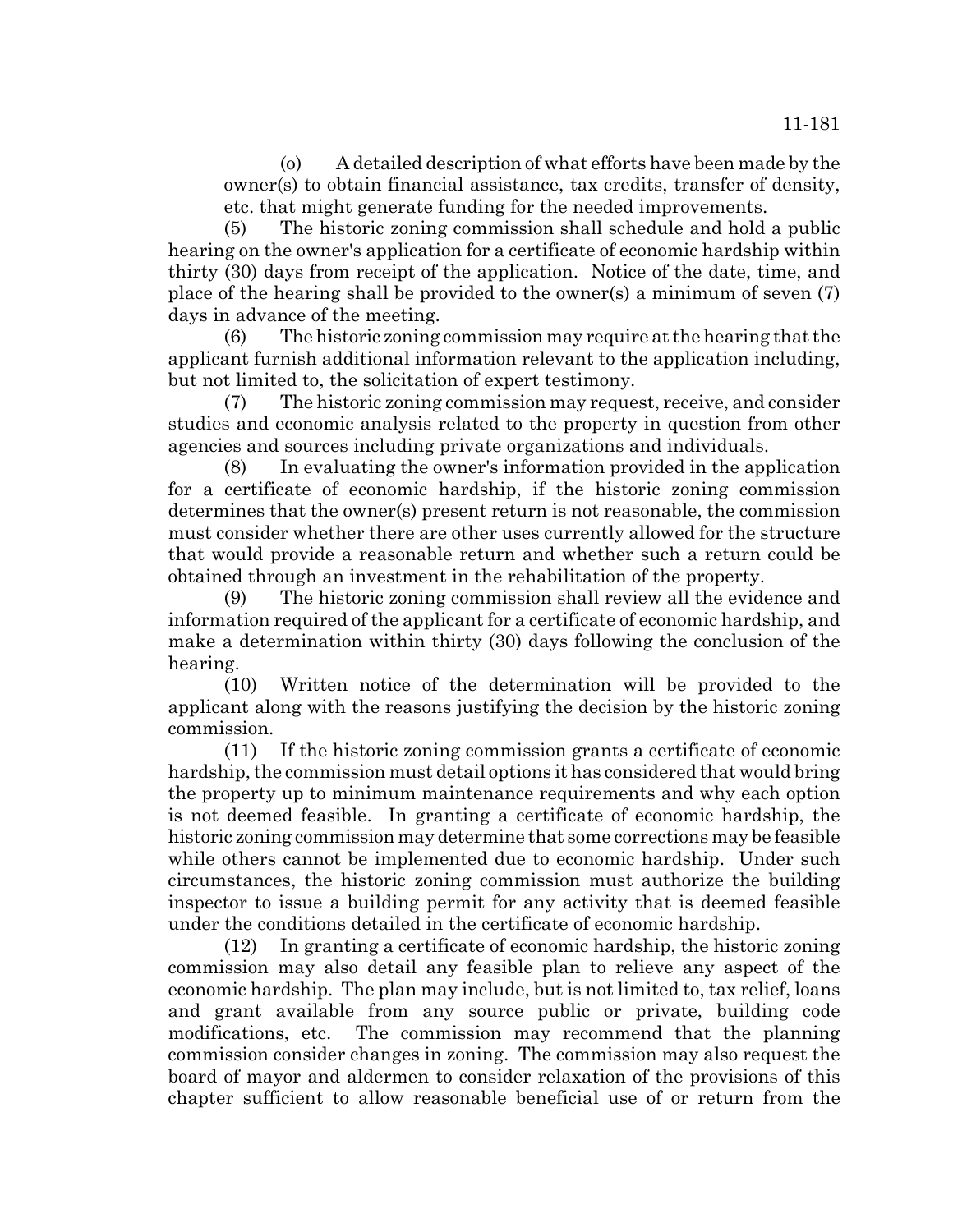(o) A detailed description of what efforts have been made by the owner(s) to obtain financial assistance, tax credits, transfer of density, etc. that might generate funding for the needed improvements.

(5) The historic zoning commission shall schedule and hold a public hearing on the owner's application for a certificate of economic hardship within thirty (30) days from receipt of the application. Notice of the date, time, and place of the hearing shall be provided to the owner(s) a minimum of seven (7) days in advance of the meeting.

(6) The historic zoning commission may require at the hearing that the applicant furnish additional information relevant to the application including, but not limited to, the solicitation of expert testimony.

(7) The historic zoning commission may request, receive, and consider studies and economic analysis related to the property in question from other agencies and sources including private organizations and individuals.

(8) In evaluating the owner's information provided in the application for a certificate of economic hardship, if the historic zoning commission determines that the owner(s) present return is not reasonable, the commission must consider whether there are other uses currently allowed for the structure that would provide a reasonable return and whether such a return could be obtained through an investment in the rehabilitation of the property.

(9) The historic zoning commission shall review all the evidence and information required of the applicant for a certificate of economic hardship, and make a determination within thirty (30) days following the conclusion of the hearing.

(10) Written notice of the determination will be provided to the applicant along with the reasons justifying the decision by the historic zoning commission.

(11) If the historic zoning commission grants a certificate of economic hardship, the commission must detail options it has considered that would bring the property up to minimum maintenance requirements and why each option is not deemed feasible. In granting a certificate of economic hardship, the historic zoning commission may determine that some corrections may be feasible while others cannot be implemented due to economic hardship. Under such circumstances, the historic zoning commission must authorize the building inspector to issue a building permit for any activity that is deemed feasible under the conditions detailed in the certificate of economic hardship.

(12) In granting a certificate of economic hardship, the historic zoning commission may also detail any feasible plan to relieve any aspect of the economic hardship. The plan may include, but is not limited to, tax relief, loans and grant available from any source public or private, building code modifications, etc. The commission may recommend that the planning commission consider changes in zoning. The commission may also request the board of mayor and aldermen to consider relaxation of the provisions of this chapter sufficient to allow reasonable beneficial use of or return from the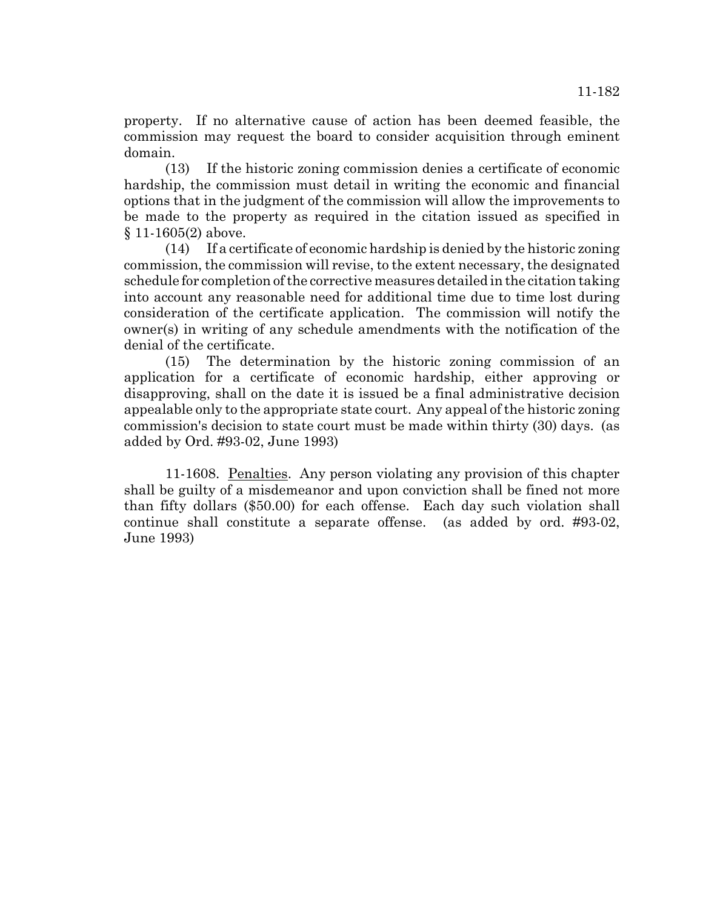property. If no alternative cause of action has been deemed feasible, the commission may request the board to consider acquisition through eminent domain.

(13) If the historic zoning commission denies a certificate of economic hardship, the commission must detail in writing the economic and financial options that in the judgment of the commission will allow the improvements to be made to the property as required in the citation issued as specified in § 11-1605(2) above.

(14) If a certificate of economic hardship is denied by the historic zoning commission, the commission will revise, to the extent necessary, the designated schedule for completion of the corrective measures detailed in the citation taking into account any reasonable need for additional time due to time lost during consideration of the certificate application. The commission will notify the owner(s) in writing of any schedule amendments with the notification of the denial of the certificate.

(15) The determination by the historic zoning commission of an application for a certificate of economic hardship, either approving or disapproving, shall on the date it is issued be a final administrative decision appealable only to the appropriate state court. Any appeal of the historic zoning commission's decision to state court must be made within thirty (30) days. (as added by Ord. #93-02, June 1993)

11-1608. Penalties. Any person violating any provision of this chapter shall be guilty of a misdemeanor and upon conviction shall be fined not more than fifty dollars ($50.00) for each offense. Each day such violation shall continue shall constitute a separate offense. (as added by ord. #93-02, June 1993)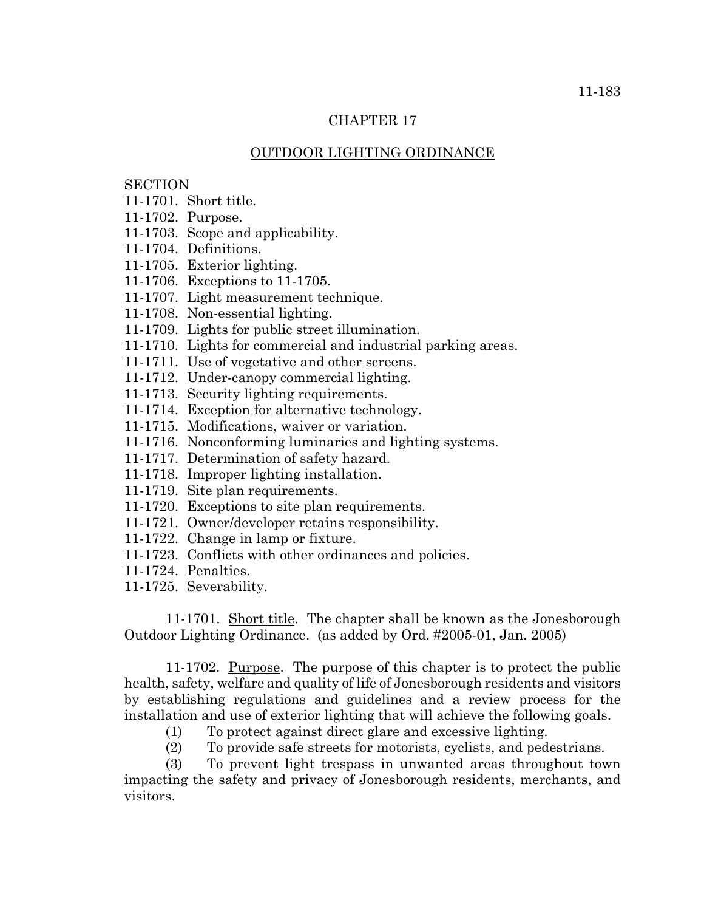# CHAPTER 17

## OUTDOOR LIGHTING ORDINANCE

SECTION
11-1701. Short title.
11-1702. Purpose.
11-1703. Scope and applicability.
11-1704. Definitions.
11-1705. Exterior lighting.
11-1706. Exceptions to 11-1705.
11-1707. Light measurement technique.
11-1708. Non-essential lighting.
11-1709. Lights for public street illumination.
11-1710. Lights for commercial and industrial parking areas.
11-1711. Use of vegetative and other screens.
11-1712. Under-canopy commercial lighting.
11-1713. Security lighting requirements.
11-1714. Exception for alternative technology.
11-1715. Modifications, waiver or variation.
11-1716. Nonconforming luminaries and lighting systems.
11-1717. Determination of safety hazard.
11-1718. Improper lighting installation.
11-1719. Site plan requirements.
11-1720. Exceptions to site plan requirements.
11-1721. Owner/developer retains responsibility.
11-1722. Change in lamp or fixture.
11-1723. Conflicts with other ordinances and policies.
11-1724. Penalties.
11-1725. Severability.

11-1701. Short title. The chapter shall be known as the Jonesborough Outdoor Lighting Ordinance. (as added by Ord. #2005-01, Jan. 2005)

11-1702. Purpose. The purpose of this chapter is to protect the public health, safety, welfare and quality of life of Jonesborough residents and visitors by establishing regulations and guidelines and a review process for the installation and use of exterior lighting that will achieve the following goals.

(1) To protect against direct glare and excessive lighting.

(2) To provide safe streets for motorists, cyclists, and pedestrians.

(3) To prevent light trespass in unwanted areas throughout town impacting the safety and privacy of Jonesborough residents, merchants, and visitors.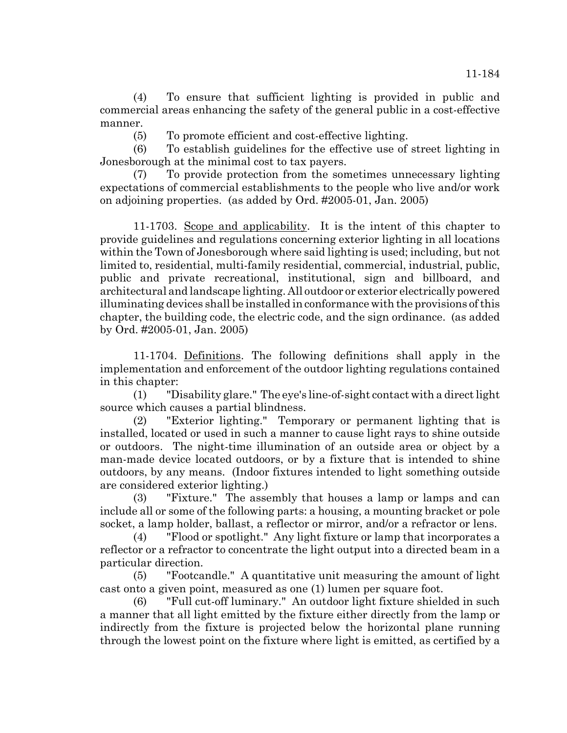(4) To ensure that sufficient lighting is provided in public and commercial areas enhancing the safety of the general public in a cost-effective manner.

(5) To promote efficient and cost-effective lighting.

(6) To establish guidelines for the effective use of street lighting in Jonesborough at the minimal cost to tax payers.

(7) To provide protection from the sometimes unnecessary lighting expectations of commercial establishments to the people who live and/or work on adjoining properties. (as added by Ord. #2005-01, Jan. 2005)

11-1703. Scope and applicability. It is the intent of this chapter to provide guidelines and regulations concerning exterior lighting in all locations within the Town of Jonesborough where said lighting is used; including, but not limited to, residential, multi-family residential, commercial, industrial, public, public and private recreational, institutional, sign and billboard, and architectural and landscape lighting. All outdoor or exterior electrically powered illuminating devices shall be installed in conformance with the provisions of this chapter, the building code, the electric code, and the sign ordinance. (as added by Ord. #2005-01, Jan. 2005)

11-1704. Definitions. The following definitions shall apply in the implementation and enforcement of the outdoor lighting regulations contained in this chapter:

(1) "Disability glare." The eye's line-of-sight contact with a direct light source which causes a partial blindness.

(2) "Exterior lighting." Temporary or permanent lighting that is installed, located or used in such a manner to cause light rays to shine outside or outdoors. The night-time illumination of an outside area or object by a man-made device located outdoors, or by a fixture that is intended to shine outdoors, by any means. (Indoor fixtures intended to light something outside are considered exterior lighting.)

(3) "Fixture." The assembly that houses a lamp or lamps and can include all or some of the following parts: a housing, a mounting bracket or pole socket, a lamp holder, ballast, a reflector or mirror, and/or a refractor or lens.

(4) "Flood or spotlight." Any light fixture or lamp that incorporates a reflector or a refractor to concentrate the light output into a directed beam in a particular direction.

(5) "Footcandle." A quantitative unit measuring the amount of light cast onto a given point, measured as one (1) lumen per square foot.

(6) "Full cut-off luminary." An outdoor light fixture shielded in such a manner that all light emitted by the fixture either directly from the lamp or indirectly from the fixture is projected below the horizontal plane running through the lowest point on the fixture where light is emitted, as certified by a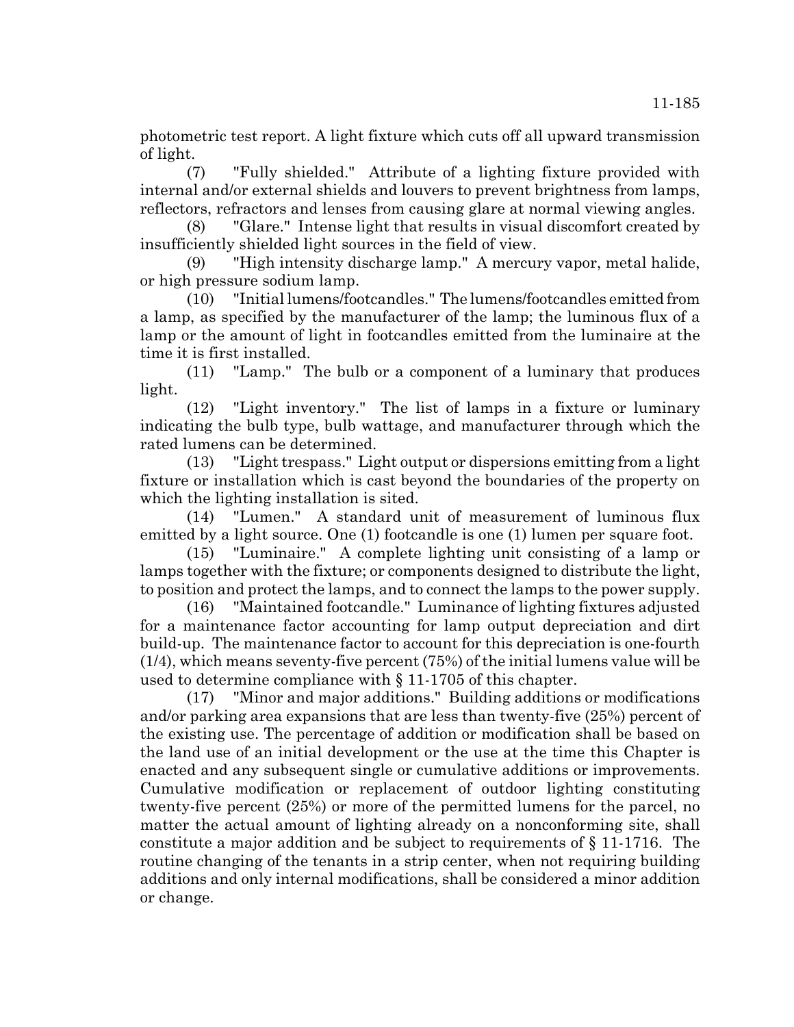photometric test report. A light fixture which cuts off all upward transmission of light.

(7) "Fully shielded." Attribute of a lighting fixture provided with internal and/or external shields and louvers to prevent brightness from lamps, reflectors, refractors and lenses from causing glare at normal viewing angles.

(8) "Glare." Intense light that results in visual discomfort created by insufficiently shielded light sources in the field of view.

(9) "High intensity discharge lamp." A mercury vapor, metal halide, or high pressure sodium lamp.

(10) "Initial lumens/footcandles." The lumens/footcandles emitted from a lamp, as specified by the manufacturer of the lamp; the luminous flux of a lamp or the amount of light in footcandles emitted from the luminaire at the time it is first installed.

(11) "Lamp." The bulb or a component of a luminary that produces light.

(12) "Light inventory." The list of lamps in a fixture or luminary indicating the bulb type, bulb wattage, and manufacturer through which the rated lumens can be determined.

(13) "Light trespass." Light output or dispersions emitting from a light fixture or installation which is cast beyond the boundaries of the property on which the lighting installation is sited.

(14) "Lumen." A standard unit of measurement of luminous flux emitted by a light source. One (1) footcandle is one (1) lumen per square foot.

(15) "Luminaire." A complete lighting unit consisting of a lamp or lamps together with the fixture; or components designed to distribute the light, to position and protect the lamps, and to connect the lamps to the power supply.

(16) "Maintained footcandle." Luminance of lighting fixtures adjusted for a maintenance factor accounting for lamp output depreciation and dirt build-up. The maintenance factor to account for this depreciation is one-fourth (1/4), which means seventy-five percent (75%) of the initial lumens value will be used to determine compliance with § 11-1705 of this chapter.

(17) "Minor and major additions." Building additions or modifications and/or parking area expansions that are less than twenty-five (25%) percent of the existing use. The percentage of addition or modification shall be based on the land use of an initial development or the use at the time this Chapter is enacted and any subsequent single or cumulative additions or improvements. Cumulative modification or replacement of outdoor lighting constituting twenty-five percent (25%) or more of the permitted lumens for the parcel, no matter the actual amount of lighting already on a nonconforming site, shall constitute a major addition and be subject to requirements of § 11-1716. The routine changing of the tenants in a strip center, when not requiring building additions and only internal modifications, shall be considered a minor addition or change.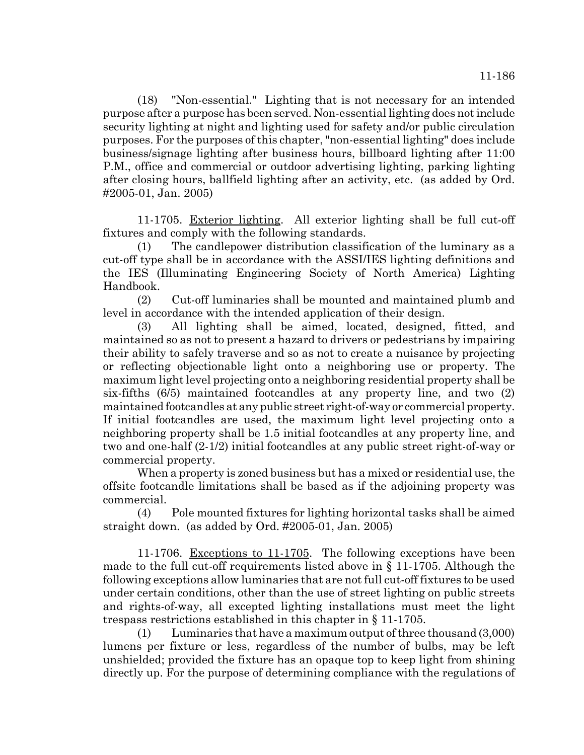(18) "Non-essential." Lighting that is not necessary for an intended purpose after a purpose has been served. Non-essential lighting does not include security lighting at night and lighting used for safety and/or public circulation purposes. For the purposes of this chapter, "non-essential lighting" does include business/signage lighting after business hours, billboard lighting after 11:00 P.M., office and commercial or outdoor advertising lighting, parking lighting after closing hours, ballfield lighting after an activity, etc. (as added by Ord. #2005-01, Jan. 2005)

11-1705. Exterior lighting. All exterior lighting shall be full cut-off fixtures and comply with the following standards.

(1) The candlepower distribution classification of the luminary as a cut-off type shall be in accordance with the ASSI/IES lighting definitions and the IES (Illuminating Engineering Society of North America) Lighting Handbook.

(2) Cut-off luminaries shall be mounted and maintained plumb and level in accordance with the intended application of their design.

(3) All lighting shall be aimed, located, designed, fitted, and maintained so as not to present a hazard to drivers or pedestrians by impairing their ability to safely traverse and so as not to create a nuisance by projecting or reflecting objectionable light onto a neighboring use or property. The maximum light level projecting onto a neighboring residential property shall be six-fifths (6/5) maintained footcandles at any property line, and two (2) maintained footcandles at any public street right-of-way or commercial property. If initial footcandles are used, the maximum light level projecting onto a neighboring property shall be 1.5 initial footcandles at any property line, and two and one-half (2-1/2) initial footcandles at any public street right-of-way or commercial property.

When a property is zoned business but has a mixed or residential use, the offsite footcandle limitations shall be based as if the adjoining property was commercial.

(4) Pole mounted fixtures for lighting horizontal tasks shall be aimed straight down. (as added by Ord. #2005-01, Jan. 2005)

11-1706. Exceptions to 11-1705. The following exceptions have been made to the full cut-off requirements listed above in § 11-1705. Although the following exceptions allow luminaries that are not full cut-off fixtures to be used under certain conditions, other than the use of street lighting on public streets and rights-of-way, all excepted lighting installations must meet the light trespass restrictions established in this chapter in § 11-1705.

(1) Luminaries that have a maximum output of three thousand (3,000) lumens per fixture or less, regardless of the number of bulbs, may be left unshielded; provided the fixture has an opaque top to keep light from shining directly up. For the purpose of determining compliance with the regulations of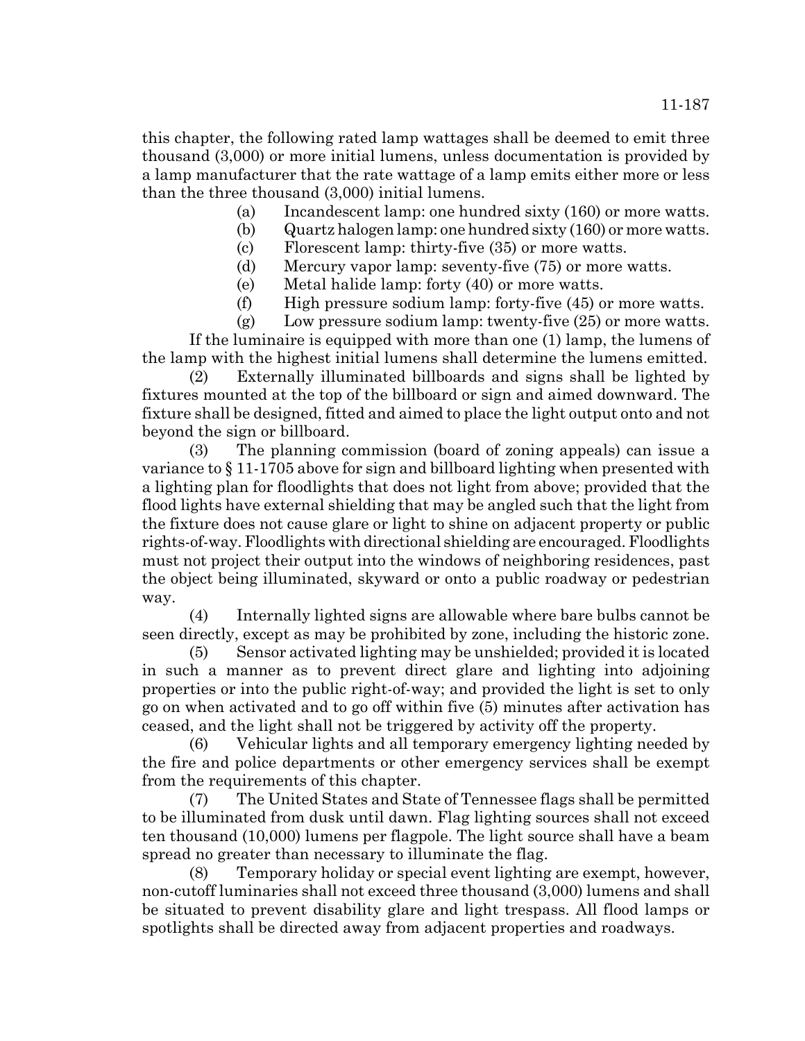this chapter, the following rated lamp wattages shall be deemed to emit three thousand (3,000) or more initial lumens, unless documentation is provided by a lamp manufacturer that the rate wattage of a lamp emits either more or less than the three thousand (3,000) initial lumens.

(a) Incandescent lamp: one hundred sixty (160) or more watts.

(b) Quartz halogen lamp: one hundred sixty (160) or more watts.

(c) Florescent lamp: thirty-five (35) or more watts.

(d) Mercury vapor lamp: seventy-five (75) or more watts.

(e) Metal halide lamp: forty (40) or more watts.

(f) High pressure sodium lamp: forty-five (45) or more watts.

(g) Low pressure sodium lamp: twenty-five (25) or more watts.

If the luminaire is equipped with more than one (1) lamp, the lumens of the lamp with the highest initial lumens shall determine the lumens emitted.

(2) Externally illuminated billboards and signs shall be lighted by fixtures mounted at the top of the billboard or sign and aimed downward. The fixture shall be designed, fitted and aimed to place the light output onto and not beyond the sign or billboard.

(3) The planning commission (board of zoning appeals) can issue a variance to § 11-1705 above for sign and billboard lighting when presented with a lighting plan for floodlights that does not light from above; provided that the flood lights have external shielding that may be angled such that the light from the fixture does not cause glare or light to shine on adjacent property or public rights-of-way. Floodlights with directional shielding are encouraged. Floodlights must not project their output into the windows of neighboring residences, past the object being illuminated, skyward or onto a public roadway or pedestrian way.

(4) Internally lighted signs are allowable where bare bulbs cannot be seen directly, except as may be prohibited by zone, including the historic zone.

(5) Sensor activated lighting may be unshielded; provided it is located in such a manner as to prevent direct glare and lighting into adjoining properties or into the public right-of-way; and provided the light is set to only go on when activated and to go off within five (5) minutes after activation has ceased, and the light shall not be triggered by activity off the property.

(6) Vehicular lights and all temporary emergency lighting needed by the fire and police departments or other emergency services shall be exempt from the requirements of this chapter.

(7) The United States and State of Tennessee flags shall be permitted to be illuminated from dusk until dawn. Flag lighting sources shall not exceed ten thousand (10,000) lumens per flagpole. The light source shall have a beam spread no greater than necessary to illuminate the flag.

(8) Temporary holiday or special event lighting are exempt, however, non-cutoff luminaries shall not exceed three thousand (3,000) lumens and shall be situated to prevent disability glare and light trespass. All flood lamps or spotlights shall be directed away from adjacent properties and roadways.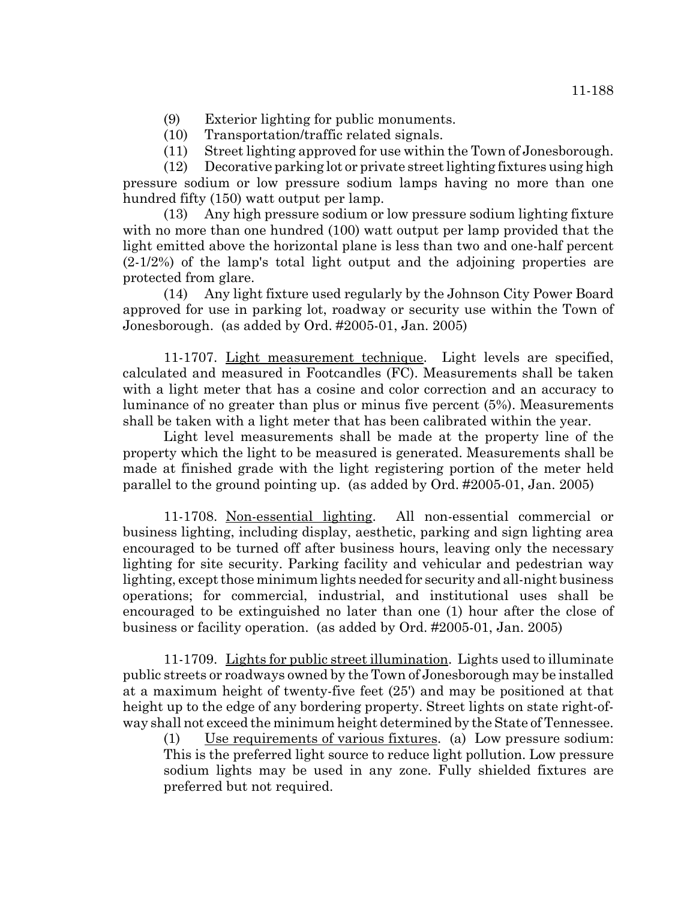(9) Exterior lighting for public monuments.

(10) Transportation/traffic related signals.

(11) Street lighting approved for use within the Town of Jonesborough.

(12) Decorative parking lot or private street lighting fixtures using high pressure sodium or low pressure sodium lamps having no more than one hundred fifty (150) watt output per lamp.

(13) Any high pressure sodium or low pressure sodium lighting fixture with no more than one hundred (100) watt output per lamp provided that the light emitted above the horizontal plane is less than two and one-half percent (2-1/2%) of the lamp's total light output and the adjoining properties are protected from glare.

(14) Any light fixture used regularly by the Johnson City Power Board approved for use in parking lot, roadway or security use within the Town of Jonesborough. (as added by Ord. #2005-01, Jan. 2005)

11-1707. Light measurement technique. Light levels are specified, calculated and measured in Footcandles (FC). Measurements shall be taken with a light meter that has a cosine and color correction and an accuracy to luminance of no greater than plus or minus five percent (5%). Measurements shall be taken with a light meter that has been calibrated within the year.

Light level measurements shall be made at the property line of the property which the light to be measured is generated. Measurements shall be made at finished grade with the light registering portion of the meter held parallel to the ground pointing up. (as added by Ord. #2005-01, Jan. 2005)

11-1708. Non-essential lighting. All non-essential commercial or business lighting, including display, aesthetic, parking and sign lighting area encouraged to be turned off after business hours, leaving only the necessary lighting for site security. Parking facility and vehicular and pedestrian way lighting, except those minimum lights needed for security and all-night business operations; for commercial, industrial, and institutional uses shall be encouraged to be extinguished no later than one (1) hour after the close of business or facility operation. (as added by Ord. #2005-01, Jan. 2005)

11-1709. Lights for public street illumination. Lights used to illuminate public streets or roadways owned by the Town of Jonesborough may be installed at a maximum height of twenty-five feet (25') and may be positioned at that height up to the edge of any bordering property. Street lights on state right-of-way shall not exceed the minimum height determined by the State of Tennessee.

(1) Use requirements of various fixtures. (a) Low pressure sodium: This is the preferred light source to reduce light pollution. Low pressure sodium lights may be used in any zone. Fully shielded fixtures are preferred but not required.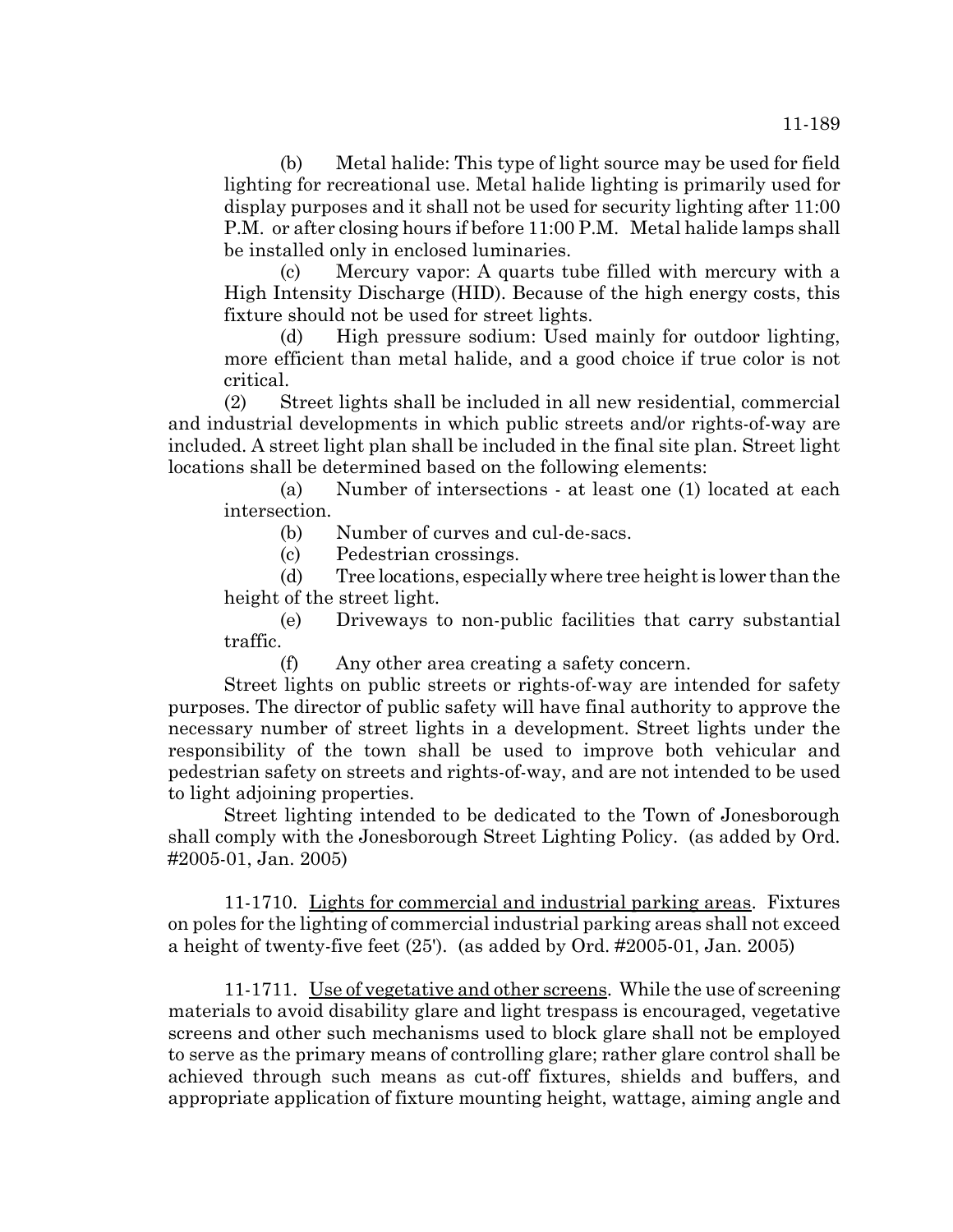(b) Metal halide: This type of light source may be used for field lighting for recreational use. Metal halide lighting is primarily used for display purposes and it shall not be used for security lighting after 11:00 P.M. or after closing hours if before 11:00 P.M. Metal halide lamps shall be installed only in enclosed luminaries.

(c) Mercury vapor: A quarts tube filled with mercury with a High Intensity Discharge (HID). Because of the high energy costs, this fixture should not be used for street lights.

(d) High pressure sodium: Used mainly for outdoor lighting, more efficient than metal halide, and a good choice if true color is not critical.

(2) Street lights shall be included in all new residential, commercial and industrial developments in which public streets and/or rights-of-way are included. A street light plan shall be included in the final site plan. Street light locations shall be determined based on the following elements:

(a) Number of intersections - at least one (1) located at each intersection.

(b) Number of curves and cul-de-sacs.

(c) Pedestrian crossings.

(d) Tree locations, especially where tree height is lower than the height of the street light.

(e) Driveways to non-public facilities that carry substantial traffic.

(f) Any other area creating a safety concern.

Street lights on public streets or rights-of-way are intended for safety purposes. The director of public safety will have final authority to approve the necessary number of street lights in a development. Street lights under the responsibility of the town shall be used to improve both vehicular and pedestrian safety on streets and rights-of-way, and are not intended to be used to light adjoining properties.

Street lighting intended to be dedicated to the Town of Jonesborough shall comply with the Jonesborough Street Lighting Policy. (as added by Ord. #2005-01, Jan. 2005)

11-1710. Lights for commercial and industrial parking areas. Fixtures on poles for the lighting of commercial industrial parking areas shall not exceed a height of twenty-five feet (25'). (as added by Ord. #2005-01, Jan. 2005)

11-1711. Use of vegetative and other screens. While the use of screening materials to avoid disability glare and light trespass is encouraged, vegetative screens and other such mechanisms used to block glare shall not be employed to serve as the primary means of controlling glare; rather glare control shall be achieved through such means as cut-off fixtures, shields and buffers, and appropriate application of fixture mounting height, wattage, aiming angle and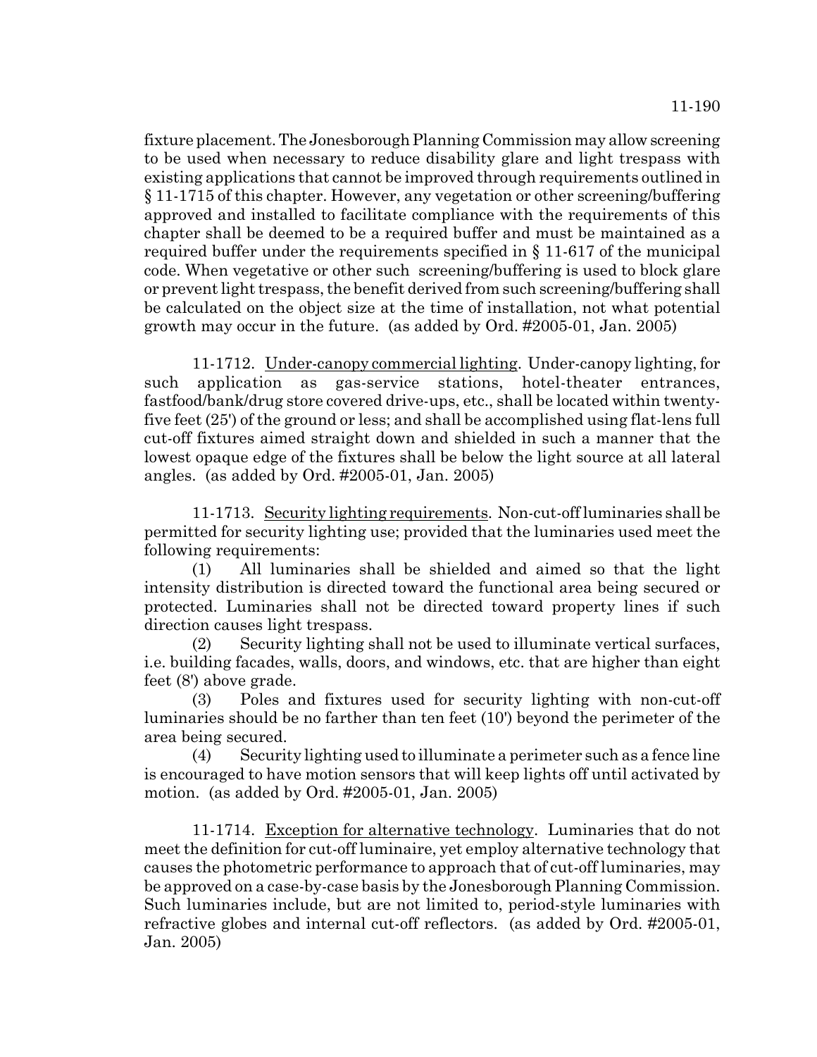fixture placement. The Jonesborough Planning Commission may allow screening to be used when necessary to reduce disability glare and light trespass with existing applications that cannot be improved through requirements outlined in § 11-1715 of this chapter. However, any vegetation or other screening/buffering approved and installed to facilitate compliance with the requirements of this chapter shall be deemed to be a required buffer and must be maintained as a required buffer under the requirements specified in § 11-617 of the municipal code. When vegetative or other such screening/buffering is used to block glare or prevent light trespass, the benefit derived from such screening/buffering shall be calculated on the object size at the time of installation, not what potential growth may occur in the future. (as added by Ord. #2005-01, Jan. 2005)

11-1712. Under-canopy commercial lighting. Under-canopy lighting, for such application as gas-service stations, hotel-theater entrances, fastfood/bank/drug store covered drive-ups, etc., shall be located within twenty-five feet (25') of the ground or less; and shall be accomplished using flat-lens full cut-off fixtures aimed straight down and shielded in such a manner that the lowest opaque edge of the fixtures shall be below the light source at all lateral angles. (as added by Ord. #2005-01, Jan. 2005)

11-1713. Security lighting requirements. Non-cut-off luminaries shall be permitted for security lighting use; provided that the luminaries used meet the following requirements:

(1) All luminaries shall be shielded and aimed so that the light intensity distribution is directed toward the functional area being secured or protected. Luminaries shall not be directed toward property lines if such direction causes light trespass.

(2) Security lighting shall not be used to illuminate vertical surfaces, i.e. building facades, walls, doors, and windows, etc. that are higher than eight feet (8') above grade.

(3) Poles and fixtures used for security lighting with non-cut-off luminaries should be no farther than ten feet (10') beyond the perimeter of the area being secured.

(4) Security lighting used to illuminate a perimeter such as a fence line is encouraged to have motion sensors that will keep lights off until activated by motion. (as added by Ord. #2005-01, Jan. 2005)

11-1714. Exception for alternative technology. Luminaries that do not meet the definition for cut-off luminaire, yet employ alternative technology that causes the photometric performance to approach that of cut-off luminaries, may be approved on a case-by-case basis by the Jonesborough Planning Commission. Such luminaries include, but are not limited to, period-style luminaries with refractive globes and internal cut-off reflectors. (as added by Ord. #2005-01, Jan. 2005)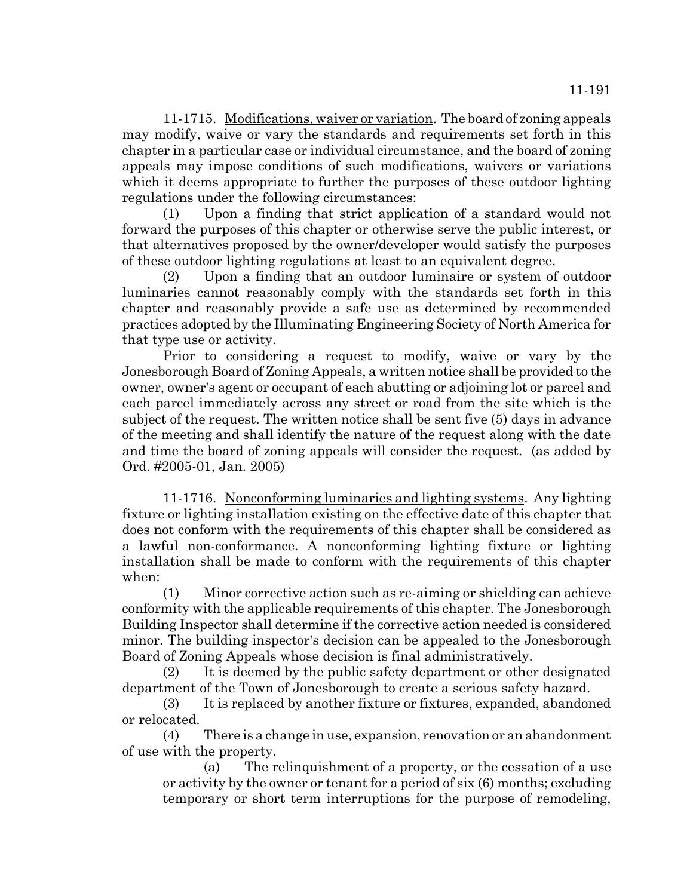11-1715. Modifications, waiver or variation. The board of zoning appeals may modify, waive or vary the standards and requirements set forth in this chapter in a particular case or individual circumstance, and the board of zoning appeals may impose conditions of such modifications, waivers or variations which it deems appropriate to further the purposes of these outdoor lighting regulations under the following circumstances:

(1) Upon a finding that strict application of a standard would not forward the purposes of this chapter or otherwise serve the public interest, or that alternatives proposed by the owner/developer would satisfy the purposes of these outdoor lighting regulations at least to an equivalent degree.

(2) Upon a finding that an outdoor luminaire or system of outdoor luminaries cannot reasonably comply with the standards set forth in this chapter and reasonably provide a safe use as determined by recommended practices adopted by the Illuminating Engineering Society of North America for that type use or activity.

Prior to considering a request to modify, waive or vary by the Jonesborough Board of Zoning Appeals, a written notice shall be provided to the owner, owner's agent or occupant of each abutting or adjoining lot or parcel and each parcel immediately across any street or road from the site which is the subject of the request. The written notice shall be sent five (5) days in advance of the meeting and shall identify the nature of the request along with the date and time the board of zoning appeals will consider the request. (as added by Ord. #2005-01, Jan. 2005)

11-1716. Nonconforming luminaries and lighting systems. Any lighting fixture or lighting installation existing on the effective date of this chapter that does not conform with the requirements of this chapter shall be considered as a lawful non-conformance. A nonconforming lighting fixture or lighting installation shall be made to conform with the requirements of this chapter when:

(1) Minor corrective action such as re-aiming or shielding can achieve conformity with the applicable requirements of this chapter. The Jonesborough Building Inspector shall determine if the corrective action needed is considered minor. The building inspector's decision can be appealed to the Jonesborough Board of Zoning Appeals whose decision is final administratively.

(2) It is deemed by the public safety department or other designated department of the Town of Jonesborough to create a serious safety hazard.

(3) It is replaced by another fixture or fixtures, expanded, abandoned or relocated.

(4) There is a change in use, expansion, renovation or an abandonment of use with the property.

(a) The relinquishment of a property, or the cessation of a use or activity by the owner or tenant for a period of six (6) months; excluding temporary or short term interruptions for the purpose of remodeling,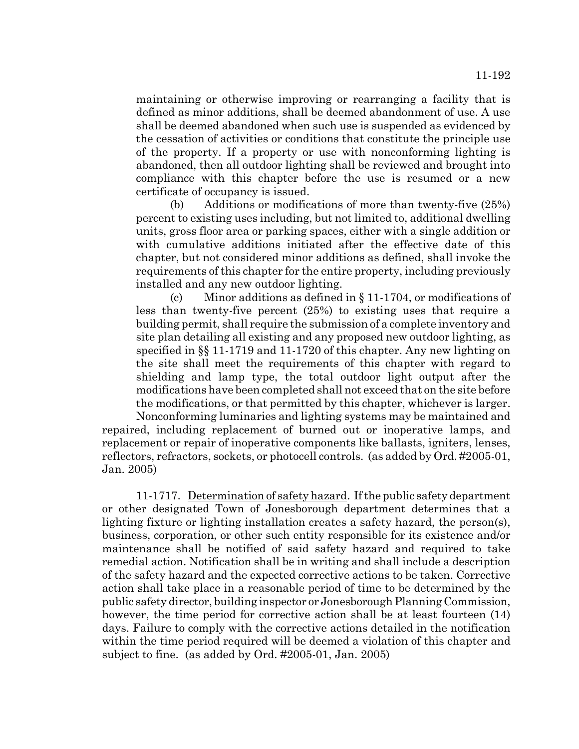maintaining or otherwise improving or rearranging a facility that is defined as minor additions, shall be deemed abandonment of use. A use shall be deemed abandoned when such use is suspended as evidenced by the cessation of activities or conditions that constitute the principle use of the property. If a property or use with nonconforming lighting is abandoned, then all outdoor lighting shall be reviewed and brought into compliance with this chapter before the use is resumed or a new certificate of occupancy is issued.

(b) Additions or modifications of more than twenty-five (25%) percent to existing uses including, but not limited to, additional dwelling units, gross floor area or parking spaces, either with a single addition or with cumulative additions initiated after the effective date of this chapter, but not considered minor additions as defined, shall invoke the requirements of this chapter for the entire property, including previously installed and any new outdoor lighting.

(c) Minor additions as defined in § 11-1704, or modifications of less than twenty-five percent (25%) to existing uses that require a building permit, shall require the submission of a complete inventory and site plan detailing all existing and any proposed new outdoor lighting, as specified in §§ 11-1719 and 11-1720 of this chapter. Any new lighting on the site shall meet the requirements of this chapter with regard to shielding and lamp type, the total outdoor light output after the modifications have been completed shall not exceed that on the site before the modifications, or that permitted by this chapter, whichever is larger.

Nonconforming luminaries and lighting systems may be maintained and repaired, including replacement of burned out or inoperative lamps, and replacement or repair of inoperative components like ballasts, igniters, lenses, reflectors, refractors, sockets, or photocell controls. (as added by Ord. #2005-01, Jan. 2005)

11-1717. Determination of safety hazard. If the public safety department or other designated Town of Jonesborough department determines that a lighting fixture or lighting installation creates a safety hazard, the person(s), business, corporation, or other such entity responsible for its existence and/or maintenance shall be notified of said safety hazard and required to take remedial action. Notification shall be in writing and shall include a description of the safety hazard and the expected corrective actions to be taken. Corrective action shall take place in a reasonable period of time to be determined by the public safety director, building inspector or Jonesborough Planning Commission, however, the time period for corrective action shall be at least fourteen (14) days. Failure to comply with the corrective actions detailed in the notification within the time period required will be deemed a violation of this chapter and subject to fine. (as added by Ord. #2005-01, Jan. 2005)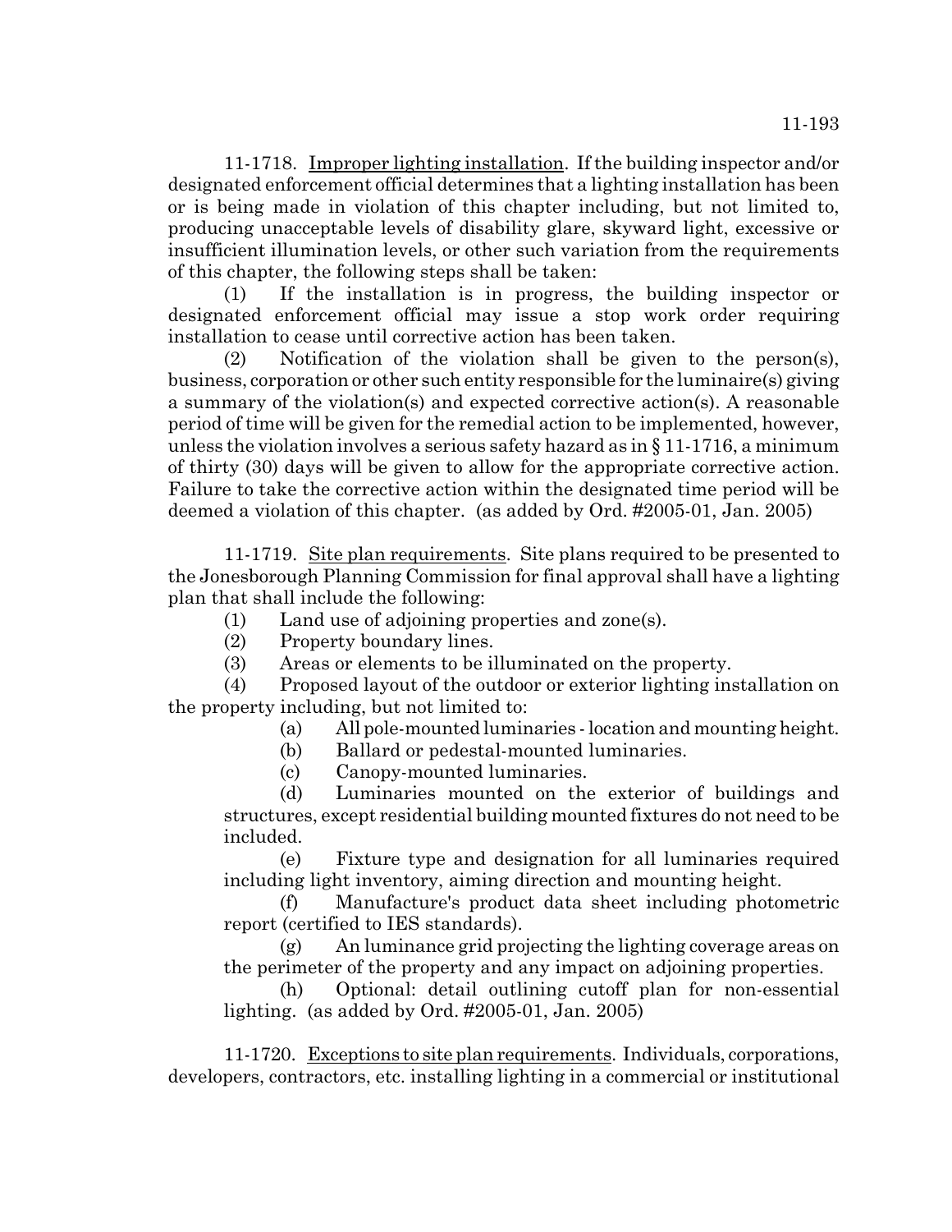11-1718. Improper lighting installation. If the building inspector and/or designated enforcement official determines that a lighting installation has been or is being made in violation of this chapter including, but not limited to, producing unacceptable levels of disability glare, skyward light, excessive or insufficient illumination levels, or other such variation from the requirements of this chapter, the following steps shall be taken:

(1) If the installation is in progress, the building inspector or designated enforcement official may issue a stop work order requiring installation to cease until corrective action has been taken.

(2) Notification of the violation shall be given to the person(s), business, corporation or other such entity responsible for the luminaire(s) giving a summary of the violation(s) and expected corrective action(s). A reasonable period of time will be given for the remedial action to be implemented, however, unless the violation involves a serious safety hazard as in § 11-1716, a minimum of thirty (30) days will be given to allow for the appropriate corrective action. Failure to take the corrective action within the designated time period will be deemed a violation of this chapter. (as added by Ord. #2005-01, Jan. 2005)

11-1719. Site plan requirements. Site plans required to be presented to the Jonesborough Planning Commission for final approval shall have a lighting plan that shall include the following:

(1) Land use of adjoining properties and zone(s).

(2) Property boundary lines.

(3) Areas or elements to be illuminated on the property.

(4) Proposed layout of the outdoor or exterior lighting installation on the property including, but not limited to:

(a) All pole-mounted luminaries - location and mounting height.

(b) Ballard or pedestal-mounted luminaries.

(c) Canopy-mounted luminaries.

(d) Luminaries mounted on the exterior of buildings and structures, except residential building mounted fixtures do not need to be included.

(e) Fixture type and designation for all luminaries required including light inventory, aiming direction and mounting height.

(f) Manufacture's product data sheet including photometric report (certified to IES standards).

(g) An luminance grid projecting the lighting coverage areas on the perimeter of the property and any impact on adjoining properties.

(h) Optional: detail outlining cutoff plan for non-essential lighting. (as added by Ord. #2005-01, Jan. 2005)

11-1720. Exceptions to site plan requirements. Individuals, corporations, developers, contractors, etc. installing lighting in a commercial or institutional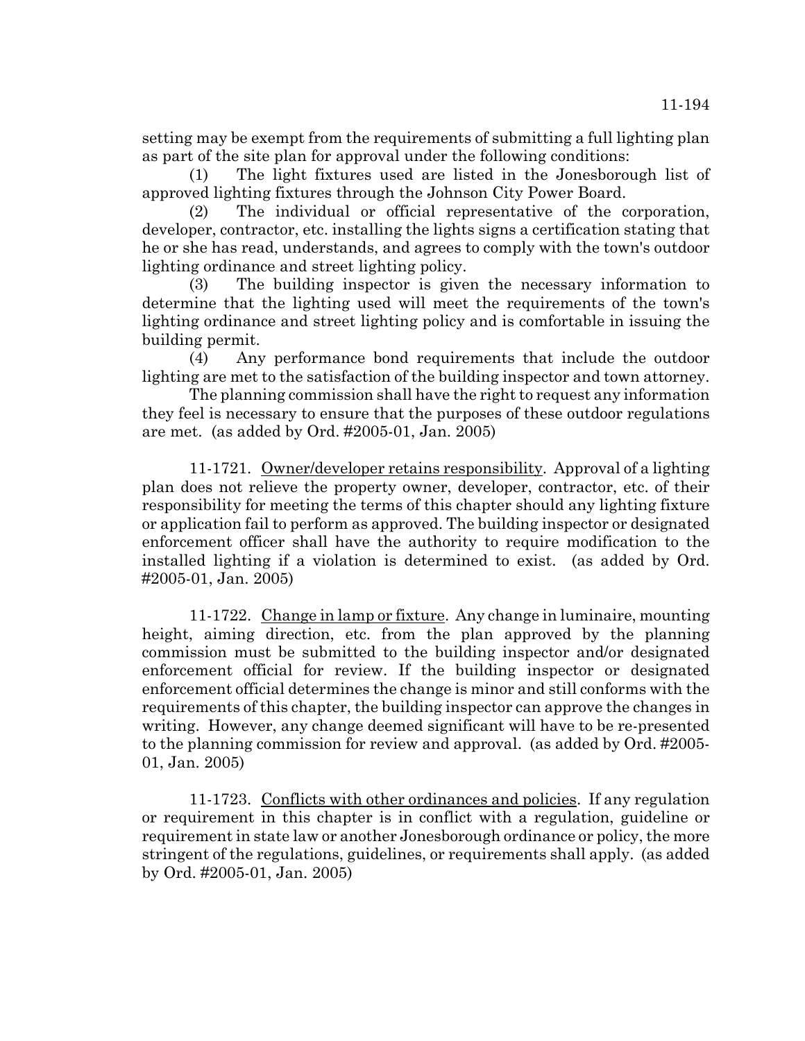setting may be exempt from the requirements of submitting a full lighting plan as part of the site plan for approval under the following conditions:

(1) The light fixtures used are listed in the Jonesborough list of approved lighting fixtures through the Johnson City Power Board.

(2) The individual or official representative of the corporation, developer, contractor, etc. installing the lights signs a certification stating that he or she has read, understands, and agrees to comply with the town's outdoor lighting ordinance and street lighting policy.

(3) The building inspector is given the necessary information to determine that the lighting used will meet the requirements of the town's lighting ordinance and street lighting policy and is comfortable in issuing the building permit.

(4) Any performance bond requirements that include the outdoor lighting are met to the satisfaction of the building inspector and town attorney.

The planning commission shall have the right to request any information they feel is necessary to ensure that the purposes of these outdoor regulations are met. (as added by Ord. #2005-01, Jan. 2005)

11-1721. Owner/developer retains responsibility. Approval of a lighting plan does not relieve the property owner, developer, contractor, etc. of their responsibility for meeting the terms of this chapter should any lighting fixture or application fail to perform as approved. The building inspector or designated enforcement officer shall have the authority to require modification to the installed lighting if a violation is determined to exist. (as added by Ord. #2005-01, Jan. 2005)

11-1722. Change in lamp or fixture. Any change in luminaire, mounting height, aiming direction, etc. from the plan approved by the planning commission must be submitted to the building inspector and/or designated enforcement official for review. If the building inspector or designated enforcement official determines the change is minor and still conforms with the requirements of this chapter, the building inspector can approve the changes in writing. However, any change deemed significant will have to be re-presented to the planning commission for review and approval. (as added by Ord. #2005-01, Jan. 2005)

11-1723. Conflicts with other ordinances and policies. If any regulation or requirement in this chapter is in conflict with a regulation, guideline or requirement in state law or another Jonesborough ordinance or policy, the more stringent of the regulations, guidelines, or requirements shall apply. (as added by Ord. #2005-01, Jan. 2005)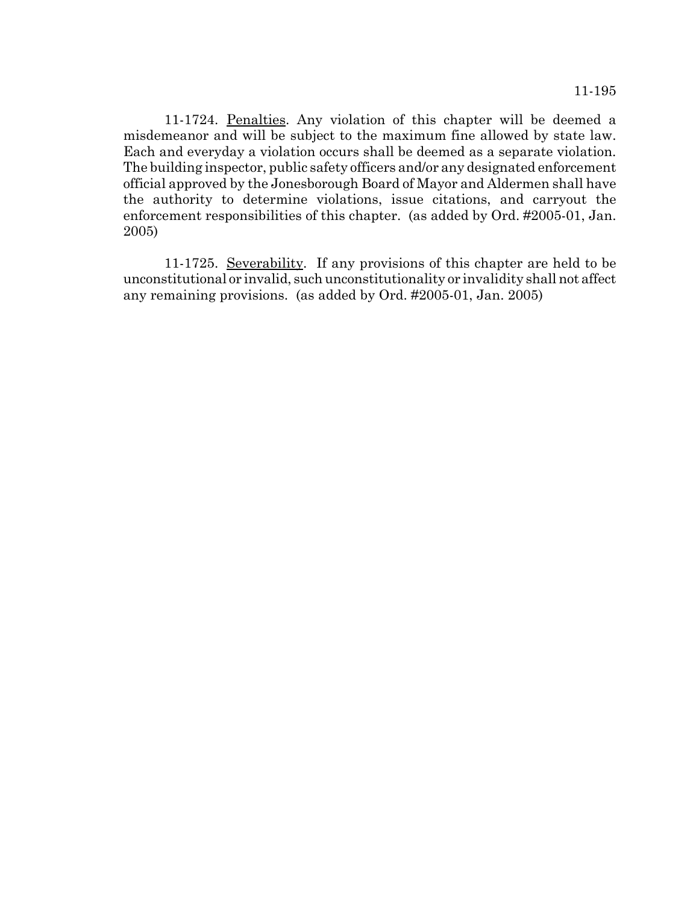11-1724. Penalties. Any violation of this chapter will be deemed a misdemeanor and will be subject to the maximum fine allowed by state law. Each and everyday a violation occurs shall be deemed as a separate violation. The building inspector, public safety officers and/or any designated enforcement official approved by the Jonesborough Board of Mayor and Aldermen shall have the authority to determine violations, issue citations, and carryout the enforcement responsibilities of this chapter. (as added by Ord. #2005-01, Jan. 2005)

11-1725. Severability. If any provisions of this chapter are held to be unconstitutional or invalid, such unconstitutionality or invalidity shall not affect any remaining provisions. (as added by Ord. #2005-01, Jan. 2005)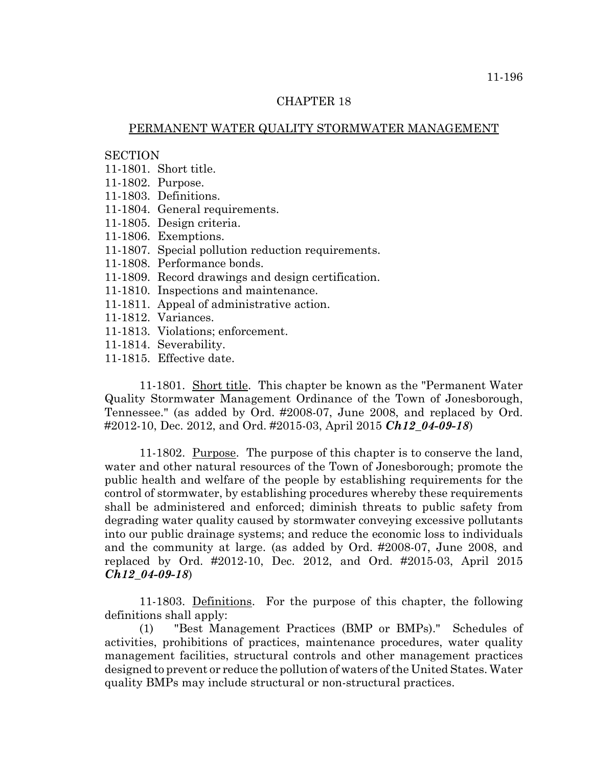## CHAPTER 18

## PERMANENT WATER QUALITY STORMWATER MANAGEMENT

SECTION
11-1801. Short title.
11-1802. Purpose.
11-1803. Definitions.
11-1804. General requirements.
11-1805. Design criteria.
11-1806. Exemptions.
11-1807. Special pollution reduction requirements.
11-1808. Performance bonds.
11-1809. Record drawings and design certification.
11-1810. Inspections and maintenance.
11-1811. Appeal of administrative action.
11-1812. Variances.
11-1813. Violations; enforcement.
11-1814. Severability.
11-1815. Effective date.

11-1801. Short title. This chapter be known as the "Permanent Water Quality Stormwater Management Ordinance of the Town of Jonesborough, Tennessee." (as added by Ord. #2008-07, June 2008, and replaced by Ord. #2012-10, Dec. 2012, and Ord. #2015-03, April 2015 ***Ch12_04-09-18***)

11-1802. Purpose. The purpose of this chapter is to conserve the land, water and other natural resources of the Town of Jonesborough; promote the public health and welfare of the people by establishing requirements for the control of stormwater, by establishing procedures whereby these requirements shall be administered and enforced; diminish threats to public safety from degrading water quality caused by stormwater conveying excessive pollutants into our public drainage systems; and reduce the economic loss to individuals and the community at large. (as added by Ord. #2008-07, June 2008, and replaced by Ord. #2012-10, Dec. 2012, and Ord. #2015-03, April 2015 ***Ch12_04-09-18***)

11-1803. Definitions. For the purpose of this chapter, the following definitions shall apply:

(1) "Best Management Practices (BMP or BMPs)." Schedules of activities, prohibitions of practices, maintenance procedures, water quality management facilities, structural controls and other management practices designed to prevent or reduce the pollution of waters of the United States. Water quality BMPs may include structural or non-structural practices.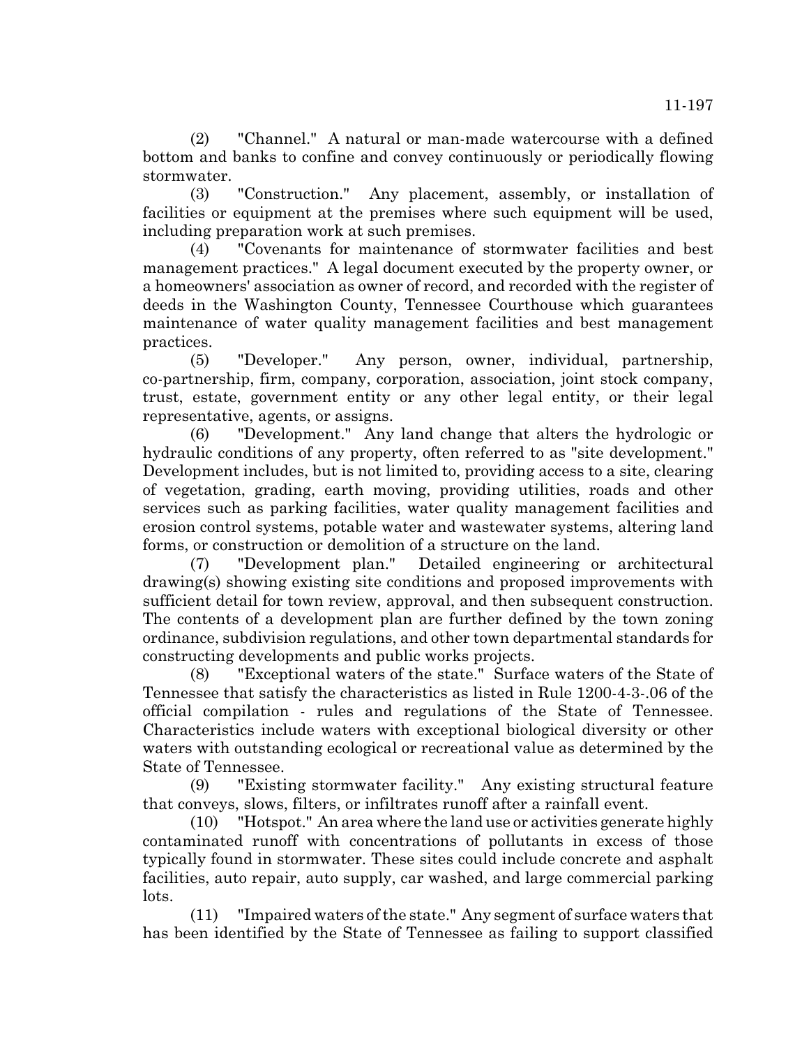(2) "Channel." A natural or man-made watercourse with a defined bottom and banks to confine and convey continuously or periodically flowing stormwater.

(3) "Construction." Any placement, assembly, or installation of facilities or equipment at the premises where such equipment will be used, including preparation work at such premises.

(4) "Covenants for maintenance of stormwater facilities and best management practices." A legal document executed by the property owner, or a homeowners' association as owner of record, and recorded with the register of deeds in the Washington County, Tennessee Courthouse which guarantees maintenance of water quality management facilities and best management practices.

(5) "Developer." Any person, owner, individual, partnership, co-partnership, firm, company, corporation, association, joint stock company, trust, estate, government entity or any other legal entity, or their legal representative, agents, or assigns.

(6) "Development." Any land change that alters the hydrologic or hydraulic conditions of any property, often referred to as "site development." Development includes, but is not limited to, providing access to a site, clearing of vegetation, grading, earth moving, providing utilities, roads and other services such as parking facilities, water quality management facilities and erosion control systems, potable water and wastewater systems, altering land forms, or construction or demolition of a structure on the land.

(7) "Development plan." Detailed engineering or architectural drawing(s) showing existing site conditions and proposed improvements with sufficient detail for town review, approval, and then subsequent construction. The contents of a development plan are further defined by the town zoning ordinance, subdivision regulations, and other town departmental standards for constructing developments and public works projects.

(8) "Exceptional waters of the state." Surface waters of the State of Tennessee that satisfy the characteristics as listed in Rule 1200-4-3-.06 of the official compilation - rules and regulations of the State of Tennessee. Characteristics include waters with exceptional biological diversity or other waters with outstanding ecological or recreational value as determined by the State of Tennessee.

(9) "Existing stormwater facility." Any existing structural feature that conveys, slows, filters, or infiltrates runoff after a rainfall event.

(10) "Hotspot." An area where the land use or activities generate highly contaminated runoff with concentrations of pollutants in excess of those typically found in stormwater. These sites could include concrete and asphalt facilities, auto repair, auto supply, car washed, and large commercial parking lots.

(11) "Impaired waters of the state." Any segment of surface waters that has been identified by the State of Tennessee as failing to support classified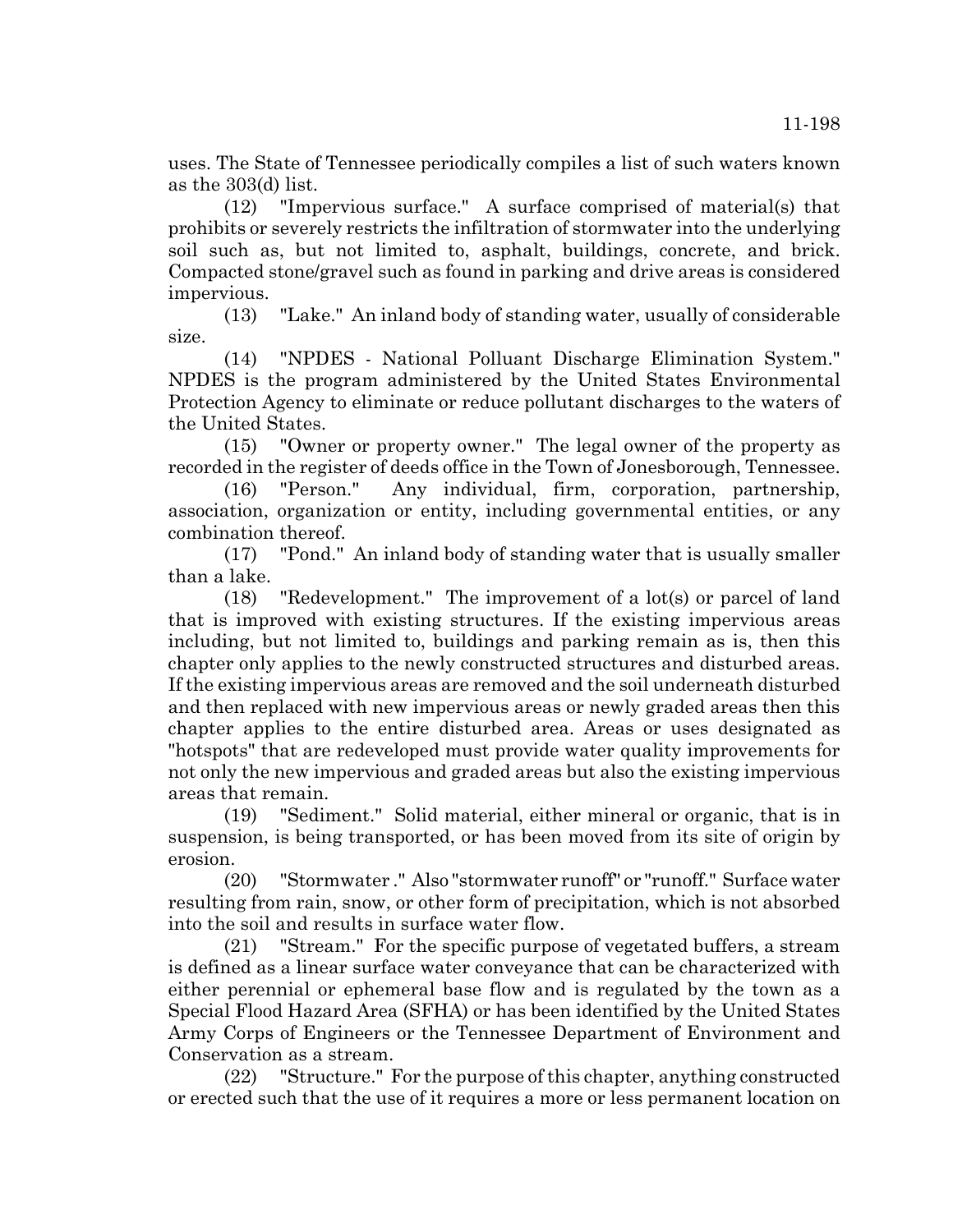uses. The State of Tennessee periodically compiles a list of such waters known as the 303(d) list.

(12) "Impervious surface." A surface comprised of material(s) that prohibits or severely restricts the infiltration of stormwater into the underlying soil such as, but not limited to, asphalt, buildings, concrete, and brick. Compacted stone/gravel such as found in parking and drive areas is considered impervious.

(13) "Lake." An inland body of standing water, usually of considerable size.

(14) "NPDES - National Polluant Discharge Elimination System." NPDES is the program administered by the United States Environmental Protection Agency to eliminate or reduce pollutant discharges to the waters of the United States.

(15) "Owner or property owner." The legal owner of the property as recorded in the register of deeds office in the Town of Jonesborough, Tennessee.

(16) "Person." Any individual, firm, corporation, partnership, association, organization or entity, including governmental entities, or any combination thereof.

(17) "Pond." An inland body of standing water that is usually smaller than a lake.

(18) "Redevelopment." The improvement of a lot(s) or parcel of land that is improved with existing structures. If the existing impervious areas including, but not limited to, buildings and parking remain as is, then this chapter only applies to the newly constructed structures and disturbed areas. If the existing impervious areas are removed and the soil underneath disturbed and then replaced with new impervious areas or newly graded areas then this chapter applies to the entire disturbed area. Areas or uses designated as "hotspots" that are redeveloped must provide water quality improvements for not only the new impervious and graded areas but also the existing impervious areas that remain.

(19) "Sediment." Solid material, either mineral or organic, that is in suspension, is being transported, or has been moved from its site of origin by erosion.

(20) "Stormwater ." Also "stormwater runoff" or "runoff." Surface water resulting from rain, snow, or other form of precipitation, which is not absorbed into the soil and results in surface water flow.

(21) "Stream." For the specific purpose of vegetated buffers, a stream is defined as a linear surface water conveyance that can be characterized with either perennial or ephemeral base flow and is regulated by the town as a Special Flood Hazard Area (SFHA) or has been identified by the United States Army Corps of Engineers or the Tennessee Department of Environment and Conservation as a stream.

(22) "Structure." For the purpose of this chapter, anything constructed or erected such that the use of it requires a more or less permanent location on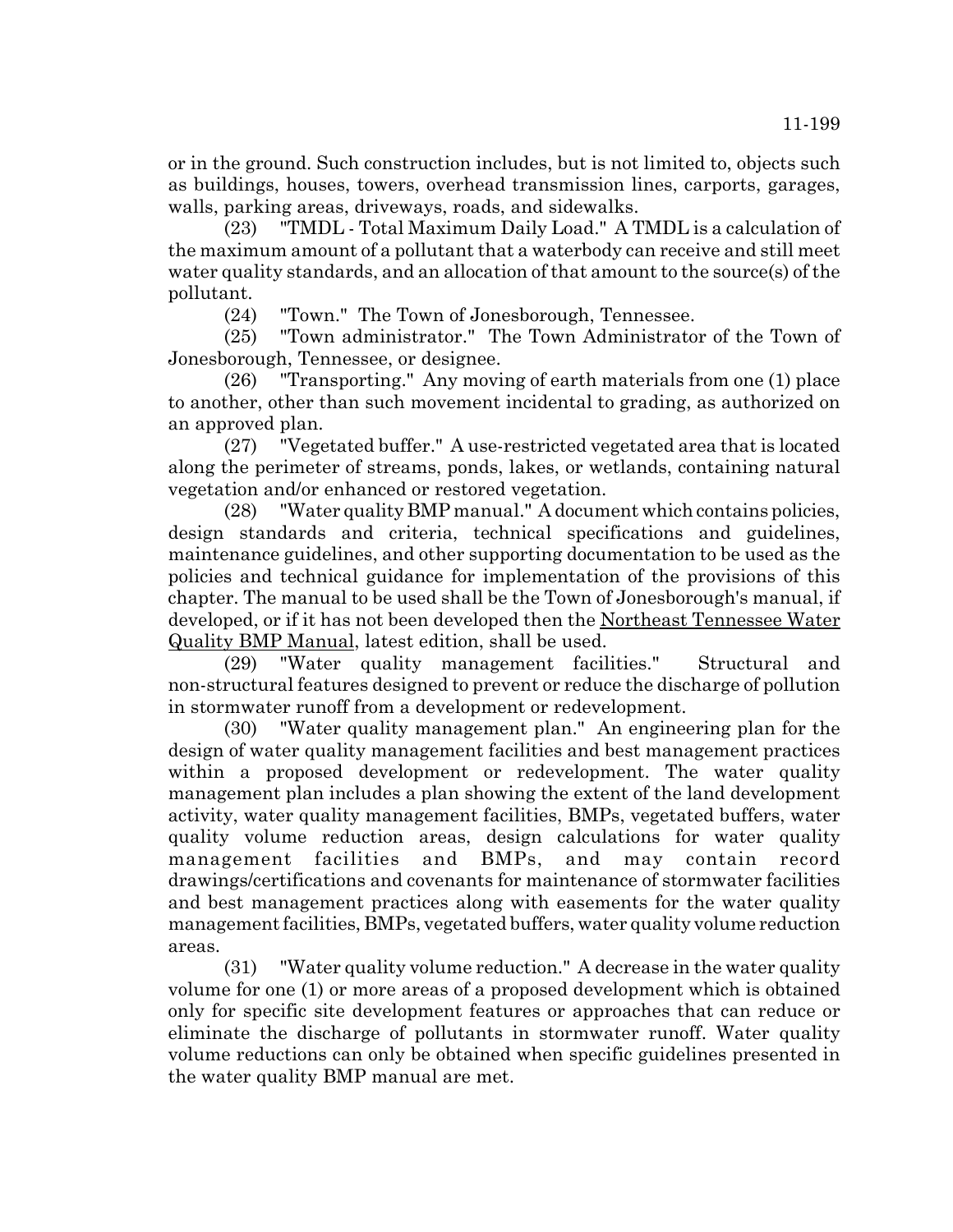or in the ground. Such construction includes, but is not limited to, objects such as buildings, houses, towers, overhead transmission lines, carports, garages, walls, parking areas, driveways, roads, and sidewalks.

(23) "TMDL - Total Maximum Daily Load." A TMDL is a calculation of the maximum amount of a pollutant that a waterbody can receive and still meet water quality standards, and an allocation of that amount to the source(s) of the pollutant.

(24) "Town." The Town of Jonesborough, Tennessee.

(25) "Town administrator." The Town Administrator of the Town of Jonesborough, Tennessee, or designee.

(26) "Transporting." Any moving of earth materials from one (1) place to another, other than such movement incidental to grading, as authorized on an approved plan.

(27) "Vegetated buffer." A use-restricted vegetated area that is located along the perimeter of streams, ponds, lakes, or wetlands, containing natural vegetation and/or enhanced or restored vegetation.

(28) "Water quality BMP manual." A document which contains policies, design standards and criteria, technical specifications and guidelines, maintenance guidelines, and other supporting documentation to be used as the policies and technical guidance for implementation of the provisions of this chapter. The manual to be used shall be the Town of Jonesborough's manual, if developed, or if it has not been developed then the Northeast Tennessee Water Quality BMP Manual, latest edition, shall be used.

(29) "Water quality management facilities." Structural and non-structural features designed to prevent or reduce the discharge of pollution in stormwater runoff from a development or redevelopment.

(30) "Water quality management plan." An engineering plan for the design of water quality management facilities and best management practices within a proposed development or redevelopment. The water quality management plan includes a plan showing the extent of the land development activity, water quality management facilities, BMPs, vegetated buffers, water quality volume reduction areas, design calculations for water quality management facilities and BMPs, and may contain record drawings/certifications and covenants for maintenance of stormwater facilities and best management practices along with easements for the water quality management facilities, BMPs, vegetated buffers, water quality volume reduction areas.

(31) "Water quality volume reduction." A decrease in the water quality volume for one (1) or more areas of a proposed development which is obtained only for specific site development features or approaches that can reduce or eliminate the discharge of pollutants in stormwater runoff. Water quality volume reductions can only be obtained when specific guidelines presented in the water quality BMP manual are met.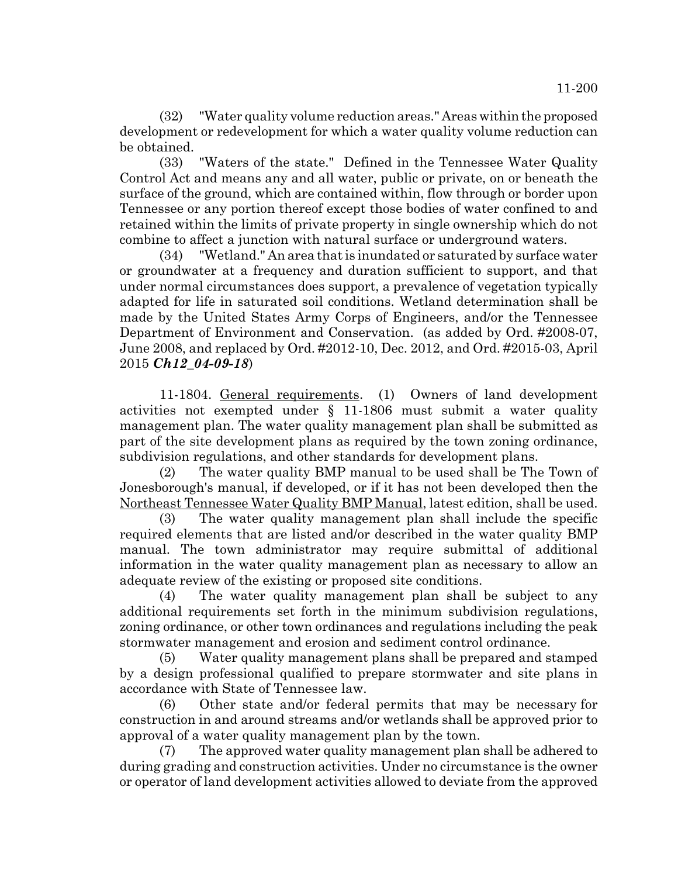(32) "Water quality volume reduction areas." Areas within the proposed development or redevelopment for which a water quality volume reduction can be obtained.

(33) "Waters of the state." Defined in the Tennessee Water Quality Control Act and means any and all water, public or private, on or beneath the surface of the ground, which are contained within, flow through or border upon Tennessee or any portion thereof except those bodies of water confined to and retained within the limits of private property in single ownership which do not combine to affect a junction with natural surface or underground waters.

(34) "Wetland." An area that is inundated or saturated by surface water or groundwater at a frequency and duration sufficient to support, and that under normal circumstances does support, a prevalence of vegetation typically adapted for life in saturated soil conditions. Wetland determination shall be made by the United States Army Corps of Engineers, and/or the Tennessee Department of Environment and Conservation. (as added by Ord. #2008-07, June 2008, and replaced by Ord. #2012-10, Dec. 2012, and Ord. #2015-03, April 2015 ***Ch12_04-09-18***)

11-1804. General requirements. (1) Owners of land development activities not exempted under § 11-1806 must submit a water quality management plan. The water quality management plan shall be submitted as part of the site development plans as required by the town zoning ordinance, subdivision regulations, and other standards for development plans.

(2) The water quality BMP manual to be used shall be The Town of Jonesborough's manual, if developed, or if it has not been developed then the Northeast Tennessee Water Quality BMP Manual, latest edition, shall be used.

(3) The water quality management plan shall include the specific required elements that are listed and/or described in the water quality BMP manual. The town administrator may require submittal of additional information in the water quality management plan as necessary to allow an adequate review of the existing or proposed site conditions.

(4) The water quality management plan shall be subject to any additional requirements set forth in the minimum subdivision regulations, zoning ordinance, or other town ordinances and regulations including the peak stormwater management and erosion and sediment control ordinance.

(5) Water quality management plans shall be prepared and stamped by a design professional qualified to prepare stormwater and site plans in accordance with State of Tennessee law.

(6) Other state and/or federal permits that may be necessary for construction in and around streams and/or wetlands shall be approved prior to approval of a water quality management plan by the town.

(7) The approved water quality management plan shall be adhered to during grading and construction activities. Under no circumstance is the owner or operator of land development activities allowed to deviate from the approved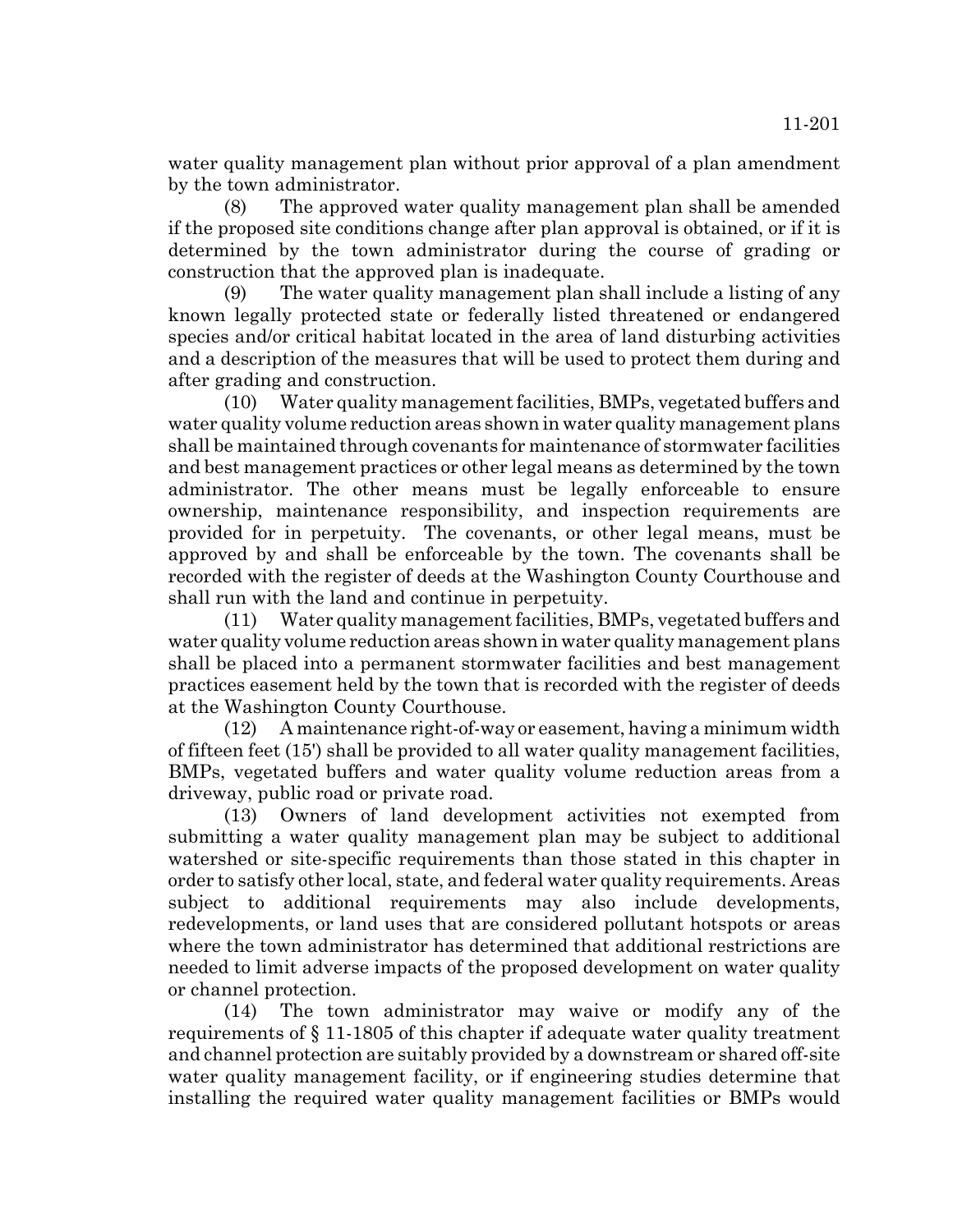water quality management plan without prior approval of a plan amendment by the town administrator.

(8) The approved water quality management plan shall be amended if the proposed site conditions change after plan approval is obtained, or if it is determined by the town administrator during the course of grading or construction that the approved plan is inadequate.

(9) The water quality management plan shall include a listing of any known legally protected state or federally listed threatened or endangered species and/or critical habitat located in the area of land disturbing activities and a description of the measures that will be used to protect them during and after grading and construction.

(10) Water quality management facilities, BMPs, vegetated buffers and water quality volume reduction areas shown in water quality management plans shall be maintained through covenants for maintenance of stormwater facilities and best management practices or other legal means as determined by the town administrator. The other means must be legally enforceable to ensure ownership, maintenance responsibility, and inspection requirements are provided for in perpetuity. The covenants, or other legal means, must be approved by and shall be enforceable by the town. The covenants shall be recorded with the register of deeds at the Washington County Courthouse and shall run with the land and continue in perpetuity.

(11) Water quality management facilities, BMPs, vegetated buffers and water quality volume reduction areas shown in water quality management plans shall be placed into a permanent stormwater facilities and best management practices easement held by the town that is recorded with the register of deeds at the Washington County Courthouse.

(12) A maintenance right-of-way or easement, having a minimum width of fifteen feet (15') shall be provided to all water quality management facilities, BMPs, vegetated buffers and water quality volume reduction areas from a driveway, public road or private road.

(13) Owners of land development activities not exempted from submitting a water quality management plan may be subject to additional watershed or site-specific requirements than those stated in this chapter in order to satisfy other local, state, and federal water quality requirements. Areas subject to additional requirements may also include developments, redevelopments, or land uses that are considered pollutant hotspots or areas where the town administrator has determined that additional restrictions are needed to limit adverse impacts of the proposed development on water quality or channel protection.

(14) The town administrator may waive or modify any of the requirements of § 11-1805 of this chapter if adequate water quality treatment and channel protection are suitably provided by a downstream or shared off-site water quality management facility, or if engineering studies determine that installing the required water quality management facilities or BMPs would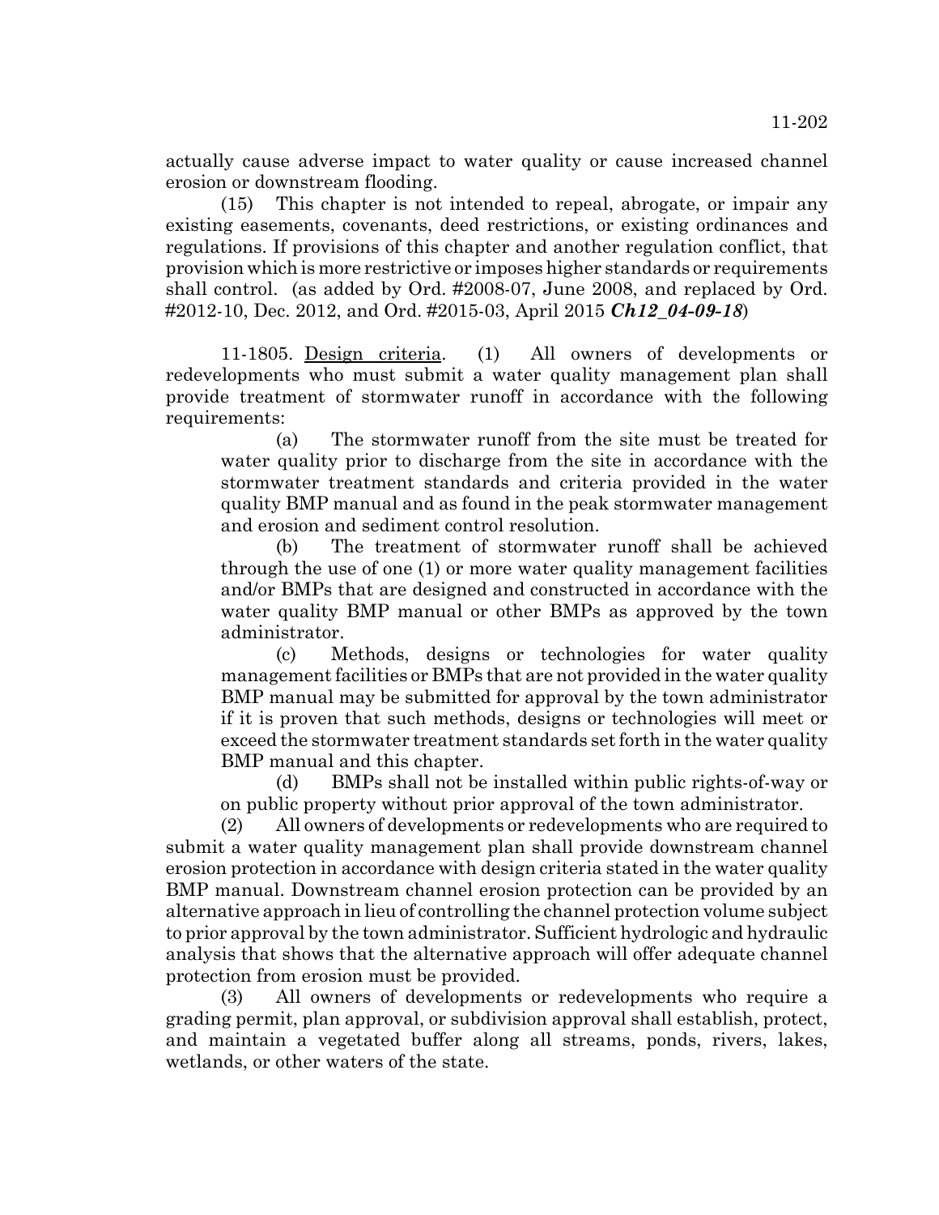actually cause adverse impact to water quality or cause increased channel erosion or downstream flooding.

(15) This chapter is not intended to repeal, abrogate, or impair any existing easements, covenants, deed restrictions, or existing ordinances and regulations. If provisions of this chapter and another regulation conflict, that provision which is more restrictive or imposes higher standards or requirements shall control. (as added by Ord. #2008-07, June 2008, and replaced by Ord. #2012-10, Dec. 2012, and Ord. #2015-03, April 2015 ***Ch12_04-09-18***)

11-1805. Design criteria. (1) All owners of developments or redevelopments who must submit a water quality management plan shall provide treatment of stormwater runoff in accordance with the following requirements:

(a) The stormwater runoff from the site must be treated for water quality prior to discharge from the site in accordance with the stormwater treatment standards and criteria provided in the water quality BMP manual and as found in the peak stormwater management and erosion and sediment control resolution.

(b) The treatment of stormwater runoff shall be achieved through the use of one (1) or more water quality management facilities and/or BMPs that are designed and constructed in accordance with the water quality BMP manual or other BMPs as approved by the town administrator.

(c) Methods, designs or technologies for water quality management facilities or BMPs that are not provided in the water quality BMP manual may be submitted for approval by the town administrator if it is proven that such methods, designs or technologies will meet or exceed the stormwater treatment standards set forth in the water quality BMP manual and this chapter.

(d) BMPs shall not be installed within public rights-of-way or on public property without prior approval of the town administrator.

(2) All owners of developments or redevelopments who are required to submit a water quality management plan shall provide downstream channel erosion protection in accordance with design criteria stated in the water quality BMP manual. Downstream channel erosion protection can be provided by an alternative approach in lieu of controlling the channel protection volume subject to prior approval by the town administrator. Sufficient hydrologic and hydraulic analysis that shows that the alternative approach will offer adequate channel protection from erosion must be provided.

(3) All owners of developments or redevelopments who require a grading permit, plan approval, or subdivision approval shall establish, protect, and maintain a vegetated buffer along all streams, ponds, rivers, lakes, wetlands, or other waters of the state.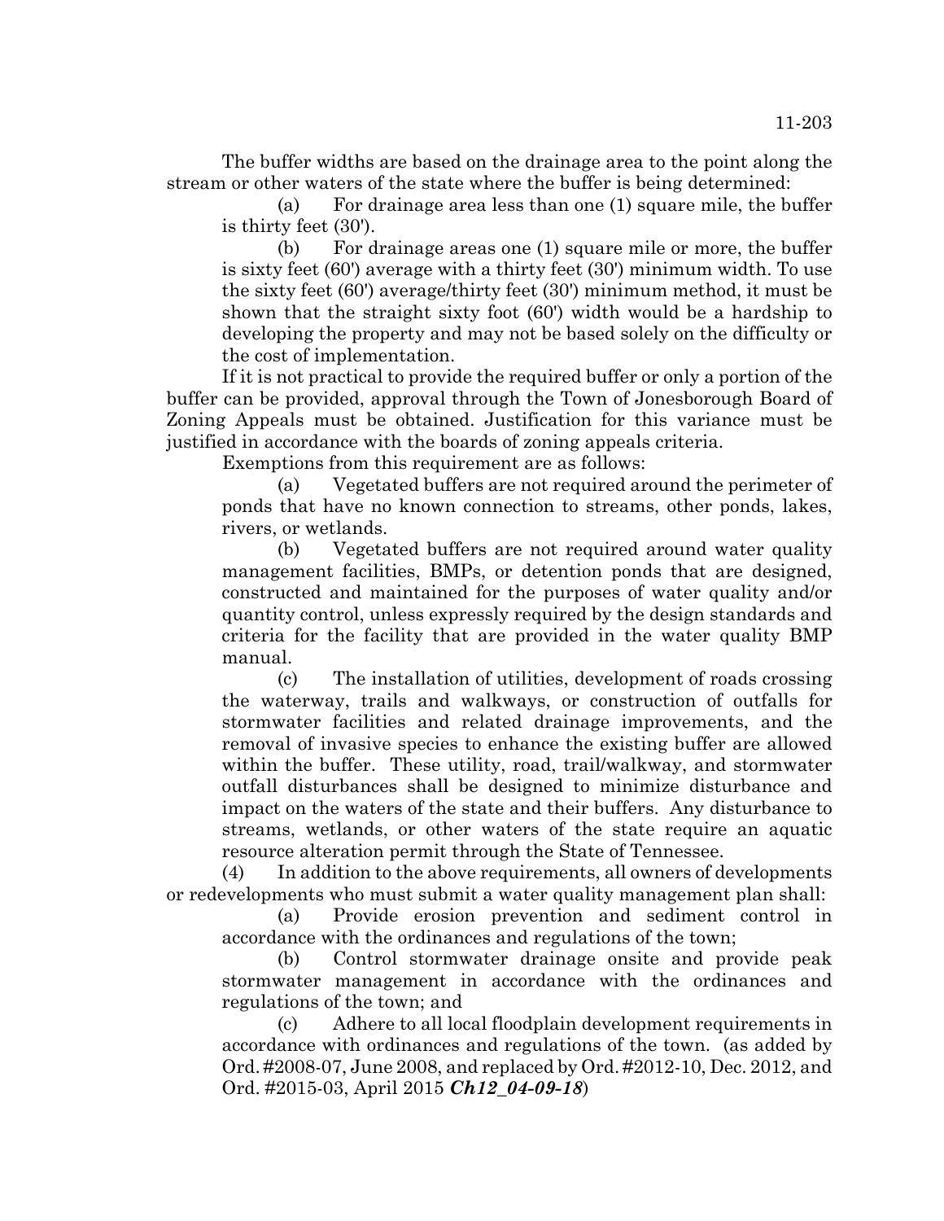The buffer widths are based on the drainage area to the point along the stream or other waters of the state where the buffer is being determined:

(a) For drainage area less than one (1) square mile, the buffer is thirty feet (30').

(b) For drainage areas one (1) square mile or more, the buffer is sixty feet (60') average with a thirty feet (30') minimum width. To use the sixty feet (60') average/thirty feet (30') minimum method, it must be shown that the straight sixty foot (60') width would be a hardship to developing the property and may not be based solely on the difficulty or the cost of implementation.

If it is not practical to provide the required buffer or only a portion of the buffer can be provided, approval through the Town of Jonesborough Board of Zoning Appeals must be obtained. Justification for this variance must be justified in accordance with the boards of zoning appeals criteria.

Exemptions from this requirement are as follows:

(a) Vegetated buffers are not required around the perimeter of ponds that have no known connection to streams, other ponds, lakes, rivers, or wetlands.

(b) Vegetated buffers are not required around water quality management facilities, BMPs, or detention ponds that are designed, constructed and maintained for the purposes of water quality and/or quantity control, unless expressly required by the design standards and criteria for the facility that are provided in the water quality BMP manual.

(c) The installation of utilities, development of roads crossing the waterway, trails and walkways, or construction of outfalls for stormwater facilities and related drainage improvements, and the removal of invasive species to enhance the existing buffer are allowed within the buffer. These utility, road, trail/walkway, and stormwater outfall disturbances shall be designed to minimize disturbance and impact on the waters of the state and their buffers. Any disturbance to streams, wetlands, or other waters of the state require an aquatic resource alteration permit through the State of Tennessee.

(4) In addition to the above requirements, all owners of developments or redevelopments who must submit a water quality management plan shall:

(a) Provide erosion prevention and sediment control in accordance with the ordinances and regulations of the town;

(b) Control stormwater drainage onsite and provide peak stormwater management in accordance with the ordinances and regulations of the town; and

(c) Adhere to all local floodplain development requirements in accordance with ordinances and regulations of the town. (as added by Ord. #2008-07, June 2008, and replaced by Ord. #2012-10, Dec. 2012, and Ord. #2015-03, April 2015 ***Ch12_04-09-18***)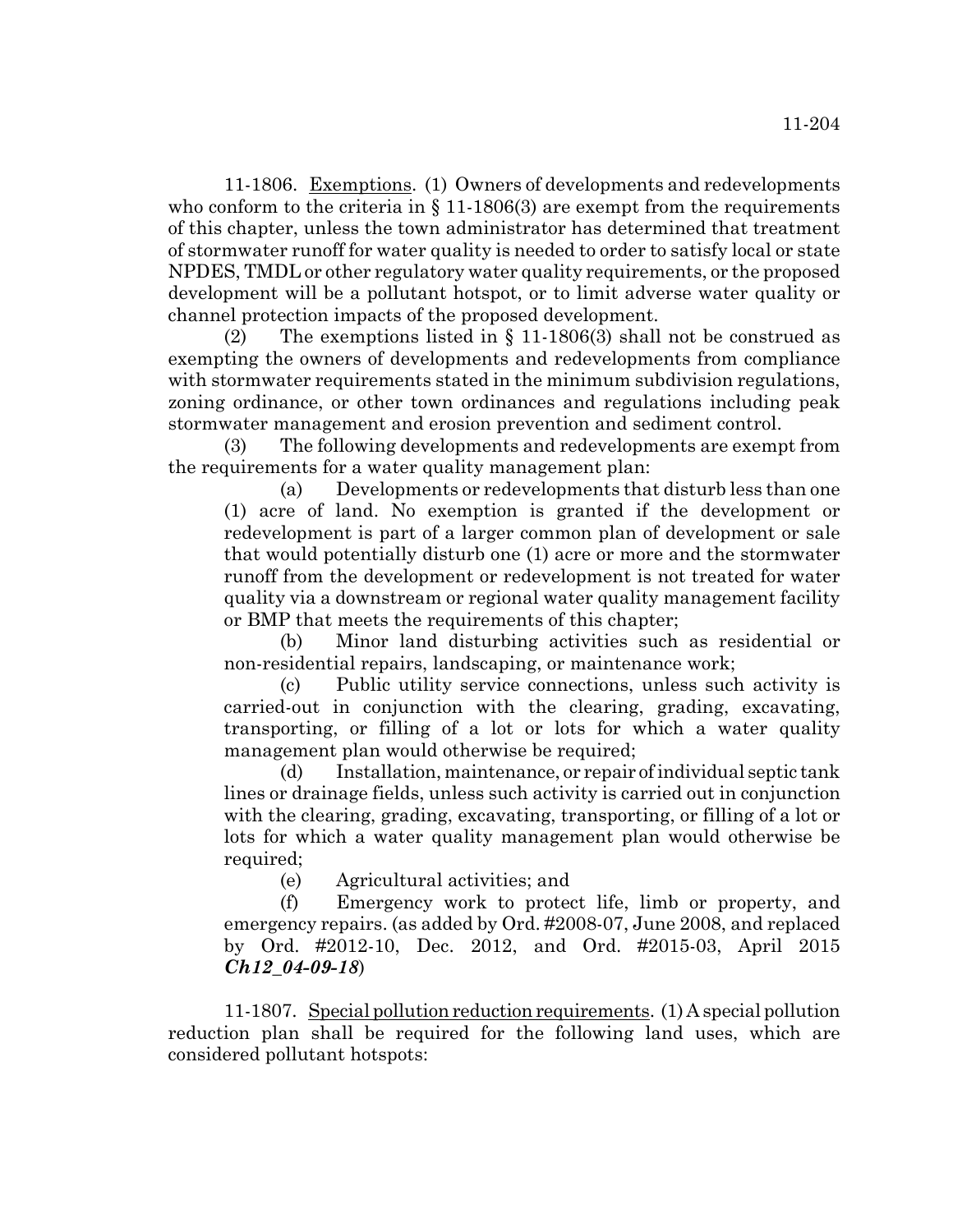11-1806. Exemptions. (1) Owners of developments and redevelopments who conform to the criteria in § 11-1806(3) are exempt from the requirements of this chapter, unless the town administrator has determined that treatment of stormwater runoff for water quality is needed to order to satisfy local or state NPDES, TMDL or other regulatory water quality requirements, or the proposed development will be a pollutant hotspot, or to limit adverse water quality or channel protection impacts of the proposed development.

(2) The exemptions listed in § 11-1806(3) shall not be construed as exempting the owners of developments and redevelopments from compliance with stormwater requirements stated in the minimum subdivision regulations, zoning ordinance, or other town ordinances and regulations including peak stormwater management and erosion prevention and sediment control.

(3) The following developments and redevelopments are exempt from the requirements for a water quality management plan:

(a) Developments or redevelopments that disturb less than one (1) acre of land. No exemption is granted if the development or redevelopment is part of a larger common plan of development or sale that would potentially disturb one (1) acre or more and the stormwater runoff from the development or redevelopment is not treated for water quality via a downstream or regional water quality management facility or BMP that meets the requirements of this chapter;

(b) Minor land disturbing activities such as residential or non-residential repairs, landscaping, or maintenance work;

(c) Public utility service connections, unless such activity is carried-out in conjunction with the clearing, grading, excavating, transporting, or filling of a lot or lots for which a water quality management plan would otherwise be required;

(d) Installation, maintenance, or repair of individual septic tank lines or drainage fields, unless such activity is carried out in conjunction with the clearing, grading, excavating, transporting, or filling of a lot or lots for which a water quality management plan would otherwise be required;

(e) Agricultural activities; and

(f) Emergency work to protect life, limb or property, and emergency repairs. (as added by Ord. #2008-07, June 2008, and replaced by Ord. #2012-10, Dec. 2012, and Ord. #2015-03, April 2015 ***Ch12_04-09-18***)

11-1807. Special pollution reduction requirements. (1) A special pollution reduction plan shall be required for the following land uses, which are considered pollutant hotspots: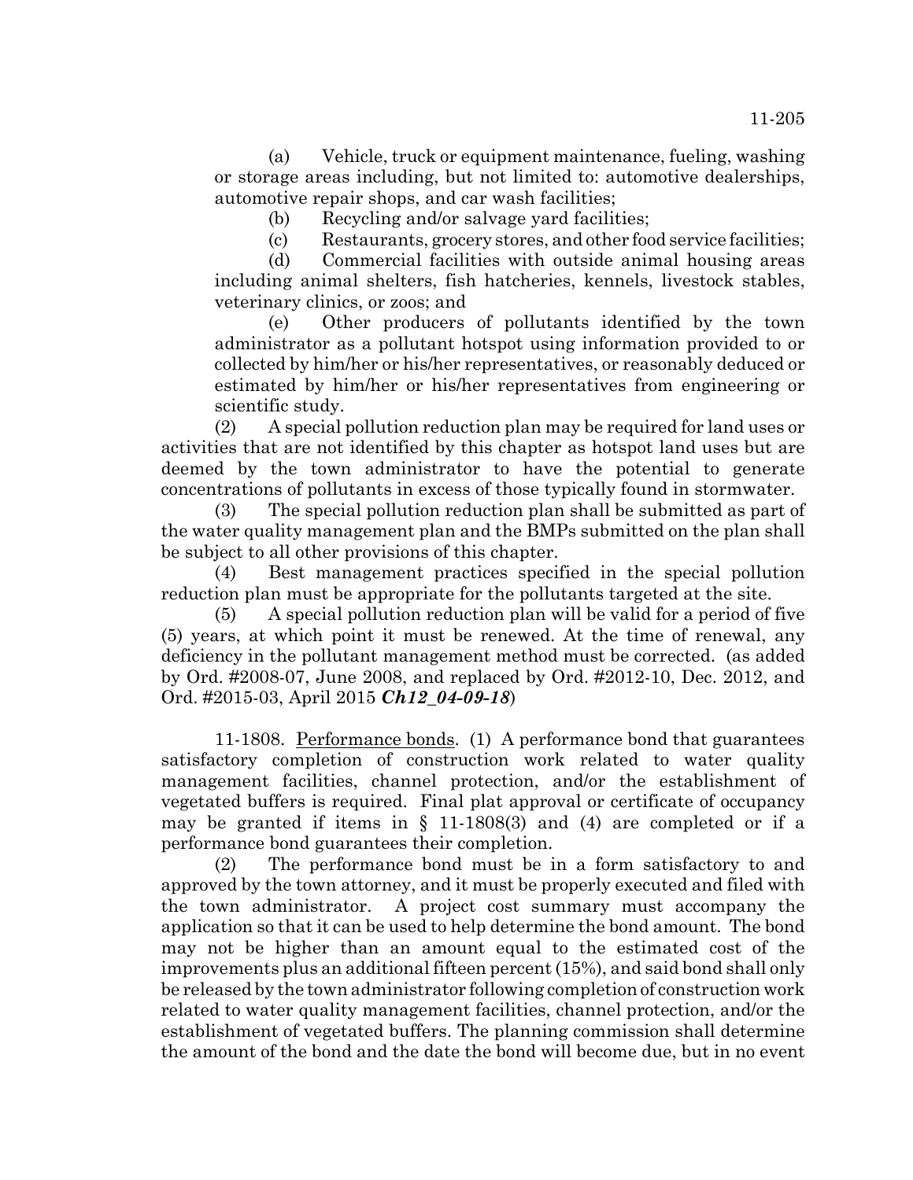(a) Vehicle, truck or equipment maintenance, fueling, washing or storage areas including, but not limited to: automotive dealerships, automotive repair shops, and car wash facilities;

(b) Recycling and/or salvage yard facilities;

(c) Restaurants, grocery stores, and other food service facilities;

(d) Commercial facilities with outside animal housing areas including animal shelters, fish hatcheries, kennels, livestock stables, veterinary clinics, or zoos; and

(e) Other producers of pollutants identified by the town administrator as a pollutant hotspot using information provided to or collected by him/her or his/her representatives, or reasonably deduced or estimated by him/her or his/her representatives from engineering or scientific study.

(2) A special pollution reduction plan may be required for land uses or activities that are not identified by this chapter as hotspot land uses but are deemed by the town administrator to have the potential to generate concentrations of pollutants in excess of those typically found in stormwater.

(3) The special pollution reduction plan shall be submitted as part of the water quality management plan and the BMPs submitted on the plan shall be subject to all other provisions of this chapter.

(4) Best management practices specified in the special pollution reduction plan must be appropriate for the pollutants targeted at the site.

(5) A special pollution reduction plan will be valid for a period of five (5) years, at which point it must be renewed. At the time of renewal, any deficiency in the pollutant management method must be corrected. (as added by Ord. #2008-07, June 2008, and replaced by Ord. #2012-10, Dec. 2012, and Ord. #2015-03, April 2015 ***Ch12_04-09-18***)

11-1808. Performance bonds. (1) A performance bond that guarantees satisfactory completion of construction work related to water quality management facilities, channel protection, and/or the establishment of vegetated buffers is required. Final plat approval or certificate of occupancy may be granted if items in § 11-1808(3) and (4) are completed or if a performance bond guarantees their completion.

(2) The performance bond must be in a form satisfactory to and approved by the town attorney, and it must be properly executed and filed with the town administrator. A project cost summary must accompany the application so that it can be used to help determine the bond amount. The bond may not be higher than an amount equal to the estimated cost of the improvements plus an additional fifteen percent (15%), and said bond shall only be released by the town administrator following completion of construction work related to water quality management facilities, channel protection, and/or the establishment of vegetated buffers. The planning commission shall determine the amount of the bond and the date the bond will become due, but in no event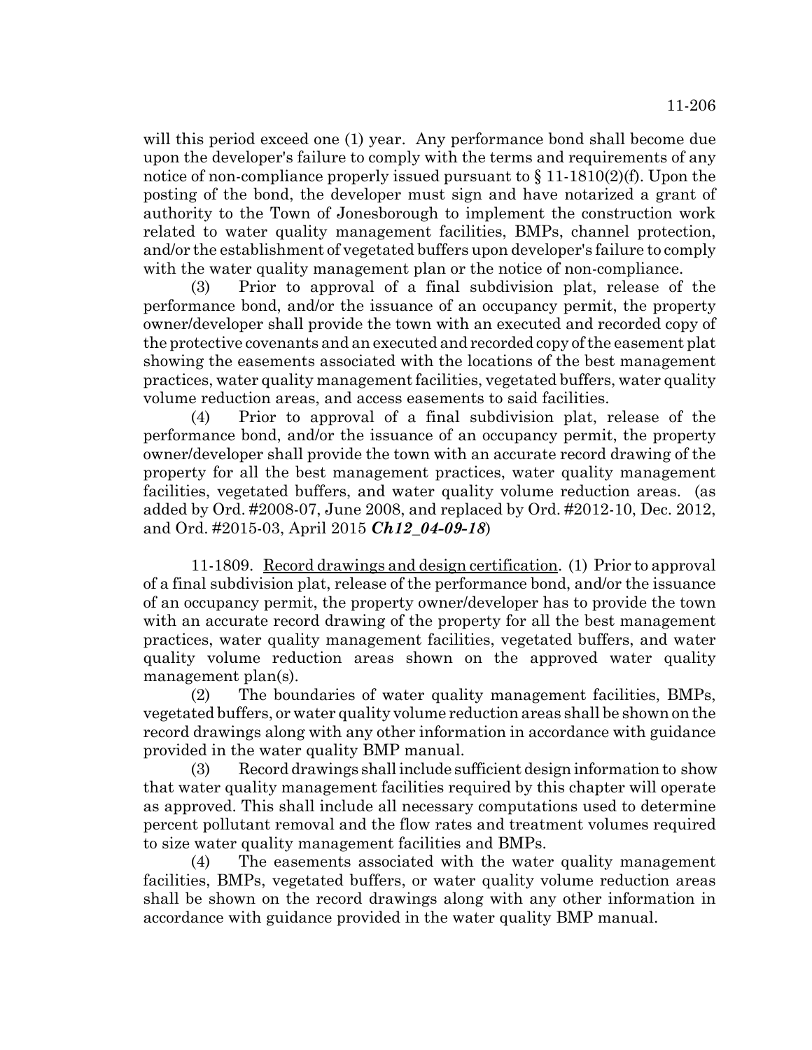will this period exceed one (1) year. Any performance bond shall become due upon the developer's failure to comply with the terms and requirements of any notice of non-compliance properly issued pursuant to § 11-1810(2)(f). Upon the posting of the bond, the developer must sign and have notarized a grant of authority to the Town of Jonesborough to implement the construction work related to water quality management facilities, BMPs, channel protection, and/or the establishment of vegetated buffers upon developer's failure to comply with the water quality management plan or the notice of non-compliance.

(3) Prior to approval of a final subdivision plat, release of the performance bond, and/or the issuance of an occupancy permit, the property owner/developer shall provide the town with an executed and recorded copy of the protective covenants and an executed and recorded copy of the easement plat showing the easements associated with the locations of the best management practices, water quality management facilities, vegetated buffers, water quality volume reduction areas, and access easements to said facilities.

(4) Prior to approval of a final subdivision plat, release of the performance bond, and/or the issuance of an occupancy permit, the property owner/developer shall provide the town with an accurate record drawing of the property for all the best management practices, water quality management facilities, vegetated buffers, and water quality volume reduction areas. (as added by Ord. #2008-07, June 2008, and replaced by Ord. #2012-10, Dec. 2012, and Ord. #2015-03, April 2015 ***Ch12_04-09-18***)

11-1809. Record drawings and design certification. (1) Prior to approval of a final subdivision plat, release of the performance bond, and/or the issuance of an occupancy permit, the property owner/developer has to provide the town with an accurate record drawing of the property for all the best management practices, water quality management facilities, vegetated buffers, and water quality volume reduction areas shown on the approved water quality management plan(s).

(2) The boundaries of water quality management facilities, BMPs, vegetated buffers, or water quality volume reduction areas shall be shown on the record drawings along with any other information in accordance with guidance provided in the water quality BMP manual.

(3) Record drawings shall include sufficient design information to show that water quality management facilities required by this chapter will operate as approved. This shall include all necessary computations used to determine percent pollutant removal and the flow rates and treatment volumes required to size water quality management facilities and BMPs.

(4) The easements associated with the water quality management facilities, BMPs, vegetated buffers, or water quality volume reduction areas shall be shown on the record drawings along with any other information in accordance with guidance provided in the water quality BMP manual.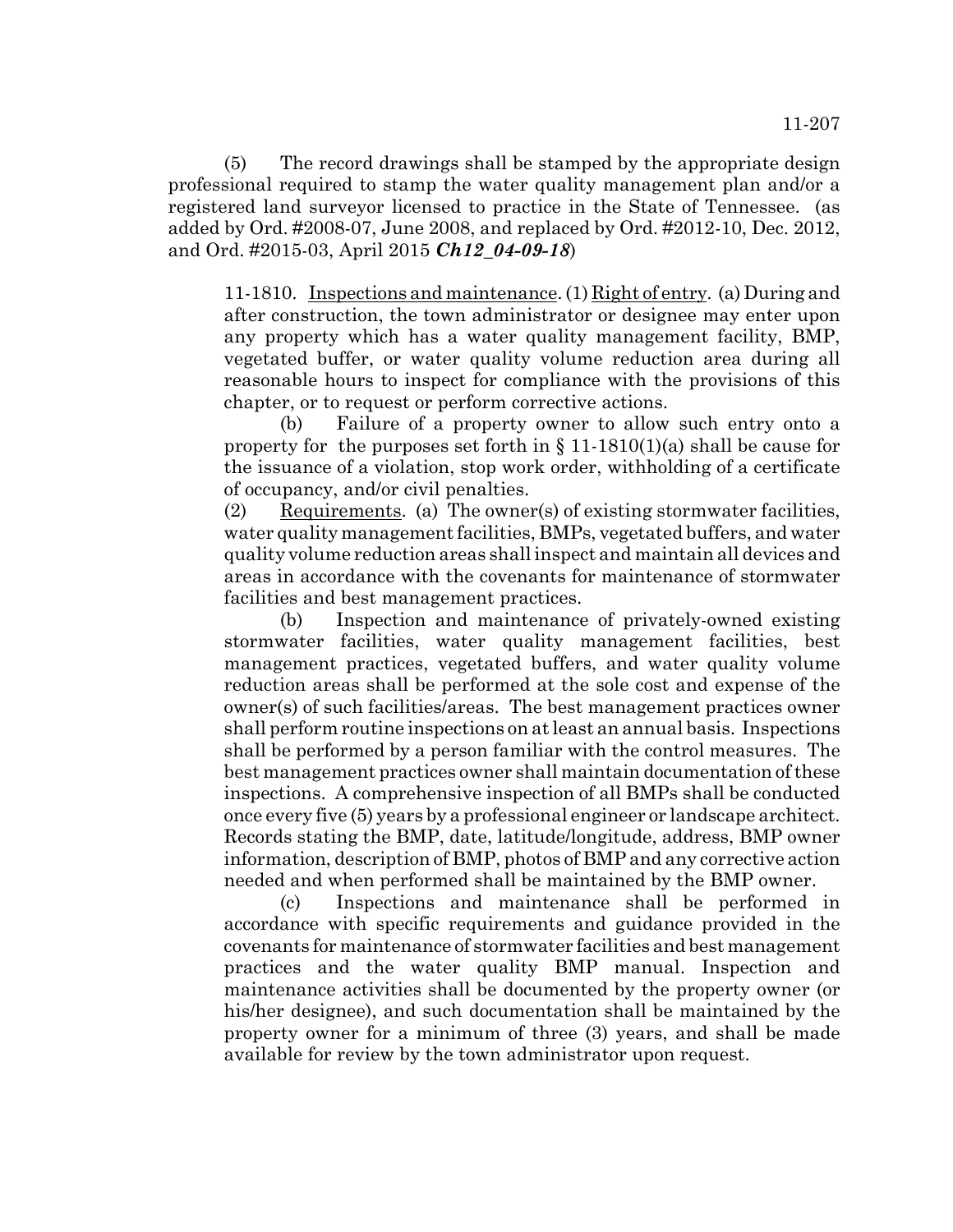(5) The record drawings shall be stamped by the appropriate design professional required to stamp the water quality management plan and/or a registered land surveyor licensed to practice in the State of Tennessee. (as added by Ord. #2008-07, June 2008, and replaced by Ord. #2012-10, Dec. 2012, and Ord. #2015-03, April 2015 ***Ch12_04-09-18***)

11-1810. Inspections and maintenance. (1) Right of entry. (a) During and after construction, the town administrator or designee may enter upon any property which has a water quality management facility, BMP, vegetated buffer, or water quality volume reduction area during all reasonable hours to inspect for compliance with the provisions of this chapter, or to request or perform corrective actions.

(b) Failure of a property owner to allow such entry onto a property for the purposes set forth in § 11-1810(1)(a) shall be cause for the issuance of a violation, stop work order, withholding of a certificate of occupancy, and/or civil penalties.

(2) Requirements. (a) The owner(s) of existing stormwater facilities, water quality management facilities, BMPs, vegetated buffers, and water quality volume reduction areas shall inspect and maintain all devices and areas in accordance with the covenants for maintenance of stormwater facilities and best management practices.

(b) Inspection and maintenance of privately-owned existing stormwater facilities, water quality management facilities, best management practices, vegetated buffers, and water quality volume reduction areas shall be performed at the sole cost and expense of the owner(s) of such facilities/areas. The best management practices owner shall perform routine inspections on at least an annual basis. Inspections shall be performed by a person familiar with the control measures. The best management practices owner shall maintain documentation of these inspections. A comprehensive inspection of all BMPs shall be conducted once every five (5) years by a professional engineer or landscape architect. Records stating the BMP, date, latitude/longitude, address, BMP owner information, description of BMP, photos of BMP and any corrective action needed and when performed shall be maintained by the BMP owner.

(c) Inspections and maintenance shall be performed in accordance with specific requirements and guidance provided in the covenants for maintenance of stormwater facilities and best management practices and the water quality BMP manual. Inspection and maintenance activities shall be documented by the property owner (or his/her designee), and such documentation shall be maintained by the property owner for a minimum of three (3) years, and shall be made available for review by the town administrator upon request.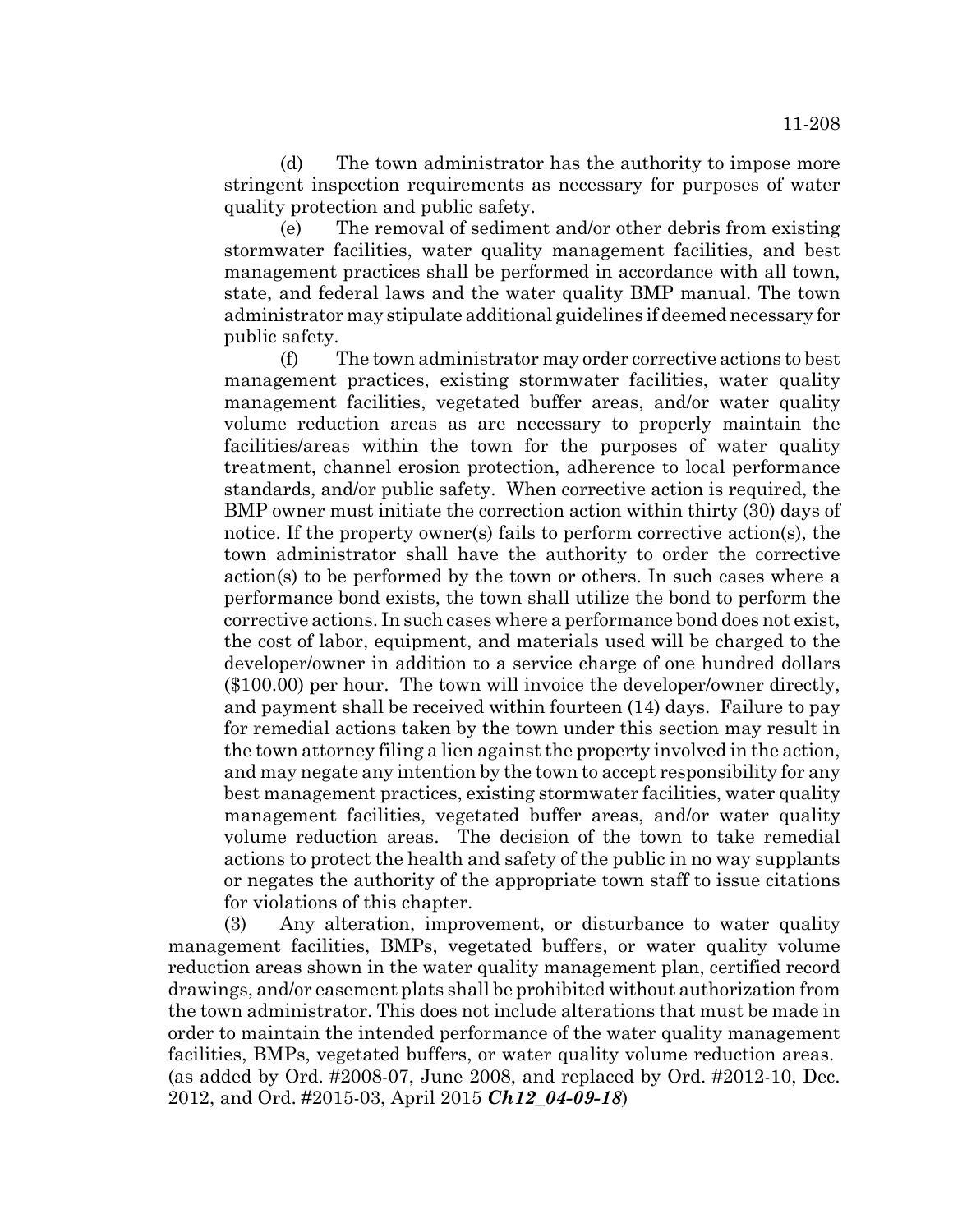(d) The town administrator has the authority to impose more stringent inspection requirements as necessary for purposes of water quality protection and public safety.

(e) The removal of sediment and/or other debris from existing stormwater facilities, water quality management facilities, and best management practices shall be performed in accordance with all town, state, and federal laws and the water quality BMP manual. The town administrator may stipulate additional guidelines if deemed necessary for public safety.

(f) The town administrator may order corrective actions to best management practices, existing stormwater facilities, water quality management facilities, vegetated buffer areas, and/or water quality volume reduction areas as are necessary to properly maintain the facilities/areas within the town for the purposes of water quality treatment, channel erosion protection, adherence to local performance standards, and/or public safety. When corrective action is required, the BMP owner must initiate the correction action within thirty (30) days of notice. If the property owner(s) fails to perform corrective action(s), the town administrator shall have the authority to order the corrective action(s) to be performed by the town or others. In such cases where a performance bond exists, the town shall utilize the bond to perform the corrective actions. In such cases where a performance bond does not exist, the cost of labor, equipment, and materials used will be charged to the developer/owner in addition to a service charge of one hundred dollars ($100.00) per hour. The town will invoice the developer/owner directly, and payment shall be received within fourteen (14) days. Failure to pay for remedial actions taken by the town under this section may result in the town attorney filing a lien against the property involved in the action, and may negate any intention by the town to accept responsibility for any best management practices, existing stormwater facilities, water quality management facilities, vegetated buffer areas, and/or water quality volume reduction areas. The decision of the town to take remedial actions to protect the health and safety of the public in no way supplants or negates the authority of the appropriate town staff to issue citations for violations of this chapter.

(3) Any alteration, improvement, or disturbance to water quality management facilities, BMPs, vegetated buffers, or water quality volume reduction areas shown in the water quality management plan, certified record drawings, and/or easement plats shall be prohibited without authorization from the town administrator. This does not include alterations that must be made in order to maintain the intended performance of the water quality management facilities, BMPs, vegetated buffers, or water quality volume reduction areas. (as added by Ord. #2008-07, June 2008, and replaced by Ord. #2012-10, Dec. 2012, and Ord. #2015-03, April 2015 ***Ch12_04-09-18***)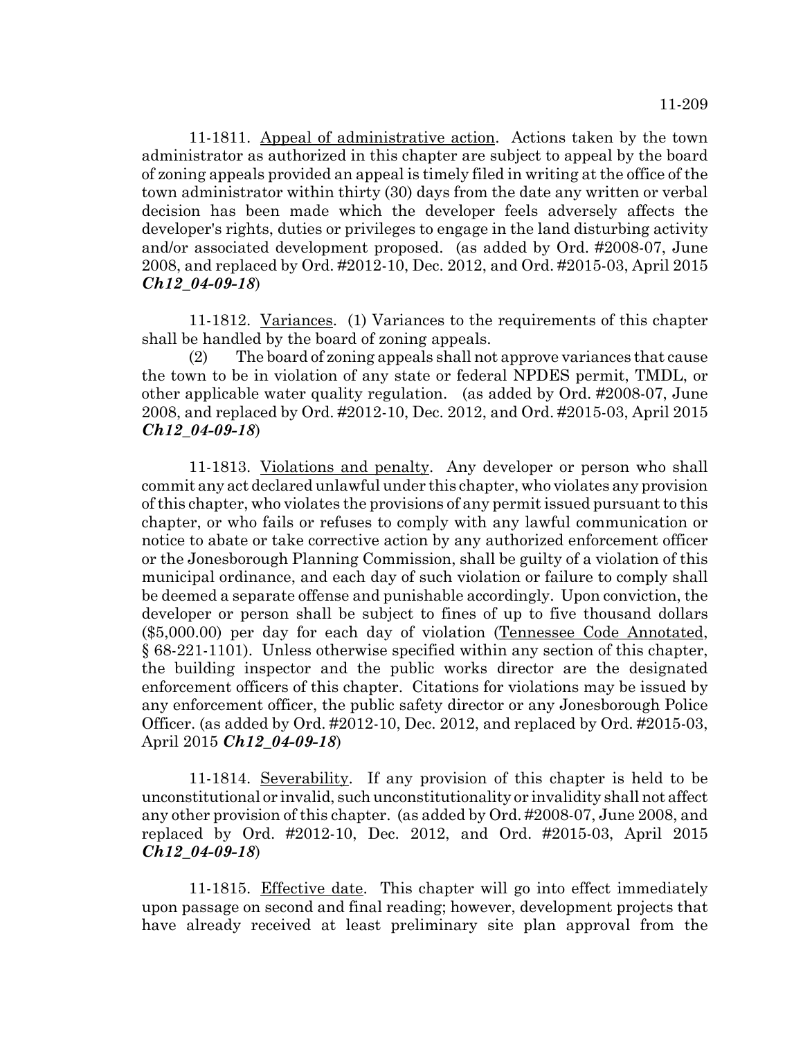11-1811. Appeal of administrative action. Actions taken by the town administrator as authorized in this chapter are subject to appeal by the board of zoning appeals provided an appeal is timely filed in writing at the office of the town administrator within thirty (30) days from the date any written or verbal decision has been made which the developer feels adversely affects the developer's rights, duties or privileges to engage in the land disturbing activity and/or associated development proposed. (as added by Ord. #2008-07, June 2008, and replaced by Ord. #2012-10, Dec. 2012, and Ord. #2015-03, April 2015 ***Ch12_04-09-18***)

11-1812. Variances. (1) Variances to the requirements of this chapter shall be handled by the board of zoning appeals.

(2) The board of zoning appeals shall not approve variances that cause the town to be in violation of any state or federal NPDES permit, TMDL, or other applicable water quality regulation. (as added by Ord. #2008-07, June 2008, and replaced by Ord. #2012-10, Dec. 2012, and Ord. #2015-03, April 2015 ***Ch12_04-09-18***)

11-1813. Violations and penalty. Any developer or person who shall commit any act declared unlawful under this chapter, who violates any provision of this chapter, who violates the provisions of any permit issued pursuant to this chapter, or who fails or refuses to comply with any lawful communication or notice to abate or take corrective action by any authorized enforcement officer or the Jonesborough Planning Commission, shall be guilty of a violation of this municipal ordinance, and each day of such violation or failure to comply shall be deemed a separate offense and punishable accordingly. Upon conviction, the developer or person shall be subject to fines of up to five thousand dollars ($5,000.00) per day for each day of violation (Tennessee Code Annotated, § 68-221-1101). Unless otherwise specified within any section of this chapter, the building inspector and the public works director are the designated enforcement officers of this chapter. Citations for violations may be issued by any enforcement officer, the public safety director or any Jonesborough Police Officer. (as added by Ord. #2012-10, Dec. 2012, and replaced by Ord. #2015-03, April 2015 ***Ch12_04-09-18***)

11-1814. Severability. If any provision of this chapter is held to be unconstitutional or invalid, such unconstitutionality or invalidity shall not affect any other provision of this chapter. (as added by Ord. #2008-07, June 2008, and replaced by Ord. #2012-10, Dec. 2012, and Ord. #2015-03, April 2015 ***Ch12_04-09-18***)

11-1815. Effective date. This chapter will go into effect immediately upon passage on second and final reading; however, development projects that have already received at least preliminary site plan approval from the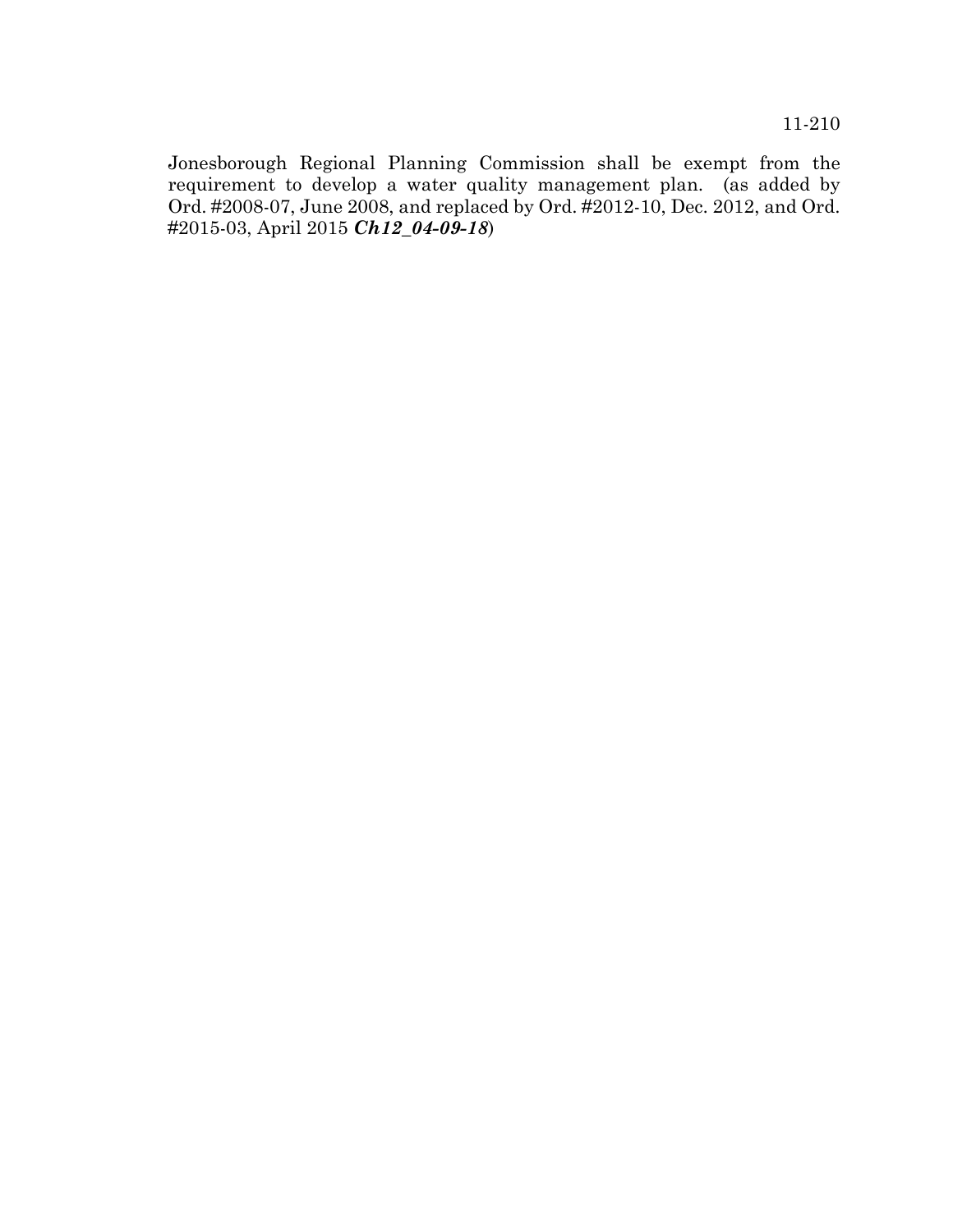Jonesborough Regional Planning Commission shall be exempt from the requirement to develop a water quality management plan. (as added by Ord. #2008-07, June 2008, and replaced by Ord. #2012-10, Dec. 2012, and Ord. #2015-03, April 2015 ***Ch12_04-09-18***)